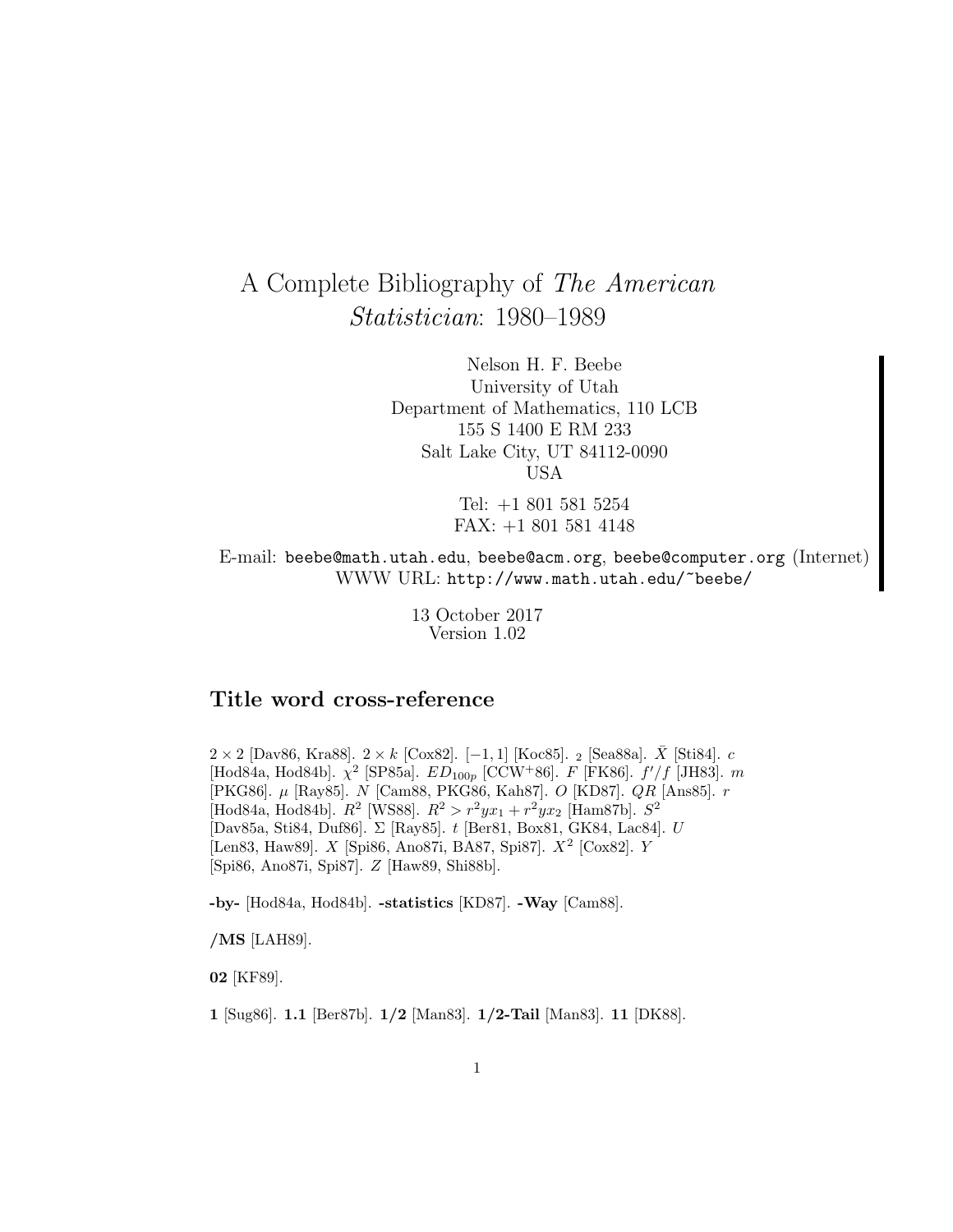# A Complete Bibliography of *The American Statistician*: 1980–1989

Nelson H. F. Beebe
University of Utah
Department of Mathematics, 110 LCB
155 S 1400 E RM 233
Salt Lake City, UT 84112-0090
USA

Tel: +1 801 581 5254
FAX: +1 801 581 4148

E-mail: `beebe@math.utah.edu`, `beebe@acm.org`, `beebe@computer.org` (Internet)
WWW URL: `http://www.math.utah.edu/~beebe/`

13 October 2017
Version 1.02

## Title word cross-reference

$2 \times 2$ [Dav86, Kra88]. $2 \times k$ [Cox82]. $[-1, 1]$ [Koc85]. $_2$ [Sea88a]. $\bar{X}$ [Sti84]. $c$ [Hod84a, Hod84b]. $\chi^2$ [SP85a]. $ED_{100p}$ [CCW+86]. $F$ [FK86]. $f'/f$ [JH83]. $m$ [PKG86]. $\mu$ [Ray85]. $N$ [Cam88, PKG86, Kah87]. $O$ [KD87]. $QR$ [Ans85]. $r$ [Hod84a, Hod84b]. $R^2$ [WS88]. $R^2 > r^2yx_1 + r^2yx_2$ [Ham87b]. $S^2$ [Dav85a, Sti84, Duf86]. $\Sigma$ [Ray85]. $t$ [Ber81, Box81, GK84, Lac84]. $U$ [Len83, Haw89]. $X$ [Spi86, Ano87i, BA87, Spi87]. $X^2$ [Cox82]. $Y$ [Spi86, Ano87i, Spi87]. $Z$ [Haw89, Shi88b].

**-by-** [Hod84a, Hod84b]. **-statistics** [KD87]. **-Way** [Cam88].

**/MS** [LAH89].

**02** [KF89].

**1** [Sug86]. **1.1** [Ber87b]. **1/2** [Man83]. **1/2-Tail** [Man83]. **11** [DK88].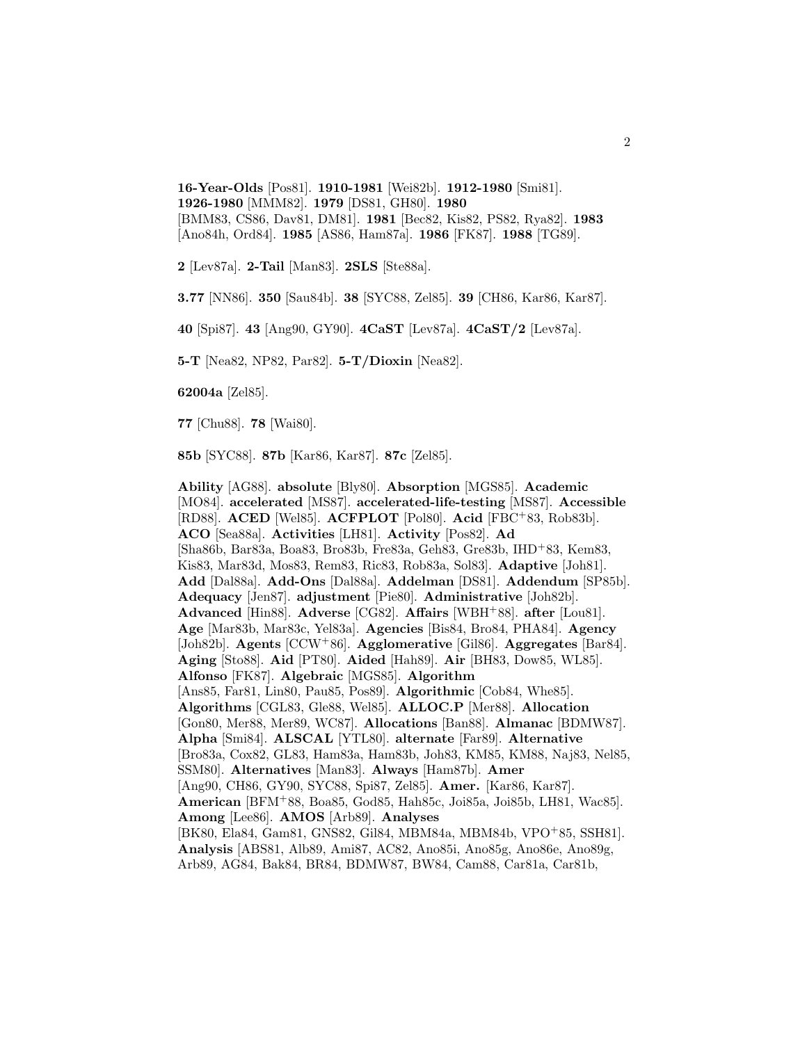**16-Year-Olds** [Pos81]. **1910-1981** [Wei82b]. **1912-1980** [Smi81]. **1926-1980** [MMM82]. **1979** [DS81, GH80]. **1980** [BMM83, CS86, Dav81, DM81]. **1981** [Bec82, Kis82, PS82, Rya82]. **1983** [Ano84h, Ord84]. **1985** [AS86, Ham87a]. **1986** [FK87]. **1988** [TG89].

**2** [Lev87a]. **2-Tail** [Man83]. **2SLS** [Ste88a].

**3.77** [NN86]. **350** [Sau84b]. **38** [SYC88, Zel85]. **39** [CH86, Kar86, Kar87].

**40** [Spi87]. **43** [Ang90, GY90]. **4CaST** [Lev87a]. **4CaST/2** [Lev87a].

**5-T** [Nea82, NP82, Par82]. **5-T/Dioxin** [Nea82].

**62004a** [Zel85].

**77** [Chu88]. **78** [Wai80].

**85b** [SYC88]. **87b** [Kar86, Kar87]. **87c** [Zel85].

**Ability** [AG88]. **absolute** [Bly80]. **Absorption** [MGS85]. **Academic** [MO84]. **accelerated** [MS87]. **accelerated-life-testing** [MS87]. **Accessible** [RD88]. **ACED** [Wel85]. **ACFPLOT** [Pol80]. **Acid** [FBC+83, Rob83b]. **ACO** [Sea88a]. **Activities** [LH81]. **Activity** [Pos82]. **Ad** [Sha86b, Bar83a, Boa83, Bro83b, Fre83a, Geh83, Gre83b, IHD+83, Kem83, Kis83, Mar83d, Mos83, Rem83, Ric83, Rob83a, Sol83]. **Adaptive** [Joh81]. **Add** [Dal88a]. **Add-Ons** [Dal88a]. **Addelman** [DS81]. **Addendum** [SP85b]. **Adequacy** [Jen87]. **adjustment** [Pie80]. **Administrative** [Joh82b]. **Advanced** [Hin88]. **Adverse** [CG82]. **Affairs** [WBH+88]. **after** [Lou81]. **Age** [Mar83b, Mar83c, Yel83a]. **Agencies** [Bis84, Bro84, PHA84]. **Agency** [Joh82b]. **Agents** [CCW+86]. **Agglomerative** [Gil86]. **Aggregates** [Bar84]. **Aging** [Sto88]. **Aid** [PT80]. **Aided** [Hah89]. **Air** [BH83, Dow85, WL85]. **Alfonso** [FK87]. **Algebraic** [MGS85]. **Algorithm** [Ans85, Far81, Lin80, Pau85, Pos89]. **Algorithmic** [Cob84, Whe85]. **Algorithms** [CGL83, Gle88, Wel85]. **ALLOC.P** [Mer88]. **Allocation** [Gon80, Mer88, Mer89, WC87]. **Allocations** [Ban88]. **Almanac** [BDMW87]. **Alpha** [Smi84]. **ALSCAL** [YTL80]. **alternate** [Far89]. **Alternative** [Bro83a, Cox82, GL83, Ham83a, Ham83b, Joh83, KM85, KM88, Naj83, Nel85, SSM80]. **Alternatives** [Man83]. **Always** [Ham87b]. **Amer** [Ang90, CH86, GY90, SYC88, Spi87, Zel85]. **Amer.** [Kar86, Kar87]. **American** [BFM+88, Boa85, God85, Hah85c, Joi85a, Joi85b, LH81, Wac85]. **Among** [Lee86]. **AMOS** [Arb89]. **Analyses** [BK80, Ela84, Gam81, GNS82, Gil84, MBM84a, MBM84b, VPO+85, SSH81]. **Analysis** [ABS81, Alb89, Ami87, AC82, Ano85i, Ano85g, Ano86e, Ano89g, Arb89, AG84, Bak84, BR84, BDMW87, BW84, Cam88, Car81a, Car81b,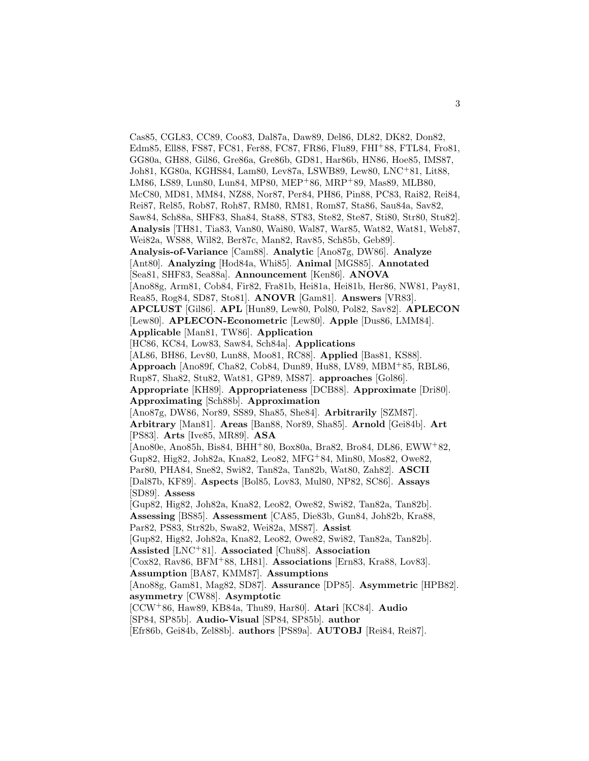Cas85, CGL83, CC89, Coo83, Dal87a, Daw89, Del86, DL82, DK82, Don82, Edm85, Ell88, FS87, FC81, Fer88, FC87, FR86, Flu89, FHI+88, FTL84, Fro81, GG80a, GH88, Gil86, Gre86a, Gre86b, GD81, Har86b, HN86, Hoe85, IMS87, Joh81, KG80a, KGHS84, Lam80, Lev87a, LSWB89, Lew80, LNC+81, Lit88, LM86, LS89, Lun80, Lun84, MP80, MEP+86, MRP+89, Mas89, MLB80, McC80, MD81, MM84, NZ88, Nor87, Per84, PH86, Pin88, PC83, Rai82, Rei84, Rei87, Rel85, Rob87, Roh87, RM80, RM81, Rom87, Sta86, Sau84a, Sav82, Saw84, Sch88a, SHF83, Sha84, Sta88, ST83, Ste82, Ste87, Sti80, Str80, Stu82]. **Analysis** [TH81, Tia83, Van80, Wai80, Wal87, War85, Wat82, Wat81, Web87, Wei82a, WS88, Wil82, Ber87c, Man82, Rav85, Sch85b, Geb89]. **Analysis-of-Variance** [Cam88]. **Analytic** [Ano87g, DW86]. **Analyze** [Ant80]. **Analyzing** [Hod84a, Whi85]. **Animal** [MGS85]. **Annotated** [Sea81, SHF83, Sea88a]. **Announcement** [Ken86]. **ANOVA** [Ano88g, Arm81, Cob84, Fir82, Fra81b, Hei81a, Hei81b, Her86, NW81, Pay81, Rea85, Rog84, SD87, Sto81]. **ANOVR** [Gam81]. **Answers** [VR83]. **APCLUST** [Gil86]. **APL** [Hun89, Lew80, Pol80, Pol82, Sav82]. **APLECON** [Lew80]. **APLECON-Econometric** [Lew80]. **Apple** [Dus86, LMM84]. **Applicable** [Man81, TW86]. **Application** [HC86, KC84, Low83, Saw84, Sch84a]. **Applications** [AL86, BH86, Lev80, Lun88, Moo81, RC88]. **Applied** [Bas81, KS88]. **Approach** [Ano89f, Cha82, Cob84, Dun89, Hu88, LV89, MBM+85, RBL86, Rup87, Sha82, Stu82, Wat81, GP89, MS87]. **approaches** [Gol86]. **Appropriate** [KH89]. **Appropriateness** [DCB88]. **Approximate** [Dri80]. **Approximating** [Sch88b]. **Approximation** [Ano87g, DW86, Nor89, SS89, Sha85, She84]. **Arbitrarily** [SZM87]. **Arbitrary** [Man81]. **Areas** [Ban88, Nor89, Sha85]. **Arnold** [Gei84b]. **Art** [PS83]. **Arts** [Ive85, MR89]. **ASA** [Ano80e, Ano85h, Bis84, BHH+80, Box80a, Bra82, Bro84, DL86, EWW+82, Gup82, Hig82, Joh82a, Kna82, Leo82, MFG+84, Min80, Mos82, Owe82, Par80, PHA84, Sne82, Swi82, Tan82a, Tan82b, Wat80, Zah82]. **ASCII** [Dal87b, KF89]. **Aspects** [Bol85, Lov83, Mul80, NP82, SC86]. **Assays** [SD89]. **Assess** [Gup82, Hig82, Joh82a, Kna82, Leo82, Owe82, Swi82, Tan82a, Tan82b]. **Assessing** [BS85]. **Assessment** [CA85, Die83b, Gun84, Joh82b, Kra88, Par82, PS83, Str82b, Swa82, Wei82a, MS87]. **Assist** [Gup82, Hig82, Joh82a, Kna82, Leo82, Owe82, Swi82, Tan82a, Tan82b]. **Assisted** [LNC+81]. **Associated** [Chu88]. **Association** [Cox82, Rav86, BFM+88, LH81]. **Associations** [Ern83, Kra88, Lov83]. **Assumption** [BA87, KMM87]. **Assumptions** [Ano88g, Gam81, Mag82, SD87]. **Assurance** [DP85]. **Asymmetric** [HPB82]. **asymmetry** [CW88]. **Asymptotic** [CCW+86, Haw89, KB84a, Thu89, Har80]. **Atari** [KC84]. **Audio** [SP84, SP85b]. **Audio-Visual** [SP84, SP85b]. **author** [Efr86b, Gei84b, Zel88b]. **authors** [PS89a]. **AUTOBJ** [Rei84, Rei87].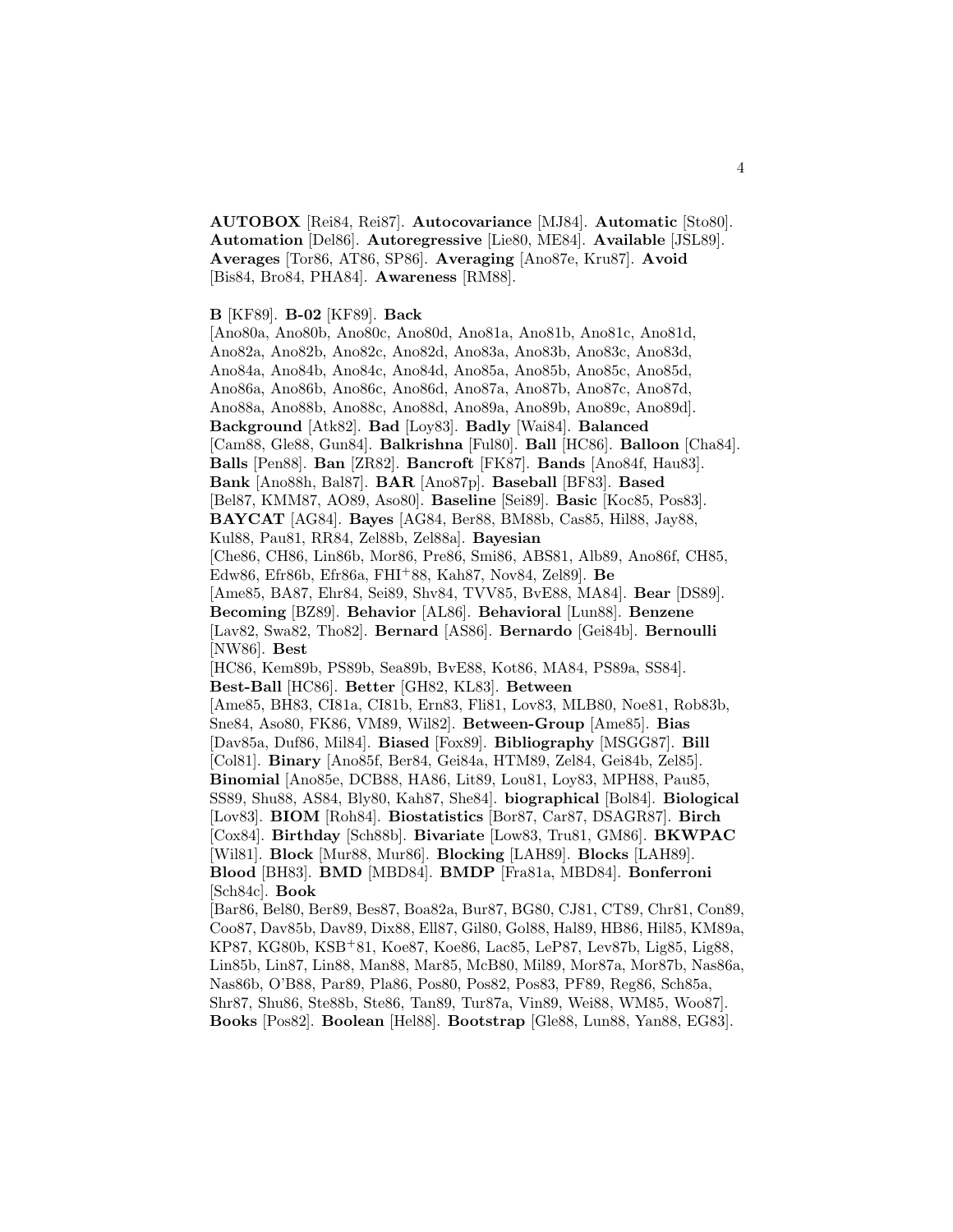**AUTOBOX** [Rei84, Rei87]. **Autocovariance** [MJ84]. **Automatic** [Sto80]. **Automation** [Del86]. **Autoregressive** [Lie80, ME84]. **Available** [JSL89]. **Averages** [Tor86, AT86, SP86]. **Averaging** [Ano87e, Kru87]. **Avoid** [Bis84, Bro84, PHA84]. **Awareness** [RM88].

**B** [KF89]. **B-02** [KF89]. **Back** [Ano80a, Ano80b, Ano80c, Ano80d, Ano81a, Ano81b, Ano81c, Ano81d, Ano82a, Ano82b, Ano82c, Ano82d, Ano83a, Ano83b, Ano83c, Ano83d, Ano84a, Ano84b, Ano84c, Ano84d, Ano85a, Ano85b, Ano85c, Ano85d, Ano86a, Ano86b, Ano86c, Ano86d, Ano87a, Ano87b, Ano87c, Ano87d, Ano88a, Ano88b, Ano88c, Ano88d, Ano89a, Ano89b, Ano89c, Ano89d]. **Background** [Atk82]. **Bad** [Loy83]. **Badly** [Wai84]. **Balanced** [Cam88, Gle88, Gun84]. **Balkrishna** [Ful80]. **Ball** [HC86]. **Balloon** [Cha84]. **Balls** [Pen88]. **Ban** [ZR82]. **Bancroft** [FK87]. **Bands** [Ano84f, Hau83]. **Bank** [Ano88h, Bal87]. **BAR** [Ano87p]. **Baseball** [BF83]. **Based** [Bel87, KMM87, AO89, Aso80]. **Baseline** [Sei89]. **Basic** [Koc85, Pos83]. **BAYCAT** [AG84]. **Bayes** [AG84, Ber88, BM88b, Cas85, Hil88, Jay88, Kul88, Pau81, RR84, Zel88b, Zel88a]. **Bayesian** [Che86, CH86, Lin86b, Mor86, Pre86, Smi86, ABS81, Alb89, Ano86f, CH85, Edw86, Efr86b, Efr86a, FHI+88, Kah87, Nov84, Zel89]. **Be** [Ame85, BA87, Ehr84, Sei89, Shv84, TVV85, BvE88, MA84]. **Bear** [DS89]. **Becoming** [BZ89]. **Behavior** [AL86]. **Behavioral** [Lun88]. **Benzene** [Lav82, Swa82, Tho82]. **Bernard** [AS86]. **Bernardo** [Gei84b]. **Bernoulli** [NW86]. **Best** [HC86, Kem89b, PS89b, Sea89b, BvE88, Kot86, MA84, PS89a, SS84]. **Best-Ball** [HC86]. **Better** [GH82, KL83]. **Between** [Ame85, BH83, CI81a, CI81b, Ern83, Fli81, Lov83, MLB80, Noe81, Rob83b, Sne84, Aso80, FK86, VM89, Wil82]. **Between-Group** [Ame85]. **Bias** [Dav85a, Duf86, Mil84]. **Biased** [Fox89]. **Bibliography** [MSGG87]. **Bill** [Col81]. **Binary** [Ano85f, Ber84, Gei84a, HTM89, Zel84, Gei84b, Zel85]. **Binomial** [Ano85e, DCB88, HA86, Lit89, Lou81, Loy83, MPH88, Pau85, SS89, Shu88, AS84, Bly80, Kah87, She84]. **biographical** [Bol84]. **Biological** [Lov83]. **BIOM** [Roh84]. **Biostatistics** [Bor87, Car87, DSAGR87]. **Birch** [Cox84]. **Birthday** [Sch88b]. **Bivariate** [Low83, Tru81, GM86]. **BKWPAC** [Wil81]. **Block** [Mur88, Mur86]. **Blocking** [LAH89]. **Blocks** [LAH89]. **Blood** [BH83]. **BMD** [MBD84]. **BMDP** [Fra81a, MBD84]. **Bonferroni** [Sch84c]. **Book** [Bar86, Bel80, Ber89, Bes87, Boa82a, Bur87, BG80, CJ81, CT89, Chr81, Con89, Coo87, Dav85b, Dav89, Dix88, Ell87, Gil80, Gol88, Hal89, HB86, Hil85, KM89a, KP87, KG80b, KSB+81, Koe87, Koe86, Lac85, LeP87, Lev87b, Lig85, Lig88, Lin85b, Lin87, Lin88, Man88, Mar85, McB80, Mil89, Mor87a, Mor87b, Nas86a, Nas86b, O'B88, Par89, Pla86, Pos80, Pos82, Pos83, PF89, Reg86, Sch85a, Shr87, Shu86, Ste88b, Ste86, Tan89, Tur87a, Vin89, Wei88, WM85, Woo87]. **Books** [Pos82]. **Boolean** [Hel88]. **Bootstrap** [Gle88, Lun88, Yan88, EG83].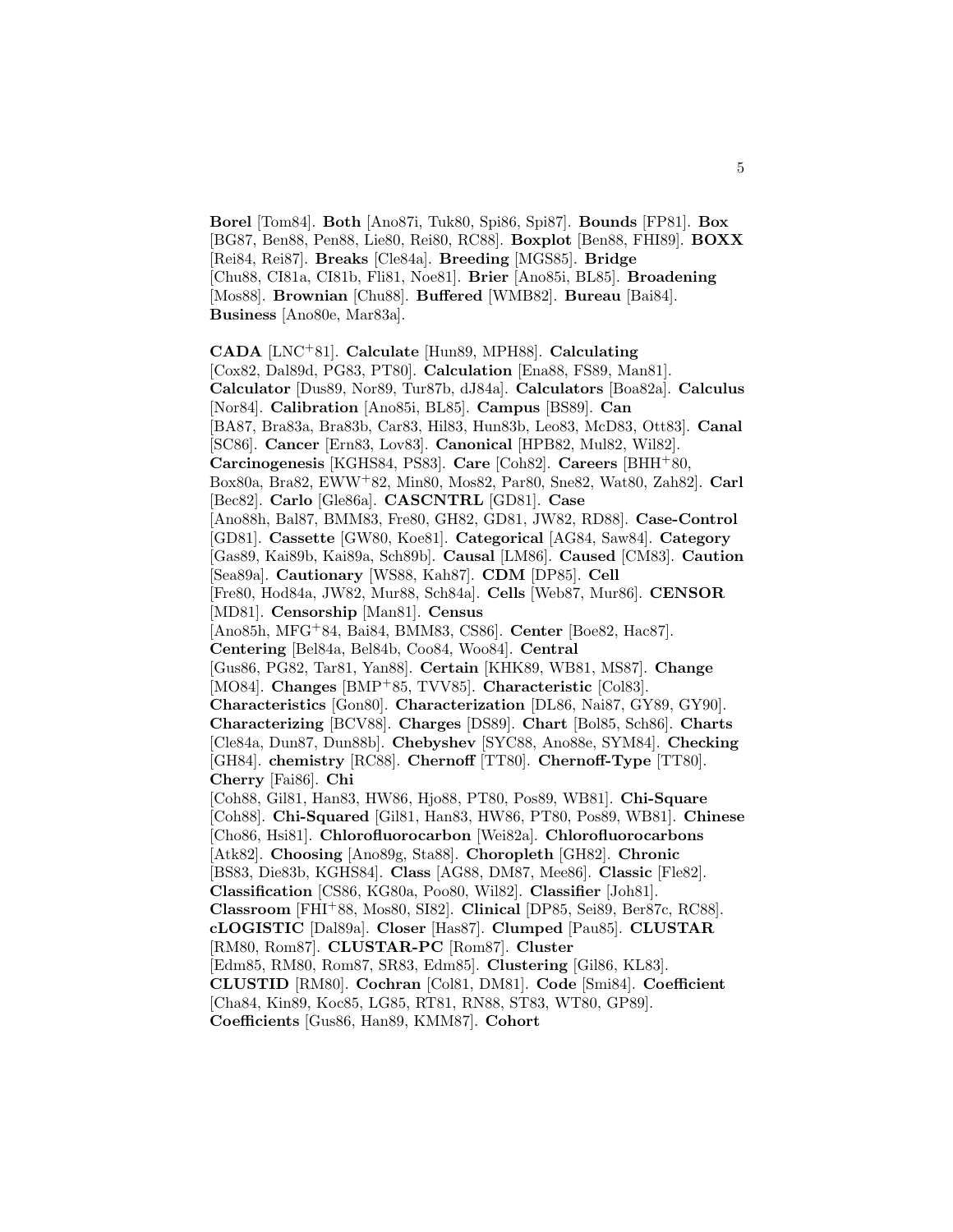**Borel** [Tom84]. **Both** [Ano87i, Tuk80, Spi86, Spi87]. **Bounds** [FP81]. **Box** [BG87, Ben88, Pen88, Lie80, Rei80, RC88]. **Boxplot** [Ben88, FHI89]. **BOXX** [Rei84, Rei87]. **Breaks** [Cle84a]. **Breeding** [MGS85]. **Bridge** [Chu88, CI81a, CI81b, Fli81, Noe81]. **Brier** [Ano85i, BL85]. **Broadening** [Mos88]. **Brownian** [Chu88]. **Buffered** [WMB82]. **Bureau** [Bai84]. **Business** [Ano80e, Mar83a].

**CADA** [LNC+81]. **Calculate** [Hun89, MPH88]. **Calculating** [Cox82, Dal89d, PG83, PT80]. **Calculation** [Ena88, FS89, Man81]. **Calculator** [Dus89, Nor89, Tur87b, dJ84a]. **Calculators** [Boa82a]. **Calculus** [Nor84]. **Calibration** [Ano85i, BL85]. **Campus** [BS89]. **Can** [BA87, Bra83a, Bra83b, Car83, Hil83, Hun83b, Leo83, McD83, Ott83]. **Canal** [SC86]. **Cancer** [Ern83, Lov83]. **Canonical** [HPB82, Mul82, Wil82]. **Carcinogenesis** [KGHS84, PS83]. **Care** [Coh82]. **Careers** [BHH+80, Box80a, Bra82, EWW+82, Min80, Mos82, Par80, Sne82, Wat80, Zah82]. **Carl** [Bec82]. **Carlo** [Gle86a]. **CASCNTRL** [GD81]. **Case** [Ano88h, Bal87, BMM83, Fre80, GH82, GD81, JW82, RD88]. **Case-Control** [GD81]. **Cassette** [GW80, Koe81]. **Categorical** [AG84, Saw84]. **Category** [Gas89, Kai89b, Kai89a, Sch89b]. **Causal** [LM86]. **Caused** [CM83]. **Caution** [Sea89a]. **Cautionary** [WS88, Kah87]. **CDM** [DP85]. **Cell** [Fre80, Hod84a, JW82, Mur88, Sch84a]. **Cells** [Web87, Mur86]. **CENSOR** [MD81]. **Censorship** [Man81]. **Census** [Ano85h, MFG+84, Bai84, BMM83, CS86]. **Center** [Boe82, Hac87]. **Centering** [Bel84a, Bel84b, Coo84, Woo84]. **Central** [Gus86, PG82, Tar81, Yan88]. **Certain** [KHK89, WB81, MS87]. **Change** [MO84]. **Changes** [BMP+85, TVV85]. **Characteristic** [Col83]. **Characteristics** [Gon80]. **Characterization** [DL86, Nai87, GY89, GY90]. **Characterizing** [BCV88]. **Charges** [DS89]. **Chart** [Bol85, Sch86]. **Charts** [Cle84a, Dun87, Dun88b]. **Chebyshev** [SYC88, Ano88e, SYM84]. **Checking** [GH84]. **chemistry** [RC88]. **Chernoff** [TT80]. **Chernoff-Type** [TT80]. **Cherry** [Fai86]. **Chi** [Coh88, Gil81, Han83, HW86, Hjo88, PT80, Pos89, WB81]. **Chi-Square** [Coh88]. **Chi-Squared** [Gil81, Han83, HW86, PT80, Pos89, WB81]. **Chinese** [Cho86, Hsi81]. **Chlorofluorocarbon** [Wei82a]. **Chlorofluorocarbons** [Atk82]. **Choosing** [Ano89g, Sta88]. **Choropleth** [GH82]. **Chronic** [BS83, Die83b, KGHS84]. **Class** [AG88, DM87, Mee86]. **Classic** [Fle82]. **Classification** [CS86, KG80a, Poo80, Wil82]. **Classifier** [Joh81]. **Classroom** [FHI+88, Mos80, SI82]. **Clinical** [DP85, Sei89, Ber87c, RC88]. **cLOGISTIC** [Dal89a]. **Closer** [Has87]. **Clumped** [Pau85]. **CLUSTAR** [RM80, Rom87]. **CLUSTAR-PC** [Rom87]. **Cluster** [Edm85, RM80, Rom87, SR83, Edm85]. **Clustering** [Gil86, KL83]. **CLUSTID** [RM80]. **Cochran** [Col81, DM81]. **Code** [Smi84]. **Coefficient** [Cha84, Kin89, Koc85, LG85, RT81, RN88, ST83, WT80, GP89]. **Coefficients** [Gus86, Han89, KMM87]. **Cohort**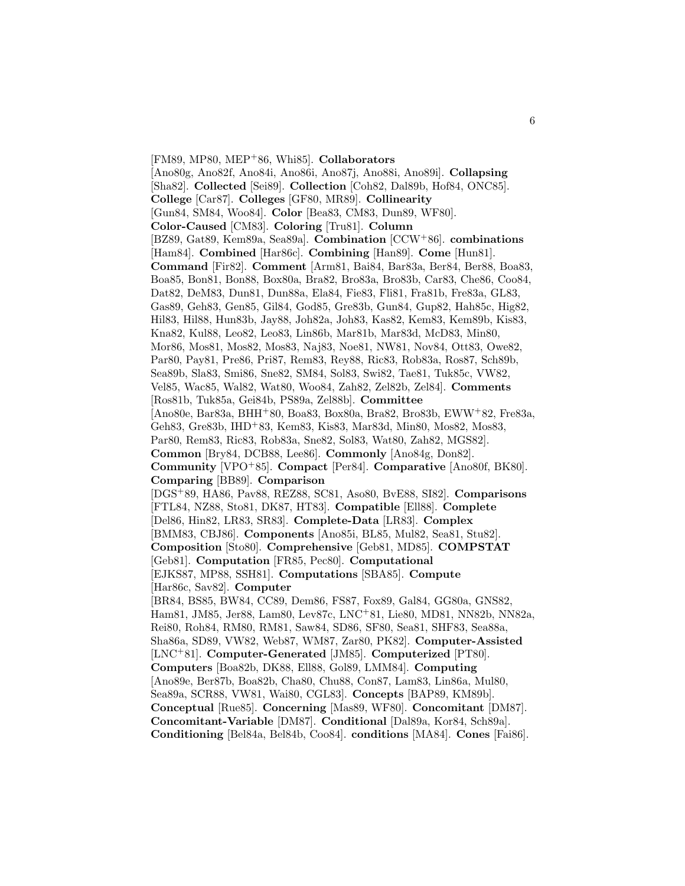[FM89, MP80, MEP[+]86, Whi85]. **Collaborators** [Ano80g, Ano82f, Ano84i, Ano86i, Ano87j, Ano88i, Ano89i]. **Collapsing** [Sha82]. **Collected** [Sei89]. **Collection** [Coh82, Dal89b, Hof84, ONC85]. **College** [Car87]. **Colleges** [GF80, MR89]. **Collinearity** [Gun84, SM84, Woo84]. **Color** [Bea83, CM83, Dun89, WF80]. **Color-Caused** [CM83]. **Coloring** [Tru81]. **Column** [BZ89, Gat89, Kem89a, Sea89a]. **Combination** [CCW[+]86]. **combinations** [Ham84]. **Combined** [Har86c]. **Combining** [Han89]. **Come** [Hun81]. **Command** [Fir82]. **Comment** [Arm81, Bai84, Bar83a, Ber84, Ber88, Boa83, Boa85, Bon81, Bon88, Box80a, Bra82, Bro83a, Bro83b, Car83, Che86, Coo84, Dat82, DeM83, Dun81, Dun88a, Ela84, Fie83, Fli81, Fra81b, Fre83a, GL83, Gas89, Geh83, Gen85, Gil84, God85, Gre83b, Gun84, Gup82, Hah85c, Hig82, Hil83, Hil88, Hun83b, Jay88, Joh82a, Joh83, Kas82, Kem83, Kem89b, Kis83, Kna82, Kul88, Leo82, Leo83, Lin86b, Mar81b, Mar83d, McD83, Min80, Mor86, Mos81, Mos82, Mos83, Naj83, Noe81, NW81, Nov84, Ott83, Owe82, Par80, Pay81, Pre86, Pri87, Rem83, Rey88, Ric83, Rob83a, Ros87, Sch89b, Sea89b, Sla83, Smi86, Sne82, SM84, Sol83, Swi82, Tae81, Tuk85c, VW82, Vel85, Wac85, Wal82, Wat80, Woo84, Zah82, Zel82b, Zel84]. **Comments** [Ros81b, Tuk85a, Gei84b, PS89a, Zel88b]. **Committee** [Ano80e, Bar83a, BHH[+]80, Boa83, Box80a, Bra82, Bro83b, EWW[+]82, Fre83a, Geh83, Gre83b, IHD[+]83, Kem83, Kis83, Mar83d, Min80, Mos82, Mos83, Par80, Rem83, Ric83, Rob83a, Sne82, Sol83, Wat80, Zah82, MGS82]. **Common** [Bry84, DCB88, Lee86]. **Commonly** [Ano84g, Don82]. **Community** [VPO[+]85]. **Compact** [Per84]. **Comparative** [Ano80f, BK80]. **Comparing** [BB89]. **Comparison** [DGS[+]89, HA86, Pav88, REZ88, SC81, Aso80, BvE88, SI82]. **Comparisons** [FTL84, NZ88, Sto81, DK87, HT83]. **Compatible** [Ell88]. **Complete** [Del86, Hin82, LR83, SR83]. **Complete-Data** [LR83]. **Complex** [BMM83, CBJ86]. **Components** [Ano85i, BL85, Mul82, Sea81, Stu82]. **Composition** [Sto80]. **Comprehensive** [Geb81, MD85]. **COMPSTAT** [Geb81]. **Computation** [FR85, Pec80]. **Computational** [EJKS87, MP88, SSH81]. **Computations** [SBA85]. **Compute** [Har86c, Sav82]. **Computer** [BR84, BS85, BW84, CC89, Dem86, FS87, Fox89, Gal84, GG80a, GNS82, Ham81, JM85, Jer88, Lam80, Lev87c, LNC[+]81, Lie80, MD81, NN82b, NN82a, Rei80, Roh84, RM80, RM81, Saw84, SD86, SF80, Sea81, SHF83, Sea88a, Sha86a, SD89, VW82, Web87, WM87, Zar80, PK82]. **Computer-Assisted** [LNC[+]81]. **Computer-Generated** [JM85]. **Computerized** [PT80]. **Computers** [Boa82b, DK88, Ell88, Gol89, LMM84]. **Computing** [Ano89e, Ber87b, Boa82b, Cha80, Chu88, Con87, Lam83, Lin86a, Mul80, Sea89a, SCR88, VW81, Wai80, CGL83]. **Concepts** [BAP89, KM89b]. **Conceptual** [Rue85]. **Concerning** [Mas89, WF80]. **Concomitant** [DM87]. **Concomitant-Variable** [DM87]. **Conditional** [Dal89a, Kor84, Sch89a]. **Conditioning** [Bel84a, Bel84b, Coo84]. **conditions** [MA84]. **Cones** [Fai86].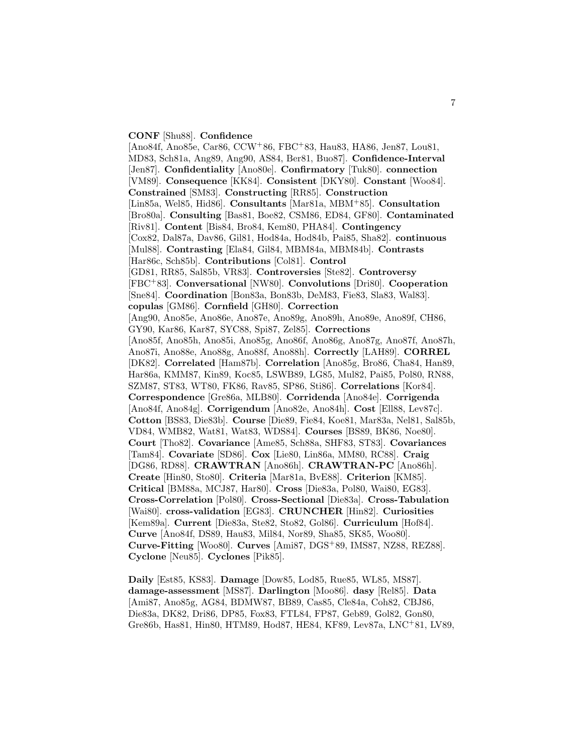**CONF** [Shu88]. **Confidence** [Ano84f, Ano85e, Car86, CCW+86, FBC+83, Hau83, HA86, Jen87, Lou81, MD83, Sch81a, Ang89, Ang90, AS84, Ber81, Buo87]. **Confidence-Interval** [Jen87]. **Confidentiality** [Ano80e]. **Confirmatory** [Tuk80]. **connection** [VM89]. **Consequence** [KK84]. **Consistent** [DKY80]. **Constant** [Woo84]. **Constrained** [SM83]. **Constructing** [RR85]. **Construction** [Lin85a, Wel85, Hid86]. **Consultants** [Mar81a, MBM+85]. **Consultation** [Bro80a]. **Consulting** [Bas81, Boe82, CSM86, ED84, GF80]. **Contaminated** [Riv81]. **Content** [Bis84, Bro84, Kem80, PHA84]. **Contingency** [Cox82, Dal87a, Dav86, Gil81, Hod84a, Hod84b, Pai85, Sha82]. **continuous** [Mul88]. **Contrasting** [Ela84, Gil84, MBM84a, MBM84b]. **Contrasts** [Har86c, Sch85b]. **Contributions** [Col81]. **Control** [GD81, RR85, Sal85b, VR83]. **Controversies** [Ste82]. **Controversy** [FBC+83]. **Conversational** [NW80]. **Convolutions** [Dri80]. **Cooperation** [Sne84]. **Coordination** [Bon83a, Bon83b, DeM83, Fie83, Sla83, Wal83]. **copulas** [GM86]. **Cornfield** [GH80]. **Correction** [Ang90, Ano85e, Ano86e, Ano87e, Ano89g, Ano89h, Ano89e, Ano89f, CH86, GY90, Kar86, Kar87, SYC88, Spi87, Zel85]. **Corrections** [Ano85f, Ano85h, Ano85i, Ano85g, Ano86f, Ano86g, Ano87g, Ano87f, Ano87h, Ano87i, Ano88e, Ano88g, Ano88f, Ano88h]. **Correctly** [LAH89]. **CORREL** [DK82]. **Correlated** [Ham87b]. **Correlation** [Ano85g, Bro86, Cha84, Han89, Har86a, KMM87, Kin89, Koc85, LSWB89, LG85, Mul82, Pai85, Pol80, RN88, SZM87, ST83, WT80, FK86, Rav85, SP86, Sti86]. **Correlations** [Kor84]. **Correspondence** [Gre86a, MLB80]. **Corridenda** [Ano84e]. **Corrigenda** [Ano84f, Ano84g]. **Corrigendum** [Ano82e, Ano84h]. **Cost** [Ell88, Lev87c]. **Cotton** [BS83, Die83b]. **Course** [Die89, Fie84, Koe81, Mar83a, Nel81, Sal85b, VD84, WMB82, Wat81, Wat83, WDS84]. **Courses** [BS89, BK86, Noe80]. **Court** [Tho82]. **Covariance** [Ame85, Sch88a, SHF83, ST83]. **Covariances** [Tam84]. **Covariate** [SD86]. **Cox** [Lie80, Lin86a, MM80, RC88]. **Craig** [DG86, RD88]. **CRAWTRAN** [Ano86h]. **CRAWTRAN-PC** [Ano86h]. **Create** [Hin80, Sto80]. **Criteria** [Mar81a, BvE88]. **Criterion** [KM85]. **Critical** [BM88a, MCJ87, Har80]. **Cross** [Die83a, Pol80, Wai80, EG83]. **Cross-Correlation** [Pol80]. **Cross-Sectional** [Die83a]. **Cross-Tabulation** [Wai80]. **cross-validation** [EG83]. **CRUNCHER** [Hin82]. **Curiosities** [Kem89a]. **Current** [Die83a, Ste82, Sto82, Gol86]. **Curriculum** [Hof84]. **Curve** [Ano84f, DS89, Hau83, Mil84, Nor89, Sha85, SK85, Woo80]. **Curve-Fitting** [Woo80]. **Curves** [Ami87, DGS+89, IMS87, NZ88, REZ88]. **Cyclone** [Neu85]. **Cyclones** [Pik85].

**Daily** [Est85, KS83]. **Damage** [Dow85, Lod85, Rue85, WL85, MS87]. **damage-assessment** [MS87]. **Darlington** [Moo86]. **dasy** [Rel85]. **Data** [Ami87, Ano85g, AG84, BDMW87, BB89, Cas85, Cle84a, Coh82, CBJ86, Die83a, DK82, Dri86, DP85, Fox83, FTL84, FP87, Geb89, Gol82, Gon80, Gre86b, Has81, Hin80, HTM89, Hod87, HE84, KF89, Lev87a, LNC+81, LV89,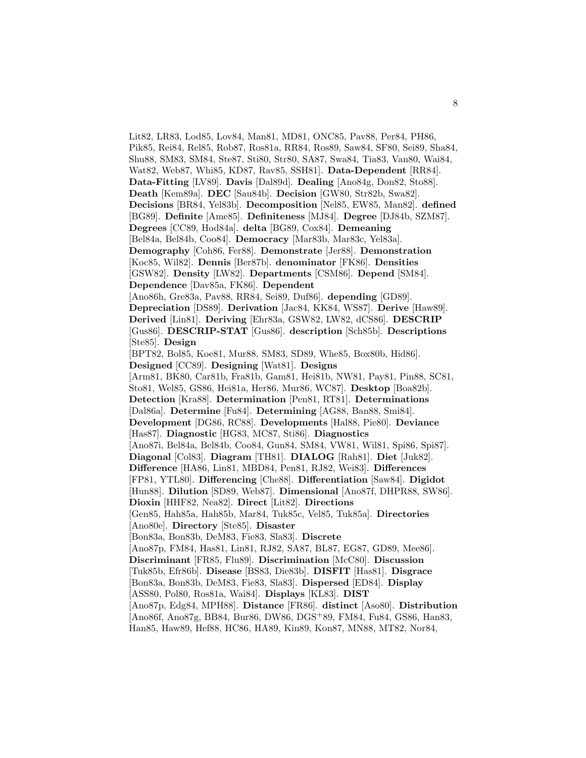Lit82, LR83, Lod85, Lov84, Man81, MD81, ONC85, Pav88, Per84, PH86, Pik85, Rei84, Rel85, Rob87, Ros81a, RR84, Ros89, Saw84, SF80, Sei89, Sha84, Shu88, SM83, SM84, Ste87, Sti80, Str80, SA87, Swa84, Tia83, Van80, Wai84, Wat82, Web87, Whi85, KD87, Rav85, SSH81]. **Data-Dependent** [RR84]. **Data-Fitting** [LV89]. **Davis** [Dal89d]. **Dealing** [Ano84g, Don82, Sto88]. **Death** [Kem89a]. **DEC** [Sau84b]. **Decision** [GW80, Str82b, Swa82]. **Decisions** [BR84, Yel83b]. **Decomposition** [Nel85, EW85, Man82]. **defined** [BG89]. **Definite** [Ame85]. **Definiteness** [MJ84]. **Degree** [DJ84b, SZM87]. **Degrees** [CC89, Hod84a]. **delta** [BG89, Cox84]. **Demeaning** [Bel84a, Bel84b, Coo84]. **Democracy** [Mar83b, Mar83c, Yel83a]. **Demography** [Coh86, Fer88]. **Demonstrate** [Jer88]. **Demonstration** [Koc85, Wil82]. **Dennis** [Ber87b]. **denominator** [FK86]. **Densities** [GSW82]. **Density** [LW82]. **Departments** [CSM86]. **Depend** [SM84]. **Dependence** [Dav85a, FK86]. **Dependent** [Ano86h, Gre83a, Pav88, RR84, Sei89, Duf86]. **depending** [GD89]. **Depreciation** [DS89]. **Derivation** [Jac84, KK84, WS87]. **Derive** [Haw89]. **Derived** [Lin81]. **Deriving** [Ehr83a, GSW82, LW82, dCS86]. **DESCRIP** [Gus86]. **DESCRIP-STAT** [Gus86]. **description** [Sch85b]. **Descriptions** [Ste85]. **Design** [BPT82, Bol85, Koe81, Mur88, SM83, SD89, Whe85, Box80b, Hid86]. **Designed** [CC89]. **Designing** [Wat81]. **Designs** [Arm81, BK80, Car81b, Fra81b, Gam81, Hei81b, NW81, Pay81, Pin88, SC81, Sto81, Wel85, GS86, Hei81a, Her86, Mur86, WC87]. **Desktop** [Boa82b]. **Detection** [Kra88]. **Determination** [Pen81, RT81]. **Determinations** [Dal86a]. **Determine** [Fu84]. **Determining** [AG88, Ban88, Smi84]. **Development** [DG86, RC88]. **Developments** [Hal88, Pie80]. **Deviance** [Has87]. **Diagnostic** [HG83, MC87, Sti86]. **Diagnostics** [Ano87i, Bel84a, Bel84b, Coo84, Gun84, SM84, VW81, Wil81, Spi86, Spi87]. **Diagonal** [Col83]. **Diagram** [TH81]. **DIALOG** [Rah81]. **Diet** [Juk82]. **Difference** [HA86, Lin81, MBD84, Pen81, RJ82, Wei83]. **Differences** [FP81, YTL80]. **Differencing** [Che88]. **Differentiation** [Saw84]. **Digidot** [Hun88]. **Dilution** [SD89, Web87]. **Dimensional** [Ano87f, DHPR88, SW86]. **Dioxin** [HHF82, Nea82]. **Direct** [Lit82]. **Directions** [Gen85, Hah85a, Hah85b, Mar84, Tuk85c, Vel85, Tuk85a]. **Directories** [Ano80e]. **Directory** [Ste85]. **Disaster** [Bon83a, Bon83b, DeM83, Fie83, Sla83]. **Discrete** [Ano87p, FM84, Has81, Lin81, RJ82, SA87, BL87, EG87, GD89, Mee86]. **Discriminant** [FR85, Flu89]. **Discrimination** [McC80]. **Discussion** [Tuk85b, Efr86b]. **Disease** [BS83, Die83b]. **DISFIT** [Has81]. **Disgrace** [Bon83a, Bon83b, DeM83, Fie83, Sla83]. **Dispersed** [ED84]. **Display** [ASS80, Pol80, Ros81a, Wai84]. **Displays** [KL83]. **DIST** [Ano87p, Edg84, MPH88]. **Distance** [FR86]. **distinct** [Aso80]. **Distribution** [Ano86f, Ano87g, BB84, Bur86, DW86, DGS[+]89, FM84, Fu84, GS86, Han83, Han85, Haw89, Hef88, HC86, HA89, Kin89, Kon87, MN88, MT82, Nor84,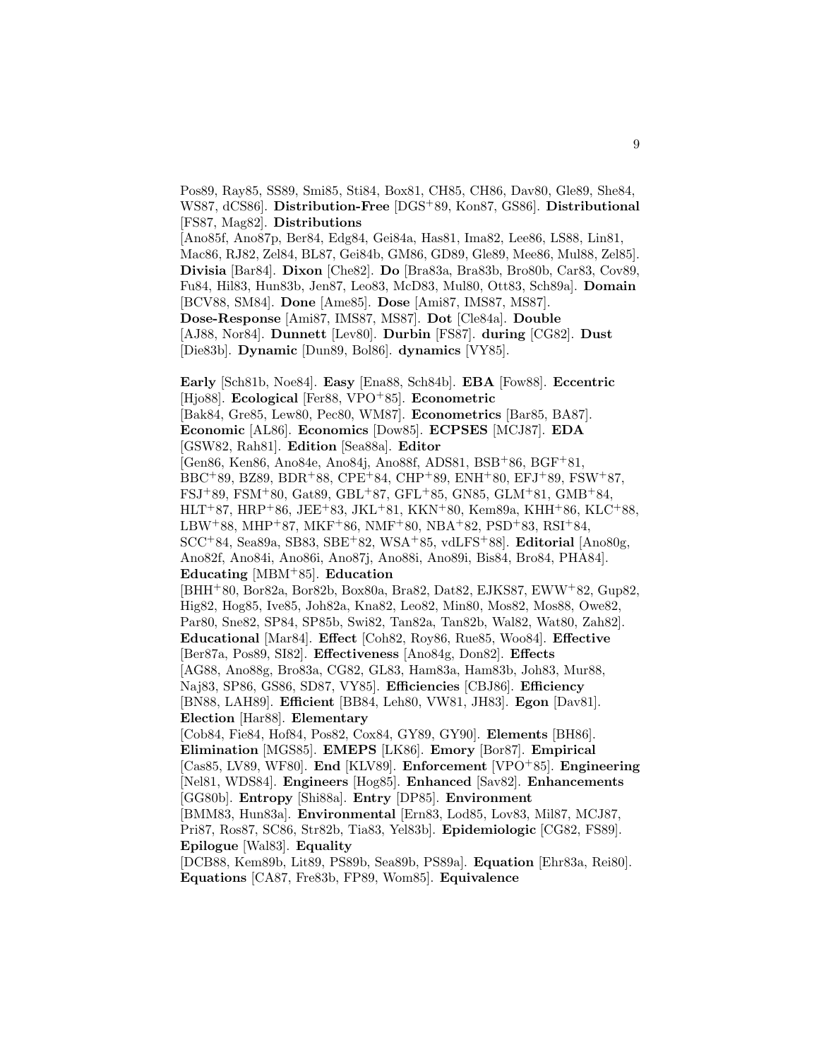Pos89, Ray85, SS89, Smi85, Sti84, Box81, CH85, CH86, Dav80, Gle89, She84, WS87, dCS86]. **Distribution-Free** [DGS+89, Kon87, GS86]. **Distributional** [FS87, Mag82]. **Distributions** [Ano85f, Ano87p, Ber84, Edg84, Gei84a, Has81, Ima82, Lee86, LS88, Lin81, Mac86, RJ82, Zel84, BL87, Gei84b, GM86, GD89, Gle89, Mee86, Mul88, Zel85]. **Divisia** [Bar84]. **Dixon** [Che82]. **Do** [Bra83a, Bra83b, Bro80b, Car83, Cov89, Fu84, Hil83, Hun83b, Jen87, Leo83, McD83, Mul80, Ott83, Sch89a]. **Domain** [BCV88, SM84]. **Done** [Ame85]. **Dose** [Ami87, IMS87, MS87]. **Dose-Response** [Ami87, IMS87, MS87]. **Dot** [Cle84a]. **Double** [AJ88, Nor84]. **Dunnett** [Lev80]. **Durbin** [FS87]. **during** [CG82]. **Dust** [Die83b]. **Dynamic** [Dun89, Bol86]. **dynamics** [VY85].

**Early** [Sch81b, Noe84]. **Easy** [Ena88, Sch84b]. **EBA** [Fow88]. **Eccentric** [Hjo88]. **Ecological** [Fer88, VPO+85]. **Econometric** [Bak84, Gre85, Lew80, Pec80, WM87]. **Econometrics** [Bar85, BA87]. **Economic** [AL86]. **Economics** [Dow85]. **ECPSES** [MCJ87]. **EDA** [GSW82, Rah81]. **Edition** [Sea88a]. **Editor** [Gen86, Ken86, Ano84e, Ano84j, Ano88f, ADS81, BSB+86, BGF+81, BBC+89, BZ89, BDR+88, CPE+84, CHP+89, ENH+80, EFJ+89, FSW+87, FSJ+89, FSM+80, Gat89, GBL+87, GFL+85, GN85, GLM+81, GMB+84, HLT+87, HRP+86, JEE+83, JKL+81, KKN+80, Kem89a, KHH+86, KLC+88, LBW+88, MHP+87, MKF+86, NMF+80, NBA+82, PSD+83, RSI+84, SCC+84, Sea89a, SB83, SBE+82, WSA+85, vdLFS+88]. **Editorial** [Ano80g, Ano82f, Ano84i, Ano86i, Ano87j, Ano88i, Ano89i, Bis84, Bro84, PHA84]. **Educating** [MBM+85]. **Education** [BHH+80, Bor82a, Bor82b, Box80a, Bra82, Dat82, EJKS87, EWW+82, Gup82, Hig82, Hog85, Ive85, Joh82a, Kna82, Leo82, Min80, Mos82, Mos88, Owe82, Par80, Sne82, SP84, SP85b, Swi82, Tan82a, Tan82b, Wal82, Wat80, Zah82]. **Educational** [Mar84]. **Effect** [Coh82, Roy86, Rue85, Woo84]. **Effective** [Ber87a, Pos89, SI82]. **Effectiveness** [Ano84g, Don82]. **Effects** [AG88, Ano88g, Bro83a, CG82, GL83, Ham83a, Ham83b, Joh83, Mur88, Naj83, SP86, GS86, SD87, VY85]. **Efficiencies** [CBJ86]. **Efficiency** [BN88, LAH89]. **Efficient** [BB84, Leh80, VW81, JH83]. **Egon** [Dav81]. **Election** [Har88]. **Elementary** [Cob84, Fie84, Hof84, Pos82, Cox84, GY89, GY90]. **Elements** [BH86]. **Elimination** [MGS85]. **EMEPS** [LK86]. **Emory** [Bor87]. **Empirical** [Cas85, LV89, WF80]. **End** [KLV89]. **Enforcement** [VPO+85]. **Engineering** [Nel81, WDS84]. **Engineers** [Hog85]. **Enhanced** [Sav82]. **Enhancements** [GG80b]. **Entropy** [Shi88a]. **Entry** [DP85]. **Environment** [BMM83, Hun83a]. **Environmental** [Ern83, Lod85, Lov83, Mil87, MCJ87, Pri87, Ros87, SC86, Str82b, Tia83, Yel83b]. **Epidemiologic** [CG82, FS89]. **Epilogue** [Wal83]. **Equality** [DCB88, Kem89b, Lit89, PS89b, Sea89b, PS89a]. **Equation** [Ehr83a, Rei80]. **Equations** [CA87, Fre83b, FP89, Wom85]. **Equivalence**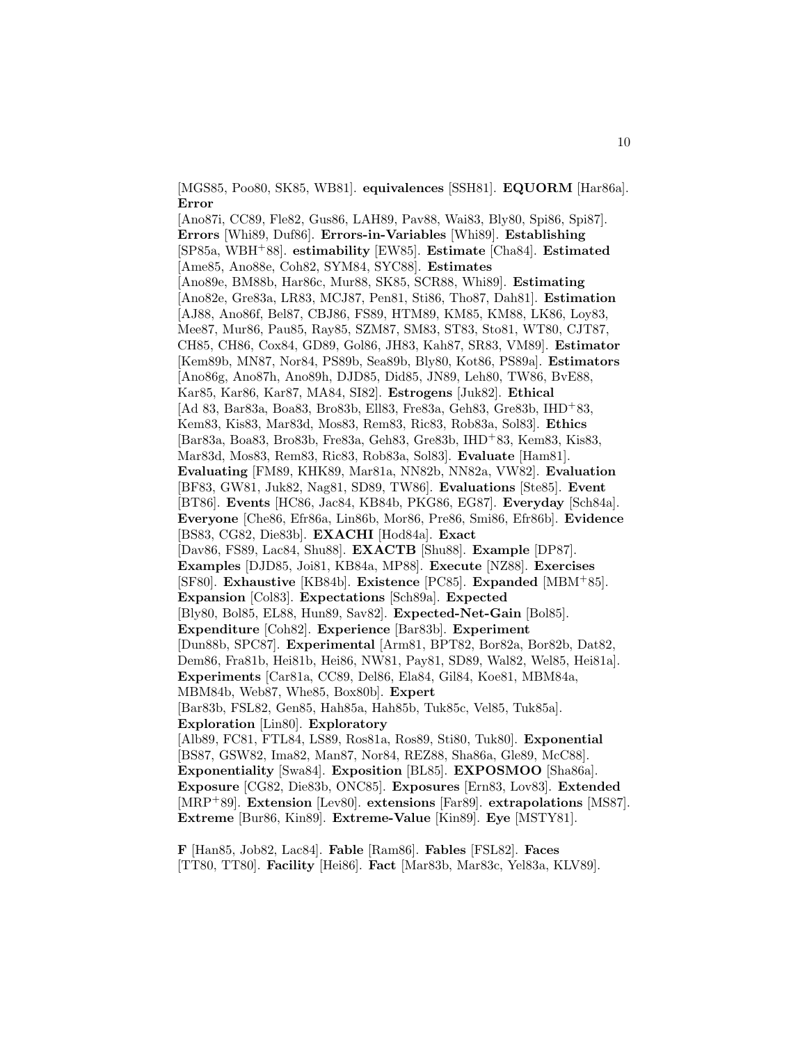[MGS85, Poo80, SK85, WB81]. **equivalences** [SSH81]. **EQUORM** [Har86a]. **Error** [Ano87i, CC89, Fle82, Gus86, LAH89, Pav88, Wai83, Bly80, Spi86, Spi87]. **Errors** [Whi89, Duf86]. **Errors-in-Variables** [Whi89]. **Establishing** [SP85a, WBH+88]. **estimability** [EW85]. **Estimate** [Cha84]. **Estimated** [Ame85, Ano88e, Coh82, SYM84, SYC88]. **Estimates** [Ano89e, BM88b, Har86c, Mur88, SK85, SCR88, Whi89]. **Estimating** [Ano82e, Gre83a, LR83, MCJ87, Pen81, Sti86, Tho87, Dah81]. **Estimation** [AJ88, Ano86f, Bel87, CBJ86, FS89, HTM89, KM85, KM88, LK86, Loy83, Mee87, Mur86, Pau85, Ray85, SZM87, SM83, ST83, Sto81, WT80, CJT87, CH85, CH86, Cox84, GD89, Gol86, JH83, Kah87, SR83, VM89]. **Estimator** [Kem89b, MN87, Nor84, PS89b, Sea89b, Bly80, Kot86, PS89a]. **Estimators** [Ano86g, Ano87h, Ano89h, DJD85, Did85, JN89, Leh80, TW86, BvE88, Kar85, Kar86, Kar87, MA84, SI82]. **Estrogens** [Juk82]. **Ethical** [Ad 83, Bar83a, Boa83, Bro83b, Ell83, Fre83a, Geh83, Gre83b, IHD+83, Kem83, Kis83, Mar83d, Mos83, Rem83, Ric83, Rob83a, Sol83]. **Ethics** [Bar83a, Boa83, Bro83b, Fre83a, Geh83, Gre83b, IHD+83, Kem83, Kis83, Mar83d, Mos83, Rem83, Ric83, Rob83a, Sol83]. **Evaluate** [Ham81]. **Evaluating** [FM89, KHK89, Mar81a, NN82b, NN82a, VW82]. **Evaluation** [BF83, GW81, Juk82, Nag81, SD89, TW86]. **Evaluations** [Ste85]. **Event** [BT86]. **Events** [HC86, Jac84, KB84b, PKG86, EG87]. **Everyday** [Sch84a]. **Everyone** [Che86, Efr86a, Lin86b, Mor86, Pre86, Smi86, Efr86b]. **Evidence** [BS83, CG82, Die83b]. **EXACHI** [Hod84a]. **Exact** [Dav86, FS89, Lac84, Shu88]. **EXACTB** [Shu88]. **Example** [DP87]. **Examples** [DJD85, Joi81, KB84a, MP88]. **Execute** [NZ88]. **Exercises** [SF80]. **Exhaustive** [KB84b]. **Existence** [PC85]. **Expanded** [MBM+85]. **Expansion** [Col83]. **Expectations** [Sch89a]. **Expected** [Bly80, Bol85, EL88, Hun89, Sav82]. **Expected-Net-Gain** [Bol85]. **Expenditure** [Coh82]. **Experience** [Bar83b]. **Experiment** [Dun88b, SPC87]. **Experimental** [Arm81, BPT82, Bor82a, Bor82b, Dat82, Dem86, Fra81b, Hei81b, Hei86, NW81, Pay81, SD89, Wal82, Wel85, Hei81a]. **Experiments** [Car81a, CC89, Del86, Ela84, Gil84, Koe81, MBM84a, MBM84b, Web87, Whe85, Box80b]. **Expert** [Bar83b, FSL82, Gen85, Hah85a, Hah85b, Tuk85c, Vel85, Tuk85a]. **Exploration** [Lin80]. **Exploratory** [Alb89, FC81, FTL84, LS89, Ros81a, Ros89, Sti80, Tuk80]. **Exponential** [BS87, GSW82, Ima82, Man87, Nor84, REZ88, Sha86a, Gle89, McC88]. **Exponentiality** [Swa84]. **Exposition** [BL85]. **EXPOSMOO** [Sha86a]. **Exposure** [CG82, Die83b, ONC85]. **Exposures** [Ern83, Lov83]. **Extended** [MRP+89]. **Extension** [Lev80]. **extensions** [Far89]. **extrapolations** [MS87]. **Extreme** [Bur86, Kin89]. **Extreme-Value** [Kin89]. **Eye** [MSTY81].

**F** [Han85, Job82, Lac84]. **Fable** [Ram86]. **Fables** [FSL82]. **Faces** [TT80, TT80]. **Facility** [Hei86]. **Fact** [Mar83b, Mar83c, Yel83a, KLV89].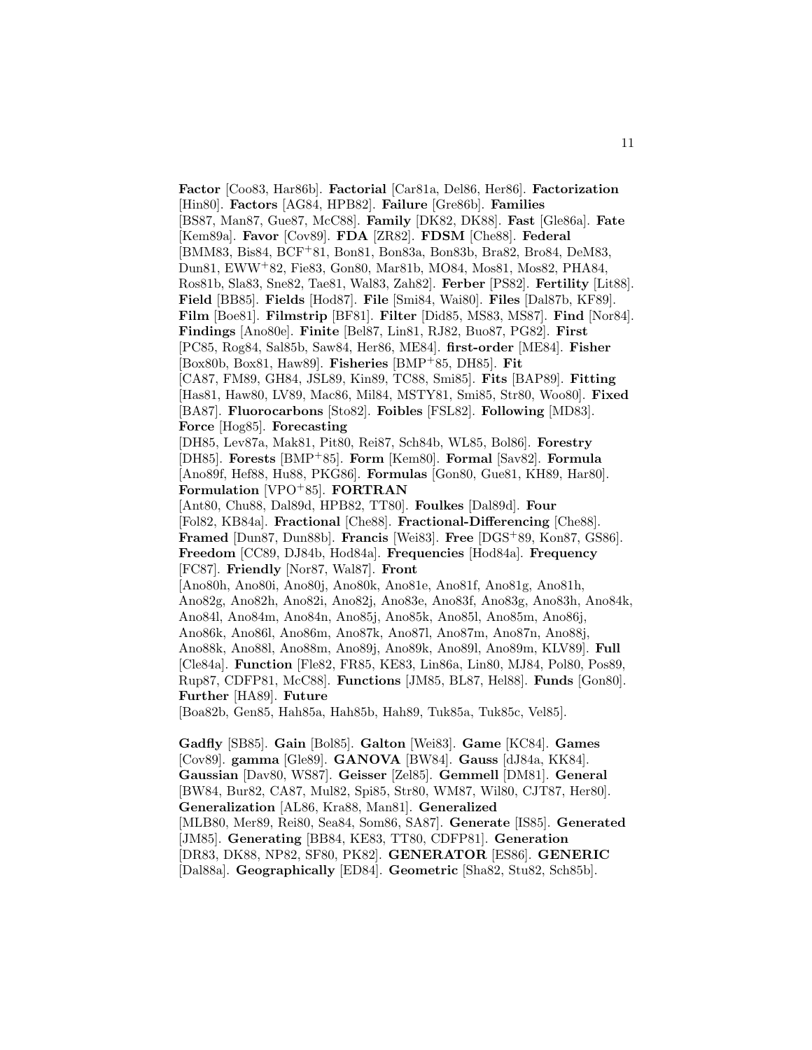**Factor** [Coo83, Har86b]. **Factorial** [Car81a, Del86, Her86]. **Factorization** [Hin80]. **Factors** [AG84, HPB82]. **Failure** [Gre86b]. **Families** [BS87, Man87, Gue87, McC88]. **Family** [DK82, DK88]. **Fast** [Gle86a]. **Fate** [Kem89a]. **Favor** [Cov89]. **FDA** [ZR82]. **FDSM** [Che88]. **Federal** [BMM83, Bis84, BCF+81, Bon81, Bon83a, Bon83b, Bra82, Bro84, DeM83, Dun81, EWW+82, Fie83, Gon80, Mar81b, MO84, Mos81, Mos82, PHA84, Ros81b, Sla83, Sne82, Tae81, Wal83, Zah82]. **Ferber** [PS82]. **Fertility** [Lit88]. **Field** [BB85]. **Fields** [Hod87]. **File** [Smi84, Wai80]. **Files** [Dal87b, KF89]. **Film** [Boe81]. **Filmstrip** [BF81]. **Filter** [Did85, MS83, MS87]. **Find** [Nor84]. **Findings** [Ano80e]. **Finite** [Bel87, Lin81, RJ82, Buo87, PG82]. **First** [PC85, Rog84, Sal85b, Saw84, Her86, ME84]. **first-order** [ME84]. **Fisher** [Box80b, Box81, Haw89]. **Fisheries** [BMP+85, DH85]. **Fit** [CA87, FM89, GH84, JSL89, Kin89, TC88, Smi85]. **Fits** [BAP89]. **Fitting** [Has81, Haw80, LV89, Mac86, Mil84, MSTY81, Smi85, Str80, Woo80]. **Fixed** [BA87]. **Fluorocarbons** [Sto82]. **Foibles** [FSL82]. **Following** [MD83]. **Force** [Hog85]. **Forecasting** [DH85, Lev87a, Mak81, Pit80, Rei87, Sch84b, WL85, Bol86]. **Forestry** [DH85]. **Forests** [BMP+85]. **Form** [Kem80]. **Formal** [Sav82]. **Formula** [Ano89f, Hef88, Hu88, PKG86]. **Formulas** [Gon80, Gue81, KH89, Har80]. **Formulation** [VPO+85]. **FORTRAN** [Ant80, Chu88, Dal89d, HPB82, TT80]. **Foulkes** [Dal89d]. **Four** [Fol82, KB84a]. **Fractional** [Che88]. **Fractional-Differencing** [Che88]. **Framed** [Dun87, Dun88b]. **Francis** [Wei83]. **Free** [DGS+89, Kon87, GS86]. **Freedom** [CC89, DJ84b, Hod84a]. **Frequencies** [Hod84a]. **Frequency** [FC87]. **Friendly** [Nor87, Wal87]. **Front** [Ano80h, Ano80i, Ano80j, Ano80k, Ano81e, Ano81f, Ano81g, Ano81h, Ano82g, Ano82h, Ano82i, Ano82j, Ano83e, Ano83f, Ano83g, Ano83h, Ano84k, Ano84l, Ano84m, Ano84n, Ano85j, Ano85k, Ano85l, Ano85m, Ano86j, Ano86k, Ano86l, Ano86m, Ano87k, Ano87l, Ano87m, Ano87n, Ano88j, Ano88k, Ano88l, Ano88m, Ano89j, Ano89k, Ano89l, Ano89m, KLV89]. **Full** [Cle84a]. **Function** [Fle82, FR85, KE83, Lin86a, Lin80, MJ84, Pol80, Pos89, Rup87, CDFP81, McC88]. **Functions** [JM85, BL87, Hel88]. **Funds** [Gon80]. **Further** [HA89]. **Future** [Boa82b, Gen85, Hah85a, Hah85b, Hah89, Tuk85a, Tuk85c, Vel85].

**Gadfly** [SB85]. **Gain** [Bol85]. **Galton** [Wei83]. **Game** [KC84]. **Games** [Cov89]. **gamma** [Gle89]. **GANOVA** [BW84]. **Gauss** [dJ84a, KK84]. **Gaussian** [Dav80, WS87]. **Geisser** [Zel85]. **Gemmell** [DM81]. **General** [BW84, Bur82, CA87, Mul82, Spi85, Str80, WM87, Wil80, CJT87, Her80]. **Generalization** [AL86, Kra88, Man81]. **Generalized** [MLB80, Mer89, Rei80, Sea84, Som86, SA87]. **Generate** [IS85]. **Generated** [JM85]. **Generating** [BB84, KE83, TT80, CDFP81]. **Generation** [DR83, DK88, NP82, SF80, PK82]. **GENERATOR** [ES86]. **GENERIC** [Dal88a]. **Geographically** [ED84]. **Geometric** [Sha82, Stu82, Sch85b].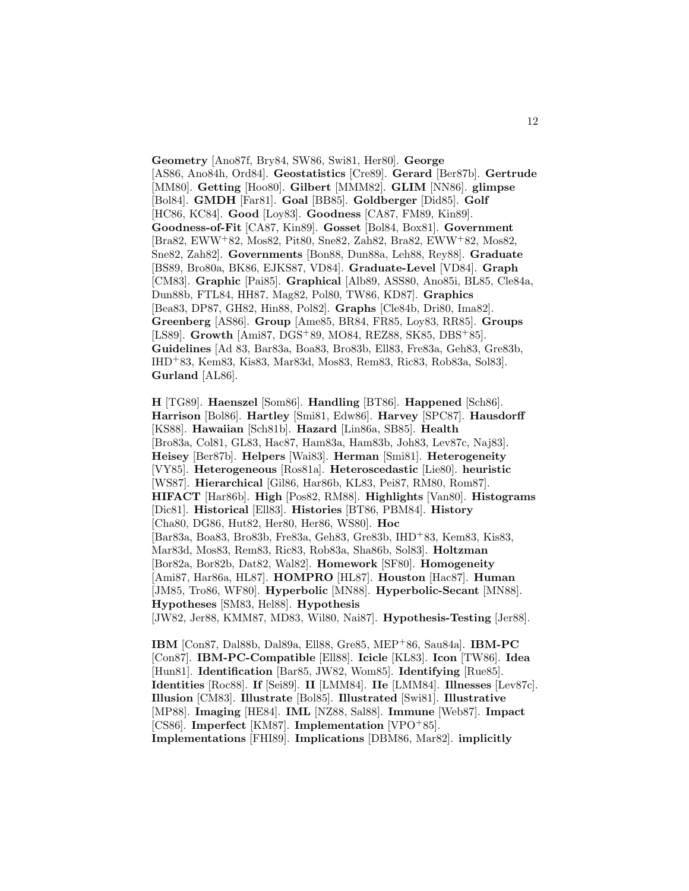**Geometry** [Ano87f, Bry84, SW86, Swi81, Her80]. **George** [AS86, Ano84h, Ord84]. **Geostatistics** [Cre89]. **Gerard** [Ber87b]. **Gertrude** [MM80]. **Getting** [Hoo80]. **Gilbert** [MMM82]. **GLIM** [NN86]. **glimpse** [Bol84]. **GMDH** [Far81]. **Goal** [BB85]. **Goldberger** [Did85]. **Golf** [HC86, KC84]. **Good** [Loy83]. **Goodness** [CA87, FM89, Kin89]. **Goodness-of-Fit** [CA87, Kin89]. **Gosset** [Bol84, Box81]. **Government** [Bra82, EWW+82, Mos82, Pit80, Sne82, Zah82, Bra82, EWW+82, Mos82, Sne82, Zah82]. **Governments** [Bon88, Dun88a, Leh88, Rey88]. **Graduate** [BS89, Bro80a, BK86, EJKS87, VD84]. **Graduate-Level** [VD84]. **Graph** [CM83]. **Graphic** [Pai85]. **Graphical** [Alb89, ASS80, Ano85i, BL85, Cle84a, Dun88b, FTL84, HH87, Mag82, Pol80, TW86, KD87]. **Graphics** [Bea83, DP87, GH82, Hin88, Pol82]. **Graphs** [Cle84b, Dri80, Ima82]. **Greenberg** [AS86]. **Group** [Ame85, BR84, FR85, Loy83, RR85]. **Groups** [LS89]. **Growth** [Ami87, DGS+89, MO84, REZ88, SK85, DBS+85]. **Guidelines** [Ad 83, Bar83a, Boa83, Bro83b, Ell83, Fre83a, Geh83, Gre83b, IHD+83, Kem83, Kis83, Mar83d, Mos83, Rem83, Ric83, Rob83a, Sol83]. **Gurland** [AL86].

**H** [TG89]. **Haenszel** [Som86]. **Handling** [BT86]. **Happened** [Sch86]. **Harrison** [Bol86]. **Hartley** [Smi81, Edw86]. **Harvey** [SPC87]. **Hausdorff** [KS88]. **Hawaiian** [Sch81b]. **Hazard** [Lin86a, SB85]. **Health** [Bro83a, Col81, GL83, Hac87, Ham83a, Ham83b, Joh83, Lev87c, Naj83]. **Heisey** [Ber87b]. **Helpers** [Wai83]. **Herman** [Smi81]. **Heterogeneity** [VY85]. **Heterogeneous** [Ros81a]. **Heteroscedastic** [Lie80]. **heuristic** [WS87]. **Hierarchical** [Gil86, Har86b, KL83, Pei87, RM80, Rom87]. **HIFACT** [Har86b]. **High** [Pos82, RM88]. **Highlights** [Van80]. **Histograms** [Dic81]. **Historical** [Ell83]. **Histories** [BT86, PBM84]. **History** [Cha80, DG86, Hut82, Her80, Her86, WS80]. **Hoc** [Bar83a, Boa83, Bro83b, Fre83a, Geh83, Gre83b, IHD+83, Kem83, Kis83, Mar83d, Mos83, Rem83, Ric83, Rob83a, Sha86b, Sol83]. **Holtzman** [Bor82a, Bor82b, Dat82, Wal82]. **Homework** [SF80]. **Homogeneity** [Ami87, Har86a, HL87]. **HOMPRO** [HL87]. **Houston** [Hac87]. **Human** [JM85, Tro86, WF80]. **Hyperbolic** [MN88]. **Hyperbolic-Secant** [MN88]. **Hypotheses** [SM83, Hel88]. **Hypothesis** [JW82, Jer88, KMM87, MD83, Wil80, Nai87]. **Hypothesis-Testing** [Jer88].

**IBM** [Con87, Dal88b, Dal89a, Ell88, Gre85, MEP+86, Sau84a]. **IBM-PC** [Con87]. **IBM-PC-Compatible** [Ell88]. **Icicle** [KL83]. **Icon** [TW86]. **Idea** [Hun81]. **Identification** [Bar85, JW82, Wom85]. **Identifying** [Rue85]. **Identities** [Roc88]. **If** [Sei89]. **II** [LMM84]. **IIe** [LMM84]. **Illnesses** [Lev87c]. **Illusion** [CM83]. **Illustrate** [Bol85]. **Illustrated** [Swi81]. **Illustrative** [MP88]. **Imaging** [HE84]. **IML** [NZ88, Sal88]. **Immune** [Web87]. **Impact** [CS86]. **Imperfect** [KM87]. **Implementation** [VPO+85]. **Implementations** [FHI89]. **Implications** [DBM86, Mar82]. **implicitly**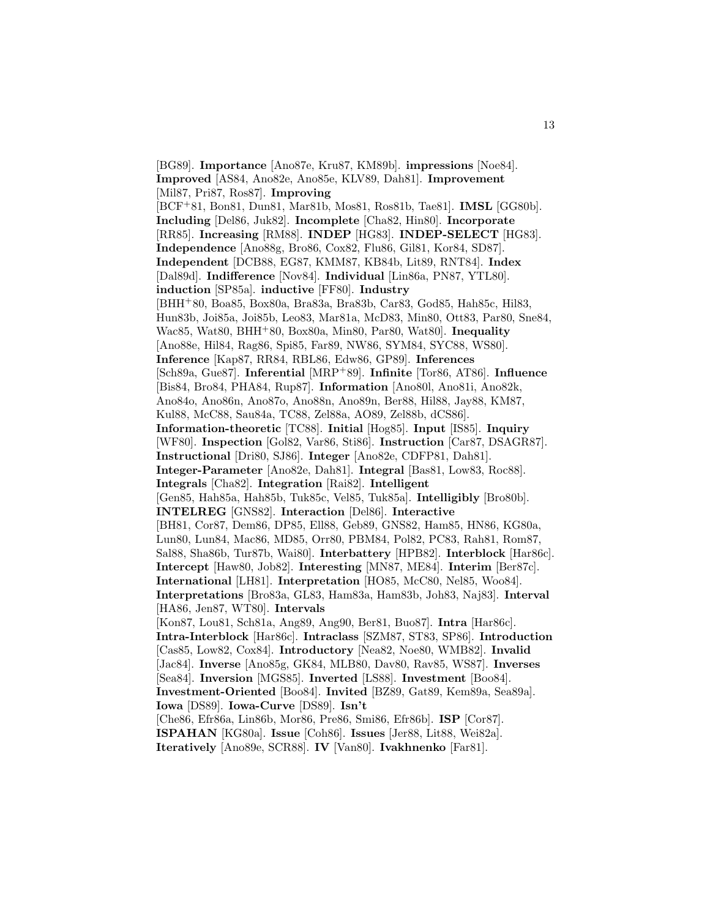[BG89]. **Importance** [Ano87e, Kru87, KM89b]. **impressions** [Noe84]. **Improved** [AS84, Ano82e, Ano85e, KLV89, Dah81]. **Improvement** [Mil87, Pri87, Ros87]. **Improving** [BCF+81, Bon81, Dun81, Mar81b, Mos81, Ros81b, Tae81]. **IMSL** [GG80b]. **Including** [Del86, Juk82]. **Incomplete** [Cha82, Hin80]. **Incorporate** [RR85]. **Increasing** [RM88]. **INDEP** [HG83]. **INDEP-SELECT** [HG83]. **Independence** [Ano88g, Bro86, Cox82, Flu86, Gil81, Kor84, SD87]. **Independent** [DCB88, EG87, KMM87, KB84b, Lit89, RNT84]. **Index** [Dal89d]. **Indifference** [Nov84]. **Individual** [Lin86a, PN87, YTL80]. **induction** [SP85a]. **inductive** [FF80]. **Industry** [BHH+80, Boa85, Box80a, Bra83a, Bra83b, Car83, God85, Hah85c, Hil83, Hun83b, Joi85a, Joi85b, Leo83, Mar81a, McD83, Min80, Ott83, Par80, Sne84, Wac85, Wat80, BHH+80, Box80a, Min80, Par80, Wat80]. **Inequality** [Ano88e, Hil84, Rag86, Spi85, Far89, NW86, SYM84, SYC88, WS80]. **Inference** [Kap87, RR84, RBL86, Edw86, GP89]. **Inferences** [Sch89a, Gue87]. **Inferential** [MRP+89]. **Infinite** [Tor86, AT86]. **Influence** [Bis84, Bro84, PHA84, Rup87]. **Information** [Ano80l, Ano81i, Ano82k, Ano84o, Ano86n, Ano87o, Ano88n, Ano89n, Ber88, Hil88, Jay88, KM87, Kul88, McC88, Sau84a, TC88, Zel88a, AO89, Zel88b, dCS86]. **Information-theoretic** [TC88]. **Initial** [Hog85]. **Input** [IS85]. **Inquiry** [WF80]. **Inspection** [Gol82, Var86, Sti86]. **Instruction** [Car87, DSAGR87]. **Instructional** [Dri80, SJ86]. **Integer** [Ano82e, CDFP81, Dah81]. **Integer-Parameter** [Ano82e, Dah81]. **Integral** [Bas81, Low83, Roc88]. **Integrals** [Cha82]. **Integration** [Rai82]. **Intelligent** [Gen85, Hah85a, Hah85b, Tuk85c, Vel85, Tuk85a]. **Intelligibly** [Bro80b]. **INTELREG** [GNS82]. **Interaction** [Del86]. **Interactive** [BH81, Cor87, Dem86, DP85, Ell88, Geb89, GNS82, Ham85, HN86, KG80a, Lun80, Lun84, Mac86, MD85, Orr80, PBM84, Pol82, PC83, Rah81, Rom87, Sal88, Sha86b, Tur87b, Wai80]. **Interbattery** [HPB82]. **Interblock** [Har86c]. **Intercept** [Haw80, Job82]. **Interesting** [MN87, ME84]. **Interim** [Ber87c]. **International** [LH81]. **Interpretation** [HO85, McC80, Nel85, Woo84]. **Interpretations** [Bro83a, GL83, Ham83a, Ham83b, Joh83, Naj83]. **Interval** [HA86, Jen87, WT80]. **Intervals** [Kon87, Lou81, Sch81a, Ang89, Ang90, Ber81, Buo87]. **Intra** [Har86c]. **Intra-Interblock** [Har86c]. **Intraclass** [SZM87, ST83, SP86]. **Introduction** [Cas85, Low82, Cox84]. **Introductory** [Nea82, Noe80, WMB82]. **Invalid** [Jac84]. **Inverse** [Ano85g, GK84, MLB80, Dav80, Rav85, WS87]. **Inverses** [Sea84]. **Inversion** [MGS85]. **Inverted** [LS88]. **Investment** [Boo84]. **Investment-Oriented** [Boo84]. **Invited** [BZ89, Gat89, Kem89a, Sea89a]. **Iowa** [DS89]. **Iowa-Curve** [DS89]. **Isn't** [Che86, Efr86a, Lin86b, Mor86, Pre86, Smi86, Efr86b]. **ISP** [Cor87]. **ISPAHAN** [KG80a]. **Issue** [Coh86]. **Issues** [Jer88, Lit88, Wei82a]. **Iteratively** [Ano89e, SCR88]. **IV** [Van80]. **Ivakhnenko** [Far81].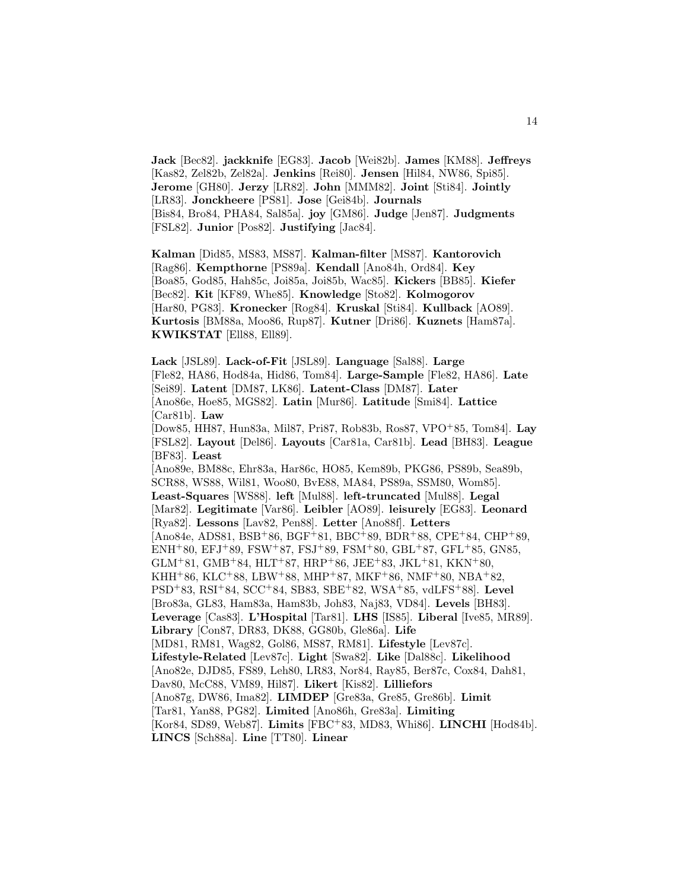**Jack** [Bec82]. **jackknife** [EG83]. **Jacob** [Wei82b]. **James** [KM88]. **Jeffreys** [Kas82, Zel82b, Zel82a]. **Jenkins** [Rei80]. **Jensen** [Hil84, NW86, Spi85]. **Jerome** [GH80]. **Jerzy** [LR82]. **John** [MMM82]. **Joint** [Sti84]. **Jointly** [LR83]. **Jonckheere** [PS81]. **Jose** [Gei84b]. **Journals** [Bis84, Bro84, PHA84, Sal85a]. **joy** [GM86]. **Judge** [Jen87]. **Judgments** [FSL82]. **Junior** [Pos82]. **Justifying** [Jac84].

**Kalman** [Did85, MS83, MS87]. **Kalman-filter** [MS87]. **Kantorovich** [Rag86]. **Kempthorne** [PS89a]. **Kendall** [Ano84h, Ord84]. **Key** [Boa85, God85, Hah85c, Joi85a, Joi85b, Wac85]. **Kickers** [BB85]. **Kiefer** [Bec82]. **Kit** [KF89, Whe85]. **Knowledge** [Sto82]. **Kolmogorov** [Har80, PG83]. **Kronecker** [Rog84]. **Kruskal** [Sti84]. **Kullback** [AO89]. **Kurtosis** [BM88a, Moo86, Rup87]. **Kutner** [Dri86]. **Kuznets** [Ham87a]. **KWIKSTAT** [Ell88, Ell89].

**Lack** [JSL89]. **Lack-of-Fit** [JSL89]. **Language** [Sal88]. **Large** [Fle82, HA86, Hod84a, Hid86, Tom84]. **Large-Sample** [Fle82, HA86]. **Late** [Sei89]. **Latent** [DM87, LK86]. **Latent-Class** [DM87]. **Later** [Ano86e, Hoe85, MGS82]. **Latin** [Mur86]. **Latitude** [Smi84]. **Lattice** [Car81b]. **Law** [Dow85, HH87, Hun83a, Mil87, Pri87, Rob83b, Ros87, VPO+85, Tom84]. **Lay** [FSL82]. **Layout** [Del86]. **Layouts** [Car81a, Car81b]. **Lead** [BH83]. **League** [BF83]. **Least** [Ano89e, BM88c, Ehr83a, Har86c, HO85, Kem89b, PKG86, PS89b, Sea89b, SCR88, WS88, Wil81, Woo80, BvE88, MA84, PS89a, SSM80, Wom85]. **Least-Squares** [WS88]. **left** [Mul88]. **left-truncated** [Mul88]. **Legal** [Mar82]. **Legitimate** [Var86]. **Leibler** [AO89]. **leisurely** [EG83]. **Leonard** [Rya82]. **Lessons** [Lav82, Pen88]. **Letter** [Ano88f]. **Letters** [Ano84e, ADS81, BSB+86, BGF+81, BBC+89, BDR+88, CPE+84, CHP+89, ENH+80, EFJ+89, FSW+87, FSJ+89, FSM+80, GBL+87, GFL+85, GN85, GLM+81, GMB+84, HLT+87, HRP+86, JEE+83, JKL+81, KKN+80, KHH+86, KLC+88, LBW+88, MHP+87, MKF+86, NMF+80, NBA+82, PSD+83, RSI+84, SCC+84, SB83, SBE+82, WSA+85, vdLFS+88]. **Level** [Bro83a, GL83, Ham83a, Ham83b, Joh83, Naj83, VD84]. **Levels** [BH83]. **Leverage** [Cas83]. **L'Hospital** [Tar81]. **LHS** [IS85]. **Liberal** [Ive85, MR89]. **Library** [Con87, DR83, DK88, GG80b, Gle86a]. **Life** [MD81, RM81, Wag82, Gol86, MS87, RM81]. **Lifestyle** [Lev87c]. **Lifestyle-Related** [Lev87c]. **Light** [Swa82]. **Like** [Dal88c]. **Likelihood** [Ano82e, DJD85, FS89, Leh80, LR83, Nor84, Ray85, Ber87c, Cox84, Dah81, Dav80, McC88, VM89, Hil87]. **Likert** [Kis82]. **Lilliefors** [Ano87g, DW86, Ima82]. **LIMDEP** [Gre83a, Gre85, Gre86b]. **Limit** [Tar81, Yan88, PG82]. **Limited** [Ano86h, Gre83a]. **Limiting** [Kor84, SD89, Web87]. **Limits** [FBC+83, MD83, Whi86]. **LINCHI** [Hod84b]. **LINCS** [Sch88a]. **Line** [TT80]. **Linear**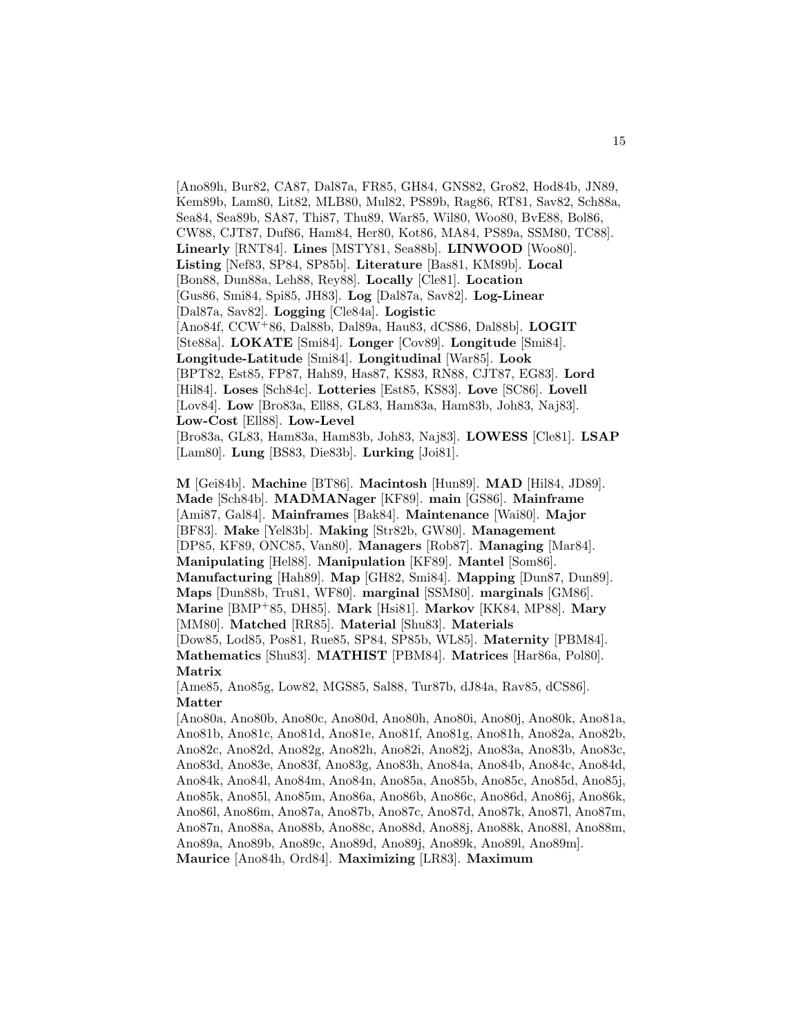[Ano89h, Bur82, CA87, Dal87a, FR85, GH84, GNS82, Gro82, Hod84b, JN89, Kem89b, Lam80, Lit82, MLB80, Mul82, PS89b, Rag86, RT81, Sav82, Sch88a, Sea84, Sea89b, SA87, Thi87, Thu89, War85, Wil80, Woo80, BvE88, Bol86, CW88, CJT87, Duf86, Ham84, Her80, Kot86, MA84, PS89a, SSM80, TC88]. **Linearly** [RNT84]. **Lines** [MSTY81, Sea88b]. **LINWOOD** [Woo80]. **Listing** [Nef83, SP84, SP85b]. **Literature** [Bas81, KM89b]. **Local** [Bon88, Dun88a, Leh88, Rey88]. **Locally** [Cle81]. **Location** [Gus86, Smi84, Spi85, JH83]. **Log** [Dal87a, Sav82]. **Log-Linear** [Dal87a, Sav82]. **Logging** [Cle84a]. **Logistic** [Ano84f, CCW+86, Dal88b, Dal89a, Hau83, dCS86, Dal88b]. **LOGIT** [Ste88a]. **LOKATE** [Smi84]. **Longer** [Cov89]. **Longitude** [Smi84]. **Longitude-Latitude** [Smi84]. **Longitudinal** [War85]. **Look** [BPT82, Est85, FP87, Hah89, Has87, KS83, RN88, CJT87, EG83]. **Lord** [Hil84]. **Loses** [Sch84c]. **Lotteries** [Est85, KS83]. **Love** [SC86]. **Lovell** [Lov84]. **Low** [Bro83a, Ell88, GL83, Ham83a, Ham83b, Joh83, Naj83]. **Low-Cost** [Ell88]. **Low-Level** [Bro83a, GL83, Ham83a, Ham83b, Joh83, Naj83]. **LOWESS** [Cle81]. **LSAP** [Lam80]. **Lung** [BS83, Die83b]. **Lurking** [Joi81].

**M** [Gei84b]. **Machine** [BT86]. **Macintosh** [Hun89]. **MAD** [Hil84, JD89]. **Made** [Sch84b]. **MADMANager** [KF89]. **main** [GS86]. **Mainframe** [Ami87, Gal84]. **Mainframes** [Bak84]. **Maintenance** [Wai80]. **Major** [BF83]. **Make** [Yel83b]. **Making** [Str82b, GW80]. **Management** [DP85, KF89, ONC85, Van80]. **Managers** [Rob87]. **Managing** [Mar84]. **Manipulating** [Hel88]. **Manipulation** [KF89]. **Mantel** [Som86]. **Manufacturing** [Hah89]. **Map** [GH82, Smi84]. **Mapping** [Dun87, Dun89]. **Maps** [Dun88b, Tru81, WF80]. **marginal** [SSM80]. **marginals** [GM86]. **Marine** [BMP+85, DH85]. **Mark** [Hsi81]. **Markov** [KK84, MP88]. **Mary** [MM80]. **Matched** [RR85]. **Material** [Shu83]. **Materials** [Dow85, Lod85, Pos81, Rue85, SP84, SP85b, WL85]. **Maternity** [PBM84]. **Mathematics** [Shu83]. **MATHIST** [PBM84]. **Matrices** [Har86a, Pol80]. **Matrix** [Ame85, Ano85g, Low82, MGS85, Sal88, Tur87b, dJ84a, Rav85, dCS86]. **Matter** [Ano80a, Ano80b, Ano80c, Ano80d, Ano80h, Ano80i, Ano80j, Ano80k, Ano81a, Ano81b, Ano81c, Ano81d, Ano81e, Ano81f, Ano81g, Ano81h, Ano82a, Ano82b, Ano82c, Ano82d, Ano82g, Ano82h, Ano82i, Ano82j, Ano83a, Ano83b, Ano83c, Ano83d, Ano83e, Ano83f, Ano83g, Ano83h, Ano84a, Ano84b, Ano84c, Ano84d, Ano84k, Ano84l, Ano84m, Ano84n, Ano85a, Ano85b, Ano85c, Ano85d, Ano85j, Ano85k, Ano85l, Ano85m, Ano86a, Ano86b, Ano86c, Ano86d, Ano86j, Ano86k, Ano86l, Ano86m, Ano87a, Ano87b, Ano87c, Ano87d, Ano87k, Ano87l, Ano87m, Ano87n, Ano88a, Ano88b, Ano88c, Ano88d, Ano88j, Ano88k, Ano88l, Ano88m, Ano89a, Ano89b, Ano89c, Ano89d, Ano89j, Ano89k, Ano89l, Ano89m]. **Maurice** [Ano84h, Ord84]. **Maximizing** [LR83]. **Maximum**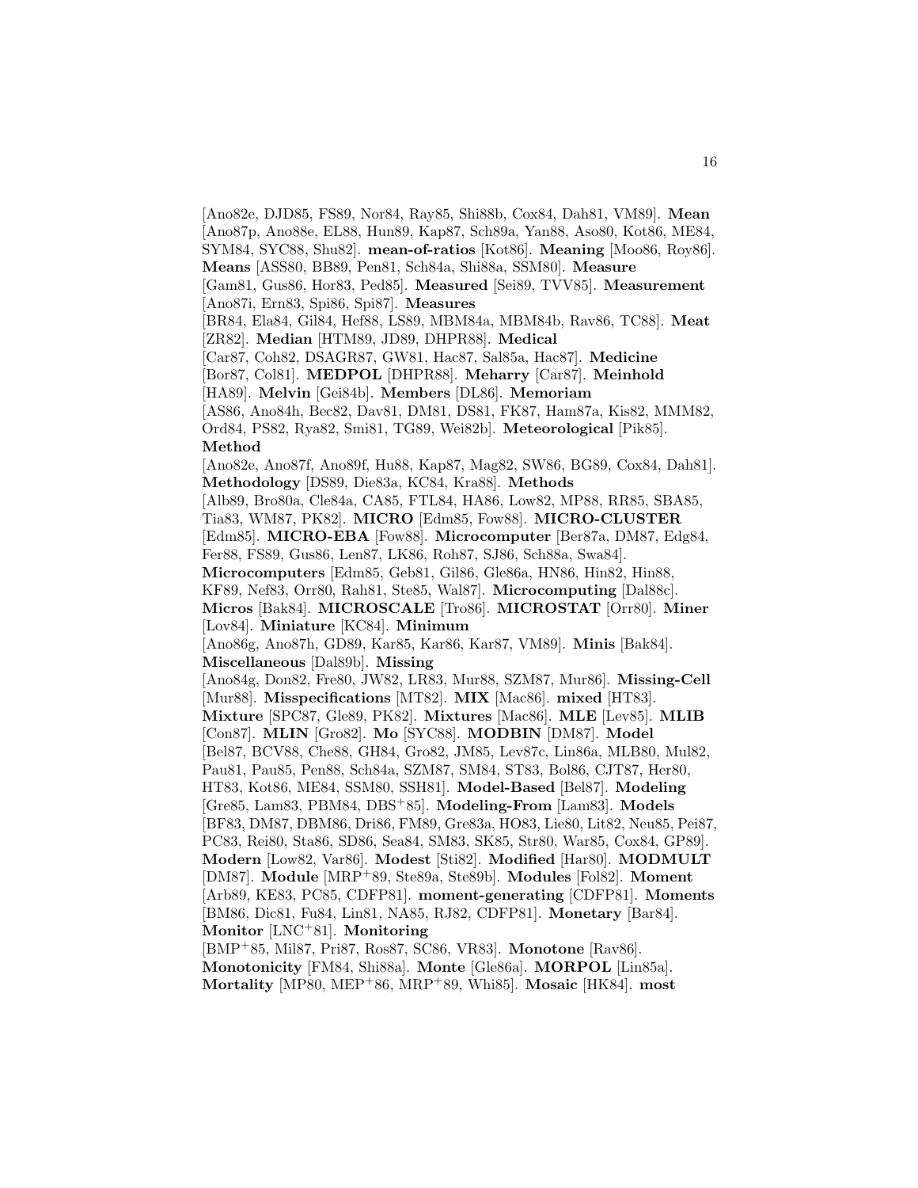[Ano82e, DJD85, FS89, Nor84, Ray85, Shi88b, Cox84, Dah81, VM89]. **Mean** [Ano87p, Ano88e, EL88, Hun89, Kap87, Sch89a, Yan88, Aso80, Kot86, ME84, SYM84, SYC88, Shu82]. **mean-of-ratios** [Kot86]. **Meaning** [Moo86, Roy86]. **Means** [ASS80, BB89, Pen81, Sch84a, Shi88a, SSM80]. **Measure** [Gam81, Gus86, Hor83, Ped85]. **Measured** [Sei89, TVV85]. **Measurement** [Ano87i, Ern83, Spi86, Spi87]. **Measures** [BR84, Ela84, Gil84, Hef88, LS89, MBM84a, MBM84b, Rav86, TC88]. **Meat** [ZR82]. **Median** [HTM89, JD89, DHPR88]. **Medical** [Car87, Coh82, DSAGR87, GW81, Hac87, Sal85a, Hac87]. **Medicine** [Bor87, Col81]. **MEDPOL** [DHPR88]. **Meharry** [Car87]. **Meinhold** [HA89]. **Melvin** [Gei84b]. **Members** [DL86]. **Memoriam** [AS86, Ano84h, Bec82, Dav81, DM81, DS81, FK87, Ham87a, Kis82, MMM82, Ord84, PS82, Rya82, Smi81, TG89, Wei82b]. **Meteorological** [Pik85]. **Method** [Ano82e, Ano87f, Ano89f, Hu88, Kap87, Mag82, SW86, BG89, Cox84, Dah81]. **Methodology** [DS89, Die83a, KC84, Kra88]. **Methods** [Alb89, Bro80a, Cle84a, CA85, FTL84, HA86, Low82, MP88, RR85, SBA85, Tia83, WM87, PK82]. **MICRO** [Edm85, Fow88]. **MICRO-CLUSTER** [Edm85]. **MICRO-EBA** [Fow88]. **Microcomputer** [Ber87a, DM87, Edg84, Fer88, FS89, Gus86, Len87, LK86, Roh87, SJ86, Sch88a, Swa84]. **Microcomputers** [Edm85, Geb81, Gil86, Gle86a, HN86, Hin82, Hin88, KF89, Nef83, Orr80, Rah81, Ste85, Wal87]. **Microcomputing** [Dal88c]. **Micros** [Bak84]. **MICROSCALE** [Tro86]. **MICROSTAT** [Orr80]. **Miner** [Lov84]. **Miniature** [KC84]. **Minimum** [Ano86g, Ano87h, GD89, Kar85, Kar86, Kar87, VM89]. **Minis** [Bak84]. **Miscellaneous** [Dal89b]. **Missing** [Ano84g, Don82, Fre80, JW82, LR83, Mur88, SZM87, Mur86]. **Missing-Cell** [Mur88]. **Misspecifications** [MT82]. **MIX** [Mac86]. **mixed** [HT83]. **Mixture** [SPC87, Gle89, PK82]. **Mixtures** [Mac86]. **MLE** [Lev85]. **MLIB** [Con87]. **MLIN** [Gro82]. **Mo** [SYC88]. **MODBIN** [DM87]. **Model** [Bel87, BCV88, Che88, GH84, Gro82, JM85, Lev87c, Lin86a, MLB80, Mul82, Pau81, Pau85, Pen88, Sch84a, SZM87, SM84, ST83, Bol86, CJT87, Her80, HT83, Kot86, ME84, SSM80, SSH81]. **Model-Based** [Bel87]. **Modeling** [Gre85, Lam83, PBM84, DBS+85]. **Modeling-From** [Lam83]. **Models** [BF83, DM87, DBM86, Dri86, FM89, Gre83a, HO83, Lie80, Lit82, Neu85, Pei87, PC83, Rei80, Sta86, SD86, Sea84, SM83, SK85, Str80, War85, Cox84, GP89]. **Modern** [Low82, Var86]. **Modest** [Sti82]. **Modified** [Har80]. **MODMULT** [DM87]. **Module** [MRP+89, Ste89a, Ste89b]. **Modules** [Fol82]. **Moment** [Arb89, KE83, PC85, CDFP81]. **moment-generating** [CDFP81]. **Moments** [BM86, Dic81, Fu84, Lin81, NA85, RJ82, CDFP81]. **Monetary** [Bar84]. **Monitor** [LNC+81]. **Monitoring** [BMP+85, Mil87, Pri87, Ros87, SC86, VR83]. **Monotone** [Rav86]. **Monotonicity** [FM84, Shi88a]. **Monte** [Gle86a]. **MORPOL** [Lin85a]. **Mortality** [MP80, MEP+86, MRP+89, Whi85]. **Mosaic** [HK84]. **most**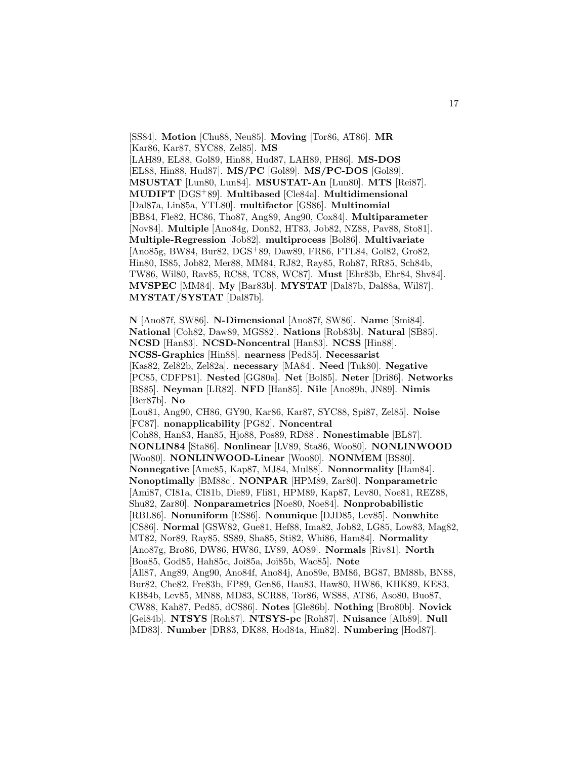[SS84]. **Motion** [Chu88, Neu85]. **Moving** [Tor86, AT86]. **MR** [Kar86, Kar87, SYC88, Zel85]. **MS** [LAH89, EL88, Gol89, Hin88, Hud87, LAH89, PH86]. **MS-DOS** [EL88, Hin88, Hud87]. **MS/PC** [Gol89]. **MS/PC-DOS** [Gol89]. **MSUSTAT** [Lun80, Lun84]. **MSUSTAT-An** [Lun80]. **MTS** [Rei87]. **MUDIFT** [DGS+89]. **Multibased** [Cle84a]. **Multidimensional** [Dal87a, Lin85a, YTL80]. **multifactor** [GS86]. **Multinomial** [BB84, Fle82, HC86, Tho87, Ang89, Ang90, Cox84]. **Multiparameter** [Nov84]. **Multiple** [Ano84g, Don82, HT83, Job82, NZ88, Pav88, Sto81]. **Multiple-Regression** [Job82]. **multiprocess** [Bol86]. **Multivariate** [Ano85g, BW84, Bur82, DGS+89, Daw89, FR86, FTL84, Gol82, Gro82, Hin80, IS85, Job82, Mer88, MM84, RJ82, Ray85, Roh87, RR85, Sch84b, TW86, Wil80, Rav85, RC88, TC88, WC87]. **Must** [Ehr83b, Ehr84, Shv84]. **MVSPEC** [MM84]. **My** [Bar83b]. **MYSTAT** [Dal87b, Dal88a, Wil87]. **MYSTAT/SYSTAT** [Dal87b].

**N** [Ano87f, SW86]. **N-Dimensional** [Ano87f, SW86]. **Name** [Smi84]. **National** [Coh82, Daw89, MGS82]. **Nations** [Rob83b]. **Natural** [SB85]. **NCSD** [Han83]. **NCSD-Noncentral** [Han83]. **NCSS** [Hin88]. **NCSS-Graphics** [Hin88]. **nearness** [Ped85]. **Necessarist** [Kas82, Zel82b, Zel82a]. **necessary** [MA84]. **Need** [Tuk80]. **Negative** [PC85, CDFP81]. **Nested** [GG80a]. **Net** [Bol85]. **Neter** [Dri86]. **Networks** [BS85]. **Neyman** [LR82]. **NFD** [Han85]. **Nile** [Ano89h, JN89]. **Nimis** [Ber87b]. **No** [Lou81, Ang90, CH86, GY90, Kar86, Kar87, SYC88, Spi87, Zel85]. **Noise** [FC87]. **nonapplicability** [PG82]. **Noncentral** [Coh88, Han83, Han85, Hjo88, Pos89, RD88]. **Nonestimable** [BL87]. **NONLIN84** [Sta86]. **Nonlinear** [LV89, Sta86, Woo80]. **NONLINWOOD** [Woo80]. **NONLINWOOD-Linear** [Woo80]. **NONMEM** [BS80]. **Nonnegative** [Ame85, Kap87, MJ84, Mul88]. **Nonnormality** [Ham84]. **Nonoptimally** [BM88c]. **NONPAR** [HPM89, Zar80]. **Nonparametric** [Ami87, CI81a, CI81b, Die89, Fli81, HPM89, Kap87, Lev80, Noe81, REZ88, Shu82, Zar80]. **Nonparametrics** [Noe80, Noe84]. **Nonprobabilistic** [RBL86]. **Nonuniform** [ES86]. **Nonunique** [DJD85, Lev85]. **Nonwhite** [CS86]. **Normal** [GSW82, Gue81, Hef88, Ima82, Job82, LG85, Low83, Mag82, MT82, Nor89, Ray85, SS89, Sha85, Sti82, Whi86, Ham84]. **Normality** [Ano87g, Bro86, DW86, HW86, LV89, AO89]. **Normals** [Riv81]. **North** [Boa85, God85, Hah85c, Joi85a, Joi85b, Wac85]. **Note** [All87, Ang89, Ang90, Ano84f, Ano84j, Ano89e, BM86, BG87, BM88b, BN88, Bur82, Che82, Fre83b, FP89, Gen86, Hau83, Haw80, HW86, KHK89, KE83, KB84b, Lev85, MN88, MD83, SCR88, Tor86, WS88, AT86, Aso80, Buo87, CW88, Kah87, Ped85, dCS86]. **Notes** [Gle86b]. **Nothing** [Bro80b]. **Novick** [Gei84b]. **NTSYS** [Roh87]. **NTSYS-pc** [Roh87]. **Nuisance** [Alb89]. **Null** [MD83]. **Number** [DR83, DK88, Hod84a, Hin82]. **Numbering** [Hod87].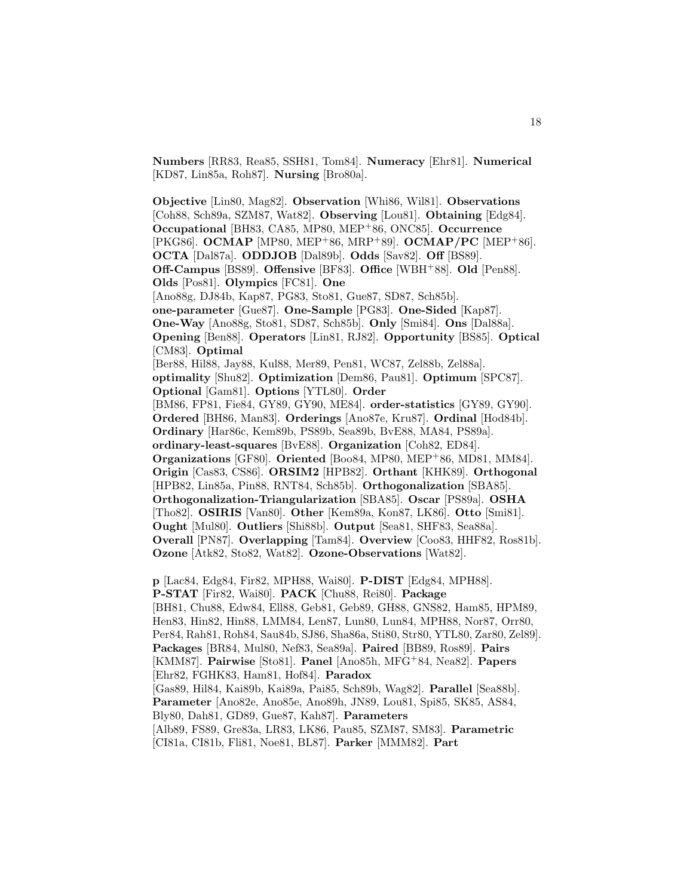**Numbers** [RR83, Rea85, SSH81, Tom84]. **Numeracy** [Ehr81]. **Numerical** [KD87, Lin85a, Roh87]. **Nursing** [Bro80a].

**Objective** [Lin80, Mag82]. **Observation** [Whi86, Wil81]. **Observations** [Coh88, Sch89a, SZM87, Wat82]. **Observing** [Lou81]. **Obtaining** [Edg84]. **Occupational** [BH83, CA85, MP80, MEP+86, ONC85]. **Occurrence** [PKG86]. **OCMAP** [MP80, MEP+86, MRP+89]. **OCMAP/PC** [MEP+86]. **OCTA** [Dal87a]. **ODDJOB** [Dal89b]. **Odds** [Sav82]. **Off** [BS89]. **Off-Campus** [BS89]. **Offensive** [BF83]. **Office** [WBH+88]. **Old** [Pen88]. **Olds** [Pos81]. **Olympics** [FC81]. **One** [Ano88g, DJ84b, Kap87, PG83, Sto81, Gue87, SD87, Sch85b]. **one-parameter** [Gue87]. **One-Sample** [PG83]. **One-Sided** [Kap87]. **One-Way** [Ano88g, Sto81, SD87, Sch85b]. **Only** [Smi84]. **Ons** [Dal88a]. **Opening** [Ben88]. **Operators** [Lin81, RJ82]. **Opportunity** [BS85]. **Optical** [CM83]. **Optimal** [Ber88, Hil88, Jay88, Kul88, Mer89, Pen81, WC87, Zel88b, Zel88a]. **optimality** [Shu82]. **Optimization** [Dem86, Pau81]. **Optimum** [SPC87]. **Optional** [Gam81]. **Options** [YTL80]. **Order** [BM86, FP81, Fie84, GY89, GY90, ME84]. **order-statistics** [GY89, GY90]. **Ordered** [BH86, Man83]. **Orderings** [Ano87e, Kru87]. **Ordinal** [Hod84b]. **Ordinary** [Har86c, Kem89b, PS89b, Sea89b, BvE88, MA84, PS89a]. **ordinary-least-squares** [BvE88]. **Organization** [Coh82, ED84]. **Organizations** [GF80]. **Oriented** [Boo84, MP80, MEP+86, MD81, MM84]. **Origin** [Cas83, CS86]. **ORSIM2** [HPB82]. **Orthant** [KHK89]. **Orthogonal** [HPB82, Lin85a, Pin88, RNT84, Sch85b]. **Orthogonalization** [SBA85]. **Orthogonalization-Triangularization** [SBA85]. **Oscar** [PS89a]. **OSHA** [Tho82]. **OSIRIS** [Van80]. **Other** [Kem89a, Kon87, LK86]. **Otto** [Smi81]. **Ought** [Mul80]. **Outliers** [Shi88b]. **Output** [Sea81, SHF83, Sea88a]. **Overall** [PN87]. **Overlapping** [Tam84]. **Overview** [Coo83, HHF82, Ros81b]. **Ozone** [Atk82, Sto82, Wat82]. **Ozone-Observations** [Wat82].

**p** [Lac84, Edg84, Fir82, MPH88, Wai80]. **P-DIST** [Edg84, MPH88]. **P-STAT** [Fir82, Wai80]. **PACK** [Chu88, Rei80]. **Package** [BH81, Chu88, Edw84, Ell88, Geb81, Geb89, GH88, GNS82, Ham85, HPM89, Hen83, Hin82, Hin88, LMM84, Len87, Lun80, Lun84, MPH88, Nor87, Orr80, Per84, Rah81, Roh84, Sau84b, SJ86, Sha86a, Sti80, Str80, YTL80, Zar80, Zel89]. **Packages** [BR84, Mul80, Nef83, Sea89a]. **Paired** [BB89, Ros89]. **Pairs** [KMM87]. **Pairwise** [Sto81]. **Panel** [Ano85h, MFG+84, Nea82]. **Papers** [Ehr82, FGHK83, Ham81, Hof84]. **Paradox** [Gas89, Hil84, Kai89b, Kai89a, Pai85, Sch89b, Wag82]. **Parallel** [Sea88b]. **Parameter** [Ano82e, Ano85e, Ano89h, JN89, Lou81, Spi85, SK85, AS84, Bly80, Dah81, GD89, Gue87, Kah87]. **Parameters** [Alb89, FS89, Gre83a, LR83, LK86, Pau85, SZM87, SM83]. **Parametric** [CI81a, CI81b, Fli81, Noe81, BL87]. **Parker** [MMM82]. **Part**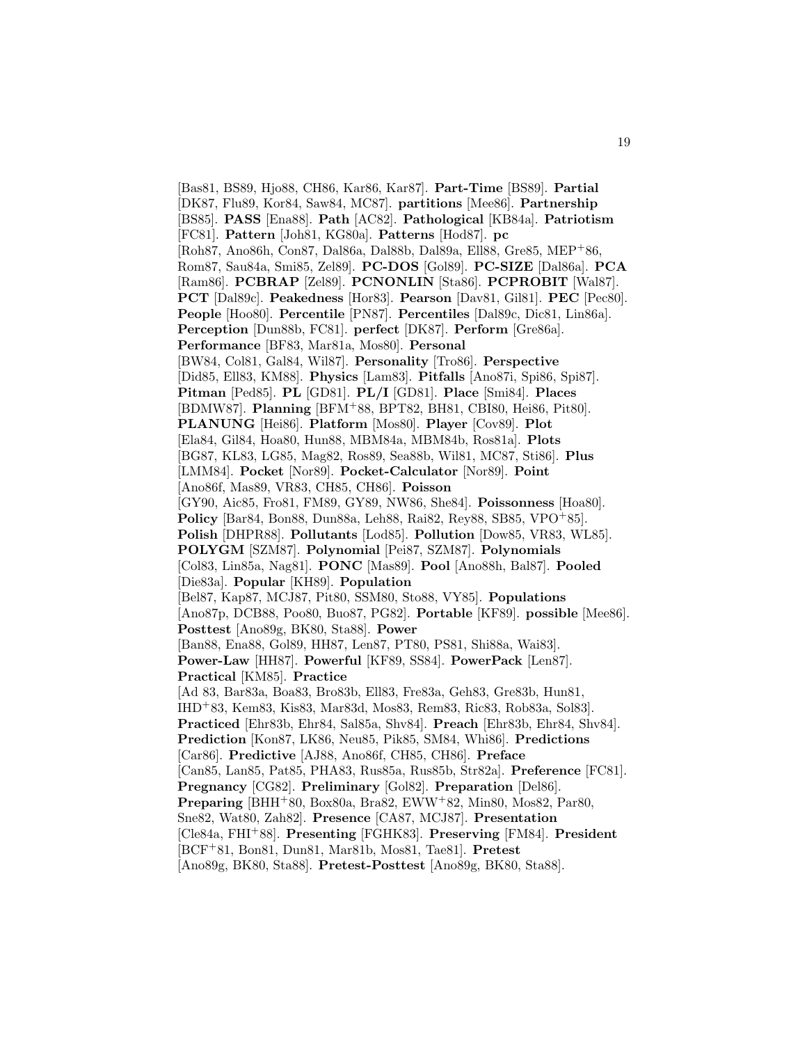[Bas81, BS89, Hjo88, CH86, Kar86, Kar87]. **Part-Time** [BS89]. **Partial** [DK87, Flu89, Kor84, Saw84, MC87]. **partitions** [Mee86]. **Partnership** [BS85]. **PASS** [Ena88]. **Path** [AC82]. **Pathological** [KB84a]. **Patriotism** [FC81]. **Pattern** [Joh81, KG80a]. **Patterns** [Hod87]. **pc** [Roh87, Ano86h, Con87, Dal86a, Dal88b, Dal89a, Ell88, Gre85, MEP+86, Rom87, Sau84a, Smi85, Zel89]. **PC-DOS** [Gol89]. **PC-SIZE** [Dal86a]. **PCA** [Ram86]. **PCBRAP** [Zel89]. **PCNONLIN** [Sta86]. **PCPROBIT** [Wal87]. **PCT** [Dal89c]. **Peakedness** [Hor83]. **Pearson** [Dav81, Gil81]. **PEC** [Pec80]. **People** [Hoo80]. **Percentile** [PN87]. **Percentiles** [Dal89c, Dic81, Lin86a]. **Perception** [Dun88b, FC81]. **perfect** [DK87]. **Perform** [Gre86a]. **Performance** [BF83, Mar81a, Mos80]. **Personal** [BW84, Col81, Gal84, Wil87]. **Personality** [Tro86]. **Perspective** [Did85, Ell83, KM88]. **Physics** [Lam83]. **Pitfalls** [Ano87i, Spi86, Spi87]. **Pitman** [Ped85]. **PL** [GD81]. **PL/I** [GD81]. **Place** [Smi84]. **Places** [BDMW87]. **Planning** [BFM+88, BPT82, BH81, CBI80, Hei86, Pit80]. **PLANUNG** [Hei86]. **Platform** [Mos80]. **Player** [Cov89]. **Plot** [Ela84, Gil84, Hoa80, Hun88, MBM84a, MBM84b, Ros81a]. **Plots** [BG87, KL83, LG85, Mag82, Ros89, Sea88b, Wil81, MC87, Sti86]. **Plus** [LMM84]. **Pocket** [Nor89]. **Pocket-Calculator** [Nor89]. **Point** [Ano86f, Mas89, VR83, CH85, CH86]. **Poisson** [GY90, Aic85, Fro81, FM89, GY89, NW86, She84]. **Poissonness** [Hoa80]. **Policy** [Bar84, Bon88, Dun88a, Leh88, Rai82, Rey88, SB85, VPO+85]. **Polish** [DHPR88]. **Pollutants** [Lod85]. **Pollution** [Dow85, VR83, WL85]. **POLYGM** [SZM87]. **Polynomial** [Pei87, SZM87]. **Polynomials** [Col83, Lin85a, Nag81]. **PONC** [Mas89]. **Pool** [Ano88h, Bal87]. **Pooled** [Die83a]. **Popular** [KH89]. **Population** [Bel87, Kap87, MCJ87, Pit80, SSM80, Sto88, VY85]. **Populations** [Ano87p, DCB88, Poo80, Buo87, PG82]. **Portable** [KF89]. **possible** [Mee86]. **Posttest** [Ano89g, BK80, Sta88]. **Power** [Ban88, Ena88, Gol89, HH87, Len87, PT80, PS81, Shi88a, Wai83]. **Power-Law** [HH87]. **Powerful** [KF89, SS84]. **PowerPack** [Len87]. **Practical** [KM85]. **Practice** [Ad 83, Bar83a, Boa83, Bro83b, Ell83, Fre83a, Geh83, Gre83b, Hun81, IHD+83, Kem83, Kis83, Mar83d, Mos83, Rem83, Ric83, Rob83a, Sol83]. **Practiced** [Ehr83b, Ehr84, Sal85a, Shv84]. **Preach** [Ehr83b, Ehr84, Shv84]. **Prediction** [Kon87, LK86, Neu85, Pik85, SM84, Whi86]. **Predictions** [Car86]. **Predictive** [AJ88, Ano86f, CH85, CH86]. **Preface** [Can85, Lan85, Pat85, PHA83, Rus85a, Rus85b, Str82a]. **Preference** [FC81]. **Pregnancy** [CG82]. **Preliminary** [Gol82]. **Preparation** [Del86]. **Preparing** [BHH+80, Box80a, Bra82, EWW+82, Min80, Mos82, Par80, Sne82, Wat80, Zah82]. **Presence** [CA87, MCJ87]. **Presentation** [Cle84a, FHI+88]. **Presenting** [FGHK83]. **Preserving** [FM84]. **President** [BCF+81, Bon81, Dun81, Mar81b, Mos81, Tae81]. **Pretest** [Ano89g, BK80, Sta88]. **Pretest-Posttest** [Ano89g, BK80, Sta88].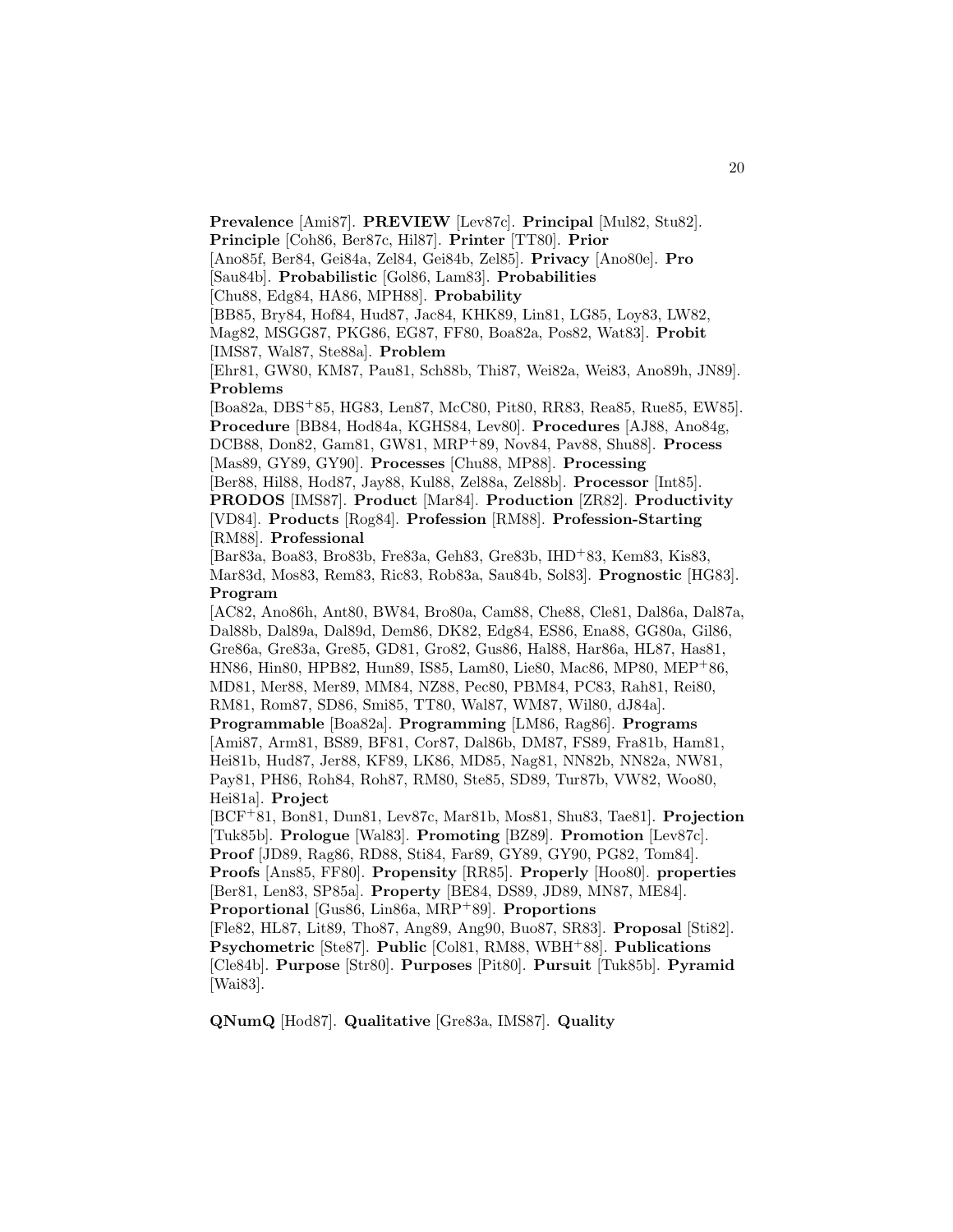**Prevalence** [Ami87]. **PREVIEW** [Lev87c]. **Principal** [Mul82, Stu82]. **Principle** [Coh86, Ber87c, Hil87]. **Printer** [TT80]. **Prior** [Ano85f, Ber84, Gei84a, Zel84, Gei84b, Zel85]. **Privacy** [Ano80e]. **Pro** [Sau84b]. **Probabilistic** [Gol86, Lam83]. **Probabilities** [Chu88, Edg84, HA86, MPH88]. **Probability** [BB85, Bry84, Hof84, Hud87, Jac84, KHK89, Lin81, LG85, Loy83, LW82, Mag82, MSGG87, PKG86, EG87, FF80, Boa82a, Pos82, Wat83]. **Probit** [IMS87, Wal87, Ste88a]. **Problem** [Ehr81, GW80, KM87, Pau81, Sch88b, Thi87, Wei82a, Wei83, Ano89h, JN89]. **Problems** [Boa82a, DBS+85, HG83, Len87, McC80, Pit80, RR83, Rea85, Rue85, EW85]. **Procedure** [BB84, Hod84a, KGHS84, Lev80]. **Procedures** [AJ88, Ano84g, DCB88, Don82, Gam81, GW81, MRP+89, Nov84, Pav88, Shu88]. **Process** [Mas89, GY89, GY90]. **Processes** [Chu88, MP88]. **Processing** [Ber88, Hil88, Hod87, Jay88, Kul88, Zel88a, Zel88b]. **Processor** [Int85]. **PRODOS** [IMS87]. **Product** [Mar84]. **Production** [ZR82]. **Productivity** [VD84]. **Products** [Rog84]. **Profession** [RM88]. **Profession-Starting** [RM88]. **Professional** [Bar83a, Boa83, Bro83b, Fre83a, Geh83, Gre83b, IHD+83, Kem83, Kis83, Mar83d, Mos83, Rem83, Ric83, Rob83a, Sau84b, Sol83]. **Prognostic** [HG83]. **Program** [AC82, Ano86h, Ant80, BW84, Bro80a, Cam88, Che88, Cle81, Dal86a, Dal87a, Dal88b, Dal89a, Dal89d, Dem86, DK82, Edg84, ES86, Ena88, GG80a, Gil86, Gre86a, Gre83a, Gre85, GD81, Gro82, Gus86, Hal88, Har86a, HL87, Has81, HN86, Hin80, HPB82, Hun89, IS85, Lam80, Lie80, Mac86, MP80, MEP+86, MD81, Mer88, Mer89, MM84, NZ88, Pec80, PBM84, PC83, Rah81, Rei80, RM81, Rom87, SD86, Smi85, TT80, Wal87, WM87, Wil80, dJ84a]. **Programmable** [Boa82a]. **Programming** [LM86, Rag86]. **Programs** [Ami87, Arm81, BS89, BF81, Cor87, Dal86b, DM87, FS89, Fra81b, Ham81, Hei81b, Hud87, Jer88, KF89, LK86, MD85, Nag81, NN82b, NN82a, NW81, Pay81, PH86, Roh84, Roh87, RM80, Ste85, SD89, Tur87b, VW82, Woo80, Hei81a]. **Project** [BCF+81, Bon81, Dun81, Lev87c, Mar81b, Mos81, Shu83, Tae81]. **Projection** [Tuk85b]. **Prologue** [Wal83]. **Promoting** [BZ89]. **Promotion** [Lev87c]. **Proof** [JD89, Rag86, RD88, Sti84, Far89, GY89, GY90, PG82, Tom84]. **Proofs** [Ans85, FF80]. **Propensity** [RR85]. **Properly** [Hoo80]. **properties** [Ber81, Len83, SP85a]. **Property** [BE84, DS89, JD89, MN87, ME84]. **Proportional** [Gus86, Lin86a, MRP+89]. **Proportions** [Fle82, HL87, Lit89, Tho87, Ang89, Ang90, Buo87, SR83]. **Proposal** [Sti82]. **Psychometric** [Ste87]. **Public** [Col81, RM88, WBH+88]. **Publications** [Cle84b]. **Purpose** [Str80]. **Purposes** [Pit80]. **Pursuit** [Tuk85b]. **Pyramid** [Wai83].

**QNumQ** [Hod87]. **Qualitative** [Gre83a, IMS87]. **Quality**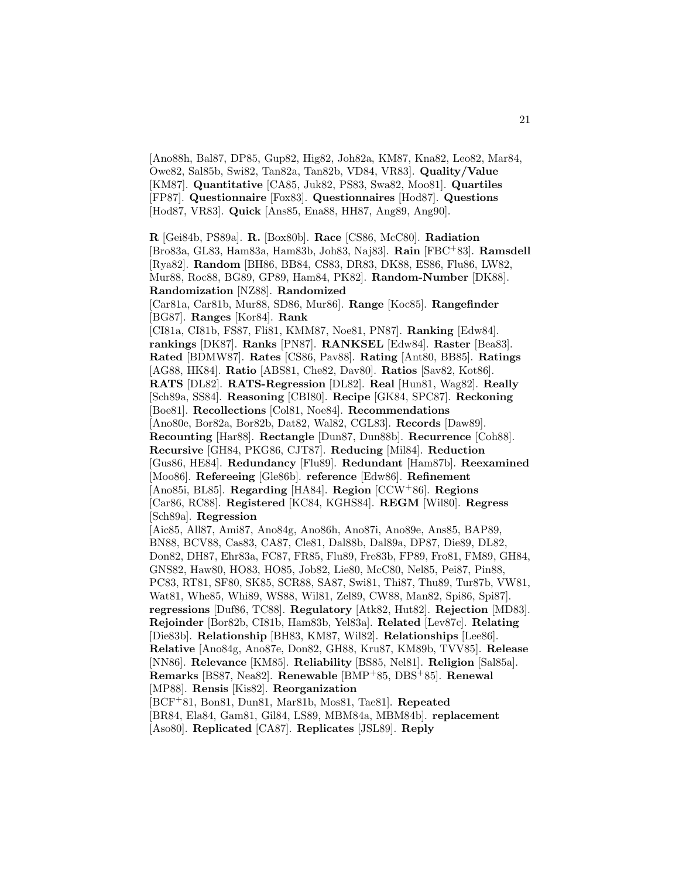[Ano88h, Bal87, DP85, Gup82, Hig82, Joh82a, KM87, Kna82, Leo82, Mar84, Owe82, Sal85b, Swi82, Tan82a, Tan82b, VD84, VR83]. **Quality/Value** [KM87]. **Quantitative** [CA85, Juk82, PS83, Swa82, Moo81]. **Quartiles** [FP87]. **Questionnaire** [Fox83]. **Questionnaires** [Hod87]. **Questions** [Hod87, VR83]. **Quick** [Ans85, Ena88, HH87, Ang89, Ang90].

**R** [Gei84b, PS89a]. **R.** [Box80b]. **Race** [CS86, McC80]. **Radiation** [Bro83a, GL83, Ham83a, Ham83b, Joh83, Naj83]. **Rain** [FBC+83]. **Ramsdell** [Rya82]. **Random** [BH86, BB84, CS83, DR83, DK88, ES86, Flu86, LW82, Mur88, Roc88, BG89, GP89, Ham84, PK82]. **Random-Number** [DK88]. **Randomization** [NZ88]. **Randomized** [Car81a, Car81b, Mur88, SD86, Mur86]. **Range** [Koc85]. **Rangefinder** [BG87]. **Ranges** [Kor84]. **Rank** [CI81a, CI81b, FS87, Fli81, KMM87, Noe81, PN87]. **Ranking** [Edw84]. **rankings** [DK87]. **Ranks** [PN87]. **RANKSEL** [Edw84]. **Raster** [Bea83]. **Rated** [BDMW87]. **Rates** [CS86, Pav88]. **Rating** [Ant80, BB85]. **Ratings** [AG88, HK84]. **Ratio** [ABS81, Che82, Dav80]. **Ratios** [Sav82, Kot86]. **RATS** [DL82]. **RATS-Regression** [DL82]. **Real** [Hun81, Wag82]. **Really** [Sch89a, SS84]. **Reasoning** [CBI80]. **Recipe** [GK84, SPC87]. **Reckoning** [Boe81]. **Recollections** [Col81, Noe84]. **Recommendations** [Ano80e, Bor82a, Bor82b, Dat82, Wal82, CGL83]. **Records** [Daw89]. **Recounting** [Har88]. **Rectangle** [Dun87, Dun88b]. **Recurrence** [Coh88]. **Recursive** [GH84, PKG86, CJT87]. **Reducing** [Mil84]. **Reduction** [Gus86, HE84]. **Redundancy** [Flu89]. **Redundant** [Ham87b]. **Reexamined** [Moo86]. **Refereeing** [Gle86b]. **reference** [Edw86]. **Refinement** [Ano85i, BL85]. **Regarding** [HA84]. **Region** [CCW+86]. **Regions** [Car86, RC88]. **Registered** [KC84, KGHS84]. **REGM** [Wil80]. **Regress** [Sch89a]. **Regression** [Aic85, All87, Ami87, Ano84g, Ano86h, Ano87i, Ano89e, Ans85, BAP89, BN88, BCV88, Cas83, CA87, Cle81, Dal88b, Dal89a, DP87, Die89, DL82, Don82, DH87, Ehr83a, FC87, FR85, Flu89, Fre83b, FP89, Fro81, FM89, GH84, GNS82, Haw80, HO83, HO85, Job82, Lie80, McC80, Nel85, Pei87, Pin88, PC83, RT81, SF80, SK85, SCR88, SA87, Swi81, Thi87, Thu89, Tur87b, VW81, Wat81, Whe85, Whi89, WS88, Wil81, Zel89, CW88, Man82, Spi86, Spi87]. **regressions** [Duf86, TC88]. **Regulatory** [Atk82, Hut82]. **Rejection** [MD83]. **Rejoinder** [Bor82b, CI81b, Ham83b, Yel83a]. **Related** [Lev87c]. **Relating** [Die83b]. **Relationship** [BH83, KM87, Wil82]. **Relationships** [Lee86]. **Relative** [Ano84g, Ano87e, Don82, GH88, Kru87, KM89b, TVV85]. **Release** [NN86]. **Relevance** [KM85]. **Reliability** [BS85, Nel81]. **Religion** [Sal85a]. **Remarks** [BS87, Nea82]. **Renewable** [BMP+85, DBS+85]. **Renewal** [MP88]. **Rensis** [Kis82]. **Reorganization** [BCF+81, Bon81, Dun81, Mar81b, Mos81, Tae81]. **Repeated** [BR84, Ela84, Gam81, Gil84, LS89, MBM84a, MBM84b]. **replacement** [Aso80]. **Replicated** [CA87]. **Replicates** [JSL89]. **Reply**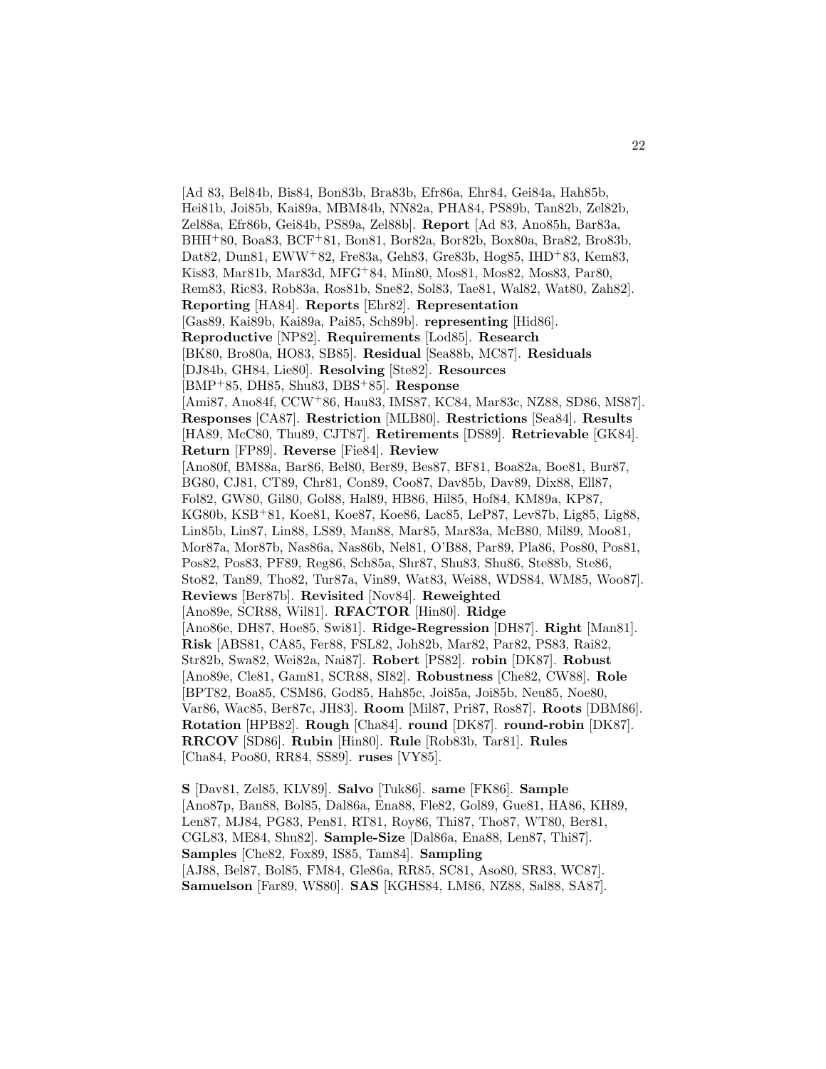[Ad 83, Bel84b, Bis84, Bon83b, Bra83b, Efr86a, Ehr84, Gei84a, Hah85b, Hei81b, Joi85b, Kai89a, MBM84b, NN82a, PHA84, PS89b, Tan82b, Zel82b, Zel88a, Efr86b, Gei84b, PS89a, Zel88b]. **Report** [Ad 83, Ano85h, Bar83a, BHH+80, Boa83, BCF+81, Bon81, Bor82a, Bor82b, Box80a, Bra82, Bro83b, Dat82, Dun81, EWW+82, Fre83a, Geh83, Gre83b, Hog85, IHD+83, Kem83, Kis83, Mar81b, Mar83d, MFG+84, Min80, Mos81, Mos82, Mos83, Par80, Rem83, Ric83, Rob83a, Ros81b, Sne82, Sol83, Tae81, Wal82, Wat80, Zah82]. **Reporting** [HA84]. **Reports** [Ehr82]. **Representation** [Gas89, Kai89b, Kai89a, Pai85, Sch89b]. **representing** [Hid86]. **Reproductive** [NP82]. **Requirements** [Lod85]. **Research** [BK80, Bro80a, HO83, SB85]. **Residual** [Sea88b, MC87]. **Residuals** [DJ84b, GH84, Lie80]. **Resolving** [Ste82]. **Resources** [BMP+85, DH85, Shu83, DBS+85]. **Response** [Ami87, Ano84f, CCW+86, Hau83, IMS87, KC84, Mar83c, NZ88, SD86, MS87]. **Responses** [CA87]. **Restriction** [MLB80]. **Restrictions** [Sea84]. **Results** [HA89, McC80, Thu89, CJT87]. **Retirements** [DS89]. **Retrievable** [GK84]. **Return** [FP89]. **Reverse** [Fie84]. **Review** [Ano80f, BM88a, Bar86, Bel80, Ber89, Bes87, BF81, Boa82a, Boe81, Bur87, BG80, CJ81, CT89, Chr81, Con89, Coo87, Dav85b, Dav89, Dix88, Ell87, Fol82, GW80, Gil80, Gol88, Hal89, HB86, Hil85, Hof84, KM89a, KP87, KG80b, KSB+81, Koe81, Koe87, Koe86, Lac85, LeP87, Lev87b, Lig85, Lig88, Lin85b, Lin87, Lin88, LS89, Man88, Mar85, Mar83a, McB80, Mil89, Moo81, Mor87a, Mor87b, Nas86a, Nas86b, Nel81, O'B88, Par89, Pla86, Pos80, Pos81, Pos82, Pos83, PF89, Reg86, Sch85a, Shr87, Shu83, Shu86, Ste88b, Ste86, Sto82, Tan89, Tho82, Tur87a, Vin89, Wat83, Wei88, WDS84, WM85, Woo87]. **Reviews** [Ber87b]. **Revisited** [Nov84]. **Reweighted** [Ano89e, SCR88, Wil81]. **RFACTOR** [Hin80]. **Ridge** [Ano86e, DH87, Hoe85, Swi81]. **Ridge-Regression** [DH87]. **Right** [Man81]. **Risk** [ABS81, CA85, Fer88, FSL82, Joh82b, Mar82, Par82, PS83, Rai82, Str82b, Swa82, Wei82a, Nai87]. **Robert** [PS82]. **robin** [DK87]. **Robust** [Ano89e, Cle81, Gam81, SCR88, SI82]. **Robustness** [Che82, CW88]. **Role** [BPT82, Boa85, CSM86, God85, Hah85c, Joi85a, Joi85b, Neu85, Noe80, Var86, Wac85, Ber87c, JH83]. **Room** [Mil87, Pri87, Ros87]. **Roots** [DBM86]. **Rotation** [HPB82]. **Rough** [Cha84]. **round** [DK87]. **round-robin** [DK87]. **RRCOV** [SD86]. **Rubin** [Hin80]. **Rule** [Rob83b, Tar81]. **Rules** [Cha84, Poo80, RR84, SS89]. **ruses** [VY85].

**S** [Dav81, Zel85, KLV89]. **Salvo** [Tuk86]. **same** [FK86]. **Sample** [Ano87p, Ban88, Bol85, Dal86a, Ena88, Fle82, Gol89, Gue81, HA86, KH89, Len87, MJ84, PG83, Pen81, RT81, Roy86, Thi87, Tho87, WT80, Ber81, CGL83, ME84, Shu82]. **Sample-Size** [Dal86a, Ena88, Len87, Thi87]. **Samples** [Che82, Fox89, IS85, Tam84]. **Sampling** [AJ88, Bel87, Bol85, FM84, Gle86a, RR85, SC81, Aso80, SR83, WC87]. **Samuelson** [Far89, WS80]. **SAS** [KGHS84, LM86, NZ88, Sal88, SA87].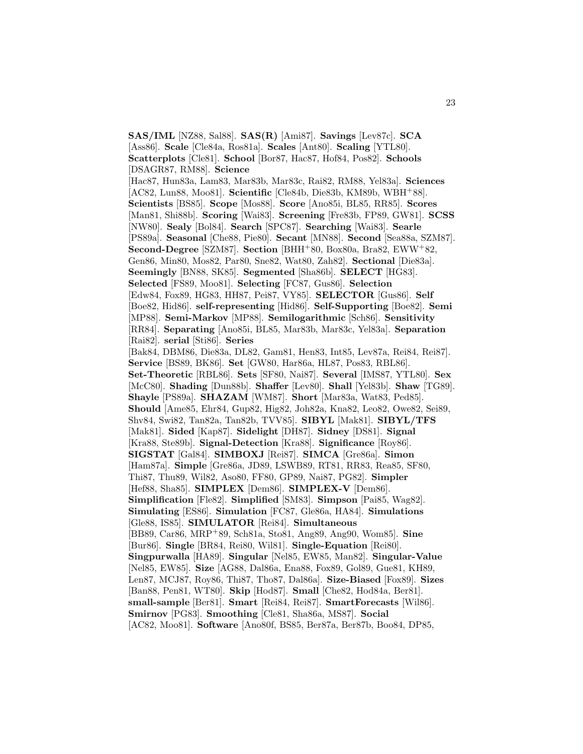**SAS/IML** [NZ88, Sal88]. **SAS(R)** [Ami87]. **Savings** [Lev87c]. **SCA** [Ass86]. **Scale** [Cle84a, Ros81a]. **Scales** [Ant80]. **Scaling** [YTL80]. **Scatterplots** [Cle81]. **School** [Bor87, Hac87, Hof84, Pos82]. **Schools** [DSAGR87, RM88]. **Science** [Hac87, Hun83a, Lam83, Mar83b, Mar83c, Rai82, RM88, Yel83a]. **Sciences** [AC82, Lun88, Moo81]. **Scientific** [Cle84b, Die83b, KM89b, WBH$^+$88]. **Scientists** [BS85]. **Scope** [Mos88]. **Score** [Ano85i, BL85, RR85]. **Scores** [Man81, Shi88b]. **Scoring** [Wai83]. **Screening** [Fre83b, FP89, GW81]. **SCSS** [NW80]. **Sealy** [Bol84]. **Search** [SPC87]. **Searching** [Wai83]. **Searle** [PS89a]. **Seasonal** [Che88, Pie80]. **Secant** [MN88]. **Second** [Sea88a, SZM87]. **Second-Degree** [SZM87]. **Section** [BHH$^+$80, Box80a, Bra82, EWW$^+$82, Gen86, Min80, Mos82, Par80, Sne82, Wat80, Zah82]. **Sectional** [Die83a]. **Seemingly** [BN88, SK85]. **Segmented** [Sha86b]. **SELECT** [HG83]. **Selected** [FS89, Moo81]. **Selecting** [FC87, Gus86]. **Selection** [Edw84, Fox89, HG83, HH87, Pei87, VY85]. **SELECTOR** [Gus86]. **Self** [Boe82, Hid86]. **self-representing** [Hid86]. **Self-Supporting** [Boe82]. **Semi** [MP88]. **Semi-Markov** [MP88]. **Semilogarithmic** [Sch86]. **Sensitivity** [RR84]. **Separating** [Ano85i, BL85, Mar83b, Mar83c, Yel83a]. **Separation** [Rai82]. **serial** [Sti86]. **Series** [Bak84, DBM86, Die83a, DL82, Gam81, Hen83, Int85, Lev87a, Rei84, Rei87]. **Service** [BS89, BK86]. **Set** [GW80, Har86a, HL87, Pos83, RBL86]. **Set-Theoretic** [RBL86]. **Sets** [SF80, Nai87]. **Several** [IMS87, YTL80]. **Sex** [McC80]. **Shading** [Dun88b]. **Shaffer** [Lev80]. **Shall** [Yel83b]. **Shaw** [TG89]. **Shayle** [PS89a]. **SHAZAM** [WM87]. **Short** [Mar83a, Wat83, Ped85]. **Should** [Ame85, Ehr84, Gup82, Hig82, Joh82a, Kna82, Leo82, Owe82, Sei89, Shv84, Swi82, Tan82a, Tan82b, TVV85]. **SIBYL** [Mak81]. **SIBYL/TFS** [Mak81]. **Sided** [Kap87]. **Sidelight** [DH87]. **Sidney** [DS81]. **Signal** [Kra88, Ste89b]. **Signal-Detection** [Kra88]. **Significance** [Roy86]. **SIGSTAT** [Gal84]. **SIMBOXJ** [Rei87]. **SIMCA** [Gre86a]. **Simon** [Ham87a]. **Simple** [Gre86a, JD89, LSWB89, RT81, RR83, Rea85, SF80, Thi87, Thu89, Wil82, Aso80, FF80, GP89, Nai87, PG82]. **Simpler** [Hef88, Sha85]. **SIMPLEX** [Dem86]. **SIMPLEX-V** [Dem86]. **Simplification** [Fle82]. **Simplified** [SM83]. **Simpson** [Pai85, Wag82]. **Simulating** [ES86]. **Simulation** [FC87, Gle86a, HA84]. **Simulations** [Gle88, IS85]. **SIMULATOR** [Rei84]. **Simultaneous** [BB89, Car86, MRP$^+$89, Sch81a, Sto81, Ang89, Ang90, Wom85]. **Sine** [Bur86]. **Single** [BR84, Rei80, Wil81]. **Single-Equation** [Rei80]. **Singpurwalla** [HA89]. **Singular** [Nel85, EW85, Man82]. **Singular-Value** [Nel85, EW85]. **Size** [AG88, Dal86a, Ena88, Fox89, Gol89, Gue81, KH89, Len87, MCJ87, Roy86, Thi87, Tho87, Dal86a]. **Size-Biased** [Fox89]. **Sizes** [Ban88, Pen81, WT80]. **Skip** [Hod87]. **Small** [Che82, Hod84a, Ber81]. **small-sample** [Ber81]. **Smart** [Rei84, Rei87]. **SmartForecasts** [Wil86]. **Smirnov** [PG83]. **Smoothing** [Cle81, Sha86a, MS87]. **Social** [AC82, Moo81]. **Software** [Ano80f, BS85, Ber87a, Ber87b, Boo84, DP85,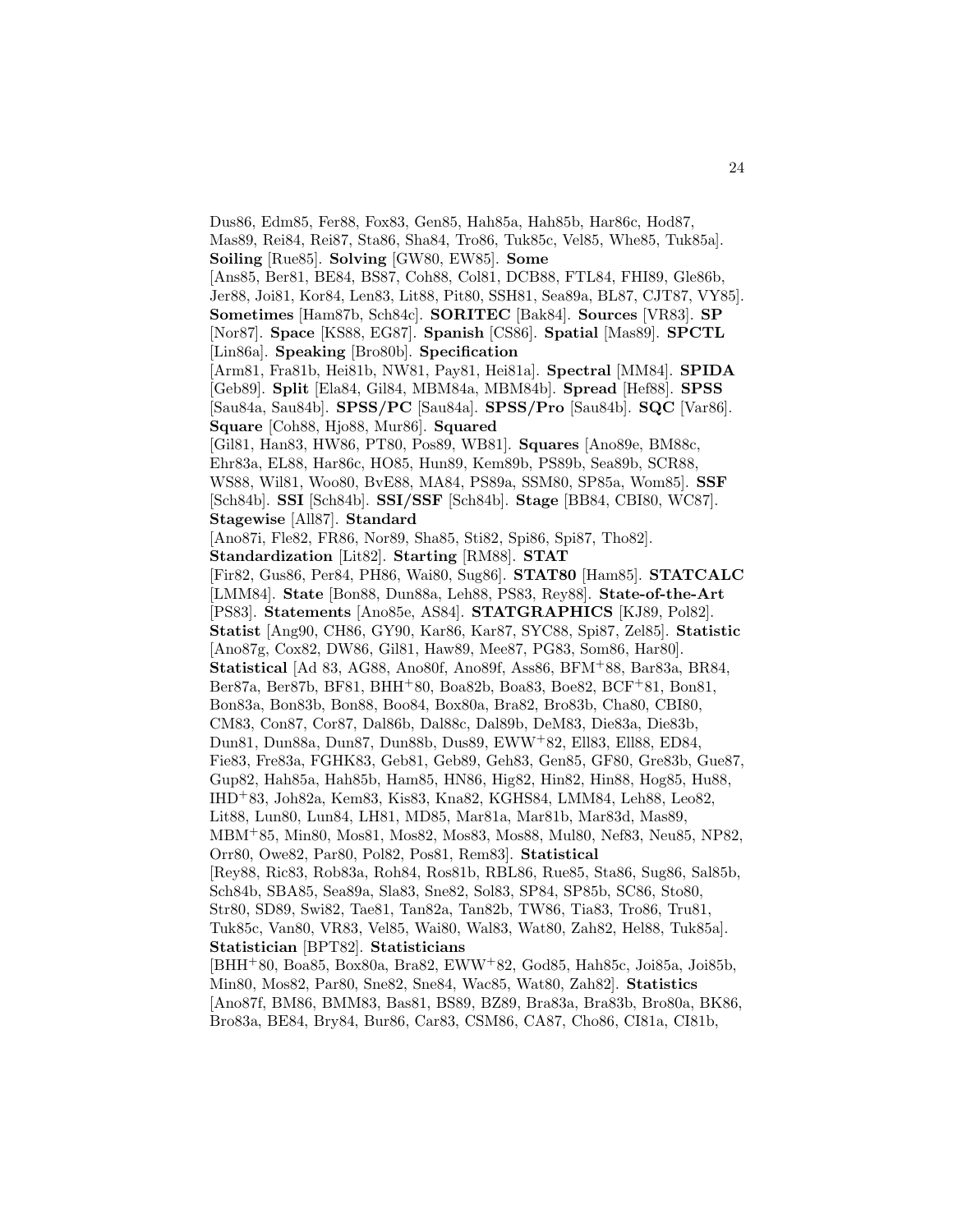Dus86, Edm85, Fer88, Fox83, Gen85, Hah85a, Hah85b, Har86c, Hod87, Mas89, Rei84, Rei87, Sta86, Sha84, Tro86, Tuk85c, Vel85, Whe85, Tuk85a]. **Soiling** [Rue85]. **Solving** [GW80, EW85]. **Some** [Ans85, Ber81, BE84, BS87, Coh88, Col81, DCB88, FTL84, FHI89, Gle86b, Jer88, Joi81, Kor84, Len83, Lit88, Pit80, SSH81, Sea89a, BL87, CJT87, VY85]. **Sometimes** [Ham87b, Sch84c]. **SORITEC** [Bak84]. **Sources** [VR83]. **SP** [Nor87]. **Space** [KS88, EG87]. **Spanish** [CS86]. **Spatial** [Mas89]. **SPCTL** [Lin86a]. **Speaking** [Bro80b]. **Specification** [Arm81, Fra81b, Hei81b, NW81, Pay81, Hei81a]. **Spectral** [MM84]. **SPIDA** [Geb89]. **Split** [Ela84, Gil84, MBM84a, MBM84b]. **Spread** [Hef88]. **SPSS** [Sau84a, Sau84b]. **SPSS/PC** [Sau84a]. **SPSS/Pro** [Sau84b]. **SQC** [Var86]. **Square** [Coh88, Hjo88, Mur86]. **Squared** [Gil81, Han83, HW86, PT80, Pos89, WB81]. **Squares** [Ano89e, BM88c, Ehr83a, EL88, Har86c, HO85, Hun89, Kem89b, PS89b, Sea89b, SCR88, WS88, Wil81, Woo80, BvE88, MA84, PS89a, SSM80, SP85a, Wom85]. **SSF** [Sch84b]. **SSI** [Sch84b]. **SSI/SSF** [Sch84b]. **Stage** [BB84, CBI80, WC87]. **Stagewise** [All87]. **Standard** [Ano87i, Fle82, FR86, Nor89, Sha85, Sti82, Spi86, Spi87, Tho82]. **Standardization** [Lit82]. **Starting** [RM88]. **STAT** [Fir82, Gus86, Per84, PH86, Wai80, Sug86]. **STAT80** [Ham85]. **STATCALC** [LMM84]. **State** [Bon88, Dun88a, Leh88, PS83, Rey88]. **State-of-the-Art** [PS83]. **Statements** [Ano85e, AS84]. **STATGRAPHICS** [KJ89, Pol82]. **Statist** [Ang90, CH86, GY90, Kar86, Kar87, SYC88, Spi87, Zel85]. **Statistic** [Ano87g, Cox82, DW86, Gil81, Haw89, Mee87, PG83, Som86, Har80]. **Statistical** [Ad 83, AG88, Ano80f, Ano89f, Ass86, BFM+88, Bar83a, BR84, Ber87a, Ber87b, BF81, BHH+80, Boa82b, Boa83, Boe82, BCF+81, Bon81, Bon83a, Bon83b, Bon88, Boo84, Box80a, Bra82, Bro83b, Cha80, CBI80, CM83, Con87, Cor87, Dal86b, Dal88c, Dal89b, DeM83, Die83a, Die83b, Dun81, Dun88a, Dun87, Dun88b, Dus89, EWW+82, Ell83, Ell88, ED84, Fie83, Fre83a, FGHK83, Geb81, Geb89, Geh83, Gen85, GF80, Gre83b, Gue87, Gup82, Hah85a, Hah85b, Ham85, HN86, Hig82, Hin82, Hin88, Hog85, Hu88, IHD+83, Joh82a, Kem83, Kis83, Kna82, KGHS84, LMM84, Leh88, Leo82, Lit88, Lun80, Lun84, LH81, MD85, Mar81a, Mar81b, Mar83d, Mas89, MBM+85, Min80, Mos81, Mos82, Mos83, Mos88, Mul80, Nef83, Neu85, NP82, Orr80, Owe82, Par80, Pol82, Pos81, Rem83]. **Statistical** [Rey88, Ric83, Rob83a, Roh84, Ros81b, RBL86, Rue85, Sta86, Sug86, Sal85b, Sch84b, SBA85, Sea89a, Sla83, Sne82, Sol83, SP84, SP85b, SC86, Sto80, Str80, SD89, Swi82, Tae81, Tan82a, Tan82b, TW86, Tia83, Tro86, Tru81, Tuk85c, Van80, VR83, Vel85, Wai80, Wal83, Wat80, Zah82, Hel88, Tuk85a]. **Statistician** [BPT82]. **Statisticians** [BHH+80, Boa85, Box80a, Bra82, EWW+82, God85, Hah85c, Joi85a, Joi85b, Min80, Mos82, Par80, Sne82, Sne84, Wac85, Wat80, Zah82]. **Statistics** [Ano87f, BM86, BMM83, Bas81, BS89, BZ89, Bra83a, Bra83b, Bro80a, BK86, Bro83a, BE84, Bry84, Bur86, Car83, CSM86, CA87, Cho86, CI81a, CI81b,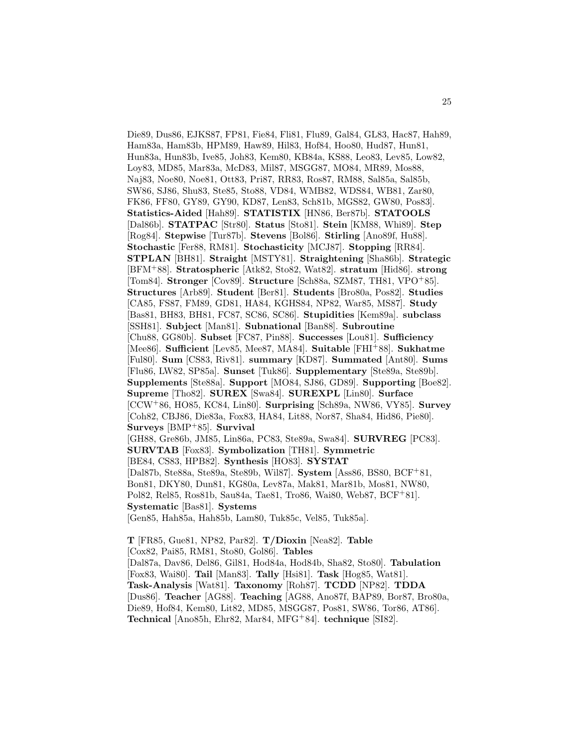Die89, Dus86, EJKS87, FP81, Fie84, Fli81, Flu89, Gal84, GL83, Hac87, Hah89, Ham83a, Ham83b, HPM89, Haw89, Hil83, Hof84, Hoo80, Hud87, Hun81, Hun83a, Hun83b, Ive85, Joh83, Kem80, KB84a, KS88, Leo83, Lev85, Low82, Loy83, MD85, Mar83a, McD83, Mil87, MSGG87, MO84, MR89, Mos88, Naj83, Noe80, Noe81, Ott83, Pri87, RR83, Ros87, RM88, Sal85a, Sal85b, SW86, SJ86, Shu83, Ste85, Sto88, VD84, WMB82, WDS84, WB81, Zar80, FK86, FF80, GY89, GY90, KD87, Len83, Sch81b, MGS82, GW80, Pos83]. **Statistics-Aided** [Hah89]. **STATISTIX** [HN86, Ber87b]. **STATOOLS** [Dal86b]. **STATPAC** [Str80]. **Status** [Sto81]. **Stein** [KM88, Whi89]. **Step** [Rog84]. **Stepwise** [Tur87b]. **Stevens** [Bol86]. **Stirling** [Ano89f, Hu88]. **Stochastic** [Fer88, RM81]. **Stochasticity** [MCJ87]. **Stopping** [RR84]. **STPLAN** [BH81]. **Straight** [MSTY81]. **Straightening** [Sha86b]. **Strategic** [BFM+88]. **Stratospheric** [Atk82, Sto82, Wat82]. **stratum** [Hid86]. **strong** [Tom84]. **Stronger** [Cov89]. **Structure** [Sch88a, SZM87, TH81, VPO+85]. **Structures** [Arb89]. **Student** [Ber81]. **Students** [Bro80a, Pos82]. **Studies** [CA85, FS87, FM89, GD81, HA84, KGHS84, NP82, War85, MS87]. **Study** [Bas81, BH83, BH81, FC87, SC86, SC86]. **Stupidities** [Kem89a]. **subclass** [SSH81]. **Subject** [Man81]. **Subnational** [Ban88]. **Subroutine** [Chu88, GG80b]. **Subset** [FC87, Pin88]. **Successes** [Lou81]. **Sufficiency** [Mee86]. **Sufficient** [Lev85, Mee87, MA84]. **Suitable** [FHI+88]. **Sukhatme** [Ful80]. **Sum** [CS83, Riv81]. **summary** [KD87]. **Summated** [Ant80]. **Sums** [Flu86, LW82, SP85a]. **Sunset** [Tuk86]. **Supplementary** [Ste89a, Ste89b]. **Supplements** [Ste88a]. **Support** [MO84, SJ86, GD89]. **Supporting** [Boe82]. **Supreme** [Tho82]. **SUREX** [Swa84]. **SUREXPL** [Lin80]. **Surface** [CCW+86, HO85, KC84, Lin80]. **Surprising** [Sch89a, NW86, VY85]. **Survey** [Coh82, CBJ86, Die83a, Fox83, HA84, Lit88, Nor87, Sha84, Hid86, Pie80]. **Surveys** [BMP+85]. **Survival** [GH88, Gre86b, JM85, Lin86a, PC83, Ste89a, Swa84]. **SURVREG** [PC83]. **SURVTAB** [Fox83]. **Symbolization** [TH81]. **Symmetric** [BE84, CS83, HPB82]. **Synthesis** [HO83]. **SYSTAT** [Dal87b, Ste88a, Ste89a, Ste89b, Wil87]. **System** [Ass86, BS80, BCF+81, Bon81, DKY80, Dun81, KG80a, Lev87a, Mak81, Mar81b, Mos81, NW80, Pol82, Rel85, Ros81b, Sau84a, Tae81, Tro86, Wai80, Web87, BCF+81]. **Systematic** [Bas81]. **Systems** [Gen85, Hah85a, Hah85b, Lam80, Tuk85c, Vel85, Tuk85a].

**T** [FR85, Gue81, NP82, Par82]. **T/Dioxin** [Nea82]. **Table** [Cox82, Pai85, RM81, Sto80, Gol86]. **Tables** [Dal87a, Dav86, Del86, Gil81, Hod84a, Hod84b, Sha82, Sto80]. **Tabulation** [Fox83, Wai80]. **Tail** [Man83]. **Tally** [Hsi81]. **Task** [Hog85, Wat81]. **Task-Analysis** [Wat81]. **Taxonomy** [Roh87]. **TCDD** [NP82]. **TDDA** [Dus86]. **Teacher** [AG88]. **Teaching** [AG88, Ano87f, BAP89, Bor87, Bro80a, Die89, Hof84, Kem80, Lit82, MD85, MSGG87, Pos81, SW86, Tor86, AT86]. **Technical** [Ano85h, Ehr82, Mar84, MFG+84]. **technique** [SI82].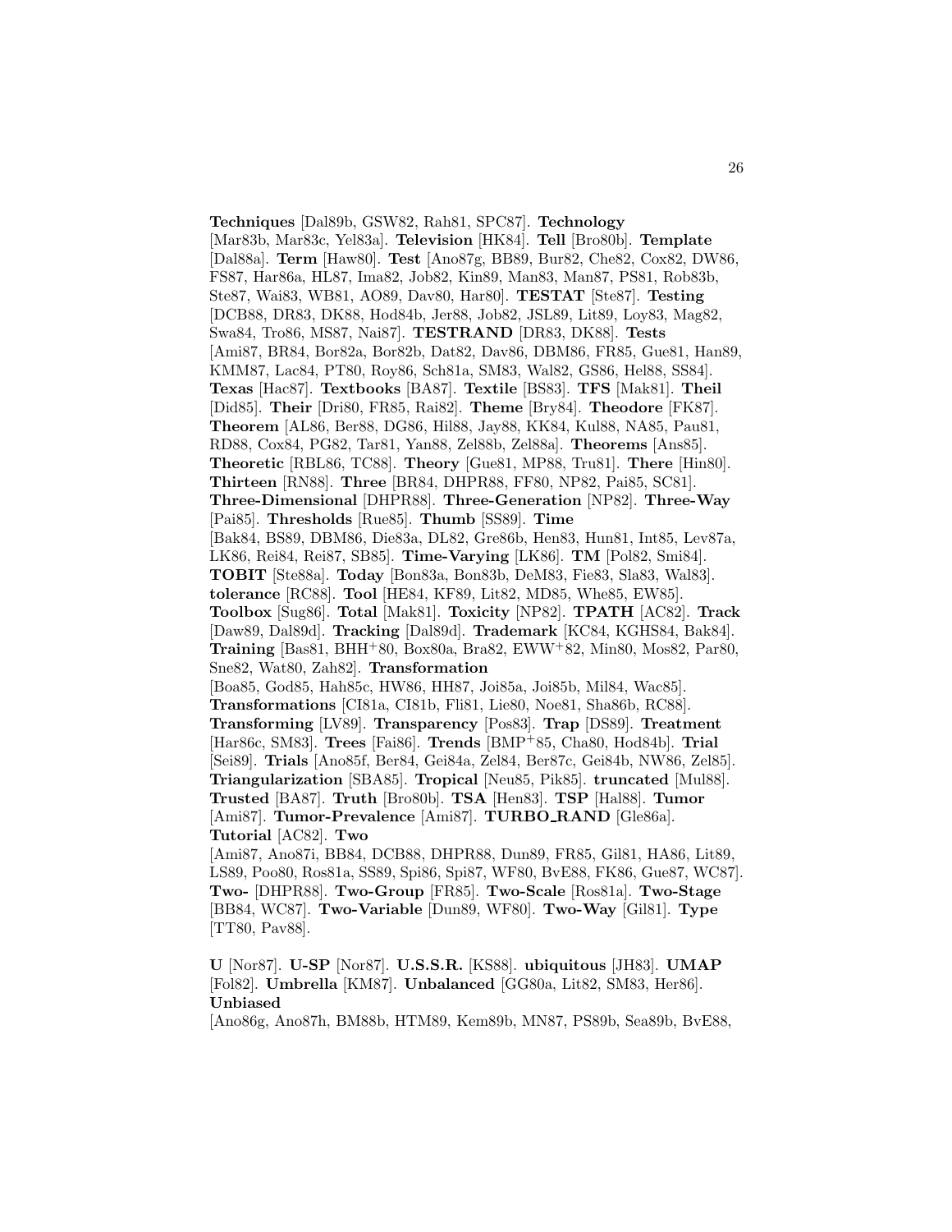**Techniques** [Dal89b, GSW82, Rah81, SPC87]. **Technology** [Mar83b, Mar83c, Yel83a]. **Television** [HK84]. **Tell** [Bro80b]. **Template** [Dal88a]. **Term** [Haw80]. **Test** [Ano87g, BB89, Bur82, Che82, Cox82, DW86, FS87, Har86a, HL87, Ima82, Job82, Kin89, Man83, Man87, PS81, Rob83b, Ste87, Wai83, WB81, AO89, Dav80, Har80]. **TESTAT** [Ste87]. **Testing** [DCB88, DR83, DK88, Hod84b, Jer88, Job82, JSL89, Lit89, Loy83, Mag82, Swa84, Tro86, MS87, Nai87]. **TESTRAND** [DR83, DK88]. **Tests** [Ami87, BR84, Bor82a, Bor82b, Dat82, Dav86, DBM86, FR85, Gue81, Han89, KMM87, Lac84, PT80, Roy86, Sch81a, SM83, Wal82, GS86, Hel88, SS84]. **Texas** [Hac87]. **Textbooks** [BA87]. **Textile** [BS83]. **TFS** [Mak81]. **Theil** [Did85]. **Their** [Dri80, FR85, Rai82]. **Theme** [Bry84]. **Theodore** [FK87]. **Theorem** [AL86, Ber88, DG86, Hil88, Jay88, KK84, Kul88, NA85, Pau81, RD88, Cox84, PG82, Tar81, Yan88, Zel88b, Zel88a]. **Theorems** [Ans85]. **Theoretic** [RBL86, TC88]. **Theory** [Gue81, MP88, Tru81]. **There** [Hin80]. **Thirteen** [RN88]. **Three** [BR84, DHPR88, FF80, NP82, Pai85, SC81]. **Three-Dimensional** [DHPR88]. **Three-Generation** [NP82]. **Three-Way** [Pai85]. **Thresholds** [Rue85]. **Thumb** [SS89]. **Time** [Bak84, BS89, DBM86, Die83a, DL82, Gre86b, Hen83, Hun81, Int85, Lev87a, LK86, Rei84, Rei87, SB85]. **Time-Varying** [LK86]. **TM** [Pol82, Smi84]. **TOBIT** [Ste88a]. **Today** [Bon83a, Bon83b, DeM83, Fie83, Sla83, Wal83]. **tolerance** [RC88]. **Tool** [HE84, KF89, Lit82, MD85, Whe85, EW85]. **Toolbox** [Sug86]. **Total** [Mak81]. **Toxicity** [NP82]. **TPATH** [AC82]. **Track** [Daw89, Dal89d]. **Tracking** [Dal89d]. **Trademark** [KC84, KGHS84, Bak84]. **Training** [Bas81, BHH+80, Box80a, Bra82, EWW+82, Min80, Mos82, Par80, Sne82, Wat80, Zah82]. **Transformation** [Boa85, God85, Hah85c, HW86, HH87, Joi85a, Joi85b, Mil84, Wac85]. **Transformations** [CI81a, CI81b, Fli81, Lie80, Noe81, Sha86b, RC88]. **Transforming** [LV89]. **Transparency** [Pos83]. **Trap** [DS89]. **Treatment** [Har86c, SM83]. **Trees** [Fai86]. **Trends** [BMP+85, Cha80, Hod84b]. **Trial** [Sei89]. **Trials** [Ano85f, Ber84, Gei84a, Zel84, Ber87c, Gei84b, NW86, Zel85]. **Triangularization** [SBA85]. **Tropical** [Neu85, Pik85]. **truncated** [Mul88]. **Trusted** [BA87]. **Truth** [Bro80b]. **TSA** [Hen83]. **TSP** [Hal88]. **Tumor** [Ami87]. **Tumor-Prevalence** [Ami87]. **TURBO_RAND** [Gle86a]. **Tutorial** [AC82]. **Two** [Ami87, Ano87i, BB84, DCB88, DHPR88, Dun89, FR85, Gil81, HA86, Lit89, LS89, Poo80, Ros81a, SS89, Spi86, Spi87, WF80, BvE88, FK86, Gue87, WC87]. **Two-** [DHPR88]. **Two-Group** [FR85]. **Two-Scale** [Ros81a]. **Two-Stage** [BB84, WC87]. **Two-Variable** [Dun89, WF80]. **Two-Way** [Gil81]. **Type** [TT80, Pav88].

**U** [Nor87]. **U-SP** [Nor87]. **U.S.S.R.** [KS88]. **ubiquitous** [JH83]. **UMAP** [Fol82]. **Umbrella** [KM87]. **Unbalanced** [GG80a, Lit82, SM83, Her86]. **Unbiased** [Ano86g, Ano87h, BM88b, HTM89, Kem89b, MN87, PS89b, Sea89b, BvE88,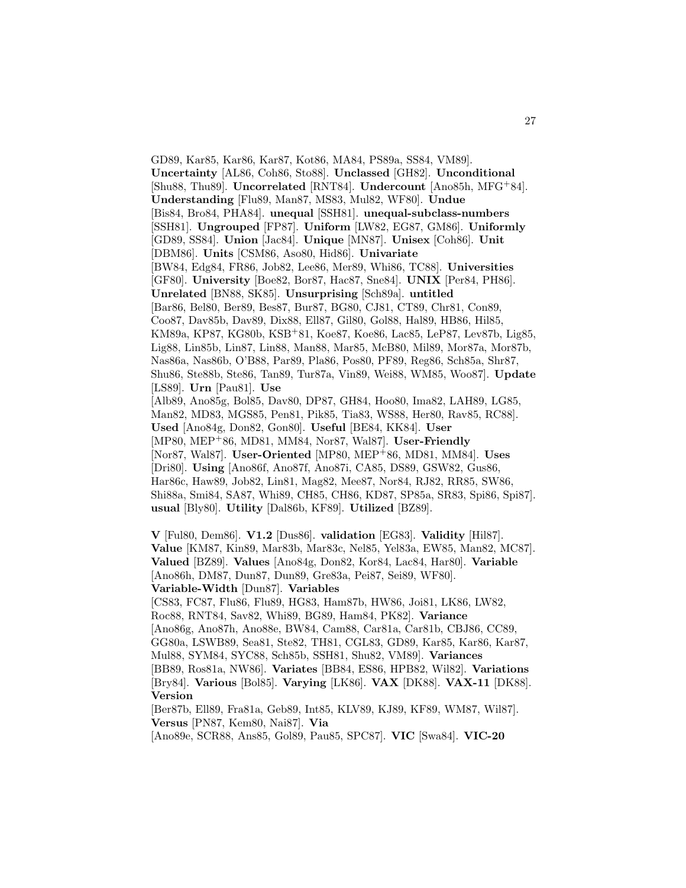GD89, Kar85, Kar86, Kar87, Kot86, MA84, PS89a, SS84, VM89]. **Uncertainty** [AL86, Coh86, Sto88]. **Unclassed** [GH82]. **Unconditional** [Shu88, Thu89]. **Uncorrelated** [RNT84]. **Undercount** [Ano85h, MFG+84]. **Understanding** [Flu89, Man87, MS83, Mul82, WF80]. **Undue** [Bis84, Bro84, PHA84]. **unequal** [SSH81]. **unequal-subclass-numbers** [SSH81]. **Ungrouped** [FP87]. **Uniform** [LW82, EG87, GM86]. **Uniformly** [GD89, SS84]. **Union** [Jac84]. **Unique** [MN87]. **Unisex** [Coh86]. **Unit** [DBM86]. **Units** [CSM86, Aso80, Hid86]. **Univariate** [BW84, Edg84, FR86, Job82, Lee86, Mer89, Whi86, TC88]. **Universities** [GF80]. **University** [Boe82, Bor87, Hac87, Sne84]. **UNIX** [Per84, PH86]. **Unrelated** [BN88, SK85]. **Unsurprising** [Sch89a]. **untitled** [Bar86, Bel80, Ber89, Bes87, Bur87, BG80, CJ81, CT89, Chr81, Con89, Coo87, Dav85b, Dav89, Dix88, Ell87, Gil80, Gol88, Hal89, HB86, Hil85, KM89a, KP87, KG80b, KSB+81, Koe87, Koe86, Lac85, LeP87, Lev87b, Lig85, Lig88, Lin85b, Lin87, Lin88, Man88, Mar85, McB80, Mil89, Mor87a, Mor87b, Nas86a, Nas86b, O'B88, Par89, Pla86, Pos80, PF89, Reg86, Sch85a, Shr87, Shu86, Ste88b, Ste86, Tan89, Tur87a, Vin89, Wei88, WM85, Woo87]. **Update** [LS89]. **Urn** [Pau81]. **Use** [Alb89, Ano85g, Bol85, Dav80, DP87, GH84, Hoo80, Ima82, LAH89, LG85, Man82, MD83, MGS85, Pen81, Pik85, Tia83, WS88, Her80, Rav85, RC88]. **Used** [Ano84g, Don82, Gon80]. **Useful** [BE84, KK84]. **User** [MP80, MEP+86, MD81, MM84, Nor87, Wal87]. **User-Friendly** [Nor87, Wal87]. **User-Oriented** [MP80, MEP+86, MD81, MM84]. **Uses** [Dri80]. **Using** [Ano86f, Ano87f, Ano87i, CA85, DS89, GSW82, Gus86, Har86c, Haw89, Job82, Lin81, Mag82, Mee87, Nor84, RJ82, RR85, SW86, Shi88a, Smi84, SA87, Whi89, CH85, CH86, KD87, SP85a, SR83, Spi86, Spi87]. **usual** [Bly80]. **Utility** [Dal86b, KF89]. **Utilized** [BZ89].

**V** [Ful80, Dem86]. **V1.2** [Dus86]. **validation** [EG83]. **Validity** [Hil87]. **Value** [KM87, Kin89, Mar83b, Mar83c, Nel85, Yel83a, EW85, Man82, MC87]. **Valued** [BZ89]. **Values** [Ano84g, Don82, Kor84, Lac84, Har80]. **Variable** [Ano86h, DM87, Dun87, Dun89, Gre83a, Pei87, Sei89, WF80]. **Variable-Width** [Dun87]. **Variables** [CS83, FC87, Flu86, Flu89, HG83, Ham87b, HW86, Joi81, LK86, LW82, Roc88, RNT84, Sav82, Whi89, BG89, Ham84, PK82]. **Variance** [Ano86g, Ano87h, Ano88e, BW84, Cam88, Car81a, Car81b, CBJ86, CC89, GG80a, LSWB89, Sea81, Ste82, TH81, CGL83, GD89, Kar85, Kar86, Kar87, Mul88, SYM84, SYC88, Sch85b, SSH81, Shu82, VM89]. **Variances** [BB89, Ros81a, NW86]. **Variates** [BB84, ES86, HPB82, Wil82]. **Variations** [Bry84]. **Various** [Bol85]. **Varying** [LK86]. **VAX** [DK88]. **VAX-11** [DK88]. **Version** [Ber87b, Ell89, Fra81a, Geb89, Int85, KLV89, KJ89, KF89, WM87, Wil87]. **Versus** [PN87, Kem80, Nai87]. **Via** [Ano89e, SCR88, Ans85, Gol89, Pau85, SPC87]. **VIC** [Swa84]. **VIC-20**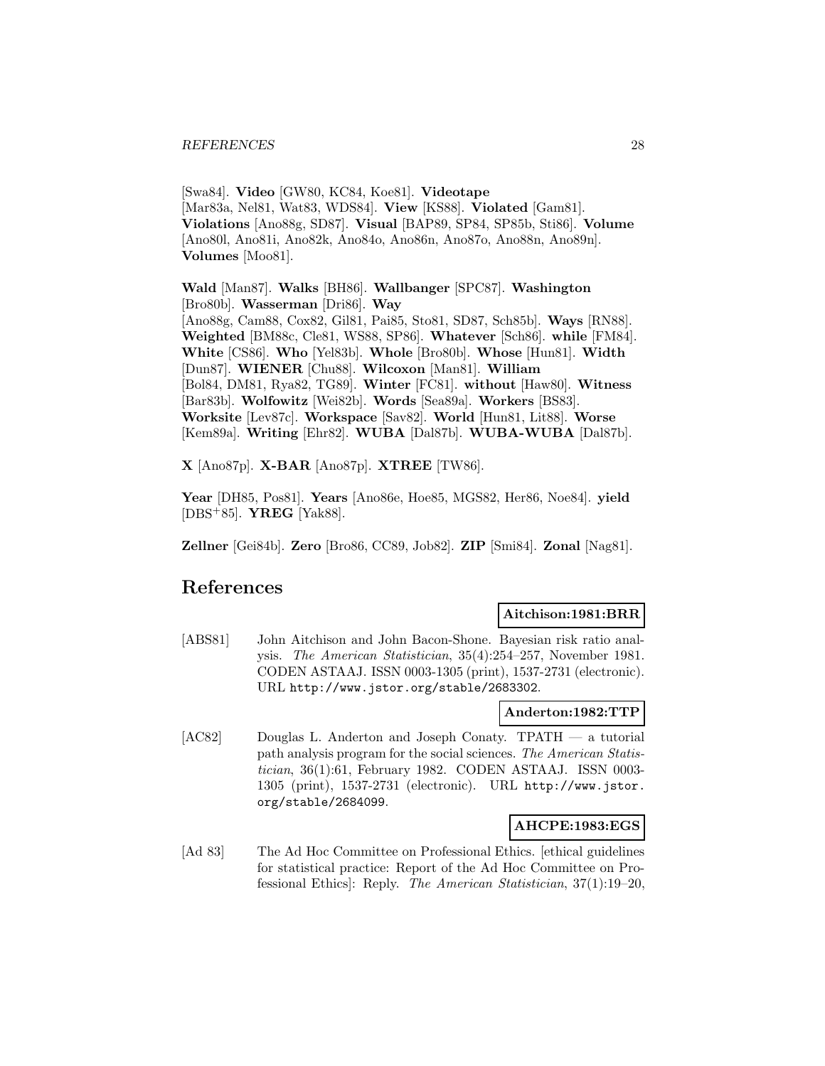[Swa84]. **Video** [GW80, KC84, Koe81]. **Videotape** [Mar83a, Nel81, Wat83, WDS84]. **View** [KS88]. **Violated** [Gam81]. **Violations** [Ano88g, SD87]. **Visual** [BAP89, SP84, SP85b, Sti86]. **Volume** [Ano80l, Ano81i, Ano82k, Ano84o, Ano86n, Ano87o, Ano88n, Ano89n]. **Volumes** [Moo81].

**Wald** [Man87]. **Walks** [BH86]. **Wallbanger** [SPC87]. **Washington** [Bro80b]. **Wasserman** [Dri86]. **Way** [Ano88g, Cam88, Cox82, Gil81, Pai85, Sto81, SD87, Sch85b]. **Ways** [RN88]. **Weighted** [BM88c, Cle81, WS88, SP86]. **Whatever** [Sch86]. **while** [FM84]. **White** [CS86]. **Who** [Yel83b]. **Whole** [Bro80b]. **Whose** [Hun81]. **Width** [Dun87]. **WIENER** [Chu88]. **Wilcoxon** [Man81]. **William** [Bol84, DM81, Rya82, TG89]. **Winter** [FC81]. **without** [Haw80]. **Witness** [Bar83b]. **Wolfowitz** [Wei82b]. **Words** [Sea89a]. **Workers** [BS83]. **Worksite** [Lev87c]. **Workspace** [Sav82]. **World** [Hun81, Lit88]. **Worse** [Kem89a]. **Writing** [Ehr82]. **WUBA** [Dal87b]. **WUBA-WUBA** [Dal87b].

**X** [Ano87p]. **X-BAR** [Ano87p]. **XTREE** [TW86].

**Year** [DH85, Pos81]. **Years** [Ano86e, Hoe85, MGS82, Her86, Noe84]. **yield** [DBS+85]. **YREG** [Yak88].

**Zellner** [Gei84b]. **Zero** [Bro86, CC89, Job82]. **ZIP** [Smi84]. **Zonal** [Nag81].

## References

**Aitchison:1981:BRR**

[ABS81] John Aitchison and John Bacon-Shone. Bayesian risk ratio analysis. *The American Statistician*, 35(4):254–257, November 1981. CODEN ASTAAJ. ISSN 0003-1305 (print), 1537-2731 (electronic). URL http://www.jstor.org/stable/2683302.

**Anderton:1982:TTP**

[AC82] Douglas L. Anderton and Joseph Conaty. TPATH — a tutorial path analysis program for the social sciences. *The American Statistician*, 36(1):61, February 1982. CODEN ASTAAJ. ISSN 0003-1305 (print), 1537-2731 (electronic). URL http://www.jstor.org/stable/2684099.

**AHCPE:1983:EGS**

[Ad 83] The Ad Hoc Committee on Professional Ethics. [ethical guidelines for statistical practice: Report of the Ad Hoc Committee on Professional Ethics]: Reply. *The American Statistician*, 37(1):19–20,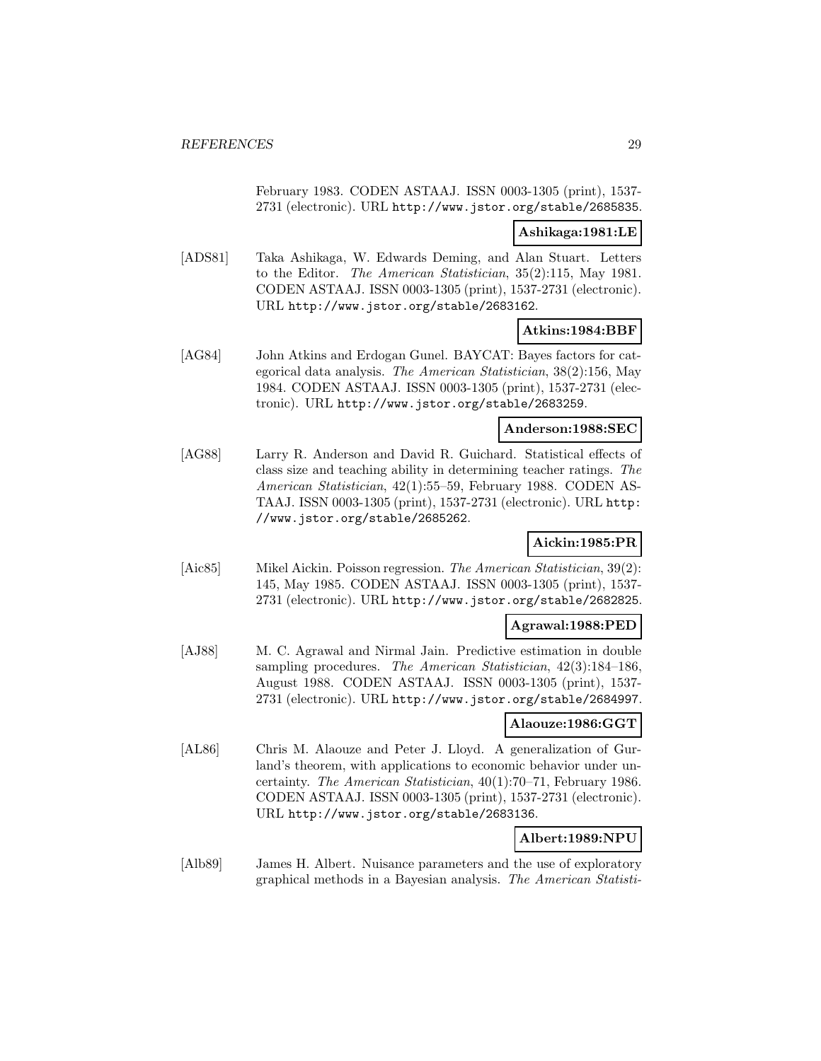February 1983. CODEN ASTAAJ. ISSN 0003-1305 (print), 1537-2731 (electronic). URL http://www.jstor.org/stable/2685835.

**Ashikaga:1981:LE**

[ADS81] Taka Ashikaga, W. Edwards Deming, and Alan Stuart. Letters to the Editor. *The American Statistician*, 35(2):115, May 1981. CODEN ASTAAJ. ISSN 0003-1305 (print), 1537-2731 (electronic). URL http://www.jstor.org/stable/2683162.

**Atkins:1984:BBF**

[AG84] John Atkins and Erdogan Gunel. BAYCAT: Bayes factors for categorical data analysis. *The American Statistician*, 38(2):156, May 1984. CODEN ASTAAJ. ISSN 0003-1305 (print), 1537-2731 (electronic). URL http://www.jstor.org/stable/2683259.

**Anderson:1988:SEC**

[AG88] Larry R. Anderson and David R. Guichard. Statistical effects of class size and teaching ability in determining teacher ratings. *The American Statistician*, 42(1):55–59, February 1988. CODEN ASTAAJ. ISSN 0003-1305 (print), 1537-2731 (electronic). URL http://www.jstor.org/stable/2685262.

**Aickin:1985:PR**

[Aic85] Mikel Aickin. Poisson regression. *The American Statistician*, 39(2):145, May 1985. CODEN ASTAAJ. ISSN 0003-1305 (print), 1537-2731 (electronic). URL http://www.jstor.org/stable/2682825.

**Agrawal:1988:PED**

[AJ88] M. C. Agrawal and Nirmal Jain. Predictive estimation in double sampling procedures. *The American Statistician*, 42(3):184–186, August 1988. CODEN ASTAAJ. ISSN 0003-1305 (print), 1537-2731 (electronic). URL http://www.jstor.org/stable/2684997.

**Alaouze:1986:GGT**

[AL86] Chris M. Alaouze and Peter J. Lloyd. A generalization of Gurland's theorem, with applications to economic behavior under uncertainty. *The American Statistician*, 40(1):70–71, February 1986. CODEN ASTAAJ. ISSN 0003-1305 (print), 1537-2731 (electronic). URL http://www.jstor.org/stable/2683136.

**Albert:1989:NPU**

[Alb89] James H. Albert. Nuisance parameters and the use of exploratory graphical methods in a Bayesian analysis. *The American Statisti-*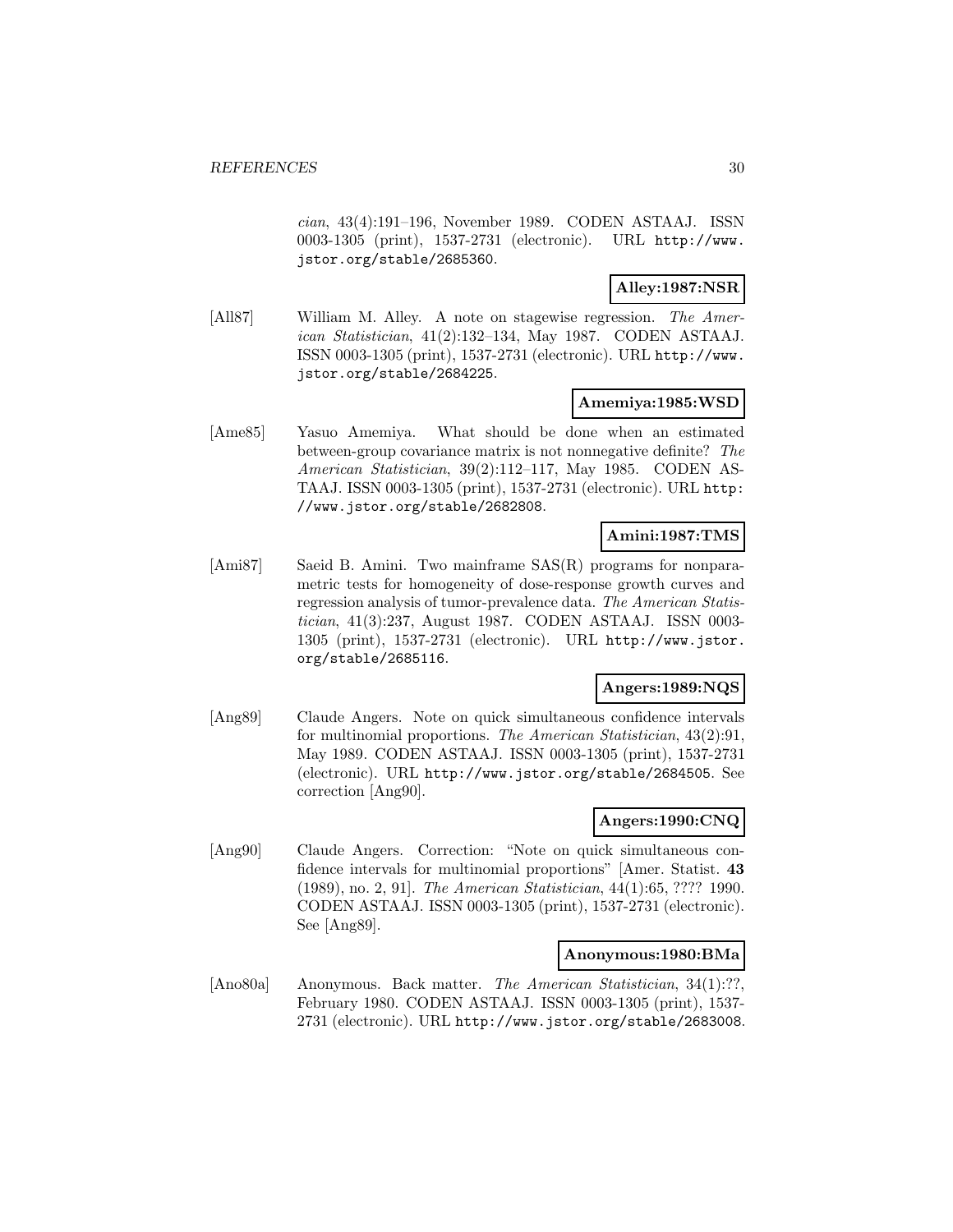*cian*, 43(4):191–196, November 1989. CODEN ASTAAJ. ISSN 0003-1305 (print), 1537-2731 (electronic). URL http://www.jstor.org/stable/2685360.

**Alley:1987:NSR**

[All87] William M. Alley. A note on stagewise regression. *The American Statistician*, 41(2):132–134, May 1987. CODEN ASTAAJ. ISSN 0003-1305 (print), 1537-2731 (electronic). URL http://www.jstor.org/stable/2684225.

**Amemiya:1985:WSD**

[Ame85] Yasuo Amemiya. What should be done when an estimated between-group covariance matrix is not nonnegative definite? *The American Statistician*, 39(2):112–117, May 1985. CODEN ASTAAJ. ISSN 0003-1305 (print), 1537-2731 (electronic). URL http://www.jstor.org/stable/2682808.

**Amini:1987:TMS**

[Ami87] Saeid B. Amini. Two mainframe SAS(R) programs for nonparametric tests for homogeneity of dose-response growth curves and regression analysis of tumor-prevalence data. *The American Statistician*, 41(3):237, August 1987. CODEN ASTAAJ. ISSN 0003-1305 (print), 1537-2731 (electronic). URL http://www.jstor.org/stable/2685116.

**Angers:1989:NQS**

[Ang89] Claude Angers. Note on quick simultaneous confidence intervals for multinomial proportions. *The American Statistician*, 43(2):91, May 1989. CODEN ASTAAJ. ISSN 0003-1305 (print), 1537-2731 (electronic). URL http://www.jstor.org/stable/2684505. See correction [Ang90].

**Angers:1990:CNQ**

[Ang90] Claude Angers. Correction: "Note on quick simultaneous confidence intervals for multinomial proportions" [Amer. Statist. **43** (1989), no. 2, 91]. *The American Statistician*, 44(1):65, ???? 1990. CODEN ASTAAJ. ISSN 0003-1305 (print), 1537-2731 (electronic). See [Ang89].

**Anonymous:1980:BMa**

[Ano80a] Anonymous. Back matter. *The American Statistician*, 34(1):??, February 1980. CODEN ASTAAJ. ISSN 0003-1305 (print), 1537-2731 (electronic). URL http://www.jstor.org/stable/2683008.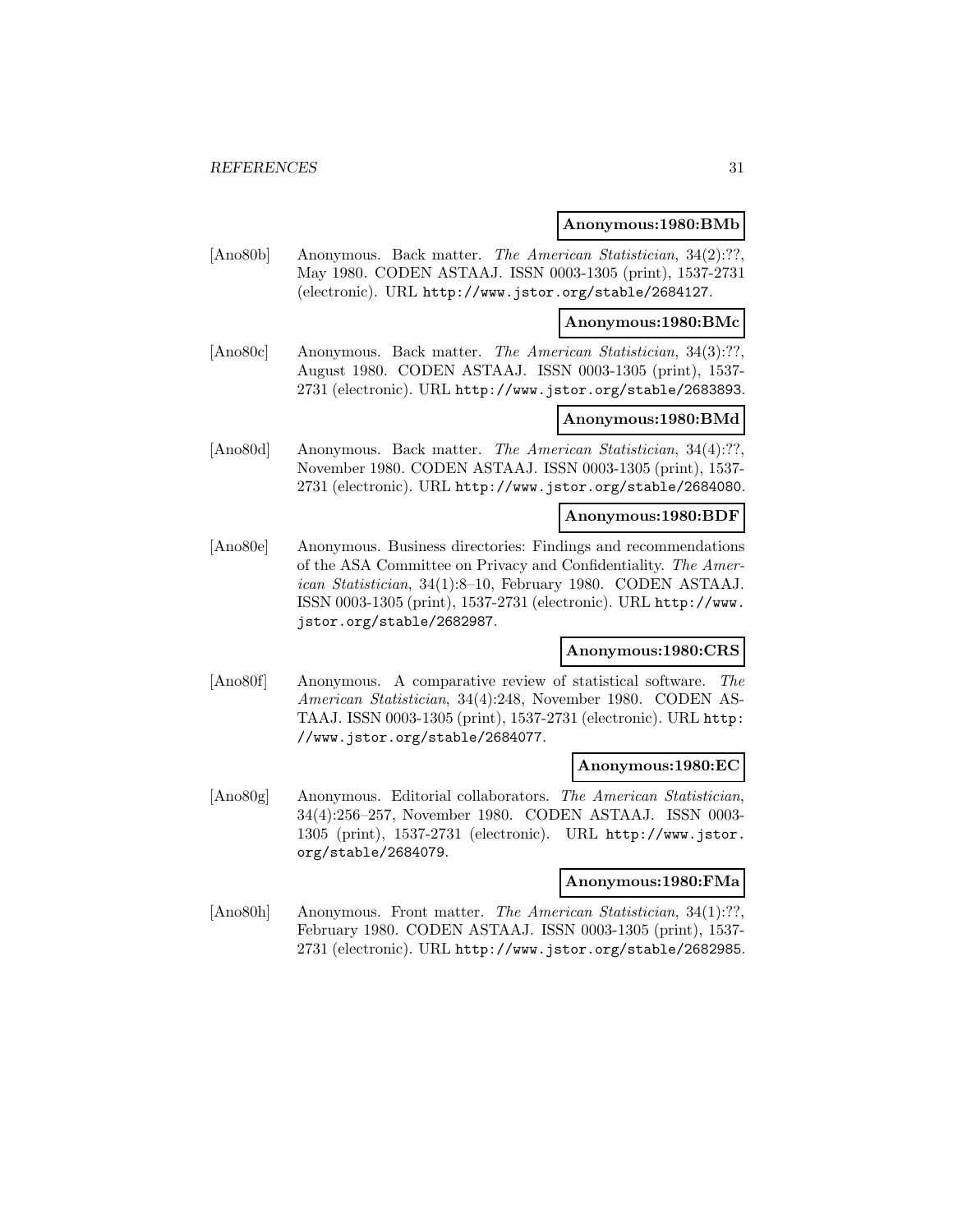**Anonymous:1980:BMb**

[Ano80b] Anonymous. Back matter. *The American Statistician*, 34(2):??, May 1980. CODEN ASTAAJ. ISSN 0003-1305 (print), 1537-2731 (electronic). URL http://www.jstor.org/stable/2684127.

**Anonymous:1980:BMc**

[Ano80c] Anonymous. Back matter. *The American Statistician*, 34(3):??, August 1980. CODEN ASTAAJ. ISSN 0003-1305 (print), 1537-2731 (electronic). URL http://www.jstor.org/stable/2683893.

**Anonymous:1980:BMd**

[Ano80d] Anonymous. Back matter. *The American Statistician*, 34(4):??, November 1980. CODEN ASTAAJ. ISSN 0003-1305 (print), 1537-2731 (electronic). URL http://www.jstor.org/stable/2684080.

**Anonymous:1980:BDF**

[Ano80e] Anonymous. Business directories: Findings and recommendations of the ASA Committee on Privacy and Confidentiality. *The American Statistician*, 34(1):8–10, February 1980. CODEN ASTAAJ. ISSN 0003-1305 (print), 1537-2731 (electronic). URL http://www.jstor.org/stable/2682987.

**Anonymous:1980:CRS**

[Ano80f] Anonymous. A comparative review of statistical software. *The American Statistician*, 34(4):248, November 1980. CODEN ASTAAJ. ISSN 0003-1305 (print), 1537-2731 (electronic). URL http://www.jstor.org/stable/2684077.

**Anonymous:1980:EC**

[Ano80g] Anonymous. Editorial collaborators. *The American Statistician*, 34(4):256–257, November 1980. CODEN ASTAAJ. ISSN 0003-1305 (print), 1537-2731 (electronic). URL http://www.jstor.org/stable/2684079.

**Anonymous:1980:FMa**

[Ano80h] Anonymous. Front matter. *The American Statistician*, 34(1):??, February 1980. CODEN ASTAAJ. ISSN 0003-1305 (print), 1537-2731 (electronic). URL http://www.jstor.org/stable/2682985.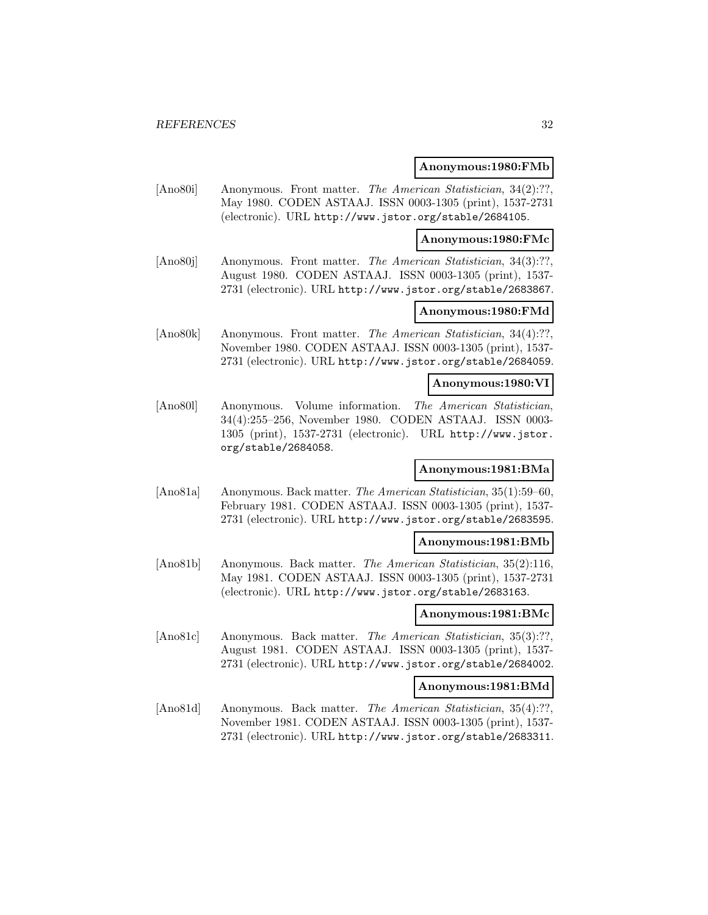**Anonymous:1980:FMb**

[Ano80i] Anonymous. Front matter. *The American Statistician*, 34(2):??, May 1980. CODEN ASTAAJ. ISSN 0003-1305 (print), 1537-2731 (electronic). URL http://www.jstor.org/stable/2684105.

**Anonymous:1980:FMc**

[Ano80j] Anonymous. Front matter. *The American Statistician*, 34(3):??, August 1980. CODEN ASTAAJ. ISSN 0003-1305 (print), 1537-2731 (electronic). URL http://www.jstor.org/stable/2683867.

**Anonymous:1980:FMd**

[Ano80k] Anonymous. Front matter. *The American Statistician*, 34(4):??, November 1980. CODEN ASTAAJ. ISSN 0003-1305 (print), 1537-2731 (electronic). URL http://www.jstor.org/stable/2684059.

**Anonymous:1980:VI**

[Ano80l] Anonymous. Volume information. *The American Statistician*, 34(4):255–256, November 1980. CODEN ASTAAJ. ISSN 0003-1305 (print), 1537-2731 (electronic). URL http://www.jstor.org/stable/2684058.

**Anonymous:1981:BMa**

[Ano81a] Anonymous. Back matter. *The American Statistician*, 35(1):59–60, February 1981. CODEN ASTAAJ. ISSN 0003-1305 (print), 1537-2731 (electronic). URL http://www.jstor.org/stable/2683595.

**Anonymous:1981:BMb**

[Ano81b] Anonymous. Back matter. *The American Statistician*, 35(2):116, May 1981. CODEN ASTAAJ. ISSN 0003-1305 (print), 1537-2731 (electronic). URL http://www.jstor.org/stable/2683163.

**Anonymous:1981:BMc**

[Ano81c] Anonymous. Back matter. *The American Statistician*, 35(3):??, August 1981. CODEN ASTAAJ. ISSN 0003-1305 (print), 1537-2731 (electronic). URL http://www.jstor.org/stable/2684002.

**Anonymous:1981:BMd**

[Ano81d] Anonymous. Back matter. *The American Statistician*, 35(4):??, November 1981. CODEN ASTAAJ. ISSN 0003-1305 (print), 1537-2731 (electronic). URL http://www.jstor.org/stable/2683311.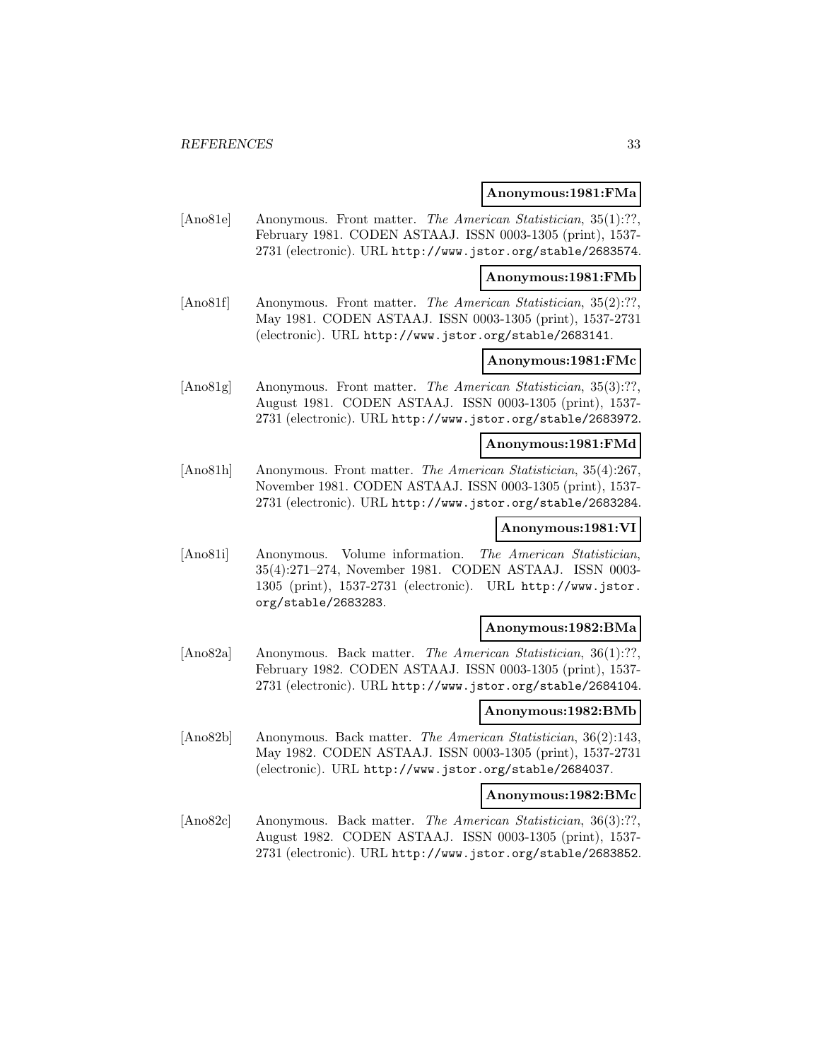**Anonymous:1981:FMa**

[Ano81e] Anonymous. Front matter. *The American Statistician*, 35(1):??, February 1981. CODEN ASTAAJ. ISSN 0003-1305 (print), 1537-2731 (electronic). URL `http://www.jstor.org/stable/2683574`.

**Anonymous:1981:FMb**

[Ano81f] Anonymous. Front matter. *The American Statistician*, 35(2):??, May 1981. CODEN ASTAAJ. ISSN 0003-1305 (print), 1537-2731 (electronic). URL `http://www.jstor.org/stable/2683141`.

**Anonymous:1981:FMc**

[Ano81g] Anonymous. Front matter. *The American Statistician*, 35(3):??, August 1981. CODEN ASTAAJ. ISSN 0003-1305 (print), 1537-2731 (electronic). URL `http://www.jstor.org/stable/2683972`.

**Anonymous:1981:FMd**

[Ano81h] Anonymous. Front matter. *The American Statistician*, 35(4):267, November 1981. CODEN ASTAAJ. ISSN 0003-1305 (print), 1537-2731 (electronic). URL `http://www.jstor.org/stable/2683284`.

**Anonymous:1981:VI**

[Ano81i] Anonymous. Volume information. *The American Statistician*, 35(4):271–274, November 1981. CODEN ASTAAJ. ISSN 0003-1305 (print), 1537-2731 (electronic). URL `http://www.jstor.org/stable/2683283`.

**Anonymous:1982:BMa**

[Ano82a] Anonymous. Back matter. *The American Statistician*, 36(1):??, February 1982. CODEN ASTAAJ. ISSN 0003-1305 (print), 1537-2731 (electronic). URL `http://www.jstor.org/stable/2684104`.

**Anonymous:1982:BMb**

[Ano82b] Anonymous. Back matter. *The American Statistician*, 36(2):143, May 1982. CODEN ASTAAJ. ISSN 0003-1305 (print), 1537-2731 (electronic). URL `http://www.jstor.org/stable/2684037`.

**Anonymous:1982:BMc**

[Ano82c] Anonymous. Back matter. *The American Statistician*, 36(3):??, August 1982. CODEN ASTAAJ. ISSN 0003-1305 (print), 1537-2731 (electronic). URL `http://www.jstor.org/stable/2683852`.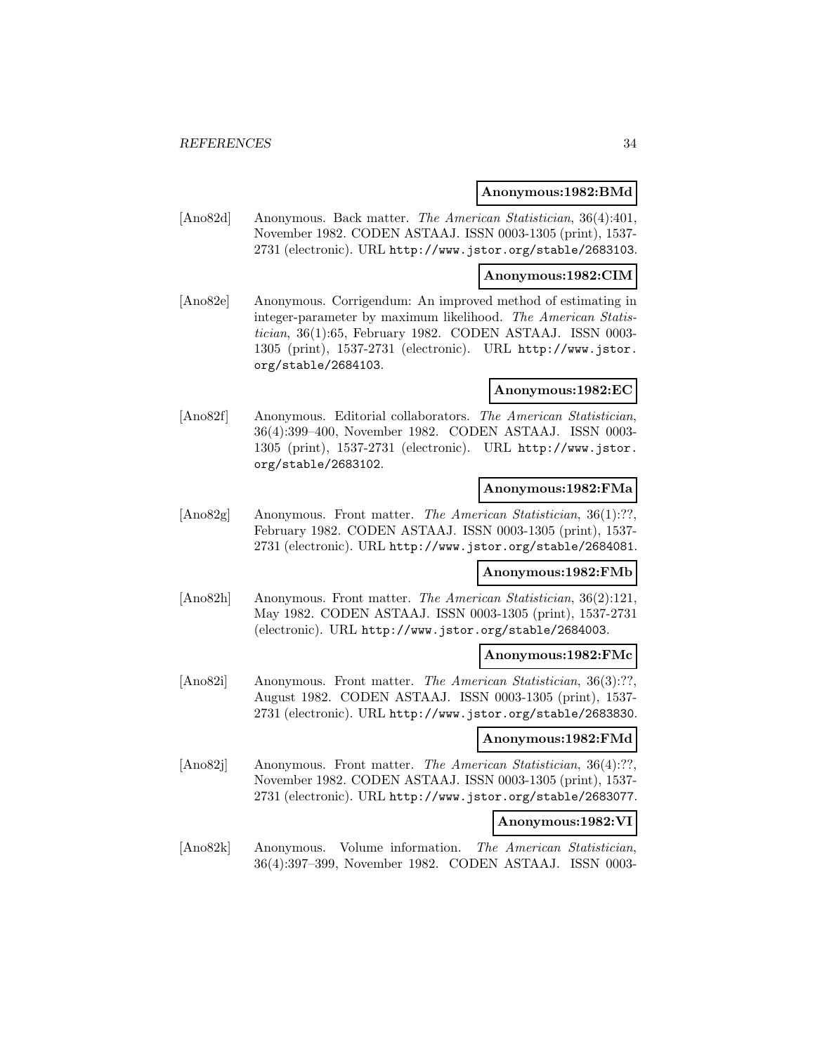**Anonymous:1982:BMd**

[Ano82d] Anonymous. Back matter. *The American Statistician*, 36(4):401, November 1982. CODEN ASTAAJ. ISSN 0003-1305 (print), 1537-2731 (electronic). URL http://www.jstor.org/stable/2683103.

**Anonymous:1982:CIM**

[Ano82e] Anonymous. Corrigendum: An improved method of estimating in integer-parameter by maximum likelihood. *The American Statistician*, 36(1):65, February 1982. CODEN ASTAAJ. ISSN 0003-1305 (print), 1537-2731 (electronic). URL http://www.jstor.org/stable/2684103.

**Anonymous:1982:EC**

[Ano82f] Anonymous. Editorial collaborators. *The American Statistician*, 36(4):399–400, November 1982. CODEN ASTAAJ. ISSN 0003-1305 (print), 1537-2731 (electronic). URL http://www.jstor.org/stable/2683102.

**Anonymous:1982:FMa**

[Ano82g] Anonymous. Front matter. *The American Statistician*, 36(1):??, February 1982. CODEN ASTAAJ. ISSN 0003-1305 (print), 1537-2731 (electronic). URL http://www.jstor.org/stable/2684081.

**Anonymous:1982:FMb**

[Ano82h] Anonymous. Front matter. *The American Statistician*, 36(2):121, May 1982. CODEN ASTAAJ. ISSN 0003-1305 (print), 1537-2731 (electronic). URL http://www.jstor.org/stable/2684003.

**Anonymous:1982:FMc**

[Ano82i] Anonymous. Front matter. *The American Statistician*, 36(3):??, August 1982. CODEN ASTAAJ. ISSN 0003-1305 (print), 1537-2731 (electronic). URL http://www.jstor.org/stable/2683830.

**Anonymous:1982:FMd**

[Ano82j] Anonymous. Front matter. *The American Statistician*, 36(4):??, November 1982. CODEN ASTAAJ. ISSN 0003-1305 (print), 1537-2731 (electronic). URL http://www.jstor.org/stable/2683077.

**Anonymous:1982:VI**

[Ano82k] Anonymous. Volume information. *The American Statistician*, 36(4):397–399, November 1982. CODEN ASTAAJ. ISSN 0003-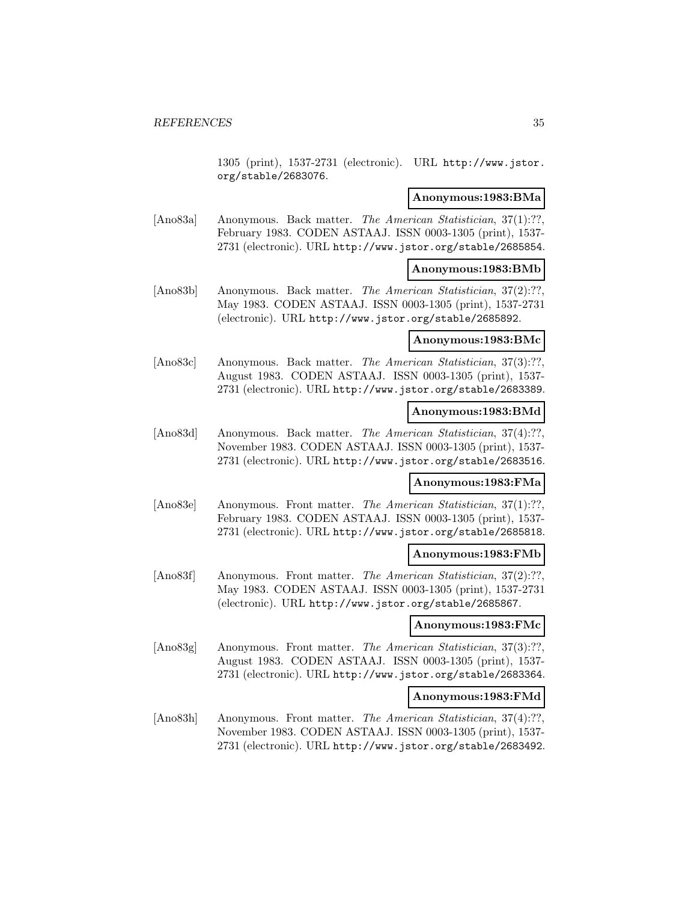1305 (print), 1537-2731 (electronic). URL http://www.jstor.org/stable/2683076.

**Anonymous:1983:BMa**

[Ano83a] Anonymous. Back matter. *The American Statistician*, 37(1):??, February 1983. CODEN ASTAAJ. ISSN 0003-1305 (print), 1537-2731 (electronic). URL http://www.jstor.org/stable/2685854.

**Anonymous:1983:BMb**

[Ano83b] Anonymous. Back matter. *The American Statistician*, 37(2):??, May 1983. CODEN ASTAAJ. ISSN 0003-1305 (print), 1537-2731 (electronic). URL http://www.jstor.org/stable/2685892.

**Anonymous:1983:BMc**

[Ano83c] Anonymous. Back matter. *The American Statistician*, 37(3):??, August 1983. CODEN ASTAAJ. ISSN 0003-1305 (print), 1537-2731 (electronic). URL http://www.jstor.org/stable/2683389.

**Anonymous:1983:BMd**

[Ano83d] Anonymous. Back matter. *The American Statistician*, 37(4):??, November 1983. CODEN ASTAAJ. ISSN 0003-1305 (print), 1537-2731 (electronic). URL http://www.jstor.org/stable/2683516.

**Anonymous:1983:FMa**

[Ano83e] Anonymous. Front matter. *The American Statistician*, 37(1):??, February 1983. CODEN ASTAAJ. ISSN 0003-1305 (print), 1537-2731 (electronic). URL http://www.jstor.org/stable/2685818.

**Anonymous:1983:FMb**

[Ano83f] Anonymous. Front matter. *The American Statistician*, 37(2):??, May 1983. CODEN ASTAAJ. ISSN 0003-1305 (print), 1537-2731 (electronic). URL http://www.jstor.org/stable/2685867.

**Anonymous:1983:FMc**

[Ano83g] Anonymous. Front matter. *The American Statistician*, 37(3):??, August 1983. CODEN ASTAAJ. ISSN 0003-1305 (print), 1537-2731 (electronic). URL http://www.jstor.org/stable/2683364.

**Anonymous:1983:FMd**

[Ano83h] Anonymous. Front matter. *The American Statistician*, 37(4):??, November 1983. CODEN ASTAAJ. ISSN 0003-1305 (print), 1537-2731 (electronic). URL http://www.jstor.org/stable/2683492.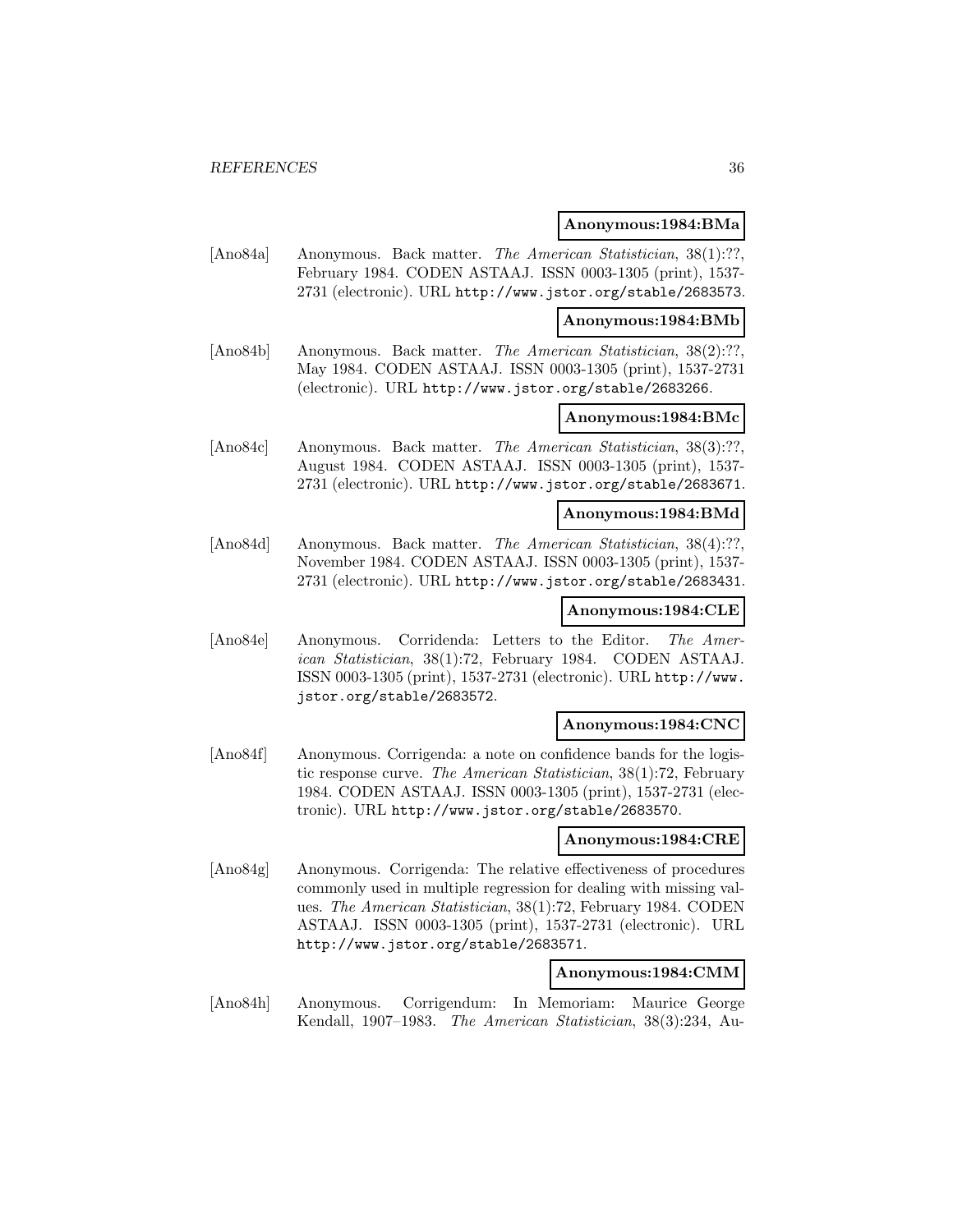**Anonymous:1984:BMa**

[Ano84a] Anonymous. Back matter. *The American Statistician*, 38(1):??, February 1984. CODEN ASTAAJ. ISSN 0003-1305 (print), 1537-2731 (electronic). URL http://www.jstor.org/stable/2683573.

**Anonymous:1984:BMb**

[Ano84b] Anonymous. Back matter. *The American Statistician*, 38(2):??, May 1984. CODEN ASTAAJ. ISSN 0003-1305 (print), 1537-2731 (electronic). URL http://www.jstor.org/stable/2683266.

**Anonymous:1984:BMc**

[Ano84c] Anonymous. Back matter. *The American Statistician*, 38(3):??, August 1984. CODEN ASTAAJ. ISSN 0003-1305 (print), 1537-2731 (electronic). URL http://www.jstor.org/stable/2683671.

**Anonymous:1984:BMd**

[Ano84d] Anonymous. Back matter. *The American Statistician*, 38(4):??, November 1984. CODEN ASTAAJ. ISSN 0003-1305 (print), 1537-2731 (electronic). URL http://www.jstor.org/stable/2683431.

**Anonymous:1984:CLE**

[Ano84e] Anonymous. Corridenda: Letters to the Editor. *The American Statistician*, 38(1):72, February 1984. CODEN ASTAAJ. ISSN 0003-1305 (print), 1537-2731 (electronic). URL http://www.jstor.org/stable/2683572.

**Anonymous:1984:CNC**

[Ano84f] Anonymous. Corrigenda: a note on confidence bands for the logistic response curve. *The American Statistician*, 38(1):72, February 1984. CODEN ASTAAJ. ISSN 0003-1305 (print), 1537-2731 (electronic). URL http://www.jstor.org/stable/2683570.

**Anonymous:1984:CRE**

[Ano84g] Anonymous. Corrigenda: The relative effectiveness of procedures commonly used in multiple regression for dealing with missing values. *The American Statistician*, 38(1):72, February 1984. CODEN ASTAAJ. ISSN 0003-1305 (print), 1537-2731 (electronic). URL http://www.jstor.org/stable/2683571.

**Anonymous:1984:CMM**

[Ano84h] Anonymous. Corrigendum: In Memoriam: Maurice George Kendall, 1907–1983. *The American Statistician*, 38(3):234, Au-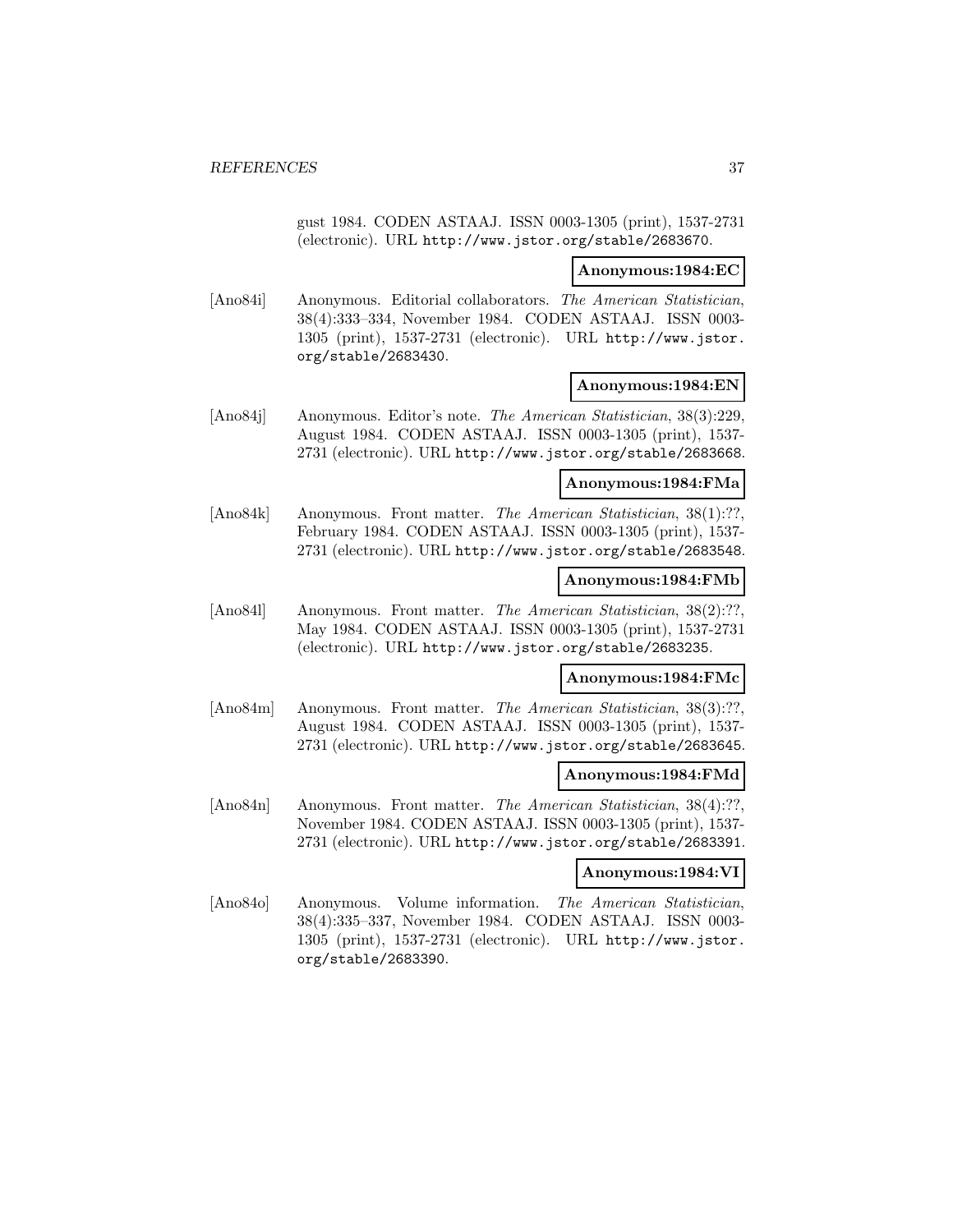gust 1984. CODEN ASTAAJ. ISSN 0003-1305 (print), 1537-2731 (electronic). URL http://www.jstor.org/stable/2683670.

**Anonymous:1984:EC**

[Ano84i] Anonymous. Editorial collaborators. *The American Statistician*, 38(4):333–334, November 1984. CODEN ASTAAJ. ISSN 0003-1305 (print), 1537-2731 (electronic). URL http://www.jstor.org/stable/2683430.

**Anonymous:1984:EN**

[Ano84j] Anonymous. Editor's note. *The American Statistician*, 38(3):229, August 1984. CODEN ASTAAJ. ISSN 0003-1305 (print), 1537-2731 (electronic). URL http://www.jstor.org/stable/2683668.

**Anonymous:1984:FMa**

[Ano84k] Anonymous. Front matter. *The American Statistician*, 38(1):??, February 1984. CODEN ASTAAJ. ISSN 0003-1305 (print), 1537-2731 (electronic). URL http://www.jstor.org/stable/2683548.

**Anonymous:1984:FMb**

[Ano84l] Anonymous. Front matter. *The American Statistician*, 38(2):??, May 1984. CODEN ASTAAJ. ISSN 0003-1305 (print), 1537-2731 (electronic). URL http://www.jstor.org/stable/2683235.

**Anonymous:1984:FMc**

[Ano84m] Anonymous. Front matter. *The American Statistician*, 38(3):??, August 1984. CODEN ASTAAJ. ISSN 0003-1305 (print), 1537-2731 (electronic). URL http://www.jstor.org/stable/2683645.

**Anonymous:1984:FMd**

[Ano84n] Anonymous. Front matter. *The American Statistician*, 38(4):??, November 1984. CODEN ASTAAJ. ISSN 0003-1305 (print), 1537-2731 (electronic). URL http://www.jstor.org/stable/2683391.

**Anonymous:1984:VI**

[Ano84o] Anonymous. Volume information. *The American Statistician*, 38(4):335–337, November 1984. CODEN ASTAAJ. ISSN 0003-1305 (print), 1537-2731 (electronic). URL http://www.jstor.org/stable/2683390.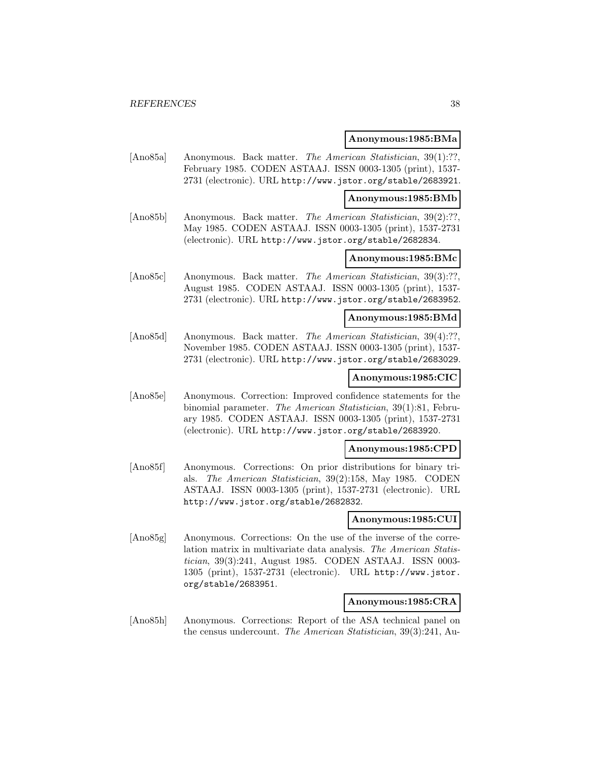**Anonymous:1985:BMa**

[Ano85a] Anonymous. Back matter. *The American Statistician*, 39(1):??, February 1985. CODEN ASTAAJ. ISSN 0003-1305 (print), 1537-2731 (electronic). URL http://www.jstor.org/stable/2683921.

**Anonymous:1985:BMb**

[Ano85b] Anonymous. Back matter. *The American Statistician*, 39(2):??, May 1985. CODEN ASTAAJ. ISSN 0003-1305 (print), 1537-2731 (electronic). URL http://www.jstor.org/stable/2682834.

**Anonymous:1985:BMc**

[Ano85c] Anonymous. Back matter. *The American Statistician*, 39(3):??, August 1985. CODEN ASTAAJ. ISSN 0003-1305 (print), 1537-2731 (electronic). URL http://www.jstor.org/stable/2683952.

**Anonymous:1985:BMd**

[Ano85d] Anonymous. Back matter. *The American Statistician*, 39(4):??, November 1985. CODEN ASTAAJ. ISSN 0003-1305 (print), 1537-2731 (electronic). URL http://www.jstor.org/stable/2683029.

**Anonymous:1985:CIC**

[Ano85e] Anonymous. Correction: Improved confidence statements for the binomial parameter. *The American Statistician*, 39(1):81, February 1985. CODEN ASTAAJ. ISSN 0003-1305 (print), 1537-2731 (electronic). URL http://www.jstor.org/stable/2683920.

**Anonymous:1985:CPD**

[Ano85f] Anonymous. Corrections: On prior distributions for binary trials. *The American Statistician*, 39(2):158, May 1985. CODEN ASTAAJ. ISSN 0003-1305 (print), 1537-2731 (electronic). URL http://www.jstor.org/stable/2682832.

**Anonymous:1985:CUI**

[Ano85g] Anonymous. Corrections: On the use of the inverse of the correlation matrix in multivariate data analysis. *The American Statistician*, 39(3):241, August 1985. CODEN ASTAAJ. ISSN 0003-1305 (print), 1537-2731 (electronic). URL http://www.jstor.org/stable/2683951.

**Anonymous:1985:CRA**

[Ano85h] Anonymous. Corrections: Report of the ASA technical panel on the census undercount. *The American Statistician*, 39(3):241, Au-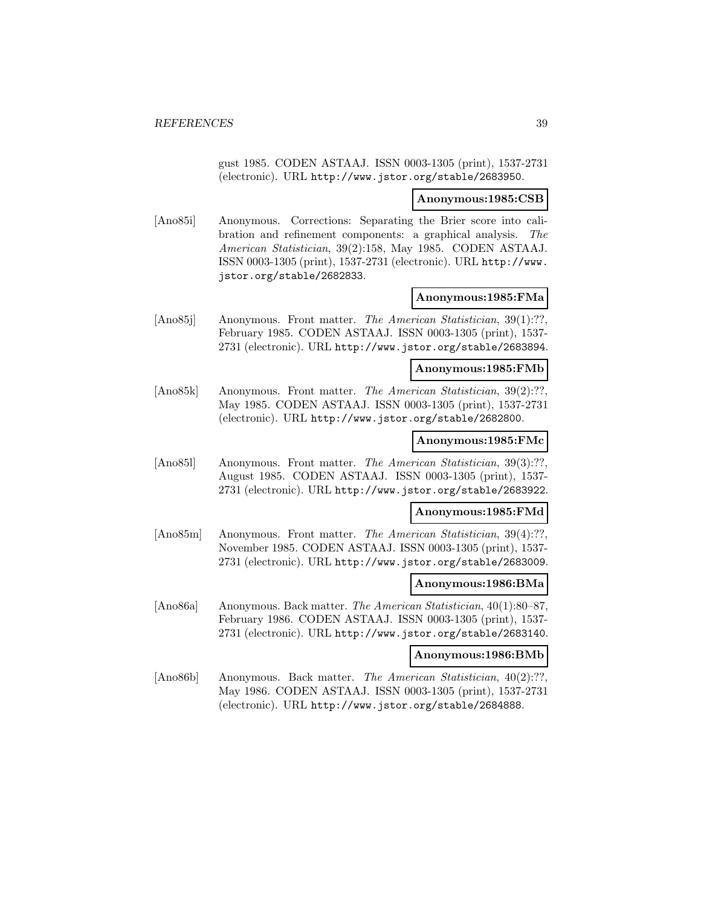gust 1985. CODEN ASTAAJ. ISSN 0003-1305 (print), 1537-2731 (electronic). URL http://www.jstor.org/stable/2683950.

**Anonymous:1985:CSB**

[Ano85i] Anonymous. Corrections: Separating the Brier score into calibration and refinement components: a graphical analysis. *The American Statistician*, 39(2):158, May 1985. CODEN ASTAAJ. ISSN 0003-1305 (print), 1537-2731 (electronic). URL http://www.jstor.org/stable/2682833.

**Anonymous:1985:FMa**

[Ano85j] Anonymous. Front matter. *The American Statistician*, 39(1):??, February 1985. CODEN ASTAAJ. ISSN 0003-1305 (print), 1537-2731 (electronic). URL http://www.jstor.org/stable/2683894.

**Anonymous:1985:FMb**

[Ano85k] Anonymous. Front matter. *The American Statistician*, 39(2):??, May 1985. CODEN ASTAAJ. ISSN 0003-1305 (print), 1537-2731 (electronic). URL http://www.jstor.org/stable/2682800.

**Anonymous:1985:FMc**

[Ano85l] Anonymous. Front matter. *The American Statistician*, 39(3):??, August 1985. CODEN ASTAAJ. ISSN 0003-1305 (print), 1537-2731 (electronic). URL http://www.jstor.org/stable/2683922.

**Anonymous:1985:FMd**

[Ano85m] Anonymous. Front matter. *The American Statistician*, 39(4):??, November 1985. CODEN ASTAAJ. ISSN 0003-1305 (print), 1537-2731 (electronic). URL http://www.jstor.org/stable/2683009.

**Anonymous:1986:BMa**

[Ano86a] Anonymous. Back matter. *The American Statistician*, 40(1):80–87, February 1986. CODEN ASTAAJ. ISSN 0003-1305 (print), 1537-2731 (electronic). URL http://www.jstor.org/stable/2683140.

**Anonymous:1986:BMb**

[Ano86b] Anonymous. Back matter. *The American Statistician*, 40(2):??, May 1986. CODEN ASTAAJ. ISSN 0003-1305 (print), 1537-2731 (electronic). URL http://www.jstor.org/stable/2684888.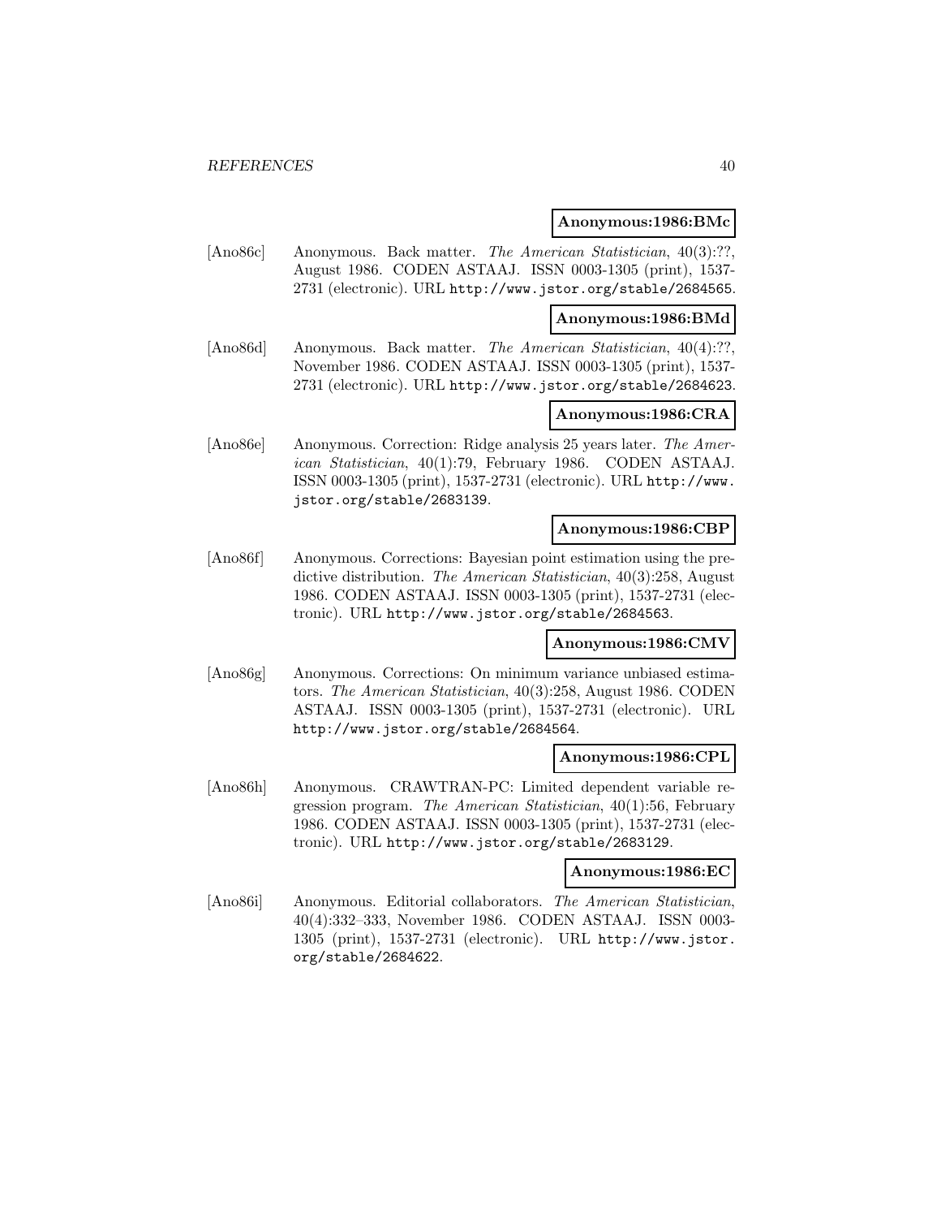**Anonymous:1986:BMc**

[Ano86c] Anonymous. Back matter. *The American Statistician*, 40(3):??, August 1986. CODEN ASTAAJ. ISSN 0003-1305 (print), 1537-2731 (electronic). URL http://www.jstor.org/stable/2684565.

**Anonymous:1986:BMd**

[Ano86d] Anonymous. Back matter. *The American Statistician*, 40(4):??, November 1986. CODEN ASTAAJ. ISSN 0003-1305 (print), 1537-2731 (electronic). URL http://www.jstor.org/stable/2684623.

**Anonymous:1986:CRA**

[Ano86e] Anonymous. Correction: Ridge analysis 25 years later. *The American Statistician*, 40(1):79, February 1986. CODEN ASTAAJ. ISSN 0003-1305 (print), 1537-2731 (electronic). URL http://www.jstor.org/stable/2683139.

**Anonymous:1986:CBP**

[Ano86f] Anonymous. Corrections: Bayesian point estimation using the predictive distribution. *The American Statistician*, 40(3):258, August 1986. CODEN ASTAAJ. ISSN 0003-1305 (print), 1537-2731 (electronic). URL http://www.jstor.org/stable/2684563.

**Anonymous:1986:CMV**

[Ano86g] Anonymous. Corrections: On minimum variance unbiased estimators. *The American Statistician*, 40(3):258, August 1986. CODEN ASTAAJ. ISSN 0003-1305 (print), 1537-2731 (electronic). URL http://www.jstor.org/stable/2684564.

**Anonymous:1986:CPL**

[Ano86h] Anonymous. CRAWTRAN-PC: Limited dependent variable regression program. *The American Statistician*, 40(1):56, February 1986. CODEN ASTAAJ. ISSN 0003-1305 (print), 1537-2731 (electronic). URL http://www.jstor.org/stable/2683129.

**Anonymous:1986:EC**

[Ano86i] Anonymous. Editorial collaborators. *The American Statistician*, 40(4):332–333, November 1986. CODEN ASTAAJ. ISSN 0003-1305 (print), 1537-2731 (electronic). URL http://www.jstor.org/stable/2684622.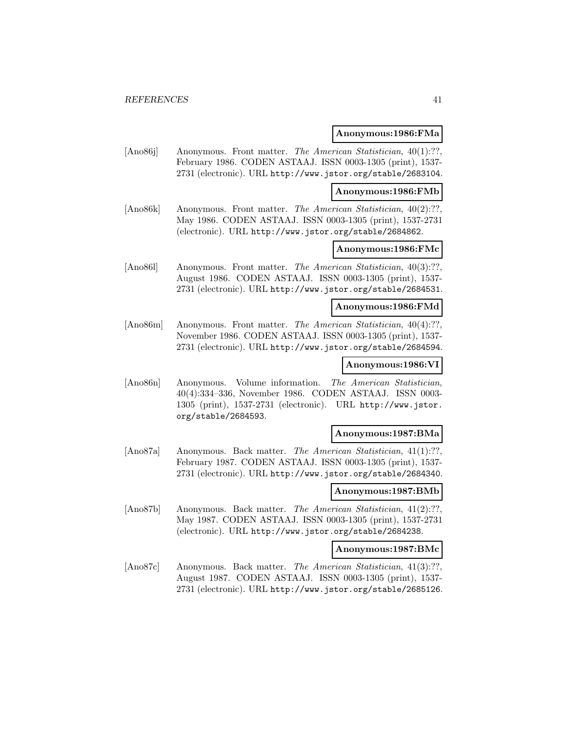**Anonymous:1986:FMa**

[Ano86j] Anonymous. Front matter. *The American Statistician*, 40(1):??, February 1986. CODEN ASTAAJ. ISSN 0003-1305 (print), 1537-2731 (electronic). URL `http://www.jstor.org/stable/2683104`.

**Anonymous:1986:FMb**

[Ano86k] Anonymous. Front matter. *The American Statistician*, 40(2):??, May 1986. CODEN ASTAAJ. ISSN 0003-1305 (print), 1537-2731 (electronic). URL `http://www.jstor.org/stable/2684862`.

**Anonymous:1986:FMc**

[Ano86l] Anonymous. Front matter. *The American Statistician*, 40(3):??, August 1986. CODEN ASTAAJ. ISSN 0003-1305 (print), 1537-2731 (electronic). URL `http://www.jstor.org/stable/2684531`.

**Anonymous:1986:FMd**

[Ano86m] Anonymous. Front matter. *The American Statistician*, 40(4):??, November 1986. CODEN ASTAAJ. ISSN 0003-1305 (print), 1537-2731 (electronic). URL `http://www.jstor.org/stable/2684594`.

**Anonymous:1986:VI**

[Ano86n] Anonymous. Volume information. *The American Statistician*, 40(4):334–336, November 1986. CODEN ASTAAJ. ISSN 0003-1305 (print), 1537-2731 (electronic). URL `http://www.jstor.org/stable/2684593`.

**Anonymous:1987:BMa**

[Ano87a] Anonymous. Back matter. *The American Statistician*, 41(1):??, February 1987. CODEN ASTAAJ. ISSN 0003-1305 (print), 1537-2731 (electronic). URL `http://www.jstor.org/stable/2684340`.

**Anonymous:1987:BMb**

[Ano87b] Anonymous. Back matter. *The American Statistician*, 41(2):??, May 1987. CODEN ASTAAJ. ISSN 0003-1305 (print), 1537-2731 (electronic). URL `http://www.jstor.org/stable/2684238`.

**Anonymous:1987:BMc**

[Ano87c] Anonymous. Back matter. *The American Statistician*, 41(3):??, August 1987. CODEN ASTAAJ. ISSN 0003-1305 (print), 1537-2731 (electronic). URL `http://www.jstor.org/stable/2685126`.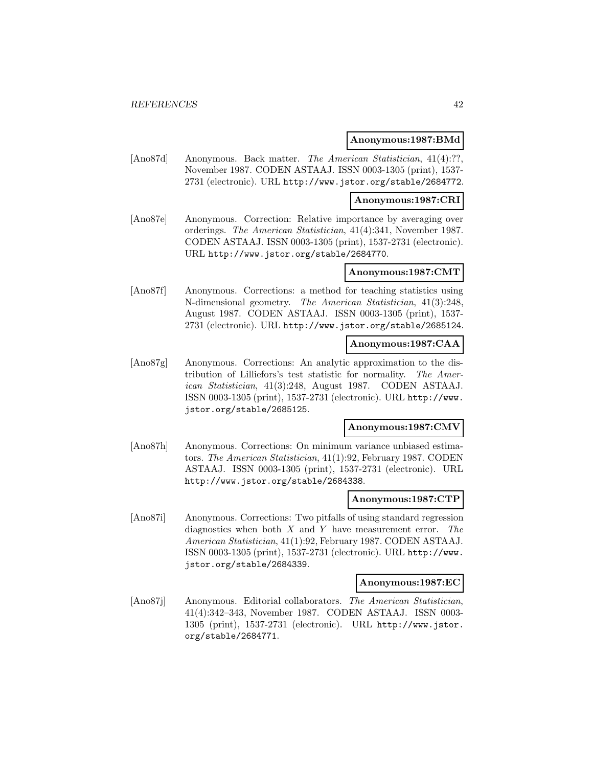**Anonymous:1987:BMd**

[Ano87d] Anonymous. Back matter. *The American Statistician*, 41(4):??, November 1987. CODEN ASTAAJ. ISSN 0003-1305 (print), 1537-2731 (electronic). URL http://www.jstor.org/stable/2684772.

**Anonymous:1987:CRI**

[Ano87e] Anonymous. Correction: Relative importance by averaging over orderings. *The American Statistician*, 41(4):341, November 1987. CODEN ASTAAJ. ISSN 0003-1305 (print), 1537-2731 (electronic). URL http://www.jstor.org/stable/2684770.

**Anonymous:1987:CMT**

[Ano87f] Anonymous. Corrections: a method for teaching statistics using N-dimensional geometry. *The American Statistician*, 41(3):248, August 1987. CODEN ASTAAJ. ISSN 0003-1305 (print), 1537-2731 (electronic). URL http://www.jstor.org/stable/2685124.

**Anonymous:1987:CAA**

[Ano87g] Anonymous. Corrections: An analytic approximation to the distribution of Lilliefors's test statistic for normality. *The American Statistician*, 41(3):248, August 1987. CODEN ASTAAJ. ISSN 0003-1305 (print), 1537-2731 (electronic). URL http://www.jstor.org/stable/2685125.

**Anonymous:1987:CMV**

[Ano87h] Anonymous. Corrections: On minimum variance unbiased estimators. *The American Statistician*, 41(1):92, February 1987. CODEN ASTAAJ. ISSN 0003-1305 (print), 1537-2731 (electronic). URL http://www.jstor.org/stable/2684338.

**Anonymous:1987:CTP**

[Ano87i] Anonymous. Corrections: Two pitfalls of using standard regression diagnostics when both $X$ and $Y$ have measurement error. *The American Statistician*, 41(1):92, February 1987. CODEN ASTAAJ. ISSN 0003-1305 (print), 1537-2731 (electronic). URL http://www.jstor.org/stable/2684339.

**Anonymous:1987:EC**

[Ano87j] Anonymous. Editorial collaborators. *The American Statistician*, 41(4):342–343, November 1987. CODEN ASTAAJ. ISSN 0003-1305 (print), 1537-2731 (electronic). URL http://www.jstor.org/stable/2684771.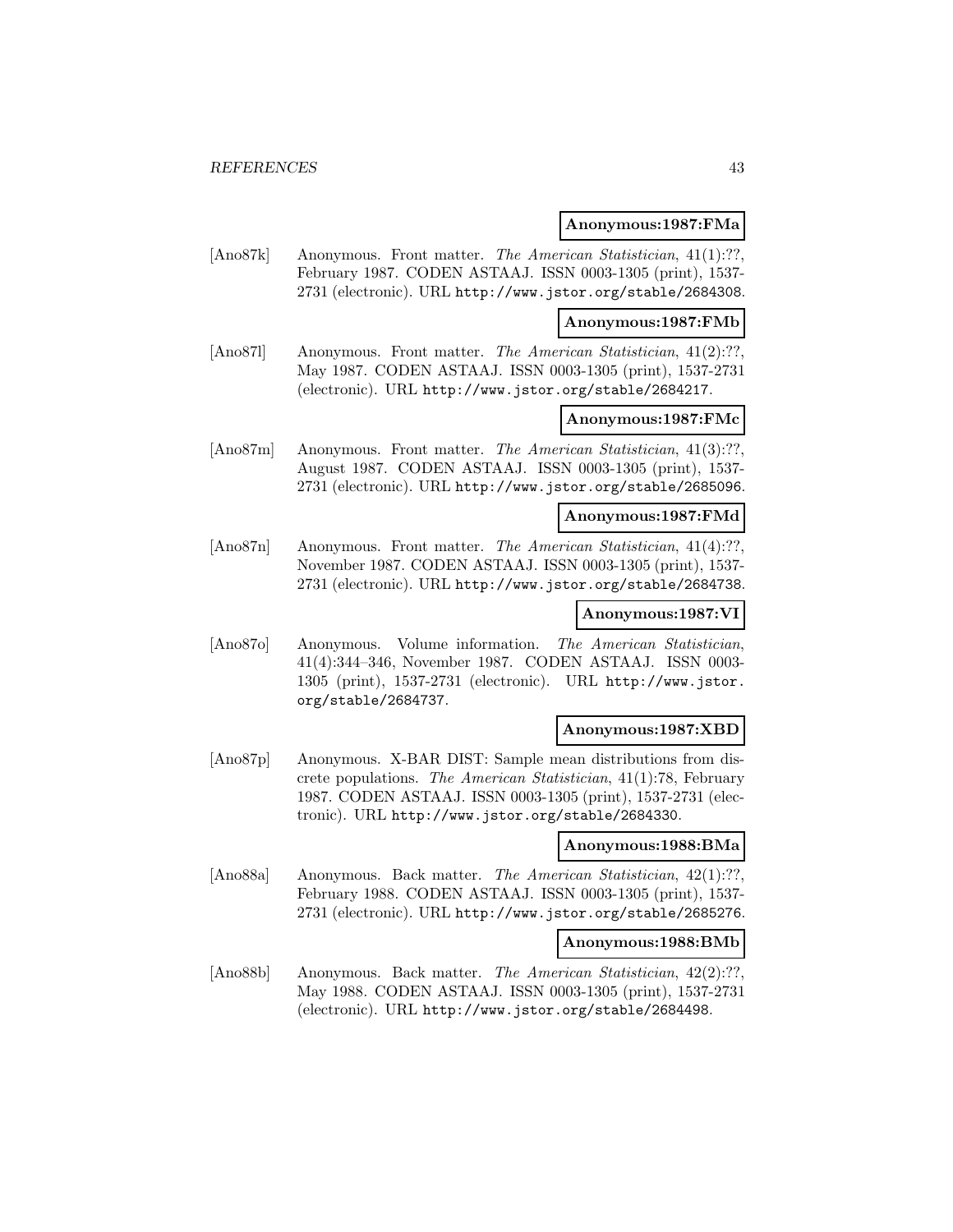**Anonymous:1987:FMa**

[Ano87k] Anonymous. Front matter. *The American Statistician*, 41(1):??, February 1987. CODEN ASTAAJ. ISSN 0003-1305 (print), 1537-2731 (electronic). URL http://www.jstor.org/stable/2684308.

**Anonymous:1987:FMb**

[Ano87l] Anonymous. Front matter. *The American Statistician*, 41(2):??, May 1987. CODEN ASTAAJ. ISSN 0003-1305 (print), 1537-2731 (electronic). URL http://www.jstor.org/stable/2684217.

**Anonymous:1987:FMc**

[Ano87m] Anonymous. Front matter. *The American Statistician*, 41(3):??, August 1987. CODEN ASTAAJ. ISSN 0003-1305 (print), 1537-2731 (electronic). URL http://www.jstor.org/stable/2685096.

**Anonymous:1987:FMd**

[Ano87n] Anonymous. Front matter. *The American Statistician*, 41(4):??, November 1987. CODEN ASTAAJ. ISSN 0003-1305 (print), 1537-2731 (electronic). URL http://www.jstor.org/stable/2684738.

**Anonymous:1987:VI**

[Ano87o] Anonymous. Volume information. *The American Statistician*, 41(4):344–346, November 1987. CODEN ASTAAJ. ISSN 0003-1305 (print), 1537-2731 (electronic). URL http://www.jstor.org/stable/2684737.

**Anonymous:1987:XBD**

[Ano87p] Anonymous. X-BAR DIST: Sample mean distributions from discrete populations. *The American Statistician*, 41(1):78, February 1987. CODEN ASTAAJ. ISSN 0003-1305 (print), 1537-2731 (electronic). URL http://www.jstor.org/stable/2684330.

**Anonymous:1988:BMa**

[Ano88a] Anonymous. Back matter. *The American Statistician*, 42(1):??, February 1988. CODEN ASTAAJ. ISSN 0003-1305 (print), 1537-2731 (electronic). URL http://www.jstor.org/stable/2685276.

**Anonymous:1988:BMb**

[Ano88b] Anonymous. Back matter. *The American Statistician*, 42(2):??, May 1988. CODEN ASTAAJ. ISSN 0003-1305 (print), 1537-2731 (electronic). URL http://www.jstor.org/stable/2684498.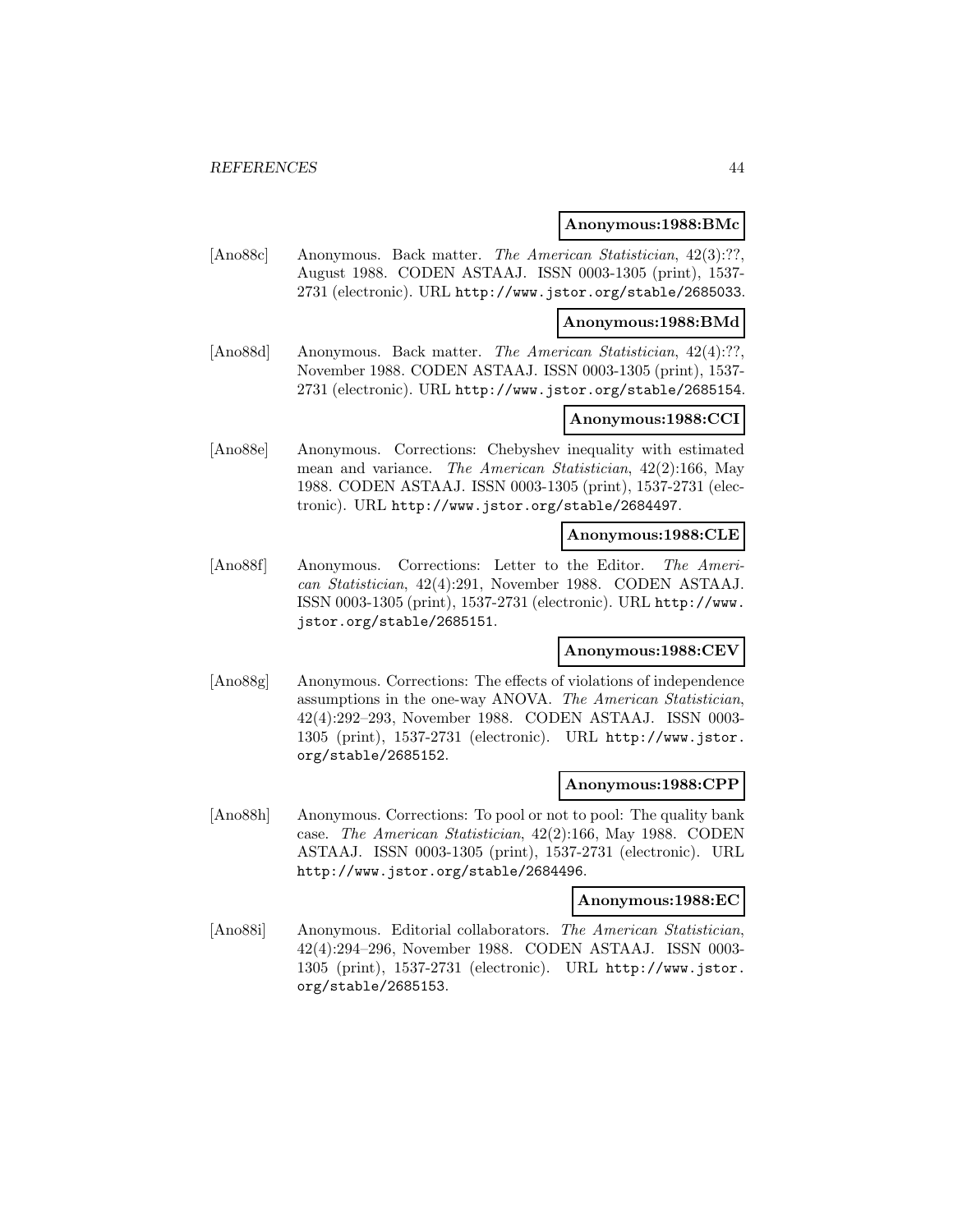**Anonymous:1988:BMc**

[Ano88c] Anonymous. Back matter. *The American Statistician*, 42(3):??, August 1988. CODEN ASTAAJ. ISSN 0003-1305 (print), 1537-2731 (electronic). URL http://www.jstor.org/stable/2685033.

**Anonymous:1988:BMd**

[Ano88d] Anonymous. Back matter. *The American Statistician*, 42(4):??, November 1988. CODEN ASTAAJ. ISSN 0003-1305 (print), 1537-2731 (electronic). URL http://www.jstor.org/stable/2685154.

**Anonymous:1988:CCI**

[Ano88e] Anonymous. Corrections: Chebyshev inequality with estimated mean and variance. *The American Statistician*, 42(2):166, May 1988. CODEN ASTAAJ. ISSN 0003-1305 (print), 1537-2731 (electronic). URL http://www.jstor.org/stable/2684497.

**Anonymous:1988:CLE**

[Ano88f] Anonymous. Corrections: Letter to the Editor. *The American Statistician*, 42(4):291, November 1988. CODEN ASTAAJ. ISSN 0003-1305 (print), 1537-2731 (electronic). URL http://www.jstor.org/stable/2685151.

**Anonymous:1988:CEV**

[Ano88g] Anonymous. Corrections: The effects of violations of independence assumptions in the one-way ANOVA. *The American Statistician*, 42(4):292–293, November 1988. CODEN ASTAAJ. ISSN 0003-1305 (print), 1537-2731 (electronic). URL http://www.jstor.org/stable/2685152.

**Anonymous:1988:CPP**

[Ano88h] Anonymous. Corrections: To pool or not to pool: The quality bank case. *The American Statistician*, 42(2):166, May 1988. CODEN ASTAAJ. ISSN 0003-1305 (print), 1537-2731 (electronic). URL http://www.jstor.org/stable/2684496.

**Anonymous:1988:EC**

[Ano88i] Anonymous. Editorial collaborators. *The American Statistician*, 42(4):294–296, November 1988. CODEN ASTAAJ. ISSN 0003-1305 (print), 1537-2731 (electronic). URL http://www.jstor.org/stable/2685153.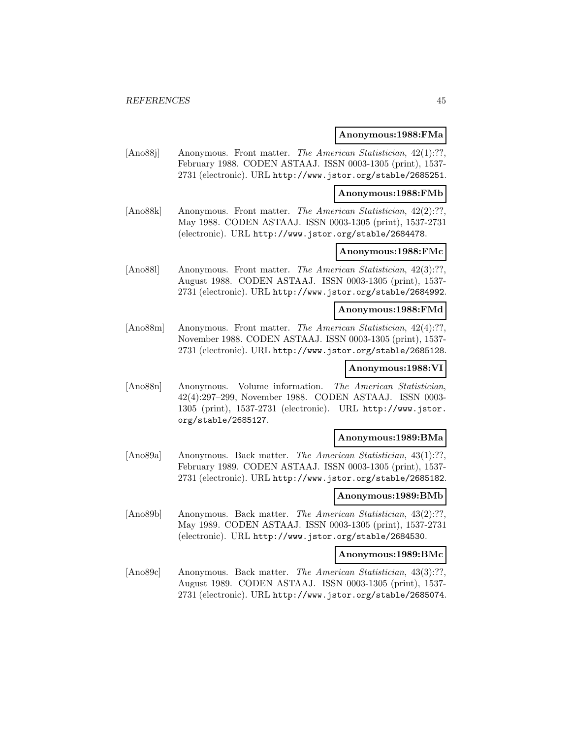**Anonymous:1988:FMa**

[Ano88j] Anonymous. Front matter. *The American Statistician*, 42(1):??, February 1988. CODEN ASTAAJ. ISSN 0003-1305 (print), 1537-2731 (electronic). URL http://www.jstor.org/stable/2685251.

**Anonymous:1988:FMb**

[Ano88k] Anonymous. Front matter. *The American Statistician*, 42(2):??, May 1988. CODEN ASTAAJ. ISSN 0003-1305 (print), 1537-2731 (electronic). URL http://www.jstor.org/stable/2684478.

**Anonymous:1988:FMc**

[Ano88l] Anonymous. Front matter. *The American Statistician*, 42(3):??, August 1988. CODEN ASTAAJ. ISSN 0003-1305 (print), 1537-2731 (electronic). URL http://www.jstor.org/stable/2684992.

**Anonymous:1988:FMd**

[Ano88m] Anonymous. Front matter. *The American Statistician*, 42(4):??, November 1988. CODEN ASTAAJ. ISSN 0003-1305 (print), 1537-2731 (electronic). URL http://www.jstor.org/stable/2685128.

**Anonymous:1988:VI**

[Ano88n] Anonymous. Volume information. *The American Statistician*, 42(4):297–299, November 1988. CODEN ASTAAJ. ISSN 0003-1305 (print), 1537-2731 (electronic). URL http://www.jstor.org/stable/2685127.

**Anonymous:1989:BMa**

[Ano89a] Anonymous. Back matter. *The American Statistician*, 43(1):??, February 1989. CODEN ASTAAJ. ISSN 0003-1305 (print), 1537-2731 (electronic). URL http://www.jstor.org/stable/2685182.

**Anonymous:1989:BMb**

[Ano89b] Anonymous. Back matter. *The American Statistician*, 43(2):??, May 1989. CODEN ASTAAJ. ISSN 0003-1305 (print), 1537-2731 (electronic). URL http://www.jstor.org/stable/2684530.

**Anonymous:1989:BMc**

[Ano89c] Anonymous. Back matter. *The American Statistician*, 43(3):??, August 1989. CODEN ASTAAJ. ISSN 0003-1305 (print), 1537-2731 (electronic). URL http://www.jstor.org/stable/2685074.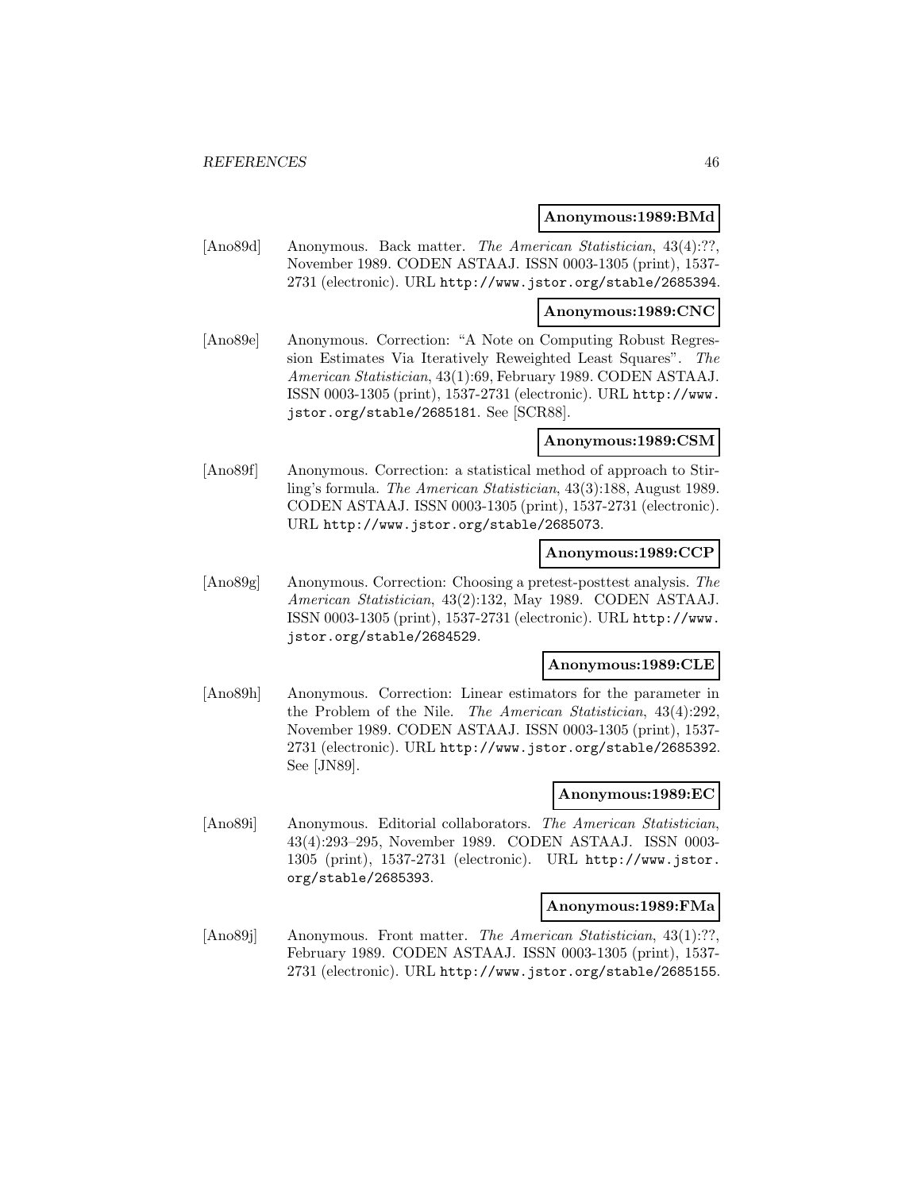**Anonymous:1989:BMd**

[Ano89d] Anonymous. Back matter. *The American Statistician*, 43(4):??, November 1989. CODEN ASTAAJ. ISSN 0003-1305 (print), 1537-2731 (electronic). URL http://www.jstor.org/stable/2685394.

**Anonymous:1989:CNC**

[Ano89e] Anonymous. Correction: "A Note on Computing Robust Regression Estimates Via Iteratively Reweighted Least Squares". *The American Statistician*, 43(1):69, February 1989. CODEN ASTAAJ. ISSN 0003-1305 (print), 1537-2731 (electronic). URL http://www.jstor.org/stable/2685181. See [SCR88].

**Anonymous:1989:CSM**

[Ano89f] Anonymous. Correction: a statistical method of approach to Stirling's formula. *The American Statistician*, 43(3):188, August 1989. CODEN ASTAAJ. ISSN 0003-1305 (print), 1537-2731 (electronic). URL http://www.jstor.org/stable/2685073.

**Anonymous:1989:CCP**

[Ano89g] Anonymous. Correction: Choosing a pretest-posttest analysis. *The American Statistician*, 43(2):132, May 1989. CODEN ASTAAJ. ISSN 0003-1305 (print), 1537-2731 (electronic). URL http://www.jstor.org/stable/2684529.

**Anonymous:1989:CLE**

[Ano89h] Anonymous. Correction: Linear estimators for the parameter in the Problem of the Nile. *The American Statistician*, 43(4):292, November 1989. CODEN ASTAAJ. ISSN 0003-1305 (print), 1537-2731 (electronic). URL http://www.jstor.org/stable/2685392. See [JN89].

**Anonymous:1989:EC**

[Ano89i] Anonymous. Editorial collaborators. *The American Statistician*, 43(4):293–295, November 1989. CODEN ASTAAJ. ISSN 0003-1305 (print), 1537-2731 (electronic). URL http://www.jstor.org/stable/2685393.

**Anonymous:1989:FMa**

[Ano89j] Anonymous. Front matter. *The American Statistician*, 43(1):??, February 1989. CODEN ASTAAJ. ISSN 0003-1305 (print), 1537-2731 (electronic). URL http://www.jstor.org/stable/2685155.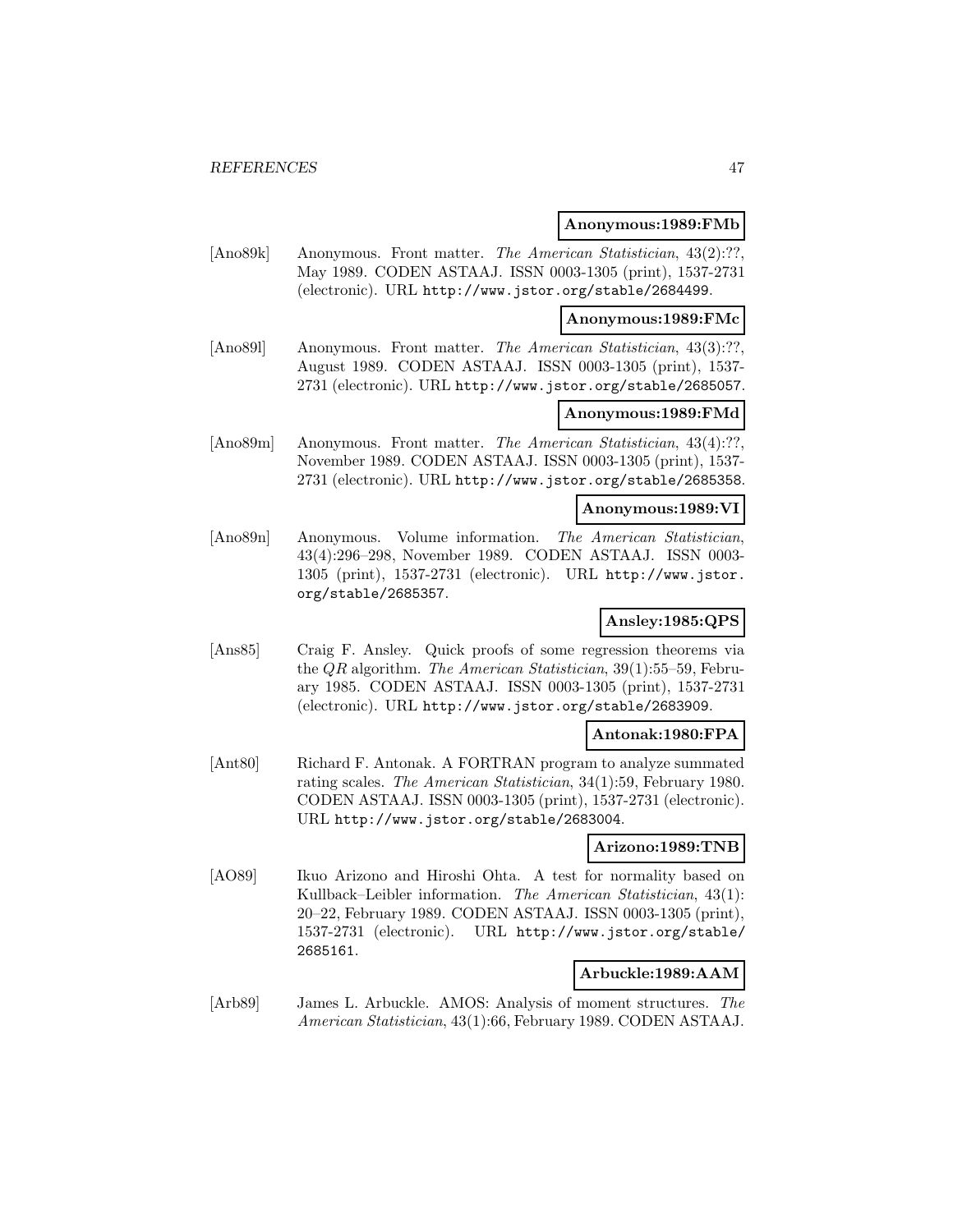**Anonymous:1989:FMb**

[Ano89k] Anonymous. Front matter. *The American Statistician*, 43(2):??, May 1989. CODEN ASTAAJ. ISSN 0003-1305 (print), 1537-2731 (electronic). URL http://www.jstor.org/stable/2684499.

**Anonymous:1989:FMc**

[Ano89l] Anonymous. Front matter. *The American Statistician*, 43(3):??, August 1989. CODEN ASTAAJ. ISSN 0003-1305 (print), 1537-2731 (electronic). URL http://www.jstor.org/stable/2685057.

**Anonymous:1989:FMd**

[Ano89m] Anonymous. Front matter. *The American Statistician*, 43(4):??, November 1989. CODEN ASTAAJ. ISSN 0003-1305 (print), 1537-2731 (electronic). URL http://www.jstor.org/stable/2685358.

**Anonymous:1989:VI**

[Ano89n] Anonymous. Volume information. *The American Statistician*, 43(4):296–298, November 1989. CODEN ASTAAJ. ISSN 0003-1305 (print), 1537-2731 (electronic). URL http://www.jstor.org/stable/2685357.

**Ansley:1985:QPS**

[Ans85] Craig F. Ansley. Quick proofs of some regression theorems via the $QR$ algorithm. *The American Statistician*, 39(1):55–59, February 1985. CODEN ASTAAJ. ISSN 0003-1305 (print), 1537-2731 (electronic). URL http://www.jstor.org/stable/2683909.

**Antonak:1980:FPA**

[Ant80] Richard F. Antonak. A FORTRAN program to analyze summated rating scales. *The American Statistician*, 34(1):59, February 1980. CODEN ASTAAJ. ISSN 0003-1305 (print), 1537-2731 (electronic). URL http://www.jstor.org/stable/2683004.

**Arizono:1989:TNB**

[AO89] Ikuo Arizono and Hiroshi Ohta. A test for normality based on Kullback–Leibler information. *The American Statistician*, 43(1): 20–22, February 1989. CODEN ASTAAJ. ISSN 0003-1305 (print), 1537-2731 (electronic). URL http://www.jstor.org/stable/2685161.

**Arbuckle:1989:AAM**

[Arb89] James L. Arbuckle. AMOS: Analysis of moment structures. *The American Statistician*, 43(1):66, February 1989. CODEN ASTAAJ.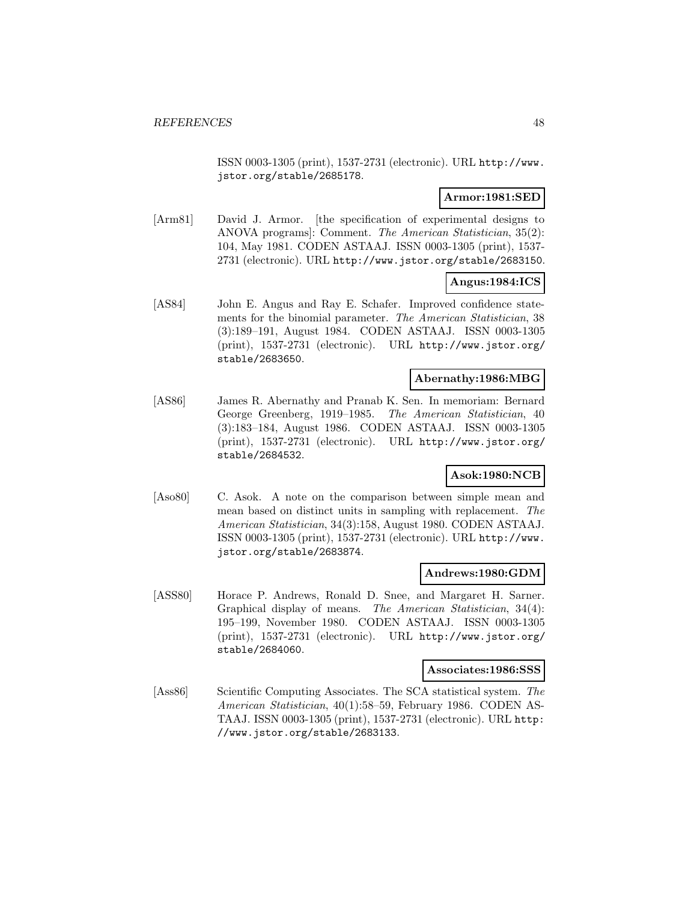ISSN 0003-1305 (print), 1537-2731 (electronic). URL http://www.jstor.org/stable/2685178.

**Armor:1981:SED**

[Arm81] David J. Armor. [the specification of experimental designs to ANOVA programs]: Comment. *The American Statistician*, 35(2): 104, May 1981. CODEN ASTAAJ. ISSN 0003-1305 (print), 1537-2731 (electronic). URL http://www.jstor.org/stable/2683150.

**Angus:1984:ICS**

[AS84] John E. Angus and Ray E. Schafer. Improved confidence statements for the binomial parameter. *The American Statistician*, 38 (3):189–191, August 1984. CODEN ASTAAJ. ISSN 0003-1305 (print), 1537-2731 (electronic). URL http://www.jstor.org/stable/2683650.

**Abernathy:1986:MBG**

[AS86] James R. Abernathy and Pranab K. Sen. In memoriam: Bernard George Greenberg, 1919–1985. *The American Statistician*, 40 (3):183–184, August 1986. CODEN ASTAAJ. ISSN 0003-1305 (print), 1537-2731 (electronic). URL http://www.jstor.org/stable/2684532.

**Asok:1980:NCB**

[Aso80] C. Asok. A note on the comparison between simple mean and mean based on distinct units in sampling with replacement. *The American Statistician*, 34(3):158, August 1980. CODEN ASTAAJ. ISSN 0003-1305 (print), 1537-2731 (electronic). URL http://www.jstor.org/stable/2683874.

**Andrews:1980:GDM**

[ASS80] Horace P. Andrews, Ronald D. Snee, and Margaret H. Sarner. Graphical display of means. *The American Statistician*, 34(4): 195–199, November 1980. CODEN ASTAAJ. ISSN 0003-1305 (print), 1537-2731 (electronic). URL http://www.jstor.org/stable/2684060.

**Associates:1986:SSS**

[Ass86] Scientific Computing Associates. The SCA statistical system. *The American Statistician*, 40(1):58–59, February 1986. CODEN ASTAAJ. ISSN 0003-1305 (print), 1537-2731 (electronic). URL http://www.jstor.org/stable/2683133.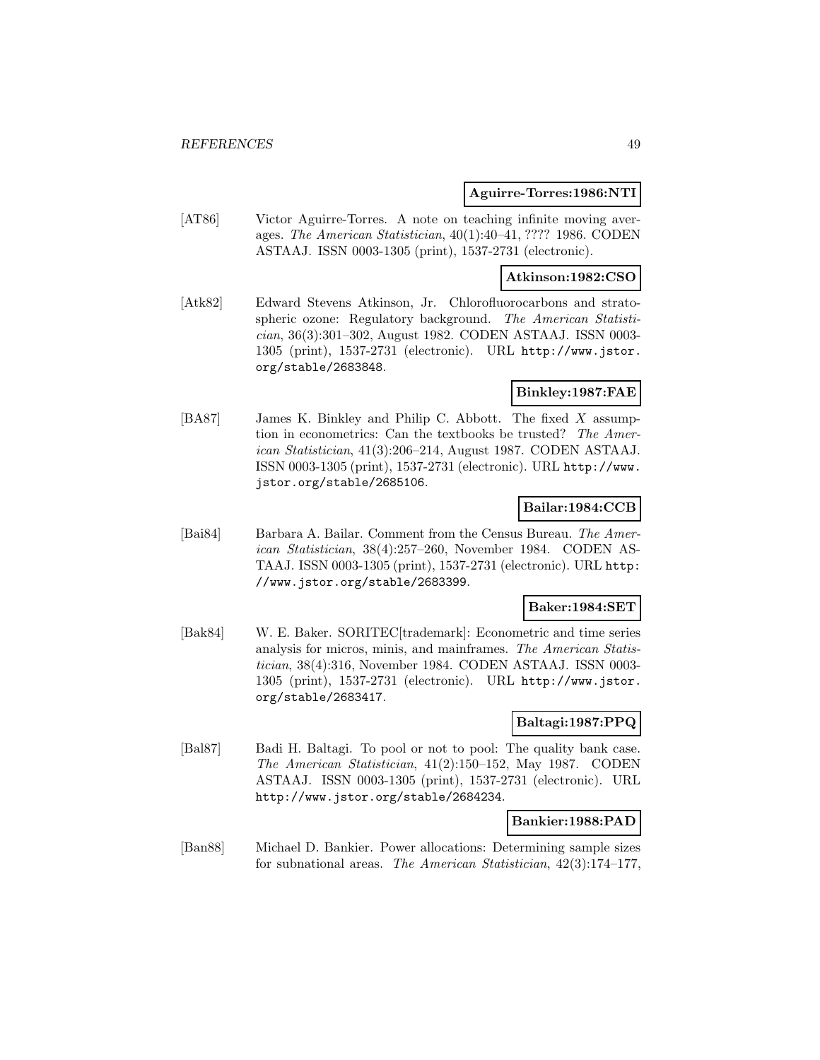**Aguirre-Torres:1986:NTI**

[AT86] Victor Aguirre-Torres. A note on teaching infinite moving averages. *The American Statistician*, 40(1):40–41, ???? 1986. CODEN ASTAAJ. ISSN 0003-1305 (print), 1537-2731 (electronic).

**Atkinson:1982:CSO**

[Atk82] Edward Stevens Atkinson, Jr. Chlorofluorocarbons and stratospheric ozone: Regulatory background. *The American Statistician*, 36(3):301–302, August 1982. CODEN ASTAAJ. ISSN 0003-1305 (print), 1537-2731 (electronic). URL http://www.jstor.org/stable/2683848.

**Binkley:1987:FAE**

[BA87] James K. Binkley and Philip C. Abbott. The fixed $X$ assumption in econometrics: Can the textbooks be trusted? *The American Statistician*, 41(3):206–214, August 1987. CODEN ASTAAJ. ISSN 0003-1305 (print), 1537-2731 (electronic). URL http://www.jstor.org/stable/2685106.

**Bailar:1984:CCB**

[Bai84] Barbara A. Bailar. Comment from the Census Bureau. *The American Statistician*, 38(4):257–260, November 1984. CODEN ASTAAJ. ISSN 0003-1305 (print), 1537-2731 (electronic). URL http://www.jstor.org/stable/2683399.

**Baker:1984:SET**

[Bak84] W. E. Baker. SORITEC[trademark]: Econometric and time series analysis for micros, minis, and mainframes. *The American Statistician*, 38(4):316, November 1984. CODEN ASTAAJ. ISSN 0003-1305 (print), 1537-2731 (electronic). URL http://www.jstor.org/stable/2683417.

**Baltagi:1987:PPQ**

[Bal87] Badi H. Baltagi. To pool or not to pool: The quality bank case. *The American Statistician*, 41(2):150–152, May 1987. CODEN ASTAAJ. ISSN 0003-1305 (print), 1537-2731 (electronic). URL http://www.jstor.org/stable/2684234.

**Bankier:1988:PAD**

[Ban88] Michael D. Bankier. Power allocations: Determining sample sizes for subnational areas. *The American Statistician*, 42(3):174–177,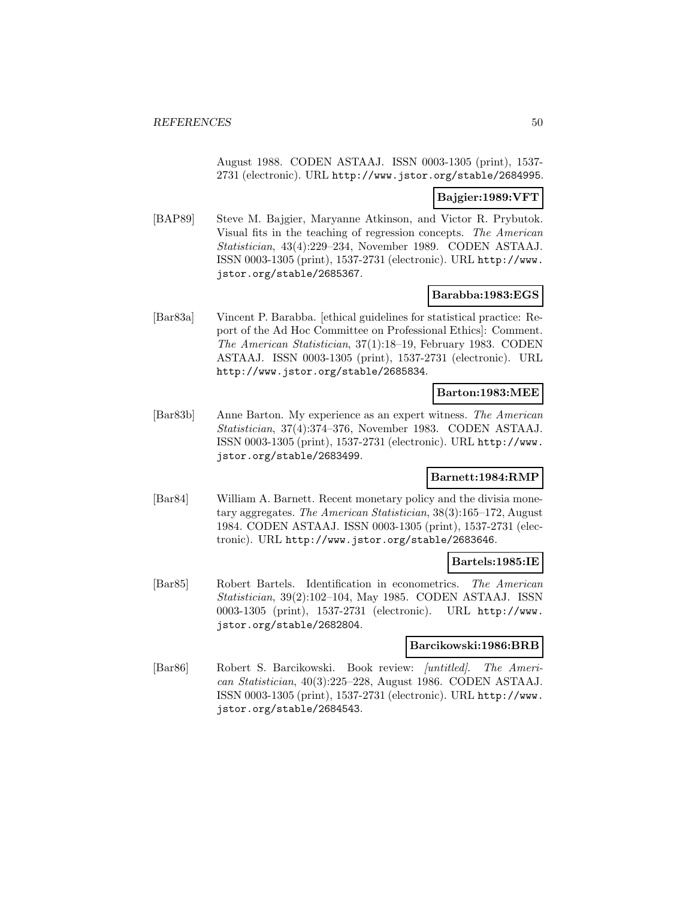August 1988. CODEN ASTAAJ. ISSN 0003-1305 (print), 1537-2731 (electronic). URL http://www.jstor.org/stable/2684995.

**Bajgier:1989:VFT**

[BAP89] Steve M. Bajgier, Maryanne Atkinson, and Victor R. Prybutok. Visual fits in the teaching of regression concepts. *The American Statistician*, 43(4):229–234, November 1989. CODEN ASTAAJ. ISSN 0003-1305 (print), 1537-2731 (electronic). URL http://www.jstor.org/stable/2685367.

**Barabba:1983:EGS**

[Bar83a] Vincent P. Barabba. [ethical guidelines for statistical practice: Report of the Ad Hoc Committee on Professional Ethics]: Comment. *The American Statistician*, 37(1):18–19, February 1983. CODEN ASTAAJ. ISSN 0003-1305 (print), 1537-2731 (electronic). URL http://www.jstor.org/stable/2685834.

**Barton:1983:MEE**

[Bar83b] Anne Barton. My experience as an expert witness. *The American Statistician*, 37(4):374–376, November 1983. CODEN ASTAAJ. ISSN 0003-1305 (print), 1537-2731 (electronic). URL http://www.jstor.org/stable/2683499.

**Barnett:1984:RMP**

[Bar84] William A. Barnett. Recent monetary policy and the divisia monetary aggregates. *The American Statistician*, 38(3):165–172, August 1984. CODEN ASTAAJ. ISSN 0003-1305 (print), 1537-2731 (electronic). URL http://www.jstor.org/stable/2683646.

**Bartels:1985:IE**

[Bar85] Robert Bartels. Identification in econometrics. *The American Statistician*, 39(2):102–104, May 1985. CODEN ASTAAJ. ISSN 0003-1305 (print), 1537-2731 (electronic). URL http://www.jstor.org/stable/2682804.

**Barcikowski:1986:BRB**

[Bar86] Robert S. Barcikowski. Book review: *[untitled]*. *The American Statistician*, 40(3):225–228, August 1986. CODEN ASTAAJ. ISSN 0003-1305 (print), 1537-2731 (electronic). URL http://www.jstor.org/stable/2684543.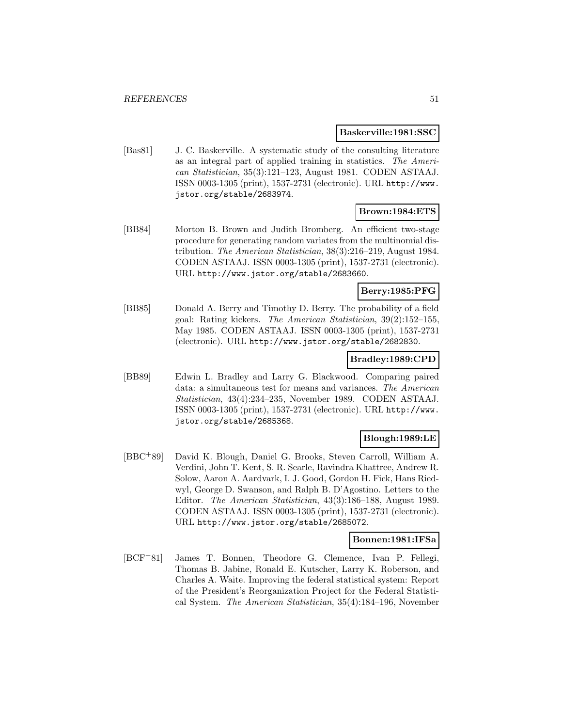**Baskerville:1981:SSC**

[Bas81] J. C. Baskerville. A systematic study of the consulting literature as an integral part of applied training in statistics. *The American Statistician*, 35(3):121–123, August 1981. CODEN ASTAAJ. ISSN 0003-1305 (print), 1537-2731 (electronic). URL http://www.jstor.org/stable/2683974.

**Brown:1984:ETS**

[BB84] Morton B. Brown and Judith Bromberg. An efficient two-stage procedure for generating random variates from the multinomial distribution. *The American Statistician*, 38(3):216–219, August 1984. CODEN ASTAAJ. ISSN 0003-1305 (print), 1537-2731 (electronic). URL http://www.jstor.org/stable/2683660.

**Berry:1985:PFG**

[BB85] Donald A. Berry and Timothy D. Berry. The probability of a field goal: Rating kickers. *The American Statistician*, 39(2):152–155, May 1985. CODEN ASTAAJ. ISSN 0003-1305 (print), 1537-2731 (electronic). URL http://www.jstor.org/stable/2682830.

**Bradley:1989:CPD**

[BB89] Edwin L. Bradley and Larry G. Blackwood. Comparing paired data: a simultaneous test for means and variances. *The American Statistician*, 43(4):234–235, November 1989. CODEN ASTAAJ. ISSN 0003-1305 (print), 1537-2731 (electronic). URL http://www.jstor.org/stable/2685368.

**Blough:1989:LE**

[BBC+89] David K. Blough, Daniel G. Brooks, Steven Carroll, William A. Verdini, John T. Kent, S. R. Searle, Ravindra Khattree, Andrew R. Solow, Aaron A. Aardvark, I. J. Good, Gordon H. Fick, Hans Riedwyl, George D. Swanson, and Ralph B. D'Agostino. Letters to the Editor. *The American Statistician*, 43(3):186–188, August 1989. CODEN ASTAAJ. ISSN 0003-1305 (print), 1537-2731 (electronic). URL http://www.jstor.org/stable/2685072.

**Bonnen:1981:IFSa**

[BCF+81] James T. Bonnen, Theodore G. Clemence, Ivan P. Fellegi, Thomas B. Jabine, Ronald E. Kutscher, Larry K. Roberson, and Charles A. Waite. Improving the federal statistical system: Report of the President's Reorganization Project for the Federal Statistical System. *The American Statistician*, 35(4):184–196, November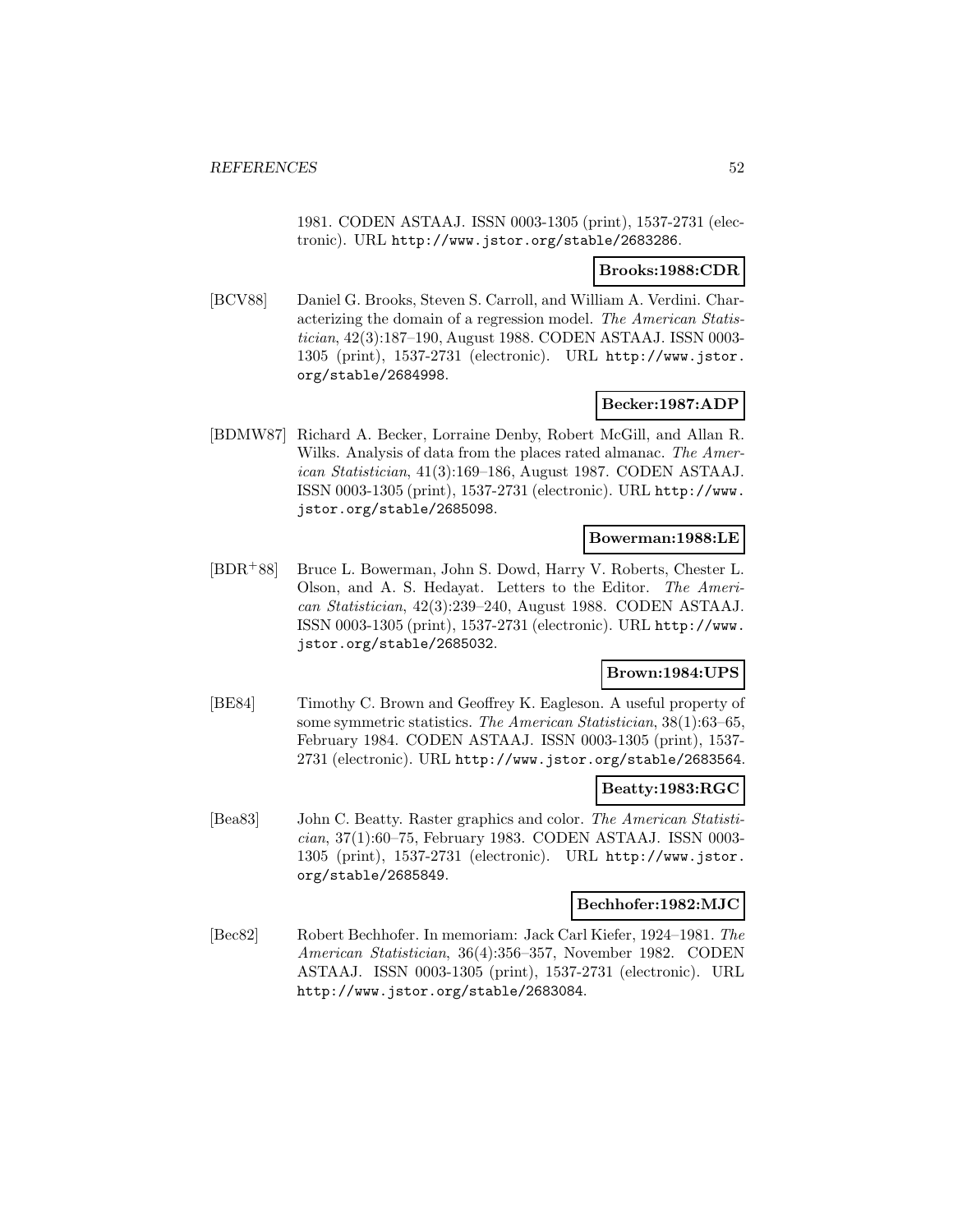1981. CODEN ASTAAJ. ISSN 0003-1305 (print), 1537-2731 (electronic). URL http://www.jstor.org/stable/2683286.

**Brooks:1988:CDR**

[BCV88] Daniel G. Brooks, Steven S. Carroll, and William A. Verdini. Characterizing the domain of a regression model. *The American Statistician*, 42(3):187–190, August 1988. CODEN ASTAAJ. ISSN 0003-1305 (print), 1537-2731 (electronic). URL http://www.jstor.org/stable/2684998.

**Becker:1987:ADP**

[BDMW87] Richard A. Becker, Lorraine Denby, Robert McGill, and Allan R. Wilks. Analysis of data from the places rated almanac. *The American Statistician*, 41(3):169–186, August 1987. CODEN ASTAAJ. ISSN 0003-1305 (print), 1537-2731 (electronic). URL http://www.jstor.org/stable/2685098.

**Bowerman:1988:LE**

[BDR+88] Bruce L. Bowerman, John S. Dowd, Harry V. Roberts, Chester L. Olson, and A. S. Hedayat. Letters to the Editor. *The American Statistician*, 42(3):239–240, August 1988. CODEN ASTAAJ. ISSN 0003-1305 (print), 1537-2731 (electronic). URL http://www.jstor.org/stable/2685032.

**Brown:1984:UPS**

[BE84] Timothy C. Brown and Geoffrey K. Eagleson. A useful property of some symmetric statistics. *The American Statistician*, 38(1):63–65, February 1984. CODEN ASTAAJ. ISSN 0003-1305 (print), 1537-2731 (electronic). URL http://www.jstor.org/stable/2683564.

**Beatty:1983:RGC**

[Bea83] John C. Beatty. Raster graphics and color. *The American Statistician*, 37(1):60–75, February 1983. CODEN ASTAAJ. ISSN 0003-1305 (print), 1537-2731 (electronic). URL http://www.jstor.org/stable/2685849.

**Bechhofer:1982:MJC**

[Bec82] Robert Bechhofer. In memoriam: Jack Carl Kiefer, 1924–1981. *The American Statistician*, 36(4):356–357, November 1982. CODEN ASTAAJ. ISSN 0003-1305 (print), 1537-2731 (electronic). URL http://www.jstor.org/stable/2683084.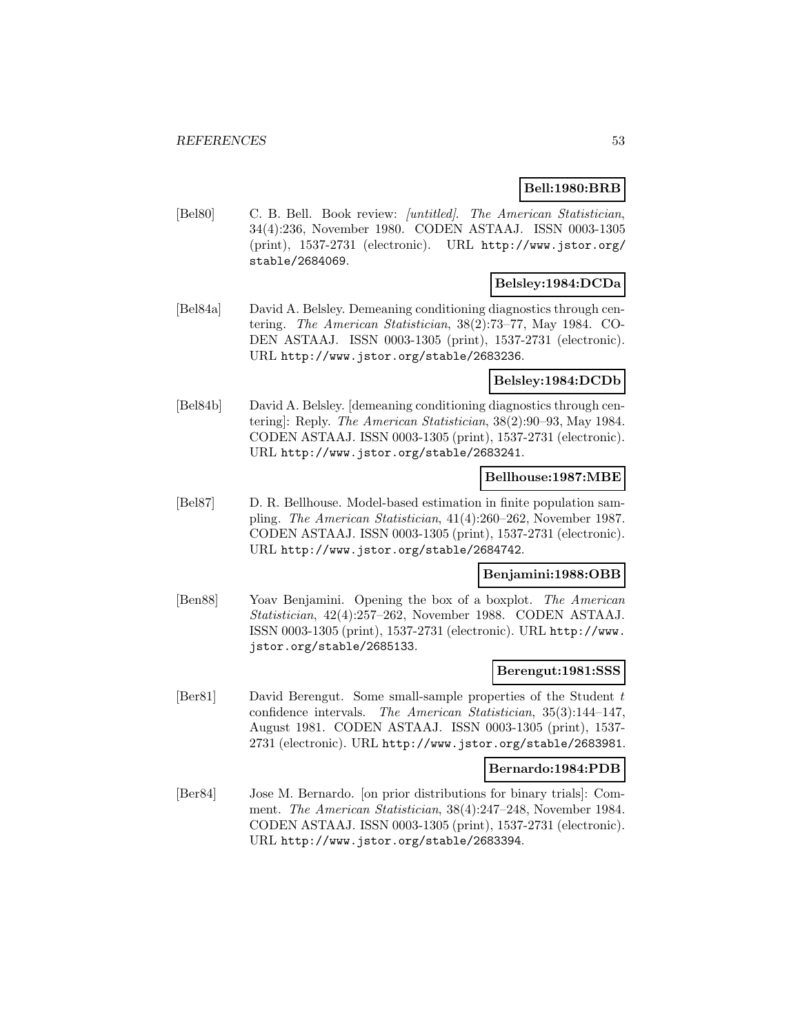**Bell:1980:BRB**

[Bel80] C. B. Bell. Book review: *[untitled]*. *The American Statistician*, 34(4):236, November 1980. CODEN ASTAAJ. ISSN 0003-1305 (print), 1537-2731 (electronic). URL http://www.jstor.org/stable/2684069.

**Belsley:1984:DCDa**

[Bel84a] David A. Belsley. Demeaning conditioning diagnostics through centering. *The American Statistician*, 38(2):73–77, May 1984. CODEN ASTAAJ. ISSN 0003-1305 (print), 1537-2731 (electronic). URL http://www.jstor.org/stable/2683236.

**Belsley:1984:DCDb**

[Bel84b] David A. Belsley. [demeaning conditioning diagnostics through centering]: Reply. *The American Statistician*, 38(2):90–93, May 1984. CODEN ASTAAJ. ISSN 0003-1305 (print), 1537-2731 (electronic). URL http://www.jstor.org/stable/2683241.

**Bellhouse:1987:MBE**

[Bel87] D. R. Bellhouse. Model-based estimation in finite population sampling. *The American Statistician*, 41(4):260–262, November 1987. CODEN ASTAAJ. ISSN 0003-1305 (print), 1537-2731 (electronic). URL http://www.jstor.org/stable/2684742.

**Benjamini:1988:OBB**

[Ben88] Yoav Benjamini. Opening the box of a boxplot. *The American Statistician*, 42(4):257–262, November 1988. CODEN ASTAAJ. ISSN 0003-1305 (print), 1537-2731 (electronic). URL http://www.jstor.org/stable/2685133.

**Berengut:1981:SSS**

[Ber81] David Berengut. Some small-sample properties of the Student $t$ confidence intervals. *The American Statistician*, 35(3):144–147, August 1981. CODEN ASTAAJ. ISSN 0003-1305 (print), 1537-2731 (electronic). URL http://www.jstor.org/stable/2683981.

**Bernardo:1984:PDB**

[Ber84] Jose M. Bernardo. [on prior distributions for binary trials]: Comment. *The American Statistician*, 38(4):247–248, November 1984. CODEN ASTAAJ. ISSN 0003-1305 (print), 1537-2731 (electronic). URL http://www.jstor.org/stable/2683394.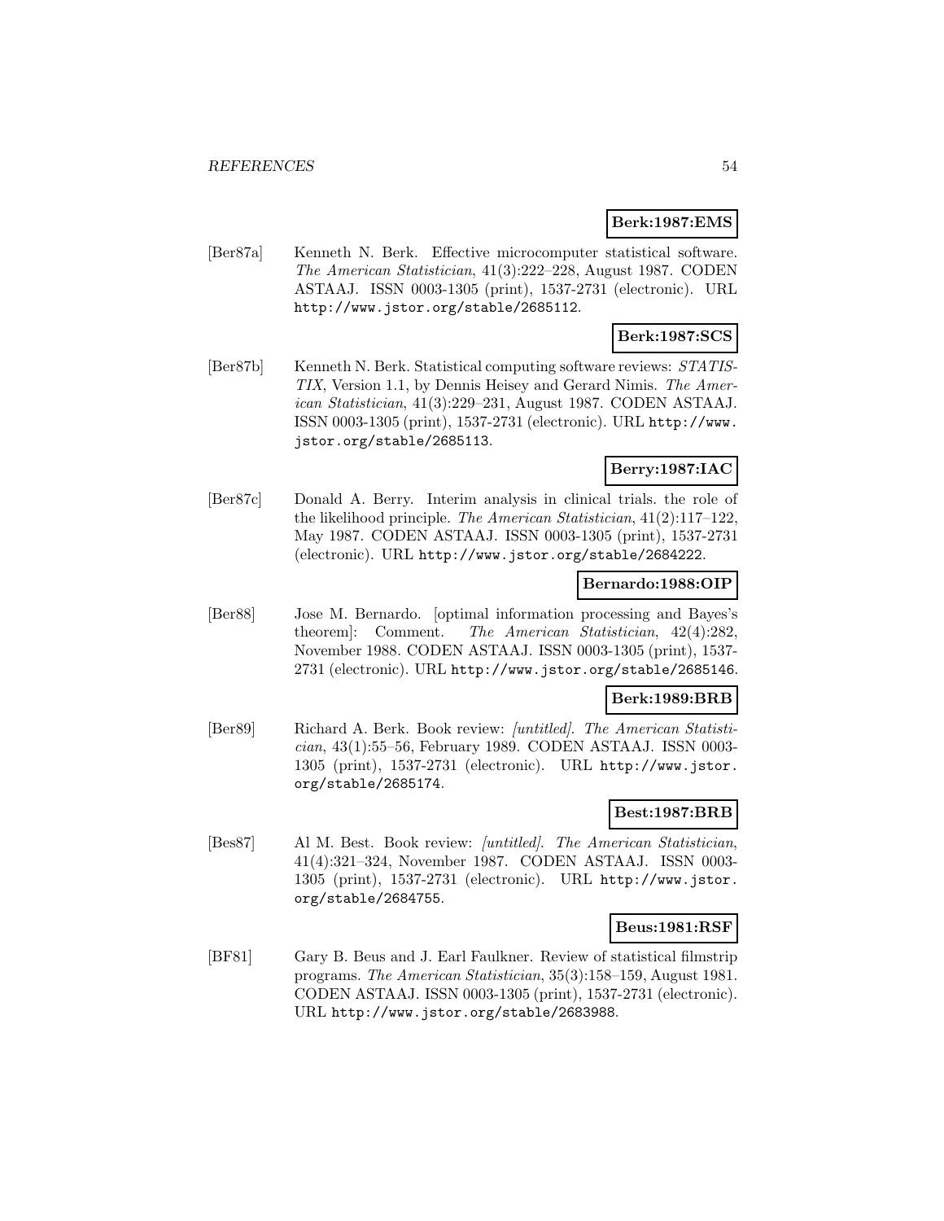**Berk:1987:EMS**

[Ber87a] Kenneth N. Berk. Effective microcomputer statistical software. *The American Statistician*, 41(3):222–228, August 1987. CODEN ASTAAJ. ISSN 0003-1305 (print), 1537-2731 (electronic). URL http://www.jstor.org/stable/2685112.

**Berk:1987:SCS**

[Ber87b] Kenneth N. Berk. Statistical computing software reviews: *STATISTIX*, Version 1.1, by Dennis Heisey and Gerard Nimis. *The American Statistician*, 41(3):229–231, August 1987. CODEN ASTAAJ. ISSN 0003-1305 (print), 1537-2731 (electronic). URL http://www.jstor.org/stable/2685113.

**Berry:1987:IAC**

[Ber87c] Donald A. Berry. Interim analysis in clinical trials. the role of the likelihood principle. *The American Statistician*, 41(2):117–122, May 1987. CODEN ASTAAJ. ISSN 0003-1305 (print), 1537-2731 (electronic). URL http://www.jstor.org/stable/2684222.

**Bernardo:1988:OIP**

[Ber88] Jose M. Bernardo. [optimal information processing and Bayes's theorem]: Comment. *The American Statistician*, 42(4):282, November 1988. CODEN ASTAAJ. ISSN 0003-1305 (print), 1537-2731 (electronic). URL http://www.jstor.org/stable/2685146.

**Berk:1989:BRB**

[Ber89] Richard A. Berk. Book review: *[untitled]*. *The American Statistician*, 43(1):55–56, February 1989. CODEN ASTAAJ. ISSN 0003-1305 (print), 1537-2731 (electronic). URL http://www.jstor.org/stable/2685174.

**Best:1987:BRB**

[Bes87] Al M. Best. Book review: *[untitled]*. *The American Statistician*, 41(4):321–324, November 1987. CODEN ASTAAJ. ISSN 0003-1305 (print), 1537-2731 (electronic). URL http://www.jstor.org/stable/2684755.

**Beus:1981:RSF**

[BF81] Gary B. Beus and J. Earl Faulkner. Review of statistical filmstrip programs. *The American Statistician*, 35(3):158–159, August 1981. CODEN ASTAAJ. ISSN 0003-1305 (print), 1537-2731 (electronic). URL http://www.jstor.org/stable/2683988.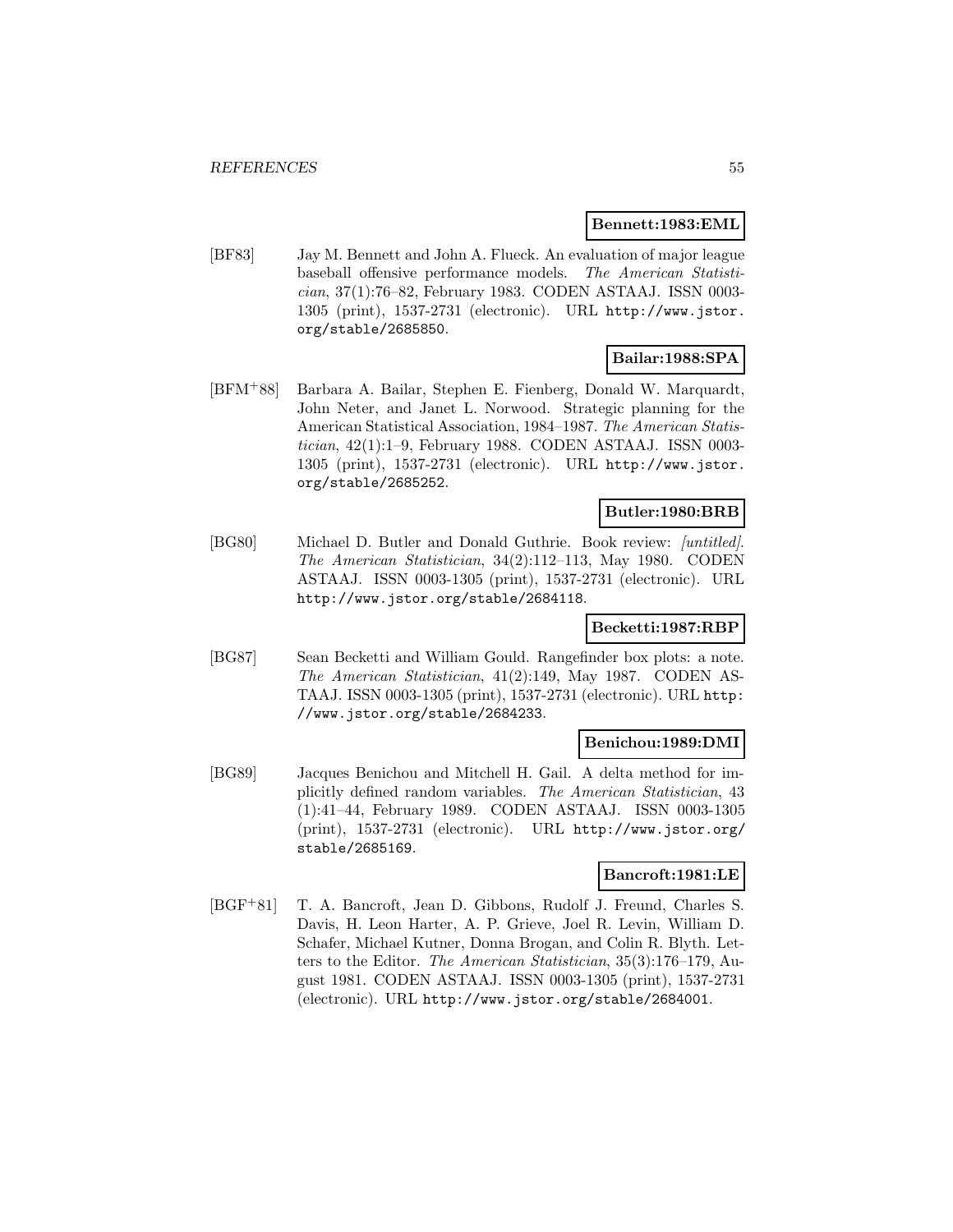**Bennett:1983:EML**

[BF83] Jay M. Bennett and John A. Flueck. An evaluation of major league baseball offensive performance models. *The American Statistician*, 37(1):76–82, February 1983. CODEN ASTAAJ. ISSN 0003-1305 (print), 1537-2731 (electronic). URL http://www.jstor.org/stable/2685850.

**Bailar:1988:SPA**

[BFM+88] Barbara A. Bailar, Stephen E. Fienberg, Donald W. Marquardt, John Neter, and Janet L. Norwood. Strategic planning for the American Statistical Association, 1984–1987. *The American Statistician*, 42(1):1–9, February 1988. CODEN ASTAAJ. ISSN 0003-1305 (print), 1537-2731 (electronic). URL http://www.jstor.org/stable/2685252.

**Butler:1980:BRB**

[BG80] Michael D. Butler and Donald Guthrie. Book review: *[untitled]*. *The American Statistician*, 34(2):112–113, May 1980. CODEN ASTAAJ. ISSN 0003-1305 (print), 1537-2731 (electronic). URL http://www.jstor.org/stable/2684118.

**Becketti:1987:RBP**

[BG87] Sean Becketti and William Gould. Rangefinder box plots: a note. *The American Statistician*, 41(2):149, May 1987. CODEN ASTAAJ. ISSN 0003-1305 (print), 1537-2731 (electronic). URL http://www.jstor.org/stable/2684233.

**Benichou:1989:DMI**

[BG89] Jacques Benichou and Mitchell H. Gail. A delta method for implicitly defined random variables. *The American Statistician*, 43 (1):41–44, February 1989. CODEN ASTAAJ. ISSN 0003-1305 (print), 1537-2731 (electronic). URL http://www.jstor.org/stable/2685169.

**Bancroft:1981:LE**

[BGF+81] T. A. Bancroft, Jean D. Gibbons, Rudolf J. Freund, Charles S. Davis, H. Leon Harter, A. P. Grieve, Joel R. Levin, William D. Schafer, Michael Kutner, Donna Brogan, and Colin R. Blyth. Letters to the Editor. *The American Statistician*, 35(3):176–179, August 1981. CODEN ASTAAJ. ISSN 0003-1305 (print), 1537-2731 (electronic). URL http://www.jstor.org/stable/2684001.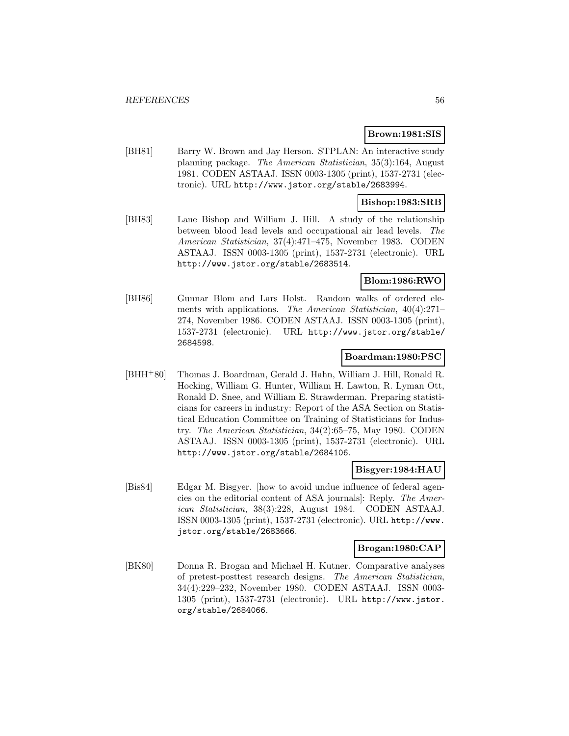**Brown:1981:SIS**

[BH81] Barry W. Brown and Jay Herson. STPLAN: An interactive study planning package. *The American Statistician*, 35(3):164, August 1981. CODEN ASTAAJ. ISSN 0003-1305 (print), 1537-2731 (electronic). URL http://www.jstor.org/stable/2683994.

**Bishop:1983:SRB**

[BH83] Lane Bishop and William J. Hill. A study of the relationship between blood lead levels and occupational air lead levels. *The American Statistician*, 37(4):471–475, November 1983. CODEN ASTAAJ. ISSN 0003-1305 (print), 1537-2731 (electronic). URL http://www.jstor.org/stable/2683514.

**Blom:1986:RWO**

[BH86] Gunnar Blom and Lars Holst. Random walks of ordered elements with applications. *The American Statistician*, 40(4):271–274, November 1986. CODEN ASTAAJ. ISSN 0003-1305 (print), 1537-2731 (electronic). URL http://www.jstor.org/stable/2684598.

**Boardman:1980:PSC**

[BHH+80] Thomas J. Boardman, Gerald J. Hahn, William J. Hill, Ronald R. Hocking, William G. Hunter, William H. Lawton, R. Lyman Ott, Ronald D. Snee, and William E. Strawderman. Preparing statisticians for careers in industry: Report of the ASA Section on Statistical Education Committee on Training of Statisticians for Industry. *The American Statistician*, 34(2):65–75, May 1980. CODEN ASTAAJ. ISSN 0003-1305 (print), 1537-2731 (electronic). URL http://www.jstor.org/stable/2684106.

**Bisgyer:1984:HAU**

[Bis84] Edgar M. Bisgyer. [how to avoid undue influence of federal agencies on the editorial content of ASA journals]: Reply. *The American Statistician*, 38(3):228, August 1984. CODEN ASTAAJ. ISSN 0003-1305 (print), 1537-2731 (electronic). URL http://www.jstor.org/stable/2683666.

**Brogan:1980:CAP**

[BK80] Donna R. Brogan and Michael H. Kutner. Comparative analyses of pretest-posttest research designs. *The American Statistician*, 34(4):229–232, November 1980. CODEN ASTAAJ. ISSN 0003-1305 (print), 1537-2731 (electronic). URL http://www.jstor.org/stable/2684066.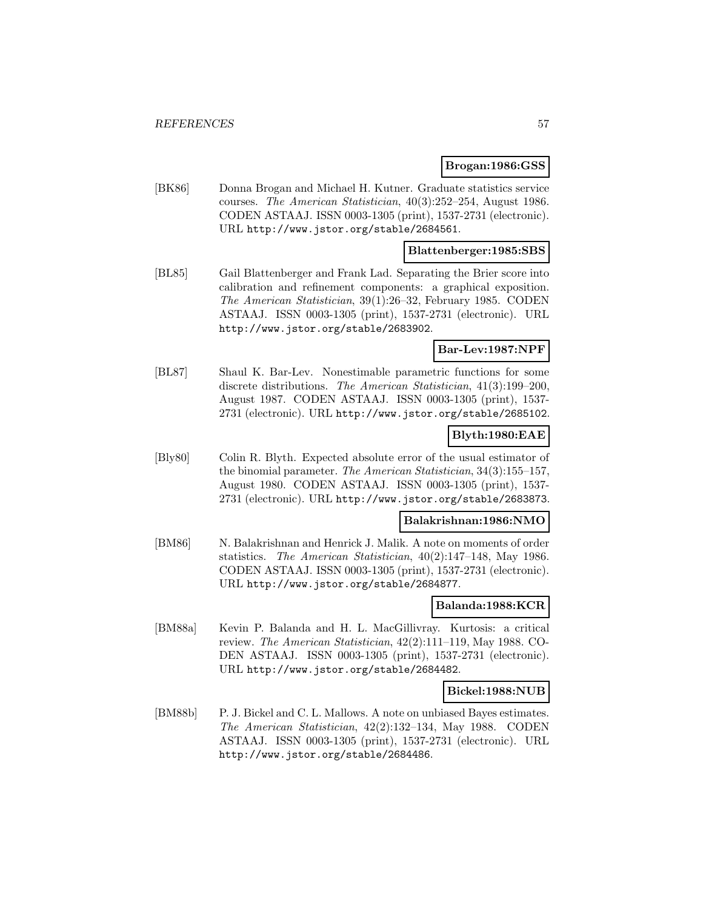**Brogan:1986:GSS**

[BK86] Donna Brogan and Michael H. Kutner. Graduate statistics service courses. *The American Statistician*, 40(3):252–254, August 1986. CODEN ASTAAJ. ISSN 0003-1305 (print), 1537-2731 (electronic). URL http://www.jstor.org/stable/2684561.

**Blattenberger:1985:SBS**

[BL85] Gail Blattenberger and Frank Lad. Separating the Brier score into calibration and refinement components: a graphical exposition. *The American Statistician*, 39(1):26–32, February 1985. CODEN ASTAAJ. ISSN 0003-1305 (print), 1537-2731 (electronic). URL http://www.jstor.org/stable/2683902.

**Bar-Lev:1987:NPF**

[BL87] Shaul K. Bar-Lev. Nonestimable parametric functions for some discrete distributions. *The American Statistician*, 41(3):199–200, August 1987. CODEN ASTAAJ. ISSN 0003-1305 (print), 1537-2731 (electronic). URL http://www.jstor.org/stable/2685102.

**Blyth:1980:EAE**

[Bly80] Colin R. Blyth. Expected absolute error of the usual estimator of the binomial parameter. *The American Statistician*, 34(3):155–157, August 1980. CODEN ASTAAJ. ISSN 0003-1305 (print), 1537-2731 (electronic). URL http://www.jstor.org/stable/2683873.

**Balakrishnan:1986:NMO**

[BM86] N. Balakrishnan and Henrick J. Malik. A note on moments of order statistics. *The American Statistician*, 40(2):147–148, May 1986. CODEN ASTAAJ. ISSN 0003-1305 (print), 1537-2731 (electronic). URL http://www.jstor.org/stable/2684877.

**Balanda:1988:KCR**

[BM88a] Kevin P. Balanda and H. L. MacGillivray. Kurtosis: a critical review. *The American Statistician*, 42(2):111–119, May 1988. CODEN ASTAAJ. ISSN 0003-1305 (print), 1537-2731 (electronic). URL http://www.jstor.org/stable/2684482.

**Bickel:1988:NUB**

[BM88b] P. J. Bickel and C. L. Mallows. A note on unbiased Bayes estimates. *The American Statistician*, 42(2):132–134, May 1988. CODEN ASTAAJ. ISSN 0003-1305 (print), 1537-2731 (electronic). URL http://www.jstor.org/stable/2684486.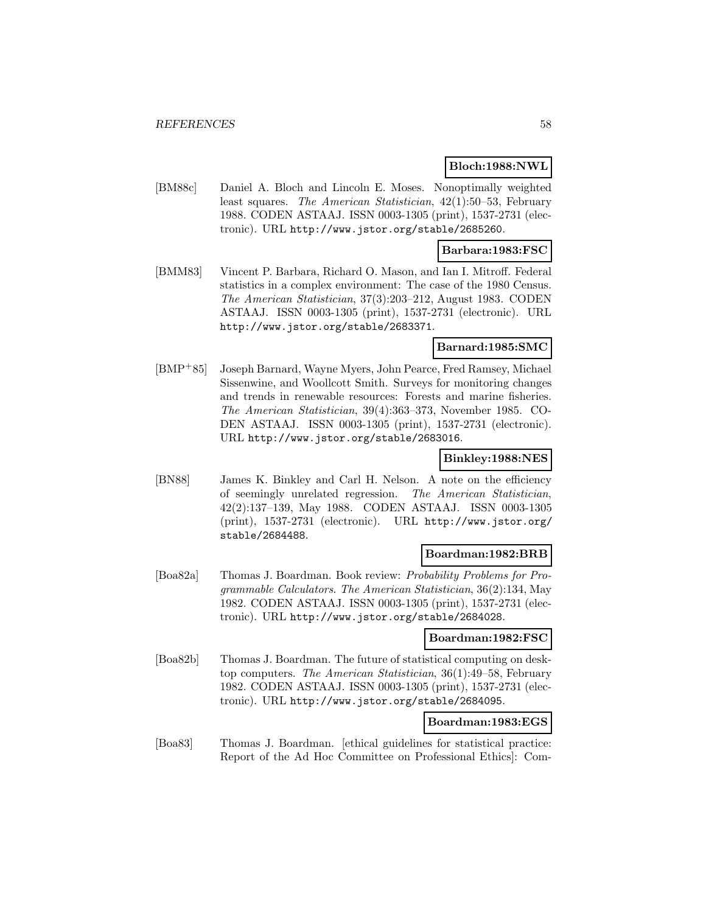**Bloch:1988:NWL**

[BM88c] Daniel A. Bloch and Lincoln E. Moses. Nonoptimally weighted least squares. *The American Statistician*, 42(1):50–53, February 1988. CODEN ASTAAJ. ISSN 0003-1305 (print), 1537-2731 (electronic). URL http://www.jstor.org/stable/2685260.

**Barbara:1983:FSC**

[BMM83] Vincent P. Barbara, Richard O. Mason, and Ian I. Mitroff. Federal statistics in a complex environment: The case of the 1980 Census. *The American Statistician*, 37(3):203–212, August 1983. CODEN ASTAAJ. ISSN 0003-1305 (print), 1537-2731 (electronic). URL http://www.jstor.org/stable/2683371.

**Barnard:1985:SMC**

[BMP+85] Joseph Barnard, Wayne Myers, John Pearce, Fred Ramsey, Michael Sissenwine, and Woollcott Smith. Surveys for monitoring changes and trends in renewable resources: Forests and marine fisheries. *The American Statistician*, 39(4):363–373, November 1985. CODEN ASTAAJ. ISSN 0003-1305 (print), 1537-2731 (electronic). URL http://www.jstor.org/stable/2683016.

**Binkley:1988:NES**

[BN88] James K. Binkley and Carl H. Nelson. A note on the efficiency of seemingly unrelated regression. *The American Statistician*, 42(2):137–139, May 1988. CODEN ASTAAJ. ISSN 0003-1305 (print), 1537-2731 (electronic). URL http://www.jstor.org/stable/2684488.

**Boardman:1982:BRB**

[Boa82a] Thomas J. Boardman. Book review: *Probability Problems for Programmable Calculators*. *The American Statistician*, 36(2):134, May 1982. CODEN ASTAAJ. ISSN 0003-1305 (print), 1537-2731 (electronic). URL http://www.jstor.org/stable/2684028.

**Boardman:1982:FSC**

[Boa82b] Thomas J. Boardman. The future of statistical computing on desktop computers. *The American Statistician*, 36(1):49–58, February 1982. CODEN ASTAAJ. ISSN 0003-1305 (print), 1537-2731 (electronic). URL http://www.jstor.org/stable/2684095.

**Boardman:1983:EGS**

[Boa83] Thomas J. Boardman. [ethical guidelines for statistical practice: Report of the Ad Hoc Committee on Professional Ethics]: Com-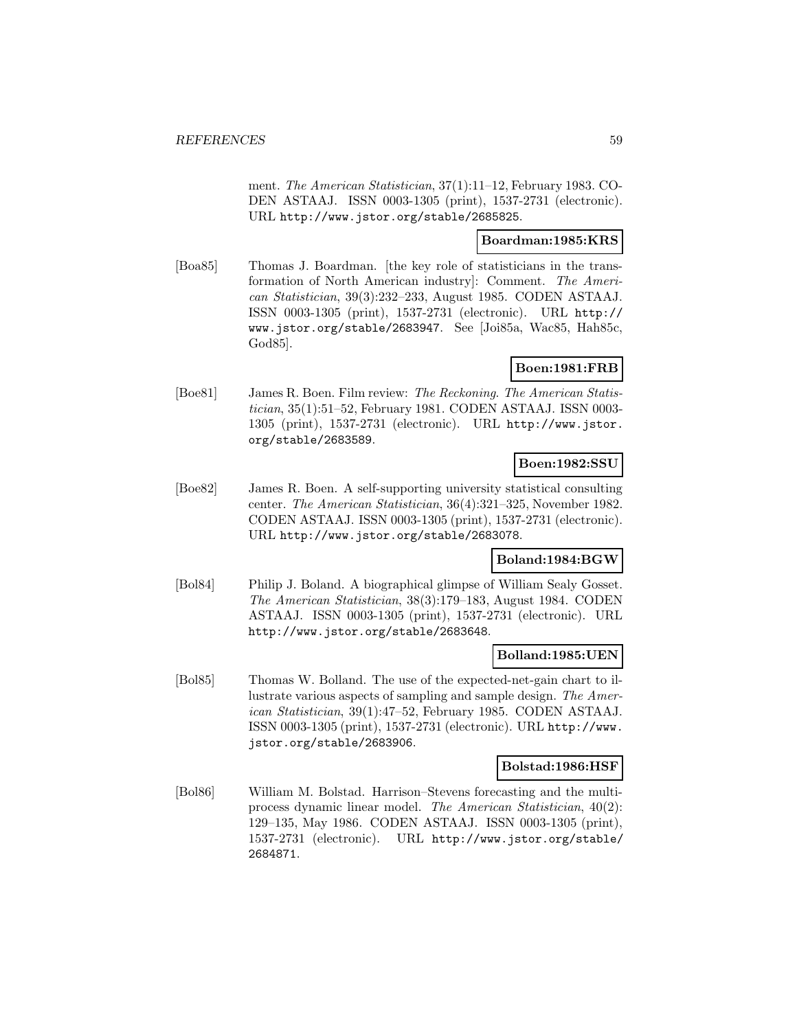ment. *The American Statistician*, 37(1):11–12, February 1983. CODEN ASTAAJ. ISSN 0003-1305 (print), 1537-2731 (electronic). URL http://www.jstor.org/stable/2685825.

**Boardman:1985:KRS**

[Boa85] Thomas J. Boardman. [the key role of statisticians in the transformation of North American industry]: Comment. *The American Statistician*, 39(3):232–233, August 1985. CODEN ASTAAJ. ISSN 0003-1305 (print), 1537-2731 (electronic). URL http://www.jstor.org/stable/2683947. See [Joi85a, Wac85, Hah85c, God85].

**Boen:1981:FRB**

[Boe81] James R. Boen. Film review: *The Reckoning*. *The American Statistician*, 35(1):51–52, February 1981. CODEN ASTAAJ. ISSN 0003-1305 (print), 1537-2731 (electronic). URL http://www.jstor.org/stable/2683589.

**Boen:1982:SSU**

[Boe82] James R. Boen. A self-supporting university statistical consulting center. *The American Statistician*, 36(4):321–325, November 1982. CODEN ASTAAJ. ISSN 0003-1305 (print), 1537-2731 (electronic). URL http://www.jstor.org/stable/2683078.

**Boland:1984:BGW**

[Bol84] Philip J. Boland. A biographical glimpse of William Sealy Gosset. *The American Statistician*, 38(3):179–183, August 1984. CODEN ASTAAJ. ISSN 0003-1305 (print), 1537-2731 (electronic). URL http://www.jstor.org/stable/2683648.

**Bolland:1985:UEN**

[Bol85] Thomas W. Bolland. The use of the expected-net-gain chart to illustrate various aspects of sampling and sample design. *The American Statistician*, 39(1):47–52, February 1985. CODEN ASTAAJ. ISSN 0003-1305 (print), 1537-2731 (electronic). URL http://www.jstor.org/stable/2683906.

**Bolstad:1986:HSF**

[Bol86] William M. Bolstad. Harrison–Stevens forecasting and the multiprocess dynamic linear model. *The American Statistician*, 40(2):129–135, May 1986. CODEN ASTAAJ. ISSN 0003-1305 (print), 1537-2731 (electronic). URL http://www.jstor.org/stable/2684871.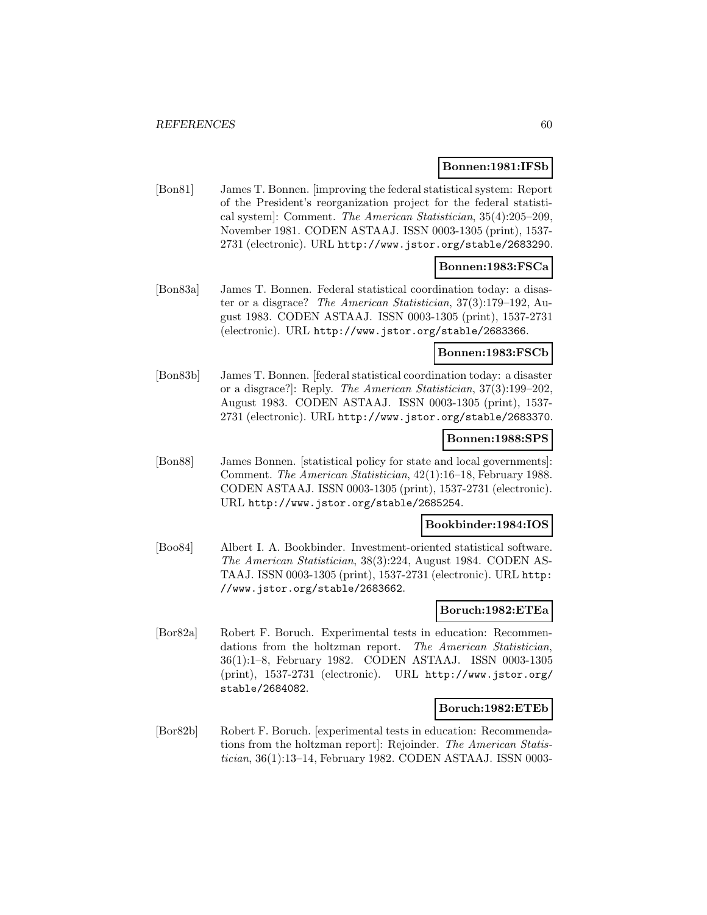**Bonnen:1981:IFSb**

[Bon81] James T. Bonnen. [improving the federal statistical system: Report of the President's reorganization project for the federal statistical system]: Comment. *The American Statistician*, 35(4):205–209, November 1981. CODEN ASTAAJ. ISSN 0003-1305 (print), 1537-2731 (electronic). URL http://www.jstor.org/stable/2683290.

**Bonnen:1983:FSCa**

[Bon83a] James T. Bonnen. Federal statistical coordination today: a disaster or a disgrace? *The American Statistician*, 37(3):179–192, August 1983. CODEN ASTAAJ. ISSN 0003-1305 (print), 1537-2731 (electronic). URL http://www.jstor.org/stable/2683366.

**Bonnen:1983:FSCb**

[Bon83b] James T. Bonnen. [federal statistical coordination today: a disaster or a disgrace?]: Reply. *The American Statistician*, 37(3):199–202, August 1983. CODEN ASTAAJ. ISSN 0003-1305 (print), 1537-2731 (electronic). URL http://www.jstor.org/stable/2683370.

**Bonnen:1988:SPS**

[Bon88] James Bonnen. [statistical policy for state and local governments]: Comment. *The American Statistician*, 42(1):16–18, February 1988. CODEN ASTAAJ. ISSN 0003-1305 (print), 1537-2731 (electronic). URL http://www.jstor.org/stable/2685254.

**Bookbinder:1984:IOS**

[Boo84] Albert I. A. Bookbinder. Investment-oriented statistical software. *The American Statistician*, 38(3):224, August 1984. CODEN ASTAAJ. ISSN 0003-1305 (print), 1537-2731 (electronic). URL http://www.jstor.org/stable/2683662.

**Boruch:1982:ETEa**

[Bor82a] Robert F. Boruch. Experimental tests in education: Recommendations from the holtzman report. *The American Statistician*, 36(1):1–8, February 1982. CODEN ASTAAJ. ISSN 0003-1305 (print), 1537-2731 (electronic). URL http://www.jstor.org/stable/2684082.

**Boruch:1982:ETEb**

[Bor82b] Robert F. Boruch. [experimental tests in education: Recommendations from the holtzman report]: Rejoinder. *The American Statistician*, 36(1):13–14, February 1982. CODEN ASTAAJ. ISSN 0003-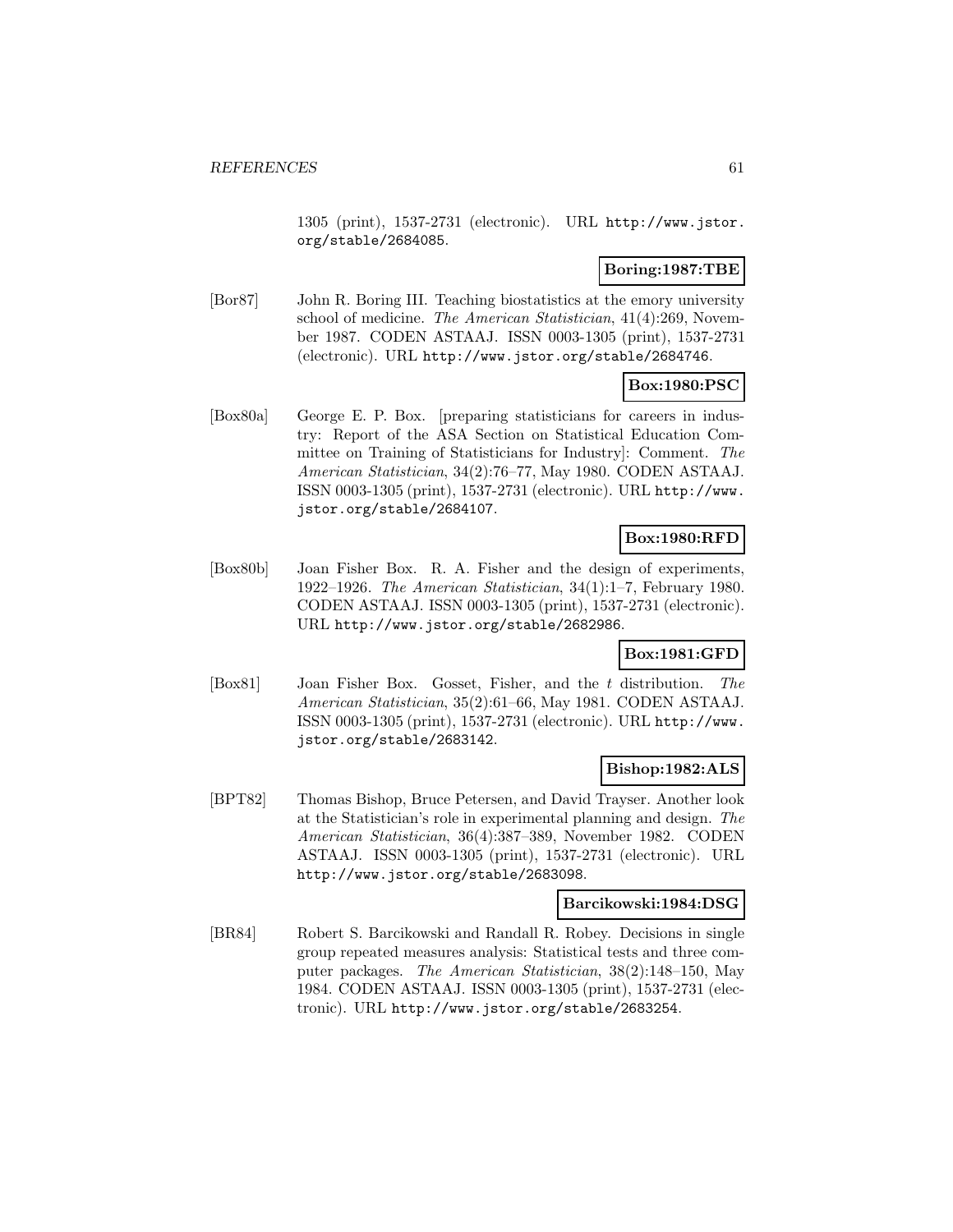1305 (print), 1537-2731 (electronic). URL http://www.jstor.org/stable/2684085.

**Boring:1987:TBE**

[Bor87] John R. Boring III. Teaching biostatistics at the emory university school of medicine. *The American Statistician*, 41(4):269, November 1987. CODEN ASTAAJ. ISSN 0003-1305 (print), 1537-2731 (electronic). URL http://www.jstor.org/stable/2684746.

**Box:1980:PSC**

[Box80a] George E. P. Box. [preparing statisticians for careers in industry: Report of the ASA Section on Statistical Education Committee on Training of Statisticians for Industry]: Comment. *The American Statistician*, 34(2):76–77, May 1980. CODEN ASTAAJ. ISSN 0003-1305 (print), 1537-2731 (electronic). URL http://www.jstor.org/stable/2684107.

**Box:1980:RFD**

[Box80b] Joan Fisher Box. R. A. Fisher and the design of experiments, 1922–1926. *The American Statistician*, 34(1):1–7, February 1980. CODEN ASTAAJ. ISSN 0003-1305 (print), 1537-2731 (electronic). URL http://www.jstor.org/stable/2682986.

**Box:1981:GFD**

[Box81] Joan Fisher Box. Gosset, Fisher, and the $t$ distribution. *The American Statistician*, 35(2):61–66, May 1981. CODEN ASTAAJ. ISSN 0003-1305 (print), 1537-2731 (electronic). URL http://www.jstor.org/stable/2683142.

**Bishop:1982:ALS**

[BPT82] Thomas Bishop, Bruce Petersen, and David Trayser. Another look at the Statistician's role in experimental planning and design. *The American Statistician*, 36(4):387–389, November 1982. CODEN ASTAAJ. ISSN 0003-1305 (print), 1537-2731 (electronic). URL http://www.jstor.org/stable/2683098.

**Barcikowski:1984:DSG**

[BR84] Robert S. Barcikowski and Randall R. Robey. Decisions in single group repeated measures analysis: Statistical tests and three computer packages. *The American Statistician*, 38(2):148–150, May 1984. CODEN ASTAAJ. ISSN 0003-1305 (print), 1537-2731 (electronic). URL http://www.jstor.org/stable/2683254.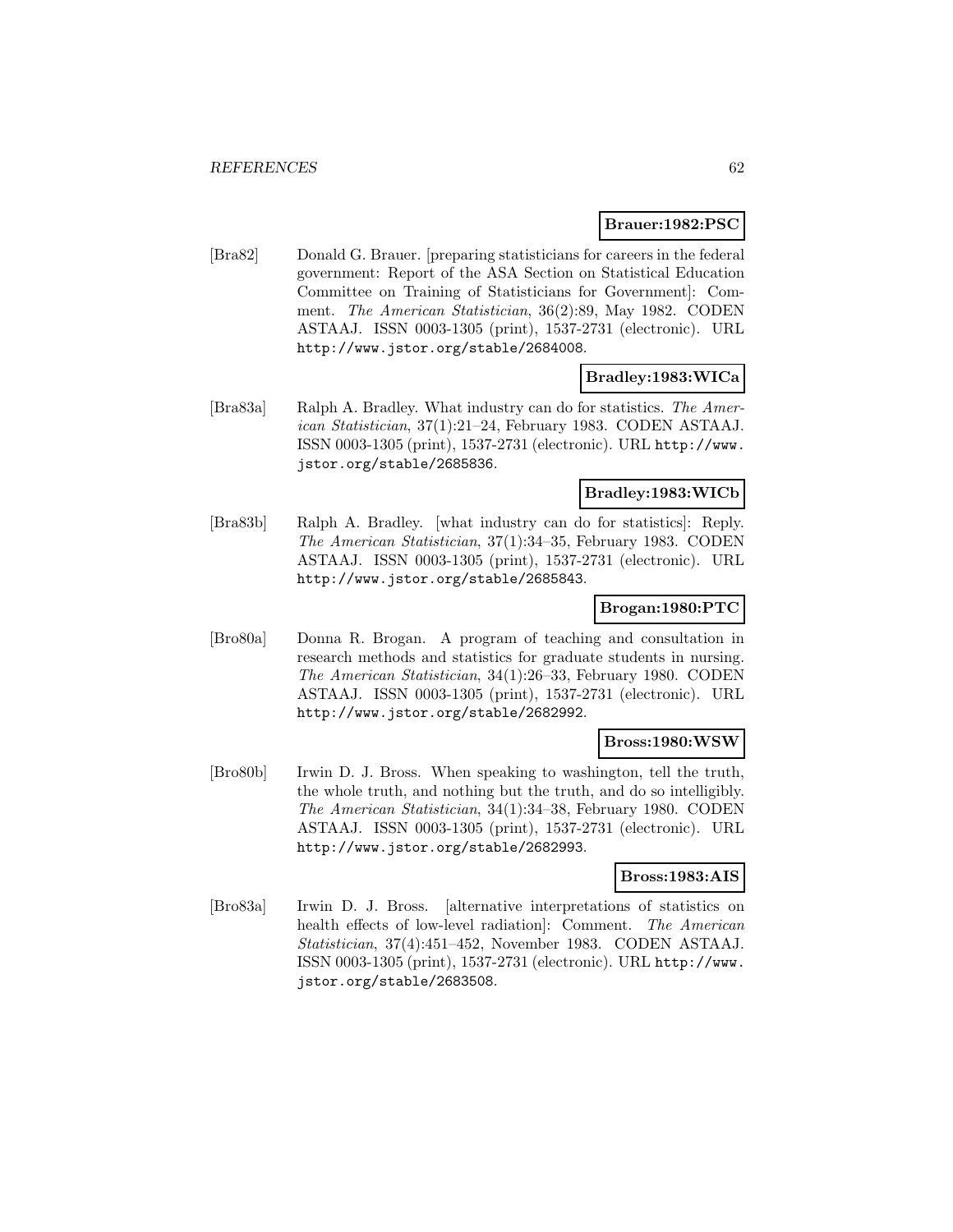**Brauer:1982:PSC**

[Bra82] Donald G. Brauer. [preparing statisticians for careers in the federal government: Report of the ASA Section on Statistical Education Committee on Training of Statisticians for Government]: Comment. *The American Statistician*, 36(2):89, May 1982. CODEN ASTAAJ. ISSN 0003-1305 (print), 1537-2731 (electronic). URL http://www.jstor.org/stable/2684008.

**Bradley:1983:WICa**

[Bra83a] Ralph A. Bradley. What industry can do for statistics. *The American Statistician*, 37(1):21–24, February 1983. CODEN ASTAAJ. ISSN 0003-1305 (print), 1537-2731 (electronic). URL http://www.jstor.org/stable/2685836.

**Bradley:1983:WICb**

[Bra83b] Ralph A. Bradley. [what industry can do for statistics]: Reply. *The American Statistician*, 37(1):34–35, February 1983. CODEN ASTAAJ. ISSN 0003-1305 (print), 1537-2731 (electronic). URL http://www.jstor.org/stable/2685843.

**Brogan:1980:PTC**

[Bro80a] Donna R. Brogan. A program of teaching and consultation in research methods and statistics for graduate students in nursing. *The American Statistician*, 34(1):26–33, February 1980. CODEN ASTAAJ. ISSN 0003-1305 (print), 1537-2731 (electronic). URL http://www.jstor.org/stable/2682992.

**Bross:1980:WSW**

[Bro80b] Irwin D. J. Bross. When speaking to washington, tell the truth, the whole truth, and nothing but the truth, and do so intelligibly. *The American Statistician*, 34(1):34–38, February 1980. CODEN ASTAAJ. ISSN 0003-1305 (print), 1537-2731 (electronic). URL http://www.jstor.org/stable/2682993.

**Bross:1983:AIS**

[Bro83a] Irwin D. J. Bross. [alternative interpretations of statistics on health effects of low-level radiation]: Comment. *The American Statistician*, 37(4):451–452, November 1983. CODEN ASTAAJ. ISSN 0003-1305 (print), 1537-2731 (electronic). URL http://www.jstor.org/stable/2683508.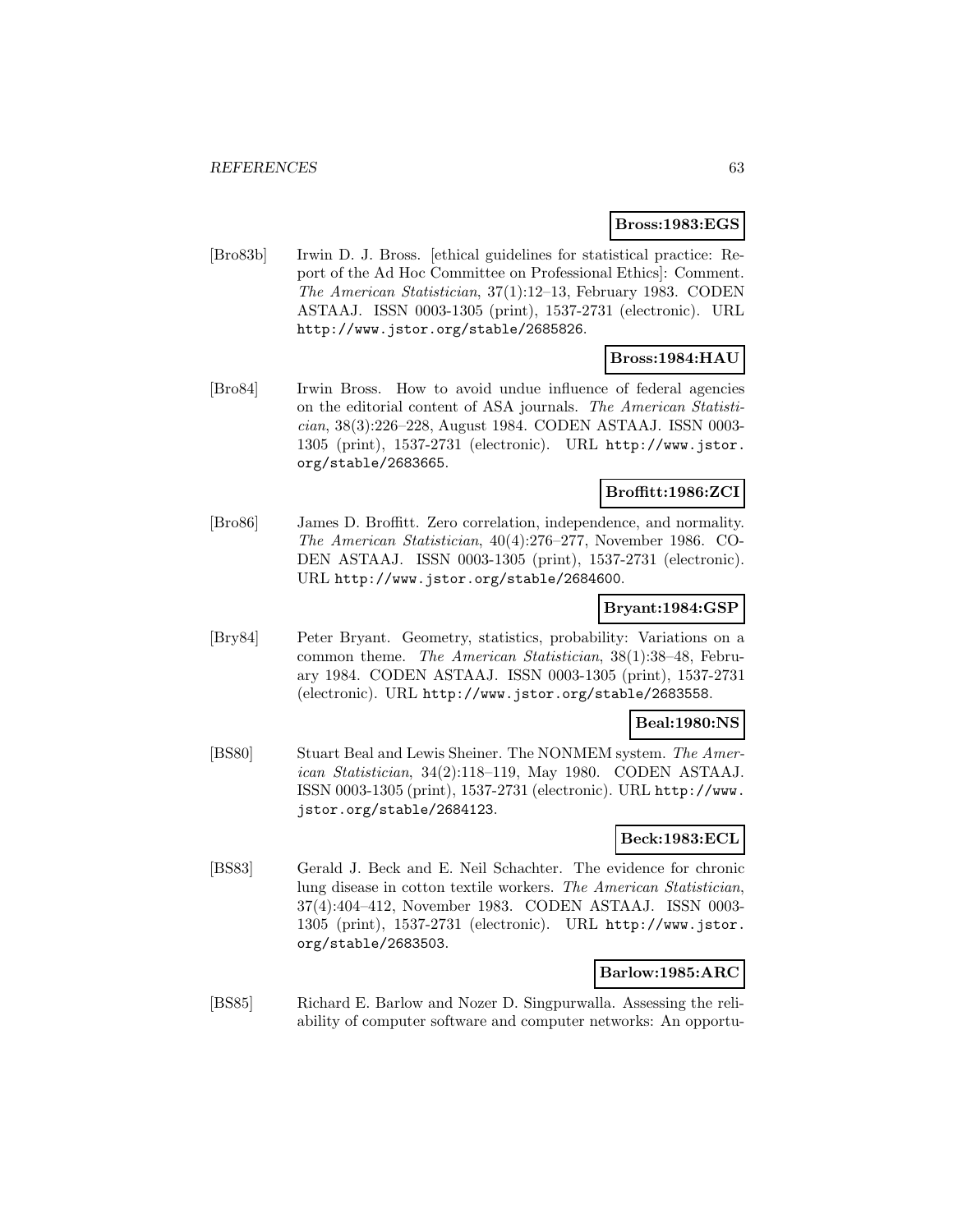**Bross:1983:EGS**

[Bro83b] Irwin D. J. Bross. [ethical guidelines for statistical practice: Report of the Ad Hoc Committee on Professional Ethics]: Comment. *The American Statistician*, 37(1):12–13, February 1983. CODEN ASTAAJ. ISSN 0003-1305 (print), 1537-2731 (electronic). URL http://www.jstor.org/stable/2685826.

**Bross:1984:HAU**

[Bro84] Irwin Bross. How to avoid undue influence of federal agencies on the editorial content of ASA journals. *The American Statistician*, 38(3):226–228, August 1984. CODEN ASTAAJ. ISSN 0003-1305 (print), 1537-2731 (electronic). URL http://www.jstor.org/stable/2683665.

**Broffitt:1986:ZCI**

[Bro86] James D. Broffitt. Zero correlation, independence, and normality. *The American Statistician*, 40(4):276–277, November 1986. CODEN ASTAAJ. ISSN 0003-1305 (print), 1537-2731 (electronic). URL http://www.jstor.org/stable/2684600.

**Bryant:1984:GSP**

[Bry84] Peter Bryant. Geometry, statistics, probability: Variations on a common theme. *The American Statistician*, 38(1):38–48, February 1984. CODEN ASTAAJ. ISSN 0003-1305 (print), 1537-2731 (electronic). URL http://www.jstor.org/stable/2683558.

**Beal:1980:NS**

[BS80] Stuart Beal and Lewis Sheiner. The NONMEM system. *The American Statistician*, 34(2):118–119, May 1980. CODEN ASTAAJ. ISSN 0003-1305 (print), 1537-2731 (electronic). URL http://www.jstor.org/stable/2684123.

**Beck:1983:ECL**

[BS83] Gerald J. Beck and E. Neil Schachter. The evidence for chronic lung disease in cotton textile workers. *The American Statistician*, 37(4):404–412, November 1983. CODEN ASTAAJ. ISSN 0003-1305 (print), 1537-2731 (electronic). URL http://www.jstor.org/stable/2683503.

**Barlow:1985:ARC**

[BS85] Richard E. Barlow and Nozer D. Singpurwalla. Assessing the reliability of computer software and computer networks: An opportu-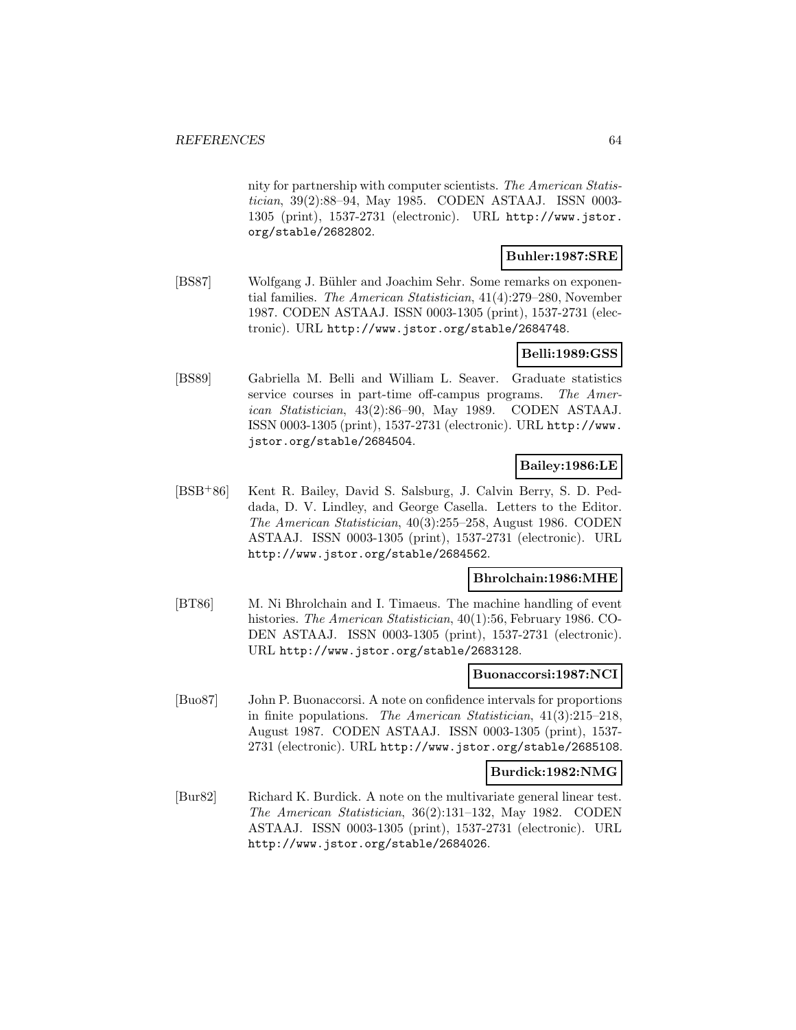nity for partnership with computer scientists. *The American Statistician*, 39(2):88–94, May 1985. CODEN ASTAAJ. ISSN 0003-1305 (print), 1537-2731 (electronic). URL http://www.jstor.org/stable/2682802.

**Buhler:1987:SRE**

[BS87] Wolfgang J. Bühler and Joachim Sehr. Some remarks on exponential families. *The American Statistician*, 41(4):279–280, November 1987. CODEN ASTAAJ. ISSN 0003-1305 (print), 1537-2731 (electronic). URL http://www.jstor.org/stable/2684748.

**Belli:1989:GSS**

[BS89] Gabriella M. Belli and William L. Seaver. Graduate statistics service courses in part-time off-campus programs. *The American Statistician*, 43(2):86–90, May 1989. CODEN ASTAAJ. ISSN 0003-1305 (print), 1537-2731 (electronic). URL http://www.jstor.org/stable/2684504.

**Bailey:1986:LE**

[BSB+86] Kent R. Bailey, David S. Salsburg, J. Calvin Berry, S. D. Peddada, D. V. Lindley, and George Casella. Letters to the Editor. *The American Statistician*, 40(3):255–258, August 1986. CODEN ASTAAJ. ISSN 0003-1305 (print), 1537-2731 (electronic). URL http://www.jstor.org/stable/2684562.

**Bhrolchain:1986:MHE**

[BT86] M. Ni Bhrolchain and I. Timaeus. The machine handling of event histories. *The American Statistician*, 40(1):56, February 1986. CODEN ASTAAJ. ISSN 0003-1305 (print), 1537-2731 (electronic). URL http://www.jstor.org/stable/2683128.

**Buonaccorsi:1987:NCI**

[Buo87] John P. Buonaccorsi. A note on confidence intervals for proportions in finite populations. *The American Statistician*, 41(3):215–218, August 1987. CODEN ASTAAJ. ISSN 0003-1305 (print), 1537-2731 (electronic). URL http://www.jstor.org/stable/2685108.

**Burdick:1982:NMG**

[Bur82] Richard K. Burdick. A note on the multivariate general linear test. *The American Statistician*, 36(2):131–132, May 1982. CODEN ASTAAJ. ISSN 0003-1305 (print), 1537-2731 (electronic). URL http://www.jstor.org/stable/2684026.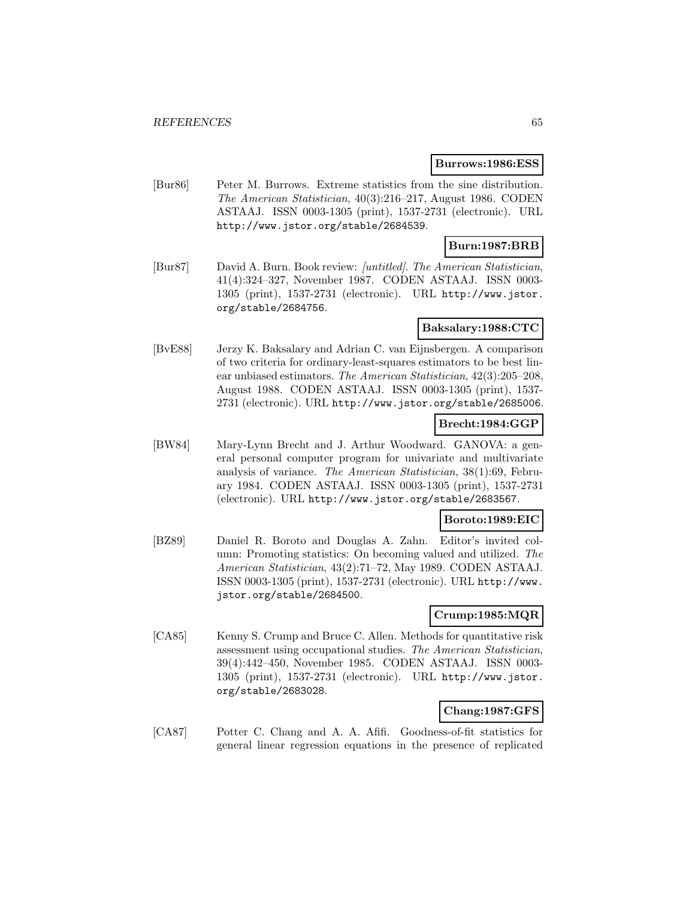**Burrows:1986:ESS**

[Bur86] Peter M. Burrows. Extreme statistics from the sine distribution. *The American Statistician*, 40(3):216–217, August 1986. CODEN ASTAAJ. ISSN 0003-1305 (print), 1537-2731 (electronic). URL http://www.jstor.org/stable/2684539.

**Burn:1987:BRB**

[Bur87] David A. Burn. Book review: *[untitled]*. *The American Statistician*, 41(4):324–327, November 1987. CODEN ASTAAJ. ISSN 0003-1305 (print), 1537-2731 (electronic). URL http://www.jstor.org/stable/2684756.

**Baksalary:1988:CTC**

[BvE88] Jerzy K. Baksalary and Adrian C. van Eijnsbergen. A comparison of two criteria for ordinary-least-squares estimators to be best linear unbiased estimators. *The American Statistician*, 42(3):205–208, August 1988. CODEN ASTAAJ. ISSN 0003-1305 (print), 1537-2731 (electronic). URL http://www.jstor.org/stable/2685006.

**Brecht:1984:GGP**

[BW84] Mary-Lynn Brecht and J. Arthur Woodward. GANOVA: a general personal computer program for univariate and multivariate analysis of variance. *The American Statistician*, 38(1):69, February 1984. CODEN ASTAAJ. ISSN 0003-1305 (print), 1537-2731 (electronic). URL http://www.jstor.org/stable/2683567.

**Boroto:1989:EIC**

[BZ89] Daniel R. Boroto and Douglas A. Zahn. Editor's invited column: Promoting statistics: On becoming valued and utilized. *The American Statistician*, 43(2):71–72, May 1989. CODEN ASTAAJ. ISSN 0003-1305 (print), 1537-2731 (electronic). URL http://www.jstor.org/stable/2684500.

**Crump:1985:MQR**

[CA85] Kenny S. Crump and Bruce C. Allen. Methods for quantitative risk assessment using occupational studies. *The American Statistician*, 39(4):442–450, November 1985. CODEN ASTAAJ. ISSN 0003-1305 (print), 1537-2731 (electronic). URL http://www.jstor.org/stable/2683028.

**Chang:1987:GFS**

[CA87] Potter C. Chang and A. A. Afifi. Goodness-of-fit statistics for general linear regression equations in the presence of replicated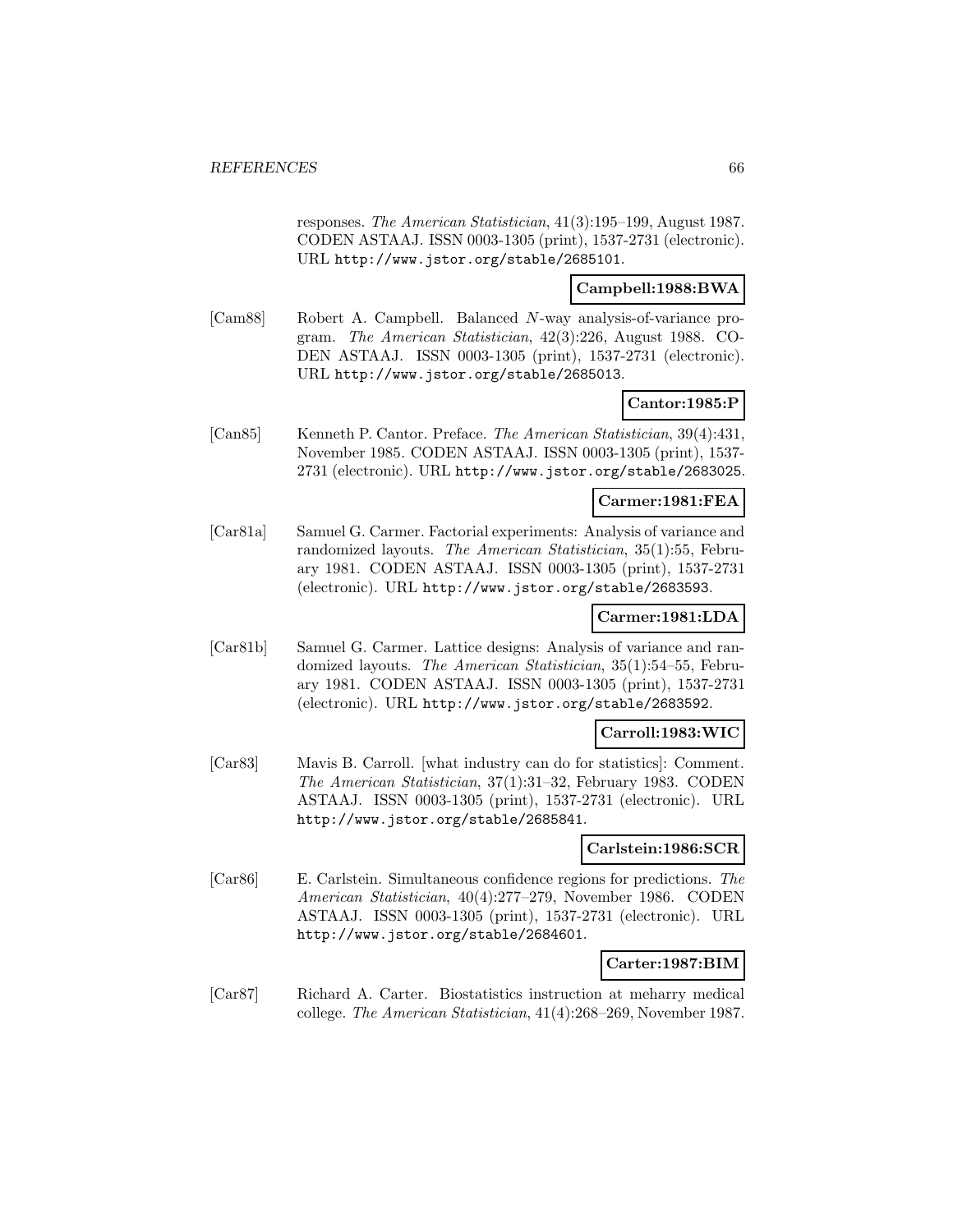responses. *The American Statistician*, 41(3):195–199, August 1987. CODEN ASTAAJ. ISSN 0003-1305 (print), 1537-2731 (electronic). URL http://www.jstor.org/stable/2685101.

**Campbell:1988:BWA**

[Cam88] Robert A. Campbell. Balanced $N$-way analysis-of-variance program. *The American Statistician*, 42(3):226, August 1988. CODEN ASTAAJ. ISSN 0003-1305 (print), 1537-2731 (electronic). URL http://www.jstor.org/stable/2685013.

**Cantor:1985:P**

[Can85] Kenneth P. Cantor. Preface. *The American Statistician*, 39(4):431, November 1985. CODEN ASTAAJ. ISSN 0003-1305 (print), 1537-2731 (electronic). URL http://www.jstor.org/stable/2683025.

**Carmer:1981:FEA**

[Car81a] Samuel G. Carmer. Factorial experiments: Analysis of variance and randomized layouts. *The American Statistician*, 35(1):55, February 1981. CODEN ASTAAJ. ISSN 0003-1305 (print), 1537-2731 (electronic). URL http://www.jstor.org/stable/2683593.

**Carmer:1981:LDA**

[Car81b] Samuel G. Carmer. Lattice designs: Analysis of variance and randomized layouts. *The American Statistician*, 35(1):54–55, February 1981. CODEN ASTAAJ. ISSN 0003-1305 (print), 1537-2731 (electronic). URL http://www.jstor.org/stable/2683592.

**Carroll:1983:WIC**

[Car83] Mavis B. Carroll. [what industry can do for statistics]: Comment. *The American Statistician*, 37(1):31–32, February 1983. CODEN ASTAAJ. ISSN 0003-1305 (print), 1537-2731 (electronic). URL http://www.jstor.org/stable/2685841.

**Carlstein:1986:SCR**

[Car86] E. Carlstein. Simultaneous confidence regions for predictions. *The American Statistician*, 40(4):277–279, November 1986. CODEN ASTAAJ. ISSN 0003-1305 (print), 1537-2731 (electronic). URL http://www.jstor.org/stable/2684601.

**Carter:1987:BIM**

[Car87] Richard A. Carter. Biostatistics instruction at meharry medical college. *The American Statistician*, 41(4):268–269, November 1987.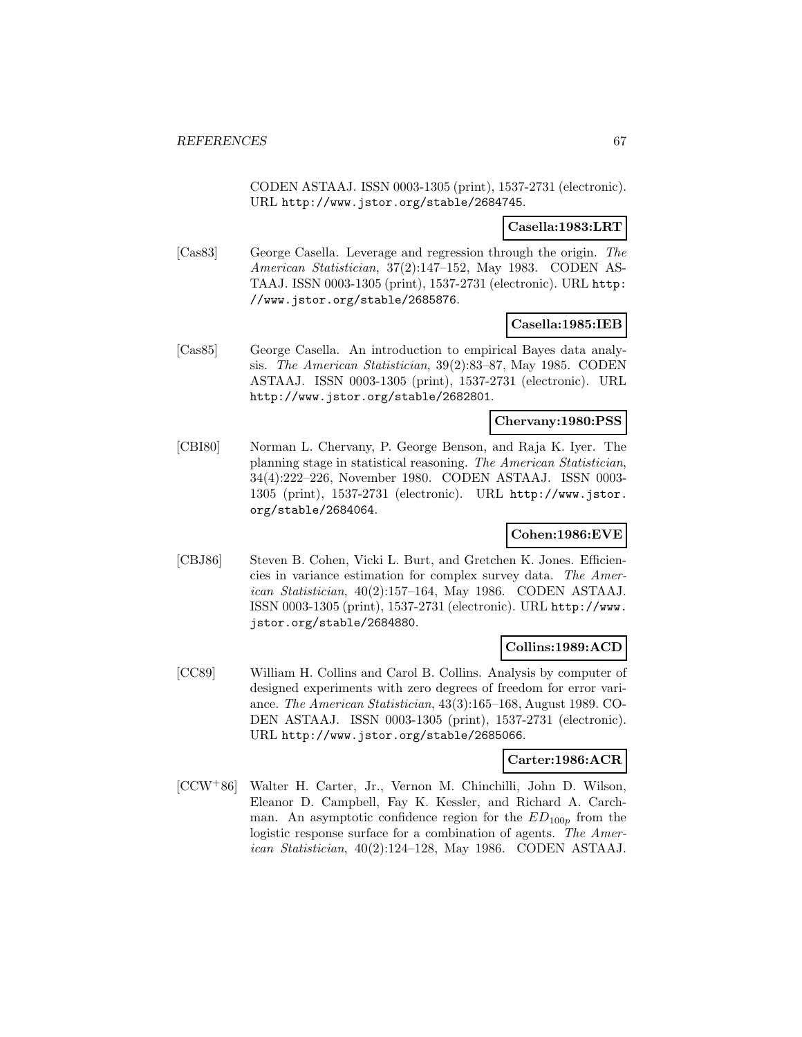CODEN ASTAAJ. ISSN 0003-1305 (print), 1537-2731 (electronic). URL http://www.jstor.org/stable/2684745.

**Casella:1983:LRT**

[Cas83] George Casella. Leverage and regression through the origin. *The American Statistician*, 37(2):147–152, May 1983. CODEN ASTAAJ. ISSN 0003-1305 (print), 1537-2731 (electronic). URL http://www.jstor.org/stable/2685876.

**Casella:1985:IEB**

[Cas85] George Casella. An introduction to empirical Bayes data analysis. *The American Statistician*, 39(2):83–87, May 1985. CODEN ASTAAJ. ISSN 0003-1305 (print), 1537-2731 (electronic). URL http://www.jstor.org/stable/2682801.

**Chervany:1980:PSS**

[CBI80] Norman L. Chervany, P. George Benson, and Raja K. Iyer. The planning stage in statistical reasoning. *The American Statistician*, 34(4):222–226, November 1980. CODEN ASTAAJ. ISSN 0003-1305 (print), 1537-2731 (electronic). URL http://www.jstor.org/stable/2684064.

**Cohen:1986:EVE**

[CBJ86] Steven B. Cohen, Vicki L. Burt, and Gretchen K. Jones. Efficiencies in variance estimation for complex survey data. *The American Statistician*, 40(2):157–164, May 1986. CODEN ASTAAJ. ISSN 0003-1305 (print), 1537-2731 (electronic). URL http://www.jstor.org/stable/2684880.

**Collins:1989:ACD**

[CC89] William H. Collins and Carol B. Collins. Analysis by computer of designed experiments with zero degrees of freedom for error variance. *The American Statistician*, 43(3):165–168, August 1989. CODEN ASTAAJ. ISSN 0003-1305 (print), 1537-2731 (electronic). URL http://www.jstor.org/stable/2685066.

**Carter:1986:ACR**

[CCW+86] Walter H. Carter, Jr., Vernon M. Chinchilli, John D. Wilson, Eleanor D. Campbell, Fay K. Kessler, and Richard A. Carchman. An asymptotic confidence region for the $ED_{100p}$ from the logistic response surface for a combination of agents. *The American Statistician*, 40(2):124–128, May 1986. CODEN ASTAAJ.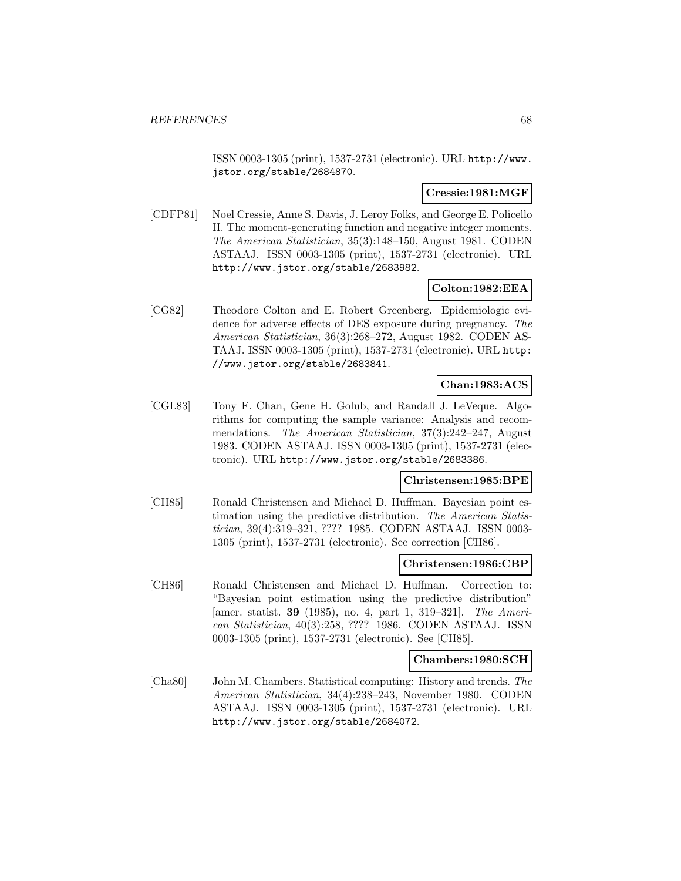ISSN 0003-1305 (print), 1537-2731 (electronic). URL http://www.jstor.org/stable/2684870.

**Cressie:1981:MGF**

[CDFP81] Noel Cressie, Anne S. Davis, J. Leroy Folks, and George E. Policello II. The moment-generating function and negative integer moments. *The American Statistician*, 35(3):148–150, August 1981. CODEN ASTAAJ. ISSN 0003-1305 (print), 1537-2731 (electronic). URL http://www.jstor.org/stable/2683982.

**Colton:1982:EEA**

[CG82] Theodore Colton and E. Robert Greenberg. Epidemiologic evidence for adverse effects of DES exposure during pregnancy. *The American Statistician*, 36(3):268–272, August 1982. CODEN ASTAAJ. ISSN 0003-1305 (print), 1537-2731 (electronic). URL http://www.jstor.org/stable/2683841.

**Chan:1983:ACS**

[CGL83] Tony F. Chan, Gene H. Golub, and Randall J. LeVeque. Algorithms for computing the sample variance: Analysis and recommendations. *The American Statistician*, 37(3):242–247, August 1983. CODEN ASTAAJ. ISSN 0003-1305 (print), 1537-2731 (electronic). URL http://www.jstor.org/stable/2683386.

**Christensen:1985:BPE**

[CH85] Ronald Christensen and Michael D. Huffman. Bayesian point estimation using the predictive distribution. *The American Statistician*, 39(4):319–321, ???? 1985. CODEN ASTAAJ. ISSN 0003-1305 (print), 1537-2731 (electronic). See correction [CH86].

**Christensen:1986:CBP**

[CH86] Ronald Christensen and Michael D. Huffman. Correction to: "Bayesian point estimation using the predictive distribution" [amer. statist. **39** (1985), no. 4, part 1, 319–321]. *The American Statistician*, 40(3):258, ???? 1986. CODEN ASTAAJ. ISSN 0003-1305 (print), 1537-2731 (electronic). See [CH85].

**Chambers:1980:SCH**

[Cha80] John M. Chambers. Statistical computing: History and trends. *The American Statistician*, 34(4):238–243, November 1980. CODEN ASTAAJ. ISSN 0003-1305 (print), 1537-2731 (electronic). URL http://www.jstor.org/stable/2684072.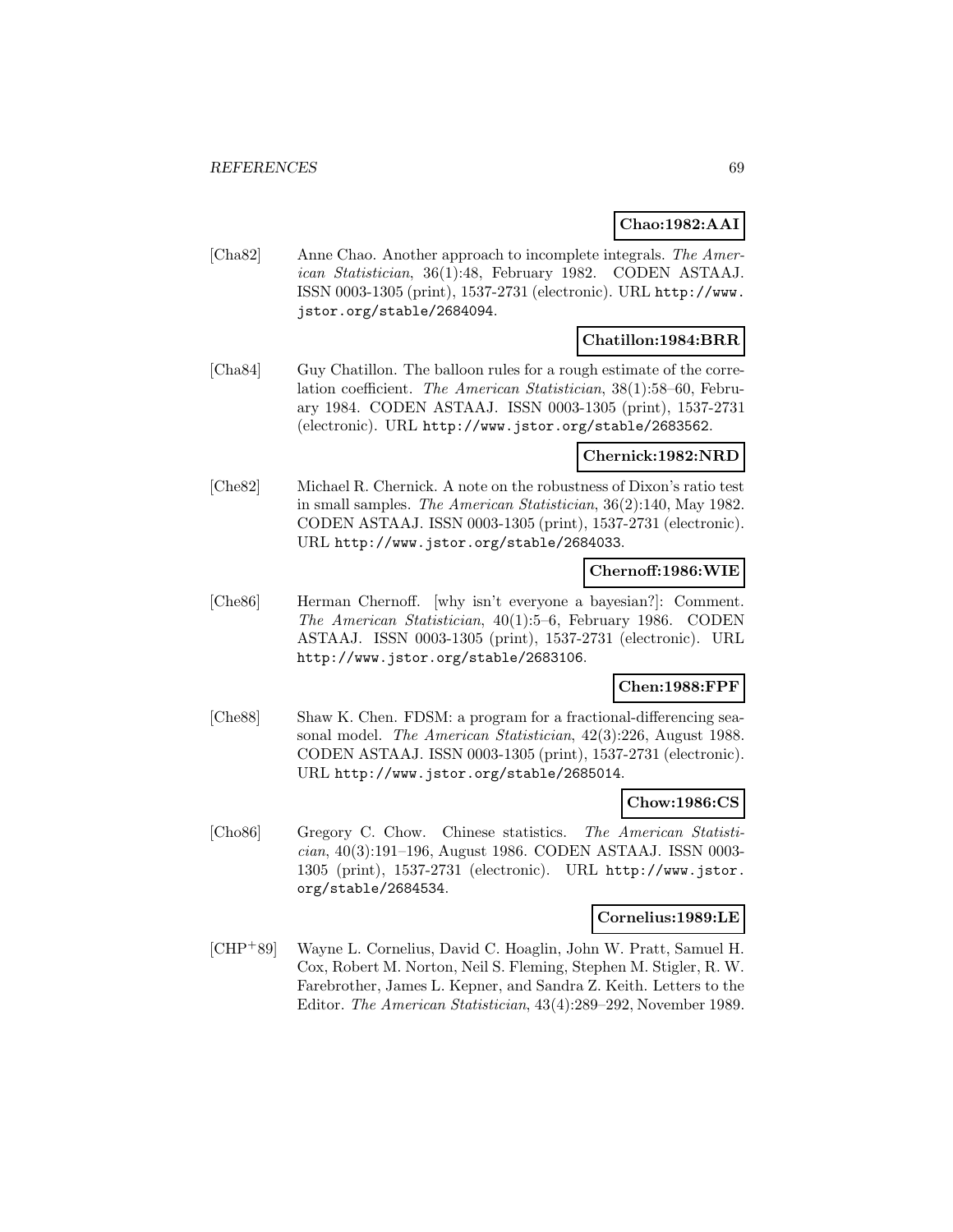**Chao:1982:AAI**

[Cha82] Anne Chao. Another approach to incomplete integrals. *The American Statistician*, 36(1):48, February 1982. CODEN ASTAAJ. ISSN 0003-1305 (print), 1537-2731 (electronic). URL http://www.jstor.org/stable/2684094.

**Chatillon:1984:BRR**

[Cha84] Guy Chatillon. The balloon rules for a rough estimate of the correlation coefficient. *The American Statistician*, 38(1):58–60, February 1984. CODEN ASTAAJ. ISSN 0003-1305 (print), 1537-2731 (electronic). URL http://www.jstor.org/stable/2683562.

**Chernick:1982:NRD**

[Che82] Michael R. Chernick. A note on the robustness of Dixon's ratio test in small samples. *The American Statistician*, 36(2):140, May 1982. CODEN ASTAAJ. ISSN 0003-1305 (print), 1537-2731 (electronic). URL http://www.jstor.org/stable/2684033.

**Chernoff:1986:WIE**

[Che86] Herman Chernoff. [why isn't everyone a bayesian?]: Comment. *The American Statistician*, 40(1):5–6, February 1986. CODEN ASTAAJ. ISSN 0003-1305 (print), 1537-2731 (electronic). URL http://www.jstor.org/stable/2683106.

**Chen:1988:FPF**

[Che88] Shaw K. Chen. FDSM: a program for a fractional-differencing seasonal model. *The American Statistician*, 42(3):226, August 1988. CODEN ASTAAJ. ISSN 0003-1305 (print), 1537-2731 (electronic). URL http://www.jstor.org/stable/2685014.

**Chow:1986:CS**

[Cho86] Gregory C. Chow. Chinese statistics. *The American Statistician*, 40(3):191–196, August 1986. CODEN ASTAAJ. ISSN 0003-1305 (print), 1537-2731 (electronic). URL http://www.jstor.org/stable/2684534.

**Cornelius:1989:LE**

[CHP+89] Wayne L. Cornelius, David C. Hoaglin, John W. Pratt, Samuel H. Cox, Robert M. Norton, Neil S. Fleming, Stephen M. Stigler, R. W. Farebrother, James L. Kepner, and Sandra Z. Keith. Letters to the Editor. *The American Statistician*, 43(4):289–292, November 1989.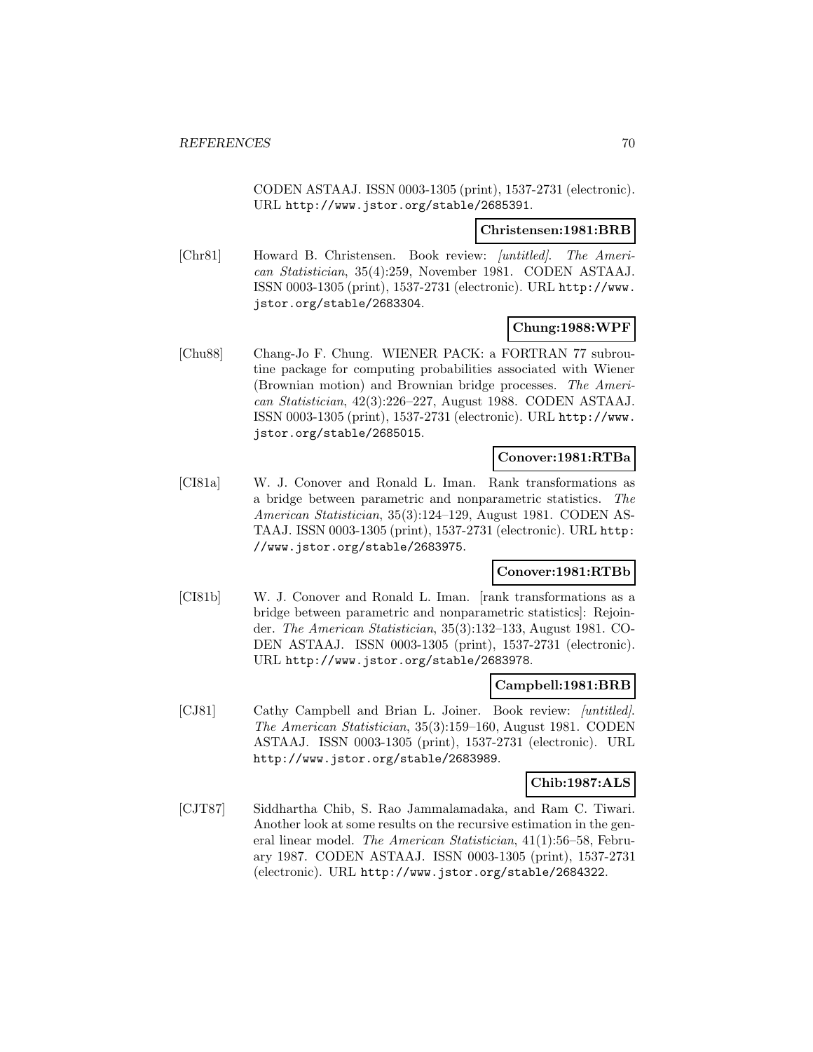CODEN ASTAAJ. ISSN 0003-1305 (print), 1537-2731 (electronic). URL http://www.jstor.org/stable/2685391.

**Christensen:1981:BRB**

[Chr81] Howard B. Christensen. Book review: *[untitled]*. *The American Statistician*, 35(4):259, November 1981. CODEN ASTAAJ. ISSN 0003-1305 (print), 1537-2731 (electronic). URL http://www.jstor.org/stable/2683304.

**Chung:1988:WPF**

[Chu88] Chang-Jo F. Chung. WIENER PACK: a FORTRAN 77 subroutine package for computing probabilities associated with Wiener (Brownian motion) and Brownian bridge processes. *The American Statistician*, 42(3):226–227, August 1988. CODEN ASTAAJ. ISSN 0003-1305 (print), 1537-2731 (electronic). URL http://www.jstor.org/stable/2685015.

**Conover:1981:RTBa**

[CI81a] W. J. Conover and Ronald L. Iman. Rank transformations as a bridge between parametric and nonparametric statistics. *The American Statistician*, 35(3):124–129, August 1981. CODEN ASTAAJ. ISSN 0003-1305 (print), 1537-2731 (electronic). URL http://www.jstor.org/stable/2683975.

**Conover:1981:RTBb**

[CI81b] W. J. Conover and Ronald L. Iman. [rank transformations as a bridge between parametric and nonparametric statistics]: Rejoinder. *The American Statistician*, 35(3):132–133, August 1981. CODEN ASTAAJ. ISSN 0003-1305 (print), 1537-2731 (electronic). URL http://www.jstor.org/stable/2683978.

**Campbell:1981:BRB**

[CJ81] Cathy Campbell and Brian L. Joiner. Book review: *[untitled]*. *The American Statistician*, 35(3):159–160, August 1981. CODEN ASTAAJ. ISSN 0003-1305 (print), 1537-2731 (electronic). URL http://www.jstor.org/stable/2683989.

**Chib:1987:ALS**

[CJT87] Siddhartha Chib, S. Rao Jammalamadaka, and Ram C. Tiwari. Another look at some results on the recursive estimation in the general linear model. *The American Statistician*, 41(1):56–58, February 1987. CODEN ASTAAJ. ISSN 0003-1305 (print), 1537-2731 (electronic). URL http://www.jstor.org/stable/2684322.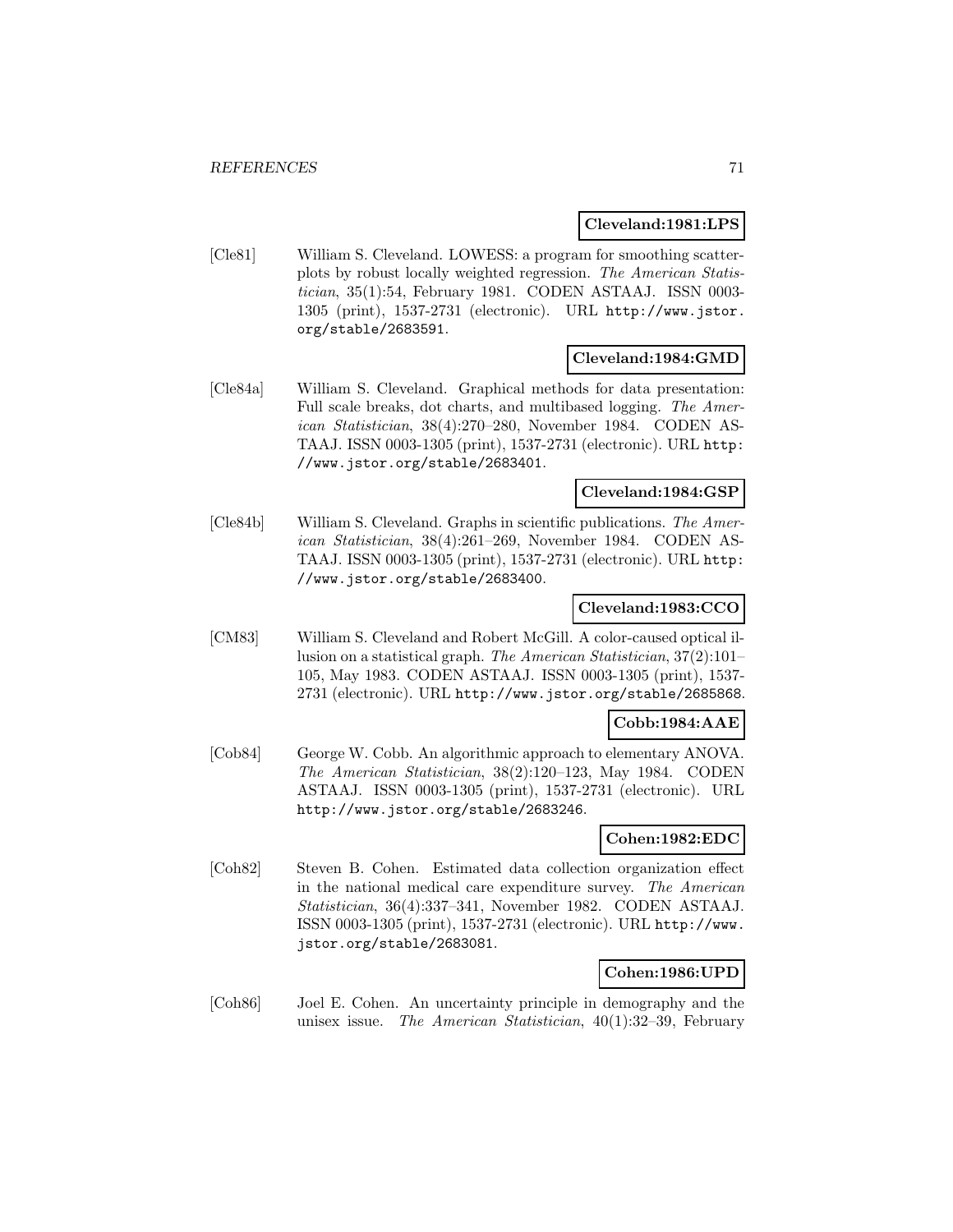**Cleveland:1981:LPS**

[Cle81] William S. Cleveland. LOWESS: a program for smoothing scatterplots by robust locally weighted regression. *The American Statistician*, 35(1):54, February 1981. CODEN ASTAAJ. ISSN 0003-1305 (print), 1537-2731 (electronic). URL http://www.jstor.org/stable/2683591.

**Cleveland:1984:GMD**

[Cle84a] William S. Cleveland. Graphical methods for data presentation: Full scale breaks, dot charts, and multibased logging. *The American Statistician*, 38(4):270–280, November 1984. CODEN ASTAAJ. ISSN 0003-1305 (print), 1537-2731 (electronic). URL http://www.jstor.org/stable/2683401.

**Cleveland:1984:GSP**

[Cle84b] William S. Cleveland. Graphs in scientific publications. *The American Statistician*, 38(4):261–269, November 1984. CODEN ASTAAJ. ISSN 0003-1305 (print), 1537-2731 (electronic). URL http://www.jstor.org/stable/2683400.

**Cleveland:1983:CCO**

[CM83] William S. Cleveland and Robert McGill. A color-caused optical illusion on a statistical graph. *The American Statistician*, 37(2):101–105, May 1983. CODEN ASTAAJ. ISSN 0003-1305 (print), 1537-2731 (electronic). URL http://www.jstor.org/stable/2685868.

**Cobb:1984:AAE**

[Cob84] George W. Cobb. An algorithmic approach to elementary ANOVA. *The American Statistician*, 38(2):120–123, May 1984. CODEN ASTAAJ. ISSN 0003-1305 (print), 1537-2731 (electronic). URL http://www.jstor.org/stable/2683246.

**Cohen:1982:EDC**

[Coh82] Steven B. Cohen. Estimated data collection organization effect in the national medical care expenditure survey. *The American Statistician*, 36(4):337–341, November 1982. CODEN ASTAAJ. ISSN 0003-1305 (print), 1537-2731 (electronic). URL http://www.jstor.org/stable/2683081.

**Cohen:1986:UPD**

[Coh86] Joel E. Cohen. An uncertainty principle in demography and the unisex issue. *The American Statistician*, 40(1):32–39, February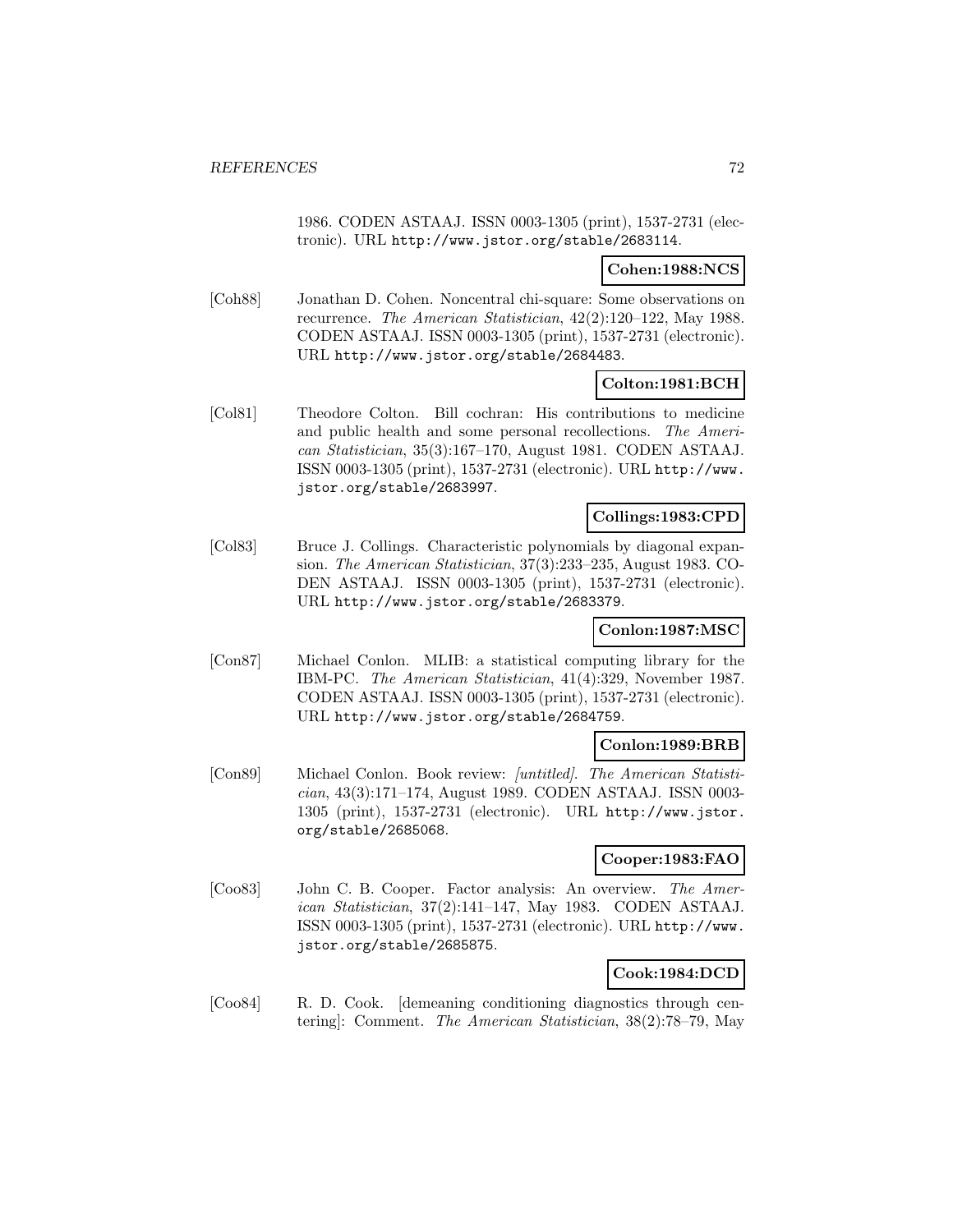1986. CODEN ASTAAJ. ISSN 0003-1305 (print), 1537-2731 (electronic). URL http://www.jstor.org/stable/2683114.

**Cohen:1988:NCS**

[Coh88] Jonathan D. Cohen. Noncentral chi-square: Some observations on recurrence. *The American Statistician*, 42(2):120–122, May 1988. CODEN ASTAAJ. ISSN 0003-1305 (print), 1537-2731 (electronic). URL http://www.jstor.org/stable/2684483.

**Colton:1981:BCH**

[Col81] Theodore Colton. Bill cochran: His contributions to medicine and public health and some personal recollections. *The American Statistician*, 35(3):167–170, August 1981. CODEN ASTAAJ. ISSN 0003-1305 (print), 1537-2731 (electronic). URL http://www.jstor.org/stable/2683997.

**Collings:1983:CPD**

[Col83] Bruce J. Collings. Characteristic polynomials by diagonal expansion. *The American Statistician*, 37(3):233–235, August 1983. CODEN ASTAAJ. ISSN 0003-1305 (print), 1537-2731 (electronic). URL http://www.jstor.org/stable/2683379.

**Conlon:1987:MSC**

[Con87] Michael Conlon. MLIB: a statistical computing library for the IBM-PC. *The American Statistician*, 41(4):329, November 1987. CODEN ASTAAJ. ISSN 0003-1305 (print), 1537-2731 (electronic). URL http://www.jstor.org/stable/2684759.

**Conlon:1989:BRB**

[Con89] Michael Conlon. Book review: *[untitled]*. *The American Statistician*, 43(3):171–174, August 1989. CODEN ASTAAJ. ISSN 0003-1305 (print), 1537-2731 (electronic). URL http://www.jstor.org/stable/2685068.

**Cooper:1983:FAO**

[Coo83] John C. B. Cooper. Factor analysis: An overview. *The American Statistician*, 37(2):141–147, May 1983. CODEN ASTAAJ. ISSN 0003-1305 (print), 1537-2731 (electronic). URL http://www.jstor.org/stable/2685875.

**Cook:1984:DCD**

[Coo84] R. D. Cook. [demeaning conditioning diagnostics through centering]: Comment. *The American Statistician*, 38(2):78–79, May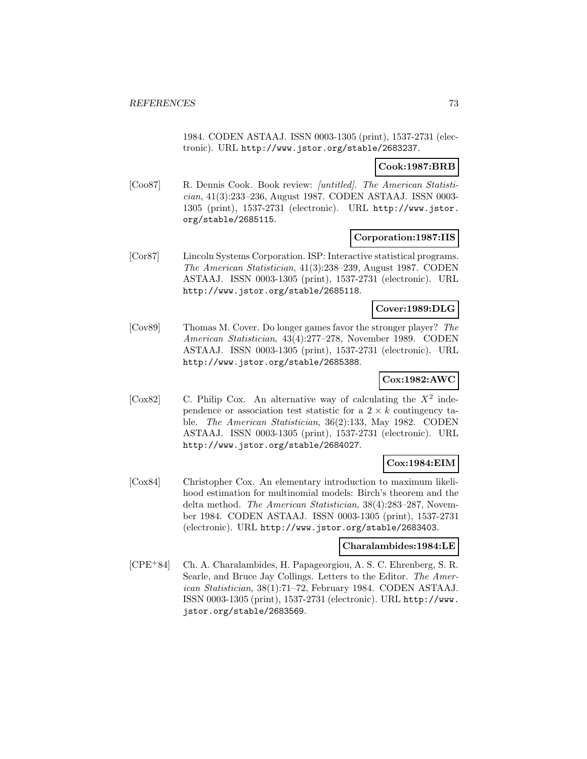1984. CODEN ASTAAJ. ISSN 0003-1305 (print), 1537-2731 (electronic). URL http://www.jstor.org/stable/2683237.

**Cook:1987:BRB**

[Coo87] R. Dennis Cook. Book review: *[untitled]*. *The American Statistician*, 41(3):233–236, August 1987. CODEN ASTAAJ. ISSN 0003-1305 (print), 1537-2731 (electronic). URL http://www.jstor.org/stable/2685115.

**Corporation:1987:IIS**

[Cor87] Lincoln Systems Corporation. ISP: Interactive statistical programs. *The American Statistician*, 41(3):238–239, August 1987. CODEN ASTAAJ. ISSN 0003-1305 (print), 1537-2731 (electronic). URL http://www.jstor.org/stable/2685118.

**Cover:1989:DLG**

[Cov89] Thomas M. Cover. Do longer games favor the stronger player? *The American Statistician*, 43(4):277–278, November 1989. CODEN ASTAAJ. ISSN 0003-1305 (print), 1537-2731 (electronic). URL http://www.jstor.org/stable/2685388.

**Cox:1982:AWC**

[Cox82] C. Philip Cox. An alternative way of calculating the $X^2$ independence or association test statistic for a $2 \times k$ contingency table. *The American Statistician*, 36(2):133, May 1982. CODEN ASTAAJ. ISSN 0003-1305 (print), 1537-2731 (electronic). URL http://www.jstor.org/stable/2684027.

**Cox:1984:EIM**

[Cox84] Christopher Cox. An elementary introduction to maximum likelihood estimation for multinomial models: Birch's theorem and the delta method. *The American Statistician*, 38(4):283–287, November 1984. CODEN ASTAAJ. ISSN 0003-1305 (print), 1537-2731 (electronic). URL http://www.jstor.org/stable/2683403.

**Charalambides:1984:LE**

[CPE+84] Ch. A. Charalambides, H. Papageorgiou, A. S. C. Ehrenberg, S. R. Searle, and Bruce Jay Collings. Letters to the Editor. *The American Statistician*, 38(1):71–72, February 1984. CODEN ASTAAJ. ISSN 0003-1305 (print), 1537-2731 (electronic). URL http://www.jstor.org/stable/2683569.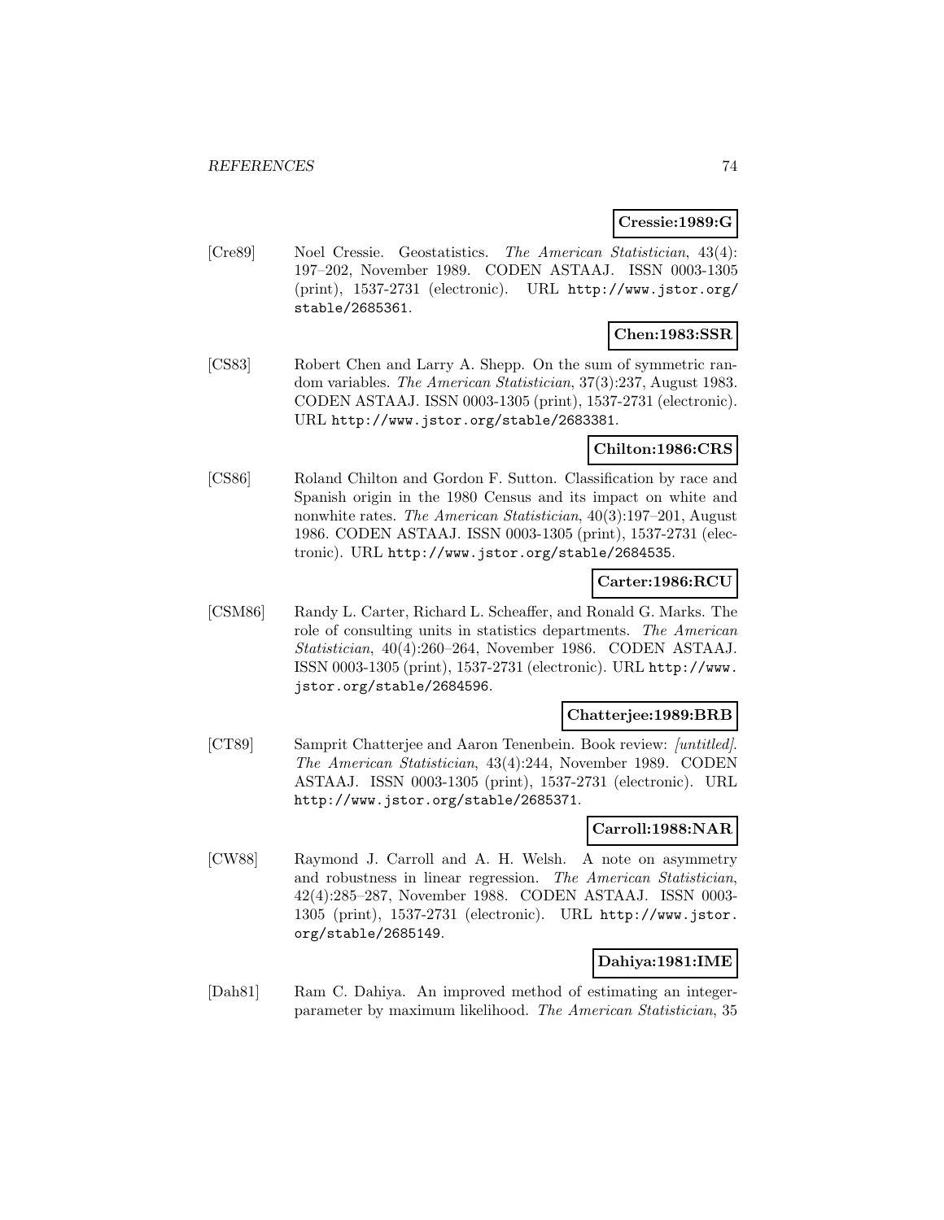**Cressie:1989:G**

[Cre89] Noel Cressie. Geostatistics. *The American Statistician*, 43(4): 197–202, November 1989. CODEN ASTAAJ. ISSN 0003-1305 (print), 1537-2731 (electronic). URL http://www.jstor.org/stable/2685361.

**Chen:1983:SSR**

[CS83] Robert Chen and Larry A. Shepp. On the sum of symmetric random variables. *The American Statistician*, 37(3):237, August 1983. CODEN ASTAAJ. ISSN 0003-1305 (print), 1537-2731 (electronic). URL http://www.jstor.org/stable/2683381.

**Chilton:1986:CRS**

[CS86] Roland Chilton and Gordon F. Sutton. Classification by race and Spanish origin in the 1980 Census and its impact on white and nonwhite rates. *The American Statistician*, 40(3):197–201, August 1986. CODEN ASTAAJ. ISSN 0003-1305 (print), 1537-2731 (electronic). URL http://www.jstor.org/stable/2684535.

**Carter:1986:RCU**

[CSM86] Randy L. Carter, Richard L. Scheaffer, and Ronald G. Marks. The role of consulting units in statistics departments. *The American Statistician*, 40(4):260–264, November 1986. CODEN ASTAAJ. ISSN 0003-1305 (print), 1537-2731 (electronic). URL http://www.jstor.org/stable/2684596.

**Chatterjee:1989:BRB**

[CT89] Samprit Chatterjee and Aaron Tenenbein. Book review: *[untitled]*. *The American Statistician*, 43(4):244, November 1989. CODEN ASTAAJ. ISSN 0003-1305 (print), 1537-2731 (electronic). URL http://www.jstor.org/stable/2685371.

**Carroll:1988:NAR**

[CW88] Raymond J. Carroll and A. H. Welsh. A note on asymmetry and robustness in linear regression. *The American Statistician*, 42(4):285–287, November 1988. CODEN ASTAAJ. ISSN 0003-1305 (print), 1537-2731 (electronic). URL http://www.jstor.org/stable/2685149.

**Dahiya:1981:IME**

[Dah81] Ram C. Dahiya. An improved method of estimating an integer-parameter by maximum likelihood. *The American Statistician*, 35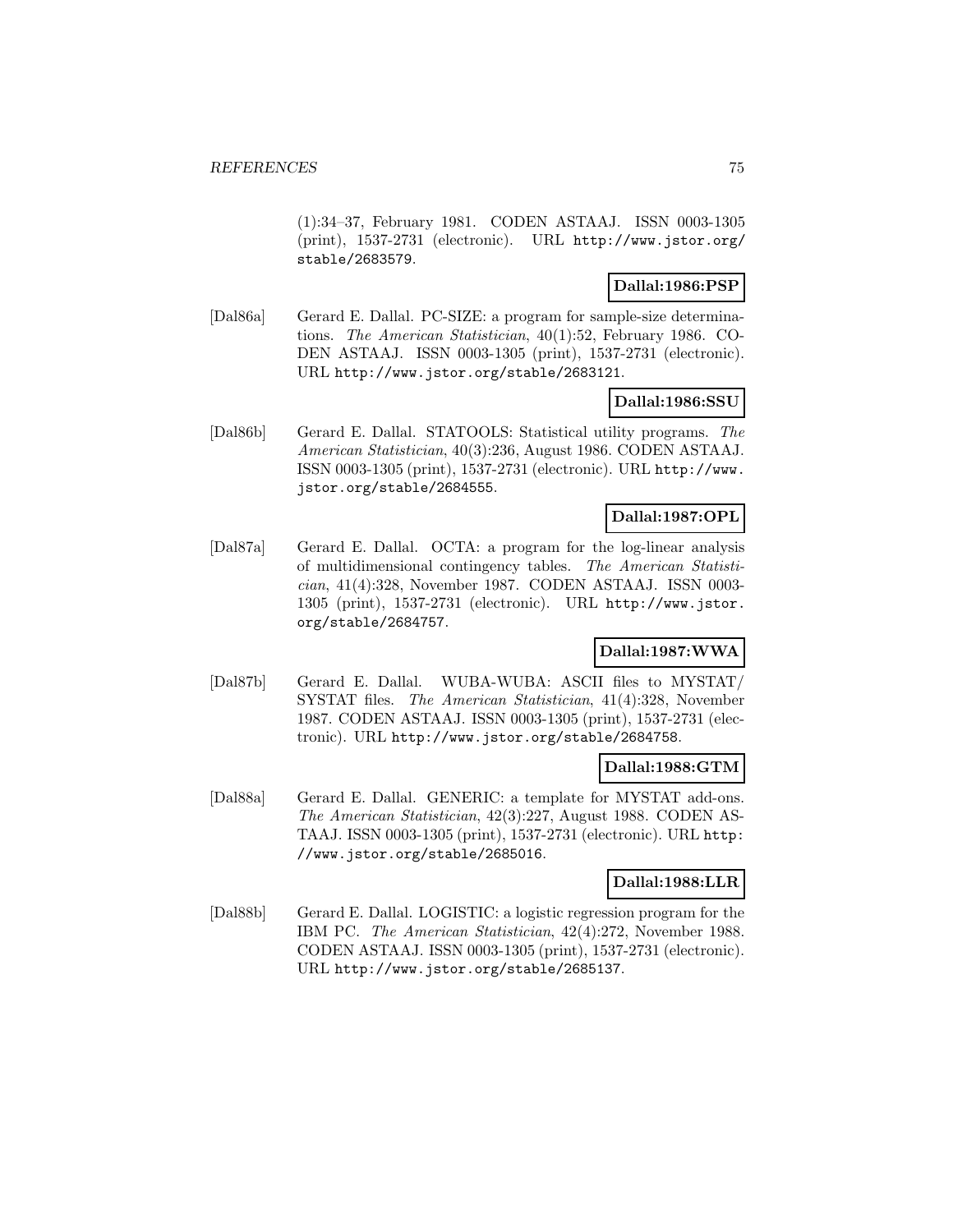(1):34–37, February 1981. CODEN ASTAAJ. ISSN 0003-1305 (print), 1537-2731 (electronic). URL http://www.jstor.org/stable/2683579.

**Dallal:1986:PSP**

[Dal86a] Gerard E. Dallal. PC-SIZE: a program for sample-size determinations. *The American Statistician*, 40(1):52, February 1986. CODEN ASTAAJ. ISSN 0003-1305 (print), 1537-2731 (electronic). URL http://www.jstor.org/stable/2683121.

**Dallal:1986:SSU**

[Dal86b] Gerard E. Dallal. STATOOLS: Statistical utility programs. *The American Statistician*, 40(3):236, August 1986. CODEN ASTAAJ. ISSN 0003-1305 (print), 1537-2731 (electronic). URL http://www.jstor.org/stable/2684555.

**Dallal:1987:OPL**

[Dal87a] Gerard E. Dallal. OCTA: a program for the log-linear analysis of multidimensional contingency tables. *The American Statistician*, 41(4):328, November 1987. CODEN ASTAAJ. ISSN 0003-1305 (print), 1537-2731 (electronic). URL http://www.jstor.org/stable/2684757.

**Dallal:1987:WWA**

[Dal87b] Gerard E. Dallal. WUBA-WUBA: ASCII files to MYSTAT/SYSTAT files. *The American Statistician*, 41(4):328, November 1987. CODEN ASTAAJ. ISSN 0003-1305 (print), 1537-2731 (electronic). URL http://www.jstor.org/stable/2684758.

**Dallal:1988:GTM**

[Dal88a] Gerard E. Dallal. GENERIC: a template for MYSTAT add-ons. *The American Statistician*, 42(3):227, August 1988. CODEN ASTAAJ. ISSN 0003-1305 (print), 1537-2731 (electronic). URL http://www.jstor.org/stable/2685016.

**Dallal:1988:LLR**

[Dal88b] Gerard E. Dallal. LOGISTIC: a logistic regression program for the IBM PC. *The American Statistician*, 42(4):272, November 1988. CODEN ASTAAJ. ISSN 0003-1305 (print), 1537-2731 (electronic). URL http://www.jstor.org/stable/2685137.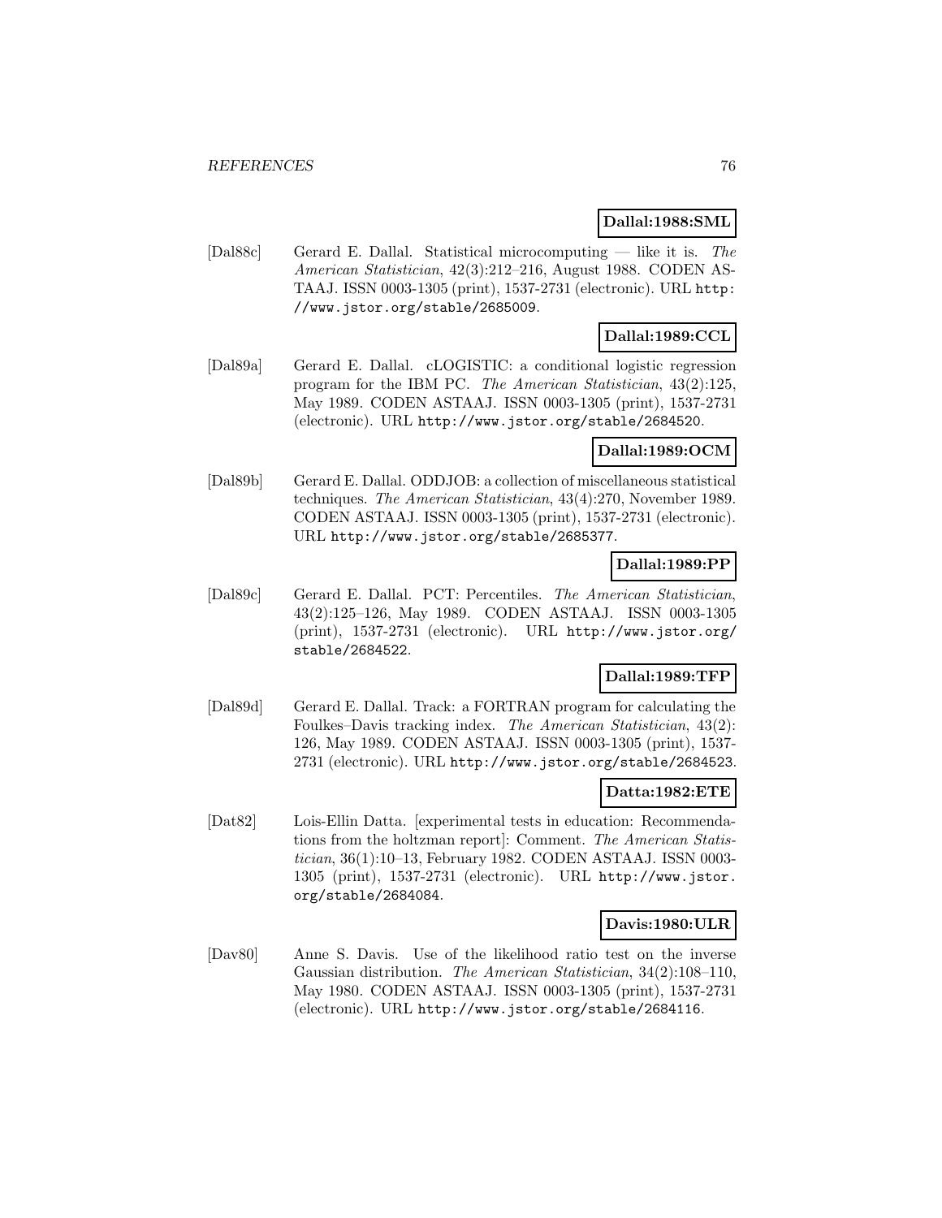**Dallal:1988:SML**

[Dal88c] Gerard E. Dallal. Statistical microcomputing — like it is. *The American Statistician*, 42(3):212–216, August 1988. CODEN ASTAAJ. ISSN 0003-1305 (print), 1537-2731 (electronic). URL http://www.jstor.org/stable/2685009.

**Dallal:1989:CCL**

[Dal89a] Gerard E. Dallal. cLOGISTIC: a conditional logistic regression program for the IBM PC. *The American Statistician*, 43(2):125, May 1989. CODEN ASTAAJ. ISSN 0003-1305 (print), 1537-2731 (electronic). URL http://www.jstor.org/stable/2684520.

**Dallal:1989:OCM**

[Dal89b] Gerard E. Dallal. ODDJOB: a collection of miscellaneous statistical techniques. *The American Statistician*, 43(4):270, November 1989. CODEN ASTAAJ. ISSN 0003-1305 (print), 1537-2731 (electronic). URL http://www.jstor.org/stable/2685377.

**Dallal:1989:PP**

[Dal89c] Gerard E. Dallal. PCT: Percentiles. *The American Statistician*, 43(2):125–126, May 1989. CODEN ASTAAJ. ISSN 0003-1305 (print), 1537-2731 (electronic). URL http://www.jstor.org/stable/2684522.

**Dallal:1989:TFP**

[Dal89d] Gerard E. Dallal. Track: a FORTRAN program for calculating the Foulkes–Davis tracking index. *The American Statistician*, 43(2): 126, May 1989. CODEN ASTAAJ. ISSN 0003-1305 (print), 1537-2731 (electronic). URL http://www.jstor.org/stable/2684523.

**Datta:1982:ETE**

[Dat82] Lois-Ellin Datta. [experimental tests in education: Recommendations from the holtzman report]: Comment. *The American Statistician*, 36(1):10–13, February 1982. CODEN ASTAAJ. ISSN 0003-1305 (print), 1537-2731 (electronic). URL http://www.jstor.org/stable/2684084.

**Davis:1980:ULR**

[Dav80] Anne S. Davis. Use of the likelihood ratio test on the inverse Gaussian distribution. *The American Statistician*, 34(2):108–110, May 1980. CODEN ASTAAJ. ISSN 0003-1305 (print), 1537-2731 (electronic). URL http://www.jstor.org/stable/2684116.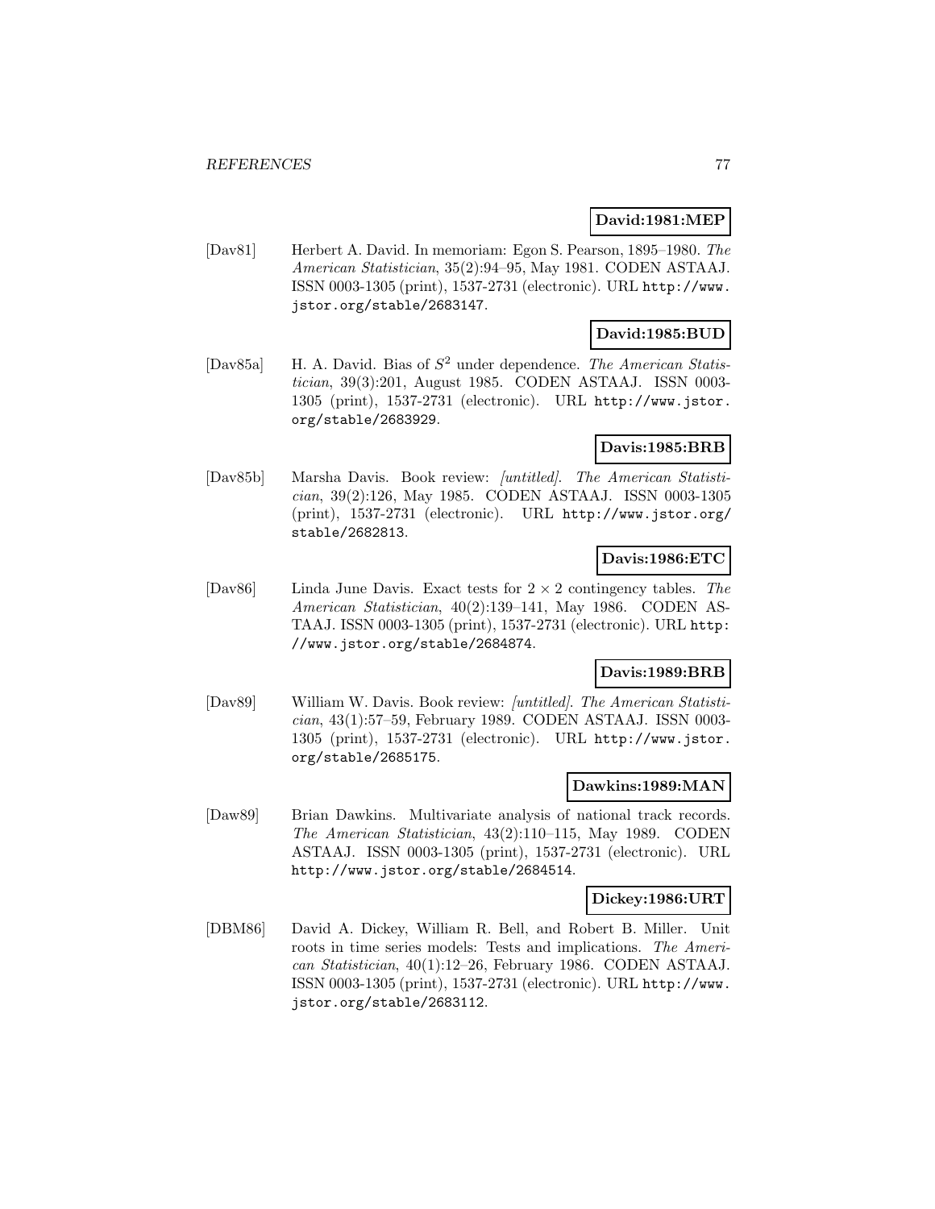**David:1981:MEP**

[Dav81] Herbert A. David. In memoriam: Egon S. Pearson, 1895–1980. *The American Statistician*, 35(2):94–95, May 1981. CODEN ASTAAJ. ISSN 0003-1305 (print), 1537-2731 (electronic). URL http://www.jstor.org/stable/2683147.

**David:1985:BUD**

[Dav85a] H. A. David. Bias of $S^2$ under dependence. *The American Statistician*, 39(3):201, August 1985. CODEN ASTAAJ. ISSN 0003-1305 (print), 1537-2731 (electronic). URL http://www.jstor.org/stable/2683929.

**Davis:1985:BRB**

[Dav85b] Marsha Davis. Book review: *[untitled]*. *The American Statistician*, 39(2):126, May 1985. CODEN ASTAAJ. ISSN 0003-1305 (print), 1537-2731 (electronic). URL http://www.jstor.org/stable/2682813.

**Davis:1986:ETC**

[Dav86] Linda June Davis. Exact tests for $2 \times 2$ contingency tables. *The American Statistician*, 40(2):139–141, May 1986. CODEN ASTAAJ. ISSN 0003-1305 (print), 1537-2731 (electronic). URL http://www.jstor.org/stable/2684874.

**Davis:1989:BRB**

[Dav89] William W. Davis. Book review: *[untitled]*. *The American Statistician*, 43(1):57–59, February 1989. CODEN ASTAAJ. ISSN 0003-1305 (print), 1537-2731 (electronic). URL http://www.jstor.org/stable/2685175.

**Dawkins:1989:MAN**

[Daw89] Brian Dawkins. Multivariate analysis of national track records. *The American Statistician*, 43(2):110–115, May 1989. CODEN ASTAAJ. ISSN 0003-1305 (print), 1537-2731 (electronic). URL http://www.jstor.org/stable/2684514.

**Dickey:1986:URT**

[DBM86] David A. Dickey, William R. Bell, and Robert B. Miller. Unit roots in time series models: Tests and implications. *The American Statistician*, 40(1):12–26, February 1986. CODEN ASTAAJ. ISSN 0003-1305 (print), 1537-2731 (electronic). URL http://www.jstor.org/stable/2683112.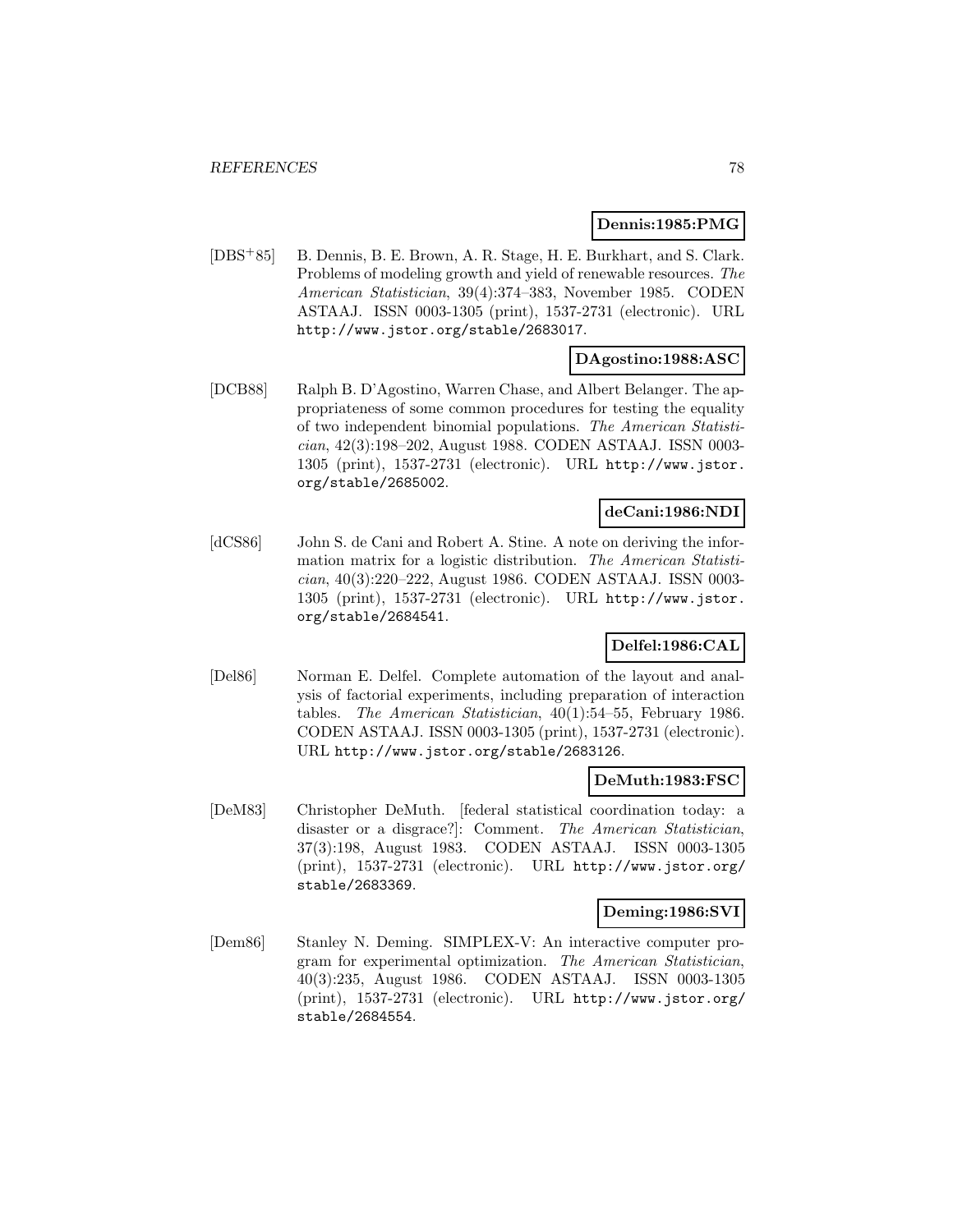**Dennis:1985:PMG**

[DBS+85] B. Dennis, B. E. Brown, A. R. Stage, H. E. Burkhart, and S. Clark. Problems of modeling growth and yield of renewable resources. *The American Statistician*, 39(4):374–383, November 1985. CODEN ASTAAJ. ISSN 0003-1305 (print), 1537-2731 (electronic). URL http://www.jstor.org/stable/2683017.

**DAgostino:1988:ASC**

[DCB88] Ralph B. D'Agostino, Warren Chase, and Albert Belanger. The appropriateness of some common procedures for testing the equality of two independent binomial populations. *The American Statistician*, 42(3):198–202, August 1988. CODEN ASTAAJ. ISSN 0003-1305 (print), 1537-2731 (electronic). URL http://www.jstor.org/stable/2685002.

**deCani:1986:NDI**

[dCS86] John S. de Cani and Robert A. Stine. A note on deriving the information matrix for a logistic distribution. *The American Statistician*, 40(3):220–222, August 1986. CODEN ASTAAJ. ISSN 0003-1305 (print), 1537-2731 (electronic). URL http://www.jstor.org/stable/2684541.

**Delfel:1986:CAL**

[Del86] Norman E. Delfel. Complete automation of the layout and analysis of factorial experiments, including preparation of interaction tables. *The American Statistician*, 40(1):54–55, February 1986. CODEN ASTAAJ. ISSN 0003-1305 (print), 1537-2731 (electronic). URL http://www.jstor.org/stable/2683126.

**DeMuth:1983:FSC**

[DeM83] Christopher DeMuth. [federal statistical coordination today: a disaster or a disgrace?]: Comment. *The American Statistician*, 37(3):198, August 1983. CODEN ASTAAJ. ISSN 0003-1305 (print), 1537-2731 (electronic). URL http://www.jstor.org/stable/2683369.

**Deming:1986:SVI**

[Dem86] Stanley N. Deming. SIMPLEX-V: An interactive computer program for experimental optimization. *The American Statistician*, 40(3):235, August 1986. CODEN ASTAAJ. ISSN 0003-1305 (print), 1537-2731 (electronic). URL http://www.jstor.org/stable/2684554.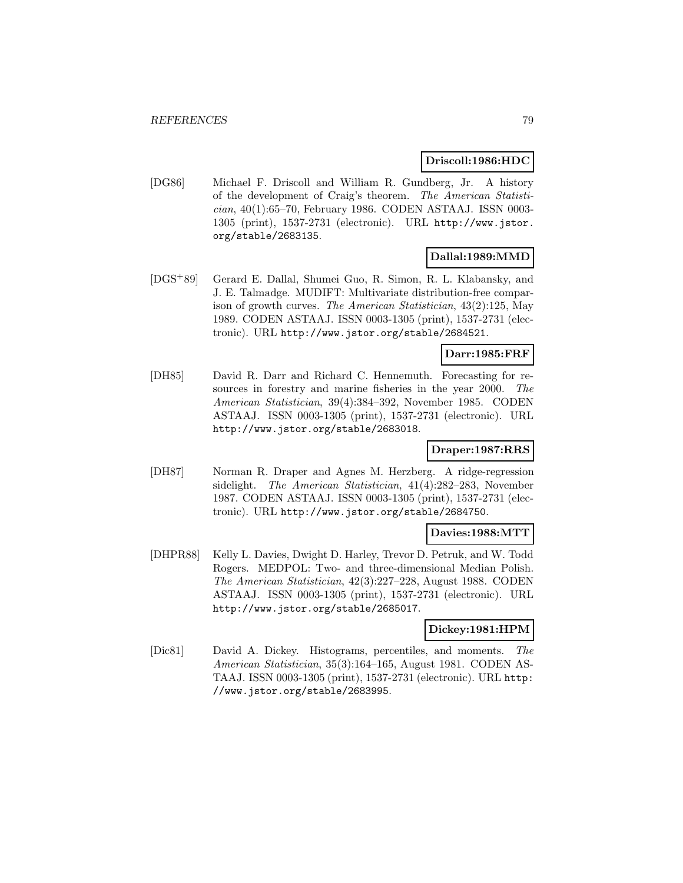**Driscoll:1986:HDC**

[DG86] Michael F. Driscoll and William R. Gundberg, Jr. A history of the development of Craig's theorem. *The American Statistician*, 40(1):65–70, February 1986. CODEN ASTAAJ. ISSN 0003-1305 (print), 1537-2731 (electronic). URL http://www.jstor.org/stable/2683135.

**Dallal:1989:MMD**

[DGS+89] Gerard E. Dallal, Shumei Guo, R. Simon, R. L. Klabansky, and J. E. Talmadge. MUDIFT: Multivariate distribution-free comparison of growth curves. *The American Statistician*, 43(2):125, May 1989. CODEN ASTAAJ. ISSN 0003-1305 (print), 1537-2731 (electronic). URL http://www.jstor.org/stable/2684521.

**Darr:1985:FRF**

[DH85] David R. Darr and Richard C. Hennemuth. Forecasting for resources in forestry and marine fisheries in the year 2000. *The American Statistician*, 39(4):384–392, November 1985. CODEN ASTAAJ. ISSN 0003-1305 (print), 1537-2731 (electronic). URL http://www.jstor.org/stable/2683018.

**Draper:1987:RRS**

[DH87] Norman R. Draper and Agnes M. Herzberg. A ridge-regression sidelight. *The American Statistician*, 41(4):282–283, November 1987. CODEN ASTAAJ. ISSN 0003-1305 (print), 1537-2731 (electronic). URL http://www.jstor.org/stable/2684750.

**Davies:1988:MTT**

[DHPR88] Kelly L. Davies, Dwight D. Harley, Trevor D. Petruk, and W. Todd Rogers. MEDPOL: Two- and three-dimensional Median Polish. *The American Statistician*, 42(3):227–228, August 1988. CODEN ASTAAJ. ISSN 0003-1305 (print), 1537-2731 (electronic). URL http://www.jstor.org/stable/2685017.

**Dickey:1981:HPM**

[Dic81] David A. Dickey. Histograms, percentiles, and moments. *The American Statistician*, 35(3):164–165, August 1981. CODEN ASTAAJ. ISSN 0003-1305 (print), 1537-2731 (electronic). URL http://www.jstor.org/stable/2683995.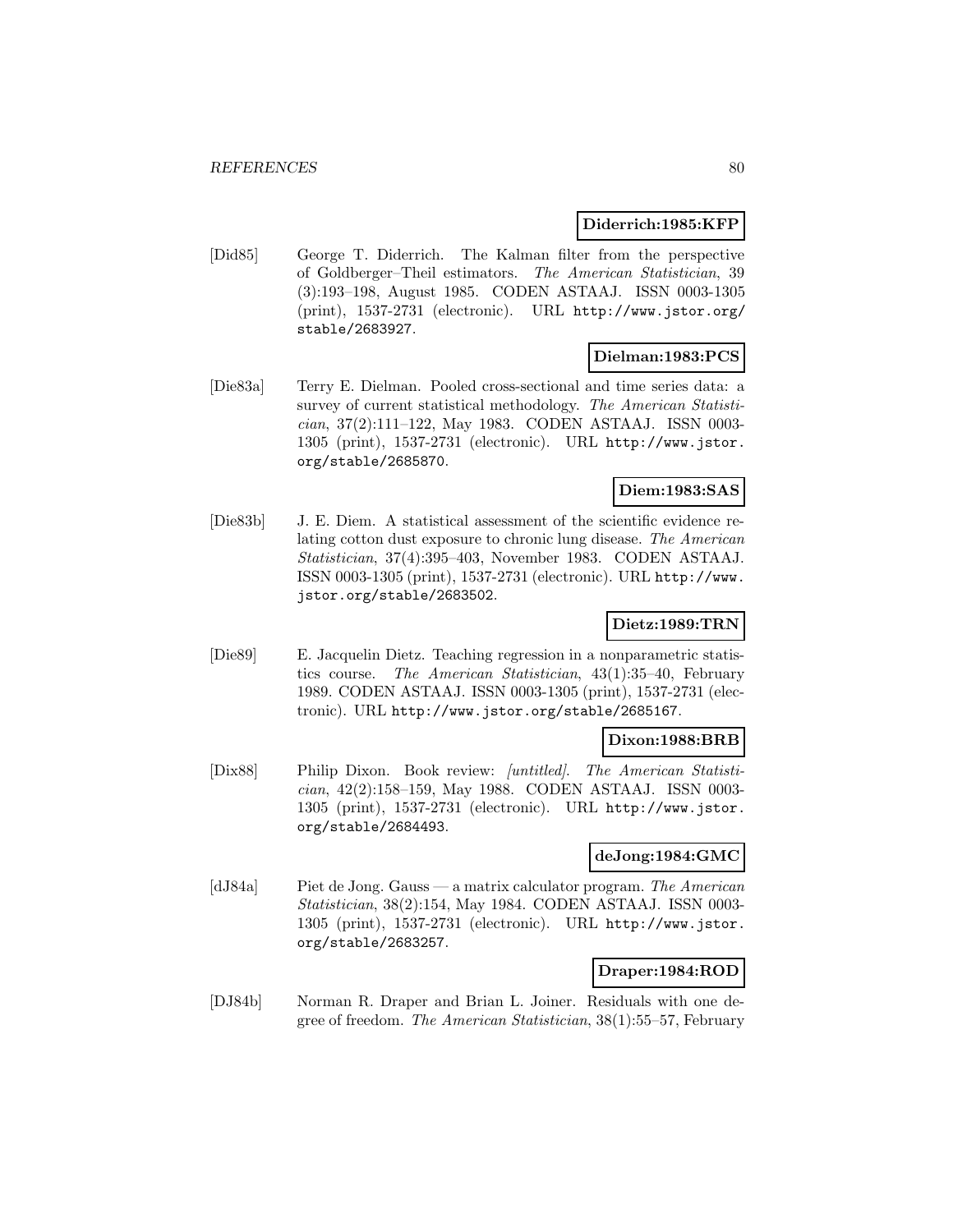**Diderrich:1985:KFP**

[Did85] George T. Diderrich. The Kalman filter from the perspective of Goldberger–Theil estimators. *The American Statistician*, 39 (3):193–198, August 1985. CODEN ASTAAJ. ISSN 0003-1305 (print), 1537-2731 (electronic). URL http://www.jstor.org/stable/2683927.

**Dielman:1983:PCS**

[Die83a] Terry E. Dielman. Pooled cross-sectional and time series data: a survey of current statistical methodology. *The American Statistician*, 37(2):111–122, May 1983. CODEN ASTAAJ. ISSN 0003-1305 (print), 1537-2731 (electronic). URL http://www.jstor.org/stable/2685870.

**Diem:1983:SAS**

[Die83b] J. E. Diem. A statistical assessment of the scientific evidence relating cotton dust exposure to chronic lung disease. *The American Statistician*, 37(4):395–403, November 1983. CODEN ASTAAJ. ISSN 0003-1305 (print), 1537-2731 (electronic). URL http://www.jstor.org/stable/2683502.

**Dietz:1989:TRN**

[Die89] E. Jacquelin Dietz. Teaching regression in a nonparametric statistics course. *The American Statistician*, 43(1):35–40, February 1989. CODEN ASTAAJ. ISSN 0003-1305 (print), 1537-2731 (electronic). URL http://www.jstor.org/stable/2685167.

**Dixon:1988:BRB**

[Dix88] Philip Dixon. Book review: *[untitled]*. *The American Statistician*, 42(2):158–159, May 1988. CODEN ASTAAJ. ISSN 0003-1305 (print), 1537-2731 (electronic). URL http://www.jstor.org/stable/2684493.

**deJong:1984:GMC**

[dJ84a] Piet de Jong. Gauss — a matrix calculator program. *The American Statistician*, 38(2):154, May 1984. CODEN ASTAAJ. ISSN 0003-1305 (print), 1537-2731 (electronic). URL http://www.jstor.org/stable/2683257.

**Draper:1984:ROD**

[DJ84b] Norman R. Draper and Brian L. Joiner. Residuals with one degree of freedom. *The American Statistician*, 38(1):55–57, February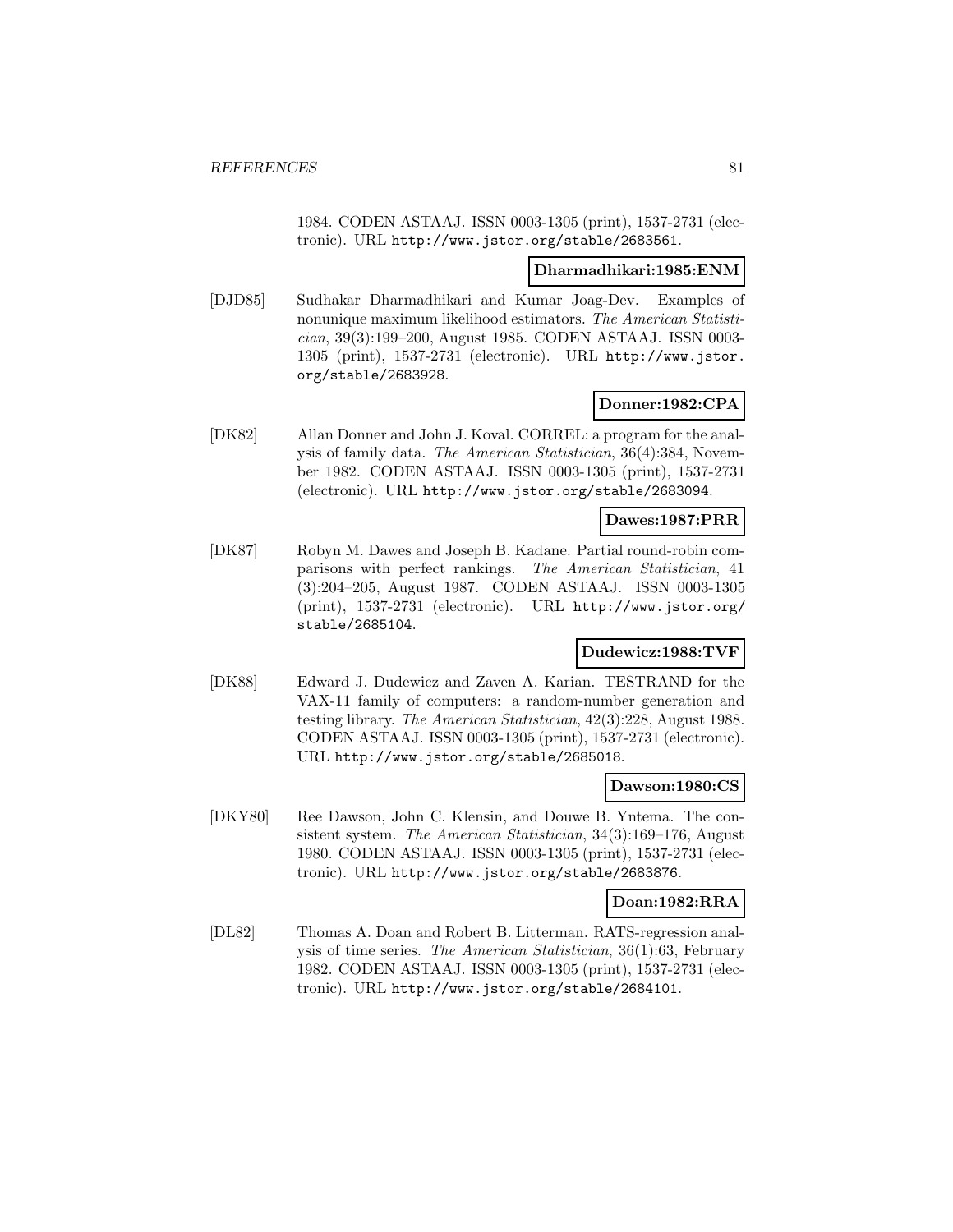1984. CODEN ASTAAJ. ISSN 0003-1305 (print), 1537-2731 (electronic). URL http://www.jstor.org/stable/2683561.

**Dharmadhikari:1985:ENM**

[DJD85] Sudhakar Dharmadhikari and Kumar Joag-Dev. Examples of nonunique maximum likelihood estimators. *The American Statistician*, 39(3):199–200, August 1985. CODEN ASTAAJ. ISSN 0003-1305 (print), 1537-2731 (electronic). URL http://www.jstor.org/stable/2683928.

**Donner:1982:CPA**

[DK82] Allan Donner and John J. Koval. CORREL: a program for the analysis of family data. *The American Statistician*, 36(4):384, November 1982. CODEN ASTAAJ. ISSN 0003-1305 (print), 1537-2731 (electronic). URL http://www.jstor.org/stable/2683094.

**Dawes:1987:PRR**

[DK87] Robyn M. Dawes and Joseph B. Kadane. Partial round-robin comparisons with perfect rankings. *The American Statistician*, 41 (3):204–205, August 1987. CODEN ASTAAJ. ISSN 0003-1305 (print), 1537-2731 (electronic). URL http://www.jstor.org/stable/2685104.

**Dudewicz:1988:TVF**

[DK88] Edward J. Dudewicz and Zaven A. Karian. TESTRAND for the VAX-11 family of computers: a random-number generation and testing library. *The American Statistician*, 42(3):228, August 1988. CODEN ASTAAJ. ISSN 0003-1305 (print), 1537-2731 (electronic). URL http://www.jstor.org/stable/2685018.

**Dawson:1980:CS**

[DKY80] Ree Dawson, John C. Klensin, and Douwe B. Yntema. The consistent system. *The American Statistician*, 34(3):169–176, August 1980. CODEN ASTAAJ. ISSN 0003-1305 (print), 1537-2731 (electronic). URL http://www.jstor.org/stable/2683876.

**Doan:1982:RRA**

[DL82] Thomas A. Doan and Robert B. Litterman. RATS-regression analysis of time series. *The American Statistician*, 36(1):63, February 1982. CODEN ASTAAJ. ISSN 0003-1305 (print), 1537-2731 (electronic). URL http://www.jstor.org/stable/2684101.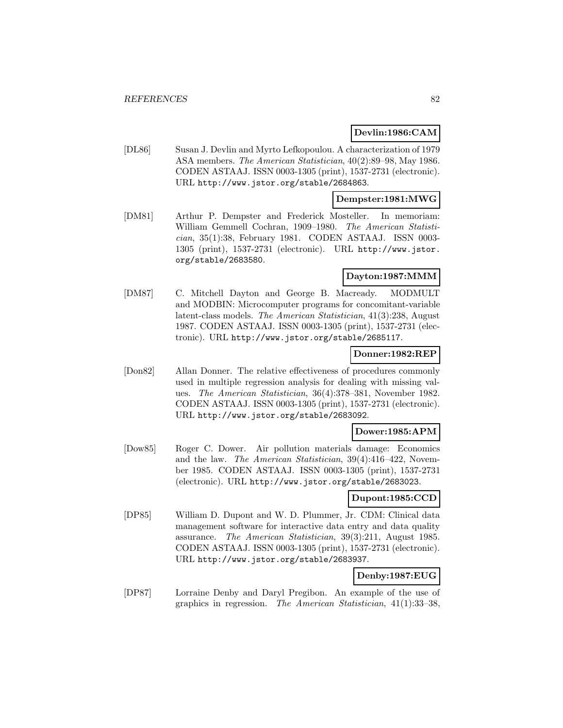**Devlin:1986:CAM**

[DL86] Susan J. Devlin and Myrto Lefkopoulou. A characterization of 1979 ASA members. *The American Statistician*, 40(2):89–98, May 1986. CODEN ASTAAJ. ISSN 0003-1305 (print), 1537-2731 (electronic). URL http://www.jstor.org/stable/2684863.

**Dempster:1981:MWG**

[DM81] Arthur P. Dempster and Frederick Mosteller. In memoriam: William Gemmell Cochran, 1909–1980. *The American Statistician*, 35(1):38, February 1981. CODEN ASTAAJ. ISSN 0003-1305 (print), 1537-2731 (electronic). URL http://www.jstor.org/stable/2683580.

**Dayton:1987:MMM**

[DM87] C. Mitchell Dayton and George B. Macready. MODMULT and MODBIN: Microcomputer programs for concomitant-variable latent-class models. *The American Statistician*, 41(3):238, August 1987. CODEN ASTAAJ. ISSN 0003-1305 (print), 1537-2731 (electronic). URL http://www.jstor.org/stable/2685117.

**Donner:1982:REP**

[Don82] Allan Donner. The relative effectiveness of procedures commonly used in multiple regression analysis for dealing with missing values. *The American Statistician*, 36(4):378–381, November 1982. CODEN ASTAAJ. ISSN 0003-1305 (print), 1537-2731 (electronic). URL http://www.jstor.org/stable/2683092.

**Dower:1985:APM**

[Dow85] Roger C. Dower. Air pollution materials damage: Economics and the law. *The American Statistician*, 39(4):416–422, November 1985. CODEN ASTAAJ. ISSN 0003-1305 (print), 1537-2731 (electronic). URL http://www.jstor.org/stable/2683023.

**Dupont:1985:CCD**

[DP85] William D. Dupont and W. D. Plummer, Jr. CDM: Clinical data management software for interactive data entry and data quality assurance. *The American Statistician*, 39(3):211, August 1985. CODEN ASTAAJ. ISSN 0003-1305 (print), 1537-2731 (electronic). URL http://www.jstor.org/stable/2683937.

**Denby:1987:EUG**

[DP87] Lorraine Denby and Daryl Pregibon. An example of the use of graphics in regression. *The American Statistician*, 41(1):33–38,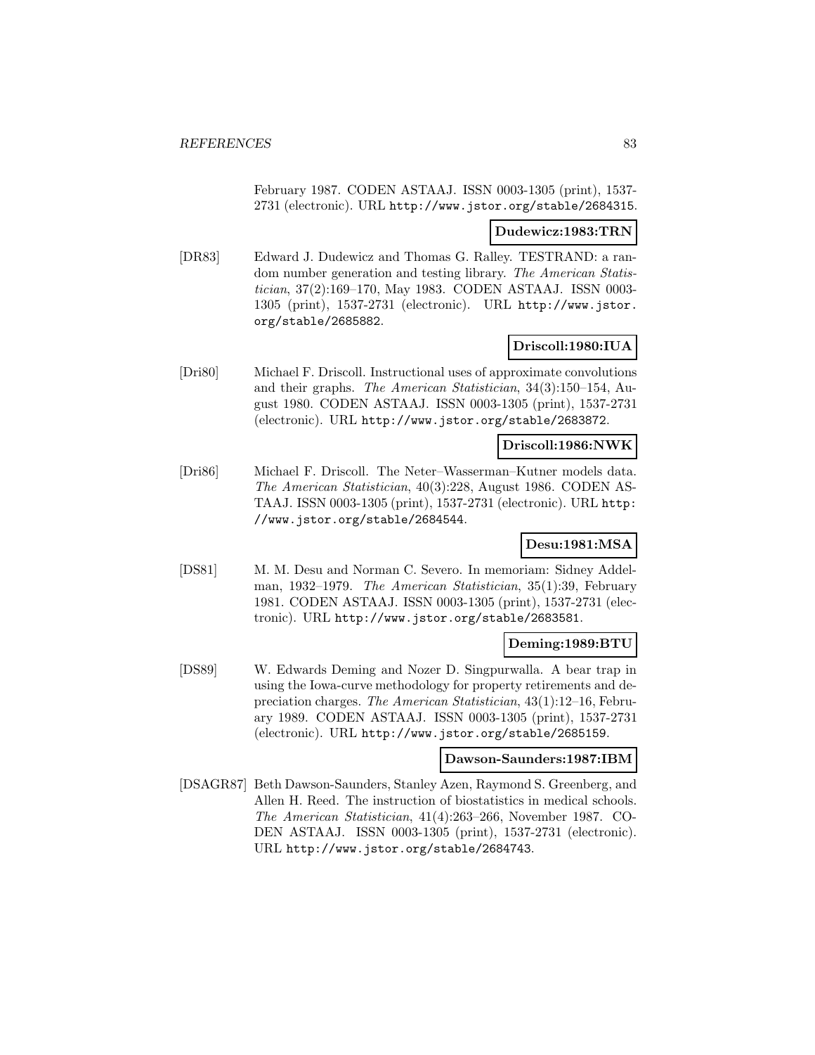February 1987. CODEN ASTAAJ. ISSN 0003-1305 (print), 1537-2731 (electronic). URL http://www.jstor.org/stable/2684315.

**Dudewicz:1983:TRN**

[DR83] Edward J. Dudewicz and Thomas G. Ralley. TESTRAND: a random number generation and testing library. *The American Statistician*, 37(2):169–170, May 1983. CODEN ASTAAJ. ISSN 0003-1305 (print), 1537-2731 (electronic). URL http://www.jstor.org/stable/2685882.

**Driscoll:1980:IUA**

[Dri80] Michael F. Driscoll. Instructional uses of approximate convolutions and their graphs. *The American Statistician*, 34(3):150–154, August 1980. CODEN ASTAAJ. ISSN 0003-1305 (print), 1537-2731 (electronic). URL http://www.jstor.org/stable/2683872.

**Driscoll:1986:NWK**

[Dri86] Michael F. Driscoll. The Neter–Wasserman–Kutner models data. *The American Statistician*, 40(3):228, August 1986. CODEN ASTAAJ. ISSN 0003-1305 (print), 1537-2731 (electronic). URL http://www.jstor.org/stable/2684544.

**Desu:1981:MSA**

[DS81] M. M. Desu and Norman C. Severo. In memoriam: Sidney Addelman, 1932–1979. *The American Statistician*, 35(1):39, February 1981. CODEN ASTAAJ. ISSN 0003-1305 (print), 1537-2731 (electronic). URL http://www.jstor.org/stable/2683581.

**Deming:1989:BTU**

[DS89] W. Edwards Deming and Nozer D. Singpurwalla. A bear trap in using the Iowa-curve methodology for property retirements and depreciation charges. *The American Statistician*, 43(1):12–16, February 1989. CODEN ASTAAJ. ISSN 0003-1305 (print), 1537-2731 (electronic). URL http://www.jstor.org/stable/2685159.

**Dawson-Saunders:1987:IBM**

[DSAGR87] Beth Dawson-Saunders, Stanley Azen, Raymond S. Greenberg, and Allen H. Reed. The instruction of biostatistics in medical schools. *The American Statistician*, 41(4):263–266, November 1987. CODEN ASTAAJ. ISSN 0003-1305 (print), 1537-2731 (electronic). URL http://www.jstor.org/stable/2684743.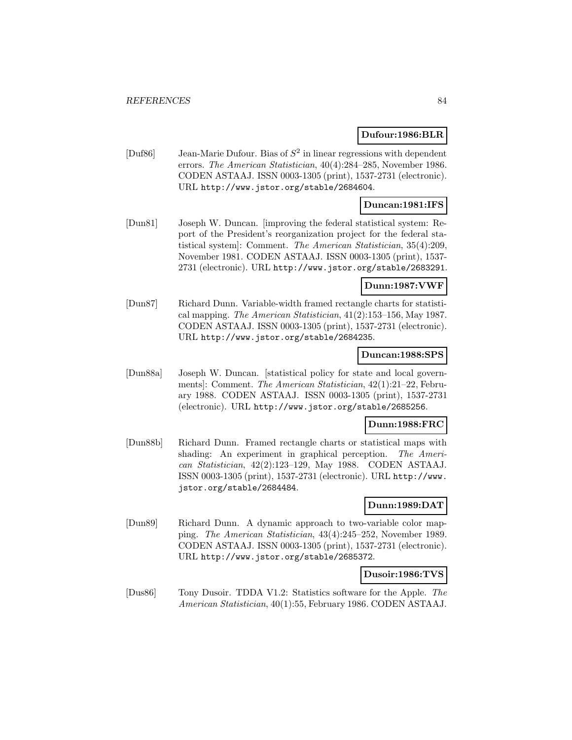**Dufour:1986:BLR**

[Duf86] Jean-Marie Dufour. Bias of $S^2$ in linear regressions with dependent errors. *The American Statistician*, 40(4):284–285, November 1986. CODEN ASTAAJ. ISSN 0003-1305 (print), 1537-2731 (electronic). URL http://www.jstor.org/stable/2684604.

**Duncan:1981:IFS**

[Dun81] Joseph W. Duncan. [improving the federal statistical system: Report of the President's reorganization project for the federal statistical system]: Comment. *The American Statistician*, 35(4):209, November 1981. CODEN ASTAAJ. ISSN 0003-1305 (print), 1537-2731 (electronic). URL http://www.jstor.org/stable/2683291.

**Dunn:1987:VWF**

[Dun87] Richard Dunn. Variable-width framed rectangle charts for statistical mapping. *The American Statistician*, 41(2):153–156, May 1987. CODEN ASTAAJ. ISSN 0003-1305 (print), 1537-2731 (electronic). URL http://www.jstor.org/stable/2684235.

**Duncan:1988:SPS**

[Dun88a] Joseph W. Duncan. [statistical policy for state and local governments]: Comment. *The American Statistician*, 42(1):21–22, February 1988. CODEN ASTAAJ. ISSN 0003-1305 (print), 1537-2731 (electronic). URL http://www.jstor.org/stable/2685256.

**Dunn:1988:FRC**

[Dun88b] Richard Dunn. Framed rectangle charts or statistical maps with shading: An experiment in graphical perception. *The American Statistician*, 42(2):123–129, May 1988. CODEN ASTAAJ. ISSN 0003-1305 (print), 1537-2731 (electronic). URL http://www.jstor.org/stable/2684484.

**Dunn:1989:DAT**

[Dun89] Richard Dunn. A dynamic approach to two-variable color mapping. *The American Statistician*, 43(4):245–252, November 1989. CODEN ASTAAJ. ISSN 0003-1305 (print), 1537-2731 (electronic). URL http://www.jstor.org/stable/2685372.

**Dusoir:1986:TVS**

[Dus86] Tony Dusoir. TDDA V1.2: Statistics software for the Apple. *The American Statistician*, 40(1):55, February 1986. CODEN ASTAAJ.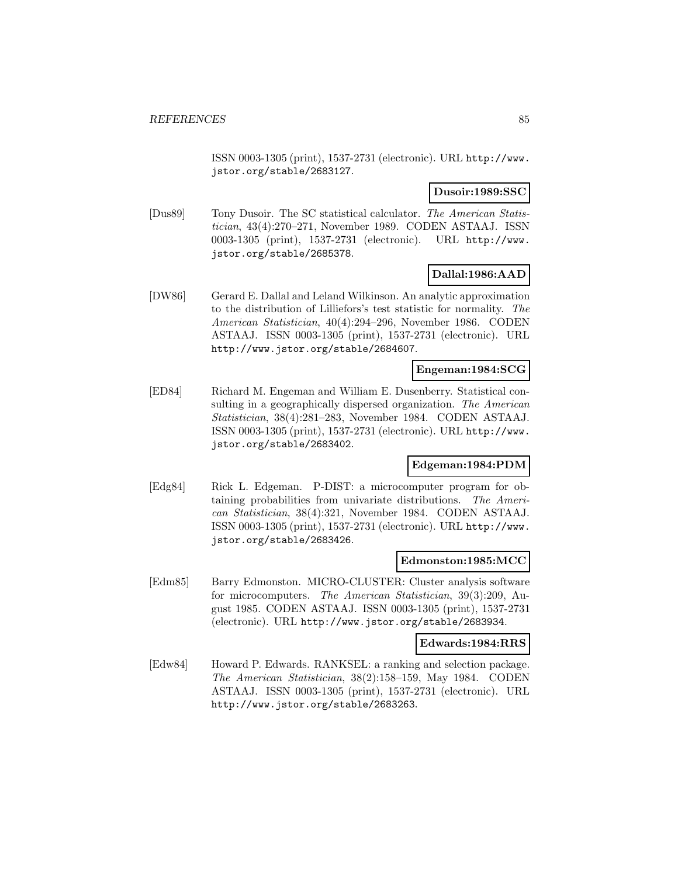ISSN 0003-1305 (print), 1537-2731 (electronic). URL http://www.jstor.org/stable/2683127.

**Dusoir:1989:SSC**

[Dus89] Tony Dusoir. The SC statistical calculator. *The American Statistician*, 43(4):270–271, November 1989. CODEN ASTAAJ. ISSN 0003-1305 (print), 1537-2731 (electronic). URL http://www.jstor.org/stable/2685378.

**Dallal:1986:AAD**

[DW86] Gerard E. Dallal and Leland Wilkinson. An analytic approximation to the distribution of Lilliefors's test statistic for normality. *The American Statistician*, 40(4):294–296, November 1986. CODEN ASTAAJ. ISSN 0003-1305 (print), 1537-2731 (electronic). URL http://www.jstor.org/stable/2684607.

**Engeman:1984:SCG**

[ED84] Richard M. Engeman and William E. Dusenberry. Statistical consulting in a geographically dispersed organization. *The American Statistician*, 38(4):281–283, November 1984. CODEN ASTAAJ. ISSN 0003-1305 (print), 1537-2731 (electronic). URL http://www.jstor.org/stable/2683402.

**Edgeman:1984:PDM**

[Edg84] Rick L. Edgeman. P-DIST: a microcomputer program for obtaining probabilities from univariate distributions. *The American Statistician*, 38(4):321, November 1984. CODEN ASTAAJ. ISSN 0003-1305 (print), 1537-2731 (electronic). URL http://www.jstor.org/stable/2683426.

**Edmonston:1985:MCC**

[Edm85] Barry Edmonston. MICRO-CLUSTER: Cluster analysis software for microcomputers. *The American Statistician*, 39(3):209, August 1985. CODEN ASTAAJ. ISSN 0003-1305 (print), 1537-2731 (electronic). URL http://www.jstor.org/stable/2683934.

**Edwards:1984:RRS**

[Edw84] Howard P. Edwards. RANKSEL: a ranking and selection package. *The American Statistician*, 38(2):158–159, May 1984. CODEN ASTAAJ. ISSN 0003-1305 (print), 1537-2731 (electronic). URL http://www.jstor.org/stable/2683263.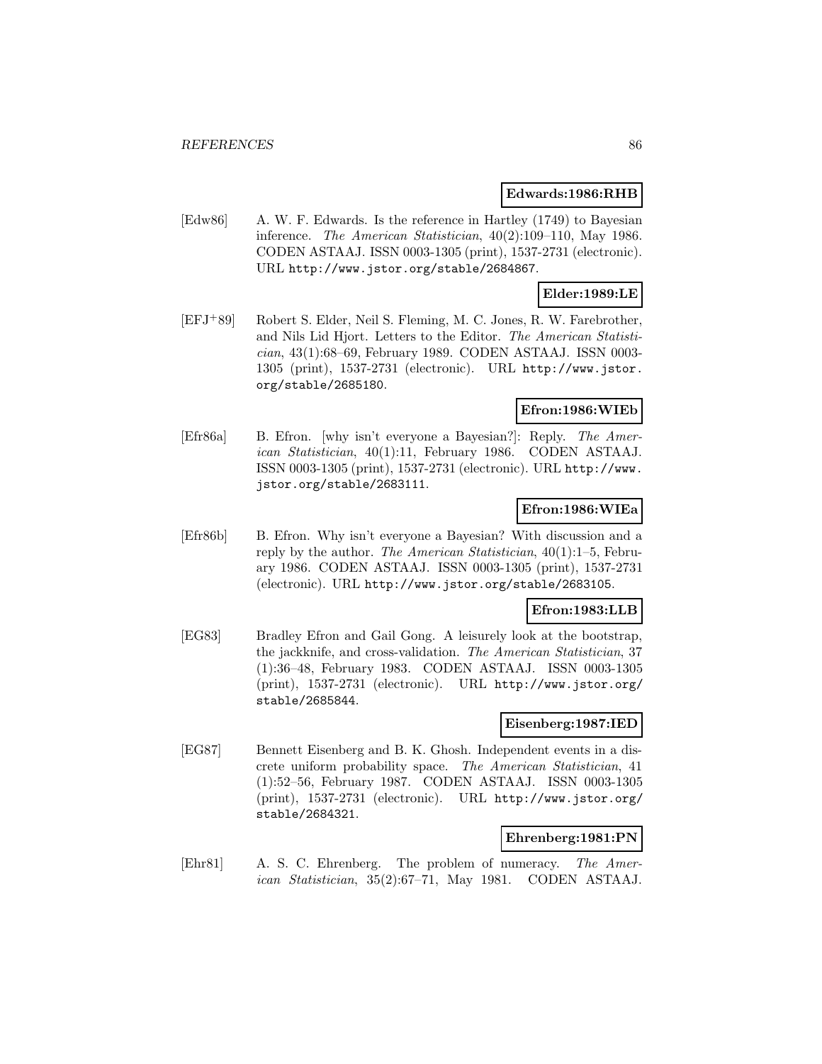**Edwards:1986:RHB**

[Edw86] A. W. F. Edwards. Is the reference in Hartley (1749) to Bayesian inference. *The American Statistician*, 40(2):109–110, May 1986. CODEN ASTAAJ. ISSN 0003-1305 (print), 1537-2731 (electronic). URL http://www.jstor.org/stable/2684867.

**Elder:1989:LE**

[EFJ+89] Robert S. Elder, Neil S. Fleming, M. C. Jones, R. W. Farebrother, and Nils Lid Hjort. Letters to the Editor. *The American Statistician*, 43(1):68–69, February 1989. CODEN ASTAAJ. ISSN 0003-1305 (print), 1537-2731 (electronic). URL http://www.jstor.org/stable/2685180.

**Efron:1986:WIEb**

[Efr86a] B. Efron. [why isn't everyone a Bayesian?]: Reply. *The American Statistician*, 40(1):11, February 1986. CODEN ASTAAJ. ISSN 0003-1305 (print), 1537-2731 (electronic). URL http://www.jstor.org/stable/2683111.

**Efron:1986:WIEa**

[Efr86b] B. Efron. Why isn't everyone a Bayesian? With discussion and a reply by the author. *The American Statistician*, 40(1):1–5, February 1986. CODEN ASTAAJ. ISSN 0003-1305 (print), 1537-2731 (electronic). URL http://www.jstor.org/stable/2683105.

**Efron:1983:LLB**

[EG83] Bradley Efron and Gail Gong. A leisurely look at the bootstrap, the jackknife, and cross-validation. *The American Statistician*, 37 (1):36–48, February 1983. CODEN ASTAAJ. ISSN 0003-1305 (print), 1537-2731 (electronic). URL http://www.jstor.org/stable/2685844.

**Eisenberg:1987:IED**

[EG87] Bennett Eisenberg and B. K. Ghosh. Independent events in a discrete uniform probability space. *The American Statistician*, 41 (1):52–56, February 1987. CODEN ASTAAJ. ISSN 0003-1305 (print), 1537-2731 (electronic). URL http://www.jstor.org/stable/2684321.

**Ehrenberg:1981:PN**

[Ehr81] A. S. C. Ehrenberg. The problem of numeracy. *The American Statistician*, 35(2):67–71, May 1981. CODEN ASTAAJ.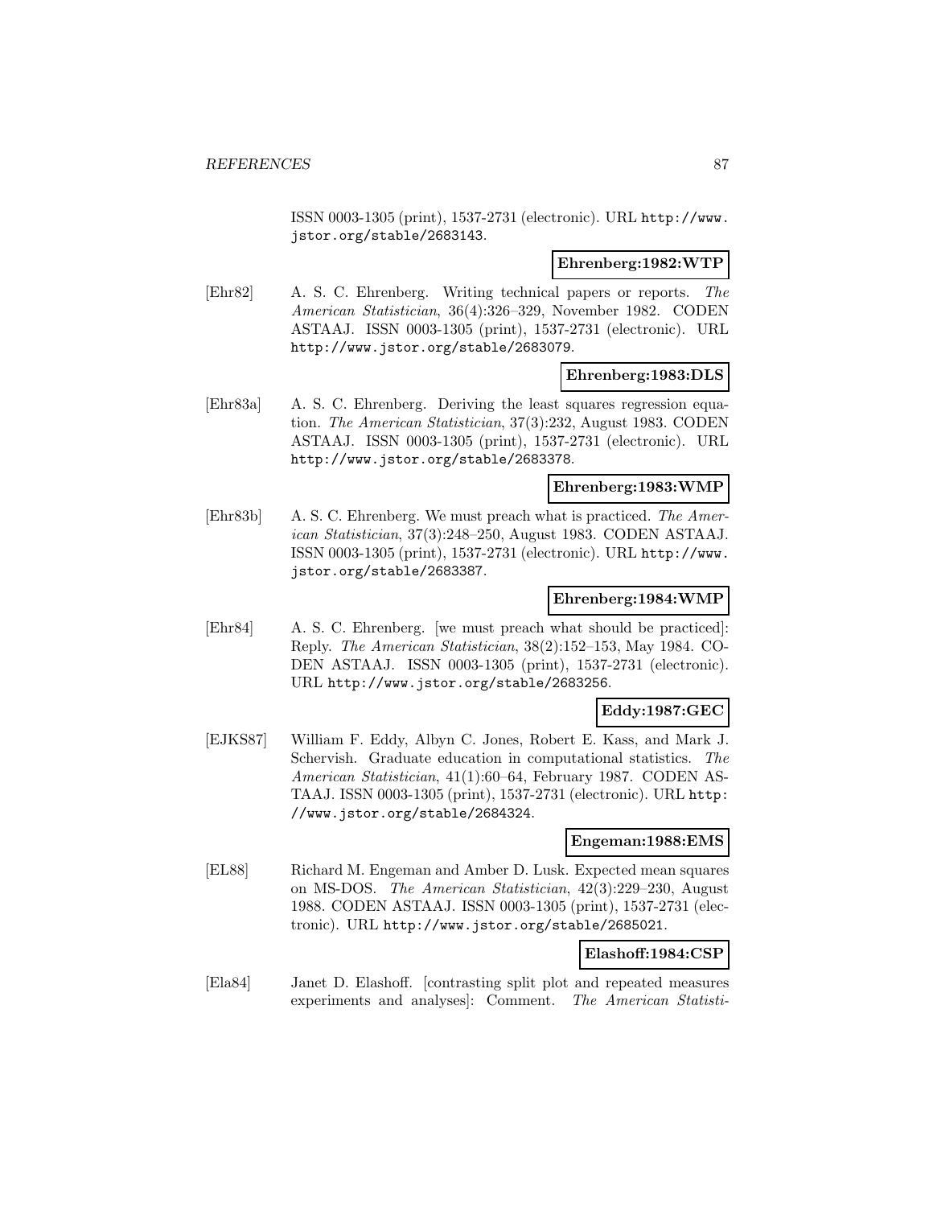ISSN 0003-1305 (print), 1537-2731 (electronic). URL http://www.jstor.org/stable/2683143.

**Ehrenberg:1982:WTP**

[Ehr82] A. S. C. Ehrenberg. Writing technical papers or reports. *The American Statistician*, 36(4):326–329, November 1982. CODEN ASTAAJ. ISSN 0003-1305 (print), 1537-2731 (electronic). URL http://www.jstor.org/stable/2683079.

**Ehrenberg:1983:DLS**

[Ehr83a] A. S. C. Ehrenberg. Deriving the least squares regression equation. *The American Statistician*, 37(3):232, August 1983. CODEN ASTAAJ. ISSN 0003-1305 (print), 1537-2731 (electronic). URL http://www.jstor.org/stable/2683378.

**Ehrenberg:1983:WMP**

[Ehr83b] A. S. C. Ehrenberg. We must preach what is practiced. *The American Statistician*, 37(3):248–250, August 1983. CODEN ASTAAJ. ISSN 0003-1305 (print), 1537-2731 (electronic). URL http://www.jstor.org/stable/2683387.

**Ehrenberg:1984:WMP**

[Ehr84] A. S. C. Ehrenberg. [we must preach what should be practiced]: Reply. *The American Statistician*, 38(2):152–153, May 1984. CODEN ASTAAJ. ISSN 0003-1305 (print), 1537-2731 (electronic). URL http://www.jstor.org/stable/2683256.

**Eddy:1987:GEC**

[EJKS87] William F. Eddy, Albyn C. Jones, Robert E. Kass, and Mark J. Schervish. Graduate education in computational statistics. *The American Statistician*, 41(1):60–64, February 1987. CODEN ASTAAJ. ISSN 0003-1305 (print), 1537-2731 (electronic). URL http://www.jstor.org/stable/2684324.

**Engeman:1988:EMS**

[EL88] Richard M. Engeman and Amber D. Lusk. Expected mean squares on MS-DOS. *The American Statistician*, 42(3):229–230, August 1988. CODEN ASTAAJ. ISSN 0003-1305 (print), 1537-2731 (electronic). URL http://www.jstor.org/stable/2685021.

**Elashoff:1984:CSP**

[Ela84] Janet D. Elashoff. [contrasting split plot and repeated measures experiments and analyses]: Comment. *The American Statisti-*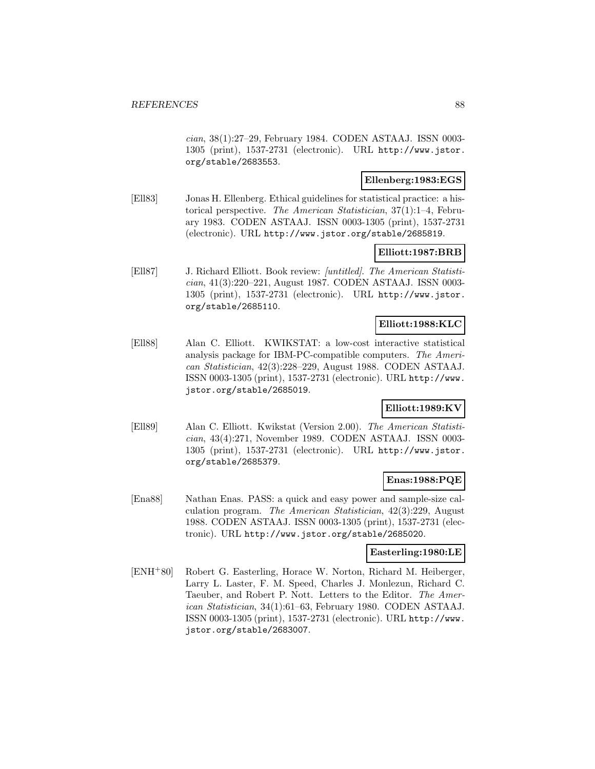*cian*, 38(1):27–29, February 1984. CODEN ASTAAJ. ISSN 0003-1305 (print), 1537-2731 (electronic). URL http://www.jstor.org/stable/2683553.

**Ellenberg:1983:EGS**

[Ell83] Jonas H. Ellenberg. Ethical guidelines for statistical practice: a historical perspective. *The American Statistician*, 37(1):1–4, February 1983. CODEN ASTAAJ. ISSN 0003-1305 (print), 1537-2731 (electronic). URL http://www.jstor.org/stable/2685819.

**Elliott:1987:BRB**

[Ell87] J. Richard Elliott. Book review: *[untitled]*. *The American Statistician*, 41(3):220–221, August 1987. CODEN ASTAAJ. ISSN 0003-1305 (print), 1537-2731 (electronic). URL http://www.jstor.org/stable/2685110.

**Elliott:1988:KLC**

[Ell88] Alan C. Elliott. KWIKSTAT: a low-cost interactive statistical analysis package for IBM-PC-compatible computers. *The American Statistician*, 42(3):228–229, August 1988. CODEN ASTAAJ. ISSN 0003-1305 (print), 1537-2731 (electronic). URL http://www.jstor.org/stable/2685019.

**Elliott:1989:KV**

[Ell89] Alan C. Elliott. Kwikstat (Version 2.00). *The American Statistician*, 43(4):271, November 1989. CODEN ASTAAJ. ISSN 0003-1305 (print), 1537-2731 (electronic). URL http://www.jstor.org/stable/2685379.

**Enas:1988:PQE**

[Ena88] Nathan Enas. PASS: a quick and easy power and sample-size calculation program. *The American Statistician*, 42(3):229, August 1988. CODEN ASTAAJ. ISSN 0003-1305 (print), 1537-2731 (electronic). URL http://www.jstor.org/stable/2685020.

**Easterling:1980:LE**

[ENH+80] Robert G. Easterling, Horace W. Norton, Richard M. Heiberger, Larry L. Laster, F. M. Speed, Charles J. Monlezun, Richard C. Taeuber, and Robert P. Nott. Letters to the Editor. *The American Statistician*, 34(1):61–63, February 1980. CODEN ASTAAJ. ISSN 0003-1305 (print), 1537-2731 (electronic). URL http://www.jstor.org/stable/2683007.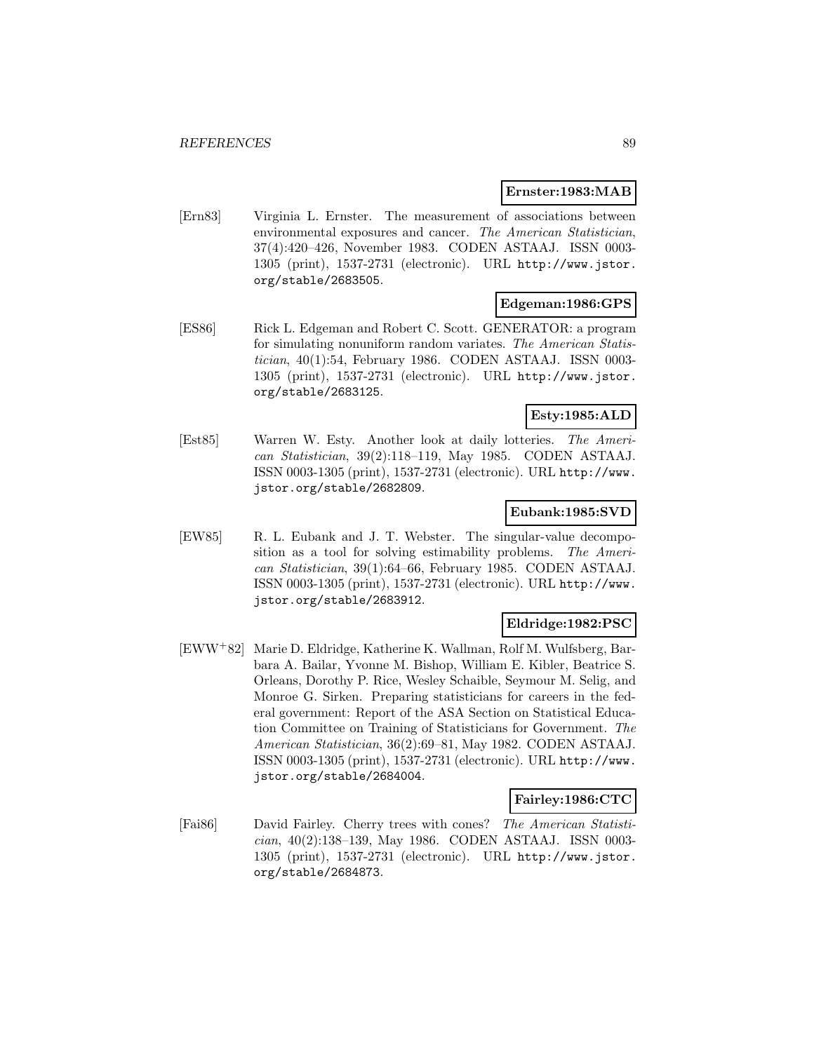**Ernster:1983:MAB**

[Ern83] Virginia L. Ernster. The measurement of associations between environmental exposures and cancer. *The American Statistician*, 37(4):420–426, November 1983. CODEN ASTAAJ. ISSN 0003-1305 (print), 1537-2731 (electronic). URL http://www.jstor.org/stable/2683505.

**Edgeman:1986:GPS**

[ES86] Rick L. Edgeman and Robert C. Scott. GENERATOR: a program for simulating nonuniform random variates. *The American Statistician*, 40(1):54, February 1986. CODEN ASTAAJ. ISSN 0003-1305 (print), 1537-2731 (electronic). URL http://www.jstor.org/stable/2683125.

**Esty:1985:ALD**

[Est85] Warren W. Esty. Another look at daily lotteries. *The American Statistician*, 39(2):118–119, May 1985. CODEN ASTAAJ. ISSN 0003-1305 (print), 1537-2731 (electronic). URL http://www.jstor.org/stable/2682809.

**Eubank:1985:SVD**

[EW85] R. L. Eubank and J. T. Webster. The singular-value decomposition as a tool for solving estimability problems. *The American Statistician*, 39(1):64–66, February 1985. CODEN ASTAAJ. ISSN 0003-1305 (print), 1537-2731 (electronic). URL http://www.jstor.org/stable/2683912.

**Eldridge:1982:PSC**

[EWW+82] Marie D. Eldridge, Katherine K. Wallman, Rolf M. Wulfsberg, Barbara A. Bailar, Yvonne M. Bishop, William E. Kibler, Beatrice S. Orleans, Dorothy P. Rice, Wesley Schaible, Seymour M. Selig, and Monroe G. Sirken. Preparing statisticians for careers in the federal government: Report of the ASA Section on Statistical Education Committee on Training of Statisticians for Government. *The American Statistician*, 36(2):69–81, May 1982. CODEN ASTAAJ. ISSN 0003-1305 (print), 1537-2731 (electronic). URL http://www.jstor.org/stable/2684004.

**Fairley:1986:CTC**

[Fai86] David Fairley. Cherry trees with cones? *The American Statistician*, 40(2):138–139, May 1986. CODEN ASTAAJ. ISSN 0003-1305 (print), 1537-2731 (electronic). URL http://www.jstor.org/stable/2684873.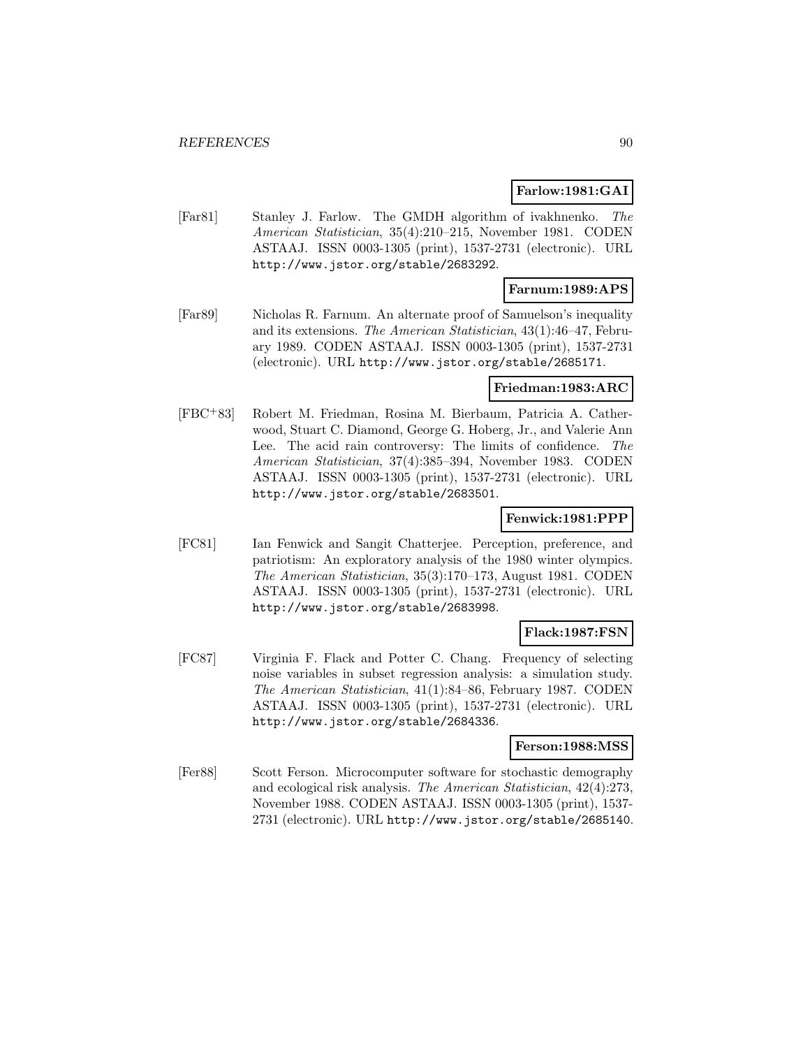**Farlow:1981:GAI**

[Far81] Stanley J. Farlow. The GMDH algorithm of ivakhnenko. *The American Statistician*, 35(4):210–215, November 1981. CODEN ASTAAJ. ISSN 0003-1305 (print), 1537-2731 (electronic). URL http://www.jstor.org/stable/2683292.

**Farnum:1989:APS**

[Far89] Nicholas R. Farnum. An alternate proof of Samuelson's inequality and its extensions. *The American Statistician*, 43(1):46–47, February 1989. CODEN ASTAAJ. ISSN 0003-1305 (print), 1537-2731 (electronic). URL http://www.jstor.org/stable/2685171.

**Friedman:1983:ARC**

[FBC+83] Robert M. Friedman, Rosina M. Bierbaum, Patricia A. Catherwood, Stuart C. Diamond, George G. Hoberg, Jr., and Valerie Ann Lee. The acid rain controversy: The limits of confidence. *The American Statistician*, 37(4):385–394, November 1983. CODEN ASTAAJ. ISSN 0003-1305 (print), 1537-2731 (electronic). URL http://www.jstor.org/stable/2683501.

**Fenwick:1981:PPP**

[FC81] Ian Fenwick and Sangit Chatterjee. Perception, preference, and patriotism: An exploratory analysis of the 1980 winter olympics. *The American Statistician*, 35(3):170–173, August 1981. CODEN ASTAAJ. ISSN 0003-1305 (print), 1537-2731 (electronic). URL http://www.jstor.org/stable/2683998.

**Flack:1987:FSN**

[FC87] Virginia F. Flack and Potter C. Chang. Frequency of selecting noise variables in subset regression analysis: a simulation study. *The American Statistician*, 41(1):84–86, February 1987. CODEN ASTAAJ. ISSN 0003-1305 (print), 1537-2731 (electronic). URL http://www.jstor.org/stable/2684336.

**Ferson:1988:MSS**

[Fer88] Scott Ferson. Microcomputer software for stochastic demography and ecological risk analysis. *The American Statistician*, 42(4):273, November 1988. CODEN ASTAAJ. ISSN 0003-1305 (print), 1537-2731 (electronic). URL http://www.jstor.org/stable/2685140.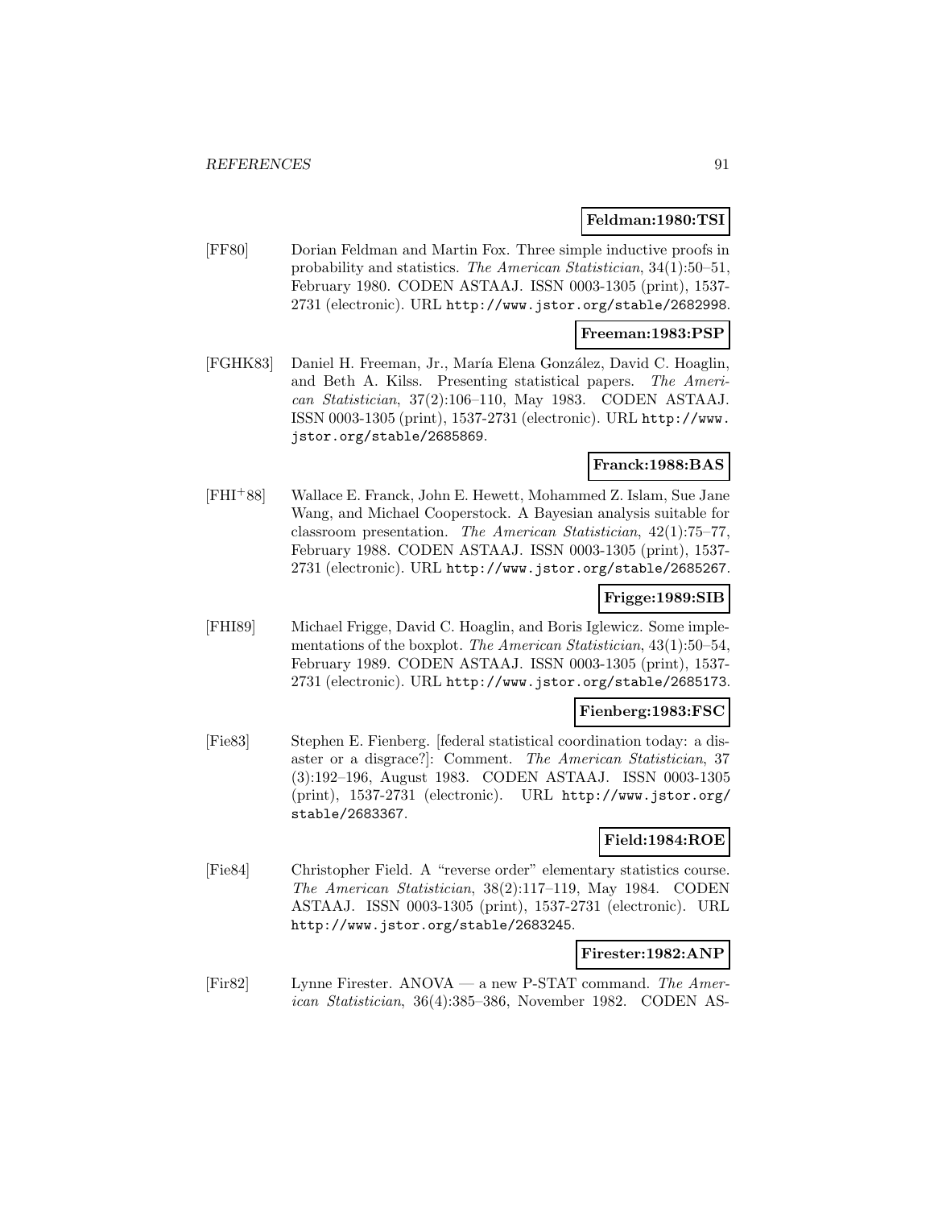**Feldman:1980:TSI**

[FF80] Dorian Feldman and Martin Fox. Three simple inductive proofs in probability and statistics. *The American Statistician*, 34(1):50–51, February 1980. CODEN ASTAAJ. ISSN 0003-1305 (print), 1537-2731 (electronic). URL http://www.jstor.org/stable/2682998.

**Freeman:1983:PSP**

[FGHK83] Daniel H. Freeman, Jr., María Elena González, David C. Hoaglin, and Beth A. Kilss. Presenting statistical papers. *The American Statistician*, 37(2):106–110, May 1983. CODEN ASTAAJ. ISSN 0003-1305 (print), 1537-2731 (electronic). URL http://www.jstor.org/stable/2685869.

**Franck:1988:BAS**

[FHI+88] Wallace E. Franck, John E. Hewett, Mohammed Z. Islam, Sue Jane Wang, and Michael Cooperstock. A Bayesian analysis suitable for classroom presentation. *The American Statistician*, 42(1):75–77, February 1988. CODEN ASTAAJ. ISSN 0003-1305 (print), 1537-2731 (electronic). URL http://www.jstor.org/stable/2685267.

**Frigge:1989:SIB**

[FHI89] Michael Frigge, David C. Hoaglin, and Boris Iglewicz. Some implementations of the boxplot. *The American Statistician*, 43(1):50–54, February 1989. CODEN ASTAAJ. ISSN 0003-1305 (print), 1537-2731 (electronic). URL http://www.jstor.org/stable/2685173.

**Fienberg:1983:FSC**

[Fie83] Stephen E. Fienberg. [federal statistical coordination today: a disaster or a disgrace?]: Comment. *The American Statistician*, 37 (3):192–196, August 1983. CODEN ASTAAJ. ISSN 0003-1305 (print), 1537-2731 (electronic). URL http://www.jstor.org/stable/2683367.

**Field:1984:ROE**

[Fie84] Christopher Field. A "reverse order" elementary statistics course. *The American Statistician*, 38(2):117–119, May 1984. CODEN ASTAAJ. ISSN 0003-1305 (print), 1537-2731 (electronic). URL http://www.jstor.org/stable/2683245.

**Firester:1982:ANP**

[Fir82] Lynne Firester. ANOVA — a new P-STAT command. *The American Statistician*, 36(4):385–386, November 1982. CODEN AS-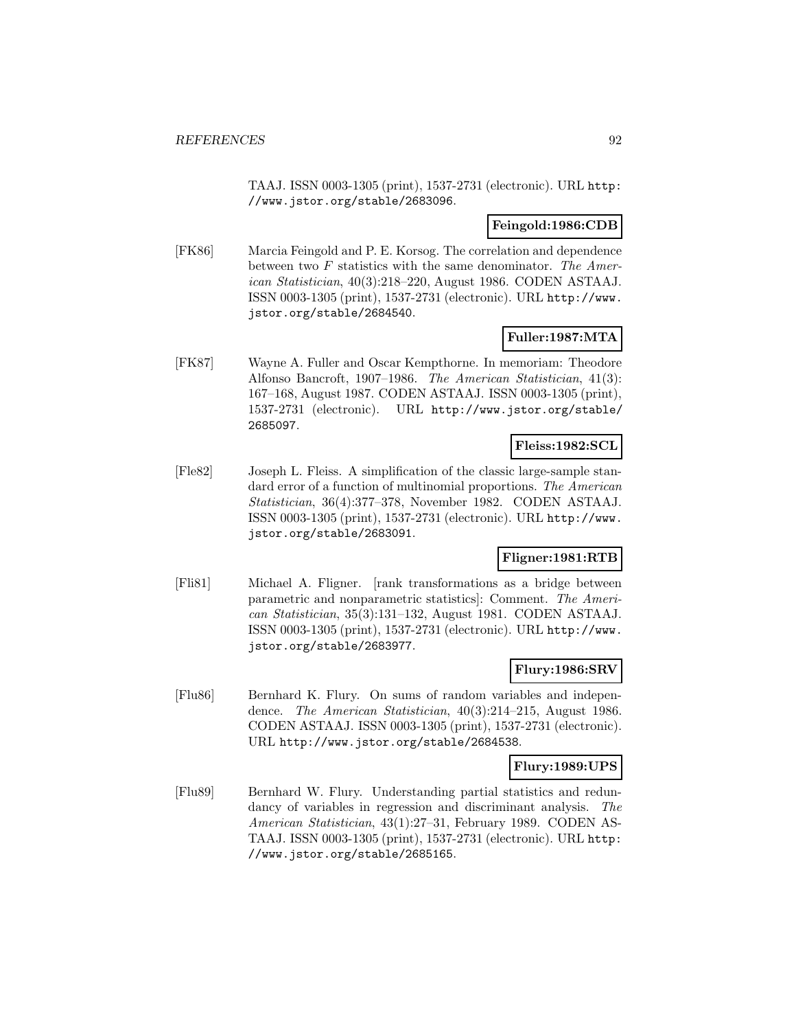TAAJ. ISSN 0003-1305 (print), 1537-2731 (electronic). URL http://www.jstor.org/stable/2683096.

**Feingold:1986:CDB**

[FK86] Marcia Feingold and P. E. Korsog. The correlation and dependence between two $F$ statistics with the same denominator. *The American Statistician*, 40(3):218–220, August 1986. CODEN ASTAAJ. ISSN 0003-1305 (print), 1537-2731 (electronic). URL http://www.jstor.org/stable/2684540.

**Fuller:1987:MTA**

[FK87] Wayne A. Fuller and Oscar Kempthorne. In memoriam: Theodore Alfonso Bancroft, 1907–1986. *The American Statistician*, 41(3): 167–168, August 1987. CODEN ASTAAJ. ISSN 0003-1305 (print), 1537-2731 (electronic). URL http://www.jstor.org/stable/2685097.

**Fleiss:1982:SCL**

[Fle82] Joseph L. Fleiss. A simplification of the classic large-sample standard error of a function of multinomial proportions. *The American Statistician*, 36(4):377–378, November 1982. CODEN ASTAAJ. ISSN 0003-1305 (print), 1537-2731 (electronic). URL http://www.jstor.org/stable/2683091.

**Fligner:1981:RTB**

[Fli81] Michael A. Fligner. [rank transformations as a bridge between parametric and nonparametric statistics]: Comment. *The American Statistician*, 35(3):131–132, August 1981. CODEN ASTAAJ. ISSN 0003-1305 (print), 1537-2731 (electronic). URL http://www.jstor.org/stable/2683977.

**Flury:1986:SRV**

[Flu86] Bernhard K. Flury. On sums of random variables and independence. *The American Statistician*, 40(3):214–215, August 1986. CODEN ASTAAJ. ISSN 0003-1305 (print), 1537-2731 (electronic). URL http://www.jstor.org/stable/2684538.

**Flury:1989:UPS**

[Flu89] Bernhard W. Flury. Understanding partial statistics and redundancy of variables in regression and discriminant analysis. *The American Statistician*, 43(1):27–31, February 1989. CODEN ASTAAJ. ISSN 0003-1305 (print), 1537-2731 (electronic). URL http://www.jstor.org/stable/2685165.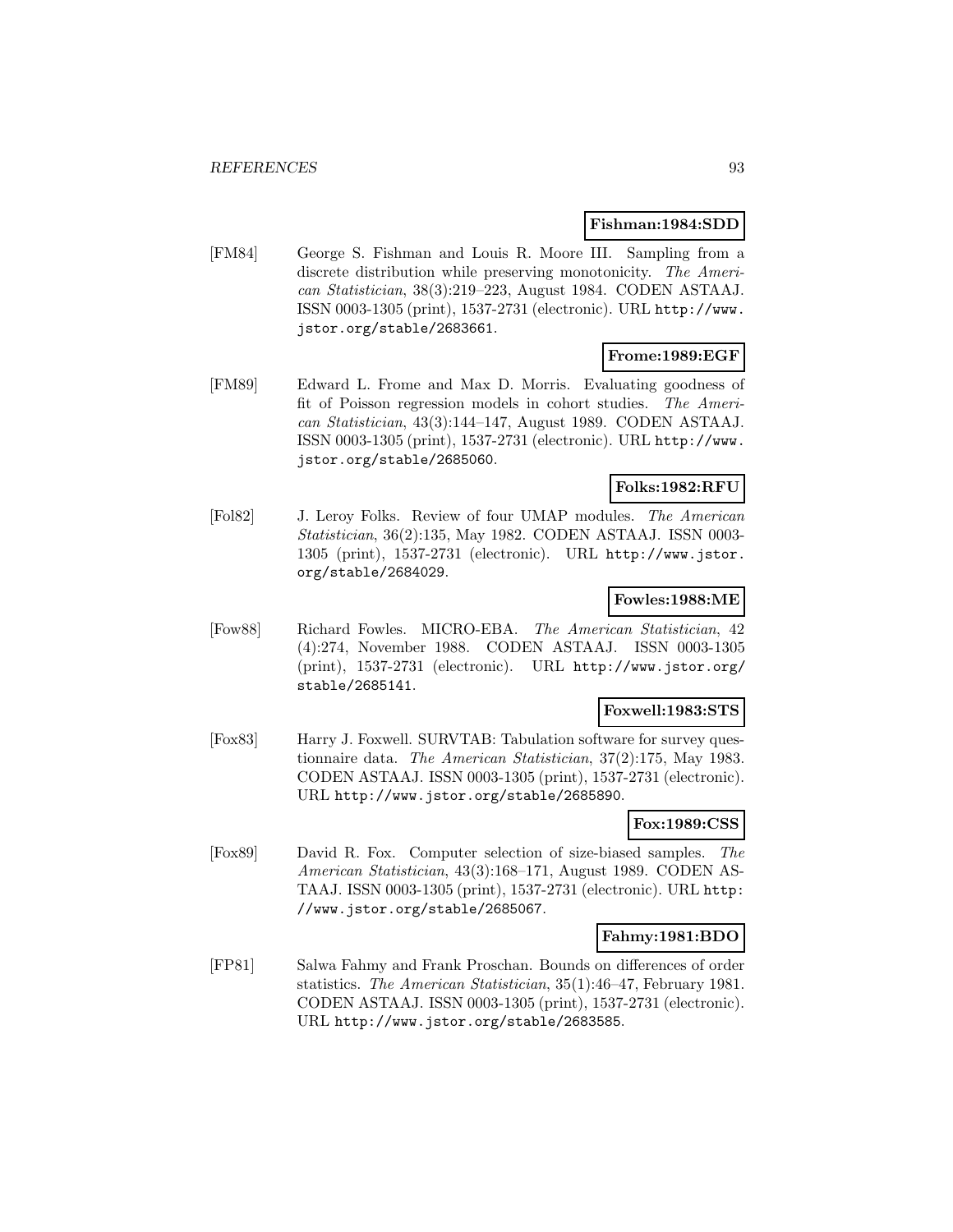**Fishman:1984:SDD**

[FM84] George S. Fishman and Louis R. Moore III. Sampling from a discrete distribution while preserving monotonicity. *The American Statistician*, 38(3):219–223, August 1984. CODEN ASTAAJ. ISSN 0003-1305 (print), 1537-2731 (electronic). URL http://www.jstor.org/stable/2683661.

**Frome:1989:EGF**

[FM89] Edward L. Frome and Max D. Morris. Evaluating goodness of fit of Poisson regression models in cohort studies. *The American Statistician*, 43(3):144–147, August 1989. CODEN ASTAAJ. ISSN 0003-1305 (print), 1537-2731 (electronic). URL http://www.jstor.org/stable/2685060.

**Folks:1982:RFU**

[Fol82] J. Leroy Folks. Review of four UMAP modules. *The American Statistician*, 36(2):135, May 1982. CODEN ASTAAJ. ISSN 0003-1305 (print), 1537-2731 (electronic). URL http://www.jstor.org/stable/2684029.

**Fowles:1988:ME**

[Fow88] Richard Fowles. MICRO-EBA. *The American Statistician*, 42 (4):274, November 1988. CODEN ASTAAJ. ISSN 0003-1305 (print), 1537-2731 (electronic). URL http://www.jstor.org/stable/2685141.

**Foxwell:1983:STS**

[Fox83] Harry J. Foxwell. SURVTAB: Tabulation software for survey questionnaire data. *The American Statistician*, 37(2):175, May 1983. CODEN ASTAAJ. ISSN 0003-1305 (print), 1537-2731 (electronic). URL http://www.jstor.org/stable/2685890.

**Fox:1989:CSS**

[Fox89] David R. Fox. Computer selection of size-biased samples. *The American Statistician*, 43(3):168–171, August 1989. CODEN ASTAAJ. ISSN 0003-1305 (print), 1537-2731 (electronic). URL http://www.jstor.org/stable/2685067.

**Fahmy:1981:BDO**

[FP81] Salwa Fahmy and Frank Proschan. Bounds on differences of order statistics. *The American Statistician*, 35(1):46–47, February 1981. CODEN ASTAAJ. ISSN 0003-1305 (print), 1537-2731 (electronic). URL http://www.jstor.org/stable/2683585.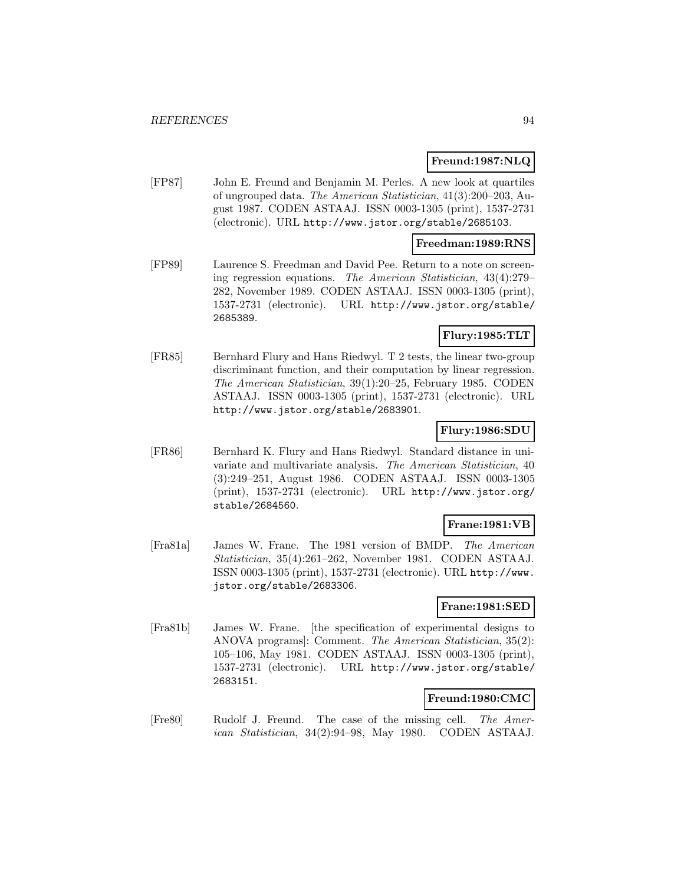**Freund:1987:NLQ**

[FP87] John E. Freund and Benjamin M. Perles. A new look at quartiles of ungrouped data. *The American Statistician*, 41(3):200–203, August 1987. CODEN ASTAAJ. ISSN 0003-1305 (print), 1537-2731 (electronic). URL http://www.jstor.org/stable/2685103.

**Freedman:1989:RNS**

[FP89] Laurence S. Freedman and David Pee. Return to a note on screening regression equations. *The American Statistician*, 43(4):279–282, November 1989. CODEN ASTAAJ. ISSN 0003-1305 (print), 1537-2731 (electronic). URL http://www.jstor.org/stable/2685389.

**Flury:1985:TLT**

[FR85] Bernhard Flury and Hans Riedwyl. T 2 tests, the linear two-group discriminant function, and their computation by linear regression. *The American Statistician*, 39(1):20–25, February 1985. CODEN ASTAAJ. ISSN 0003-1305 (print), 1537-2731 (electronic). URL http://www.jstor.org/stable/2683901.

**Flury:1986:SDU**

[FR86] Bernhard K. Flury and Hans Riedwyl. Standard distance in univariate and multivariate analysis. *The American Statistician*, 40 (3):249–251, August 1986. CODEN ASTAAJ. ISSN 0003-1305 (print), 1537-2731 (electronic). URL http://www.jstor.org/stable/2684560.

**Frane:1981:VB**

[Fra81a] James W. Frane. The 1981 version of BMDP. *The American Statistician*, 35(4):261–262, November 1981. CODEN ASTAAJ. ISSN 0003-1305 (print), 1537-2731 (electronic). URL http://www.jstor.org/stable/2683306.

**Frane:1981:SED**

[Fra81b] James W. Frane. [the specification of experimental designs to ANOVA programs]: Comment. *The American Statistician*, 35(2): 105–106, May 1981. CODEN ASTAAJ. ISSN 0003-1305 (print), 1537-2731 (electronic). URL http://www.jstor.org/stable/2683151.

**Freund:1980:CMC**

[Fre80] Rudolf J. Freund. The case of the missing cell. *The American Statistician*, 34(2):94–98, May 1980. CODEN ASTAAJ.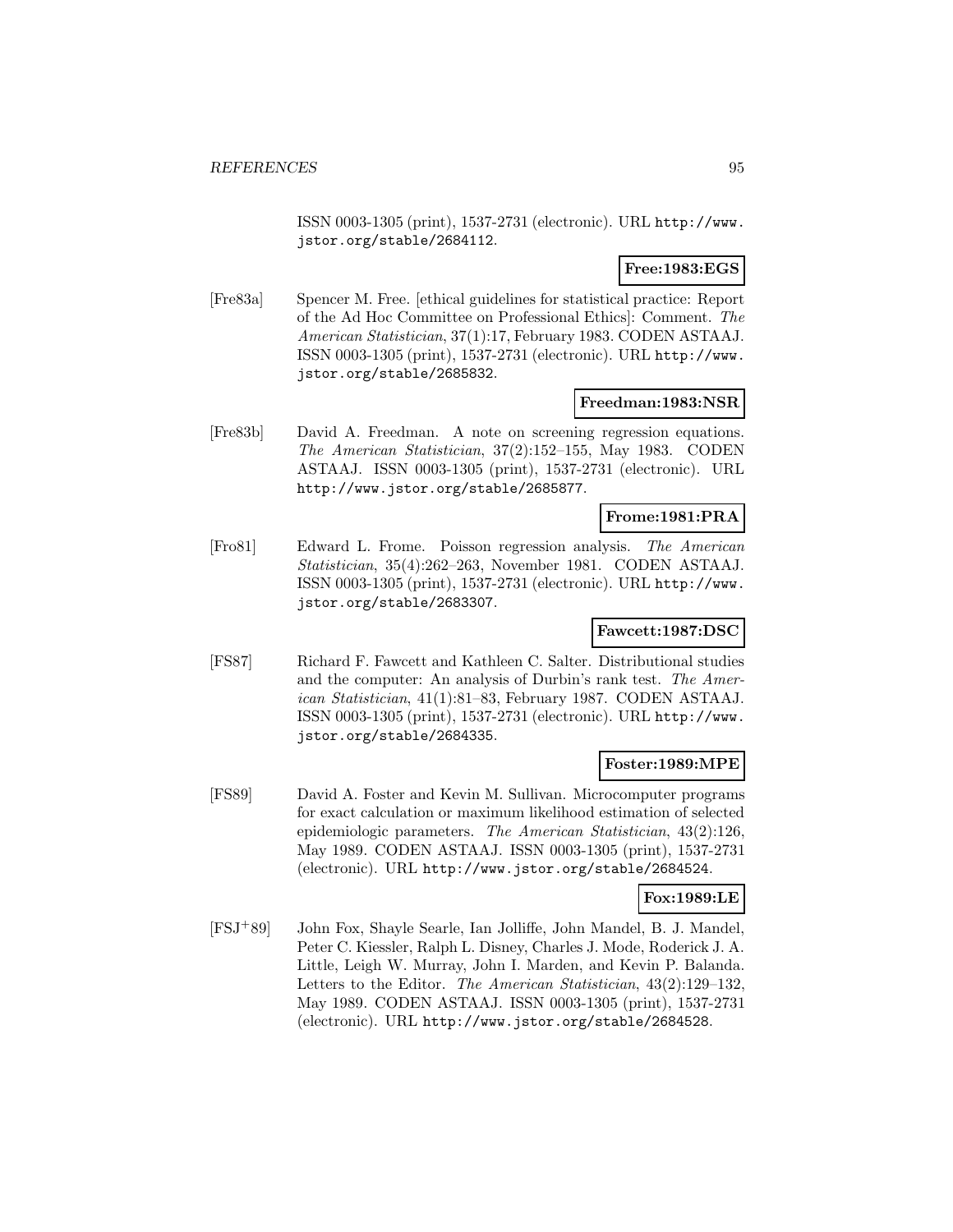ISSN 0003-1305 (print), 1537-2731 (electronic). URL http://www.jstor.org/stable/2684112.

**Free:1983:EGS**

[Fre83a] Spencer M. Free. [ethical guidelines for statistical practice: Report of the Ad Hoc Committee on Professional Ethics]: Comment. *The American Statistician*, 37(1):17, February 1983. CODEN ASTAAJ. ISSN 0003-1305 (print), 1537-2731 (electronic). URL http://www.jstor.org/stable/2685832.

**Freedman:1983:NSR**

[Fre83b] David A. Freedman. A note on screening regression equations. *The American Statistician*, 37(2):152–155, May 1983. CODEN ASTAAJ. ISSN 0003-1305 (print), 1537-2731 (electronic). URL http://www.jstor.org/stable/2685877.

**Frome:1981:PRA**

[Fro81] Edward L. Frome. Poisson regression analysis. *The American Statistician*, 35(4):262–263, November 1981. CODEN ASTAAJ. ISSN 0003-1305 (print), 1537-2731 (electronic). URL http://www.jstor.org/stable/2683307.

**Fawcett:1987:DSC**

[FS87] Richard F. Fawcett and Kathleen C. Salter. Distributional studies and the computer: An analysis of Durbin's rank test. *The American Statistician*, 41(1):81–83, February 1987. CODEN ASTAAJ. ISSN 0003-1305 (print), 1537-2731 (electronic). URL http://www.jstor.org/stable/2684335.

**Foster:1989:MPE**

[FS89] David A. Foster and Kevin M. Sullivan. Microcomputer programs for exact calculation or maximum likelihood estimation of selected epidemiologic parameters. *The American Statistician*, 43(2):126, May 1989. CODEN ASTAAJ. ISSN 0003-1305 (print), 1537-2731 (electronic). URL http://www.jstor.org/stable/2684524.

**Fox:1989:LE**

[FSJ+89] John Fox, Shayle Searle, Ian Jolliffe, John Mandel, B. J. Mandel, Peter C. Kiessler, Ralph L. Disney, Charles J. Mode, Roderick J. A. Little, Leigh W. Murray, John I. Marden, and Kevin P. Balanda. Letters to the Editor. *The American Statistician*, 43(2):129–132, May 1989. CODEN ASTAAJ. ISSN 0003-1305 (print), 1537-2731 (electronic). URL http://www.jstor.org/stable/2684528.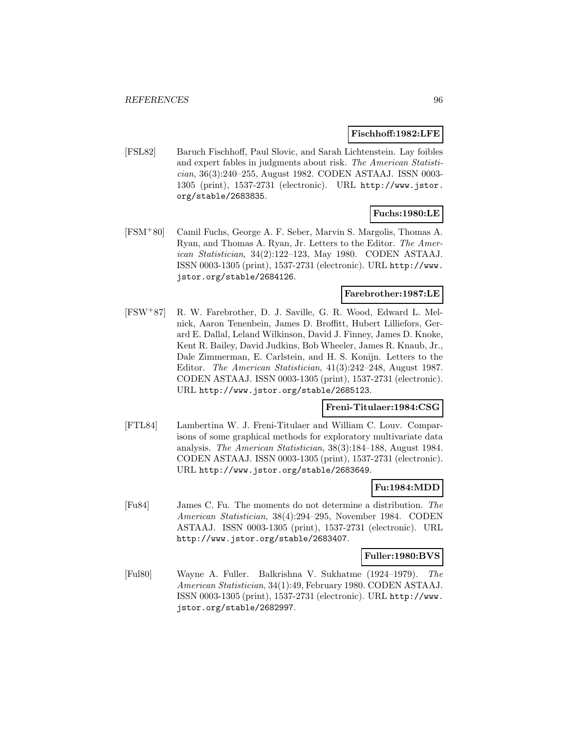**Fischhoff:1982:LFE**

[FSL82] Baruch Fischhoff, Paul Slovic, and Sarah Lichtenstein. Lay foibles and expert fables in judgments about risk. *The American Statistician*, 36(3):240–255, August 1982. CODEN ASTAAJ. ISSN 0003-1305 (print), 1537-2731 (electronic). URL http://www.jstor.org/stable/2683835.

**Fuchs:1980:LE**

[FSM+80] Camil Fuchs, George A. F. Seber, Marvin S. Margolis, Thomas A. Ryan, and Thomas A. Ryan, Jr. Letters to the Editor. *The American Statistician*, 34(2):122–123, May 1980. CODEN ASTAAJ. ISSN 0003-1305 (print), 1537-2731 (electronic). URL http://www.jstor.org/stable/2684126.

**Farebrother:1987:LE**

[FSW+87] R. W. Farebrother, D. J. Saville, G. R. Wood, Edward L. Melnick, Aaron Tenenbein, James D. Broffitt, Hubert Lilliefors, Gerard E. Dallal, Leland Wilkinson, David J. Finney, James D. Knoke, Kent R. Bailey, David Judkins, Bob Wheeler, James R. Knaub, Jr., Dale Zimmerman, E. Carlstein, and H. S. Konijn. Letters to the Editor. *The American Statistician*, 41(3):242–248, August 1987. CODEN ASTAAJ. ISSN 0003-1305 (print), 1537-2731 (electronic). URL http://www.jstor.org/stable/2685123.

**Freni-Titulaer:1984:CSG**

[FTL84] Lambertina W. J. Freni-Titulaer and William C. Louv. Comparisons of some graphical methods for exploratory multivariate data analysis. *The American Statistician*, 38(3):184–188, August 1984. CODEN ASTAAJ. ISSN 0003-1305 (print), 1537-2731 (electronic). URL http://www.jstor.org/stable/2683649.

**Fu:1984:MDD**

[Fu84] James C. Fu. The moments do not determine a distribution. *The American Statistician*, 38(4):294–295, November 1984. CODEN ASTAAJ. ISSN 0003-1305 (print), 1537-2731 (electronic). URL http://www.jstor.org/stable/2683407.

**Fuller:1980:BVS**

[Ful80] Wayne A. Fuller. Balkrishna V. Sukhatme (1924–1979). *The American Statistician*, 34(1):49, February 1980. CODEN ASTAAJ. ISSN 0003-1305 (print), 1537-2731 (electronic). URL http://www.jstor.org/stable/2682997.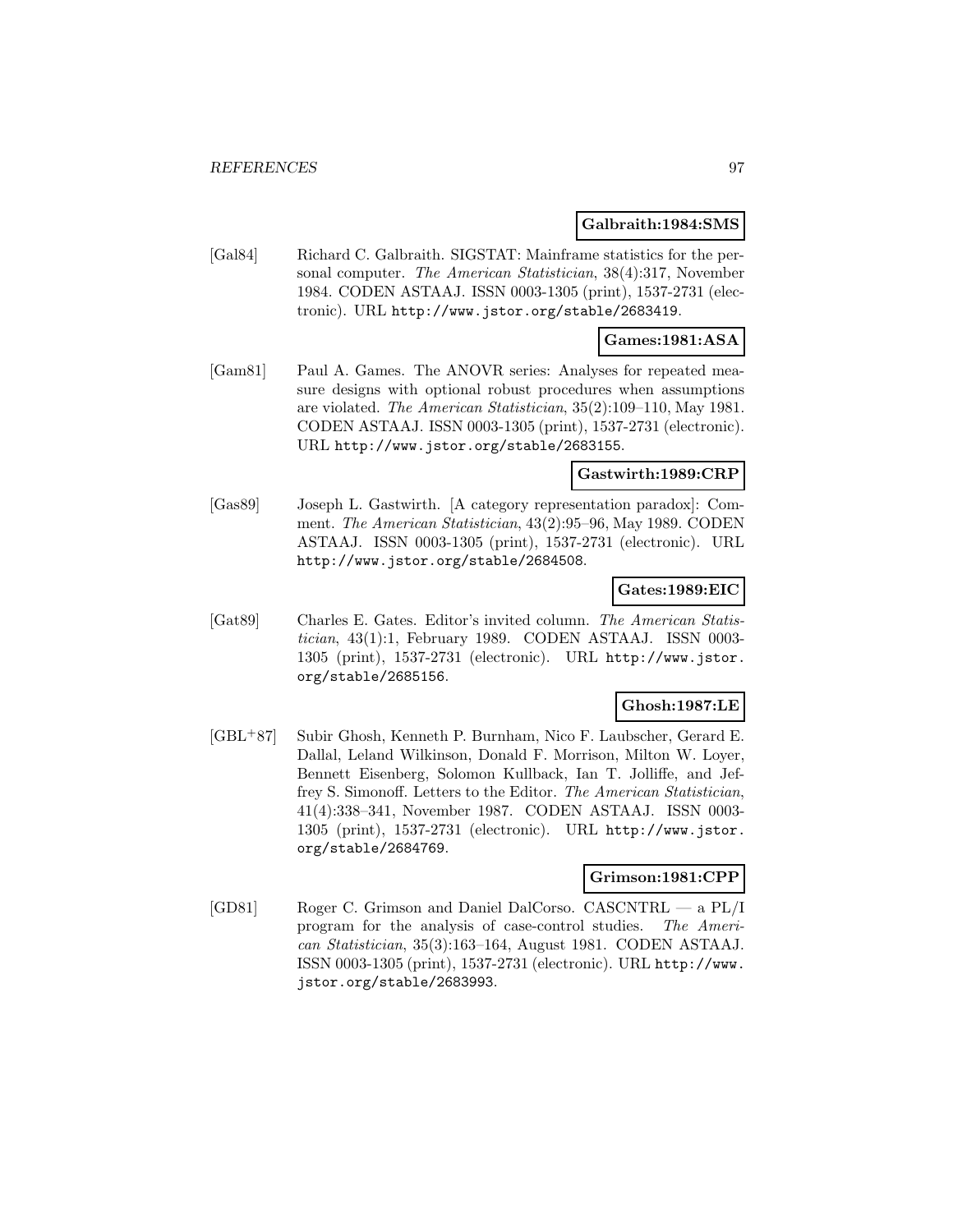**Galbraith:1984:SMS**

[Gal84] Richard C. Galbraith. SIGSTAT: Mainframe statistics for the personal computer. *The American Statistician*, 38(4):317, November 1984. CODEN ASTAAJ. ISSN 0003-1305 (print), 1537-2731 (electronic). URL http://www.jstor.org/stable/2683419.

**Games:1981:ASA**

[Gam81] Paul A. Games. The ANOVR series: Analyses for repeated measure designs with optional robust procedures when assumptions are violated. *The American Statistician*, 35(2):109–110, May 1981. CODEN ASTAAJ. ISSN 0003-1305 (print), 1537-2731 (electronic). URL http://www.jstor.org/stable/2683155.

**Gastwirth:1989:CRP**

[Gas89] Joseph L. Gastwirth. [A category representation paradox]: Comment. *The American Statistician*, 43(2):95–96, May 1989. CODEN ASTAAJ. ISSN 0003-1305 (print), 1537-2731 (electronic). URL http://www.jstor.org/stable/2684508.

**Gates:1989:EIC**

[Gat89] Charles E. Gates. Editor's invited column. *The American Statistician*, 43(1):1, February 1989. CODEN ASTAAJ. ISSN 0003-1305 (print), 1537-2731 (electronic). URL http://www.jstor.org/stable/2685156.

**Ghosh:1987:LE**

[GBL+87] Subir Ghosh, Kenneth P. Burnham, Nico F. Laubscher, Gerard E. Dallal, Leland Wilkinson, Donald F. Morrison, Milton W. Loyer, Bennett Eisenberg, Solomon Kullback, Ian T. Jolliffe, and Jeffrey S. Simonoff. Letters to the Editor. *The American Statistician*, 41(4):338–341, November 1987. CODEN ASTAAJ. ISSN 0003-1305 (print), 1537-2731 (electronic). URL http://www.jstor.org/stable/2684769.

**Grimson:1981:CPP**

[GD81] Roger C. Grimson and Daniel DalCorso. CASCNTRL — a PL/I program for the analysis of case-control studies. *The American Statistician*, 35(3):163–164, August 1981. CODEN ASTAAJ. ISSN 0003-1305 (print), 1537-2731 (electronic). URL http://www.jstor.org/stable/2683993.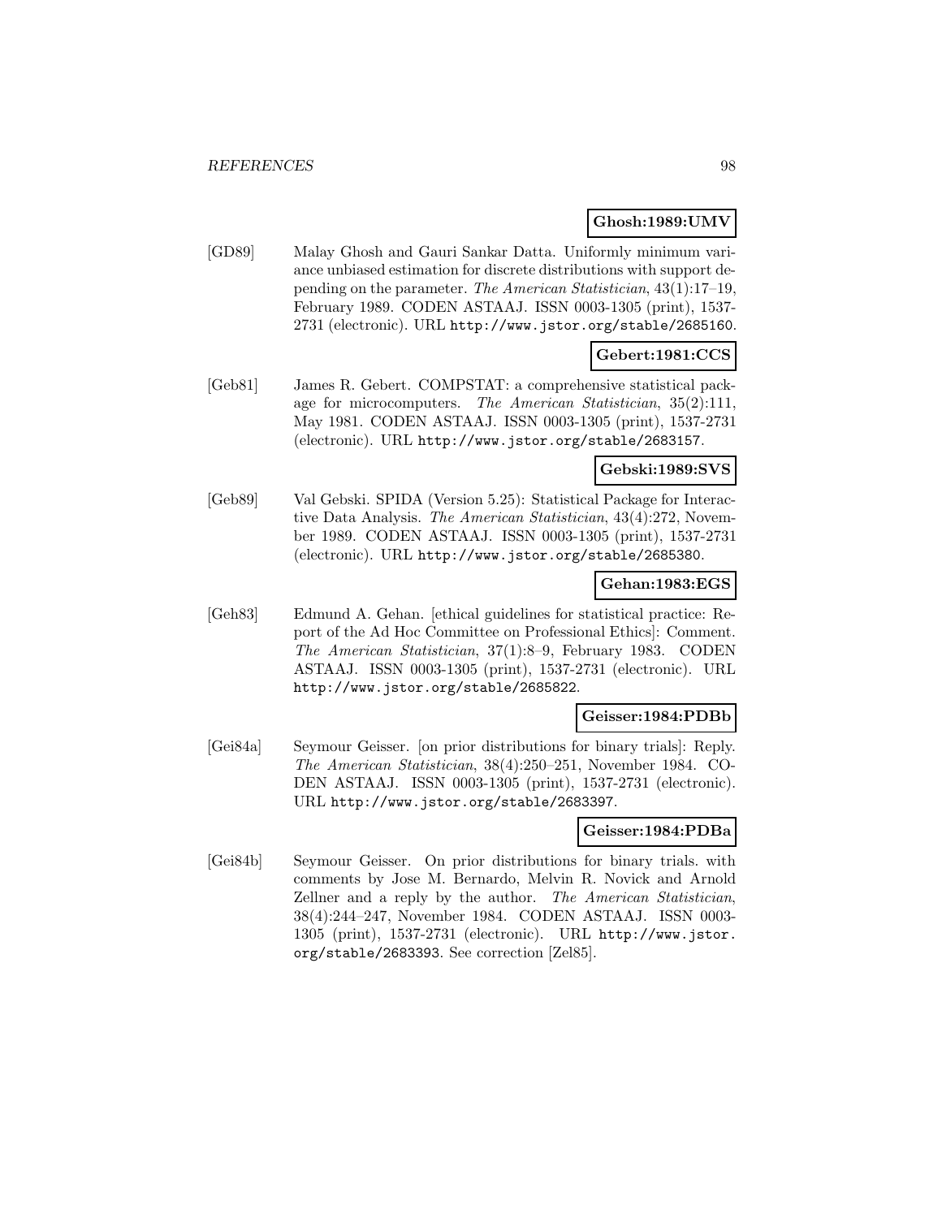**Ghosh:1989:UMV**

[GD89] Malay Ghosh and Gauri Sankar Datta. Uniformly minimum variance unbiased estimation for discrete distributions with support depending on the parameter. *The American Statistician*, 43(1):17–19, February 1989. CODEN ASTAAJ. ISSN 0003-1305 (print), 1537-2731 (electronic). URL http://www.jstor.org/stable/2685160.

**Gebert:1981:CCS**

[Geb81] James R. Gebert. COMPSTAT: a comprehensive statistical package for microcomputers. *The American Statistician*, 35(2):111, May 1981. CODEN ASTAAJ. ISSN 0003-1305 (print), 1537-2731 (electronic). URL http://www.jstor.org/stable/2683157.

**Gebski:1989:SVS**

[Geb89] Val Gebski. SPIDA (Version 5.25): Statistical Package for Interactive Data Analysis. *The American Statistician*, 43(4):272, November 1989. CODEN ASTAAJ. ISSN 0003-1305 (print), 1537-2731 (electronic). URL http://www.jstor.org/stable/2685380.

**Gehan:1983:EGS**

[Geh83] Edmund A. Gehan. [ethical guidelines for statistical practice: Report of the Ad Hoc Committee on Professional Ethics]: Comment. *The American Statistician*, 37(1):8–9, February 1983. CODEN ASTAAJ. ISSN 0003-1305 (print), 1537-2731 (electronic). URL http://www.jstor.org/stable/2685822.

**Geisser:1984:PDBb**

[Gei84a] Seymour Geisser. [on prior distributions for binary trials]: Reply. *The American Statistician*, 38(4):250–251, November 1984. CODEN ASTAAJ. ISSN 0003-1305 (print), 1537-2731 (electronic). URL http://www.jstor.org/stable/2683397.

**Geisser:1984:PDBa**

[Gei84b] Seymour Geisser. On prior distributions for binary trials. with comments by Jose M. Bernardo, Melvin R. Novick and Arnold Zellner and a reply by the author. *The American Statistician*, 38(4):244–247, November 1984. CODEN ASTAAJ. ISSN 0003-1305 (print), 1537-2731 (electronic). URL http://www.jstor.org/stable/2683393. See correction [Zel85].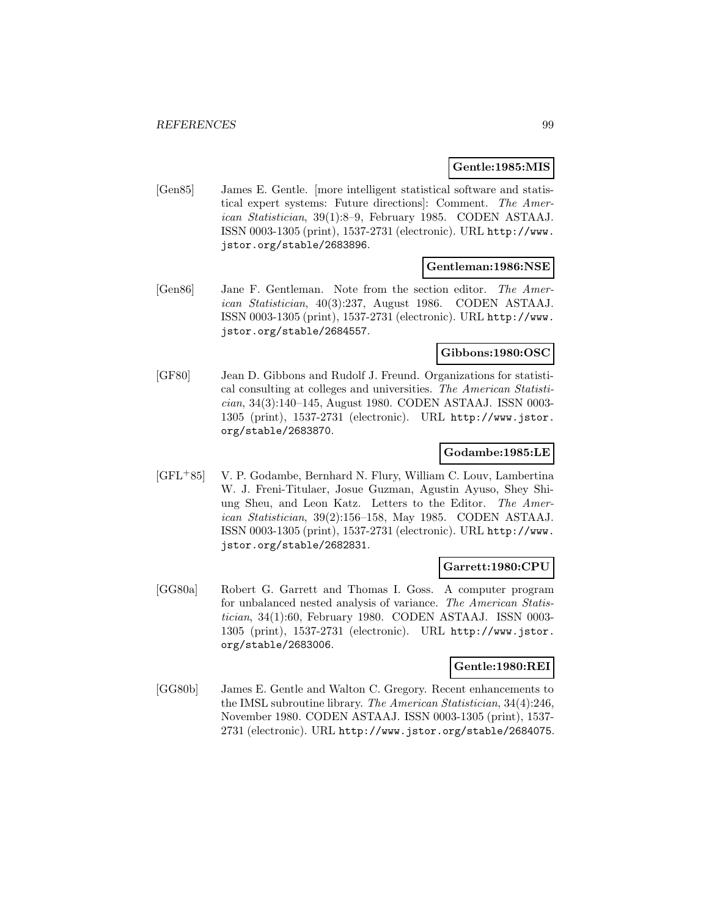**Gentle:1985:MIS**

[Gen85] James E. Gentle. [more intelligent statistical software and statistical expert systems: Future directions]: Comment. *The American Statistician*, 39(1):8–9, February 1985. CODEN ASTAAJ. ISSN 0003-1305 (print), 1537-2731 (electronic). URL http://www.jstor.org/stable/2683896.

**Gentleman:1986:NSE**

[Gen86] Jane F. Gentleman. Note from the section editor. *The American Statistician*, 40(3):237, August 1986. CODEN ASTAAJ. ISSN 0003-1305 (print), 1537-2731 (electronic). URL http://www.jstor.org/stable/2684557.

**Gibbons:1980:OSC**

[GF80] Jean D. Gibbons and Rudolf J. Freund. Organizations for statistical consulting at colleges and universities. *The American Statistician*, 34(3):140–145, August 1980. CODEN ASTAAJ. ISSN 0003-1305 (print), 1537-2731 (electronic). URL http://www.jstor.org/stable/2683870.

**Godambe:1985:LE**

[GFL+85] V. P. Godambe, Bernhard N. Flury, William C. Louv, Lambertina W. J. Freni-Titulaer, Josue Guzman, Agustin Ayuso, Shey Shiung Sheu, and Leon Katz. Letters to the Editor. *The American Statistician*, 39(2):156–158, May 1985. CODEN ASTAAJ. ISSN 0003-1305 (print), 1537-2731 (electronic). URL http://www.jstor.org/stable/2682831.

**Garrett:1980:CPU**

[GG80a] Robert G. Garrett and Thomas I. Goss. A computer program for unbalanced nested analysis of variance. *The American Statistician*, 34(1):60, February 1980. CODEN ASTAAJ. ISSN 0003-1305 (print), 1537-2731 (electronic). URL http://www.jstor.org/stable/2683006.

**Gentle:1980:REI**

[GG80b] James E. Gentle and Walton C. Gregory. Recent enhancements to the IMSL subroutine library. *The American Statistician*, 34(4):246, November 1980. CODEN ASTAAJ. ISSN 0003-1305 (print), 1537-2731 (electronic). URL http://www.jstor.org/stable/2684075.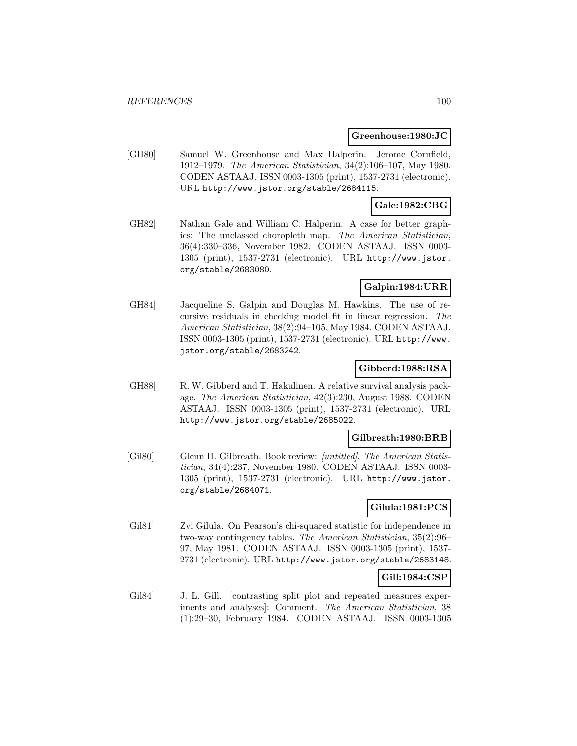**Greenhouse:1980:JC**

[GH80] Samuel W. Greenhouse and Max Halperin. Jerome Cornfield, 1912–1979. *The American Statistician*, 34(2):106–107, May 1980. CODEN ASTAAJ. ISSN 0003-1305 (print), 1537-2731 (electronic). URL http://www.jstor.org/stable/2684115.

**Gale:1982:CBG**

[GH82] Nathan Gale and William C. Halperin. A case for better graphics: The unclassed choropleth map. *The American Statistician*, 36(4):330–336, November 1982. CODEN ASTAAJ. ISSN 0003-1305 (print), 1537-2731 (electronic). URL http://www.jstor.org/stable/2683080.

**Galpin:1984:URR**

[GH84] Jacqueline S. Galpin and Douglas M. Hawkins. The use of recursive residuals in checking model fit in linear regression. *The American Statistician*, 38(2):94–105, May 1984. CODEN ASTAAJ. ISSN 0003-1305 (print), 1537-2731 (electronic). URL http://www.jstor.org/stable/2683242.

**Gibberd:1988:RSA**

[GH88] R. W. Gibberd and T. Hakulinen. A relative survival analysis package. *The American Statistician*, 42(3):230, August 1988. CODEN ASTAAJ. ISSN 0003-1305 (print), 1537-2731 (electronic). URL http://www.jstor.org/stable/2685022.

**Gilbreath:1980:BRB**

[Gil80] Glenn H. Gilbreath. Book review: *[untitled]*. *The American Statistician*, 34(4):237, November 1980. CODEN ASTAAJ. ISSN 0003-1305 (print), 1537-2731 (electronic). URL http://www.jstor.org/stable/2684071.

**Gilula:1981:PCS**

[Gil81] Zvi Gilula. On Pearson's chi-squared statistic for independence in two-way contingency tables. *The American Statistician*, 35(2):96–97, May 1981. CODEN ASTAAJ. ISSN 0003-1305 (print), 1537-2731 (electronic). URL http://www.jstor.org/stable/2683148.

**Gill:1984:CSP**

[Gil84] J. L. Gill. [contrasting split plot and repeated measures experiments and analyses]: Comment. *The American Statistician*, 38 (1):29–30, February 1984. CODEN ASTAAJ. ISSN 0003-1305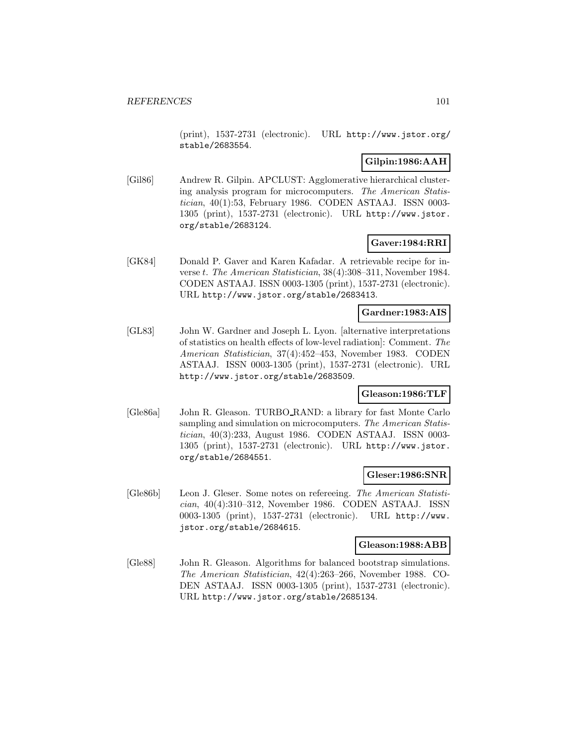(print), 1537-2731 (electronic). URL http://www.jstor.org/stable/2683554.

**Gilpin:1986:AAH**

[Gil86] Andrew R. Gilpin. APCLUST: Agglomerative hierarchical clustering analysis program for microcomputers. *The American Statistician*, 40(1):53, February 1986. CODEN ASTAAJ. ISSN 0003-1305 (print), 1537-2731 (electronic). URL http://www.jstor.org/stable/2683124.

**Gaver:1984:RRI**

[GK84] Donald P. Gaver and Karen Kafadar. A retrievable recipe for inverse $t$. *The American Statistician*, 38(4):308–311, November 1984. CODEN ASTAAJ. ISSN 0003-1305 (print), 1537-2731 (electronic). URL http://www.jstor.org/stable/2683413.

**Gardner:1983:AIS**

[GL83] John W. Gardner and Joseph L. Lyon. [alternative interpretations of statistics on health effects of low-level radiation]: Comment. *The American Statistician*, 37(4):452–453, November 1983. CODEN ASTAAJ. ISSN 0003-1305 (print), 1537-2731 (electronic). URL http://www.jstor.org/stable/2683509.

**Gleason:1986:TLF**

[Gle86a] John R. Gleason. TURBO_RAND: a library for fast Monte Carlo sampling and simulation on microcomputers. *The American Statistician*, 40(3):233, August 1986. CODEN ASTAAJ. ISSN 0003-1305 (print), 1537-2731 (electronic). URL http://www.jstor.org/stable/2684551.

**Gleser:1986:SNR**

[Gle86b] Leon J. Gleser. Some notes on refereeing. *The American Statistician*, 40(4):310–312, November 1986. CODEN ASTAAJ. ISSN 0003-1305 (print), 1537-2731 (electronic). URL http://www.jstor.org/stable/2684615.

**Gleason:1988:ABB**

[Gle88] John R. Gleason. Algorithms for balanced bootstrap simulations. *The American Statistician*, 42(4):263–266, November 1988. CODEN ASTAAJ. ISSN 0003-1305 (print), 1537-2731 (electronic). URL http://www.jstor.org/stable/2685134.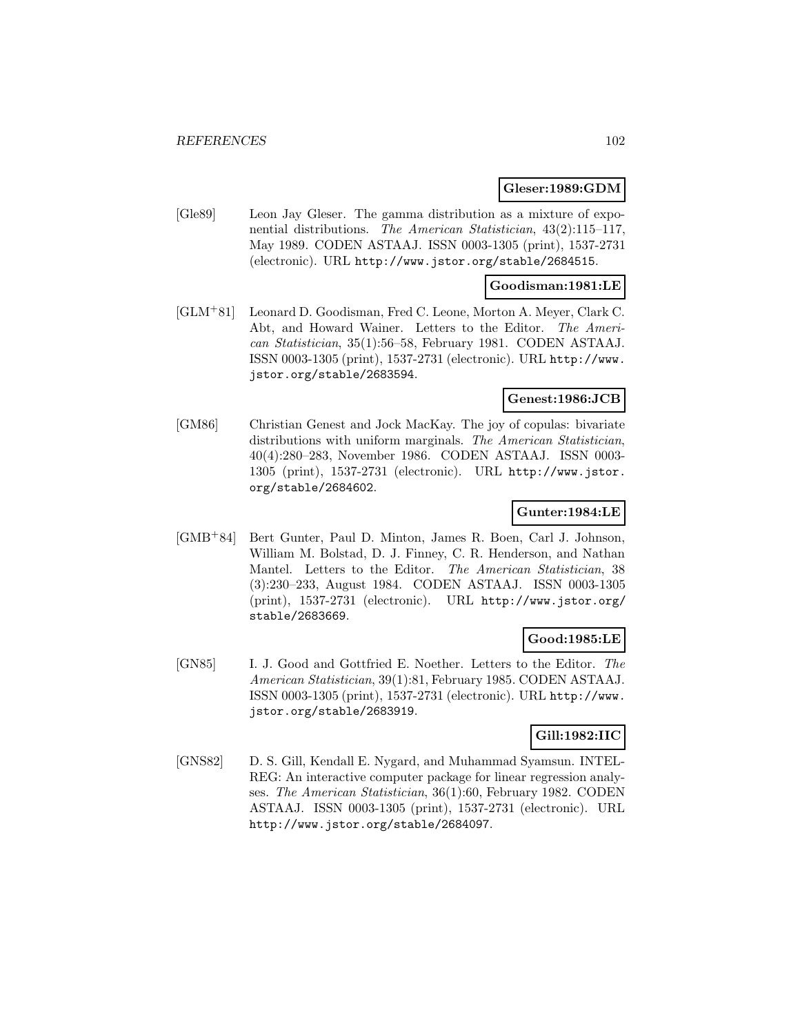**Gleser:1989:GDM**

[Gle89] Leon Jay Gleser. The gamma distribution as a mixture of exponential distributions. *The American Statistician*, 43(2):115–117, May 1989. CODEN ASTAAJ. ISSN 0003-1305 (print), 1537-2731 (electronic). URL http://www.jstor.org/stable/2684515.

**Goodisman:1981:LE**

[GLM+81] Leonard D. Goodisman, Fred C. Leone, Morton A. Meyer, Clark C. Abt, and Howard Wainer. Letters to the Editor. *The American Statistician*, 35(1):56–58, February 1981. CODEN ASTAAJ. ISSN 0003-1305 (print), 1537-2731 (electronic). URL http://www.jstor.org/stable/2683594.

**Genest:1986:JCB**

[GM86] Christian Genest and Jock MacKay. The joy of copulas: bivariate distributions with uniform marginals. *The American Statistician*, 40(4):280–283, November 1986. CODEN ASTAAJ. ISSN 0003-1305 (print), 1537-2731 (electronic). URL http://www.jstor.org/stable/2684602.

**Gunter:1984:LE**

[GMB+84] Bert Gunter, Paul D. Minton, James R. Boen, Carl J. Johnson, William M. Bolstad, D. J. Finney, C. R. Henderson, and Nathan Mantel. Letters to the Editor. *The American Statistician*, 38 (3):230–233, August 1984. CODEN ASTAAJ. ISSN 0003-1305 (print), 1537-2731 (electronic). URL http://www.jstor.org/stable/2683669.

**Good:1985:LE**

[GN85] I. J. Good and Gottfried E. Noether. Letters to the Editor. *The American Statistician*, 39(1):81, February 1985. CODEN ASTAAJ. ISSN 0003-1305 (print), 1537-2731 (electronic). URL http://www.jstor.org/stable/2683919.

**Gill:1982:IIC**

[GNS82] D. S. Gill, Kendall E. Nygard, and Muhammad Syamsun. INTELREG: An interactive computer package for linear regression analyses. *The American Statistician*, 36(1):60, February 1982. CODEN ASTAAJ. ISSN 0003-1305 (print), 1537-2731 (electronic). URL http://www.jstor.org/stable/2684097.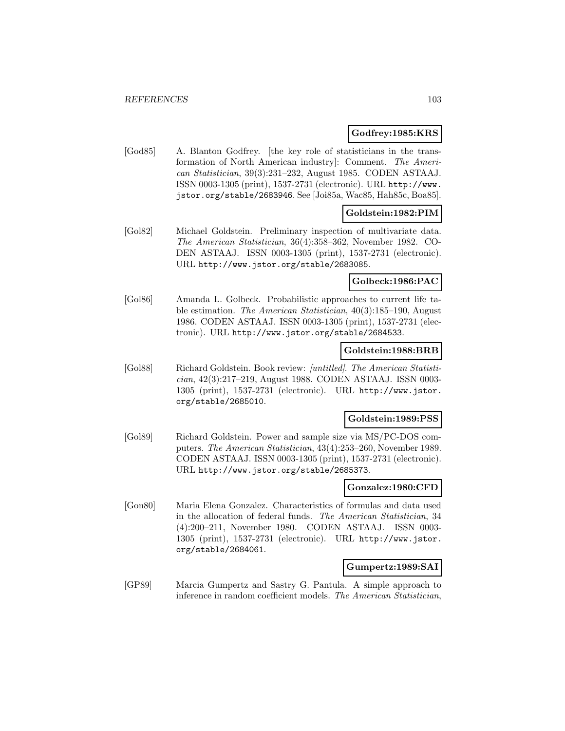**Godfrey:1985:KRS**

[God85] A. Blanton Godfrey. [the key role of statisticians in the transformation of North American industry]: Comment. *The American Statistician*, 39(3):231–232, August 1985. CODEN ASTAAJ. ISSN 0003-1305 (print), 1537-2731 (electronic). URL http://www.jstor.org/stable/2683946. See [Joi85a, Wac85, Hah85c, Boa85].

**Goldstein:1982:PIM**

[Gol82] Michael Goldstein. Preliminary inspection of multivariate data. *The American Statistician*, 36(4):358–362, November 1982. CODEN ASTAAJ. ISSN 0003-1305 (print), 1537-2731 (electronic). URL http://www.jstor.org/stable/2683085.

**Golbeck:1986:PAC**

[Gol86] Amanda L. Golbeck. Probabilistic approaches to current life table estimation. *The American Statistician*, 40(3):185–190, August 1986. CODEN ASTAAJ. ISSN 0003-1305 (print), 1537-2731 (electronic). URL http://www.jstor.org/stable/2684533.

**Goldstein:1988:BRB**

[Gol88] Richard Goldstein. Book review: *[untitled]*. *The American Statistician*, 42(3):217–219, August 1988. CODEN ASTAAJ. ISSN 0003-1305 (print), 1537-2731 (electronic). URL http://www.jstor.org/stable/2685010.

**Goldstein:1989:PSS**

[Gol89] Richard Goldstein. Power and sample size via MS/PC-DOS computers. *The American Statistician*, 43(4):253–260, November 1989. CODEN ASTAAJ. ISSN 0003-1305 (print), 1537-2731 (electronic). URL http://www.jstor.org/stable/2685373.

**Gonzalez:1980:CFD**

[Gon80] Maria Elena Gonzalez. Characteristics of formulas and data used in the allocation of federal funds. *The American Statistician*, 34 (4):200–211, November 1980. CODEN ASTAAJ. ISSN 0003-1305 (print), 1537-2731 (electronic). URL http://www.jstor.org/stable/2684061.

**Gumpertz:1989:SAI**

[GP89] Marcia Gumpertz and Sastry G. Pantula. A simple approach to inference in random coefficient models. *The American Statistician*,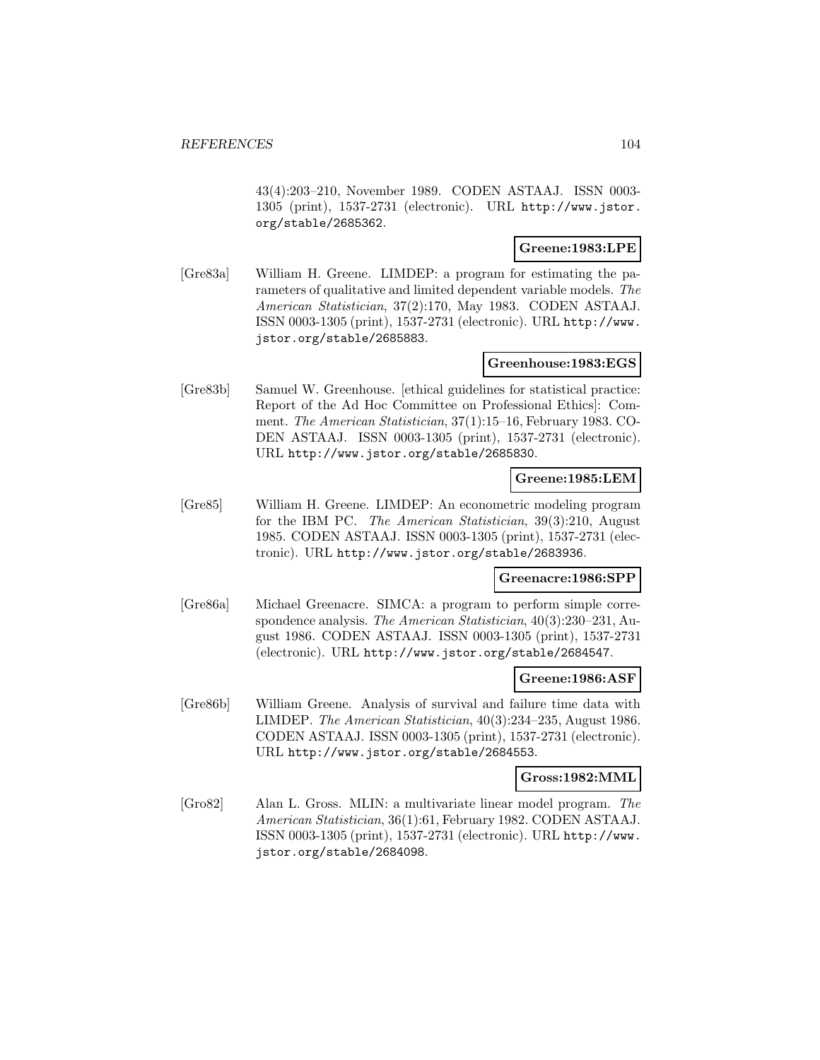43(4):203–210, November 1989. CODEN ASTAAJ. ISSN 0003-1305 (print), 1537-2731 (electronic). URL http://www.jstor.org/stable/2685362.

**Greene:1983:LPE**

[Gre83a] William H. Greene. LIMDEP: a program for estimating the parameters of qualitative and limited dependent variable models. *The American Statistician*, 37(2):170, May 1983. CODEN ASTAAJ. ISSN 0003-1305 (print), 1537-2731 (electronic). URL http://www.jstor.org/stable/2685883.

**Greenhouse:1983:EGS**

[Gre83b] Samuel W. Greenhouse. [ethical guidelines for statistical practice: Report of the Ad Hoc Committee on Professional Ethics]: Comment. *The American Statistician*, 37(1):15–16, February 1983. CODEN ASTAAJ. ISSN 0003-1305 (print), 1537-2731 (electronic). URL http://www.jstor.org/stable/2685830.

**Greene:1985:LEM**

[Gre85] William H. Greene. LIMDEP: An econometric modeling program for the IBM PC. *The American Statistician*, 39(3):210, August 1985. CODEN ASTAAJ. ISSN 0003-1305 (print), 1537-2731 (electronic). URL http://www.jstor.org/stable/2683936.

**Greenacre:1986:SPP**

[Gre86a] Michael Greenacre. SIMCA: a program to perform simple correspondence analysis. *The American Statistician*, 40(3):230–231, August 1986. CODEN ASTAAJ. ISSN 0003-1305 (print), 1537-2731 (electronic). URL http://www.jstor.org/stable/2684547.

**Greene:1986:ASF**

[Gre86b] William Greene. Analysis of survival and failure time data with LIMDEP. *The American Statistician*, 40(3):234–235, August 1986. CODEN ASTAAJ. ISSN 0003-1305 (print), 1537-2731 (electronic). URL http://www.jstor.org/stable/2684553.

**Gross:1982:MML**

[Gro82] Alan L. Gross. MLIN: a multivariate linear model program. *The American Statistician*, 36(1):61, February 1982. CODEN ASTAAJ. ISSN 0003-1305 (print), 1537-2731 (electronic). URL http://www.jstor.org/stable/2684098.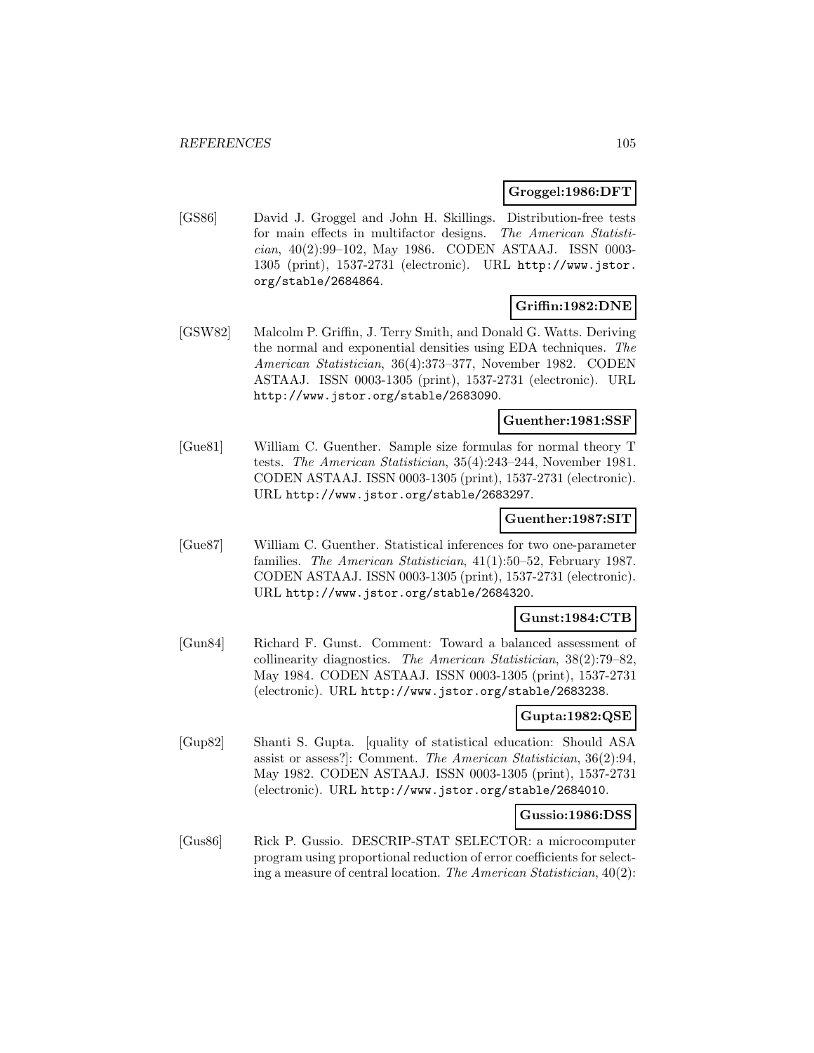**Groggel:1986:DFT**

[GS86] David J. Groggel and John H. Skillings. Distribution-free tests for main effects in multifactor designs. *The American Statistician*, 40(2):99–102, May 1986. CODEN ASTAAJ. ISSN 0003-1305 (print), 1537-2731 (electronic). URL `http://www.jstor.org/stable/2684864`.

**Griffin:1982:DNE**

[GSW82] Malcolm P. Griffin, J. Terry Smith, and Donald G. Watts. Deriving the normal and exponential densities using EDA techniques. *The American Statistician*, 36(4):373–377, November 1982. CODEN ASTAAJ. ISSN 0003-1305 (print), 1537-2731 (electronic). URL `http://www.jstor.org/stable/2683090`.

**Guenther:1981:SSF**

[Gue81] William C. Guenther. Sample size formulas for normal theory T tests. *The American Statistician*, 35(4):243–244, November 1981. CODEN ASTAAJ. ISSN 0003-1305 (print), 1537-2731 (electronic). URL `http://www.jstor.org/stable/2683297`.

**Guenther:1987:SIT**

[Gue87] William C. Guenther. Statistical inferences for two one-parameter families. *The American Statistician*, 41(1):50–52, February 1987. CODEN ASTAAJ. ISSN 0003-1305 (print), 1537-2731 (electronic). URL `http://www.jstor.org/stable/2684320`.

**Gunst:1984:CTB**

[Gun84] Richard F. Gunst. Comment: Toward a balanced assessment of collinearity diagnostics. *The American Statistician*, 38(2):79–82, May 1984. CODEN ASTAAJ. ISSN 0003-1305 (print), 1537-2731 (electronic). URL `http://www.jstor.org/stable/2683238`.

**Gupta:1982:QSE**

[Gup82] Shanti S. Gupta. [quality of statistical education: Should ASA assist or assess?]: Comment. *The American Statistician*, 36(2):94, May 1982. CODEN ASTAAJ. ISSN 0003-1305 (print), 1537-2731 (electronic). URL `http://www.jstor.org/stable/2684010`.

**Gussio:1986:DSS**

[Gus86] Rick P. Gussio. DESCRIP-STAT SELECTOR: a microcomputer program using proportional reduction of error coefficients for selecting a measure of central location. *The American Statistician*, 40(2):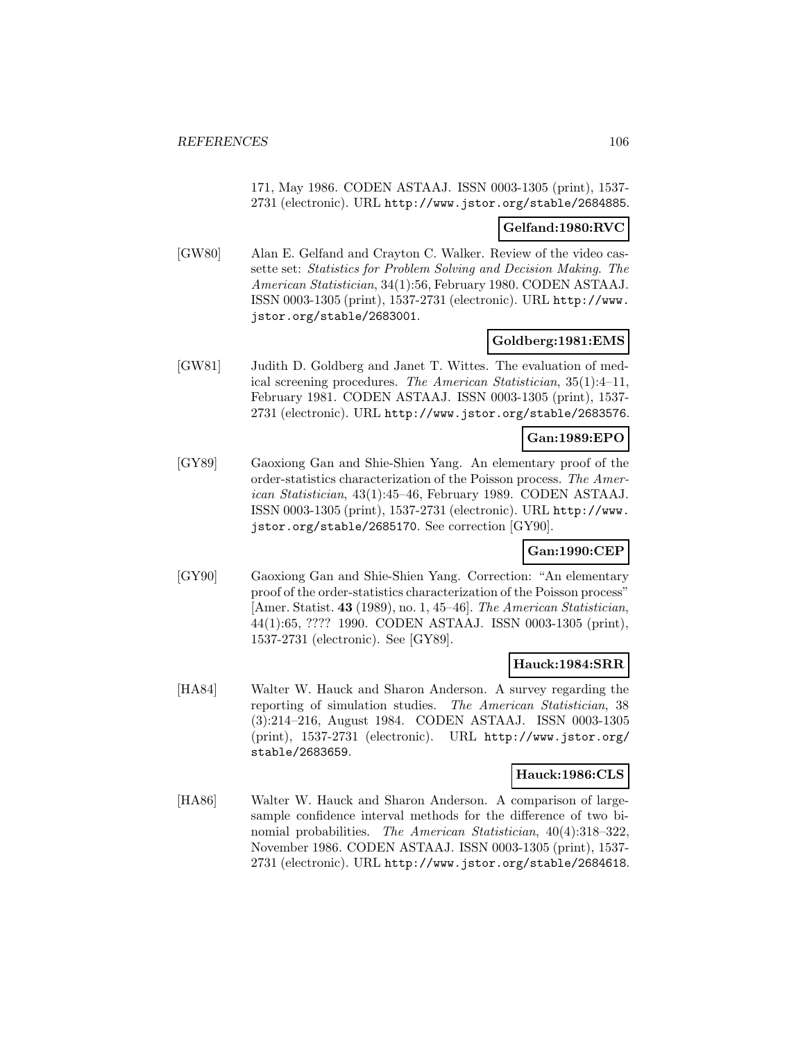171, May 1986. CODEN ASTAAJ. ISSN 0003-1305 (print), 1537-2731 (electronic). URL http://www.jstor.org/stable/2684885.

**Gelfand:1980:RVC**

[GW80] Alan E. Gelfand and Crayton C. Walker. Review of the video cassette set: *Statistics for Problem Solving and Decision Making*. *The American Statistician*, 34(1):56, February 1980. CODEN ASTAAJ. ISSN 0003-1305 (print), 1537-2731 (electronic). URL http://www.jstor.org/stable/2683001.

**Goldberg:1981:EMS**

[GW81] Judith D. Goldberg and Janet T. Wittes. The evaluation of medical screening procedures. *The American Statistician*, 35(1):4–11, February 1981. CODEN ASTAAJ. ISSN 0003-1305 (print), 1537-2731 (electronic). URL http://www.jstor.org/stable/2683576.

**Gan:1989:EPO**

[GY89] Gaoxiong Gan and Shie-Shien Yang. An elementary proof of the order-statistics characterization of the Poisson process. *The American Statistician*, 43(1):45–46, February 1989. CODEN ASTAAJ. ISSN 0003-1305 (print), 1537-2731 (electronic). URL http://www.jstor.org/stable/2685170. See correction [GY90].

**Gan:1990:CEP**

[GY90] Gaoxiong Gan and Shie-Shien Yang. Correction: "An elementary proof of the order-statistics characterization of the Poisson process" [Amer. Statist. **43** (1989), no. 1, 45–46]. *The American Statistician*, 44(1):65, ???? 1990. CODEN ASTAAJ. ISSN 0003-1305 (print), 1537-2731 (electronic). See [GY89].

**Hauck:1984:SRR**

[HA84] Walter W. Hauck and Sharon Anderson. A survey regarding the reporting of simulation studies. *The American Statistician*, 38 (3):214–216, August 1984. CODEN ASTAAJ. ISSN 0003-1305 (print), 1537-2731 (electronic). URL http://www.jstor.org/stable/2683659.

**Hauck:1986:CLS**

[HA86] Walter W. Hauck and Sharon Anderson. A comparison of large-sample confidence interval methods for the difference of two binomial probabilities. *The American Statistician*, 40(4):318–322, November 1986. CODEN ASTAAJ. ISSN 0003-1305 (print), 1537-2731 (electronic). URL http://www.jstor.org/stable/2684618.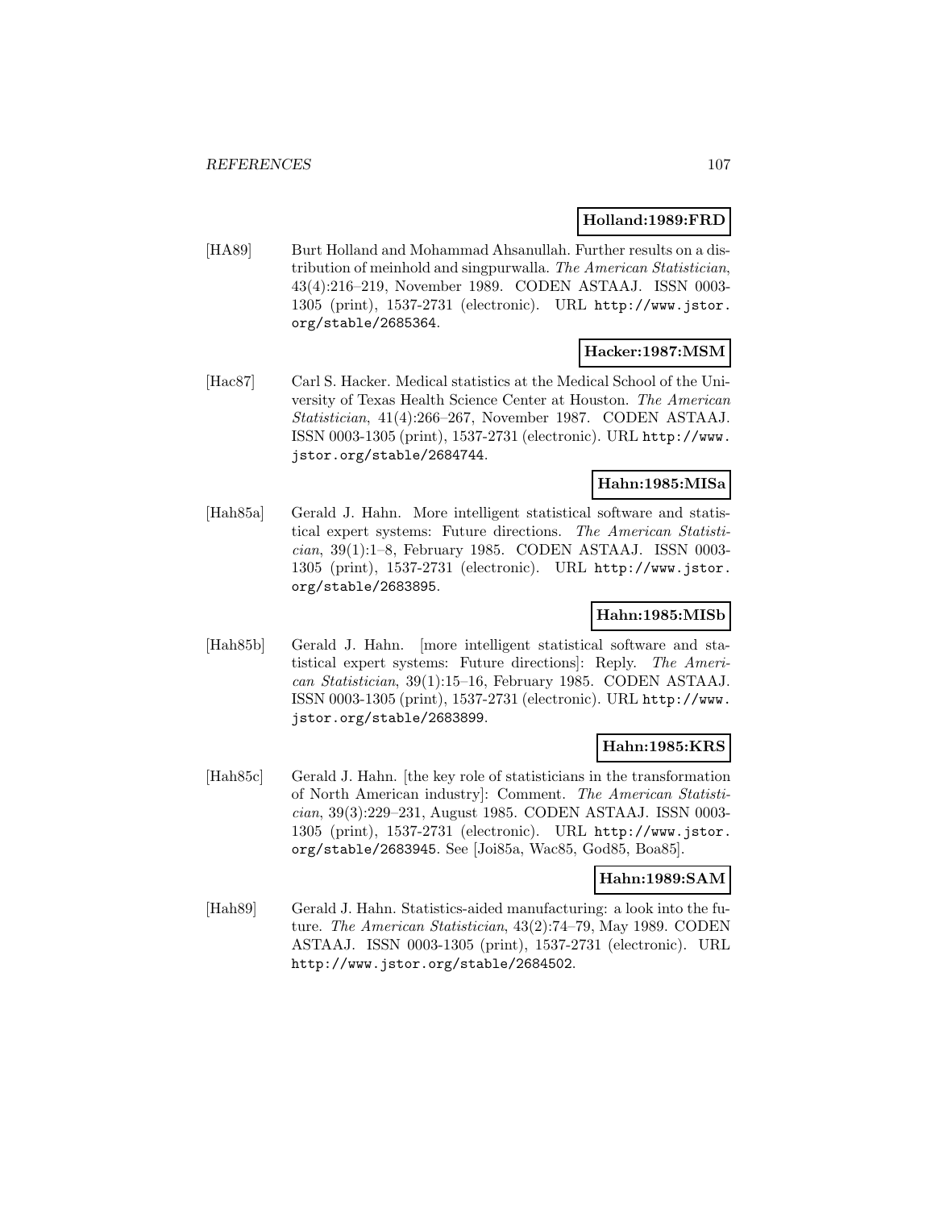**Holland:1989:FRD**

[HA89] Burt Holland and Mohammad Ahsanullah. Further results on a distribution of meinhold and singpurwalla. *The American Statistician*, 43(4):216–219, November 1989. CODEN ASTAAJ. ISSN 0003-1305 (print), 1537-2731 (electronic). URL http://www.jstor.org/stable/2685364.

**Hacker:1987:MSM**

[Hac87] Carl S. Hacker. Medical statistics at the Medical School of the University of Texas Health Science Center at Houston. *The American Statistician*, 41(4):266–267, November 1987. CODEN ASTAAJ. ISSN 0003-1305 (print), 1537-2731 (electronic). URL http://www.jstor.org/stable/2684744.

**Hahn:1985:MISa**

[Hah85a] Gerald J. Hahn. More intelligent statistical software and statistical expert systems: Future directions. *The American Statistician*, 39(1):1–8, February 1985. CODEN ASTAAJ. ISSN 0003-1305 (print), 1537-2731 (electronic). URL http://www.jstor.org/stable/2683895.

**Hahn:1985:MISb**

[Hah85b] Gerald J. Hahn. [more intelligent statistical software and statistical expert systems: Future directions]: Reply. *The American Statistician*, 39(1):15–16, February 1985. CODEN ASTAAJ. ISSN 0003-1305 (print), 1537-2731 (electronic). URL http://www.jstor.org/stable/2683899.

**Hahn:1985:KRS**

[Hah85c] Gerald J. Hahn. [the key role of statisticians in the transformation of North American industry]: Comment. *The American Statistician*, 39(3):229–231, August 1985. CODEN ASTAAJ. ISSN 0003-1305 (print), 1537-2731 (electronic). URL http://www.jstor.org/stable/2683945. See [Joi85a, Wac85, God85, Boa85].

**Hahn:1989:SAM**

[Hah89] Gerald J. Hahn. Statistics-aided manufacturing: a look into the future. *The American Statistician*, 43(2):74–79, May 1989. CODEN ASTAAJ. ISSN 0003-1305 (print), 1537-2731 (electronic). URL http://www.jstor.org/stable/2684502.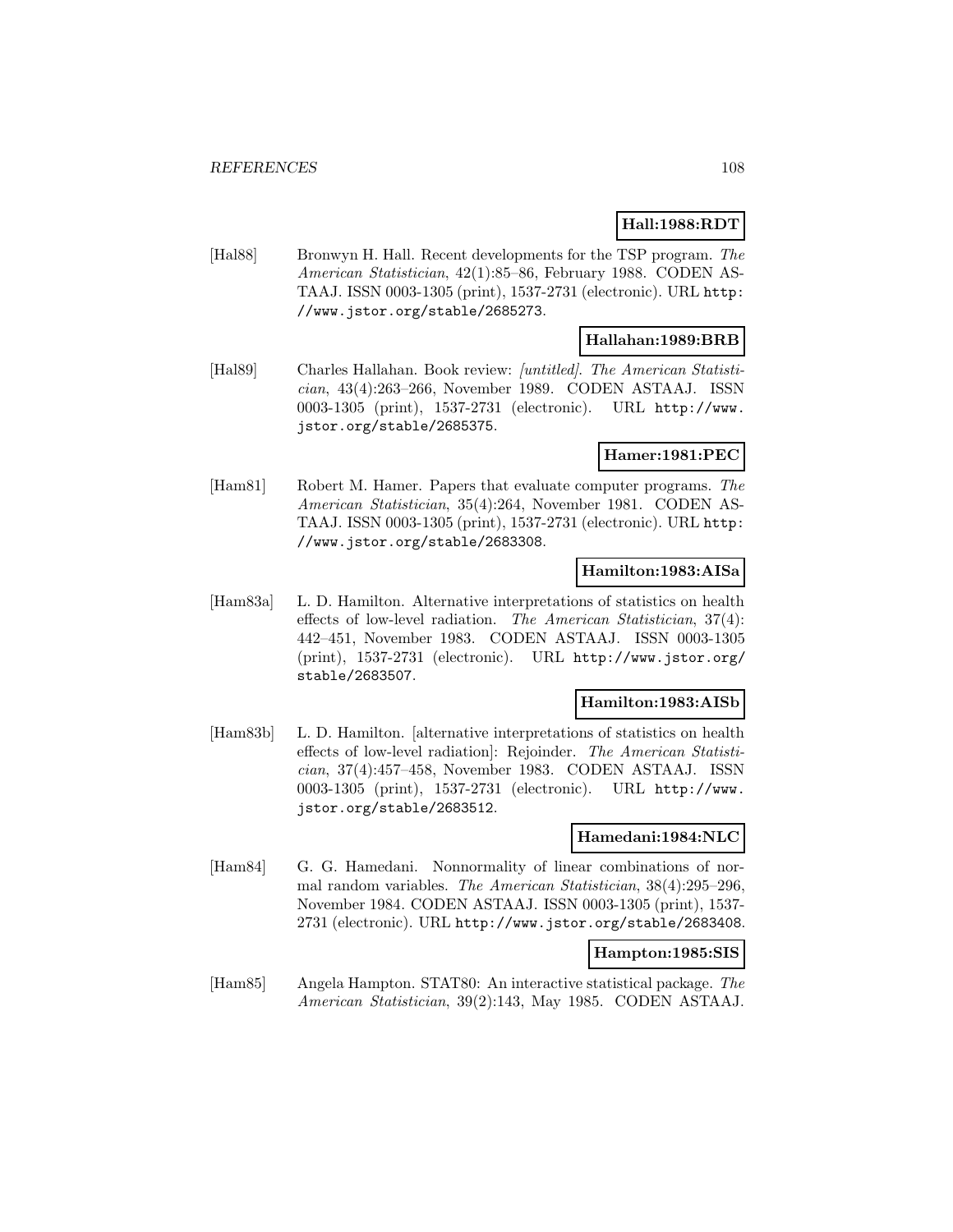**Hall:1988:RDT**

[Hal88] Bronwyn H. Hall. Recent developments for the TSP program. *The American Statistician*, 42(1):85–86, February 1988. CODEN ASTAAJ. ISSN 0003-1305 (print), 1537-2731 (electronic). URL http://www.jstor.org/stable/2685273.

**Hallahan:1989:BRB**

[Hal89] Charles Hallahan. Book review: *[untitled]*. *The American Statistician*, 43(4):263–266, November 1989. CODEN ASTAAJ. ISSN 0003-1305 (print), 1537-2731 (electronic). URL http://www.jstor.org/stable/2685375.

**Hamer:1981:PEC**

[Ham81] Robert M. Hamer. Papers that evaluate computer programs. *The American Statistician*, 35(4):264, November 1981. CODEN ASTAAJ. ISSN 0003-1305 (print), 1537-2731 (electronic). URL http://www.jstor.org/stable/2683308.

**Hamilton:1983:AISa**

[Ham83a] L. D. Hamilton. Alternative interpretations of statistics on health effects of low-level radiation. *The American Statistician*, 37(4): 442–451, November 1983. CODEN ASTAAJ. ISSN 0003-1305 (print), 1537-2731 (electronic). URL http://www.jstor.org/stable/2683507.

**Hamilton:1983:AISb**

[Ham83b] L. D. Hamilton. [alternative interpretations of statistics on health effects of low-level radiation]: Rejoinder. *The American Statistician*, 37(4):457–458, November 1983. CODEN ASTAAJ. ISSN 0003-1305 (print), 1537-2731 (electronic). URL http://www.jstor.org/stable/2683512.

**Hamedani:1984:NLC**

[Ham84] G. G. Hamedani. Nonnormality of linear combinations of normal random variables. *The American Statistician*, 38(4):295–296, November 1984. CODEN ASTAAJ. ISSN 0003-1305 (print), 1537-2731 (electronic). URL http://www.jstor.org/stable/2683408.

**Hampton:1985:SIS**

[Ham85] Angela Hampton. STAT80: An interactive statistical package. *The American Statistician*, 39(2):143, May 1985. CODEN ASTAAJ.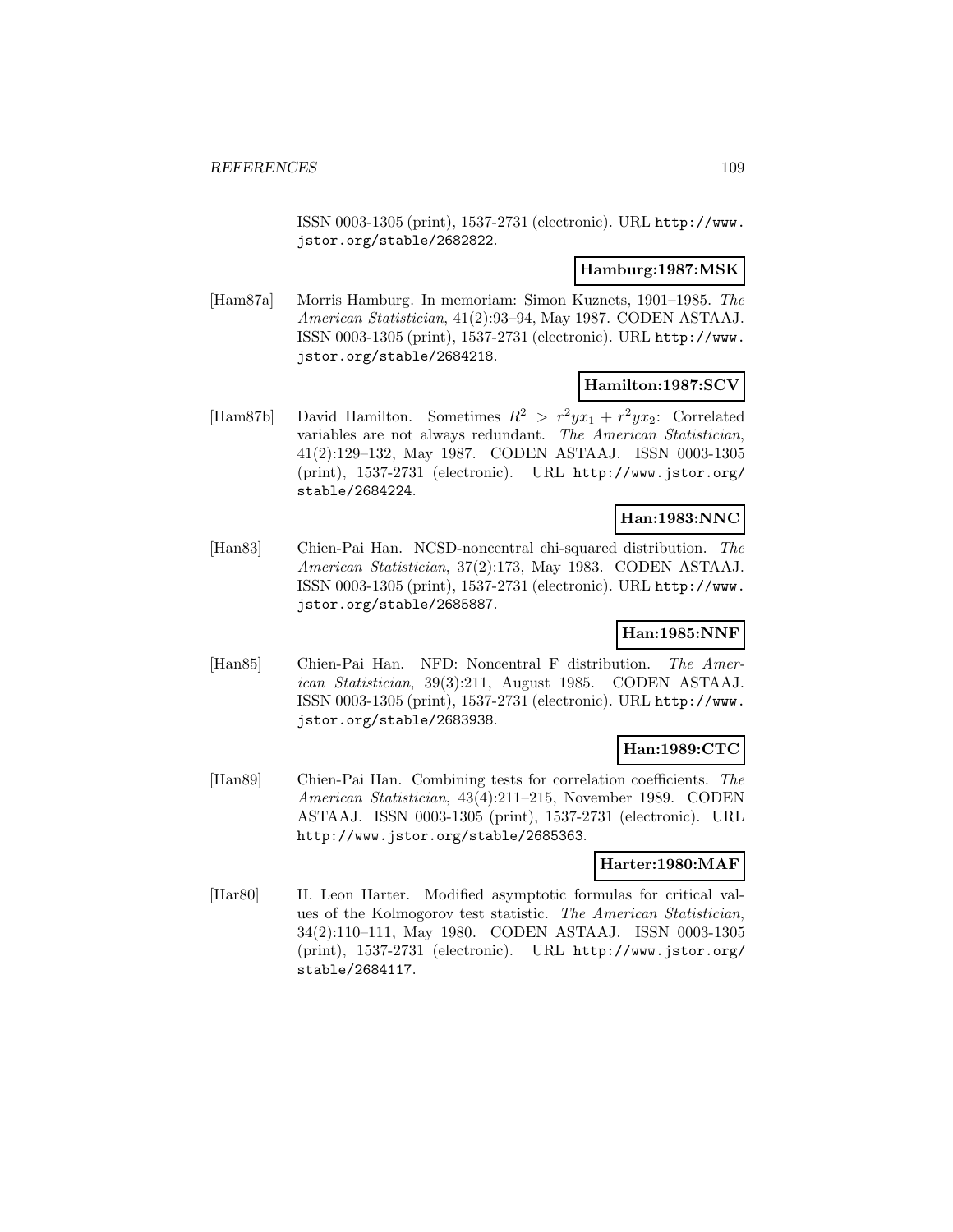ISSN 0003-1305 (print), 1537-2731 (electronic). URL http://www.jstor.org/stable/2682822.

**Hamburg:1987:MSK**

[Ham87a] Morris Hamburg. In memoriam: Simon Kuznets, 1901–1985. *The American Statistician*, 41(2):93–94, May 1987. CODEN ASTAAJ. ISSN 0003-1305 (print), 1537-2731 (electronic). URL http://www.jstor.org/stable/2684218.

**Hamilton:1987:SCV**

[Ham87b] David Hamilton. Sometimes $R^2 > r^2yx_1 + r^2yx_2$: Correlated variables are not always redundant. *The American Statistician*, 41(2):129–132, May 1987. CODEN ASTAAJ. ISSN 0003-1305 (print), 1537-2731 (electronic). URL http://www.jstor.org/stable/2684224.

**Han:1983:NNC**

[Han83] Chien-Pai Han. NCSD-noncentral chi-squared distribution. *The American Statistician*, 37(2):173, May 1983. CODEN ASTAAJ. ISSN 0003-1305 (print), 1537-2731 (electronic). URL http://www.jstor.org/stable/2685887.

**Han:1985:NNF**

[Han85] Chien-Pai Han. NFD: Noncentral F distribution. *The American Statistician*, 39(3):211, August 1985. CODEN ASTAAJ. ISSN 0003-1305 (print), 1537-2731 (electronic). URL http://www.jstor.org/stable/2683938.

**Han:1989:CTC**

[Han89] Chien-Pai Han. Combining tests for correlation coefficients. *The American Statistician*, 43(4):211–215, November 1989. CODEN ASTAAJ. ISSN 0003-1305 (print), 1537-2731 (electronic). URL http://www.jstor.org/stable/2685363.

**Harter:1980:MAF**

[Har80] H. Leon Harter. Modified asymptotic formulas for critical values of the Kolmogorov test statistic. *The American Statistician*, 34(2):110–111, May 1980. CODEN ASTAAJ. ISSN 0003-1305 (print), 1537-2731 (electronic). URL http://www.jstor.org/stable/2684117.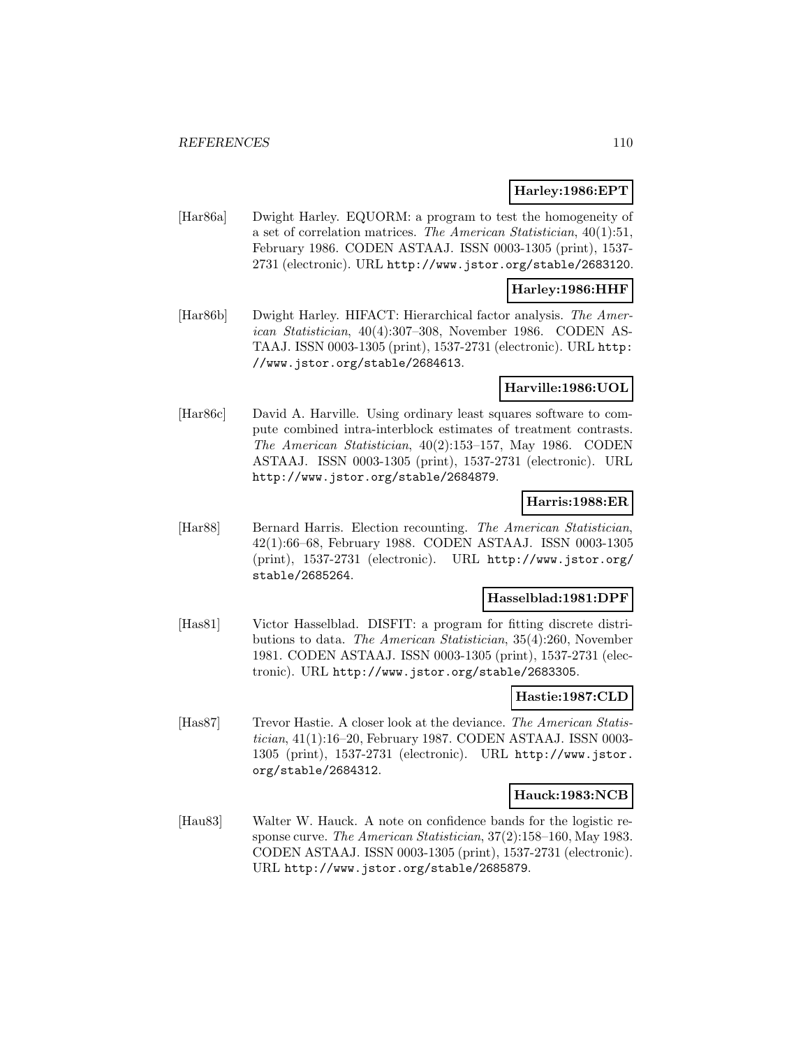**Harley:1986:EPT**

[Har86a] Dwight Harley. EQUORM: a program to test the homogeneity of a set of correlation matrices. *The American Statistician*, 40(1):51, February 1986. CODEN ASTAAJ. ISSN 0003-1305 (print), 1537-2731 (electronic). URL http://www.jstor.org/stable/2683120.

**Harley:1986:HHF**

[Har86b] Dwight Harley. HIFACT: Hierarchical factor analysis. *The American Statistician*, 40(4):307–308, November 1986. CODEN ASTAAJ. ISSN 0003-1305 (print), 1537-2731 (electronic). URL http://www.jstor.org/stable/2684613.

**Harville:1986:UOL**

[Har86c] David A. Harville. Using ordinary least squares software to compute combined intra-interblock estimates of treatment contrasts. *The American Statistician*, 40(2):153–157, May 1986. CODEN ASTAAJ. ISSN 0003-1305 (print), 1537-2731 (electronic). URL http://www.jstor.org/stable/2684879.

**Harris:1988:ER**

[Har88] Bernard Harris. Election recounting. *The American Statistician*, 42(1):66–68, February 1988. CODEN ASTAAJ. ISSN 0003-1305 (print), 1537-2731 (electronic). URL http://www.jstor.org/stable/2685264.

**Hasselblad:1981:DPF**

[Has81] Victor Hasselblad. DISFIT: a program for fitting discrete distributions to data. *The American Statistician*, 35(4):260, November 1981. CODEN ASTAAJ. ISSN 0003-1305 (print), 1537-2731 (electronic). URL http://www.jstor.org/stable/2683305.

**Hastie:1987:CLD**

[Has87] Trevor Hastie. A closer look at the deviance. *The American Statistician*, 41(1):16–20, February 1987. CODEN ASTAAJ. ISSN 0003-1305 (print), 1537-2731 (electronic). URL http://www.jstor.org/stable/2684312.

**Hauck:1983:NCB**

[Hau83] Walter W. Hauck. A note on confidence bands for the logistic response curve. *The American Statistician*, 37(2):158–160, May 1983. CODEN ASTAAJ. ISSN 0003-1305 (print), 1537-2731 (electronic). URL http://www.jstor.org/stable/2685879.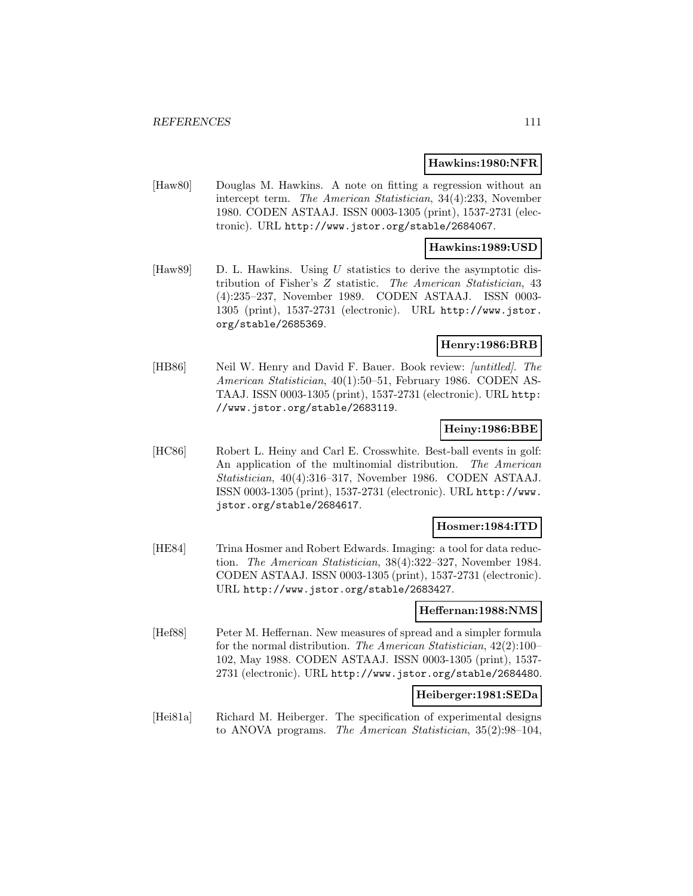**Hawkins:1980:NFR**

[Haw80] Douglas M. Hawkins. A note on fitting a regression without an intercept term. *The American Statistician*, 34(4):233, November 1980. CODEN ASTAAJ. ISSN 0003-1305 (print), 1537-2731 (electronic). URL http://www.jstor.org/stable/2684067.

**Hawkins:1989:USD**

[Haw89] D. L. Hawkins. Using $U$ statistics to derive the asymptotic distribution of Fisher's $Z$ statistic. *The American Statistician*, 43 (4):235–237, November 1989. CODEN ASTAAJ. ISSN 0003-1305 (print), 1537-2731 (electronic). URL http://www.jstor.org/stable/2685369.

**Henry:1986:BRB**

[HB86] Neil W. Henry and David F. Bauer. Book review: *[untitled]*. *The American Statistician*, 40(1):50–51, February 1986. CODEN ASTAAJ. ISSN 0003-1305 (print), 1537-2731 (electronic). URL http://www.jstor.org/stable/2683119.

**Heiny:1986:BBE**

[HC86] Robert L. Heiny and Carl E. Crosswhite. Best-ball events in golf: An application of the multinomial distribution. *The American Statistician*, 40(4):316–317, November 1986. CODEN ASTAAJ. ISSN 0003-1305 (print), 1537-2731 (electronic). URL http://www.jstor.org/stable/2684617.

**Hosmer:1984:ITD**

[HE84] Trina Hosmer and Robert Edwards. Imaging: a tool for data reduction. *The American Statistician*, 38(4):322–327, November 1984. CODEN ASTAAJ. ISSN 0003-1305 (print), 1537-2731 (electronic). URL http://www.jstor.org/stable/2683427.

**Heffernan:1988:NMS**

[Hef88] Peter M. Heffernan. New measures of spread and a simpler formula for the normal distribution. *The American Statistician*, 42(2):100–102, May 1988. CODEN ASTAAJ. ISSN 0003-1305 (print), 1537-2731 (electronic). URL http://www.jstor.org/stable/2684480.

**Heiberger:1981:SEDa**

[Hei81a] Richard M. Heiberger. The specification of experimental designs to ANOVA programs. *The American Statistician*, 35(2):98–104,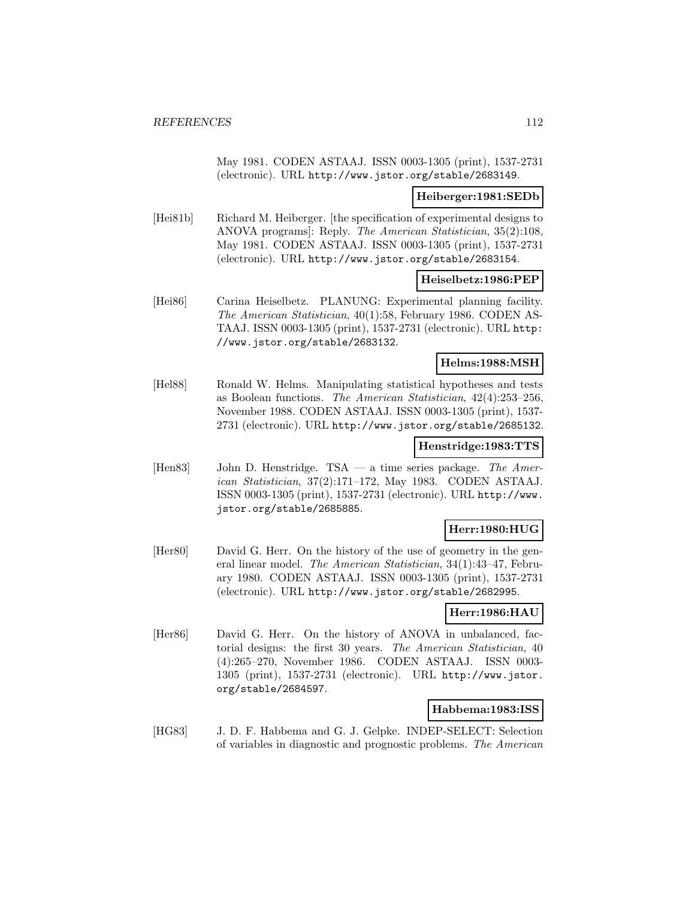May 1981. CODEN ASTAAJ. ISSN 0003-1305 (print), 1537-2731 (electronic). URL http://www.jstor.org/stable/2683149.

**Heiberger:1981:SEDb**

[Hei81b] Richard M. Heiberger. [the specification of experimental designs to ANOVA programs]: Reply. *The American Statistician*, 35(2):108, May 1981. CODEN ASTAAJ. ISSN 0003-1305 (print), 1537-2731 (electronic). URL http://www.jstor.org/stable/2683154.

**Heiselbetz:1986:PEP**

[Hei86] Carina Heiselbetz. PLANUNG: Experimental planning facility. *The American Statistician*, 40(1):58, February 1986. CODEN ASTAAJ. ISSN 0003-1305 (print), 1537-2731 (electronic). URL http://www.jstor.org/stable/2683132.

**Helms:1988:MSH**

[Hel88] Ronald W. Helms. Manipulating statistical hypotheses and tests as Boolean functions. *The American Statistician*, 42(4):253–256, November 1988. CODEN ASTAAJ. ISSN 0003-1305 (print), 1537-2731 (electronic). URL http://www.jstor.org/stable/2685132.

**Henstridge:1983:TTS**

[Hen83] John D. Henstridge. TSA — a time series package. *The American Statistician*, 37(2):171–172, May 1983. CODEN ASTAAJ. ISSN 0003-1305 (print), 1537-2731 (electronic). URL http://www.jstor.org/stable/2685885.

**Herr:1980:HUG**

[Her80] David G. Herr. On the history of the use of geometry in the general linear model. *The American Statistician*, 34(1):43–47, February 1980. CODEN ASTAAJ. ISSN 0003-1305 (print), 1537-2731 (electronic). URL http://www.jstor.org/stable/2682995.

**Herr:1986:HAU**

[Her86] David G. Herr. On the history of ANOVA in unbalanced, factorial designs: the first 30 years. *The American Statistician*, 40(4):265–270, November 1986. CODEN ASTAAJ. ISSN 0003-1305 (print), 1537-2731 (electronic). URL http://www.jstor.org/stable/2684597.

**Habbema:1983:ISS**

[HG83] J. D. F. Habbema and G. J. Gelpke. INDEP-SELECT: Selection of variables in diagnostic and prognostic problems. *The American*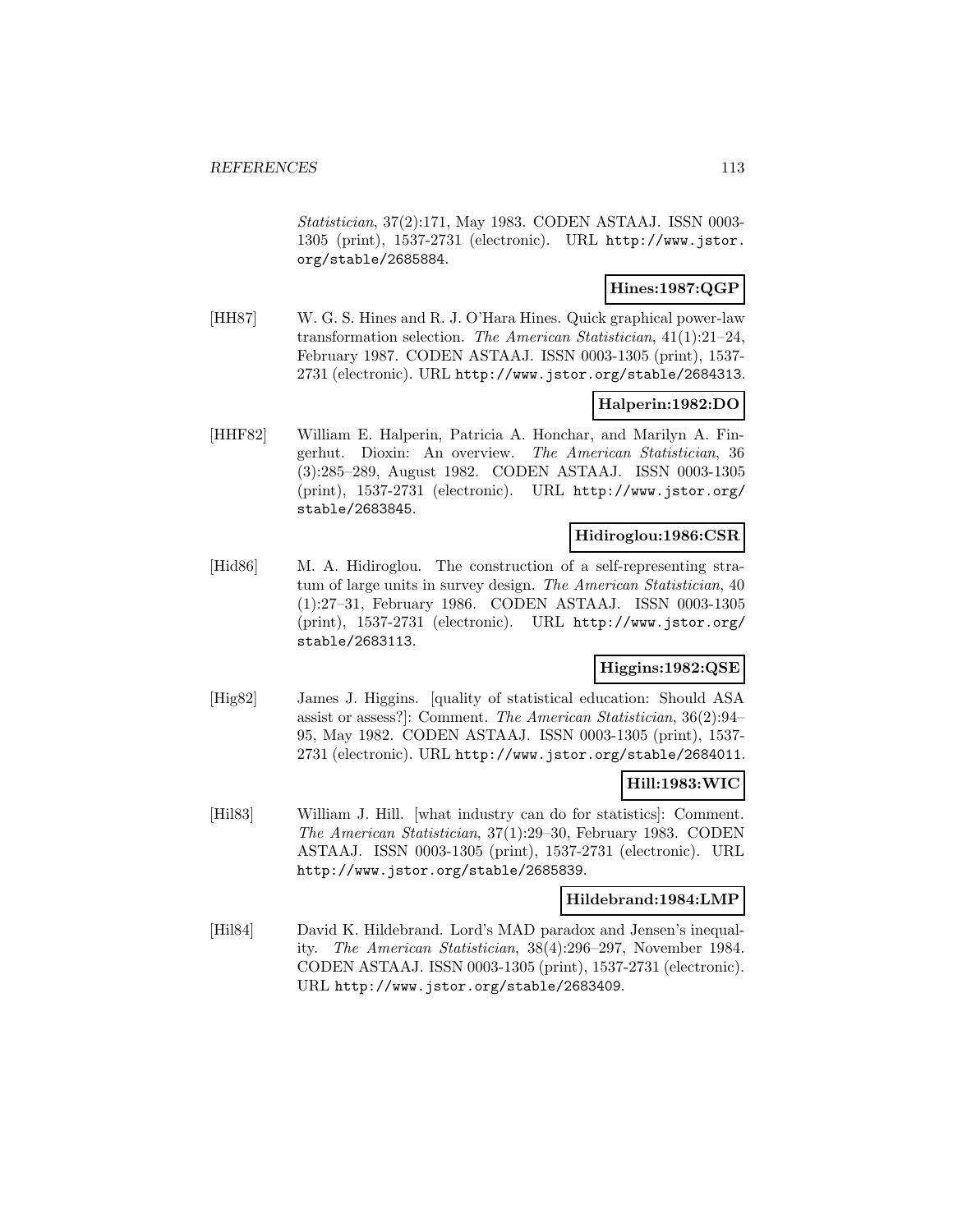*Statistician*, 37(2):171, May 1983. CODEN ASTAAJ. ISSN 0003-1305 (print), 1537-2731 (electronic). URL http://www.jstor.org/stable/2685884.

**Hines:1987:QGP**

[HH87] W. G. S. Hines and R. J. O'Hara Hines. Quick graphical power-law transformation selection. *The American Statistician*, 41(1):21–24, February 1987. CODEN ASTAAJ. ISSN 0003-1305 (print), 1537-2731 (electronic). URL http://www.jstor.org/stable/2684313.

**Halperin:1982:DO**

[HHF82] William E. Halperin, Patricia A. Honchar, and Marilyn A. Fingerhut. Dioxin: An overview. *The American Statistician*, 36 (3):285–289, August 1982. CODEN ASTAAJ. ISSN 0003-1305 (print), 1537-2731 (electronic). URL http://www.jstor.org/stable/2683845.

**Hidiroglou:1986:CSR**

[Hid86] M. A. Hidiroglou. The construction of a self-representing stratum of large units in survey design. *The American Statistician*, 40 (1):27–31, February 1986. CODEN ASTAAJ. ISSN 0003-1305 (print), 1537-2731 (electronic). URL http://www.jstor.org/stable/2683113.

**Higgins:1982:QSE**

[Hig82] James J. Higgins. [quality of statistical education: Should ASA assist or assess?]: Comment. *The American Statistician*, 36(2):94–95, May 1982. CODEN ASTAAJ. ISSN 0003-1305 (print), 1537-2731 (electronic). URL http://www.jstor.org/stable/2684011.

**Hill:1983:WIC**

[Hil83] William J. Hill. [what industry can do for statistics]: Comment. *The American Statistician*, 37(1):29–30, February 1983. CODEN ASTAAJ. ISSN 0003-1305 (print), 1537-2731 (electronic). URL http://www.jstor.org/stable/2685839.

**Hildebrand:1984:LMP**

[Hil84] David K. Hildebrand. Lord's MAD paradox and Jensen's inequality. *The American Statistician*, 38(4):296–297, November 1984. CODEN ASTAAJ. ISSN 0003-1305 (print), 1537-2731 (electronic). URL http://www.jstor.org/stable/2683409.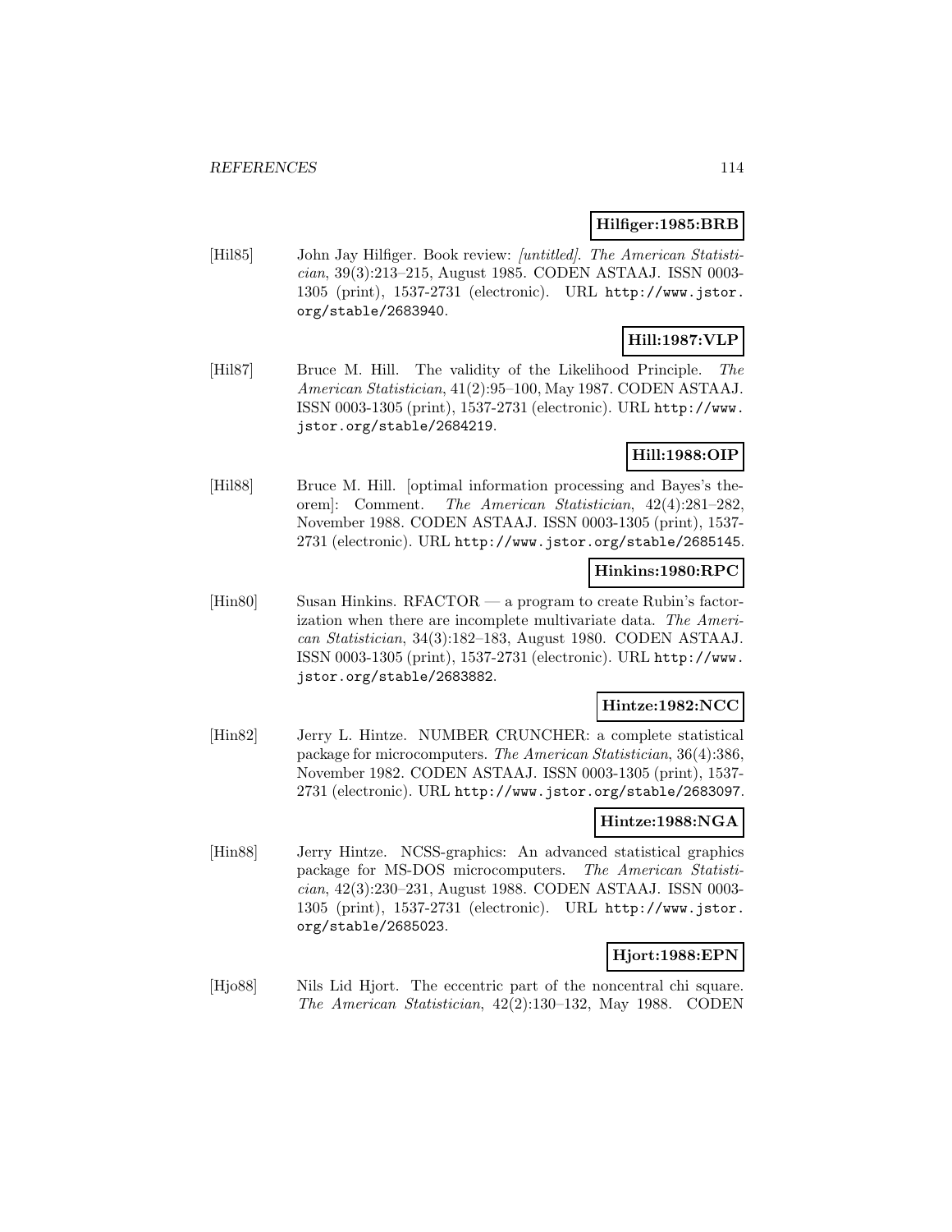**Hilfiger:1985:BRB**

[Hil85] John Jay Hilfiger. Book review: *[untitled]*. *The American Statistician*, 39(3):213–215, August 1985. CODEN ASTAAJ. ISSN 0003-1305 (print), 1537-2731 (electronic). URL http://www.jstor.org/stable/2683940.

**Hill:1987:VLP**

[Hil87] Bruce M. Hill. The validity of the Likelihood Principle. *The American Statistician*, 41(2):95–100, May 1987. CODEN ASTAAJ. ISSN 0003-1305 (print), 1537-2731 (electronic). URL http://www.jstor.org/stable/2684219.

**Hill:1988:OIP**

[Hil88] Bruce M. Hill. [optimal information processing and Bayes's theorem]: Comment. *The American Statistician*, 42(4):281–282, November 1988. CODEN ASTAAJ. ISSN 0003-1305 (print), 1537-2731 (electronic). URL http://www.jstor.org/stable/2685145.

**Hinkins:1980:RPC**

[Hin80] Susan Hinkins. RFACTOR — a program to create Rubin's factorization when there are incomplete multivariate data. *The American Statistician*, 34(3):182–183, August 1980. CODEN ASTAAJ. ISSN 0003-1305 (print), 1537-2731 (electronic). URL http://www.jstor.org/stable/2683882.

**Hintze:1982:NCC**

[Hin82] Jerry L. Hintze. NUMBER CRUNCHER: a complete statistical package for microcomputers. *The American Statistician*, 36(4):386, November 1982. CODEN ASTAAJ. ISSN 0003-1305 (print), 1537-2731 (electronic). URL http://www.jstor.org/stable/2683097.

**Hintze:1988:NGA**

[Hin88] Jerry Hintze. NCSS-graphics: An advanced statistical graphics package for MS-DOS microcomputers. *The American Statistician*, 42(3):230–231, August 1988. CODEN ASTAAJ. ISSN 0003-1305 (print), 1537-2731 (electronic). URL http://www.jstor.org/stable/2685023.

**Hjort:1988:EPN**

[Hjo88] Nils Lid Hjort. The eccentric part of the noncentral chi square. *The American Statistician*, 42(2):130–132, May 1988. CODEN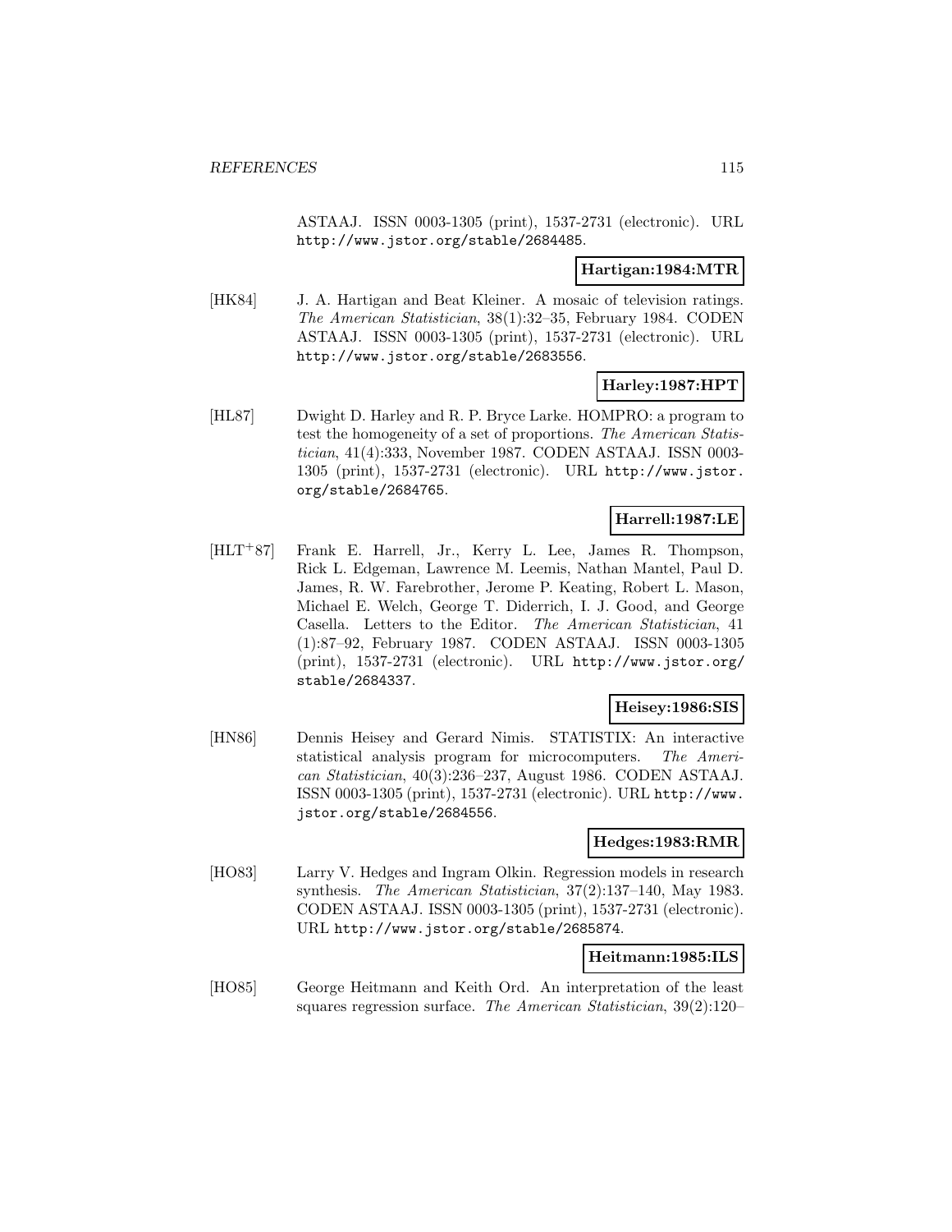ASTAAJ. ISSN 0003-1305 (print), 1537-2731 (electronic). URL http://www.jstor.org/stable/2684485.

**Hartigan:1984:MTR**

[HK84] J. A. Hartigan and Beat Kleiner. A mosaic of television ratings. *The American Statistician*, 38(1):32–35, February 1984. CODEN ASTAAJ. ISSN 0003-1305 (print), 1537-2731 (electronic). URL http://www.jstor.org/stable/2683556.

**Harley:1987:HPT**

[HL87] Dwight D. Harley and R. P. Bryce Larke. HOMPRO: a program to test the homogeneity of a set of proportions. *The American Statistician*, 41(4):333, November 1987. CODEN ASTAAJ. ISSN 0003-1305 (print), 1537-2731 (electronic). URL http://www.jstor.org/stable/2684765.

**Harrell:1987:LE**

[HLT+87] Frank E. Harrell, Jr., Kerry L. Lee, James R. Thompson, Rick L. Edgeman, Lawrence M. Leemis, Nathan Mantel, Paul D. James, R. W. Farebrother, Jerome P. Keating, Robert L. Mason, Michael E. Welch, George T. Diderrich, I. J. Good, and George Casella. Letters to the Editor. *The American Statistician*, 41 (1):87–92, February 1987. CODEN ASTAAJ. ISSN 0003-1305 (print), 1537-2731 (electronic). URL http://www.jstor.org/stable/2684337.

**Heisey:1986:SIS**

[HN86] Dennis Heisey and Gerard Nimis. STATISTIX: An interactive statistical analysis program for microcomputers. *The American Statistician*, 40(3):236–237, August 1986. CODEN ASTAAJ. ISSN 0003-1305 (print), 1537-2731 (electronic). URL http://www.jstor.org/stable/2684556.

**Hedges:1983:RMR**

[HO83] Larry V. Hedges and Ingram Olkin. Regression models in research synthesis. *The American Statistician*, 37(2):137–140, May 1983. CODEN ASTAAJ. ISSN 0003-1305 (print), 1537-2731 (electronic). URL http://www.jstor.org/stable/2685874.

**Heitmann:1985:ILS**

[HO85] George Heitmann and Keith Ord. An interpretation of the least squares regression surface. *The American Statistician*, 39(2):120–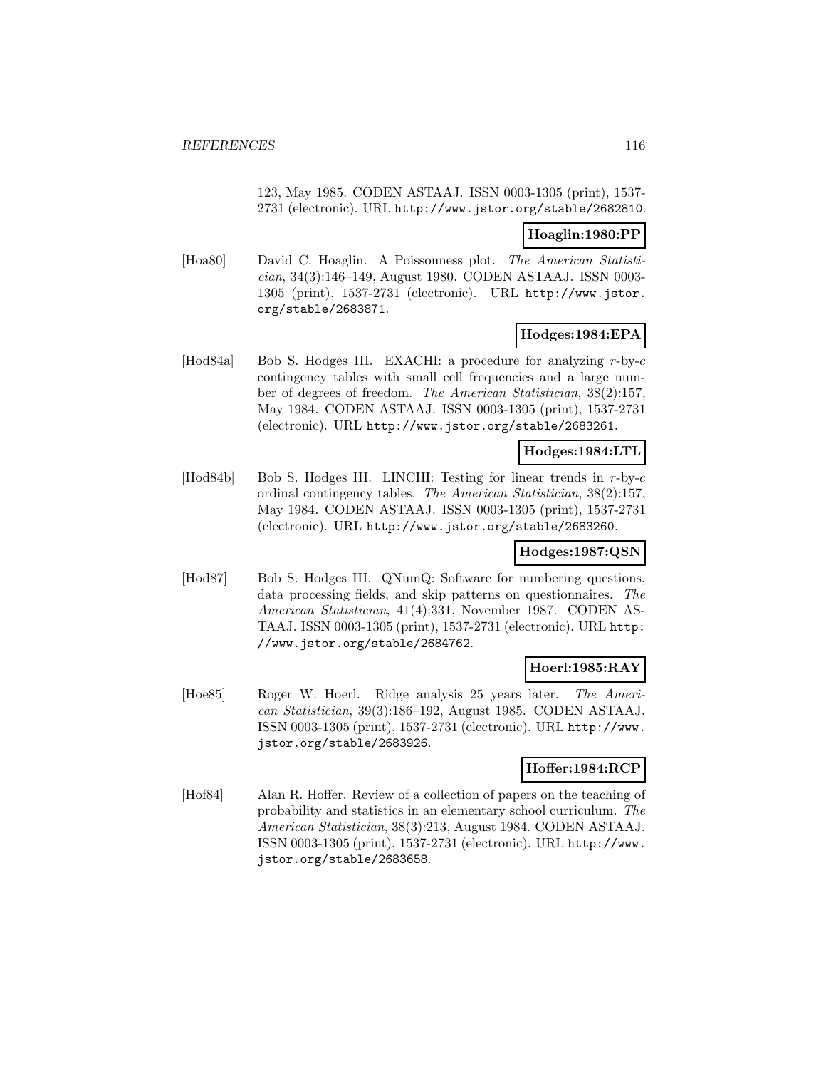123, May 1985. CODEN ASTAAJ. ISSN 0003-1305 (print), 1537-2731 (electronic). URL http://www.jstor.org/stable/2682810.

**Hoaglin:1980:PP**

[Hoa80] David C. Hoaglin. A Poissonness plot. *The American Statistician*, 34(3):146–149, August 1980. CODEN ASTAAJ. ISSN 0003-1305 (print), 1537-2731 (electronic). URL http://www.jstor.org/stable/2683871.

**Hodges:1984:EPA**

[Hod84a] Bob S. Hodges III. EXACHI: a procedure for analyzing $r$-by-$c$ contingency tables with small cell frequencies and a large number of degrees of freedom. *The American Statistician*, 38(2):157, May 1984. CODEN ASTAAJ. ISSN 0003-1305 (print), 1537-2731 (electronic). URL http://www.jstor.org/stable/2683261.

**Hodges:1984:LTL**

[Hod84b] Bob S. Hodges III. LINCHI: Testing for linear trends in $r$-by-$c$ ordinal contingency tables. *The American Statistician*, 38(2):157, May 1984. CODEN ASTAAJ. ISSN 0003-1305 (print), 1537-2731 (electronic). URL http://www.jstor.org/stable/2683260.

**Hodges:1987:QSN**

[Hod87] Bob S. Hodges III. QNumQ: Software for numbering questions, data processing fields, and skip patterns on questionnaires. *The American Statistician*, 41(4):331, November 1987. CODEN ASTAAJ. ISSN 0003-1305 (print), 1537-2731 (electronic). URL http://www.jstor.org/stable/2684762.

**Hoerl:1985:RAY**

[Hoe85] Roger W. Hoerl. Ridge analysis 25 years later. *The American Statistician*, 39(3):186–192, August 1985. CODEN ASTAAJ. ISSN 0003-1305 (print), 1537-2731 (electronic). URL http://www.jstor.org/stable/2683926.

**Hoffer:1984:RCP**

[Hof84] Alan R. Hoffer. Review of a collection of papers on the teaching of probability and statistics in an elementary school curriculum. *The American Statistician*, 38(3):213, August 1984. CODEN ASTAAJ. ISSN 0003-1305 (print), 1537-2731 (electronic). URL http://www.jstor.org/stable/2683658.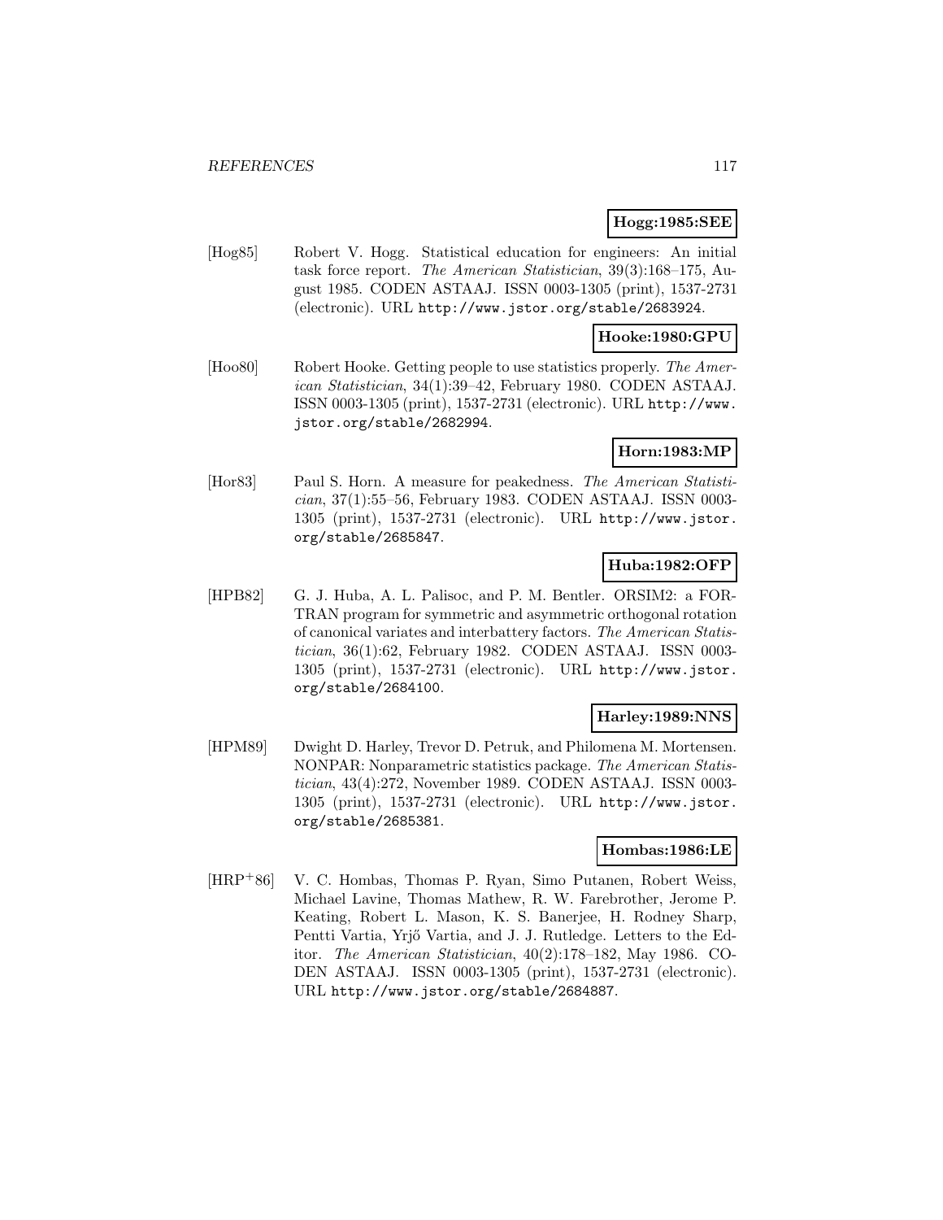**Hogg:1985:SEE**

[Hog85] Robert V. Hogg. Statistical education for engineers: An initial task force report. *The American Statistician*, 39(3):168–175, August 1985. CODEN ASTAAJ. ISSN 0003-1305 (print), 1537-2731 (electronic). URL http://www.jstor.org/stable/2683924.

**Hooke:1980:GPU**

[Hoo80] Robert Hooke. Getting people to use statistics properly. *The American Statistician*, 34(1):39–42, February 1980. CODEN ASTAAJ. ISSN 0003-1305 (print), 1537-2731 (electronic). URL http://www.jstor.org/stable/2682994.

**Horn:1983:MP**

[Hor83] Paul S. Horn. A measure for peakedness. *The American Statistician*, 37(1):55–56, February 1983. CODEN ASTAAJ. ISSN 0003-1305 (print), 1537-2731 (electronic). URL http://www.jstor.org/stable/2685847.

**Huba:1982:OFP**

[HPB82] G. J. Huba, A. L. Palisoc, and P. M. Bentler. ORSIM2: a FORTRAN program for symmetric and asymmetric orthogonal rotation of canonical variates and interbattery factors. *The American Statistician*, 36(1):62, February 1982. CODEN ASTAAJ. ISSN 0003-1305 (print), 1537-2731 (electronic). URL http://www.jstor.org/stable/2684100.

**Harley:1989:NNS**

[HPM89] Dwight D. Harley, Trevor D. Petruk, and Philomena M. Mortensen. NONPAR: Nonparametric statistics package. *The American Statistician*, 43(4):272, November 1989. CODEN ASTAAJ. ISSN 0003-1305 (print), 1537-2731 (electronic). URL http://www.jstor.org/stable/2685381.

**Hombas:1986:LE**

[HRP+86] V. C. Hombas, Thomas P. Ryan, Simo Putanen, Robert Weiss, Michael Lavine, Thomas Mathew, R. W. Farebrother, Jerome P. Keating, Robert L. Mason, K. S. Banerjee, H. Rodney Sharp, Pentti Vartia, Yrjő Vartia, and J. J. Rutledge. Letters to the Editor. *The American Statistician*, 40(2):178–182, May 1986. CODEN ASTAAJ. ISSN 0003-1305 (print), 1537-2731 (electronic). URL http://www.jstor.org/stable/2684887.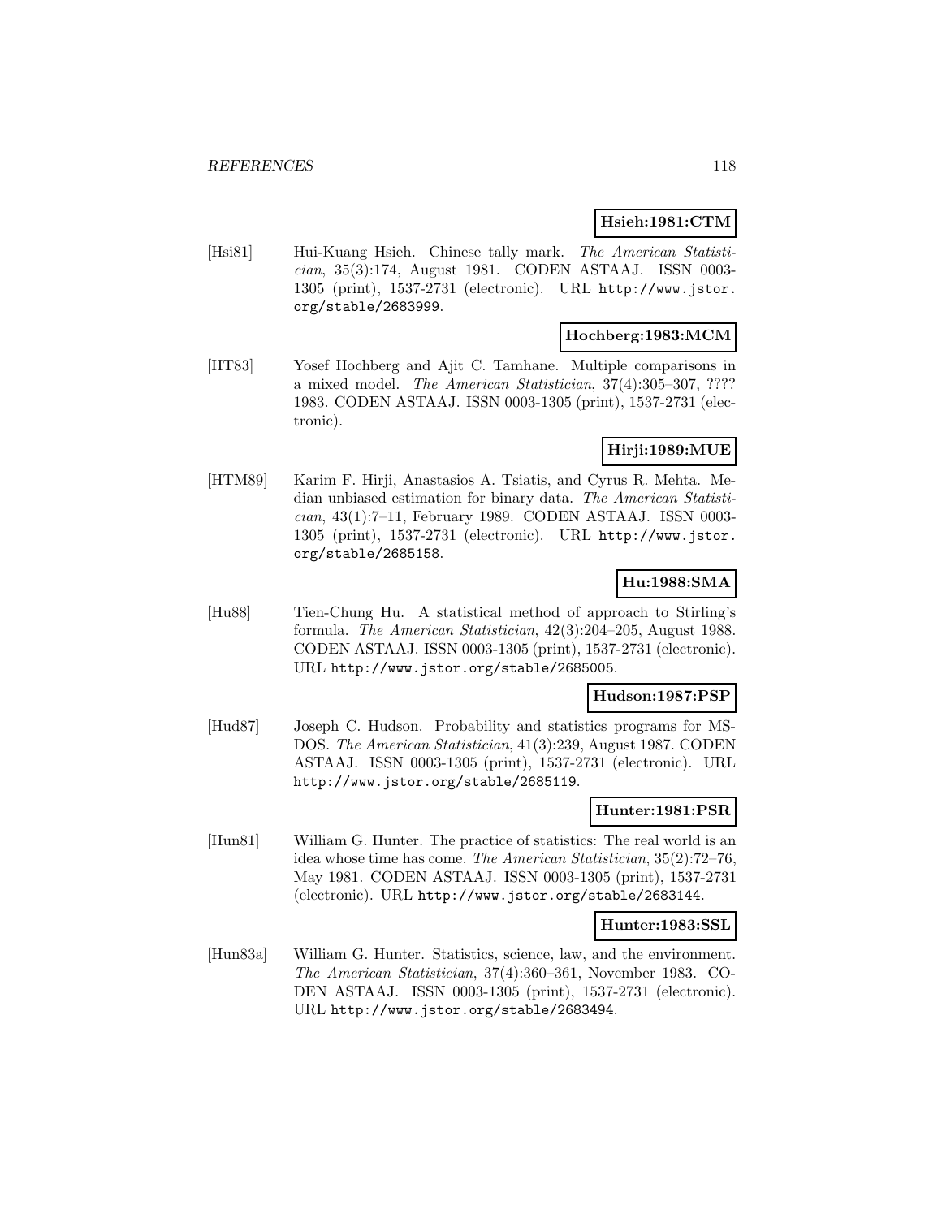**Hsieh:1981:CTM**

[Hsi81] Hui-Kuang Hsieh. Chinese tally mark. *The American Statistician*, 35(3):174, August 1981. CODEN ASTAAJ. ISSN 0003-1305 (print), 1537-2731 (electronic). URL http://www.jstor.org/stable/2683999.

**Hochberg:1983:MCM**

[HT83] Yosef Hochberg and Ajit C. Tamhane. Multiple comparisons in a mixed model. *The American Statistician*, 37(4):305–307, ???? 1983. CODEN ASTAAJ. ISSN 0003-1305 (print), 1537-2731 (electronic).

**Hirji:1989:MUE**

[HTM89] Karim F. Hirji, Anastasios A. Tsiatis, and Cyrus R. Mehta. Median unbiased estimation for binary data. *The American Statistician*, 43(1):7–11, February 1989. CODEN ASTAAJ. ISSN 0003-1305 (print), 1537-2731 (electronic). URL http://www.jstor.org/stable/2685158.

**Hu:1988:SMA**

[Hu88] Tien-Chung Hu. A statistical method of approach to Stirling's formula. *The American Statistician*, 42(3):204–205, August 1988. CODEN ASTAAJ. ISSN 0003-1305 (print), 1537-2731 (electronic). URL http://www.jstor.org/stable/2685005.

**Hudson:1987:PSP**

[Hud87] Joseph C. Hudson. Probability and statistics programs for MS-DOS. *The American Statistician*, 41(3):239, August 1987. CODEN ASTAAJ. ISSN 0003-1305 (print), 1537-2731 (electronic). URL http://www.jstor.org/stable/2685119.

**Hunter:1981:PSR**

[Hun81] William G. Hunter. The practice of statistics: The real world is an idea whose time has come. *The American Statistician*, 35(2):72–76, May 1981. CODEN ASTAAJ. ISSN 0003-1305 (print), 1537-2731 (electronic). URL http://www.jstor.org/stable/2683144.

**Hunter:1983:SSL**

[Hun83a] William G. Hunter. Statistics, science, law, and the environment. *The American Statistician*, 37(4):360–361, November 1983. CODEN ASTAAJ. ISSN 0003-1305 (print), 1537-2731 (electronic). URL http://www.jstor.org/stable/2683494.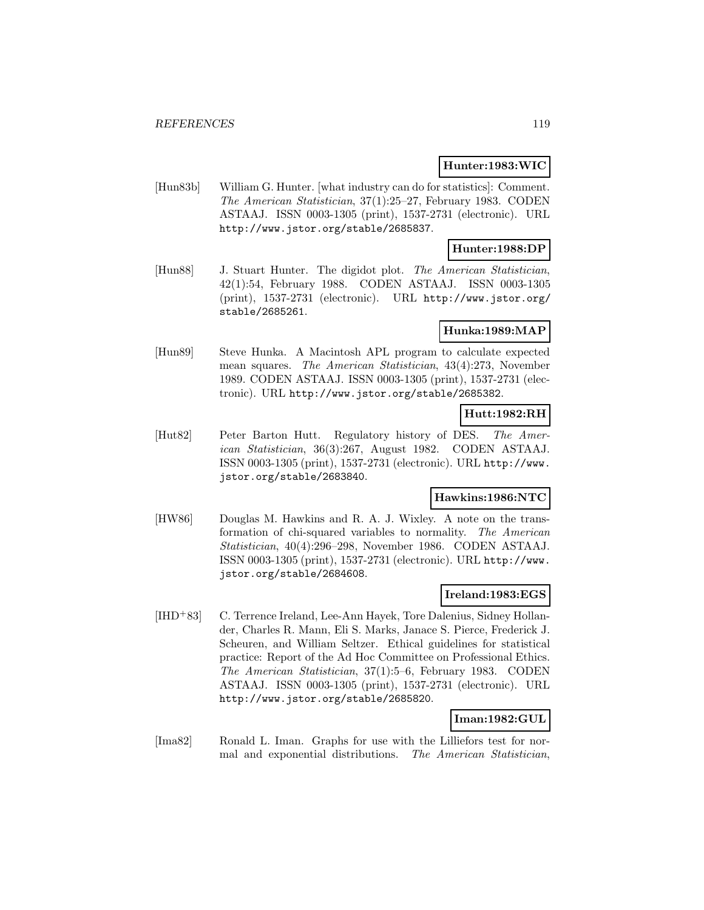**Hunter:1983:WIC**

[Hun83b] William G. Hunter. [what industry can do for statistics]: Comment. *The American Statistician*, 37(1):25–27, February 1983. CODEN ASTAAJ. ISSN 0003-1305 (print), 1537-2731 (electronic). URL `http://www.jstor.org/stable/2685837`.

**Hunter:1988:DP**

[Hun88] J. Stuart Hunter. The digidot plot. *The American Statistician*, 42(1):54, February 1988. CODEN ASTAAJ. ISSN 0003-1305 (print), 1537-2731 (electronic). URL `http://www.jstor.org/stable/2685261`.

**Hunka:1989:MAP**

[Hun89] Steve Hunka. A Macintosh APL program to calculate expected mean squares. *The American Statistician*, 43(4):273, November 1989. CODEN ASTAAJ. ISSN 0003-1305 (print), 1537-2731 (electronic). URL `http://www.jstor.org/stable/2685382`.

**Hutt:1982:RH**

[Hut82] Peter Barton Hutt. Regulatory history of DES. *The American Statistician*, 36(3):267, August 1982. CODEN ASTAAJ. ISSN 0003-1305 (print), 1537-2731 (electronic). URL `http://www.jstor.org/stable/2683840`.

**Hawkins:1986:NTC**

[HW86] Douglas M. Hawkins and R. A. J. Wixley. A note on the transformation of chi-squared variables to normality. *The American Statistician*, 40(4):296–298, November 1986. CODEN ASTAAJ. ISSN 0003-1305 (print), 1537-2731 (electronic). URL `http://www.jstor.org/stable/2684608`.

**Ireland:1983:EGS**

[IHD+83] C. Terrence Ireland, Lee-Ann Hayek, Tore Dalenius, Sidney Hollander, Charles R. Mann, Eli S. Marks, Janace S. Pierce, Frederick J. Scheuren, and William Seltzer. Ethical guidelines for statistical practice: Report of the Ad Hoc Committee on Professional Ethics. *The American Statistician*, 37(1):5–6, February 1983. CODEN ASTAAJ. ISSN 0003-1305 (print), 1537-2731 (electronic). URL `http://www.jstor.org/stable/2685820`.

**Iman:1982:GUL**

[Ima82] Ronald L. Iman. Graphs for use with the Lilliefors test for normal and exponential distributions. *The American Statistician*,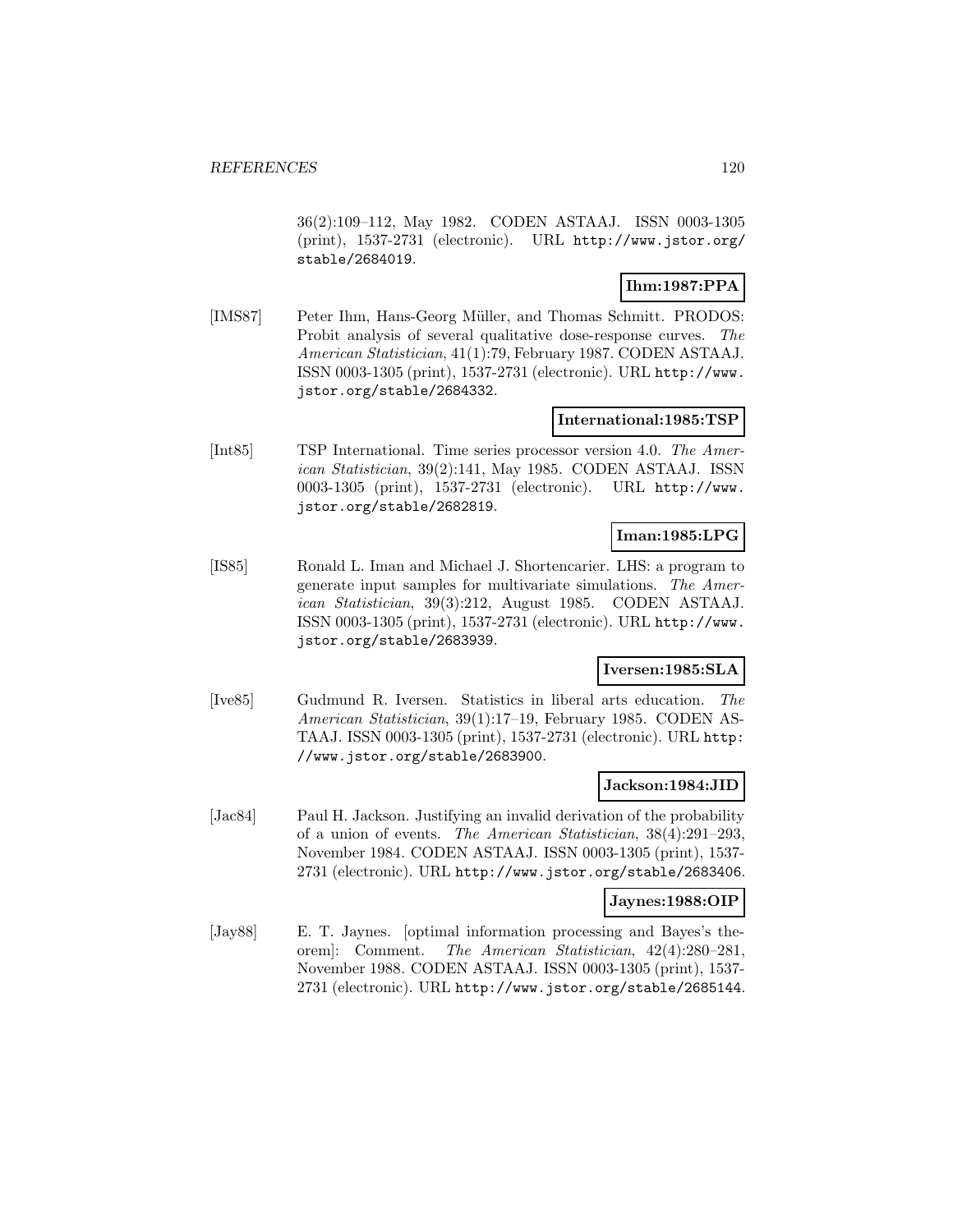36(2):109–112, May 1982. CODEN ASTAAJ. ISSN 0003-1305 (print), 1537-2731 (electronic). URL http://www.jstor.org/stable/2684019.

**Ihm:1987:PPA**

[IMS87] Peter Ihm, Hans-Georg Müller, and Thomas Schmitt. PRODOS: Probit analysis of several qualitative dose-response curves. *The American Statistician*, 41(1):79, February 1987. CODEN ASTAAJ. ISSN 0003-1305 (print), 1537-2731 (electronic). URL http://www.jstor.org/stable/2684332.

**International:1985:TSP**

[Int85] TSP International. Time series processor version 4.0. *The American Statistician*, 39(2):141, May 1985. CODEN ASTAAJ. ISSN 0003-1305 (print), 1537-2731 (electronic). URL http://www.jstor.org/stable/2682819.

**Iman:1985:LPG**

[IS85] Ronald L. Iman and Michael J. Shortencarier. LHS: a program to generate input samples for multivariate simulations. *The American Statistician*, 39(3):212, August 1985. CODEN ASTAAJ. ISSN 0003-1305 (print), 1537-2731 (electronic). URL http://www.jstor.org/stable/2683939.

**Iversen:1985:SLA**

[Ive85] Gudmund R. Iversen. Statistics in liberal arts education. *The American Statistician*, 39(1):17–19, February 1985. CODEN ASTAAJ. ISSN 0003-1305 (print), 1537-2731 (electronic). URL http://www.jstor.org/stable/2683900.

**Jackson:1984:JID**

[Jac84] Paul H. Jackson. Justifying an invalid derivation of the probability of a union of events. *The American Statistician*, 38(4):291–293, November 1984. CODEN ASTAAJ. ISSN 0003-1305 (print), 1537-2731 (electronic). URL http://www.jstor.org/stable/2683406.

**Jaynes:1988:OIP**

[Jay88] E. T. Jaynes. [optimal information processing and Bayes's theorem]: Comment. *The American Statistician*, 42(4):280–281, November 1988. CODEN ASTAAJ. ISSN 0003-1305 (print), 1537-2731 (electronic). URL http://www.jstor.org/stable/2685144.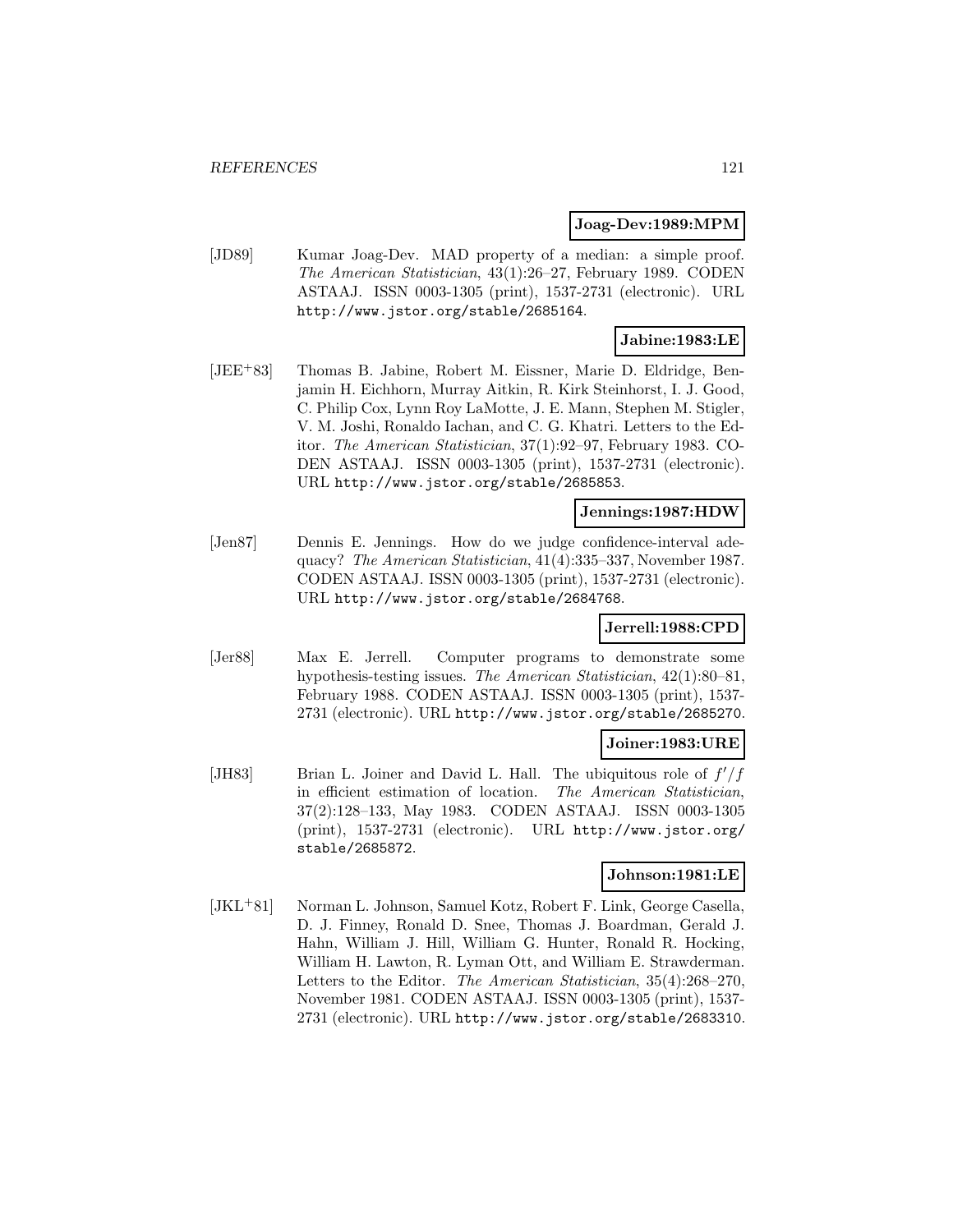**Joag-Dev:1989:MPM**

[JD89] Kumar Joag-Dev. MAD property of a median: a simple proof. *The American Statistician*, 43(1):26–27, February 1989. CODEN ASTAAJ. ISSN 0003-1305 (print), 1537-2731 (electronic). URL http://www.jstor.org/stable/2685164.

**Jabine:1983:LE**

[JEE+83] Thomas B. Jabine, Robert M. Eissner, Marie D. Eldridge, Benjamin H. Eichhorn, Murray Aitkin, R. Kirk Steinhorst, I. J. Good, C. Philip Cox, Lynn Roy LaMotte, J. E. Mann, Stephen M. Stigler, V. M. Joshi, Ronaldo Iachan, and C. G. Khatri. Letters to the Editor. *The American Statistician*, 37(1):92–97, February 1983. CODEN ASTAAJ. ISSN 0003-1305 (print), 1537-2731 (electronic). URL http://www.jstor.org/stable/2685853.

**Jennings:1987:HDW**

[Jen87] Dennis E. Jennings. How do we judge confidence-interval adequacy? *The American Statistician*, 41(4):335–337, November 1987. CODEN ASTAAJ. ISSN 0003-1305 (print), 1537-2731 (electronic). URL http://www.jstor.org/stable/2684768.

**Jerrell:1988:CPD**

[Jer88] Max E. Jerrell. Computer programs to demonstrate some hypothesis-testing issues. *The American Statistician*, 42(1):80–81, February 1988. CODEN ASTAAJ. ISSN 0003-1305 (print), 1537-2731 (electronic). URL http://www.jstor.org/stable/2685270.

**Joiner:1983:URE**

[JH83] Brian L. Joiner and David L. Hall. The ubiquitous role of $f'/f$ in efficient estimation of location. *The American Statistician*, 37(2):128–133, May 1983. CODEN ASTAAJ. ISSN 0003-1305 (print), 1537-2731 (electronic). URL http://www.jstor.org/stable/2685872.

**Johnson:1981:LE**

[JKL+81] Norman L. Johnson, Samuel Kotz, Robert F. Link, George Casella, D. J. Finney, Ronald D. Snee, Thomas J. Boardman, Gerald J. Hahn, William J. Hill, William G. Hunter, Ronald R. Hocking, William H. Lawton, R. Lyman Ott, and William E. Strawderman. Letters to the Editor. *The American Statistician*, 35(4):268–270, November 1981. CODEN ASTAAJ. ISSN 0003-1305 (print), 1537-2731 (electronic). URL http://www.jstor.org/stable/2683310.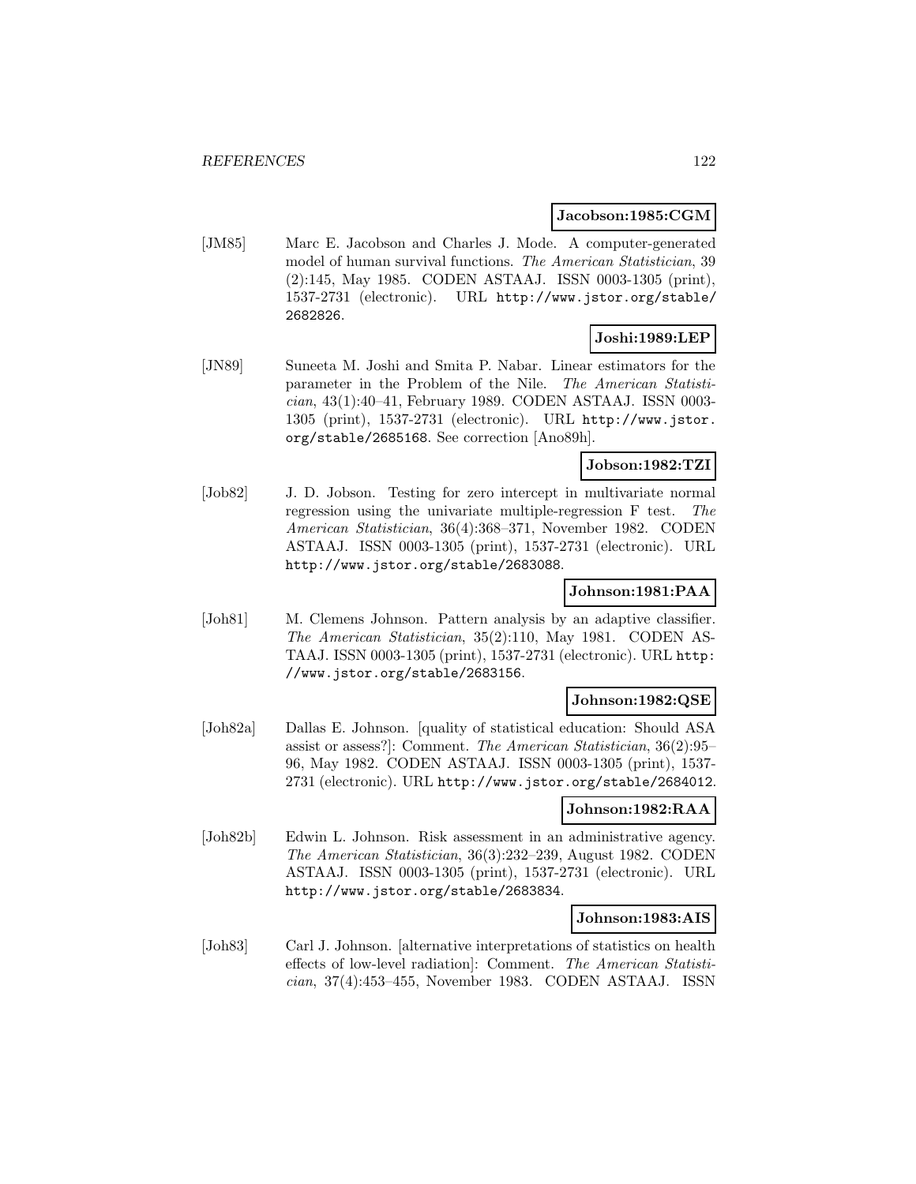**Jacobson:1985:CGM**

[JM85] Marc E. Jacobson and Charles J. Mode. A computer-generated model of human survival functions. *The American Statistician*, 39 (2):145, May 1985. CODEN ASTAAJ. ISSN 0003-1305 (print), 1537-2731 (electronic). URL http://www.jstor.org/stable/2682826.

**Joshi:1989:LEP**

[JN89] Suneeta M. Joshi and Smita P. Nabar. Linear estimators for the parameter in the Problem of the Nile. *The American Statistician*, 43(1):40–41, February 1989. CODEN ASTAAJ. ISSN 0003-1305 (print), 1537-2731 (electronic). URL http://www.jstor.org/stable/2685168. See correction [Ano89h].

**Jobson:1982:TZI**

[Job82] J. D. Jobson. Testing for zero intercept in multivariate normal regression using the univariate multiple-regression F test. *The American Statistician*, 36(4):368–371, November 1982. CODEN ASTAAJ. ISSN 0003-1305 (print), 1537-2731 (electronic). URL http://www.jstor.org/stable/2683088.

**Johnson:1981:PAA**

[Joh81] M. Clemens Johnson. Pattern analysis by an adaptive classifier. *The American Statistician*, 35(2):110, May 1981. CODEN ASTAAJ. ISSN 0003-1305 (print), 1537-2731 (electronic). URL http://www.jstor.org/stable/2683156.

**Johnson:1982:QSE**

[Joh82a] Dallas E. Johnson. [quality of statistical education: Should ASA assist or assess?]: Comment. *The American Statistician*, 36(2):95–96, May 1982. CODEN ASTAAJ. ISSN 0003-1305 (print), 1537-2731 (electronic). URL http://www.jstor.org/stable/2684012.

**Johnson:1982:RAA**

[Joh82b] Edwin L. Johnson. Risk assessment in an administrative agency. *The American Statistician*, 36(3):232–239, August 1982. CODEN ASTAAJ. ISSN 0003-1305 (print), 1537-2731 (electronic). URL http://www.jstor.org/stable/2683834.

**Johnson:1983:AIS**

[Joh83] Carl J. Johnson. [alternative interpretations of statistics on health effects of low-level radiation]: Comment. *The American Statistician*, 37(4):453–455, November 1983. CODEN ASTAAJ. ISSN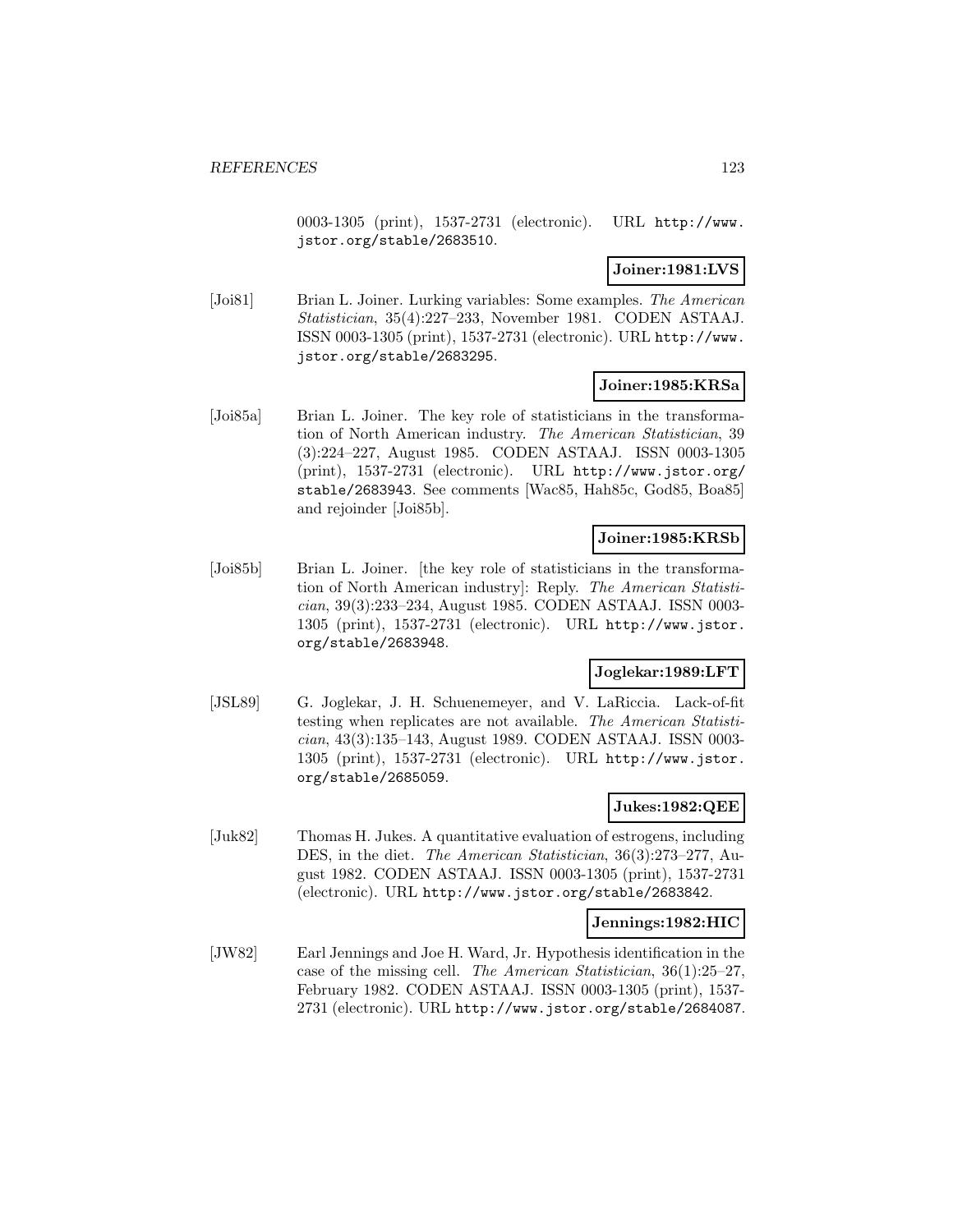0003-1305 (print), 1537-2731 (electronic). URL http://www.jstor.org/stable/2683510.

**Joiner:1981:LVS**

[Joi81] Brian L. Joiner. Lurking variables: Some examples. *The American Statistician*, 35(4):227–233, November 1981. CODEN ASTAAJ. ISSN 0003-1305 (print), 1537-2731 (electronic). URL http://www.jstor.org/stable/2683295.

**Joiner:1985:KRSa**

[Joi85a] Brian L. Joiner. The key role of statisticians in the transformation of North American industry. *The American Statistician*, 39 (3):224–227, August 1985. CODEN ASTAAJ. ISSN 0003-1305 (print), 1537-2731 (electronic). URL http://www.jstor.org/stable/2683943. See comments [Wac85, Hah85c, God85, Boa85] and rejoinder [Joi85b].

**Joiner:1985:KRSb**

[Joi85b] Brian L. Joiner. [the key role of statisticians in the transformation of North American industry]: Reply. *The American Statistician*, 39(3):233–234, August 1985. CODEN ASTAAJ. ISSN 0003-1305 (print), 1537-2731 (electronic). URL http://www.jstor.org/stable/2683948.

**Joglekar:1989:LFT**

[JSL89] G. Joglekar, J. H. Schuenemeyer, and V. LaRiccia. Lack-of-fit testing when replicates are not available. *The American Statistician*, 43(3):135–143, August 1989. CODEN ASTAAJ. ISSN 0003-1305 (print), 1537-2731 (electronic). URL http://www.jstor.org/stable/2685059.

**Jukes:1982:QEE**

[Juk82] Thomas H. Jukes. A quantitative evaluation of estrogens, including DES, in the diet. *The American Statistician*, 36(3):273–277, August 1982. CODEN ASTAAJ. ISSN 0003-1305 (print), 1537-2731 (electronic). URL http://www.jstor.org/stable/2683842.

**Jennings:1982:HIC**

[JW82] Earl Jennings and Joe H. Ward, Jr. Hypothesis identification in the case of the missing cell. *The American Statistician*, 36(1):25–27, February 1982. CODEN ASTAAJ. ISSN 0003-1305 (print), 1537-2731 (electronic). URL http://www.jstor.org/stable/2684087.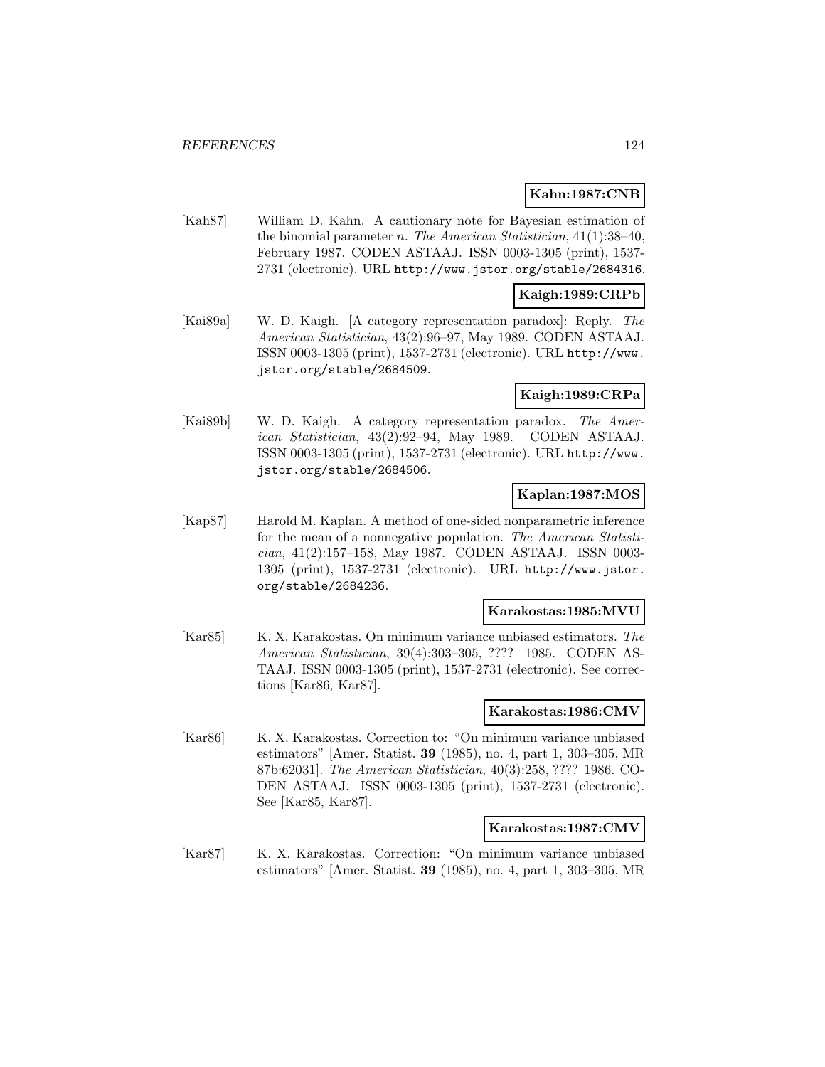**Kahn:1987:CNB**

[Kah87] William D. Kahn. A cautionary note for Bayesian estimation of the binomial parameter $n$. *The American Statistician*, 41(1):38–40, February 1987. CODEN ASTAAJ. ISSN 0003-1305 (print), 1537-2731 (electronic). URL http://www.jstor.org/stable/2684316.

**Kaigh:1989:CRPb**

[Kai89a] W. D. Kaigh. [A category representation paradox]: Reply. *The American Statistician*, 43(2):96–97, May 1989. CODEN ASTAAJ. ISSN 0003-1305 (print), 1537-2731 (electronic). URL http://www.jstor.org/stable/2684509.

**Kaigh:1989:CRPa**

[Kai89b] W. D. Kaigh. A category representation paradox. *The American Statistician*, 43(2):92–94, May 1989. CODEN ASTAAJ. ISSN 0003-1305 (print), 1537-2731 (electronic). URL http://www.jstor.org/stable/2684506.

**Kaplan:1987:MOS**

[Kap87] Harold M. Kaplan. A method of one-sided nonparametric inference for the mean of a nonnegative population. *The American Statistician*, 41(2):157–158, May 1987. CODEN ASTAAJ. ISSN 0003-1305 (print), 1537-2731 (electronic). URL http://www.jstor.org/stable/2684236.

**Karakostas:1985:MVU**

[Kar85] K. X. Karakostas. On minimum variance unbiased estimators. *The American Statistician*, 39(4):303–305, ???? 1985. CODEN ASTAAJ. ISSN 0003-1305 (print), 1537-2731 (electronic). See corrections [Kar86, Kar87].

**Karakostas:1986:CMV**

[Kar86] K. X. Karakostas. Correction to: "On minimum variance unbiased estimators" [Amer. Statist. **39** (1985), no. 4, part 1, 303–305, MR 87b:62031]. *The American Statistician*, 40(3):258, ???? 1986. CODEN ASTAAJ. ISSN 0003-1305 (print), 1537-2731 (electronic). See [Kar85, Kar87].

**Karakostas:1987:CMV**

[Kar87] K. X. Karakostas. Correction: "On minimum variance unbiased estimators" [Amer. Statist. **39** (1985), no. 4, part 1, 303–305, MR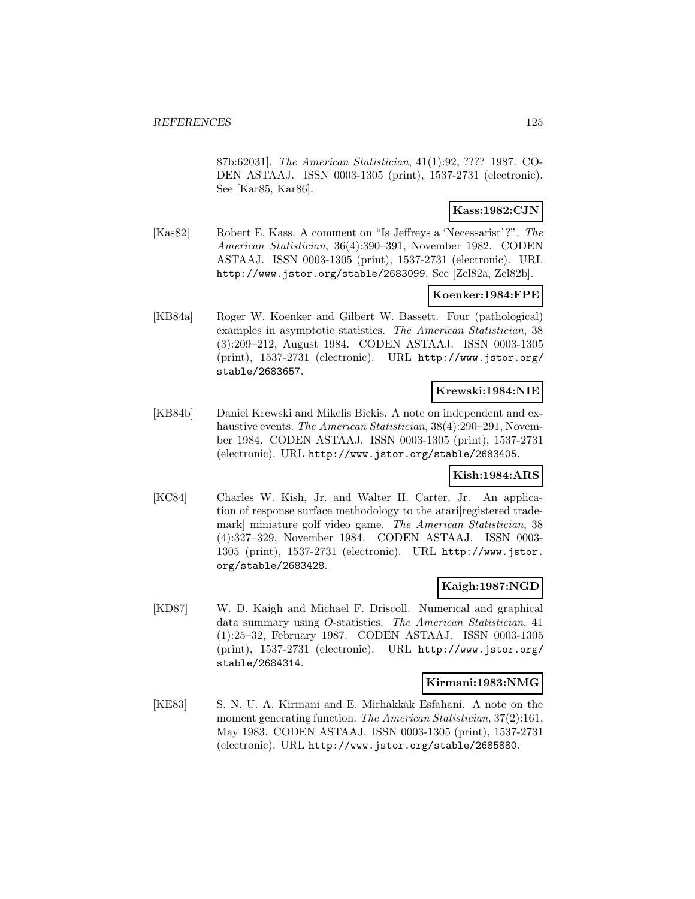87b:62031]. *The American Statistician*, 41(1):92, ???? 1987. CODEN ASTAAJ. ISSN 0003-1305 (print), 1537-2731 (electronic). See [Kar85, Kar86].

**Kass:1982:CJN**

[Kas82] Robert E. Kass. A comment on "Is Jeffreys a 'Necessarist'?". *The American Statistician*, 36(4):390–391, November 1982. CODEN ASTAAJ. ISSN 0003-1305 (print), 1537-2731 (electronic). URL http://www.jstor.org/stable/2683099. See [Zel82a, Zel82b].

**Koenker:1984:FPE**

[KB84a] Roger W. Koenker and Gilbert W. Bassett. Four (pathological) examples in asymptotic statistics. *The American Statistician*, 38 (3):209–212, August 1984. CODEN ASTAAJ. ISSN 0003-1305 (print), 1537-2731 (electronic). URL http://www.jstor.org/stable/2683657.

**Krewski:1984:NIE**

[KB84b] Daniel Krewski and Mikelis Bickis. A note on independent and exhaustive events. *The American Statistician*, 38(4):290–291, November 1984. CODEN ASTAAJ. ISSN 0003-1305 (print), 1537-2731 (electronic). URL http://www.jstor.org/stable/2683405.

**Kish:1984:ARS**

[KC84] Charles W. Kish, Jr. and Walter H. Carter, Jr. An application of response surface methodology to the atari[registered trademark] miniature golf video game. *The American Statistician*, 38 (4):327–329, November 1984. CODEN ASTAAJ. ISSN 0003-1305 (print), 1537-2731 (electronic). URL http://www.jstor.org/stable/2683428.

**Kaigh:1987:NGD**

[KD87] W. D. Kaigh and Michael F. Driscoll. Numerical and graphical data summary using *O*-statistics. *The American Statistician*, 41 (1):25–32, February 1987. CODEN ASTAAJ. ISSN 0003-1305 (print), 1537-2731 (electronic). URL http://www.jstor.org/stable/2684314.

**Kirmani:1983:NMG**

[KE83] S. N. U. A. Kirmani and E. Mirhakkak Esfahani. A note on the moment generating function. *The American Statistician*, 37(2):161, May 1983. CODEN ASTAAJ. ISSN 0003-1305 (print), 1537-2731 (electronic). URL http://www.jstor.org/stable/2685880.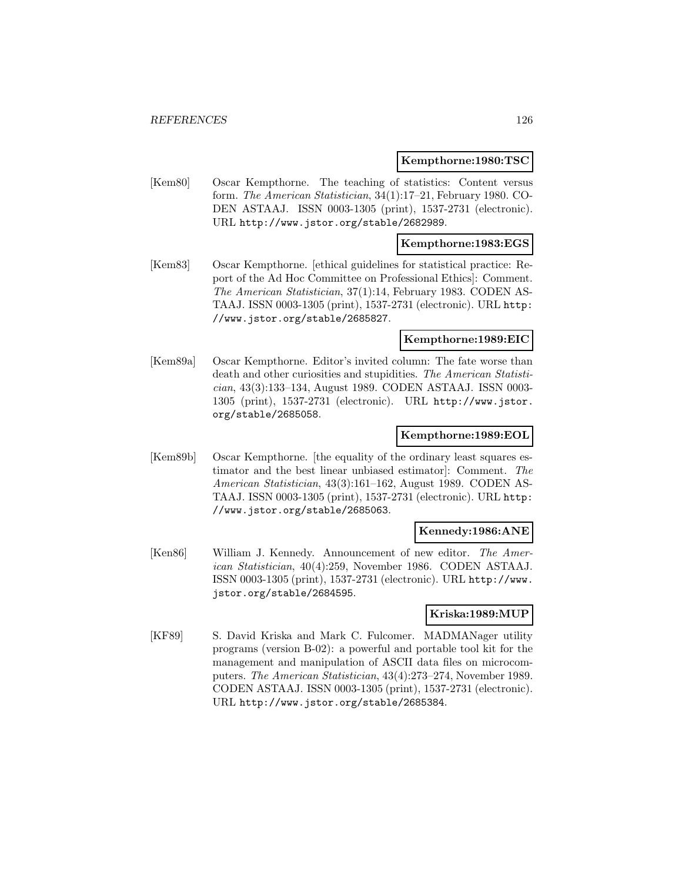**Kempthorne:1980:TSC**

[Kem80] Oscar Kempthorne. The teaching of statistics: Content versus form. *The American Statistician*, 34(1):17–21, February 1980. CODEN ASTAAJ. ISSN 0003-1305 (print), 1537-2731 (electronic). URL http://www.jstor.org/stable/2682989.

**Kempthorne:1983:EGS**

[Kem83] Oscar Kempthorne. [ethical guidelines for statistical practice: Report of the Ad Hoc Committee on Professional Ethics]: Comment. *The American Statistician*, 37(1):14, February 1983. CODEN ASTAAJ. ISSN 0003-1305 (print), 1537-2731 (electronic). URL http://www.jstor.org/stable/2685827.

**Kempthorne:1989:EIC**

[Kem89a] Oscar Kempthorne. Editor's invited column: The fate worse than death and other curiosities and stupidities. *The American Statistician*, 43(3):133–134, August 1989. CODEN ASTAAJ. ISSN 0003-1305 (print), 1537-2731 (electronic). URL http://www.jstor.org/stable/2685058.

**Kempthorne:1989:EOL**

[Kem89b] Oscar Kempthorne. [the equality of the ordinary least squares estimator and the best linear unbiased estimator]: Comment. *The American Statistician*, 43(3):161–162, August 1989. CODEN ASTAAJ. ISSN 0003-1305 (print), 1537-2731 (electronic). URL http://www.jstor.org/stable/2685063.

**Kennedy:1986:ANE**

[Ken86] William J. Kennedy. Announcement of new editor. *The American Statistician*, 40(4):259, November 1986. CODEN ASTAAJ. ISSN 0003-1305 (print), 1537-2731 (electronic). URL http://www.jstor.org/stable/2684595.

**Kriska:1989:MUP**

[KF89] S. David Kriska and Mark C. Fulcomer. MADMANager utility programs (version B-02): a powerful and portable tool kit for the management and manipulation of ASCII data files on microcomputers. *The American Statistician*, 43(4):273–274, November 1989. CODEN ASTAAJ. ISSN 0003-1305 (print), 1537-2731 (electronic). URL http://www.jstor.org/stable/2685384.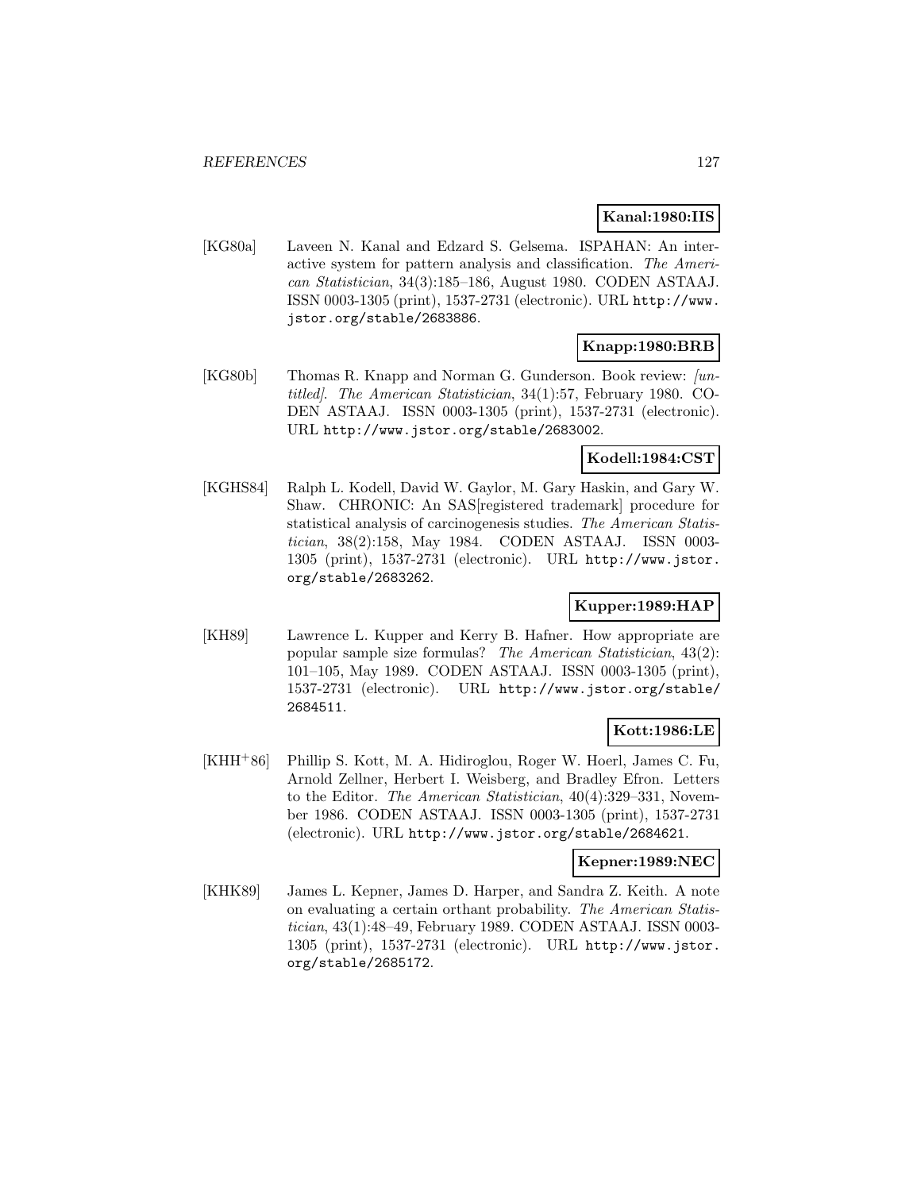**Kanal:1980:IIS**

[KG80a] Laveen N. Kanal and Edzard S. Gelsema. ISPAHAN: An interactive system for pattern analysis and classification. *The American Statistician*, 34(3):185–186, August 1980. CODEN ASTAAJ. ISSN 0003-1305 (print), 1537-2731 (electronic). URL http://www.jstor.org/stable/2683886.

**Knapp:1980:BRB**

[KG80b] Thomas R. Knapp and Norman G. Gunderson. Book review: *[untitled]*. *The American Statistician*, 34(1):57, February 1980. CODEN ASTAAJ. ISSN 0003-1305 (print), 1537-2731 (electronic). URL http://www.jstor.org/stable/2683002.

**Kodell:1984:CST**

[KGHS84] Ralph L. Kodell, David W. Gaylor, M. Gary Haskin, and Gary W. Shaw. CHRONIC: An SAS[registered trademark] procedure for statistical analysis of carcinogenesis studies. *The American Statistician*, 38(2):158, May 1984. CODEN ASTAAJ. ISSN 0003-1305 (print), 1537-2731 (electronic). URL http://www.jstor.org/stable/2683262.

**Kupper:1989:HAP**

[KH89] Lawrence L. Kupper and Kerry B. Hafner. How appropriate are popular sample size formulas? *The American Statistician*, 43(2):101–105, May 1989. CODEN ASTAAJ. ISSN 0003-1305 (print), 1537-2731 (electronic). URL http://www.jstor.org/stable/2684511.

**Kott:1986:LE**

[KHH+86] Phillip S. Kott, M. A. Hidiroglou, Roger W. Hoerl, James C. Fu, Arnold Zellner, Herbert I. Weisberg, and Bradley Efron. Letters to the Editor. *The American Statistician*, 40(4):329–331, November 1986. CODEN ASTAAJ. ISSN 0003-1305 (print), 1537-2731 (electronic). URL http://www.jstor.org/stable/2684621.

**Kepner:1989:NEC**

[KHK89] James L. Kepner, James D. Harper, and Sandra Z. Keith. A note on evaluating a certain orthant probability. *The American Statistician*, 43(1):48–49, February 1989. CODEN ASTAAJ. ISSN 0003-1305 (print), 1537-2731 (electronic). URL http://www.jstor.org/stable/2685172.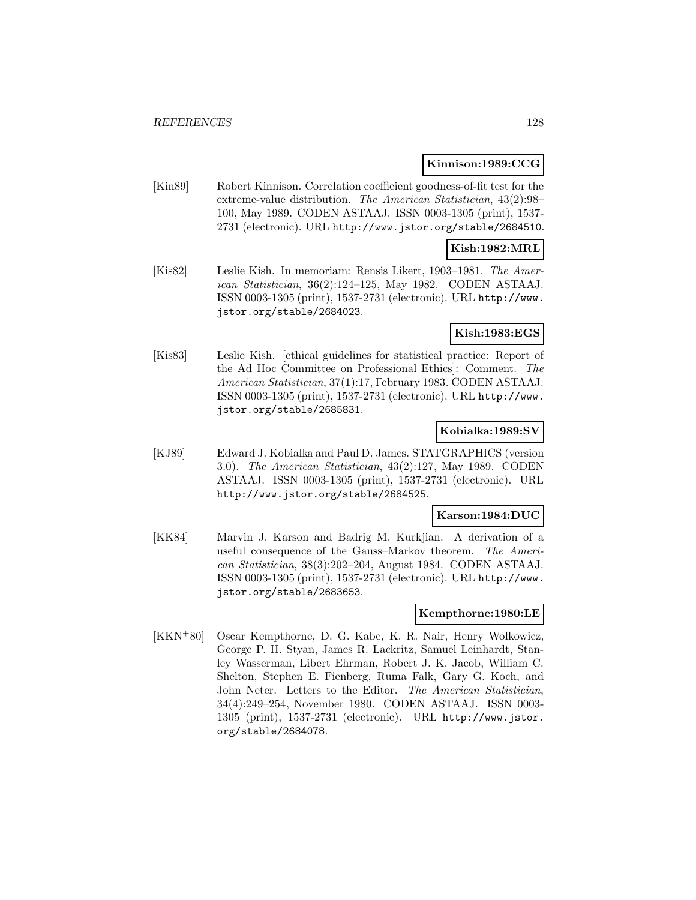**Kinnison:1989:CCG**

[Kin89] Robert Kinnison. Correlation coefficient goodness-of-fit test for the extreme-value distribution. *The American Statistician*, 43(2):98–100, May 1989. CODEN ASTAAJ. ISSN 0003-1305 (print), 1537-2731 (electronic). URL http://www.jstor.org/stable/2684510.

**Kish:1982:MRL**

[Kis82] Leslie Kish. In memoriam: Rensis Likert, 1903–1981. *The American Statistician*, 36(2):124–125, May 1982. CODEN ASTAAJ. ISSN 0003-1305 (print), 1537-2731 (electronic). URL http://www.jstor.org/stable/2684023.

**Kish:1983:EGS**

[Kis83] Leslie Kish. [ethical guidelines for statistical practice: Report of the Ad Hoc Committee on Professional Ethics]: Comment. *The American Statistician*, 37(1):17, February 1983. CODEN ASTAAJ. ISSN 0003-1305 (print), 1537-2731 (electronic). URL http://www.jstor.org/stable/2685831.

**Kobialka:1989:SV**

[KJ89] Edward J. Kobialka and Paul D. James. STATGRAPHICS (version 3.0). *The American Statistician*, 43(2):127, May 1989. CODEN ASTAAJ. ISSN 0003-1305 (print), 1537-2731 (electronic). URL http://www.jstor.org/stable/2684525.

**Karson:1984:DUC**

[KK84] Marvin J. Karson and Badrig M. Kurkjian. A derivation of a useful consequence of the Gauss–Markov theorem. *The American Statistician*, 38(3):202–204, August 1984. CODEN ASTAAJ. ISSN 0003-1305 (print), 1537-2731 (electronic). URL http://www.jstor.org/stable/2683653.

**Kempthorne:1980:LE**

[KKN+80] Oscar Kempthorne, D. G. Kabe, K. R. Nair, Henry Wolkowicz, George P. H. Styan, James R. Lackritz, Samuel Leinhardt, Stanley Wasserman, Libert Ehrman, Robert J. K. Jacob, William C. Shelton, Stephen E. Fienberg, Ruma Falk, Gary G. Koch, and John Neter. Letters to the Editor. *The American Statistician*, 34(4):249–254, November 1980. CODEN ASTAAJ. ISSN 0003-1305 (print), 1537-2731 (electronic). URL http://www.jstor.org/stable/2684078.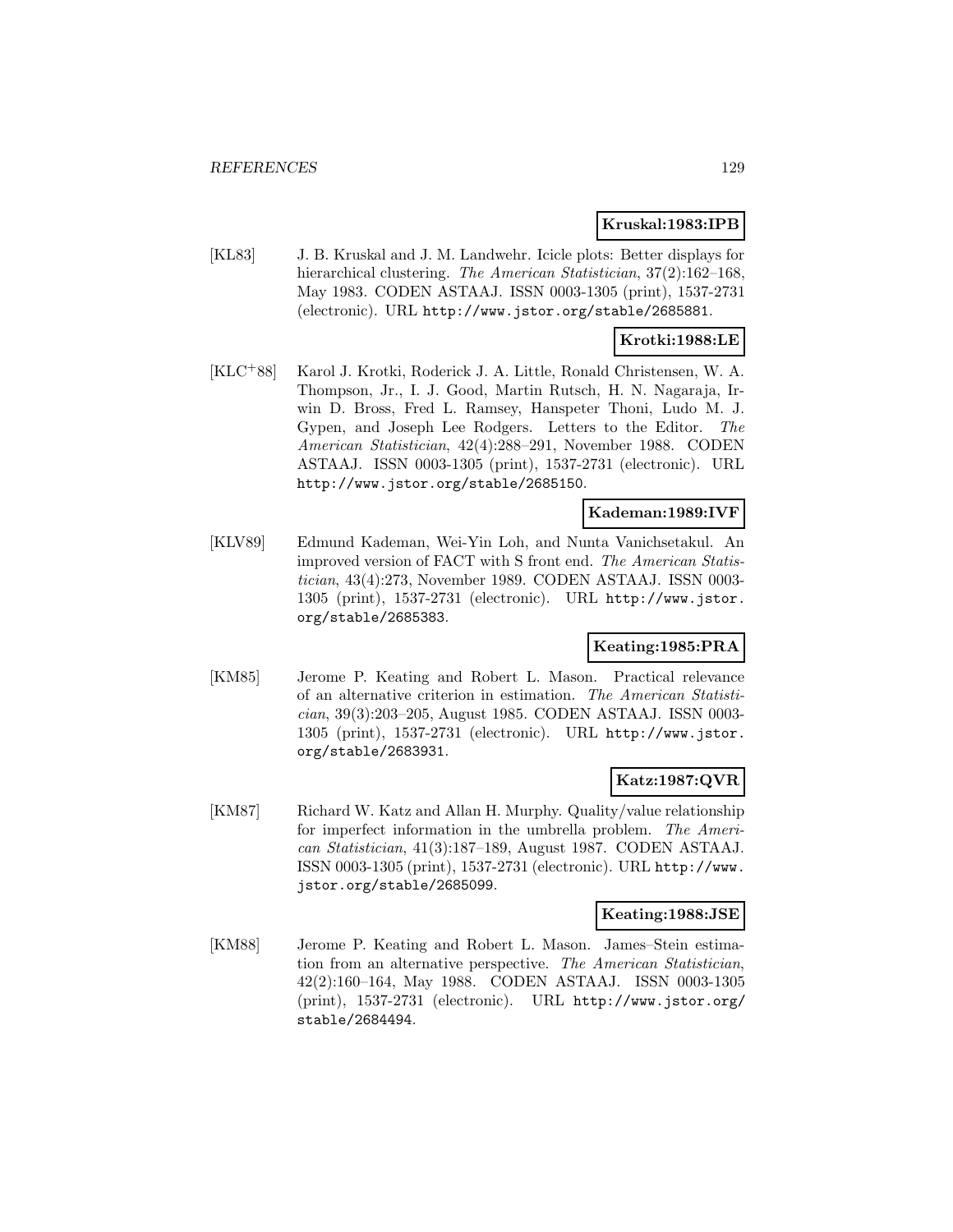**Kruskal:1983:IPB**

[KL83] J. B. Kruskal and J. M. Landwehr. Icicle plots: Better displays for hierarchical clustering. *The American Statistician*, 37(2):162–168, May 1983. CODEN ASTAAJ. ISSN 0003-1305 (print), 1537-2731 (electronic). URL http://www.jstor.org/stable/2685881.

**Krotki:1988:LE**

[KLC+88] Karol J. Krotki, Roderick J. A. Little, Ronald Christensen, W. A. Thompson, Jr., I. J. Good, Martin Rutsch, H. N. Nagaraja, Irwin D. Bross, Fred L. Ramsey, Hanspeter Thoni, Ludo M. J. Gypen, and Joseph Lee Rodgers. Letters to the Editor. *The American Statistician*, 42(4):288–291, November 1988. CODEN ASTAAJ. ISSN 0003-1305 (print), 1537-2731 (electronic). URL http://www.jstor.org/stable/2685150.

**Kademan:1989:IVF**

[KLV89] Edmund Kademan, Wei-Yin Loh, and Nunta Vanichsetakul. An improved version of FACT with S front end. *The American Statistician*, 43(4):273, November 1989. CODEN ASTAAJ. ISSN 0003-1305 (print), 1537-2731 (electronic). URL http://www.jstor.org/stable/2685383.

**Keating:1985:PRA**

[KM85] Jerome P. Keating and Robert L. Mason. Practical relevance of an alternative criterion in estimation. *The American Statistician*, 39(3):203–205, August 1985. CODEN ASTAAJ. ISSN 0003-1305 (print), 1537-2731 (electronic). URL http://www.jstor.org/stable/2683931.

**Katz:1987:QVR**

[KM87] Richard W. Katz and Allan H. Murphy. Quality/value relationship for imperfect information in the umbrella problem. *The American Statistician*, 41(3):187–189, August 1987. CODEN ASTAAJ. ISSN 0003-1305 (print), 1537-2731 (electronic). URL http://www.jstor.org/stable/2685099.

**Keating:1988:JSE**

[KM88] Jerome P. Keating and Robert L. Mason. James–Stein estimation from an alternative perspective. *The American Statistician*, 42(2):160–164, May 1988. CODEN ASTAAJ. ISSN 0003-1305 (print), 1537-2731 (electronic). URL http://www.jstor.org/stable/2684494.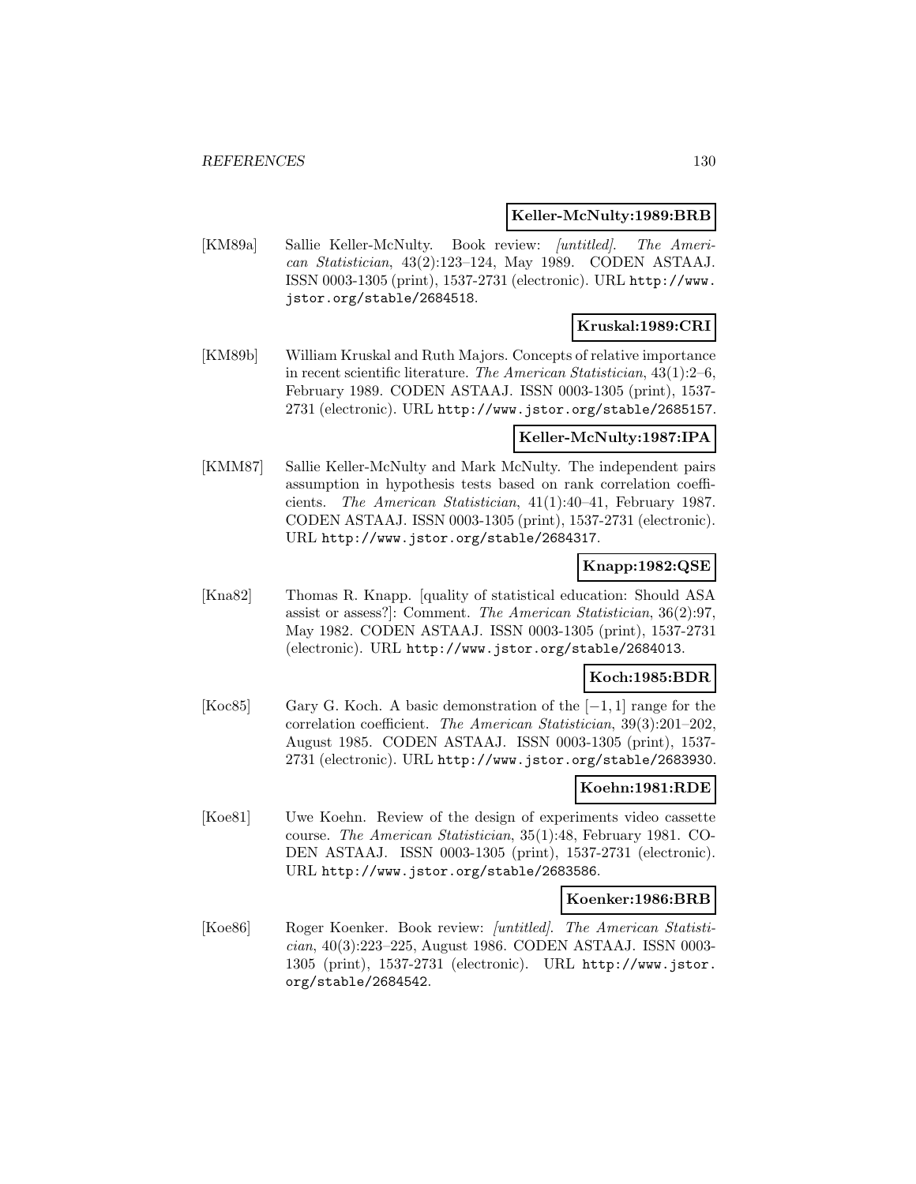**Keller-McNulty:1989:BRB**

[KM89a] Sallie Keller-McNulty. Book review: *[untitled]*. *The American Statistician*, 43(2):123–124, May 1989. CODEN ASTAAJ. ISSN 0003-1305 (print), 1537-2731 (electronic). URL http://www.jstor.org/stable/2684518.

**Kruskal:1989:CRI**

[KM89b] William Kruskal and Ruth Majors. Concepts of relative importance in recent scientific literature. *The American Statistician*, 43(1):2–6, February 1989. CODEN ASTAAJ. ISSN 0003-1305 (print), 1537-2731 (electronic). URL http://www.jstor.org/stable/2685157.

**Keller-McNulty:1987:IPA**

[KMM87] Sallie Keller-McNulty and Mark McNulty. The independent pairs assumption in hypothesis tests based on rank correlation coefficients. *The American Statistician*, 41(1):40–41, February 1987. CODEN ASTAAJ. ISSN 0003-1305 (print), 1537-2731 (electronic). URL http://www.jstor.org/stable/2684317.

**Knapp:1982:QSE**

[Kna82] Thomas R. Knapp. [quality of statistical education: Should ASA assist or assess?]: Comment. *The American Statistician*, 36(2):97, May 1982. CODEN ASTAAJ. ISSN 0003-1305 (print), 1537-2731 (electronic). URL http://www.jstor.org/stable/2684013.

**Koch:1985:BDR**

[Koc85] Gary G. Koch. A basic demonstration of the $[-1, 1]$ range for the correlation coefficient. *The American Statistician*, 39(3):201–202, August 1985. CODEN ASTAAJ. ISSN 0003-1305 (print), 1537-2731 (electronic). URL http://www.jstor.org/stable/2683930.

**Koehn:1981:RDE**

[Koe81] Uwe Koehn. Review of the design of experiments video cassette course. *The American Statistician*, 35(1):48, February 1981. CODEN ASTAAJ. ISSN 0003-1305 (print), 1537-2731 (electronic). URL http://www.jstor.org/stable/2683586.

**Koenker:1986:BRB**

[Koe86] Roger Koenker. Book review: *[untitled]*. *The American Statistician*, 40(3):223–225, August 1986. CODEN ASTAAJ. ISSN 0003-1305 (print), 1537-2731 (electronic). URL http://www.jstor.org/stable/2684542.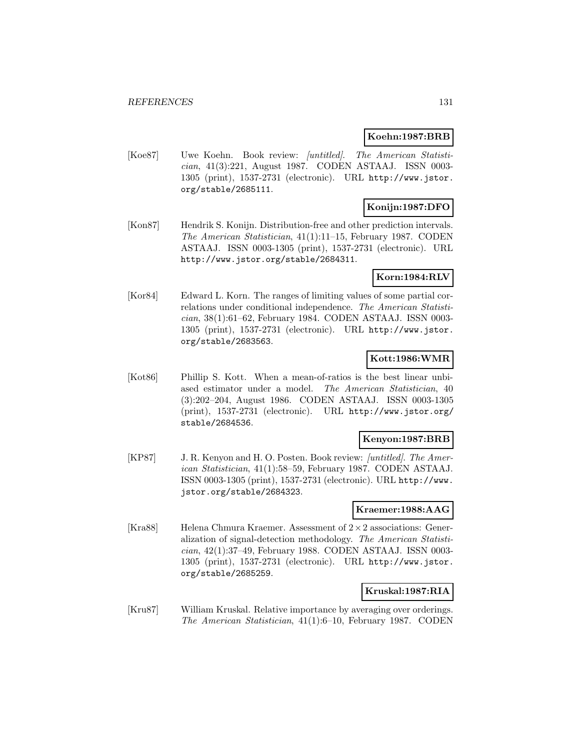**Koehn:1987:BRB**

[Koe87] Uwe Koehn. Book review: *[untitled]*. *The American Statistician*, 41(3):221, August 1987. CODEN ASTAAJ. ISSN 0003-1305 (print), 1537-2731 (electronic). URL http://www.jstor.org/stable/2685111.

**Konijn:1987:DFO**

[Kon87] Hendrik S. Konijn. Distribution-free and other prediction intervals. *The American Statistician*, 41(1):11–15, February 1987. CODEN ASTAAJ. ISSN 0003-1305 (print), 1537-2731 (electronic). URL http://www.jstor.org/stable/2684311.

**Korn:1984:RLV**

[Kor84] Edward L. Korn. The ranges of limiting values of some partial correlations under conditional independence. *The American Statistician*, 38(1):61–62, February 1984. CODEN ASTAAJ. ISSN 0003-1305 (print), 1537-2731 (electronic). URL http://www.jstor.org/stable/2683563.

**Kott:1986:WMR**

[Kot86] Phillip S. Kott. When a mean-of-ratios is the best linear unbiased estimator under a model. *The American Statistician*, 40(3):202–204, August 1986. CODEN ASTAAJ. ISSN 0003-1305 (print), 1537-2731 (electronic). URL http://www.jstor.org/stable/2684536.

**Kenyon:1987:BRB**

[KP87] J. R. Kenyon and H. O. Posten. Book review: *[untitled]*. *The American Statistician*, 41(1):58–59, February 1987. CODEN ASTAAJ. ISSN 0003-1305 (print), 1537-2731 (electronic). URL http://www.jstor.org/stable/2684323.

**Kraemer:1988:AAG**

[Kra88] Helena Chmura Kraemer. Assessment of $2 \times 2$ associations: Generalization of signal-detection methodology. *The American Statistician*, 42(1):37–49, February 1988. CODEN ASTAAJ. ISSN 0003-1305 (print), 1537-2731 (electronic). URL http://www.jstor.org/stable/2685259.

**Kruskal:1987:RIA**

[Kru87] William Kruskal. Relative importance by averaging over orderings. *The American Statistician*, 41(1):6–10, February 1987. CODEN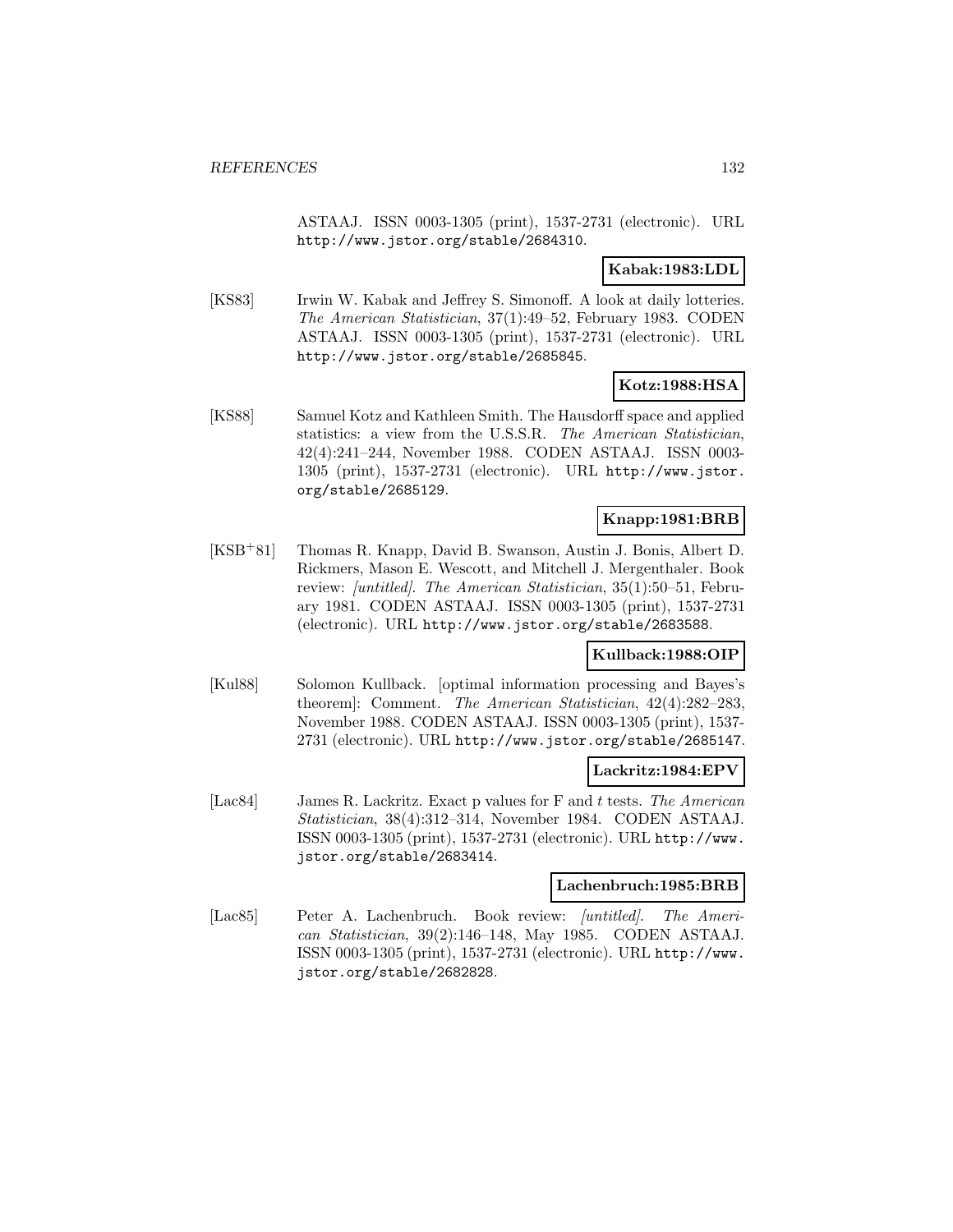ASTAAJ. ISSN 0003-1305 (print), 1537-2731 (electronic). URL http://www.jstor.org/stable/2684310.

**Kabak:1983:LDL**

[KS83] Irwin W. Kabak and Jeffrey S. Simonoff. A look at daily lotteries. *The American Statistician*, 37(1):49–52, February 1983. CODEN ASTAAJ. ISSN 0003-1305 (print), 1537-2731 (electronic). URL http://www.jstor.org/stable/2685845.

**Kotz:1988:HSA**

[KS88] Samuel Kotz and Kathleen Smith. The Hausdorff space and applied statistics: a view from the U.S.S.R. *The American Statistician*, 42(4):241–244, November 1988. CODEN ASTAAJ. ISSN 0003-1305 (print), 1537-2731 (electronic). URL http://www.jstor.org/stable/2685129.

**Knapp:1981:BRB**

[KSB+81] Thomas R. Knapp, David B. Swanson, Austin J. Bonis, Albert D. Rickmers, Mason E. Wescott, and Mitchell J. Mergenthaler. Book review: *[untitled]*. *The American Statistician*, 35(1):50–51, February 1981. CODEN ASTAAJ. ISSN 0003-1305 (print), 1537-2731 (electronic). URL http://www.jstor.org/stable/2683588.

**Kullback:1988:OIP**

[Kul88] Solomon Kullback. [optimal information processing and Bayes's theorem]: Comment. *The American Statistician*, 42(4):282–283, November 1988. CODEN ASTAAJ. ISSN 0003-1305 (print), 1537-2731 (electronic). URL http://www.jstor.org/stable/2685147.

**Lackritz:1984:EPV**

[Lac84] James R. Lackritz. Exact p values for F and $t$ tests. *The American Statistician*, 38(4):312–314, November 1984. CODEN ASTAAJ. ISSN 0003-1305 (print), 1537-2731 (electronic). URL http://www.jstor.org/stable/2683414.

**Lachenbruch:1985:BRB**

[Lac85] Peter A. Lachenbruch. Book review: *[untitled]*. *The American Statistician*, 39(2):146–148, May 1985. CODEN ASTAAJ. ISSN 0003-1305 (print), 1537-2731 (electronic). URL http://www.jstor.org/stable/2682828.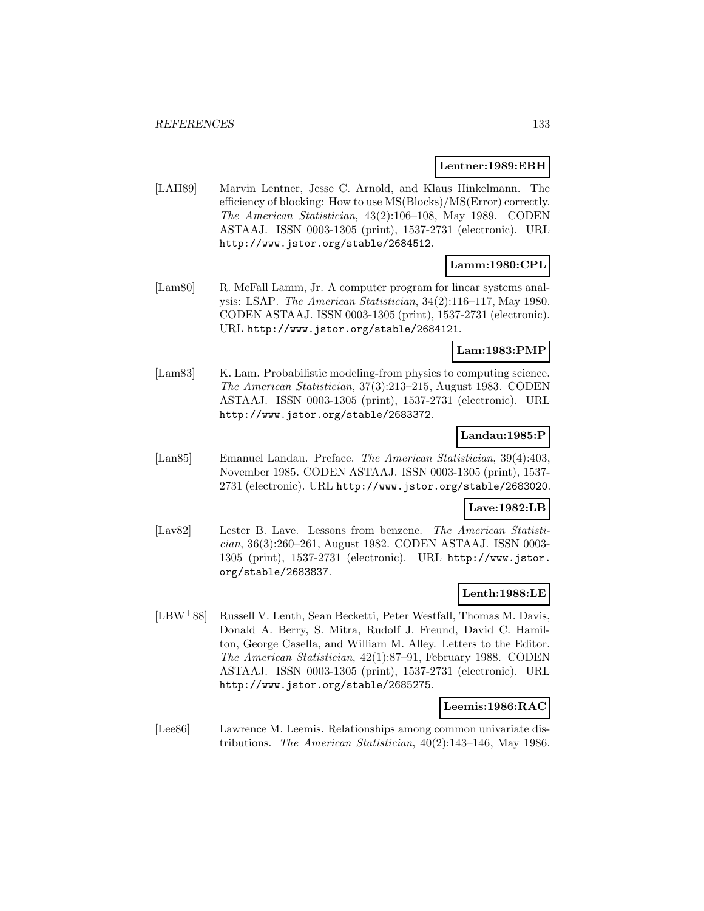**Lentner:1989:EBH**

[LAH89] Marvin Lentner, Jesse C. Arnold, and Klaus Hinkelmann. The efficiency of blocking: How to use MS(Blocks)/MS(Error) correctly. *The American Statistician*, 43(2):106–108, May 1989. CODEN ASTAAJ. ISSN 0003-1305 (print), 1537-2731 (electronic). URL http://www.jstor.org/stable/2684512.

**Lamm:1980:CPL**

[Lam80] R. McFall Lamm, Jr. A computer program for linear systems analysis: LSAP. *The American Statistician*, 34(2):116–117, May 1980. CODEN ASTAAJ. ISSN 0003-1305 (print), 1537-2731 (electronic). URL http://www.jstor.org/stable/2684121.

**Lam:1983:PMP**

[Lam83] K. Lam. Probabilistic modeling-from physics to computing science. *The American Statistician*, 37(3):213–215, August 1983. CODEN ASTAAJ. ISSN 0003-1305 (print), 1537-2731 (electronic). URL http://www.jstor.org/stable/2683372.

**Landau:1985:P**

[Lan85] Emanuel Landau. Preface. *The American Statistician*, 39(4):403, November 1985. CODEN ASTAAJ. ISSN 0003-1305 (print), 1537-2731 (electronic). URL http://www.jstor.org/stable/2683020.

**Lave:1982:LB**

[Lav82] Lester B. Lave. Lessons from benzene. *The American Statistician*, 36(3):260–261, August 1982. CODEN ASTAAJ. ISSN 0003-1305 (print), 1537-2731 (electronic). URL http://www.jstor.org/stable/2683837.

**Lenth:1988:LE**

[LBW+88] Russell V. Lenth, Sean Becketti, Peter Westfall, Thomas M. Davis, Donald A. Berry, S. Mitra, Rudolf J. Freund, David C. Hamilton, George Casella, and William M. Alley. Letters to the Editor. *The American Statistician*, 42(1):87–91, February 1988. CODEN ASTAAJ. ISSN 0003-1305 (print), 1537-2731 (electronic). URL http://www.jstor.org/stable/2685275.

**Leemis:1986:RAC**

[Lee86] Lawrence M. Leemis. Relationships among common univariate distributions. *The American Statistician*, 40(2):143–146, May 1986.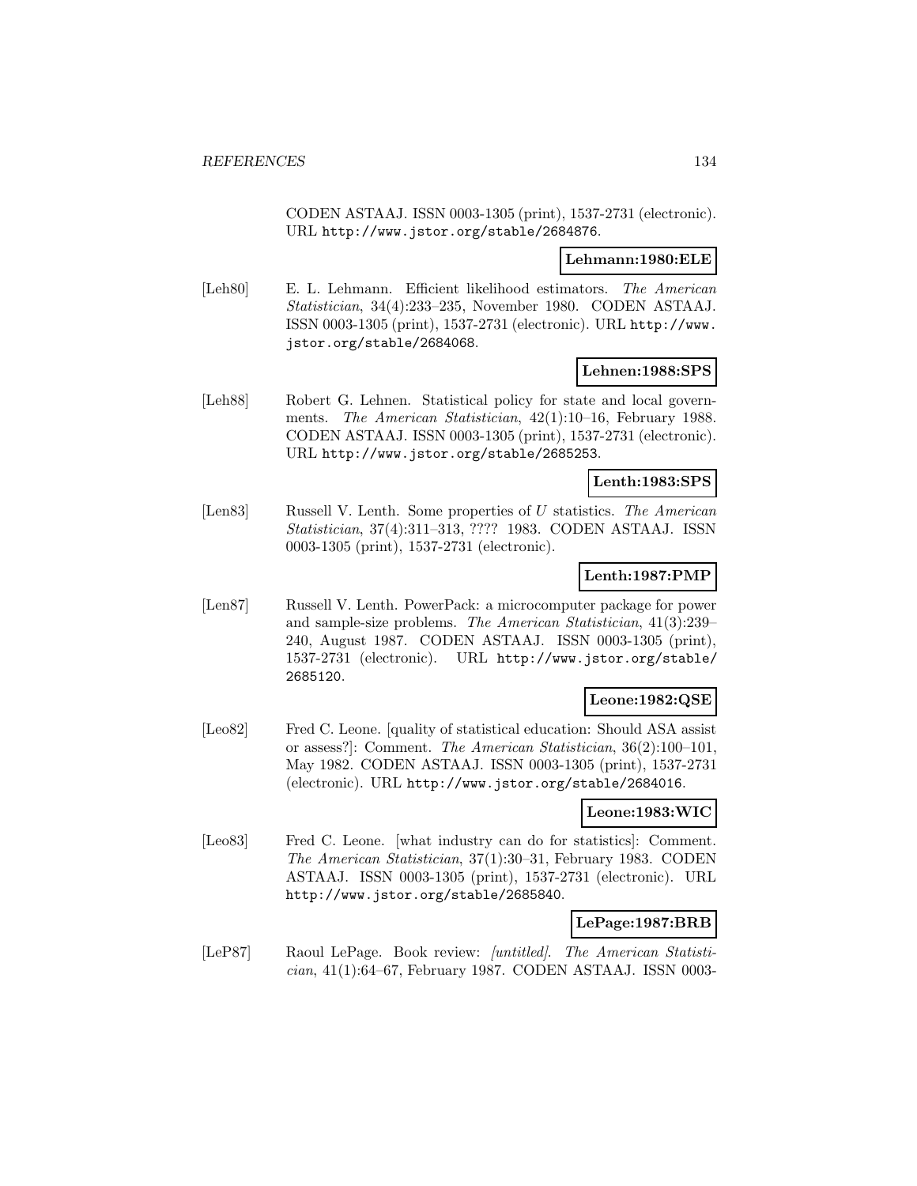CODEN ASTAAJ. ISSN 0003-1305 (print), 1537-2731 (electronic). URL http://www.jstor.org/stable/2684876.

**Lehmann:1980:ELE**

[Leh80] E. L. Lehmann. Efficient likelihood estimators. *The American Statistician*, 34(4):233–235, November 1980. CODEN ASTAAJ. ISSN 0003-1305 (print), 1537-2731 (electronic). URL http://www.jstor.org/stable/2684068.

**Lehnen:1988:SPS**

[Leh88] Robert G. Lehnen. Statistical policy for state and local governments. *The American Statistician*, 42(1):10–16, February 1988. CODEN ASTAAJ. ISSN 0003-1305 (print), 1537-2731 (electronic). URL http://www.jstor.org/stable/2685253.

**Lenth:1983:SPS**

[Len83] Russell V. Lenth. Some properties of $U$ statistics. *The American Statistician*, 37(4):311–313, ???? 1983. CODEN ASTAAJ. ISSN 0003-1305 (print), 1537-2731 (electronic).

**Lenth:1987:PMP**

[Len87] Russell V. Lenth. PowerPack: a microcomputer package for power and sample-size problems. *The American Statistician*, 41(3):239–240, August 1987. CODEN ASTAAJ. ISSN 0003-1305 (print), 1537-2731 (electronic). URL http://www.jstor.org/stable/2685120.

**Leone:1982:QSE**

[Leo82] Fred C. Leone. [quality of statistical education: Should ASA assist or assess?]: Comment. *The American Statistician*, 36(2):100–101, May 1982. CODEN ASTAAJ. ISSN 0003-1305 (print), 1537-2731 (electronic). URL http://www.jstor.org/stable/2684016.

**Leone:1983:WIC**

[Leo83] Fred C. Leone. [what industry can do for statistics]: Comment. *The American Statistician*, 37(1):30–31, February 1983. CODEN ASTAAJ. ISSN 0003-1305 (print), 1537-2731 (electronic). URL http://www.jstor.org/stable/2685840.

**LePage:1987:BRB**

[LeP87] Raoul LePage. Book review: *[untitled]*. *The American Statistician*, 41(1):64–67, February 1987. CODEN ASTAAJ. ISSN 0003-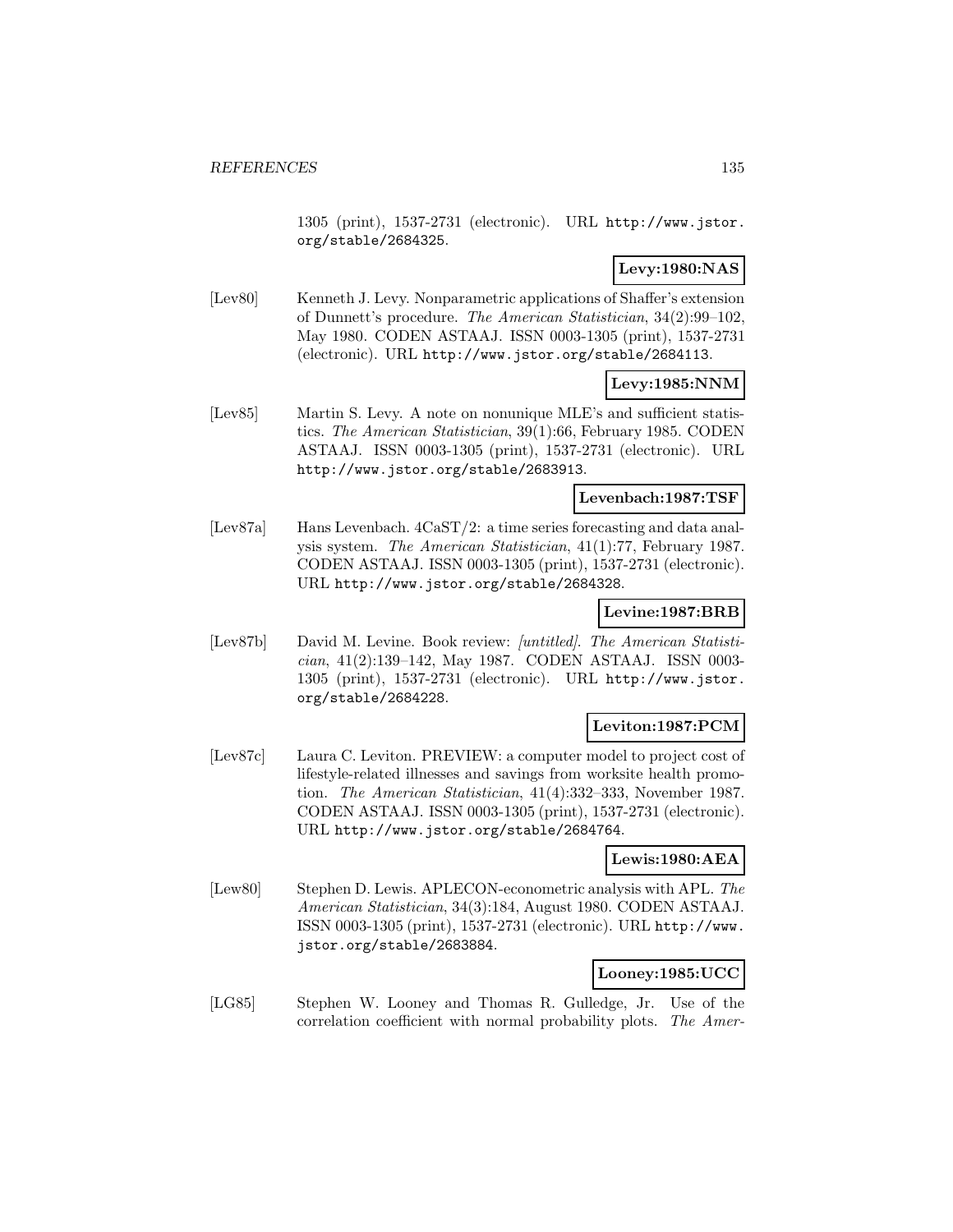1305 (print), 1537-2731 (electronic). URL http://www.jstor.org/stable/2684325.

**Levy:1980:NAS**

[Lev80] Kenneth J. Levy. Nonparametric applications of Shaffer's extension of Dunnett's procedure. *The American Statistician*, 34(2):99–102, May 1980. CODEN ASTAAJ. ISSN 0003-1305 (print), 1537-2731 (electronic). URL http://www.jstor.org/stable/2684113.

**Levy:1985:NNM**

[Lev85] Martin S. Levy. A note on nonunique MLE's and sufficient statistics. *The American Statistician*, 39(1):66, February 1985. CODEN ASTAAJ. ISSN 0003-1305 (print), 1537-2731 (electronic). URL http://www.jstor.org/stable/2683913.

**Levenbach:1987:TSF**

[Lev87a] Hans Levenbach. 4CaST/2: a time series forecasting and data analysis system. *The American Statistician*, 41(1):77, February 1987. CODEN ASTAAJ. ISSN 0003-1305 (print), 1537-2731 (electronic). URL http://www.jstor.org/stable/2684328.

**Levine:1987:BRB**

[Lev87b] David M. Levine. Book review: *[untitled]*. *The American Statistician*, 41(2):139–142, May 1987. CODEN ASTAAJ. ISSN 0003-1305 (print), 1537-2731 (electronic). URL http://www.jstor.org/stable/2684228.

**Leviton:1987:PCM**

[Lev87c] Laura C. Leviton. PREVIEW: a computer model to project cost of lifestyle-related illnesses and savings from worksite health promotion. *The American Statistician*, 41(4):332–333, November 1987. CODEN ASTAAJ. ISSN 0003-1305 (print), 1537-2731 (electronic). URL http://www.jstor.org/stable/2684764.

**Lewis:1980:AEA**

[Lew80] Stephen D. Lewis. APLECON-econometric analysis with APL. *The American Statistician*, 34(3):184, August 1980. CODEN ASTAAJ. ISSN 0003-1305 (print), 1537-2731 (electronic). URL http://www.jstor.org/stable/2683884.

**Looney:1985:UCC**

[LG85] Stephen W. Looney and Thomas R. Gulledge, Jr. Use of the correlation coefficient with normal probability plots. *The Amer-*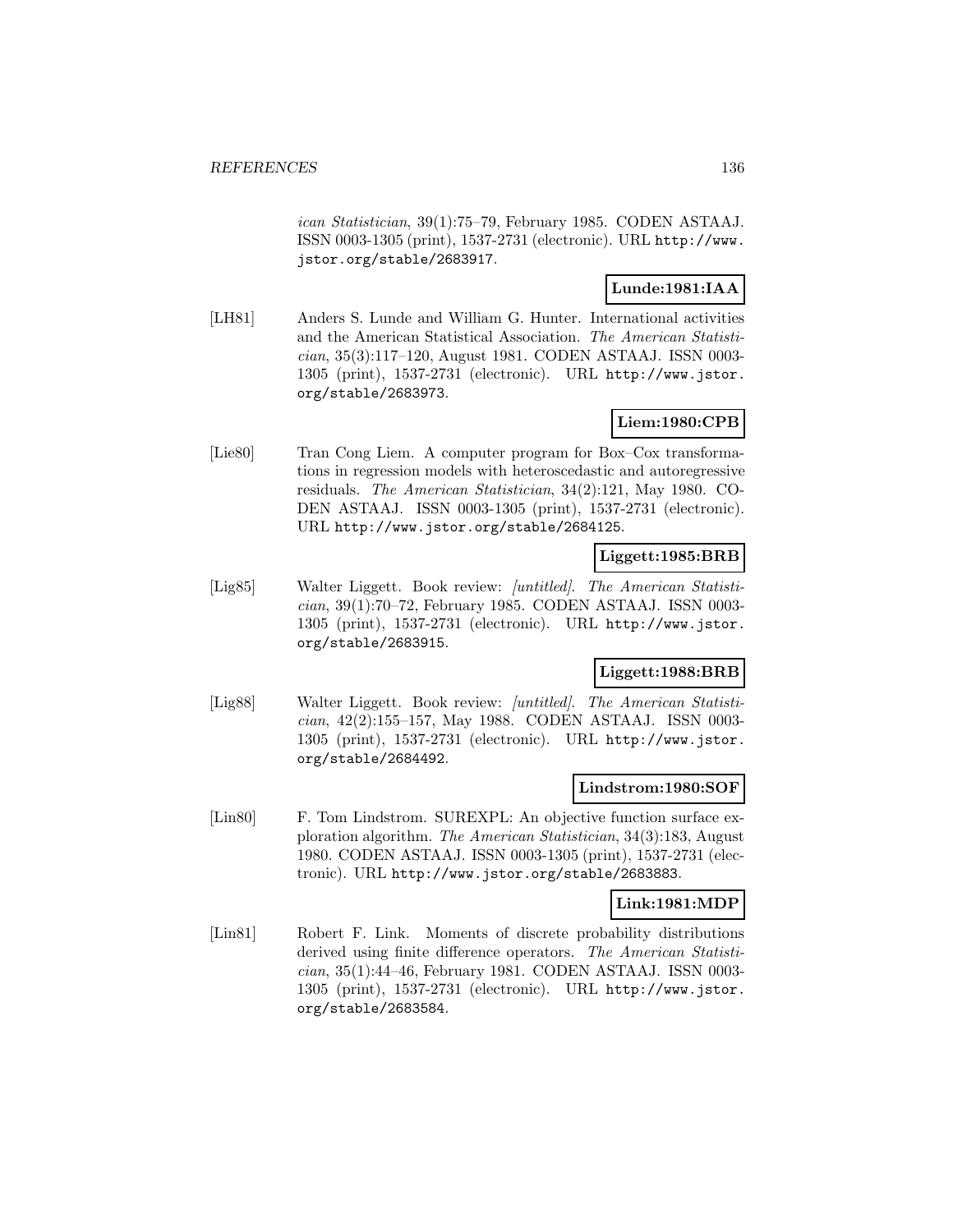*ican Statistician*, 39(1):75–79, February 1985. CODEN ASTAAJ. ISSN 0003-1305 (print), 1537-2731 (electronic). URL http://www.jstor.org/stable/2683917.

**Lunde:1981:IAA**

[LH81] Anders S. Lunde and William G. Hunter. International activities and the American Statistical Association. *The American Statistician*, 35(3):117–120, August 1981. CODEN ASTAAJ. ISSN 0003-1305 (print), 1537-2731 (electronic). URL http://www.jstor.org/stable/2683973.

**Liem:1980:CPB**

[Lie80] Tran Cong Liem. A computer program for Box–Cox transformations in regression models with heteroscedastic and autoregressive residuals. *The American Statistician*, 34(2):121, May 1980. CODEN ASTAAJ. ISSN 0003-1305 (print), 1537-2731 (electronic). URL http://www.jstor.org/stable/2684125.

**Liggett:1985:BRB**

[Lig85] Walter Liggett. Book review: *[untitled]*. *The American Statistician*, 39(1):70–72, February 1985. CODEN ASTAAJ. ISSN 0003-1305 (print), 1537-2731 (electronic). URL http://www.jstor.org/stable/2683915.

**Liggett:1988:BRB**

[Lig88] Walter Liggett. Book review: *[untitled]*. *The American Statistician*, 42(2):155–157, May 1988. CODEN ASTAAJ. ISSN 0003-1305 (print), 1537-2731 (electronic). URL http://www.jstor.org/stable/2684492.

**Lindstrom:1980:SOF**

[Lin80] F. Tom Lindstrom. SUREXPL: An objective function surface exploration algorithm. *The American Statistician*, 34(3):183, August 1980. CODEN ASTAAJ. ISSN 0003-1305 (print), 1537-2731 (electronic). URL http://www.jstor.org/stable/2683883.

**Link:1981:MDP**

[Lin81] Robert F. Link. Moments of discrete probability distributions derived using finite difference operators. *The American Statistician*, 35(1):44–46, February 1981. CODEN ASTAAJ. ISSN 0003-1305 (print), 1537-2731 (electronic). URL http://www.jstor.org/stable/2683584.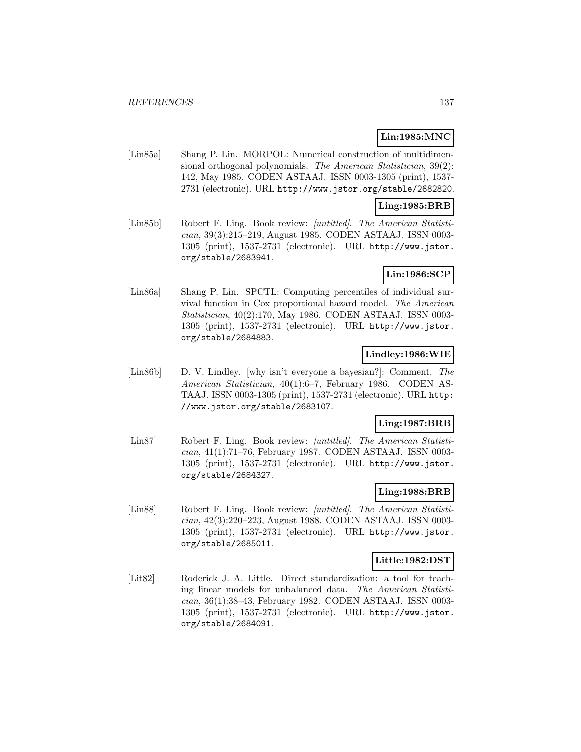**Lin:1985:MNC**

[Lin85a] Shang P. Lin. MORPOL: Numerical construction of multidimensional orthogonal polynomials. *The American Statistician*, 39(2): 142, May 1985. CODEN ASTAAJ. ISSN 0003-1305 (print), 1537-2731 (electronic). URL http://www.jstor.org/stable/2682820.

**Ling:1985:BRB**

[Lin85b] Robert F. Ling. Book review: *[untitled]*. *The American Statistician*, 39(3):215–219, August 1985. CODEN ASTAAJ. ISSN 0003-1305 (print), 1537-2731 (electronic). URL http://www.jstor.org/stable/2683941.

**Lin:1986:SCP**

[Lin86a] Shang P. Lin. SPCTL: Computing percentiles of individual survival function in Cox proportional hazard model. *The American Statistician*, 40(2):170, May 1986. CODEN ASTAAJ. ISSN 0003-1305 (print), 1537-2731 (electronic). URL http://www.jstor.org/stable/2684883.

**Lindley:1986:WIE**

[Lin86b] D. V. Lindley. [why isn't everyone a bayesian?]: Comment. *The American Statistician*, 40(1):6–7, February 1986. CODEN ASTAAJ. ISSN 0003-1305 (print), 1537-2731 (electronic). URL http://www.jstor.org/stable/2683107.

**Ling:1987:BRB**

[Lin87] Robert F. Ling. Book review: *[untitled]*. *The American Statistician*, 41(1):71–76, February 1987. CODEN ASTAAJ. ISSN 0003-1305 (print), 1537-2731 (electronic). URL http://www.jstor.org/stable/2684327.

**Ling:1988:BRB**

[Lin88] Robert F. Ling. Book review: *[untitled]*. *The American Statistician*, 42(3):220–223, August 1988. CODEN ASTAAJ. ISSN 0003-1305 (print), 1537-2731 (electronic). URL http://www.jstor.org/stable/2685011.

**Little:1982:DST**

[Lit82] Roderick J. A. Little. Direct standardization: a tool for teaching linear models for unbalanced data. *The American Statistician*, 36(1):38–43, February 1982. CODEN ASTAAJ. ISSN 0003-1305 (print), 1537-2731 (electronic). URL http://www.jstor.org/stable/2684091.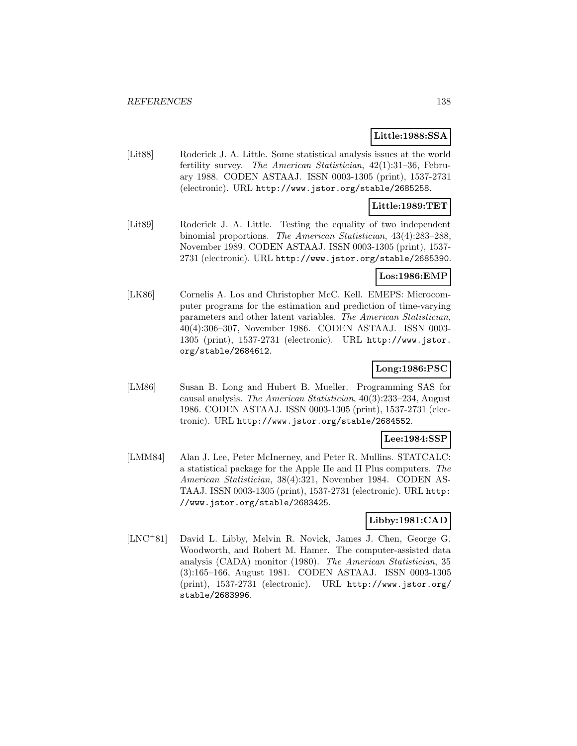**Little:1988:SSA**

[Lit88] Roderick J. A. Little. Some statistical analysis issues at the world fertility survey. *The American Statistician*, 42(1):31–36, February 1988. CODEN ASTAAJ. ISSN 0003-1305 (print), 1537-2731 (electronic). URL `http://www.jstor.org/stable/2685258`.

**Little:1989:TET**

[Lit89] Roderick J. A. Little. Testing the equality of two independent binomial proportions. *The American Statistician*, 43(4):283–288, November 1989. CODEN ASTAAJ. ISSN 0003-1305 (print), 1537-2731 (electronic). URL `http://www.jstor.org/stable/2685390`.

**Los:1986:EMP**

[LK86] Cornelis A. Los and Christopher McC. Kell. EMEPS: Microcomputer programs for the estimation and prediction of time-varying parameters and other latent variables. *The American Statistician*, 40(4):306–307, November 1986. CODEN ASTAAJ. ISSN 0003-1305 (print), 1537-2731 (electronic). URL `http://www.jstor.org/stable/2684612`.

**Long:1986:PSC**

[LM86] Susan B. Long and Hubert B. Mueller. Programming SAS for causal analysis. *The American Statistician*, 40(3):233–234, August 1986. CODEN ASTAAJ. ISSN 0003-1305 (print), 1537-2731 (electronic). URL `http://www.jstor.org/stable/2684552`.

**Lee:1984:SSP**

[LMM84] Alan J. Lee, Peter McInerney, and Peter R. Mullins. STATCALC: a statistical package for the Apple IIe and II Plus computers. *The American Statistician*, 38(4):321, November 1984. CODEN ASTAAJ. ISSN 0003-1305 (print), 1537-2731 (electronic). URL `http://www.jstor.org/stable/2683425`.

**Libby:1981:CAD**

[LNC+81] David L. Libby, Melvin R. Novick, James J. Chen, George G. Woodworth, and Robert M. Hamer. The computer-assisted data analysis (CADA) monitor (1980). *The American Statistician*, 35 (3):165–166, August 1981. CODEN ASTAAJ. ISSN 0003-1305 (print), 1537-2731 (electronic). URL `http://www.jstor.org/stable/2683996`.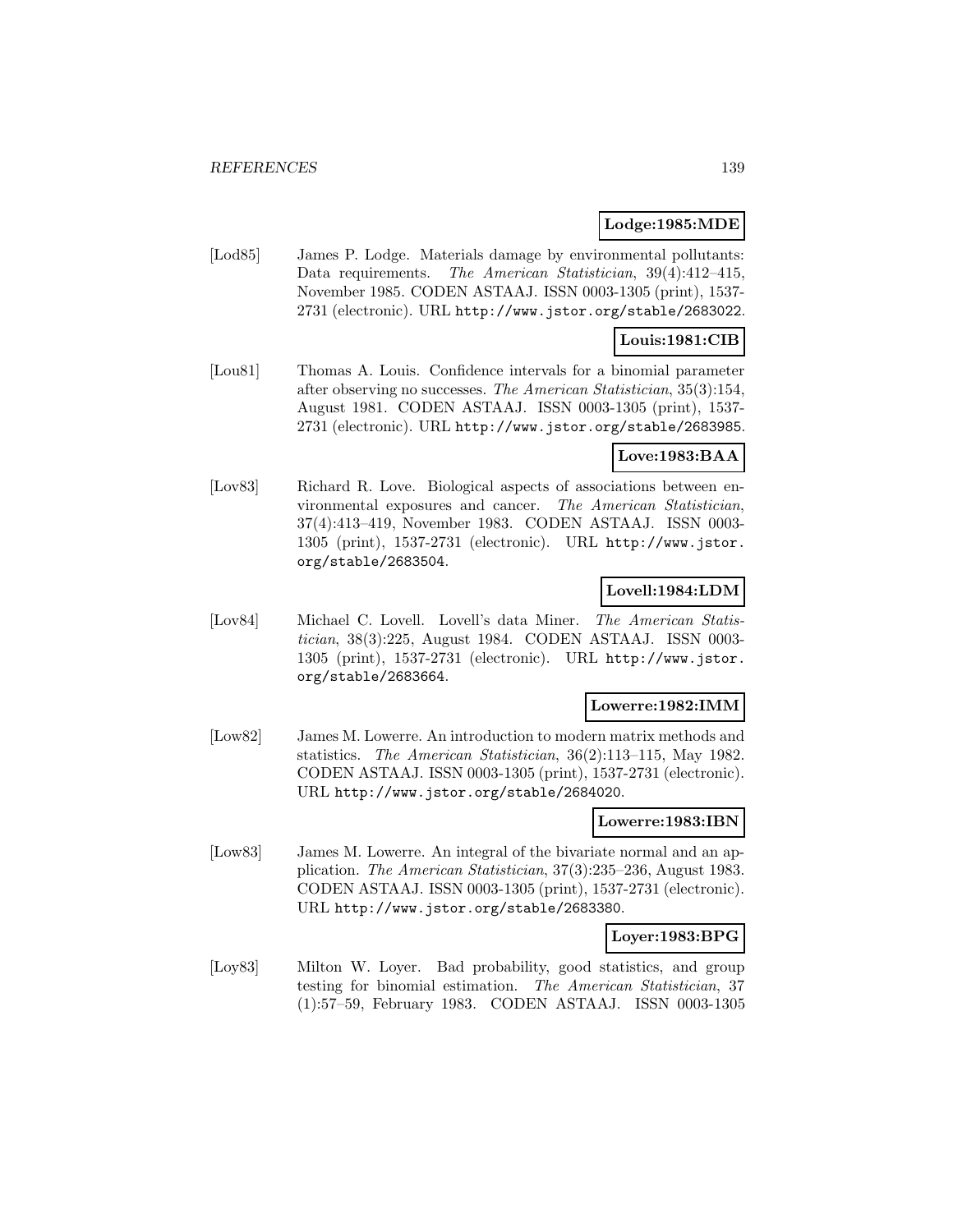**Lodge:1985:MDE**

[Lod85] James P. Lodge. Materials damage by environmental pollutants: Data requirements. *The American Statistician*, 39(4):412–415, November 1985. CODEN ASTAAJ. ISSN 0003-1305 (print), 1537-2731 (electronic). URL http://www.jstor.org/stable/2683022.

**Louis:1981:CIB**

[Lou81] Thomas A. Louis. Confidence intervals for a binomial parameter after observing no successes. *The American Statistician*, 35(3):154, August 1981. CODEN ASTAAJ. ISSN 0003-1305 (print), 1537-2731 (electronic). URL http://www.jstor.org/stable/2683985.

**Love:1983:BAA**

[Lov83] Richard R. Love. Biological aspects of associations between environmental exposures and cancer. *The American Statistician*, 37(4):413–419, November 1983. CODEN ASTAAJ. ISSN 0003-1305 (print), 1537-2731 (electronic). URL http://www.jstor.org/stable/2683504.

**Lovell:1984:LDM**

[Lov84] Michael C. Lovell. Lovell's data Miner. *The American Statistician*, 38(3):225, August 1984. CODEN ASTAAJ. ISSN 0003-1305 (print), 1537-2731 (electronic). URL http://www.jstor.org/stable/2683664.

**Lowerre:1982:IMM**

[Low82] James M. Lowerre. An introduction to modern matrix methods and statistics. *The American Statistician*, 36(2):113–115, May 1982. CODEN ASTAAJ. ISSN 0003-1305 (print), 1537-2731 (electronic). URL http://www.jstor.org/stable/2684020.

**Lowerre:1983:IBN**

[Low83] James M. Lowerre. An integral of the bivariate normal and an application. *The American Statistician*, 37(3):235–236, August 1983. CODEN ASTAAJ. ISSN 0003-1305 (print), 1537-2731 (electronic). URL http://www.jstor.org/stable/2683380.

**Loyer:1983:BPG**

[Loy83] Milton W. Loyer. Bad probability, good statistics, and group testing for binomial estimation. *The American Statistician*, 37 (1):57–59, February 1983. CODEN ASTAAJ. ISSN 0003-1305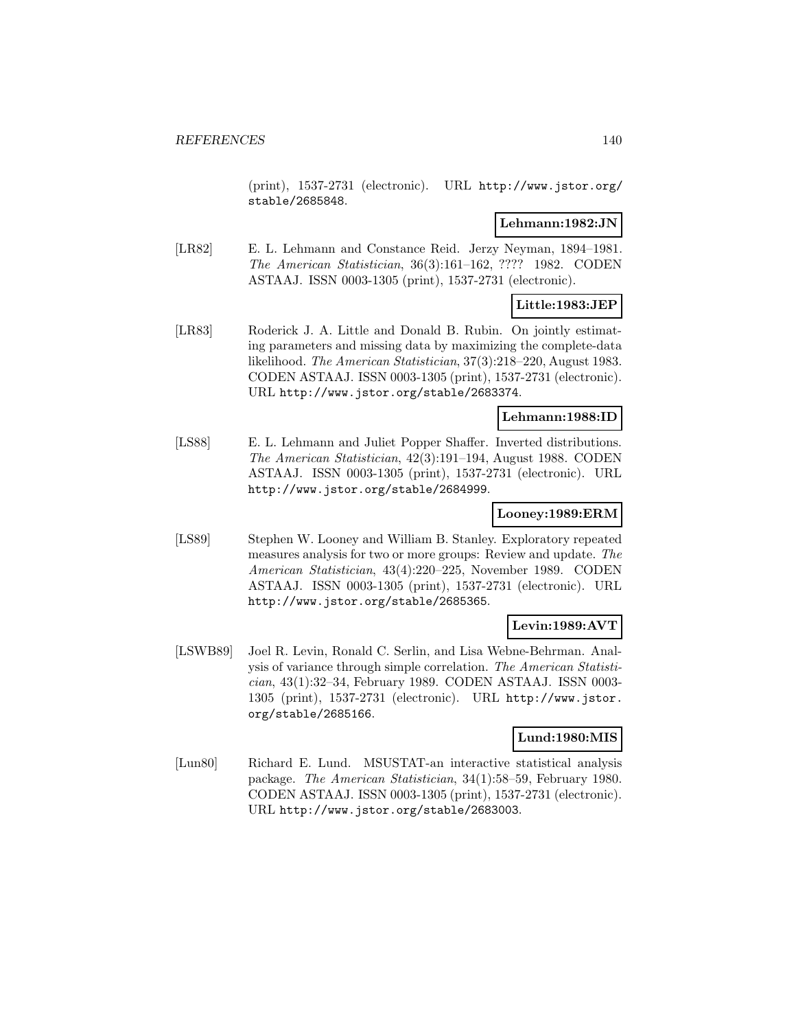(print), 1537-2731 (electronic). URL `http://www.jstor.org/stable/2685848`.

**Lehmann:1982:JN**

[LR82] E. L. Lehmann and Constance Reid. Jerzy Neyman, 1894–1981. *The American Statistician*, 36(3):161–162, ???? 1982. CODEN ASTAAJ. ISSN 0003-1305 (print), 1537-2731 (electronic).

**Little:1983:JEP**

[LR83] Roderick J. A. Little and Donald B. Rubin. On jointly estimating parameters and missing data by maximizing the complete-data likelihood. *The American Statistician*, 37(3):218–220, August 1983. CODEN ASTAAJ. ISSN 0003-1305 (print), 1537-2731 (electronic). URL `http://www.jstor.org/stable/2683374`.

**Lehmann:1988:ID**

[LS88] E. L. Lehmann and Juliet Popper Shaffer. Inverted distributions. *The American Statistician*, 42(3):191–194, August 1988. CODEN ASTAAJ. ISSN 0003-1305 (print), 1537-2731 (electronic). URL `http://www.jstor.org/stable/2684999`.

**Looney:1989:ERM**

[LS89] Stephen W. Looney and William B. Stanley. Exploratory repeated measures analysis for two or more groups: Review and update. *The American Statistician*, 43(4):220–225, November 1989. CODEN ASTAAJ. ISSN 0003-1305 (print), 1537-2731 (electronic). URL `http://www.jstor.org/stable/2685365`.

**Levin:1989:AVT**

[LSWB89] Joel R. Levin, Ronald C. Serlin, and Lisa Webne-Behrman. Analysis of variance through simple correlation. *The American Statistician*, 43(1):32–34, February 1989. CODEN ASTAAJ. ISSN 0003-1305 (print), 1537-2731 (electronic). URL `http://www.jstor.org/stable/2685166`.

**Lund:1980:MIS**

[Lun80] Richard E. Lund. MSUSTAT-an interactive statistical analysis package. *The American Statistician*, 34(1):58–59, February 1980. CODEN ASTAAJ. ISSN 0003-1305 (print), 1537-2731 (electronic). URL `http://www.jstor.org/stable/2683003`.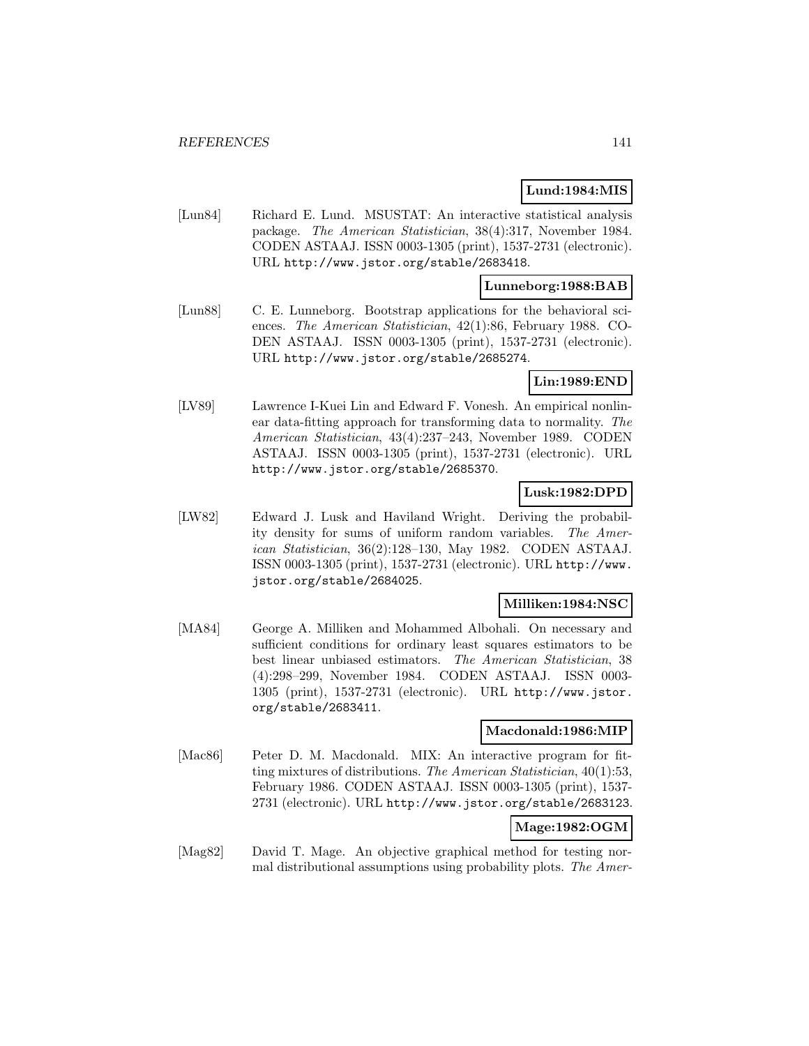**Lund:1984:MIS**

[Lun84] Richard E. Lund. MSUSTAT: An interactive statistical analysis package. *The American Statistician*, 38(4):317, November 1984. CODEN ASTAAJ. ISSN 0003-1305 (print), 1537-2731 (electronic). URL http://www.jstor.org/stable/2683418.

**Lunneborg:1988:BAB**

[Lun88] C. E. Lunneborg. Bootstrap applications for the behavioral sciences. *The American Statistician*, 42(1):86, February 1988. CODEN ASTAAJ. ISSN 0003-1305 (print), 1537-2731 (electronic). URL http://www.jstor.org/stable/2685274.

**Lin:1989:END**

[LV89] Lawrence I-Kuei Lin and Edward F. Vonesh. An empirical nonlinear data-fitting approach for transforming data to normality. *The American Statistician*, 43(4):237–243, November 1989. CODEN ASTAAJ. ISSN 0003-1305 (print), 1537-2731 (electronic). URL http://www.jstor.org/stable/2685370.

**Lusk:1982:DPD**

[LW82] Edward J. Lusk and Haviland Wright. Deriving the probability density for sums of uniform random variables. *The American Statistician*, 36(2):128–130, May 1982. CODEN ASTAAJ. ISSN 0003-1305 (print), 1537-2731 (electronic). URL http://www.jstor.org/stable/2684025.

**Milliken:1984:NSC**

[MA84] George A. Milliken and Mohammed Albohali. On necessary and sufficient conditions for ordinary least squares estimators to be best linear unbiased estimators. *The American Statistician*, 38 (4):298–299, November 1984. CODEN ASTAAJ. ISSN 0003-1305 (print), 1537-2731 (electronic). URL http://www.jstor.org/stable/2683411.

**Macdonald:1986:MIP**

[Mac86] Peter D. M. Macdonald. MIX: An interactive program for fitting mixtures of distributions. *The American Statistician*, 40(1):53, February 1986. CODEN ASTAAJ. ISSN 0003-1305 (print), 1537-2731 (electronic). URL http://www.jstor.org/stable/2683123.

**Mage:1982:OGM**

[Mag82] David T. Mage. An objective graphical method for testing normal distributional assumptions using probability plots. *The Amer-*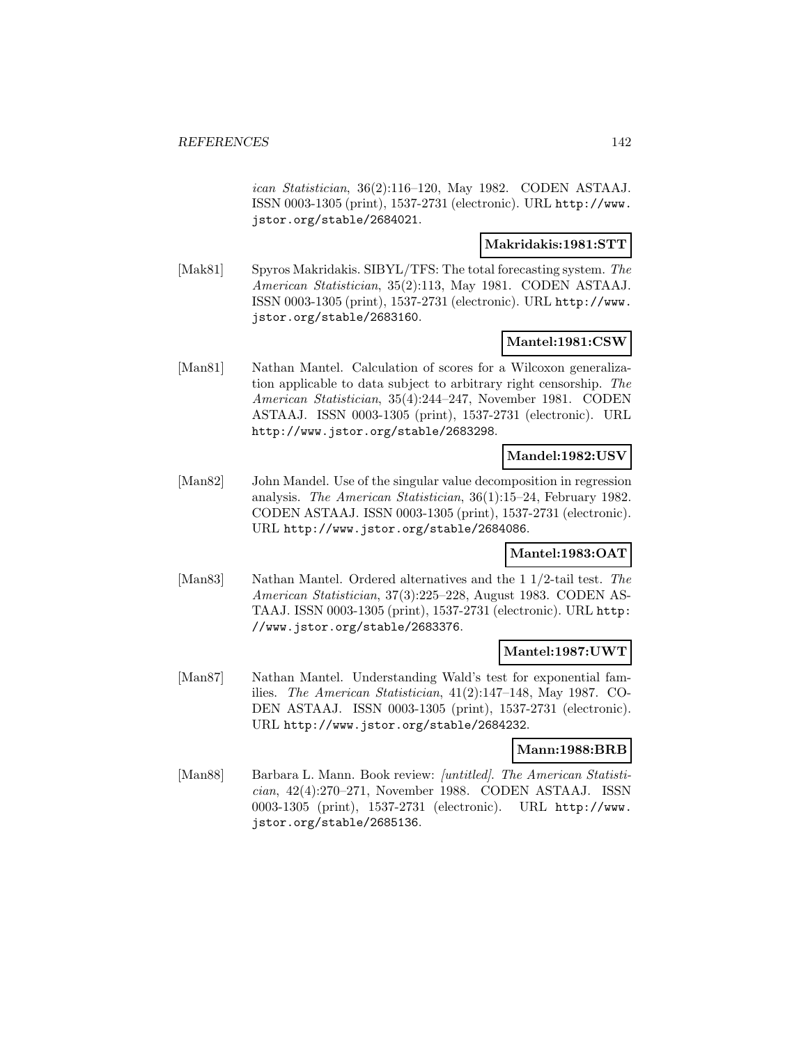*ican Statistician*, 36(2):116–120, May 1982. CODEN ASTAAJ. ISSN 0003-1305 (print), 1537-2731 (electronic). URL http://www.jstor.org/stable/2684021.

**Makridakis:1981:STT**

[Mak81] Spyros Makridakis. SIBYL/TFS: The total forecasting system. *The American Statistician*, 35(2):113, May 1981. CODEN ASTAAJ. ISSN 0003-1305 (print), 1537-2731 (electronic). URL http://www.jstor.org/stable/2683160.

**Mantel:1981:CSW**

[Man81] Nathan Mantel. Calculation of scores for a Wilcoxon generalization applicable to data subject to arbitrary right censorship. *The American Statistician*, 35(4):244–247, November 1981. CODEN ASTAAJ. ISSN 0003-1305 (print), 1537-2731 (electronic). URL http://www.jstor.org/stable/2683298.

**Mandel:1982:USV**

[Man82] John Mandel. Use of the singular value decomposition in regression analysis. *The American Statistician*, 36(1):15–24, February 1982. CODEN ASTAAJ. ISSN 0003-1305 (print), 1537-2731 (electronic). URL http://www.jstor.org/stable/2684086.

**Mantel:1983:OAT**

[Man83] Nathan Mantel. Ordered alternatives and the 1 1/2-tail test. *The American Statistician*, 37(3):225–228, August 1983. CODEN ASTAAJ. ISSN 0003-1305 (print), 1537-2731 (electronic). URL http://www.jstor.org/stable/2683376.

**Mantel:1987:UWT**

[Man87] Nathan Mantel. Understanding Wald's test for exponential families. *The American Statistician*, 41(2):147–148, May 1987. CODEN ASTAAJ. ISSN 0003-1305 (print), 1537-2731 (electronic). URL http://www.jstor.org/stable/2684232.

**Mann:1988:BRB**

[Man88] Barbara L. Mann. Book review: *[untitled]*. *The American Statistician*, 42(4):270–271, November 1988. CODEN ASTAAJ. ISSN 0003-1305 (print), 1537-2731 (electronic). URL http://www.jstor.org/stable/2685136.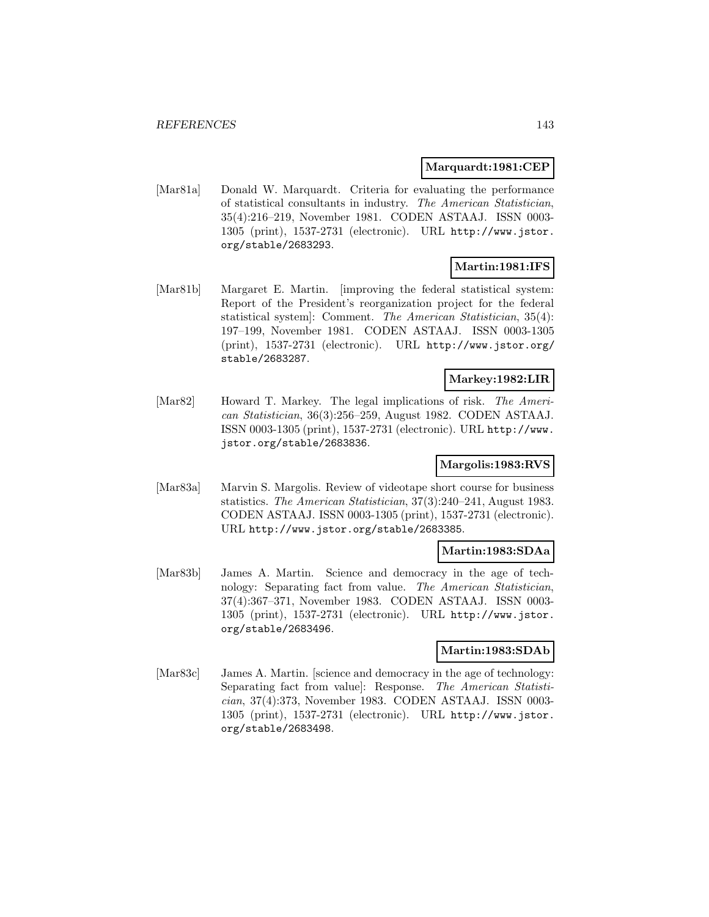**Marquardt:1981:CEP**

[Mar81a] Donald W. Marquardt. Criteria for evaluating the performance of statistical consultants in industry. *The American Statistician*, 35(4):216–219, November 1981. CODEN ASTAAJ. ISSN 0003-1305 (print), 1537-2731 (electronic). URL http://www.jstor.org/stable/2683293.

**Martin:1981:IFS**

[Mar81b] Margaret E. Martin. [improving the federal statistical system: Report of the President's reorganization project for the federal statistical system]: Comment. *The American Statistician*, 35(4): 197–199, November 1981. CODEN ASTAAJ. ISSN 0003-1305 (print), 1537-2731 (electronic). URL http://www.jstor.org/stable/2683287.

**Markey:1982:LIR**

[Mar82] Howard T. Markey. The legal implications of risk. *The American Statistician*, 36(3):256–259, August 1982. CODEN ASTAAJ. ISSN 0003-1305 (print), 1537-2731 (electronic). URL http://www.jstor.org/stable/2683836.

**Margolis:1983:RVS**

[Mar83a] Marvin S. Margolis. Review of videotape short course for business statistics. *The American Statistician*, 37(3):240–241, August 1983. CODEN ASTAAJ. ISSN 0003-1305 (print), 1537-2731 (electronic). URL http://www.jstor.org/stable/2683385.

**Martin:1983:SDAa**

[Mar83b] James A. Martin. Science and democracy in the age of technology: Separating fact from value. *The American Statistician*, 37(4):367–371, November 1983. CODEN ASTAAJ. ISSN 0003-1305 (print), 1537-2731 (electronic). URL http://www.jstor.org/stable/2683496.

**Martin:1983:SDAb**

[Mar83c] James A. Martin. [science and democracy in the age of technology: Separating fact from value]: Response. *The American Statistician*, 37(4):373, November 1983. CODEN ASTAAJ. ISSN 0003-1305 (print), 1537-2731 (electronic). URL http://www.jstor.org/stable/2683498.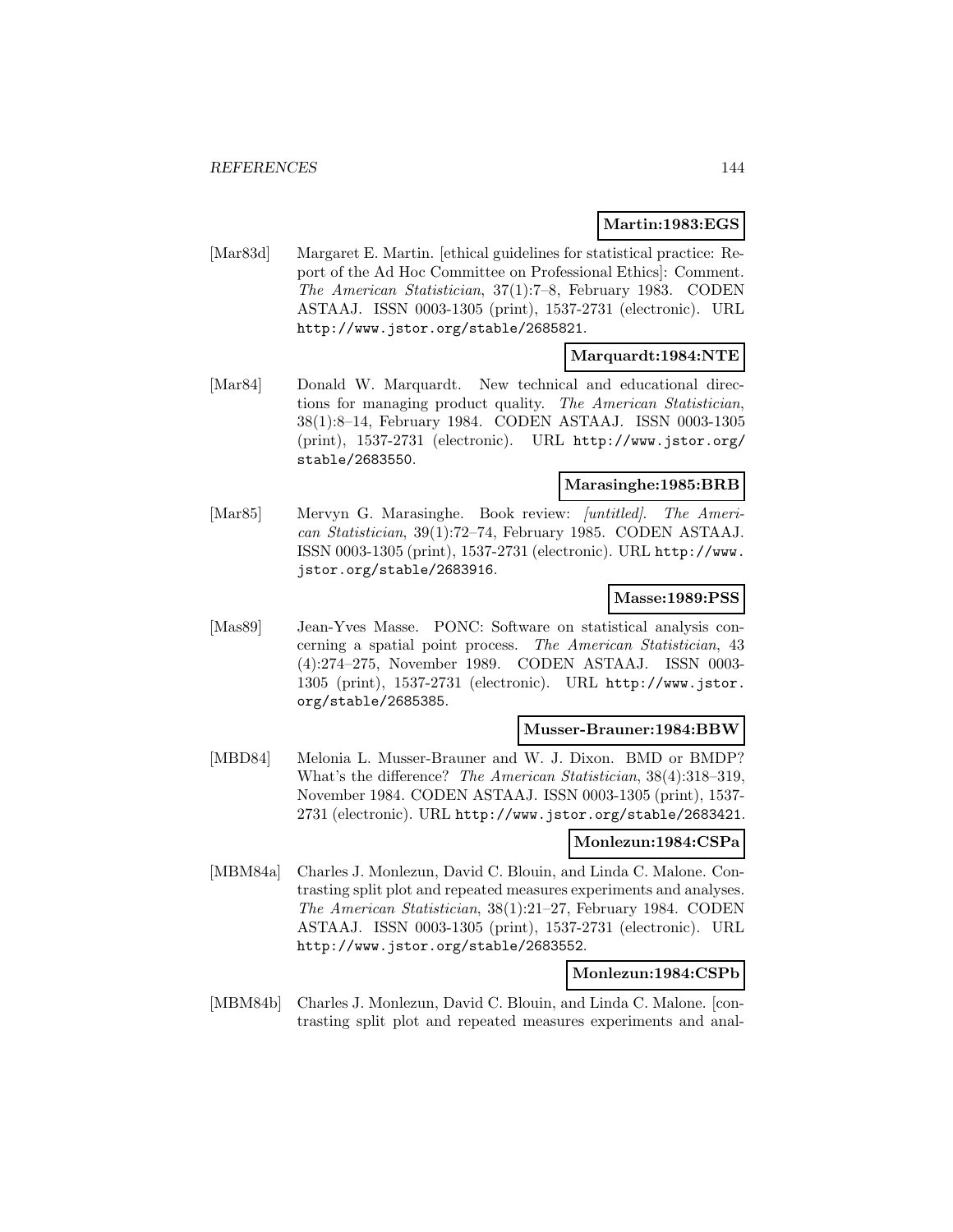**Martin:1983:EGS**

[Mar83d] Margaret E. Martin. [ethical guidelines for statistical practice: Report of the Ad Hoc Committee on Professional Ethics]: Comment. *The American Statistician*, 37(1):7–8, February 1983. CODEN ASTAAJ. ISSN 0003-1305 (print), 1537-2731 (electronic). URL http://www.jstor.org/stable/2685821.

**Marquardt:1984:NTE**

[Mar84] Donald W. Marquardt. New technical and educational directions for managing product quality. *The American Statistician*, 38(1):8–14, February 1984. CODEN ASTAAJ. ISSN 0003-1305 (print), 1537-2731 (electronic). URL http://www.jstor.org/stable/2683550.

**Marasinghe:1985:BRB**

[Mar85] Mervyn G. Marasinghe. Book review: *[untitled]*. *The American Statistician*, 39(1):72–74, February 1985. CODEN ASTAAJ. ISSN 0003-1305 (print), 1537-2731 (electronic). URL http://www.jstor.org/stable/2683916.

**Masse:1989:PSS**

[Mas89] Jean-Yves Masse. PONC: Software on statistical analysis concerning a spatial point process. *The American Statistician*, 43 (4):274–275, November 1989. CODEN ASTAAJ. ISSN 0003-1305 (print), 1537-2731 (electronic). URL http://www.jstor.org/stable/2685385.

**Musser-Brauner:1984:BBW**

[MBD84] Melonia L. Musser-Brauner and W. J. Dixon. BMD or BMDP? What's the difference? *The American Statistician*, 38(4):318–319, November 1984. CODEN ASTAAJ. ISSN 0003-1305 (print), 1537-2731 (electronic). URL http://www.jstor.org/stable/2683421.

**Monlezun:1984:CSPa**

[MBM84a] Charles J. Monlezun, David C. Blouin, and Linda C. Malone. Contrasting split plot and repeated measures experiments and analyses. *The American Statistician*, 38(1):21–27, February 1984. CODEN ASTAAJ. ISSN 0003-1305 (print), 1537-2731 (electronic). URL http://www.jstor.org/stable/2683552.

**Monlezun:1984:CSPb**

[MBM84b] Charles J. Monlezun, David C. Blouin, and Linda C. Malone. [contrasting split plot and repeated measures experiments and anal-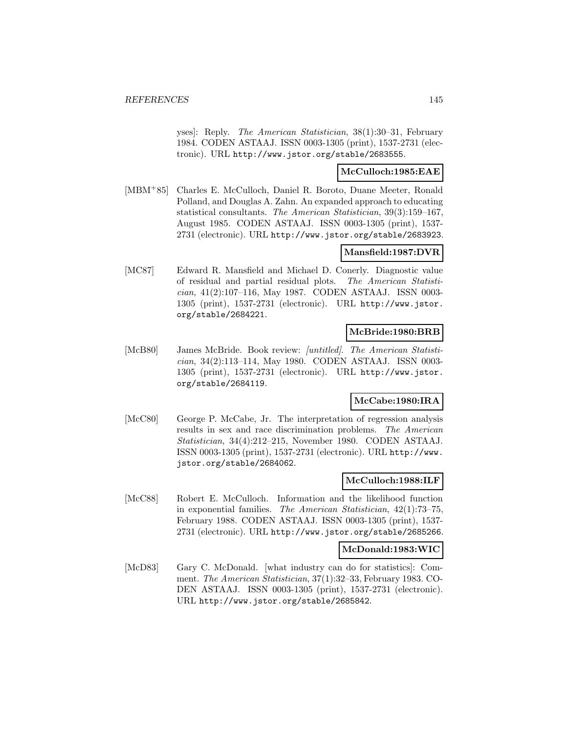yses]: Reply. *The American Statistician*, 38(1):30–31, February 1984. CODEN ASTAAJ. ISSN 0003-1305 (print), 1537-2731 (electronic). URL http://www.jstor.org/stable/2683555.

**McCulloch:1985:EAE**

[MBM+85] Charles E. McCulloch, Daniel R. Boroto, Duane Meeter, Ronald Polland, and Douglas A. Zahn. An expanded approach to educating statistical consultants. *The American Statistician*, 39(3):159–167, August 1985. CODEN ASTAAJ. ISSN 0003-1305 (print), 1537-2731 (electronic). URL http://www.jstor.org/stable/2683923.

**Mansfield:1987:DVR**

[MC87] Edward R. Mansfield and Michael D. Conerly. Diagnostic value of residual and partial residual plots. *The American Statistician*, 41(2):107–116, May 1987. CODEN ASTAAJ. ISSN 0003-1305 (print), 1537-2731 (electronic). URL http://www.jstor.org/stable/2684221.

**McBride:1980:BRB**

[McB80] James McBride. Book review: *[untitled]*. *The American Statistician*, 34(2):113–114, May 1980. CODEN ASTAAJ. ISSN 0003-1305 (print), 1537-2731 (electronic). URL http://www.jstor.org/stable/2684119.

**McCabe:1980:IRA**

[McC80] George P. McCabe, Jr. The interpretation of regression analysis results in sex and race discrimination problems. *The American Statistician*, 34(4):212–215, November 1980. CODEN ASTAAJ. ISSN 0003-1305 (print), 1537-2731 (electronic). URL http://www.jstor.org/stable/2684062.

**McCulloch:1988:ILF**

[McC88] Robert E. McCulloch. Information and the likelihood function in exponential families. *The American Statistician*, 42(1):73–75, February 1988. CODEN ASTAAJ. ISSN 0003-1305 (print), 1537-2731 (electronic). URL http://www.jstor.org/stable/2685266.

**McDonald:1983:WIC**

[McD83] Gary C. McDonald. [what industry can do for statistics]: Comment. *The American Statistician*, 37(1):32–33, February 1983. CODEN ASTAAJ. ISSN 0003-1305 (print), 1537-2731 (electronic). URL http://www.jstor.org/stable/2685842.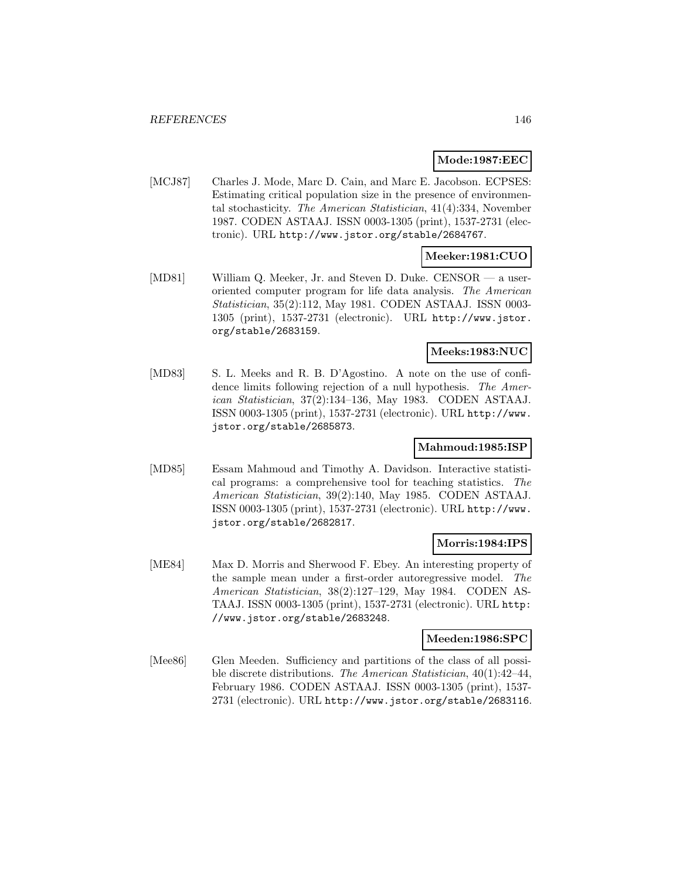**Mode:1987:EEC**

[MCJ87] Charles J. Mode, Marc D. Cain, and Marc E. Jacobson. ECPSES: Estimating critical population size in the presence of environmental stochasticity. *The American Statistician*, 41(4):334, November 1987. CODEN ASTAAJ. ISSN 0003-1305 (print), 1537-2731 (electronic). URL http://www.jstor.org/stable/2684767.

**Meeker:1981:CUO**

[MD81] William Q. Meeker, Jr. and Steven D. Duke. CENSOR — a user-oriented computer program for life data analysis. *The American Statistician*, 35(2):112, May 1981. CODEN ASTAAJ. ISSN 0003-1305 (print), 1537-2731 (electronic). URL http://www.jstor.org/stable/2683159.

**Meeks:1983:NUC**

[MD83] S. L. Meeks and R. B. D'Agostino. A note on the use of confidence limits following rejection of a null hypothesis. *The American Statistician*, 37(2):134–136, May 1983. CODEN ASTAAJ. ISSN 0003-1305 (print), 1537-2731 (electronic). URL http://www.jstor.org/stable/2685873.

**Mahmoud:1985:ISP**

[MD85] Essam Mahmoud and Timothy A. Davidson. Interactive statistical programs: a comprehensive tool for teaching statistics. *The American Statistician*, 39(2):140, May 1985. CODEN ASTAAJ. ISSN 0003-1305 (print), 1537-2731 (electronic). URL http://www.jstor.org/stable/2682817.

**Morris:1984:IPS**

[ME84] Max D. Morris and Sherwood F. Ebey. An interesting property of the sample mean under a first-order autoregressive model. *The American Statistician*, 38(2):127–129, May 1984. CODEN ASTAAJ. ISSN 0003-1305 (print), 1537-2731 (electronic). URL http://www.jstor.org/stable/2683248.

**Meeden:1986:SPC**

[Mee86] Glen Meeden. Sufficiency and partitions of the class of all possible discrete distributions. *The American Statistician*, 40(1):42–44, February 1986. CODEN ASTAAJ. ISSN 0003-1305 (print), 1537-2731 (electronic). URL http://www.jstor.org/stable/2683116.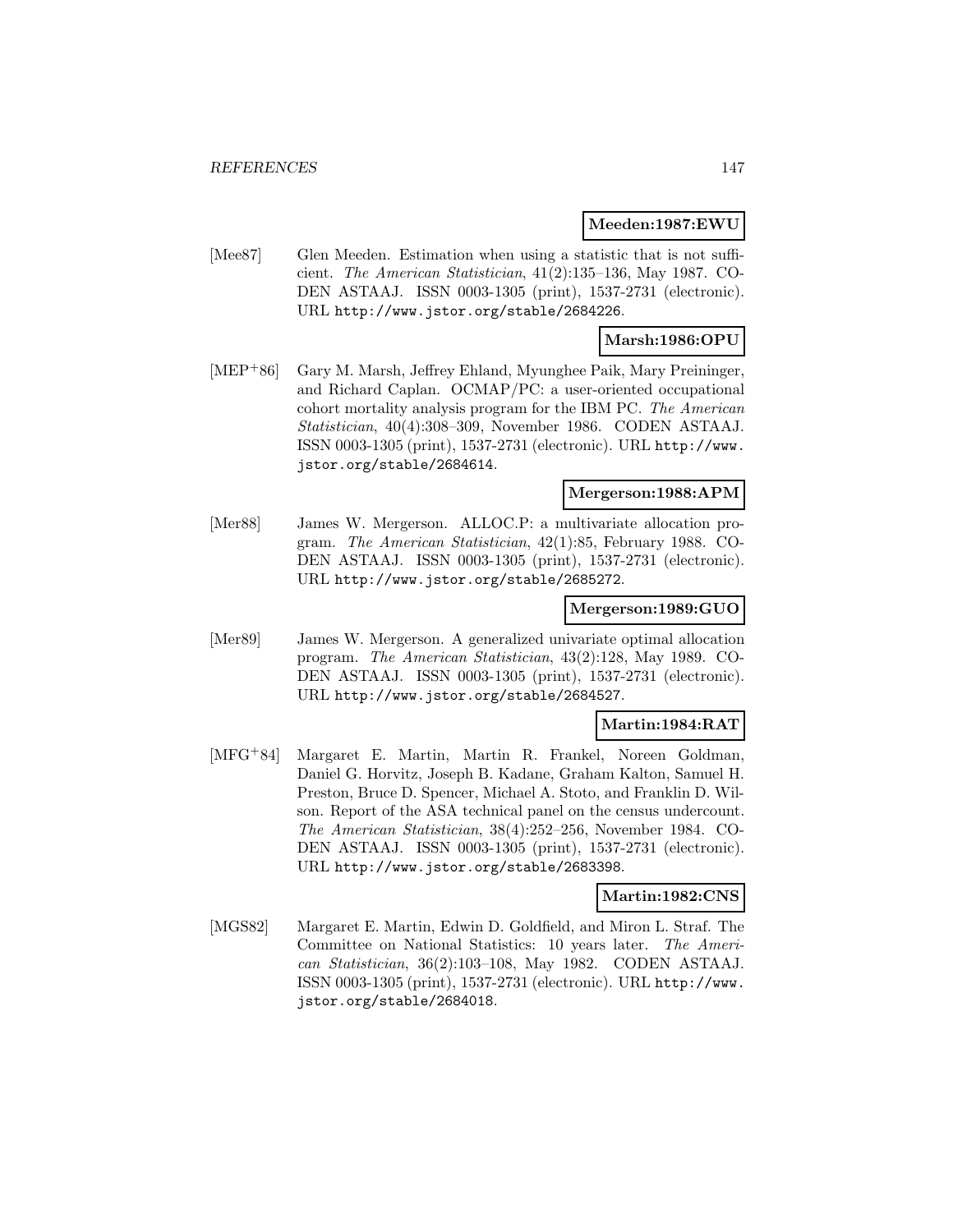**Meeden:1987:EWU**

[Mee87] Glen Meeden. Estimation when using a statistic that is not sufficient. *The American Statistician*, 41(2):135–136, May 1987. CODEN ASTAAJ. ISSN 0003-1305 (print), 1537-2731 (electronic). URL http://www.jstor.org/stable/2684226.

**Marsh:1986:OPU**

[MEP+86] Gary M. Marsh, Jeffrey Ehland, Myunghee Paik, Mary Preininger, and Richard Caplan. OCMAP/PC: a user-oriented occupational cohort mortality analysis program for the IBM PC. *The American Statistician*, 40(4):308–309, November 1986. CODEN ASTAAJ. ISSN 0003-1305 (print), 1537-2731 (electronic). URL http://www.jstor.org/stable/2684614.

**Mergerson:1988:APM**

[Mer88] James W. Mergerson. ALLOC.P: a multivariate allocation program. *The American Statistician*, 42(1):85, February 1988. CODEN ASTAAJ. ISSN 0003-1305 (print), 1537-2731 (electronic). URL http://www.jstor.org/stable/2685272.

**Mergerson:1989:GUO**

[Mer89] James W. Mergerson. A generalized univariate optimal allocation program. *The American Statistician*, 43(2):128, May 1989. CODEN ASTAAJ. ISSN 0003-1305 (print), 1537-2731 (electronic). URL http://www.jstor.org/stable/2684527.

**Martin:1984:RAT**

[MFG+84] Margaret E. Martin, Martin R. Frankel, Noreen Goldman, Daniel G. Horvitz, Joseph B. Kadane, Graham Kalton, Samuel H. Preston, Bruce D. Spencer, Michael A. Stoto, and Franklin D. Wilson. Report of the ASA technical panel on the census undercount. *The American Statistician*, 38(4):252–256, November 1984. CODEN ASTAAJ. ISSN 0003-1305 (print), 1537-2731 (electronic). URL http://www.jstor.org/stable/2683398.

**Martin:1982:CNS**

[MGS82] Margaret E. Martin, Edwin D. Goldfield, and Miron L. Straf. The Committee on National Statistics: 10 years later. *The American Statistician*, 36(2):103–108, May 1982. CODEN ASTAAJ. ISSN 0003-1305 (print), 1537-2731 (electronic). URL http://www.jstor.org/stable/2684018.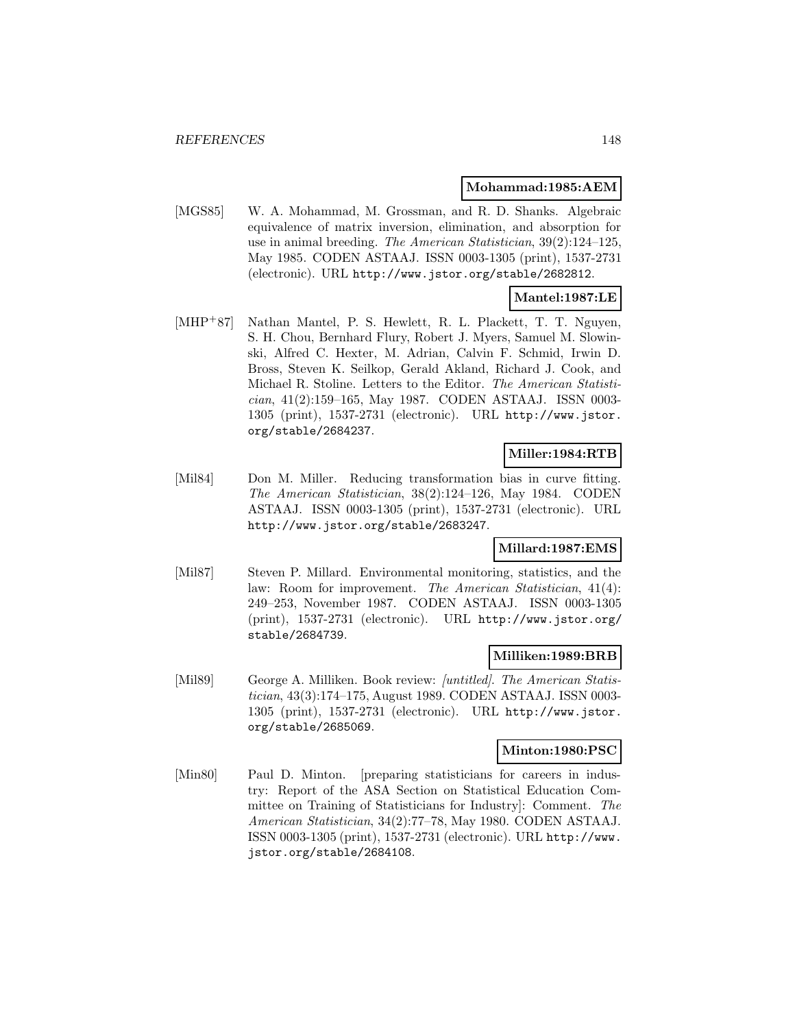**Mohammad:1985:AEM**

[MGS85] W. A. Mohammad, M. Grossman, and R. D. Shanks. Algebraic equivalence of matrix inversion, elimination, and absorption for use in animal breeding. *The American Statistician*, 39(2):124–125, May 1985. CODEN ASTAAJ. ISSN 0003-1305 (print), 1537-2731 (electronic). URL `http://www.jstor.org/stable/2682812`.

**Mantel:1987:LE**

[MHP+87] Nathan Mantel, P. S. Hewlett, R. L. Plackett, T. T. Nguyen, S. H. Chou, Bernhard Flury, Robert J. Myers, Samuel M. Slowinski, Alfred C. Hexter, M. Adrian, Calvin F. Schmid, Irwin D. Bross, Steven K. Seilkop, Gerald Akland, Richard J. Cook, and Michael R. Stoline. Letters to the Editor. *The American Statistician*, 41(2):159–165, May 1987. CODEN ASTAAJ. ISSN 0003-1305 (print), 1537-2731 (electronic). URL `http://www.jstor.org/stable/2684237`.

**Miller:1984:RTB**

[Mil84] Don M. Miller. Reducing transformation bias in curve fitting. *The American Statistician*, 38(2):124–126, May 1984. CODEN ASTAAJ. ISSN 0003-1305 (print), 1537-2731 (electronic). URL `http://www.jstor.org/stable/2683247`.

**Millard:1987:EMS**

[Mil87] Steven P. Millard. Environmental monitoring, statistics, and the law: Room for improvement. *The American Statistician*, 41(4): 249–253, November 1987. CODEN ASTAAJ. ISSN 0003-1305 (print), 1537-2731 (electronic). URL `http://www.jstor.org/stable/2684739`.

**Milliken:1989:BRB**

[Mil89] George A. Milliken. Book review: *[untitled]*. *The American Statistician*, 43(3):174–175, August 1989. CODEN ASTAAJ. ISSN 0003-1305 (print), 1537-2731 (electronic). URL `http://www.jstor.org/stable/2685069`.

**Minton:1980:PSC**

[Min80] Paul D. Minton. [preparing statisticians for careers in industry: Report of the ASA Section on Statistical Education Committee on Training of Statisticians for Industry]: Comment. *The American Statistician*, 34(2):77–78, May 1980. CODEN ASTAAJ. ISSN 0003-1305 (print), 1537-2731 (electronic). URL `http://www.jstor.org/stable/2684108`.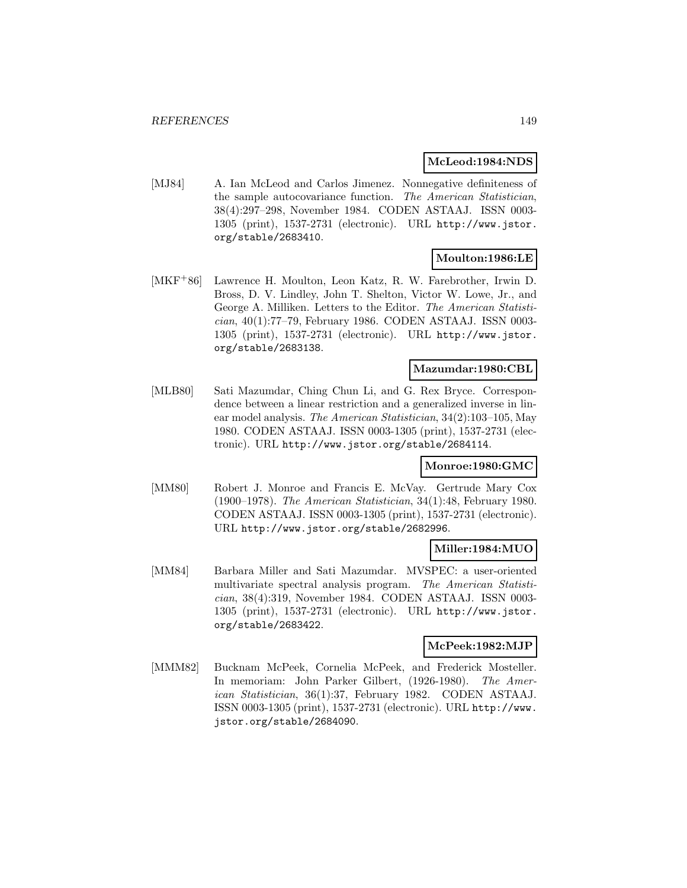**McLeod:1984:NDS**

[MJ84] A. Ian McLeod and Carlos Jimenez. Nonnegative definiteness of the sample autocovariance function. *The American Statistician*, 38(4):297–298, November 1984. CODEN ASTAAJ. ISSN 0003-1305 (print), 1537-2731 (electronic). URL http://www.jstor.org/stable/2683410.

**Moulton:1986:LE**

[MKF+86] Lawrence H. Moulton, Leon Katz, R. W. Farebrother, Irwin D. Bross, D. V. Lindley, John T. Shelton, Victor W. Lowe, Jr., and George A. Milliken. Letters to the Editor. *The American Statistician*, 40(1):77–79, February 1986. CODEN ASTAAJ. ISSN 0003-1305 (print), 1537-2731 (electronic). URL http://www.jstor.org/stable/2683138.

**Mazumdar:1980:CBL**

[MLB80] Sati Mazumdar, Ching Chun Li, and G. Rex Bryce. Correspondence between a linear restriction and a generalized inverse in linear model analysis. *The American Statistician*, 34(2):103–105, May 1980. CODEN ASTAAJ. ISSN 0003-1305 (print), 1537-2731 (electronic). URL http://www.jstor.org/stable/2684114.

**Monroe:1980:GMC**

[MM80] Robert J. Monroe and Francis E. McVay. Gertrude Mary Cox (1900–1978). *The American Statistician*, 34(1):48, February 1980. CODEN ASTAAJ. ISSN 0003-1305 (print), 1537-2731 (electronic). URL http://www.jstor.org/stable/2682996.

**Miller:1984:MUO**

[MM84] Barbara Miller and Sati Mazumdar. MVSPEC: a user-oriented multivariate spectral analysis program. *The American Statistician*, 38(4):319, November 1984. CODEN ASTAAJ. ISSN 0003-1305 (print), 1537-2731 (electronic). URL http://www.jstor.org/stable/2683422.

**McPeek:1982:MJP**

[MMM82] Bucknam McPeek, Cornelia McPeek, and Frederick Mosteller. In memoriam: John Parker Gilbert, (1926-1980). *The American Statistician*, 36(1):37, February 1982. CODEN ASTAAJ. ISSN 0003-1305 (print), 1537-2731 (electronic). URL http://www.jstor.org/stable/2684090.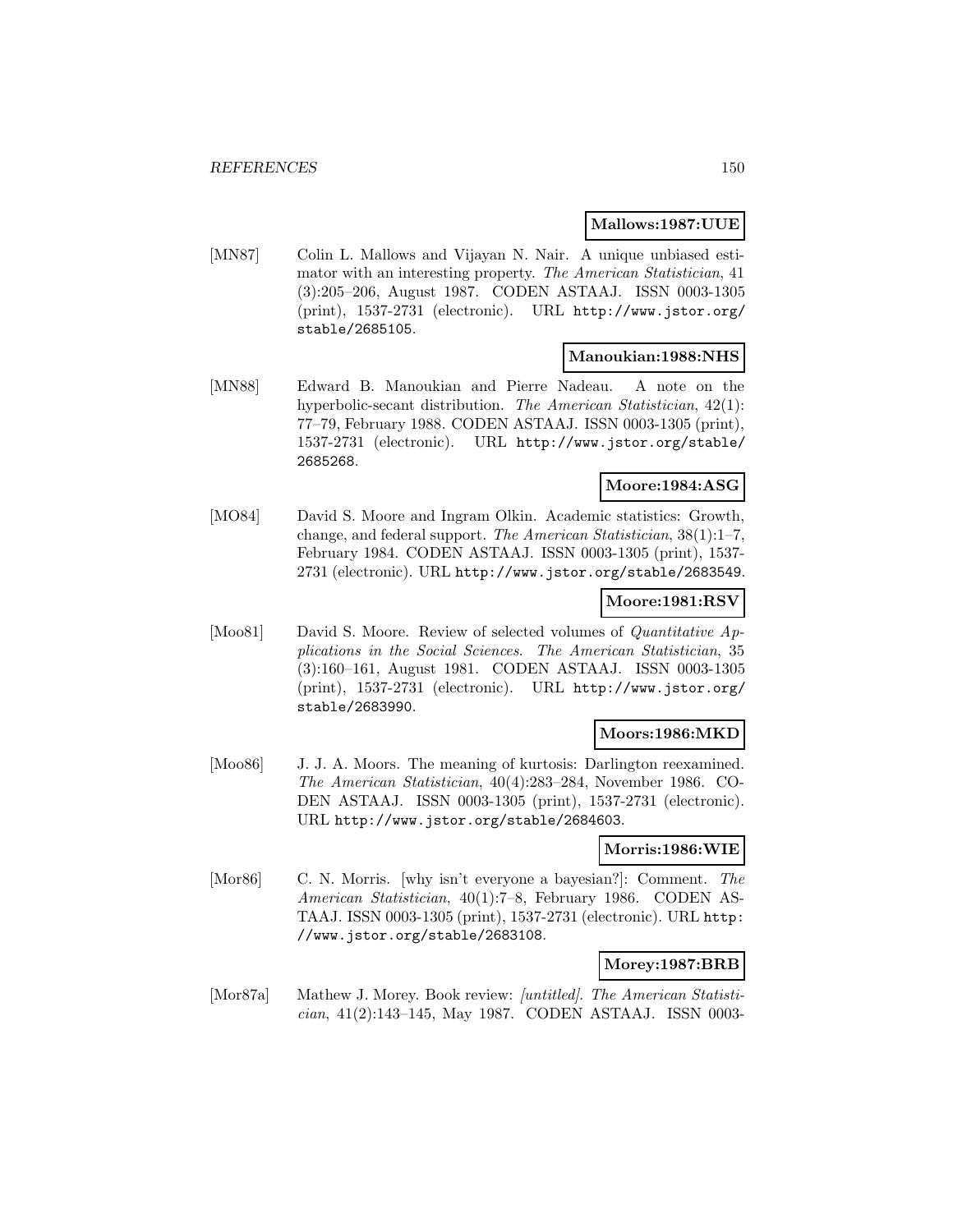**Mallows:1987:UUE**

[MN87] Colin L. Mallows and Vijayan N. Nair. A unique unbiased estimator with an interesting property. *The American Statistician*, 41 (3):205–206, August 1987. CODEN ASTAAJ. ISSN 0003-1305 (print), 1537-2731 (electronic). URL http://www.jstor.org/stable/2685105.

**Manoukian:1988:NHS**

[MN88] Edward B. Manoukian and Pierre Nadeau. A note on the hyperbolic-secant distribution. *The American Statistician*, 42(1): 77–79, February 1988. CODEN ASTAAJ. ISSN 0003-1305 (print), 1537-2731 (electronic). URL http://www.jstor.org/stable/2685268.

**Moore:1984:ASG**

[MO84] David S. Moore and Ingram Olkin. Academic statistics: Growth, change, and federal support. *The American Statistician*, 38(1):1–7, February 1984. CODEN ASTAAJ. ISSN 0003-1305 (print), 1537-2731 (electronic). URL http://www.jstor.org/stable/2683549.

**Moore:1981:RSV**

[Moo81] David S. Moore. Review of selected volumes of *Quantitative Applications in the Social Sciences*. *The American Statistician*, 35 (3):160–161, August 1981. CODEN ASTAAJ. ISSN 0003-1305 (print), 1537-2731 (electronic). URL http://www.jstor.org/stable/2683990.

**Moors:1986:MKD**

[Moo86] J. J. A. Moors. The meaning of kurtosis: Darlington reexamined. *The American Statistician*, 40(4):283–284, November 1986. CODEN ASTAAJ. ISSN 0003-1305 (print), 1537-2731 (electronic). URL http://www.jstor.org/stable/2684603.

**Morris:1986:WIE**

[Mor86] C. N. Morris. [why isn't everyone a bayesian?]: Comment. *The American Statistician*, 40(1):7–8, February 1986. CODEN ASTAAJ. ISSN 0003-1305 (print), 1537-2731 (electronic). URL http://www.jstor.org/stable/2683108.

**Morey:1987:BRB**

[Mor87a] Mathew J. Morey. Book review: *[untitled]*. *The American Statistician*, 41(2):143–145, May 1987. CODEN ASTAAJ. ISSN 0003-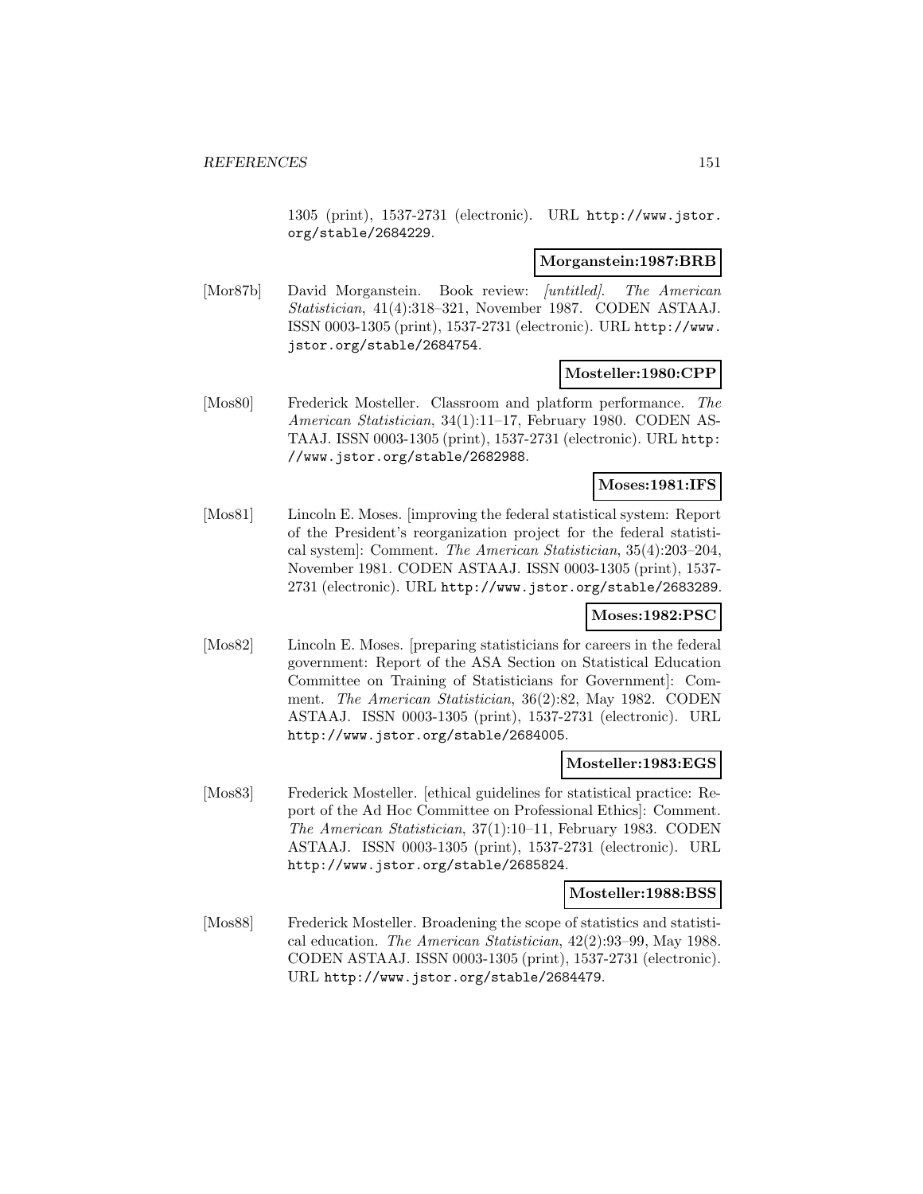1305 (print), 1537-2731 (electronic). URL http://www.jstor.org/stable/2684229.

**Morganstein:1987:BRB**

[Mor87b] David Morganstein. Book review: *[untitled]*. *The American Statistician*, 41(4):318–321, November 1987. CODEN ASTAAJ. ISSN 0003-1305 (print), 1537-2731 (electronic). URL http://www.jstor.org/stable/2684754.

**Mosteller:1980:CPP**

[Mos80] Frederick Mosteller. Classroom and platform performance. *The American Statistician*, 34(1):11–17, February 1980. CODEN ASTAAJ. ISSN 0003-1305 (print), 1537-2731 (electronic). URL http://www.jstor.org/stable/2682988.

**Moses:1981:IFS**

[Mos81] Lincoln E. Moses. [improving the federal statistical system: Report of the President's reorganization project for the federal statistical system]: Comment. *The American Statistician*, 35(4):203–204, November 1981. CODEN ASTAAJ. ISSN 0003-1305 (print), 1537-2731 (electronic). URL http://www.jstor.org/stable/2683289.

**Moses:1982:PSC**

[Mos82] Lincoln E. Moses. [preparing statisticians for careers in the federal government: Report of the ASA Section on Statistical Education Committee on Training of Statisticians for Government]: Comment. *The American Statistician*, 36(2):82, May 1982. CODEN ASTAAJ. ISSN 0003-1305 (print), 1537-2731 (electronic). URL http://www.jstor.org/stable/2684005.

**Mosteller:1983:EGS**

[Mos83] Frederick Mosteller. [ethical guidelines for statistical practice: Report of the Ad Hoc Committee on Professional Ethics]: Comment. *The American Statistician*, 37(1):10–11, February 1983. CODEN ASTAAJ. ISSN 0003-1305 (print), 1537-2731 (electronic). URL http://www.jstor.org/stable/2685824.

**Mosteller:1988:BSS**

[Mos88] Frederick Mosteller. Broadening the scope of statistics and statistical education. *The American Statistician*, 42(2):93–99, May 1988. CODEN ASTAAJ. ISSN 0003-1305 (print), 1537-2731 (electronic). URL http://www.jstor.org/stable/2684479.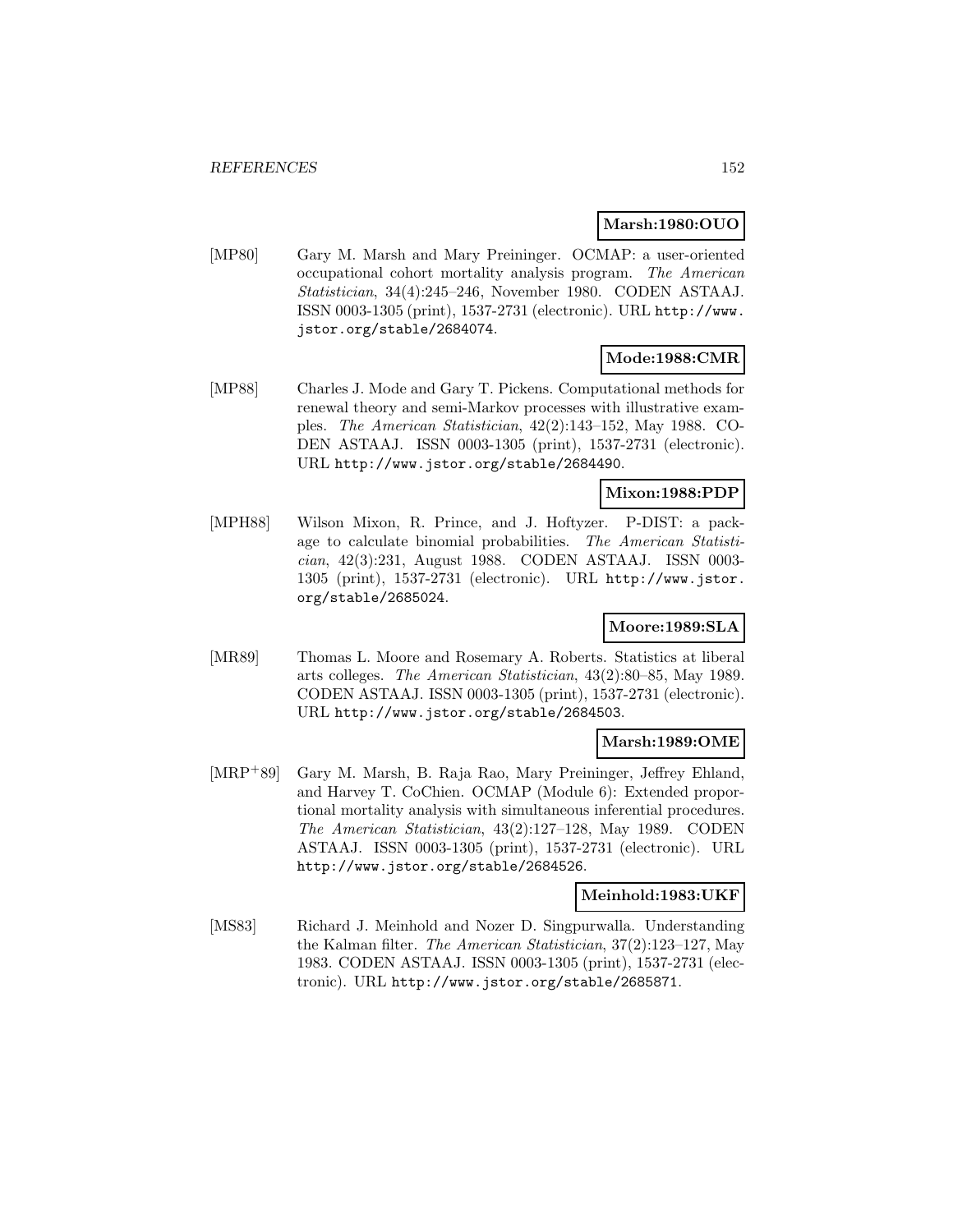**Marsh:1980:OUO**

[MP80] Gary M. Marsh and Mary Preininger. OCMAP: a user-oriented occupational cohort mortality analysis program. *The American Statistician*, 34(4):245–246, November 1980. CODEN ASTAAJ. ISSN 0003-1305 (print), 1537-2731 (electronic). URL http://www.jstor.org/stable/2684074.

**Mode:1988:CMR**

[MP88] Charles J. Mode and Gary T. Pickens. Computational methods for renewal theory and semi-Markov processes with illustrative examples. *The American Statistician*, 42(2):143–152, May 1988. CODEN ASTAAJ. ISSN 0003-1305 (print), 1537-2731 (electronic). URL http://www.jstor.org/stable/2684490.

**Mixon:1988:PDP**

[MPH88] Wilson Mixon, R. Prince, and J. Hoftyzer. P-DIST: a package to calculate binomial probabilities. *The American Statistician*, 42(3):231, August 1988. CODEN ASTAAJ. ISSN 0003-1305 (print), 1537-2731 (electronic). URL http://www.jstor.org/stable/2685024.

**Moore:1989:SLA**

[MR89] Thomas L. Moore and Rosemary A. Roberts. Statistics at liberal arts colleges. *The American Statistician*, 43(2):80–85, May 1989. CODEN ASTAAJ. ISSN 0003-1305 (print), 1537-2731 (electronic). URL http://www.jstor.org/stable/2684503.

**Marsh:1989:OME**

[MRP+89] Gary M. Marsh, B. Raja Rao, Mary Preininger, Jeffrey Ehland, and Harvey T. CoChien. OCMAP (Module 6): Extended proportional mortality analysis with simultaneous inferential procedures. *The American Statistician*, 43(2):127–128, May 1989. CODEN ASTAAJ. ISSN 0003-1305 (print), 1537-2731 (electronic). URL http://www.jstor.org/stable/2684526.

**Meinhold:1983:UKF**

[MS83] Richard J. Meinhold and Nozer D. Singpurwalla. Understanding the Kalman filter. *The American Statistician*, 37(2):123–127, May 1983. CODEN ASTAAJ. ISSN 0003-1305 (print), 1537-2731 (electronic). URL http://www.jstor.org/stable/2685871.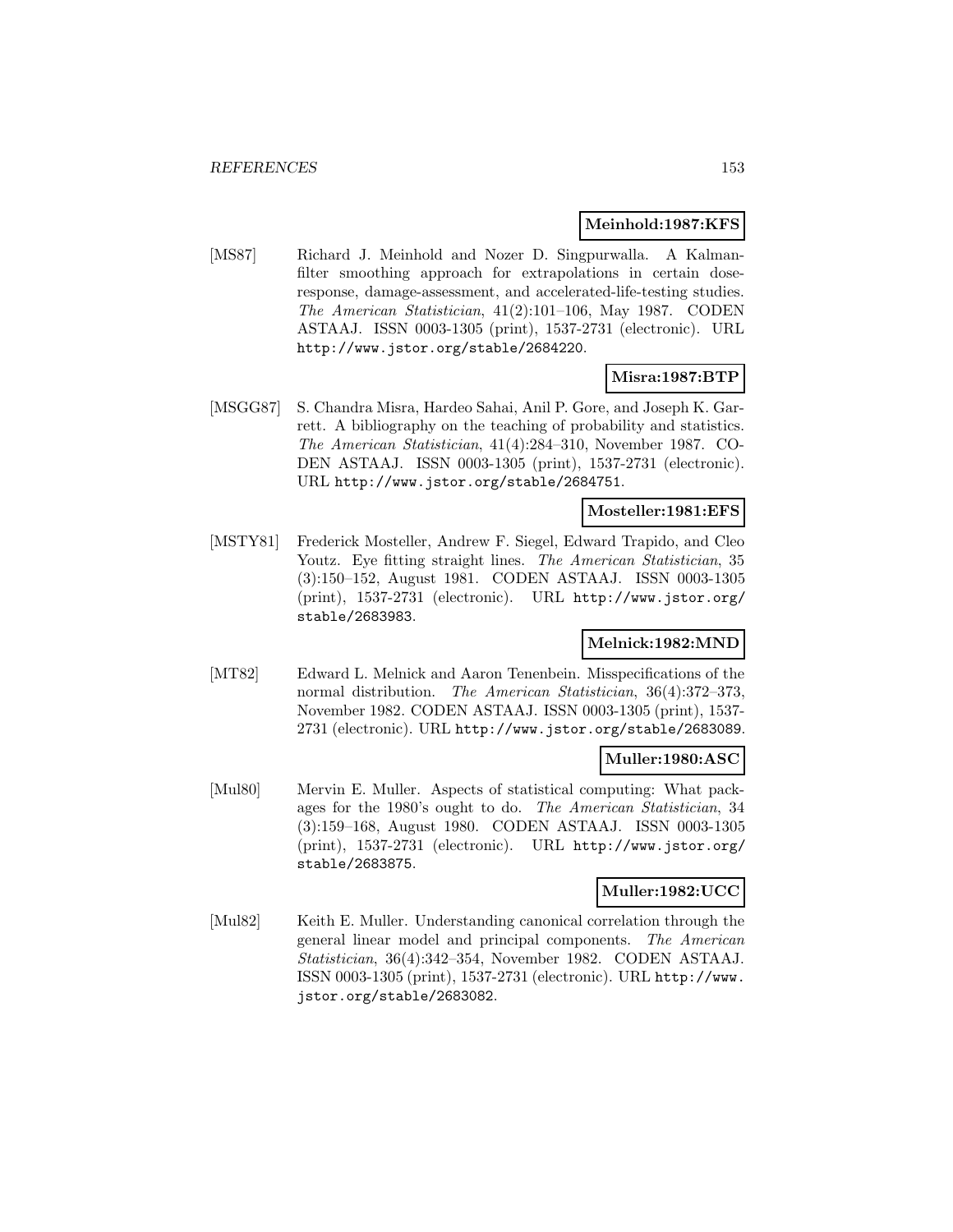**Meinhold:1987:KFS**

[MS87] Richard J. Meinhold and Nozer D. Singpurwalla. A Kalman-filter smoothing approach for extrapolations in certain dose-response, damage-assessment, and accelerated-life-testing studies. *The American Statistician*, 41(2):101–106, May 1987. CODEN ASTAAJ. ISSN 0003-1305 (print), 1537-2731 (electronic). URL http://www.jstor.org/stable/2684220.

**Misra:1987:BTP**

[MSGG87] S. Chandra Misra, Hardeo Sahai, Anil P. Gore, and Joseph K. Garrett. A bibliography on the teaching of probability and statistics. *The American Statistician*, 41(4):284–310, November 1987. CODEN ASTAAJ. ISSN 0003-1305 (print), 1537-2731 (electronic). URL http://www.jstor.org/stable/2684751.

**Mosteller:1981:EFS**

[MSTY81] Frederick Mosteller, Andrew F. Siegel, Edward Trapido, and Cleo Youtz. Eye fitting straight lines. *The American Statistician*, 35 (3):150–152, August 1981. CODEN ASTAAJ. ISSN 0003-1305 (print), 1537-2731 (electronic). URL http://www.jstor.org/stable/2683983.

**Melnick:1982:MND**

[MT82] Edward L. Melnick and Aaron Tenenbein. Misspecifications of the normal distribution. *The American Statistician*, 36(4):372–373, November 1982. CODEN ASTAAJ. ISSN 0003-1305 (print), 1537-2731 (electronic). URL http://www.jstor.org/stable/2683089.

**Muller:1980:ASC**

[Mul80] Mervin E. Muller. Aspects of statistical computing: What packages for the 1980's ought to do. *The American Statistician*, 34 (3):159–168, August 1980. CODEN ASTAAJ. ISSN 0003-1305 (print), 1537-2731 (electronic). URL http://www.jstor.org/stable/2683875.

**Muller:1982:UCC**

[Mul82] Keith E. Muller. Understanding canonical correlation through the general linear model and principal components. *The American Statistician*, 36(4):342–354, November 1982. CODEN ASTAAJ. ISSN 0003-1305 (print), 1537-2731 (electronic). URL http://www.jstor.org/stable/2683082.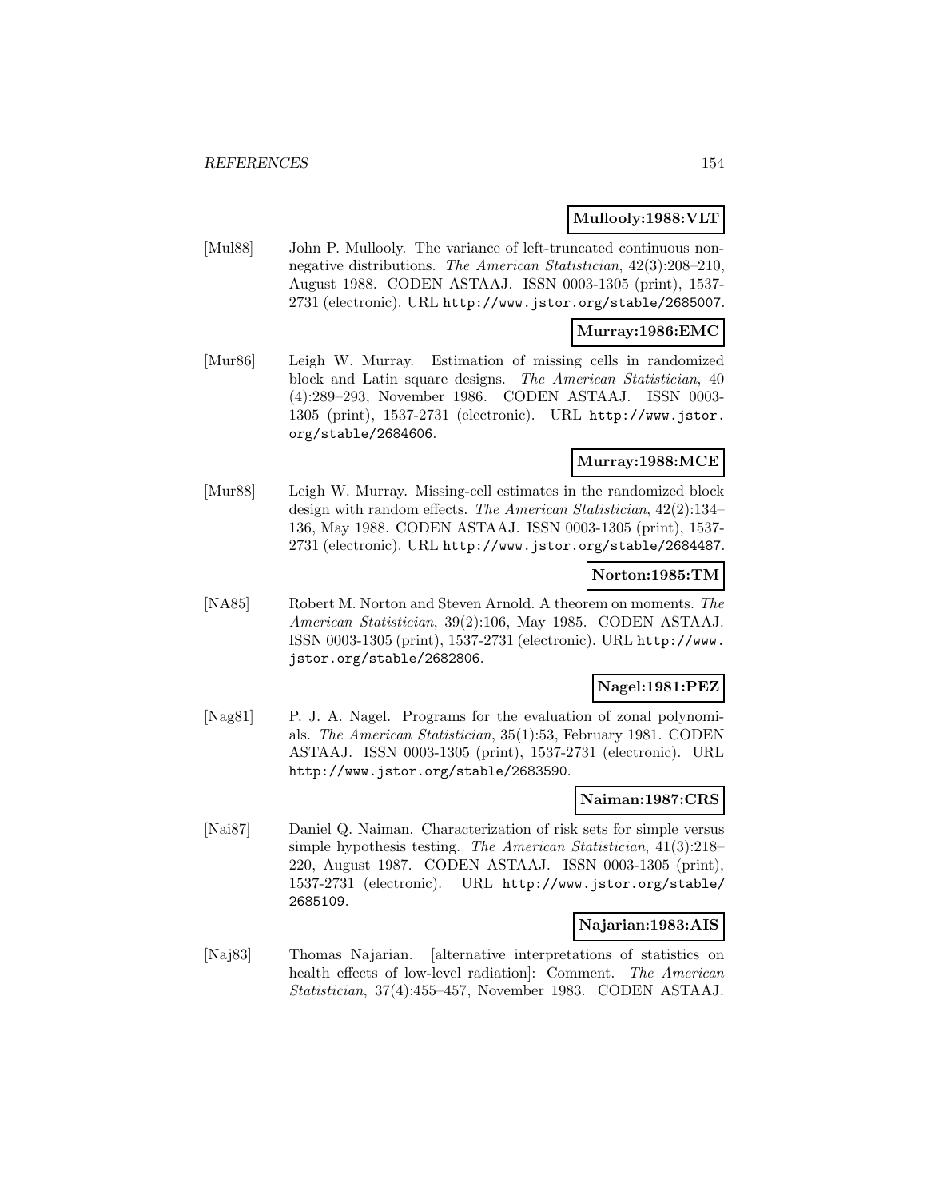**Mullooly:1988:VLT**

[Mul88] John P. Mullooly. The variance of left-truncated continuous nonnegative distributions. *The American Statistician*, 42(3):208–210, August 1988. CODEN ASTAAJ. ISSN 0003-1305 (print), 1537-2731 (electronic). URL http://www.jstor.org/stable/2685007.

**Murray:1986:EMC**

[Mur86] Leigh W. Murray. Estimation of missing cells in randomized block and Latin square designs. *The American Statistician*, 40 (4):289–293, November 1986. CODEN ASTAAJ. ISSN 0003-1305 (print), 1537-2731 (electronic). URL http://www.jstor.org/stable/2684606.

**Murray:1988:MCE**

[Mur88] Leigh W. Murray. Missing-cell estimates in the randomized block design with random effects. *The American Statistician*, 42(2):134–136, May 1988. CODEN ASTAAJ. ISSN 0003-1305 (print), 1537-2731 (electronic). URL http://www.jstor.org/stable/2684487.

**Norton:1985:TM**

[NA85] Robert M. Norton and Steven Arnold. A theorem on moments. *The American Statistician*, 39(2):106, May 1985. CODEN ASTAAJ. ISSN 0003-1305 (print), 1537-2731 (electronic). URL http://www.jstor.org/stable/2682806.

**Nagel:1981:PEZ**

[Nag81] P. J. A. Nagel. Programs for the evaluation of zonal polynomials. *The American Statistician*, 35(1):53, February 1981. CODEN ASTAAJ. ISSN 0003-1305 (print), 1537-2731 (electronic). URL http://www.jstor.org/stable/2683590.

**Naiman:1987:CRS**

[Nai87] Daniel Q. Naiman. Characterization of risk sets for simple versus simple hypothesis testing. *The American Statistician*, 41(3):218–220, August 1987. CODEN ASTAAJ. ISSN 0003-1305 (print), 1537-2731 (electronic). URL http://www.jstor.org/stable/2685109.

**Najarian:1983:AIS**

[Naj83] Thomas Najarian. [alternative interpretations of statistics on health effects of low-level radiation]: Comment. *The American Statistician*, 37(4):455–457, November 1983. CODEN ASTAAJ.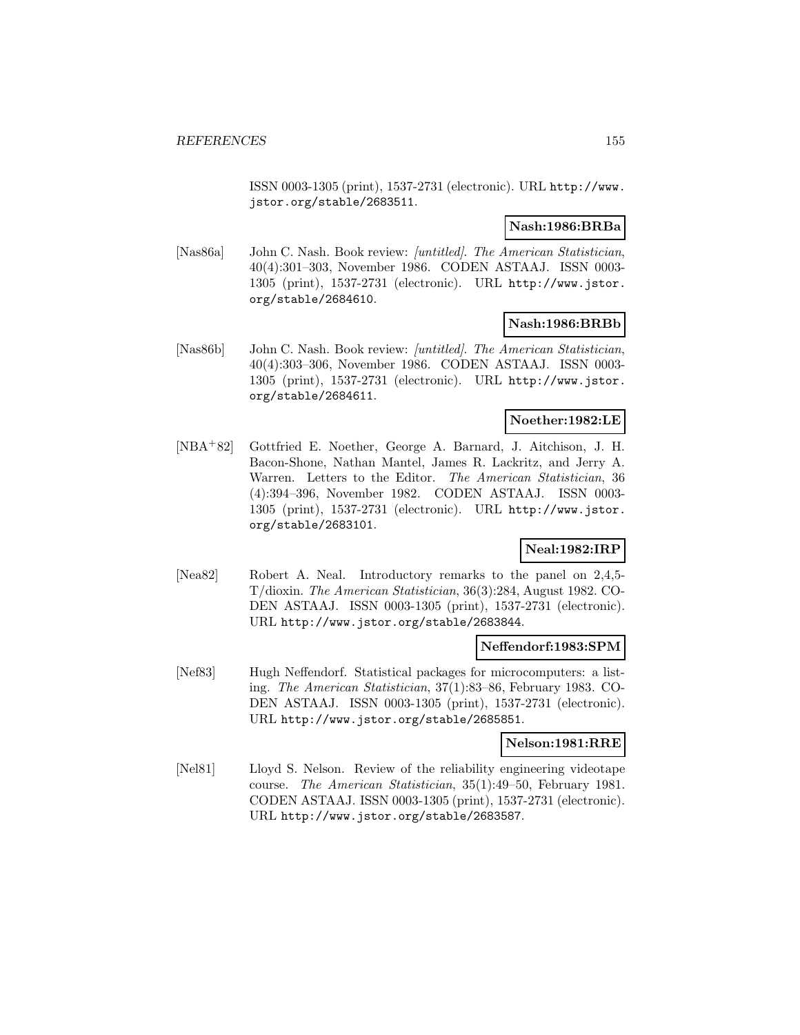ISSN 0003-1305 (print), 1537-2731 (electronic). URL http://www.jstor.org/stable/2683511.

**Nash:1986:BRBa**

[Nas86a] John C. Nash. Book review: *[untitled]*. *The American Statistician*, 40(4):301–303, November 1986. CODEN ASTAAJ. ISSN 0003-1305 (print), 1537-2731 (electronic). URL http://www.jstor.org/stable/2684610.

**Nash:1986:BRBb**

[Nas86b] John C. Nash. Book review: *[untitled]*. *The American Statistician*, 40(4):303–306, November 1986. CODEN ASTAAJ. ISSN 0003-1305 (print), 1537-2731 (electronic). URL http://www.jstor.org/stable/2684611.

**Noether:1982:LE**

[NBA+82] Gottfried E. Noether, George A. Barnard, J. Aitchison, J. H. Bacon-Shone, Nathan Mantel, James R. Lackritz, and Jerry A. Warren. Letters to the Editor. *The American Statistician*, 36 (4):394–396, November 1982. CODEN ASTAAJ. ISSN 0003-1305 (print), 1537-2731 (electronic). URL http://www.jstor.org/stable/2683101.

**Neal:1982:IRP**

[Nea82] Robert A. Neal. Introductory remarks to the panel on 2,4,5-T/dioxin. *The American Statistician*, 36(3):284, August 1982. CODEN ASTAAJ. ISSN 0003-1305 (print), 1537-2731 (electronic). URL http://www.jstor.org/stable/2683844.

**Neffendorf:1983:SPM**

[Nef83] Hugh Neffendorf. Statistical packages for microcomputers: a listing. *The American Statistician*, 37(1):83–86, February 1983. CODEN ASTAAJ. ISSN 0003-1305 (print), 1537-2731 (electronic). URL http://www.jstor.org/stable/2685851.

**Nelson:1981:RRE**

[Nel81] Lloyd S. Nelson. Review of the reliability engineering videotape course. *The American Statistician*, 35(1):49–50, February 1981. CODEN ASTAAJ. ISSN 0003-1305 (print), 1537-2731 (electronic). URL http://www.jstor.org/stable/2683587.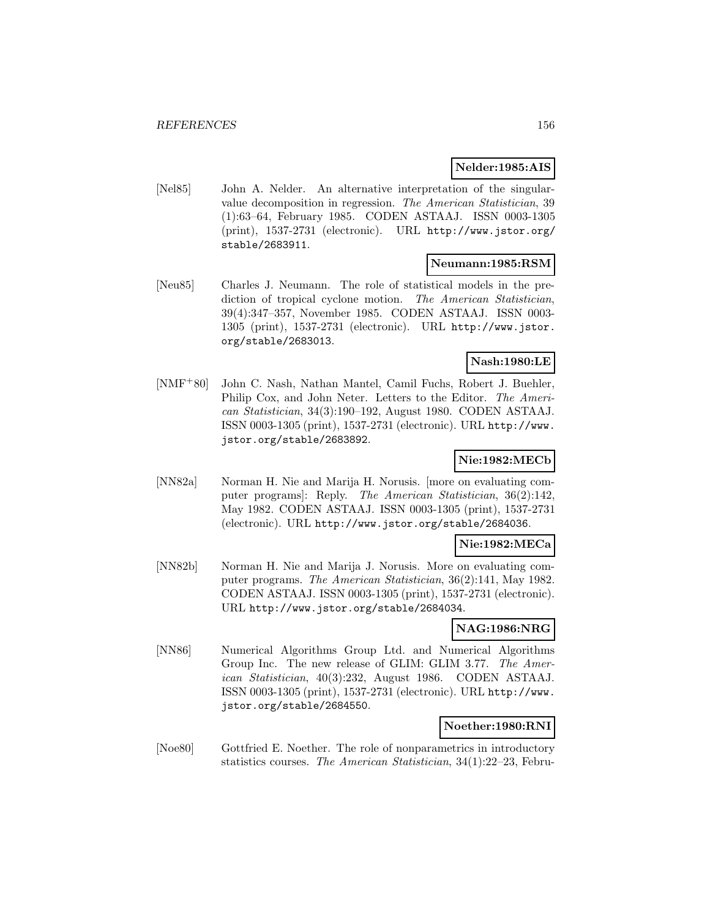**Nelder:1985:AIS**

[Nel85] John A. Nelder. An alternative interpretation of the singular-value decomposition in regression. *The American Statistician*, 39 (1):63–64, February 1985. CODEN ASTAAJ. ISSN 0003-1305 (print), 1537-2731 (electronic). URL http://www.jstor.org/stable/2683911.

**Neumann:1985:RSM**

[Neu85] Charles J. Neumann. The role of statistical models in the prediction of tropical cyclone motion. *The American Statistician*, 39(4):347–357, November 1985. CODEN ASTAAJ. ISSN 0003-1305 (print), 1537-2731 (electronic). URL http://www.jstor.org/stable/2683013.

**Nash:1980:LE**

[NMF+80] John C. Nash, Nathan Mantel, Camil Fuchs, Robert J. Buehler, Philip Cox, and John Neter. Letters to the Editor. *The American Statistician*, 34(3):190–192, August 1980. CODEN ASTAAJ. ISSN 0003-1305 (print), 1537-2731 (electronic). URL http://www.jstor.org/stable/2683892.

**Nie:1982:MECb**

[NN82a] Norman H. Nie and Marija H. Norusis. [more on evaluating computer programs]: Reply. *The American Statistician*, 36(2):142, May 1982. CODEN ASTAAJ. ISSN 0003-1305 (print), 1537-2731 (electronic). URL http://www.jstor.org/stable/2684036.

**Nie:1982:MECa**

[NN82b] Norman H. Nie and Marija J. Norusis. More on evaluating computer programs. *The American Statistician*, 36(2):141, May 1982. CODEN ASTAAJ. ISSN 0003-1305 (print), 1537-2731 (electronic). URL http://www.jstor.org/stable/2684034.

**NAG:1986:NRG**

[NN86] Numerical Algorithms Group Ltd. and Numerical Algorithms Group Inc. The new release of GLIM: GLIM 3.77. *The American Statistician*, 40(3):232, August 1986. CODEN ASTAAJ. ISSN 0003-1305 (print), 1537-2731 (electronic). URL http://www.jstor.org/stable/2684550.

**Noether:1980:RNI**

[Noe80] Gottfried E. Noether. The role of nonparametrics in introductory statistics courses. *The American Statistician*, 34(1):22–23, Febru-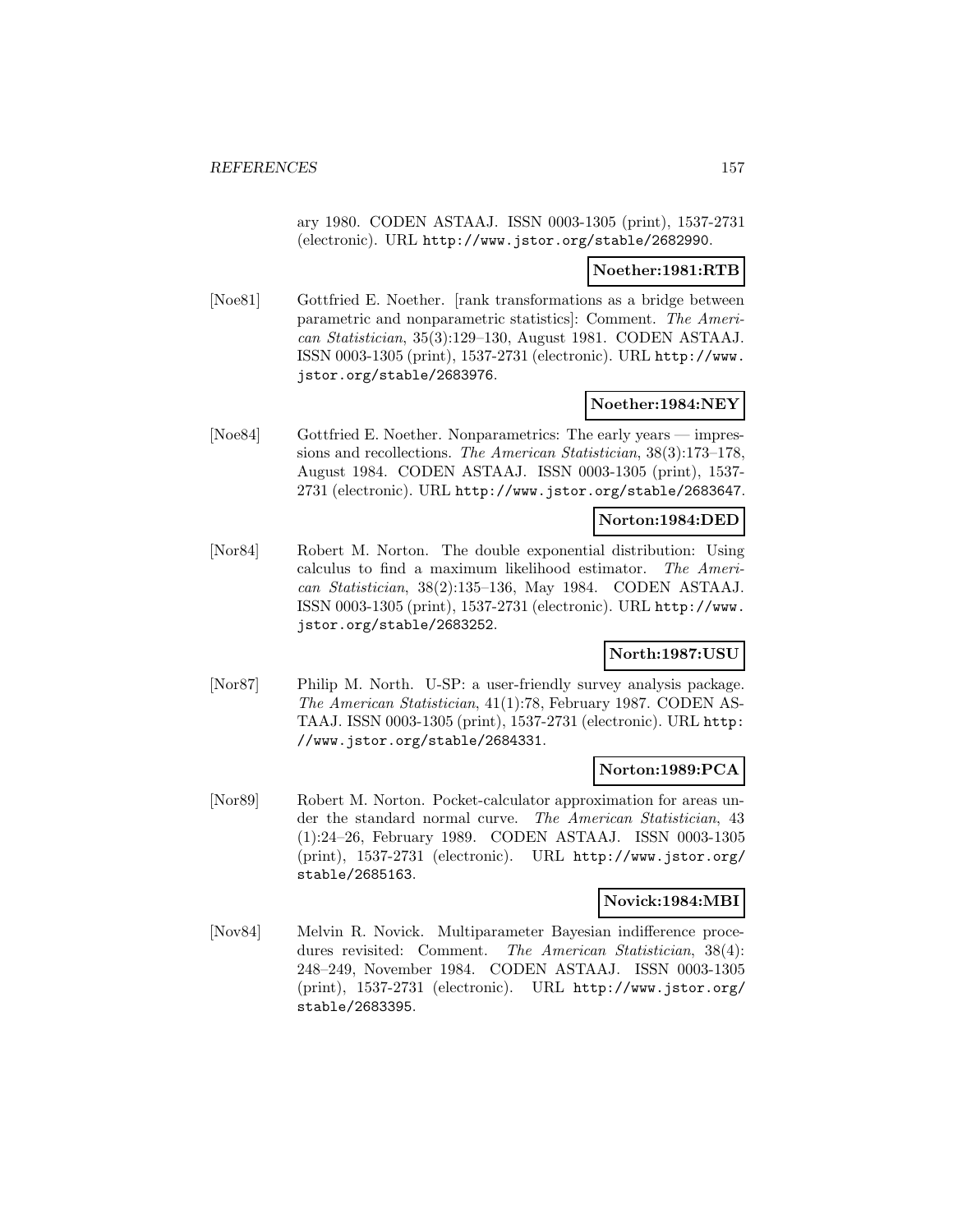ary 1980. CODEN ASTAAJ. ISSN 0003-1305 (print), 1537-2731 (electronic). URL http://www.jstor.org/stable/2682990.

**Noether:1981:RTB**

[Noe81] Gottfried E. Noether. [rank transformations as a bridge between parametric and nonparametric statistics]: Comment. *The American Statistician*, 35(3):129–130, August 1981. CODEN ASTAAJ. ISSN 0003-1305 (print), 1537-2731 (electronic). URL http://www.jstor.org/stable/2683976.

**Noether:1984:NEY**

[Noe84] Gottfried E. Noether. Nonparametrics: The early years — impressions and recollections. *The American Statistician*, 38(3):173–178, August 1984. CODEN ASTAAJ. ISSN 0003-1305 (print), 1537-2731 (electronic). URL http://www.jstor.org/stable/2683647.

**Norton:1984:DED**

[Nor84] Robert M. Norton. The double exponential distribution: Using calculus to find a maximum likelihood estimator. *The American Statistician*, 38(2):135–136, May 1984. CODEN ASTAAJ. ISSN 0003-1305 (print), 1537-2731 (electronic). URL http://www.jstor.org/stable/2683252.

**North:1987:USU**

[Nor87] Philip M. North. U-SP: a user-friendly survey analysis package. *The American Statistician*, 41(1):78, February 1987. CODEN ASTAAJ. ISSN 0003-1305 (print), 1537-2731 (electronic). URL http://www.jstor.org/stable/2684331.

**Norton:1989:PCA**

[Nor89] Robert M. Norton. Pocket-calculator approximation for areas under the standard normal curve. *The American Statistician*, 43 (1):24–26, February 1989. CODEN ASTAAJ. ISSN 0003-1305 (print), 1537-2731 (electronic). URL http://www.jstor.org/stable/2685163.

**Novick:1984:MBI**

[Nov84] Melvin R. Novick. Multiparameter Bayesian indifference procedures revisited: Comment. *The American Statistician*, 38(4): 248–249, November 1984. CODEN ASTAAJ. ISSN 0003-1305 (print), 1537-2731 (electronic). URL http://www.jstor.org/stable/2683395.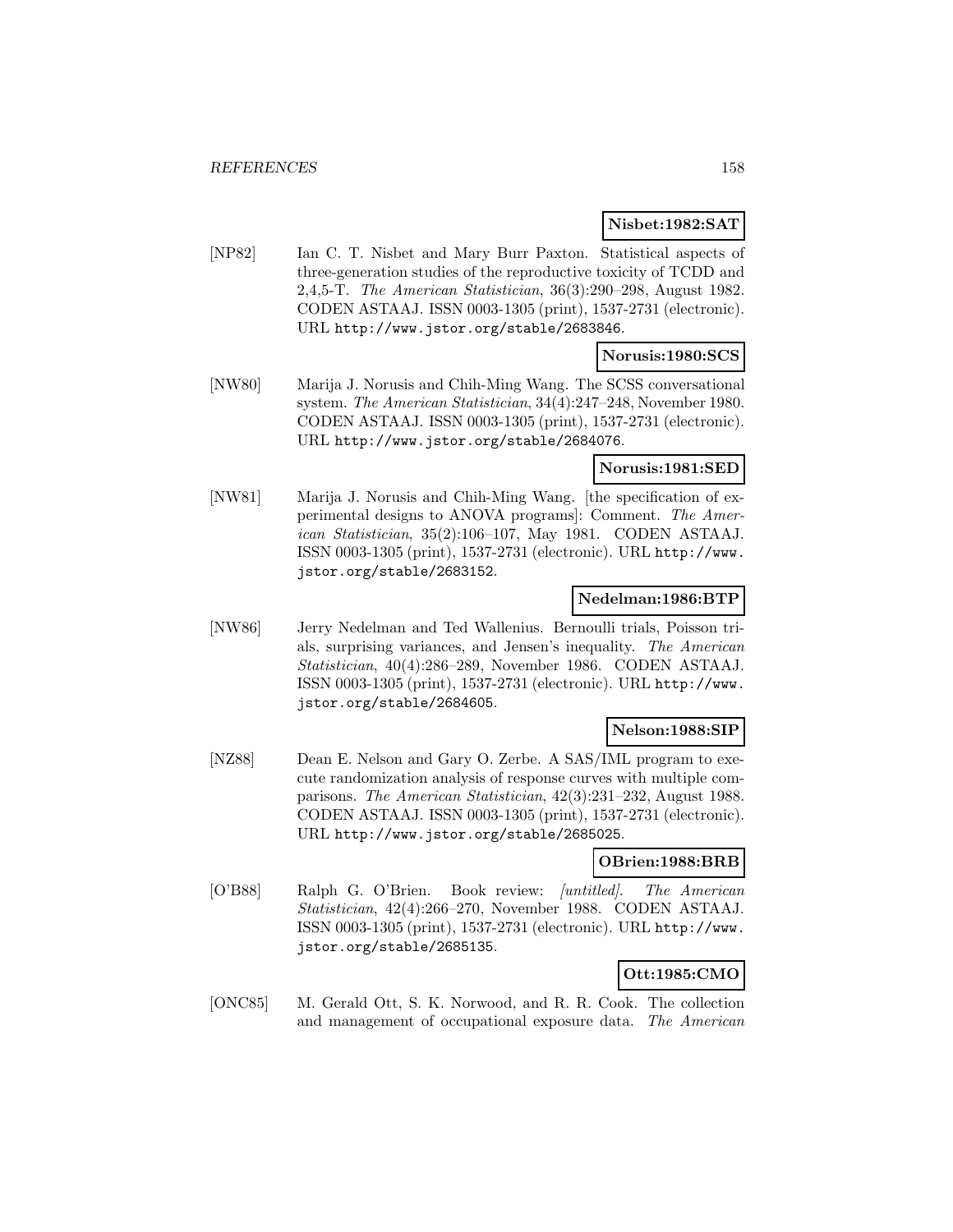**Nisbet:1982:SAT**

[NP82] Ian C. T. Nisbet and Mary Burr Paxton. Statistical aspects of three-generation studies of the reproductive toxicity of TCDD and 2,4,5-T. *The American Statistician*, 36(3):290–298, August 1982. CODEN ASTAAJ. ISSN 0003-1305 (print), 1537-2731 (electronic). URL http://www.jstor.org/stable/2683846.

**Norusis:1980:SCS**

[NW80] Marija J. Norusis and Chih-Ming Wang. The SCSS conversational system. *The American Statistician*, 34(4):247–248, November 1980. CODEN ASTAAJ. ISSN 0003-1305 (print), 1537-2731 (electronic). URL http://www.jstor.org/stable/2684076.

**Norusis:1981:SED**

[NW81] Marija J. Norusis and Chih-Ming Wang. [the specification of experimental designs to ANOVA programs]: Comment. *The American Statistician*, 35(2):106–107, May 1981. CODEN ASTAAJ. ISSN 0003-1305 (print), 1537-2731 (electronic). URL http://www.jstor.org/stable/2683152.

**Nedelman:1986:BTP**

[NW86] Jerry Nedelman and Ted Wallenius. Bernoulli trials, Poisson trials, surprising variances, and Jensen's inequality. *The American Statistician*, 40(4):286–289, November 1986. CODEN ASTAAJ. ISSN 0003-1305 (print), 1537-2731 (electronic). URL http://www.jstor.org/stable/2684605.

**Nelson:1988:SIP**

[NZ88] Dean E. Nelson and Gary O. Zerbe. A SAS/IML program to execute randomization analysis of response curves with multiple comparisons. *The American Statistician*, 42(3):231–232, August 1988. CODEN ASTAAJ. ISSN 0003-1305 (print), 1537-2731 (electronic). URL http://www.jstor.org/stable/2685025.

**OBrien:1988:BRB**

[O'B88] Ralph G. O'Brien. Book review: *[untitled]*. *The American Statistician*, 42(4):266–270, November 1988. CODEN ASTAAJ. ISSN 0003-1305 (print), 1537-2731 (electronic). URL http://www.jstor.org/stable/2685135.

**Ott:1985:CMO**

[ONC85] M. Gerald Ott, S. K. Norwood, and R. R. Cook. The collection and management of occupational exposure data. *The American*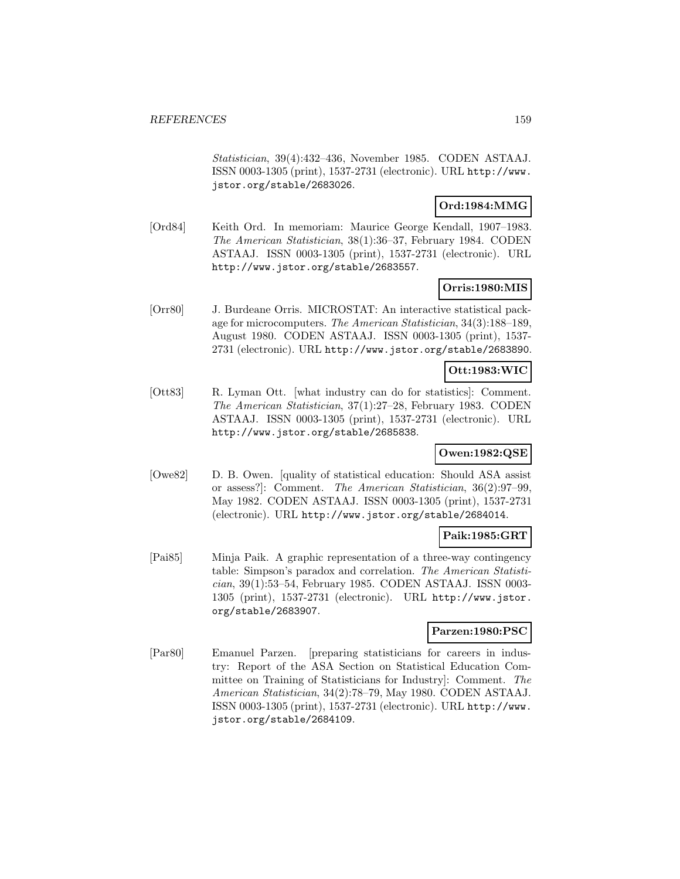*Statistician*, 39(4):432–436, November 1985. CODEN ASTAAJ. ISSN 0003-1305 (print), 1537-2731 (electronic). URL http://www.jstor.org/stable/2683026.

**Ord:1984:MMG**

[Ord84] Keith Ord. In memoriam: Maurice George Kendall, 1907–1983. *The American Statistician*, 38(1):36–37, February 1984. CODEN ASTAAJ. ISSN 0003-1305 (print), 1537-2731 (electronic). URL http://www.jstor.org/stable/2683557.

**Orris:1980:MIS**

[Orr80] J. Burdeane Orris. MICROSTAT: An interactive statistical package for microcomputers. *The American Statistician*, 34(3):188–189, August 1980. CODEN ASTAAJ. ISSN 0003-1305 (print), 1537-2731 (electronic). URL http://www.jstor.org/stable/2683890.

**Ott:1983:WIC**

[Ott83] R. Lyman Ott. [what industry can do for statistics]: Comment. *The American Statistician*, 37(1):27–28, February 1983. CODEN ASTAAJ. ISSN 0003-1305 (print), 1537-2731 (electronic). URL http://www.jstor.org/stable/2685838.

**Owen:1982:QSE**

[Owe82] D. B. Owen. [quality of statistical education: Should ASA assist or assess?]: Comment. *The American Statistician*, 36(2):97–99, May 1982. CODEN ASTAAJ. ISSN 0003-1305 (print), 1537-2731 (electronic). URL http://www.jstor.org/stable/2684014.

**Paik:1985:GRT**

[Pai85] Minja Paik. A graphic representation of a three-way contingency table: Simpson's paradox and correlation. *The American Statistician*, 39(1):53–54, February 1985. CODEN ASTAAJ. ISSN 0003-1305 (print), 1537-2731 (electronic). URL http://www.jstor.org/stable/2683907.

**Parzen:1980:PSC**

[Par80] Emanuel Parzen. [preparing statisticians for careers in industry: Report of the ASA Section on Statistical Education Committee on Training of Statisticians for Industry]: Comment. *The American Statistician*, 34(2):78–79, May 1980. CODEN ASTAAJ. ISSN 0003-1305 (print), 1537-2731 (electronic). URL http://www.jstor.org/stable/2684109.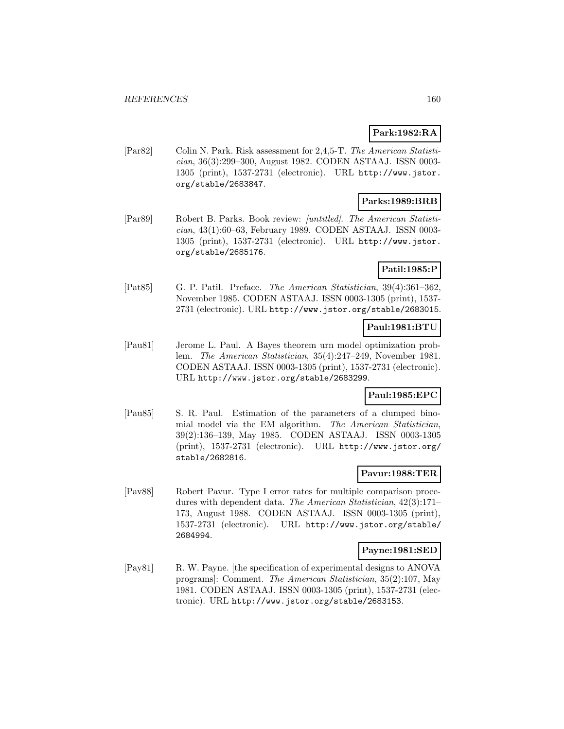**Park:1982:RA**

[Par82] Colin N. Park. Risk assessment for 2,4,5-T. *The American Statistician*, 36(3):299–300, August 1982. CODEN ASTAAJ. ISSN 0003-1305 (print), 1537-2731 (electronic). URL http://www.jstor.org/stable/2683847.

**Parks:1989:BRB**

[Par89] Robert B. Parks. Book review: *[untitled]*. *The American Statistician*, 43(1):60–63, February 1989. CODEN ASTAAJ. ISSN 0003-1305 (print), 1537-2731 (electronic). URL http://www.jstor.org/stable/2685176.

**Patil:1985:P**

[Pat85] G. P. Patil. Preface. *The American Statistician*, 39(4):361–362, November 1985. CODEN ASTAAJ. ISSN 0003-1305 (print), 1537-2731 (electronic). URL http://www.jstor.org/stable/2683015.

**Paul:1981:BTU**

[Pau81] Jerome L. Paul. A Bayes theorem urn model optimization problem. *The American Statistician*, 35(4):247–249, November 1981. CODEN ASTAAJ. ISSN 0003-1305 (print), 1537-2731 (electronic). URL http://www.jstor.org/stable/2683299.

**Paul:1985:EPC**

[Pau85] S. R. Paul. Estimation of the parameters of a clumped binomial model via the EM algorithm. *The American Statistician*, 39(2):136–139, May 1985. CODEN ASTAAJ. ISSN 0003-1305 (print), 1537-2731 (electronic). URL http://www.jstor.org/stable/2682816.

**Pavur:1988:TER**

[Pav88] Robert Pavur. Type I error rates for multiple comparison procedures with dependent data. *The American Statistician*, 42(3):171–173, August 1988. CODEN ASTAAJ. ISSN 0003-1305 (print), 1537-2731 (electronic). URL http://www.jstor.org/stable/2684994.

**Payne:1981:SED**

[Pay81] R. W. Payne. [the specification of experimental designs to ANOVA programs]: Comment. *The American Statistician*, 35(2):107, May 1981. CODEN ASTAAJ. ISSN 0003-1305 (print), 1537-2731 (electronic). URL http://www.jstor.org/stable/2683153.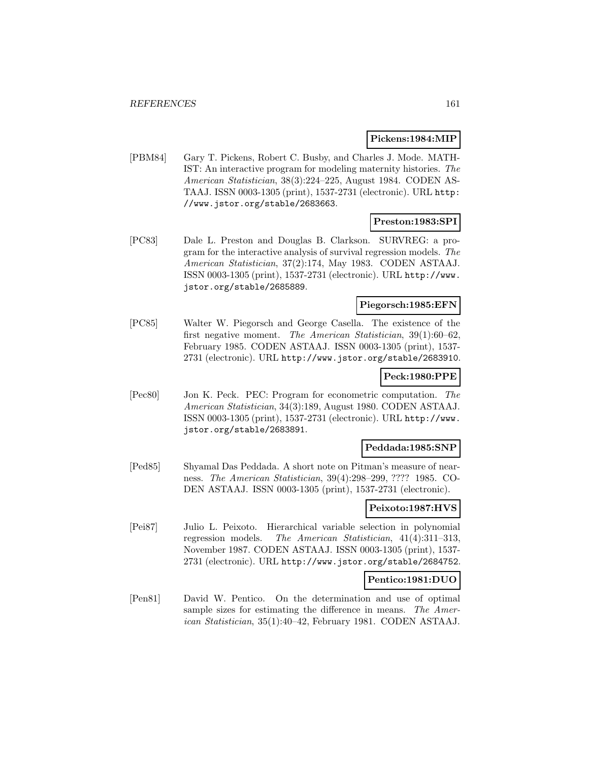**Pickens:1984:MIP**

[PBM84] Gary T. Pickens, Robert C. Busby, and Charles J. Mode. MATHIST: An interactive program for modeling maternity histories. *The American Statistician*, 38(3):224–225, August 1984. CODEN ASTAAJ. ISSN 0003-1305 (print), 1537-2731 (electronic). URL http://www.jstor.org/stable/2683663.

**Preston:1983:SPI**

[PC83] Dale L. Preston and Douglas B. Clarkson. SURVREG: a program for the interactive analysis of survival regression models. *The American Statistician*, 37(2):174, May 1983. CODEN ASTAAJ. ISSN 0003-1305 (print), 1537-2731 (electronic). URL http://www.jstor.org/stable/2685889.

**Piegorsch:1985:EFN**

[PC85] Walter W. Piegorsch and George Casella. The existence of the first negative moment. *The American Statistician*, 39(1):60–62, February 1985. CODEN ASTAAJ. ISSN 0003-1305 (print), 1537-2731 (electronic). URL http://www.jstor.org/stable/2683910.

**Peck:1980:PPE**

[Pec80] Jon K. Peck. PEC: Program for econometric computation. *The American Statistician*, 34(3):189, August 1980. CODEN ASTAAJ. ISSN 0003-1305 (print), 1537-2731 (electronic). URL http://www.jstor.org/stable/2683891.

**Peddada:1985:SNP**

[Ped85] Shyamal Das Peddada. A short note on Pitman's measure of nearness. *The American Statistician*, 39(4):298–299, ???? 1985. CODEN ASTAAJ. ISSN 0003-1305 (print), 1537-2731 (electronic).

**Peixoto:1987:HVS**

[Pei87] Julio L. Peixoto. Hierarchical variable selection in polynomial regression models. *The American Statistician*, 41(4):311–313, November 1987. CODEN ASTAAJ. ISSN 0003-1305 (print), 1537-2731 (electronic). URL http://www.jstor.org/stable/2684752.

**Pentico:1981:DUO**

[Pen81] David W. Pentico. On the determination and use of optimal sample sizes for estimating the difference in means. *The American Statistician*, 35(1):40–42, February 1981. CODEN ASTAAJ.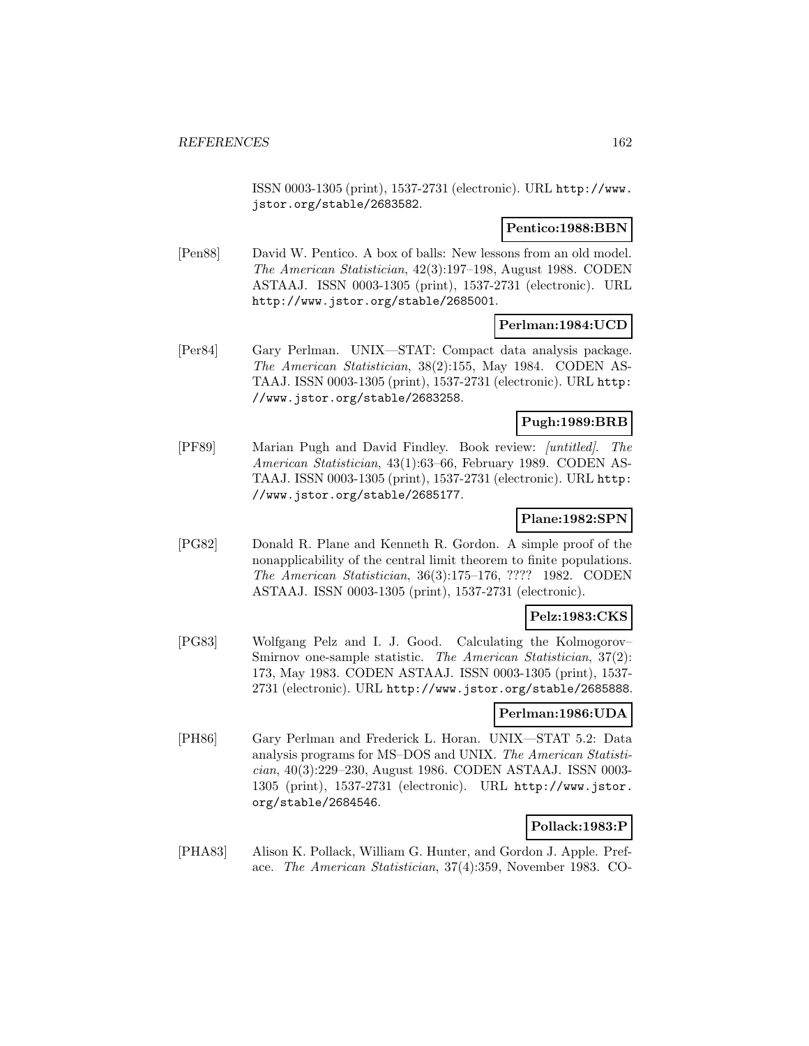ISSN 0003-1305 (print), 1537-2731 (electronic). URL http://www.jstor.org/stable/2683582.

**Pentico:1988:BBN**

[Pen88] David W. Pentico. A box of balls: New lessons from an old model. *The American Statistician*, 42(3):197–198, August 1988. CODEN ASTAAJ. ISSN 0003-1305 (print), 1537-2731 (electronic). URL http://www.jstor.org/stable/2685001.

**Perlman:1984:UCD**

[Per84] Gary Perlman. UNIX—STAT: Compact data analysis package. *The American Statistician*, 38(2):155, May 1984. CODEN ASTAAJ. ISSN 0003-1305 (print), 1537-2731 (electronic). URL http://www.jstor.org/stable/2683258.

**Pugh:1989:BRB**

[PF89] Marian Pugh and David Findley. Book review: *[untitled]*. *The American Statistician*, 43(1):63–66, February 1989. CODEN ASTAAJ. ISSN 0003-1305 (print), 1537-2731 (electronic). URL http://www.jstor.org/stable/2685177.

**Plane:1982:SPN**

[PG82] Donald R. Plane and Kenneth R. Gordon. A simple proof of the nonapplicability of the central limit theorem to finite populations. *The American Statistician*, 36(3):175–176, ???? 1982. CODEN ASTAAJ. ISSN 0003-1305 (print), 1537-2731 (electronic).

**Pelz:1983:CKS**

[PG83] Wolfgang Pelz and I. J. Good. Calculating the Kolmogorov–Smirnov one-sample statistic. *The American Statistician*, 37(2): 173, May 1983. CODEN ASTAAJ. ISSN 0003-1305 (print), 1537-2731 (electronic). URL http://www.jstor.org/stable/2685888.

**Perlman:1986:UDA**

[PH86] Gary Perlman and Frederick L. Horan. UNIX—STAT 5.2: Data analysis programs for MS–DOS and UNIX. *The American Statistician*, 40(3):229–230, August 1986. CODEN ASTAAJ. ISSN 0003-1305 (print), 1537-2731 (electronic). URL http://www.jstor.org/stable/2684546.

**Pollack:1983:P**

[PHA83] Alison K. Pollack, William G. Hunter, and Gordon J. Apple. Preface. *The American Statistician*, 37(4):359, November 1983. CO-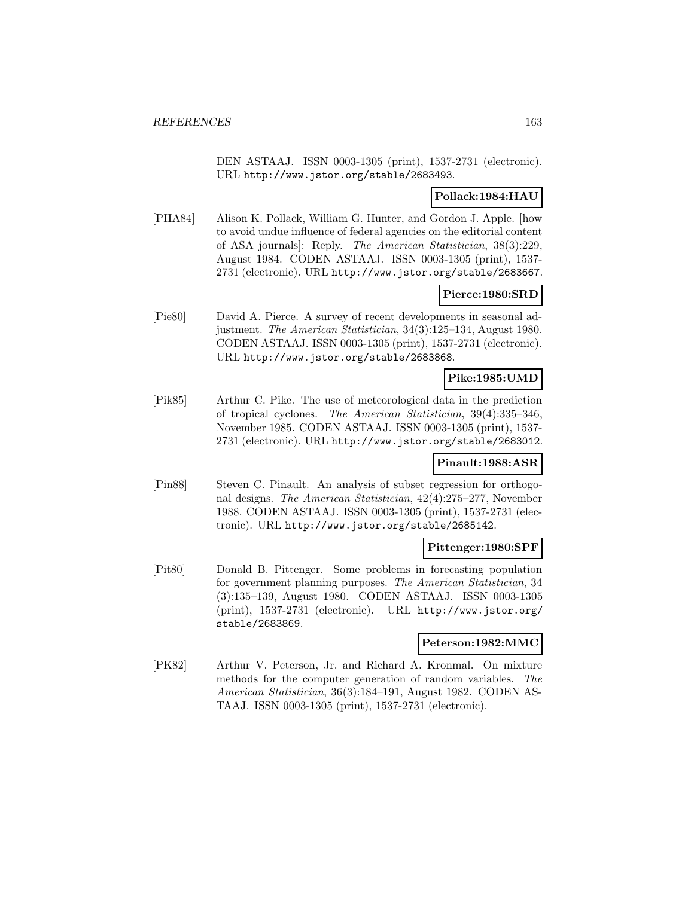DEN ASTAAJ. ISSN 0003-1305 (print), 1537-2731 (electronic). URL http://www.jstor.org/stable/2683493.

**Pollack:1984:HAU**

[PHA84] Alison K. Pollack, William G. Hunter, and Gordon J. Apple. [how to avoid undue influence of federal agencies on the editorial content of ASA journals]: Reply. *The American Statistician*, 38(3):229, August 1984. CODEN ASTAAJ. ISSN 0003-1305 (print), 1537-2731 (electronic). URL http://www.jstor.org/stable/2683667.

**Pierce:1980:SRD**

[Pie80] David A. Pierce. A survey of recent developments in seasonal adjustment. *The American Statistician*, 34(3):125–134, August 1980. CODEN ASTAAJ. ISSN 0003-1305 (print), 1537-2731 (electronic). URL http://www.jstor.org/stable/2683868.

**Pike:1985:UMD**

[Pik85] Arthur C. Pike. The use of meteorological data in the prediction of tropical cyclones. *The American Statistician*, 39(4):335–346, November 1985. CODEN ASTAAJ. ISSN 0003-1305 (print), 1537-2731 (electronic). URL http://www.jstor.org/stable/2683012.

**Pinault:1988:ASR**

[Pin88] Steven C. Pinault. An analysis of subset regression for orthogonal designs. *The American Statistician*, 42(4):275–277, November 1988. CODEN ASTAAJ. ISSN 0003-1305 (print), 1537-2731 (electronic). URL http://www.jstor.org/stable/2685142.

**Pittenger:1980:SPF**

[Pit80] Donald B. Pittenger. Some problems in forecasting population for government planning purposes. *The American Statistician*, 34 (3):135–139, August 1980. CODEN ASTAAJ. ISSN 0003-1305 (print), 1537-2731 (electronic). URL http://www.jstor.org/stable/2683869.

**Peterson:1982:MMC**

[PK82] Arthur V. Peterson, Jr. and Richard A. Kronmal. On mixture methods for the computer generation of random variables. *The American Statistician*, 36(3):184–191, August 1982. CODEN ASTAAJ. ISSN 0003-1305 (print), 1537-2731 (electronic).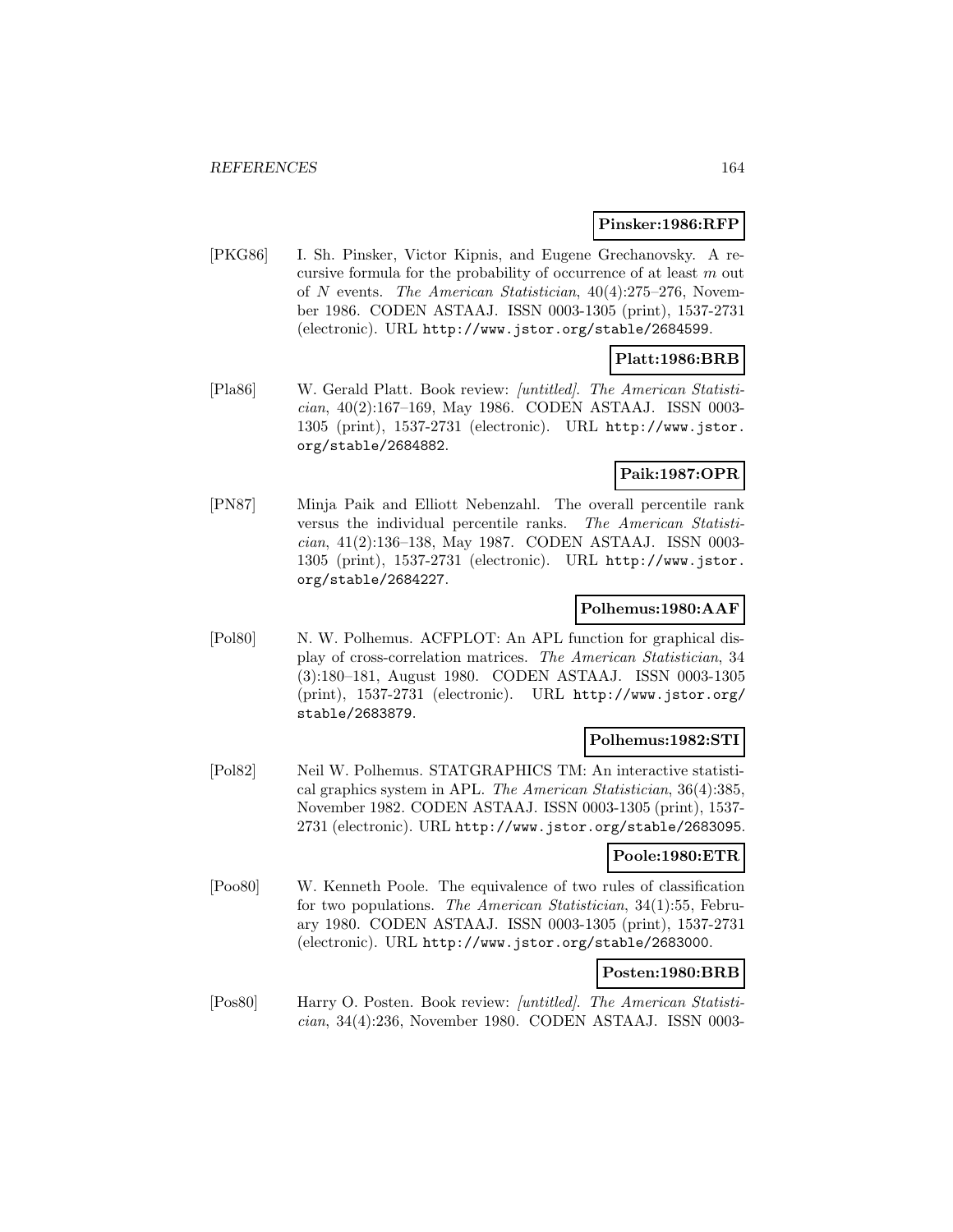**Pinsker:1986:RFP**

[PKG86] I. Sh. Pinsker, Victor Kipnis, and Eugene Grechanovsky. A recursive formula for the probability of occurrence of at least $m$ out of $N$ events. *The American Statistician*, 40(4):275–276, November 1986. CODEN ASTAAJ. ISSN 0003-1305 (print), 1537-2731 (electronic). URL http://www.jstor.org/stable/2684599.

**Platt:1986:BRB**

[Pla86] W. Gerald Platt. Book review: *[untitled]*. *The American Statistician*, 40(2):167–169, May 1986. CODEN ASTAAJ. ISSN 0003-1305 (print), 1537-2731 (electronic). URL http://www.jstor.org/stable/2684882.

**Paik:1987:OPR**

[PN87] Minja Paik and Elliott Nebenzahl. The overall percentile rank versus the individual percentile ranks. *The American Statistician*, 41(2):136–138, May 1987. CODEN ASTAAJ. ISSN 0003-1305 (print), 1537-2731 (electronic). URL http://www.jstor.org/stable/2684227.

**Polhemus:1980:AAF**

[Pol80] N. W. Polhemus. ACFPLOT: An APL function for graphical display of cross-correlation matrices. *The American Statistician*, 34 (3):180–181, August 1980. CODEN ASTAAJ. ISSN 0003-1305 (print), 1537-2731 (electronic). URL http://www.jstor.org/stable/2683879.

**Polhemus:1982:STI**

[Pol82] Neil W. Polhemus. STATGRAPHICS TM: An interactive statistical graphics system in APL. *The American Statistician*, 36(4):385, November 1982. CODEN ASTAAJ. ISSN 0003-1305 (print), 1537-2731 (electronic). URL http://www.jstor.org/stable/2683095.

**Poole:1980:ETR**

[Poo80] W. Kenneth Poole. The equivalence of two rules of classification for two populations. *The American Statistician*, 34(1):55, February 1980. CODEN ASTAAJ. ISSN 0003-1305 (print), 1537-2731 (electronic). URL http://www.jstor.org/stable/2683000.

**Posten:1980:BRB**

[Pos80] Harry O. Posten. Book review: *[untitled]*. *The American Statistician*, 34(4):236, November 1980. CODEN ASTAAJ. ISSN 0003-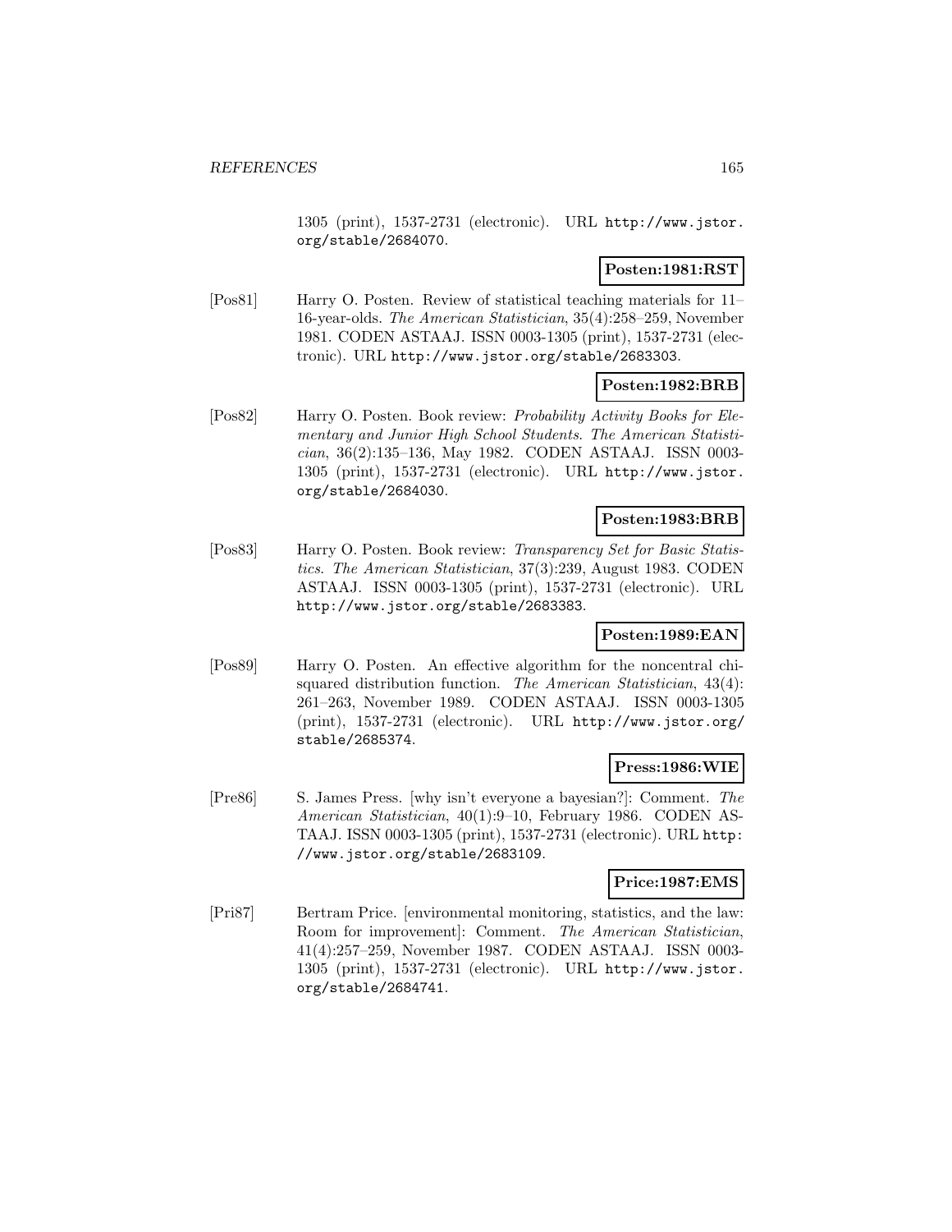1305 (print), 1537-2731 (electronic). URL http://www.jstor.org/stable/2684070.

**Posten:1981:RST**

[Pos81] Harry O. Posten. Review of statistical teaching materials for 11–16-year-olds. *The American Statistician*, 35(4):258–259, November 1981. CODEN ASTAAJ. ISSN 0003-1305 (print), 1537-2731 (electronic). URL http://www.jstor.org/stable/2683303.

**Posten:1982:BRB**

[Pos82] Harry O. Posten. Book review: *Probability Activity Books for Elementary and Junior High School Students*. *The American Statistician*, 36(2):135–136, May 1982. CODEN ASTAAJ. ISSN 0003-1305 (print), 1537-2731 (electronic). URL http://www.jstor.org/stable/2684030.

**Posten:1983:BRB**

[Pos83] Harry O. Posten. Book review: *Transparency Set for Basic Statistics*. *The American Statistician*, 37(3):239, August 1983. CODEN ASTAAJ. ISSN 0003-1305 (print), 1537-2731 (electronic). URL http://www.jstor.org/stable/2683383.

**Posten:1989:EAN**

[Pos89] Harry O. Posten. An effective algorithm for the noncentral chi-squared distribution function. *The American Statistician*, 43(4):261–263, November 1989. CODEN ASTAAJ. ISSN 0003-1305 (print), 1537-2731 (electronic). URL http://www.jstor.org/stable/2685374.

**Press:1986:WIE**

[Pre86] S. James Press. [why isn't everyone a bayesian?]: Comment. *The American Statistician*, 40(1):9–10, February 1986. CODEN ASTAAJ. ISSN 0003-1305 (print), 1537-2731 (electronic). URL http://www.jstor.org/stable/2683109.

**Price:1987:EMS**

[Pri87] Bertram Price. [environmental monitoring, statistics, and the law: Room for improvement]: Comment. *The American Statistician*, 41(4):257–259, November 1987. CODEN ASTAAJ. ISSN 0003-1305 (print), 1537-2731 (electronic). URL http://www.jstor.org/stable/2684741.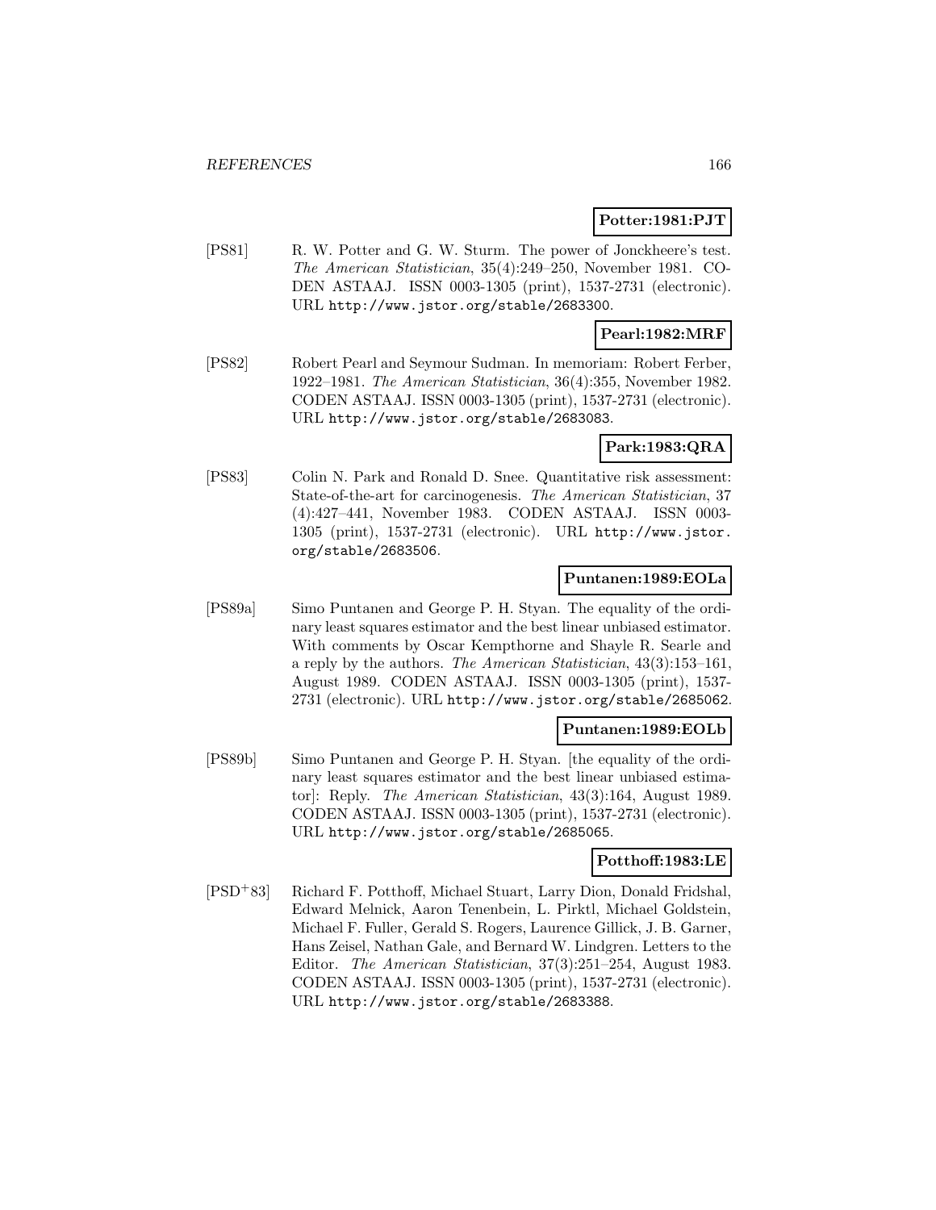**Potter:1981:PJT**

[PS81] R. W. Potter and G. W. Sturm. The power of Jonckheere's test. *The American Statistician*, 35(4):249–250, November 1981. CODEN ASTAAJ. ISSN 0003-1305 (print), 1537-2731 (electronic). URL http://www.jstor.org/stable/2683300.

**Pearl:1982:MRF**

[PS82] Robert Pearl and Seymour Sudman. In memoriam: Robert Ferber, 1922–1981. *The American Statistician*, 36(4):355, November 1982. CODEN ASTAAJ. ISSN 0003-1305 (print), 1537-2731 (electronic). URL http://www.jstor.org/stable/2683083.

**Park:1983:QRA**

[PS83] Colin N. Park and Ronald D. Snee. Quantitative risk assessment: State-of-the-art for carcinogenesis. *The American Statistician*, 37 (4):427–441, November 1983. CODEN ASTAAJ. ISSN 0003-1305 (print), 1537-2731 (electronic). URL http://www.jstor.org/stable/2683506.

**Puntanen:1989:EOLa**

[PS89a] Simo Puntanen and George P. H. Styan. The equality of the ordinary least squares estimator and the best linear unbiased estimator. With comments by Oscar Kempthorne and Shayle R. Searle and a reply by the authors. *The American Statistician*, 43(3):153–161, August 1989. CODEN ASTAAJ. ISSN 0003-1305 (print), 1537-2731 (electronic). URL http://www.jstor.org/stable/2685062.

**Puntanen:1989:EOLb**

[PS89b] Simo Puntanen and George P. H. Styan. [the equality of the ordinary least squares estimator and the best linear unbiased estimator]: Reply. *The American Statistician*, 43(3):164, August 1989. CODEN ASTAAJ. ISSN 0003-1305 (print), 1537-2731 (electronic). URL http://www.jstor.org/stable/2685065.

**Potthoff:1983:LE**

[PSD+83] Richard F. Potthoff, Michael Stuart, Larry Dion, Donald Fridshal, Edward Melnick, Aaron Tenenbein, L. Pirktl, Michael Goldstein, Michael F. Fuller, Gerald S. Rogers, Laurence Gillick, J. B. Garner, Hans Zeisel, Nathan Gale, and Bernard W. Lindgren. Letters to the Editor. *The American Statistician*, 37(3):251–254, August 1983. CODEN ASTAAJ. ISSN 0003-1305 (print), 1537-2731 (electronic). URL http://www.jstor.org/stable/2683388.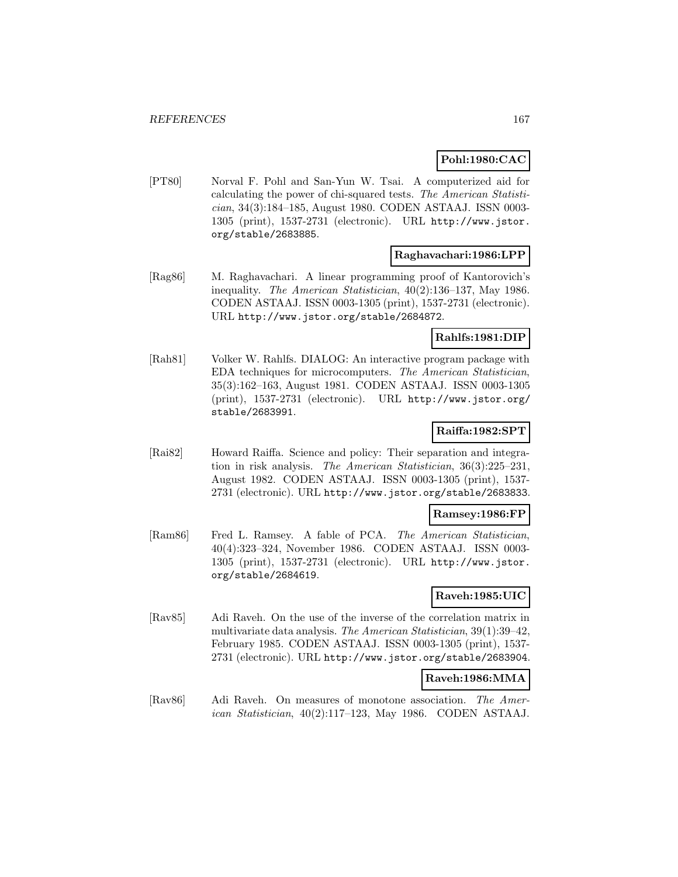**Pohl:1980:CAC**

[PT80] Norval F. Pohl and San-Yun W. Tsai. A computerized aid for calculating the power of chi-squared tests. *The American Statistician*, 34(3):184–185, August 1980. CODEN ASTAAJ. ISSN 0003-1305 (print), 1537-2731 (electronic). URL http://www.jstor.org/stable/2683885.

**Raghavachari:1986:LPP**

[Rag86] M. Raghavachari. A linear programming proof of Kantorovich's inequality. *The American Statistician*, 40(2):136–137, May 1986. CODEN ASTAAJ. ISSN 0003-1305 (print), 1537-2731 (electronic). URL http://www.jstor.org/stable/2684872.

**Rahlfs:1981:DIP**

[Rah81] Volker W. Rahlfs. DIALOG: An interactive program package with EDA techniques for microcomputers. *The American Statistician*, 35(3):162–163, August 1981. CODEN ASTAAJ. ISSN 0003-1305 (print), 1537-2731 (electronic). URL http://www.jstor.org/stable/2683991.

**Raiffa:1982:SPT**

[Rai82] Howard Raiffa. Science and policy: Their separation and integration in risk analysis. *The American Statistician*, 36(3):225–231, August 1982. CODEN ASTAAJ. ISSN 0003-1305 (print), 1537-2731 (electronic). URL http://www.jstor.org/stable/2683833.

**Ramsey:1986:FP**

[Ram86] Fred L. Ramsey. A fable of PCA. *The American Statistician*, 40(4):323–324, November 1986. CODEN ASTAAJ. ISSN 0003-1305 (print), 1537-2731 (electronic). URL http://www.jstor.org/stable/2684619.

**Raveh:1985:UIC**

[Rav85] Adi Raveh. On the use of the inverse of the correlation matrix in multivariate data analysis. *The American Statistician*, 39(1):39–42, February 1985. CODEN ASTAAJ. ISSN 0003-1305 (print), 1537-2731 (electronic). URL http://www.jstor.org/stable/2683904.

**Raveh:1986:MMA**

[Rav86] Adi Raveh. On measures of monotone association. *The American Statistician*, 40(2):117–123, May 1986. CODEN ASTAAJ.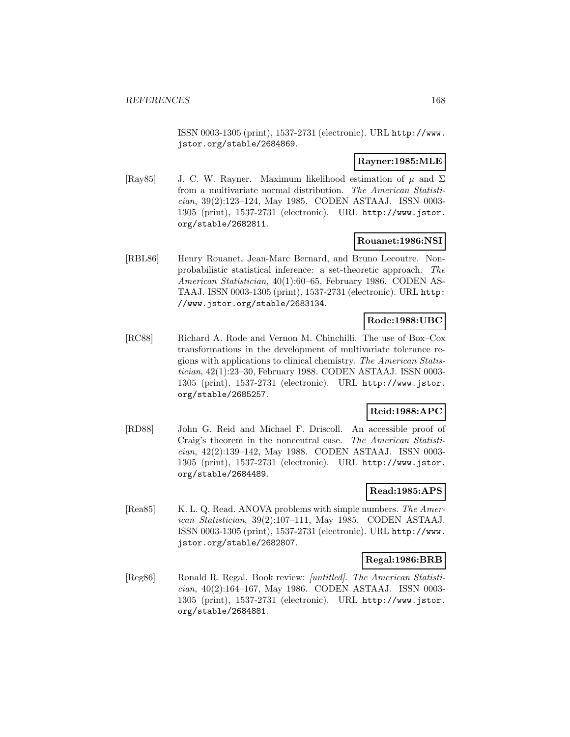ISSN 0003-1305 (print), 1537-2731 (electronic). URL http://www.jstor.org/stable/2684869.

**Rayner:1985:MLE**

[Ray85] J. C. W. Rayner. Maximum likelihood estimation of $\mu$ and $\Sigma$ from a multivariate normal distribution. *The American Statistician*, 39(2):123–124, May 1985. CODEN ASTAAJ. ISSN 0003-1305 (print), 1537-2731 (electronic). URL http://www.jstor.org/stable/2682811.

**Rouanet:1986:NSI**

[RBL86] Henry Rouanet, Jean-Marc Bernard, and Bruno Lecoutre. Nonprobabilistic statistical inference: a set-theoretic approach. *The American Statistician*, 40(1):60–65, February 1986. CODEN ASTAAJ. ISSN 0003-1305 (print), 1537-2731 (electronic). URL http://www.jstor.org/stable/2683134.

**Rode:1988:UBC**

[RC88] Richard A. Rode and Vernon M. Chinchilli. The use of Box–Cox transformations in the development of multivariate tolerance regions with applications to clinical chemistry. *The American Statistician*, 42(1):23–30, February 1988. CODEN ASTAAJ. ISSN 0003-1305 (print), 1537-2731 (electronic). URL http://www.jstor.org/stable/2685257.

**Reid:1988:APC**

[RD88] John G. Reid and Michael F. Driscoll. An accessible proof of Craig's theorem in the noncentral case. *The American Statistician*, 42(2):139–142, May 1988. CODEN ASTAAJ. ISSN 0003-1305 (print), 1537-2731 (electronic). URL http://www.jstor.org/stable/2684489.

**Read:1985:APS**

[Rea85] K. L. Q. Read. ANOVA problems with simple numbers. *The American Statistician*, 39(2):107–111, May 1985. CODEN ASTAAJ. ISSN 0003-1305 (print), 1537-2731 (electronic). URL http://www.jstor.org/stable/2682807.

**Regal:1986:BRB**

[Reg86] Ronald R. Regal. Book review: *[untitled]*. *The American Statistician*, 40(2):164–167, May 1986. CODEN ASTAAJ. ISSN 0003-1305 (print), 1537-2731 (electronic). URL http://www.jstor.org/stable/2684881.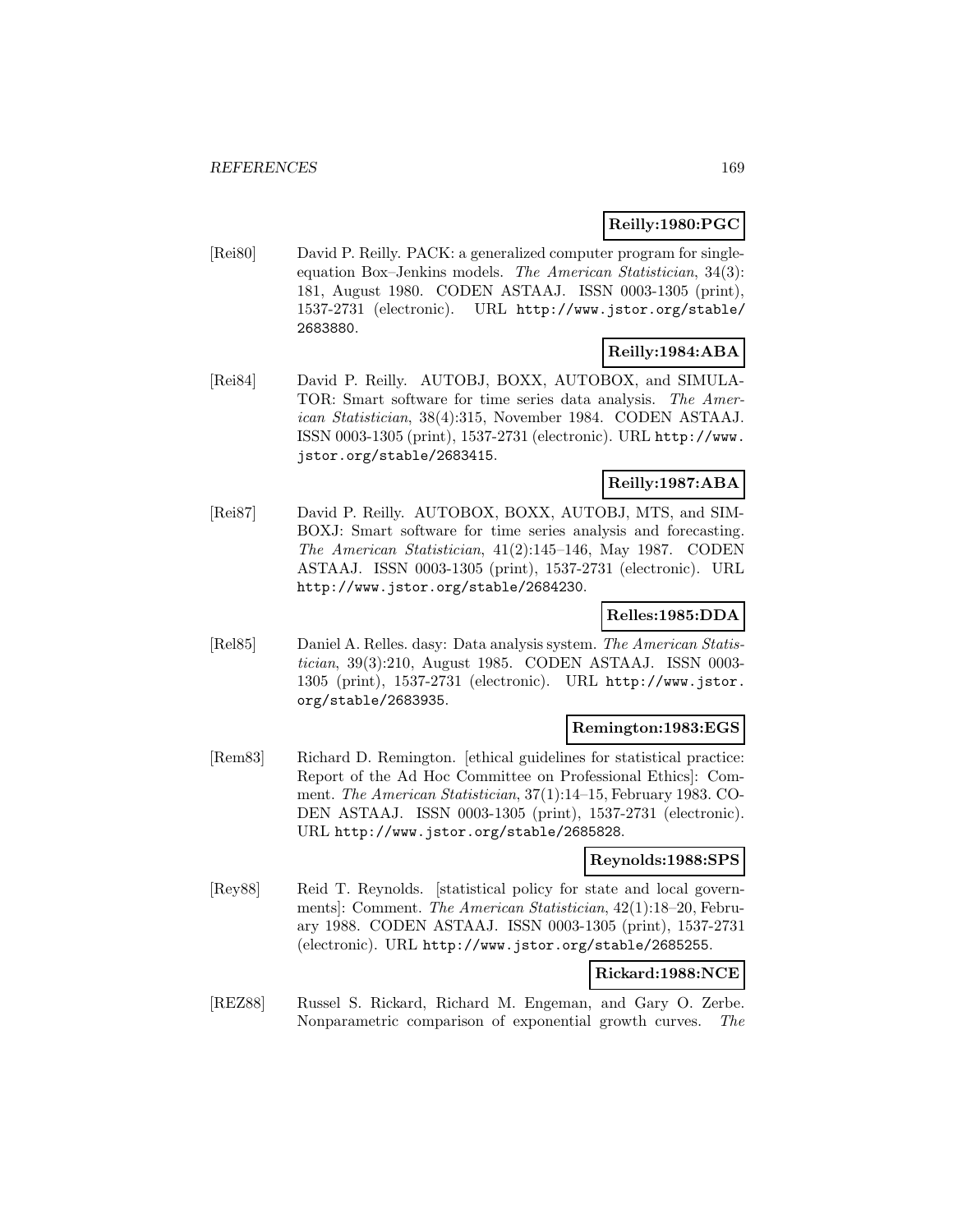**Reilly:1980:PGC**

[Rei80] David P. Reilly. PACK: a generalized computer program for single-equation Box–Jenkins models. *The American Statistician*, 34(3): 181, August 1980. CODEN ASTAAJ. ISSN 0003-1305 (print), 1537-2731 (electronic). URL http://www.jstor.org/stable/2683880.

**Reilly:1984:ABA**

[Rei84] David P. Reilly. AUTOBJ, BOXX, AUTOBOX, and SIMULATOR: Smart software for time series data analysis. *The American Statistician*, 38(4):315, November 1984. CODEN ASTAAJ. ISSN 0003-1305 (print), 1537-2731 (electronic). URL http://www.jstor.org/stable/2683415.

**Reilly:1987:ABA**

[Rei87] David P. Reilly. AUTOBOX, BOXX, AUTOBJ, MTS, and SIMBOXJ: Smart software for time series analysis and forecasting. *The American Statistician*, 41(2):145–146, May 1987. CODEN ASTAAJ. ISSN 0003-1305 (print), 1537-2731 (electronic). URL http://www.jstor.org/stable/2684230.

**Relles:1985:DDA**

[Rel85] Daniel A. Relles. dasy: Data analysis system. *The American Statistician*, 39(3):210, August 1985. CODEN ASTAAJ. ISSN 0003-1305 (print), 1537-2731 (electronic). URL http://www.jstor.org/stable/2683935.

**Remington:1983:EGS**

[Rem83] Richard D. Remington. [ethical guidelines for statistical practice: Report of the Ad Hoc Committee on Professional Ethics]: Comment. *The American Statistician*, 37(1):14–15, February 1983. CODEN ASTAAJ. ISSN 0003-1305 (print), 1537-2731 (electronic). URL http://www.jstor.org/stable/2685828.

**Reynolds:1988:SPS**

[Rey88] Reid T. Reynolds. [statistical policy for state and local governments]: Comment. *The American Statistician*, 42(1):18–20, February 1988. CODEN ASTAAJ. ISSN 0003-1305 (print), 1537-2731 (electronic). URL http://www.jstor.org/stable/2685255.

**Rickard:1988:NCE**

[REZ88] Russel S. Rickard, Richard M. Engeman, and Gary O. Zerbe. Nonparametric comparison of exponential growth curves. *The*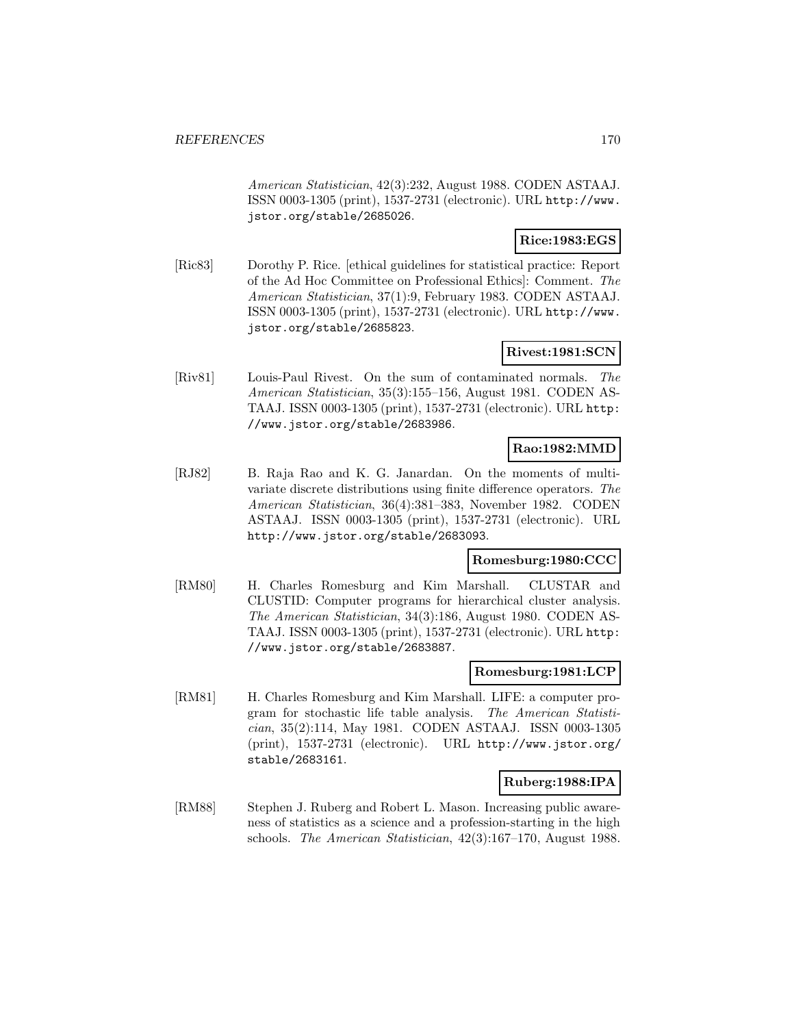*American Statistician*, 42(3):232, August 1988. CODEN ASTAAJ. ISSN 0003-1305 (print), 1537-2731 (electronic). URL http://www.jstor.org/stable/2685026.

**Rice:1983:EGS**

[Ric83] Dorothy P. Rice. [ethical guidelines for statistical practice: Report of the Ad Hoc Committee on Professional Ethics]: Comment. *The American Statistician*, 37(1):9, February 1983. CODEN ASTAAJ. ISSN 0003-1305 (print), 1537-2731 (electronic). URL http://www.jstor.org/stable/2685823.

**Rivest:1981:SCN**

[Riv81] Louis-Paul Rivest. On the sum of contaminated normals. *The American Statistician*, 35(3):155–156, August 1981. CODEN ASTAAJ. ISSN 0003-1305 (print), 1537-2731 (electronic). URL http://www.jstor.org/stable/2683986.

**Rao:1982:MMD**

[RJ82] B. Raja Rao and K. G. Janardan. On the moments of multivariate discrete distributions using finite difference operators. *The American Statistician*, 36(4):381–383, November 1982. CODEN ASTAAJ. ISSN 0003-1305 (print), 1537-2731 (electronic). URL http://www.jstor.org/stable/2683093.

**Romesburg:1980:CCC**

[RM80] H. Charles Romesburg and Kim Marshall. CLUSTAR and CLUSTID: Computer programs for hierarchical cluster analysis. *The American Statistician*, 34(3):186, August 1980. CODEN ASTAAJ. ISSN 0003-1305 (print), 1537-2731 (electronic). URL http://www.jstor.org/stable/2683887.

**Romesburg:1981:LCP**

[RM81] H. Charles Romesburg and Kim Marshall. LIFE: a computer program for stochastic life table analysis. *The American Statistician*, 35(2):114, May 1981. CODEN ASTAAJ. ISSN 0003-1305 (print), 1537-2731 (electronic). URL http://www.jstor.org/stable/2683161.

**Ruberg:1988:IPA**

[RM88] Stephen J. Ruberg and Robert L. Mason. Increasing public awareness of statistics as a science and a profession-starting in the high schools. *The American Statistician*, 42(3):167–170, August 1988.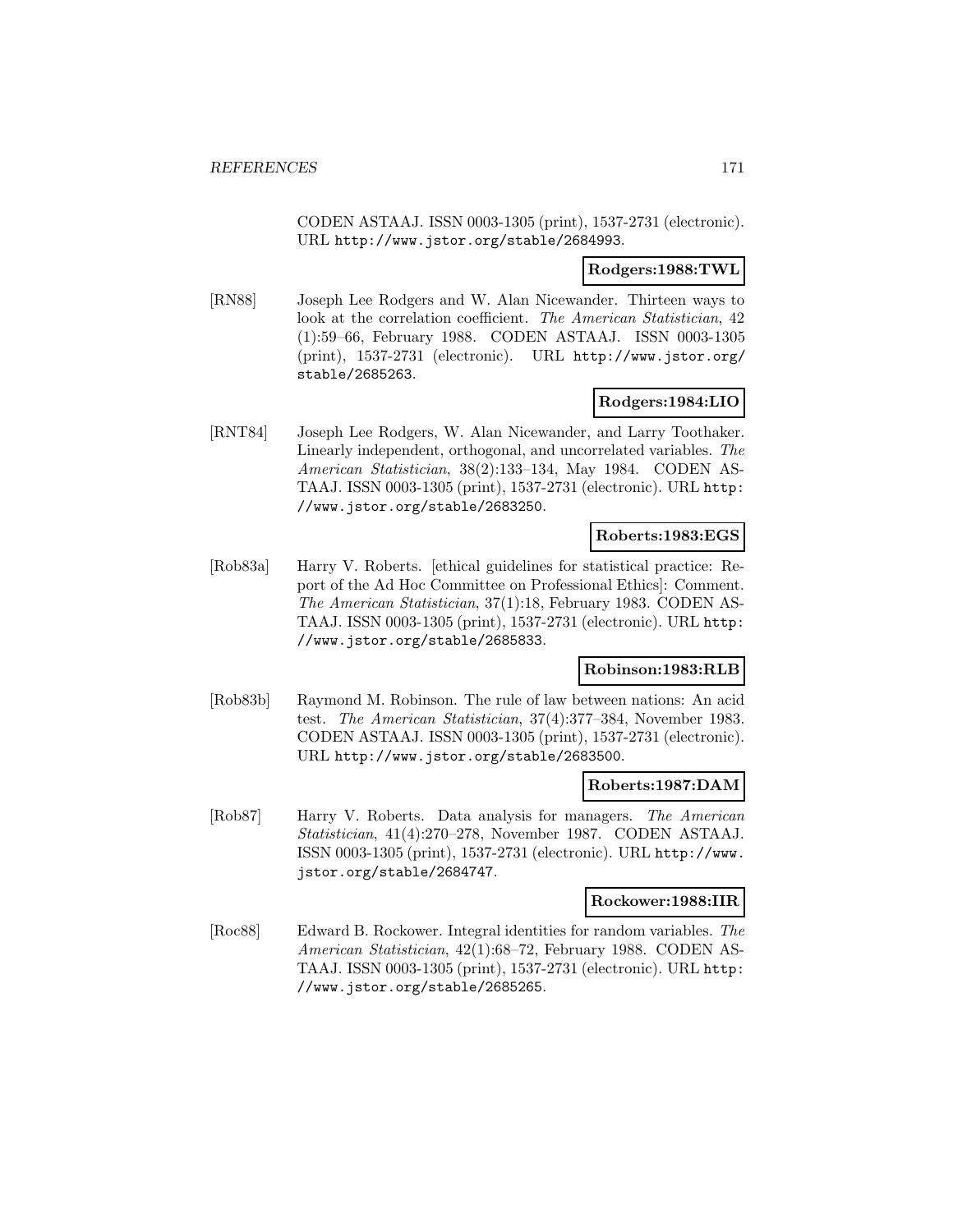CODEN ASTAAJ. ISSN 0003-1305 (print), 1537-2731 (electronic). URL http://www.jstor.org/stable/2684993.

**Rodgers:1988:TWL**

[RN88] Joseph Lee Rodgers and W. Alan Nicewander. Thirteen ways to look at the correlation coefficient. *The American Statistician*, 42 (1):59–66, February 1988. CODEN ASTAAJ. ISSN 0003-1305 (print), 1537-2731 (electronic). URL http://www.jstor.org/stable/2685263.

**Rodgers:1984:LIO**

[RNT84] Joseph Lee Rodgers, W. Alan Nicewander, and Larry Toothaker. Linearly independent, orthogonal, and uncorrelated variables. *The American Statistician*, 38(2):133–134, May 1984. CODEN ASTAAJ. ISSN 0003-1305 (print), 1537-2731 (electronic). URL http://www.jstor.org/stable/2683250.

**Roberts:1983:EGS**

[Rob83a] Harry V. Roberts. [ethical guidelines for statistical practice: Report of the Ad Hoc Committee on Professional Ethics]: Comment. *The American Statistician*, 37(1):18, February 1983. CODEN ASTAAJ. ISSN 0003-1305 (print), 1537-2731 (electronic). URL http://www.jstor.org/stable/2685833.

**Robinson:1983:RLB**

[Rob83b] Raymond M. Robinson. The rule of law between nations: An acid test. *The American Statistician*, 37(4):377–384, November 1983. CODEN ASTAAJ. ISSN 0003-1305 (print), 1537-2731 (electronic). URL http://www.jstor.org/stable/2683500.

**Roberts:1987:DAM**

[Rob87] Harry V. Roberts. Data analysis for managers. *The American Statistician*, 41(4):270–278, November 1987. CODEN ASTAAJ. ISSN 0003-1305 (print), 1537-2731 (electronic). URL http://www.jstor.org/stable/2684747.

**Rockower:1988:IIR**

[Roc88] Edward B. Rockower. Integral identities for random variables. *The American Statistician*, 42(1):68–72, February 1988. CODEN ASTAAJ. ISSN 0003-1305 (print), 1537-2731 (electronic). URL http://www.jstor.org/stable/2685265.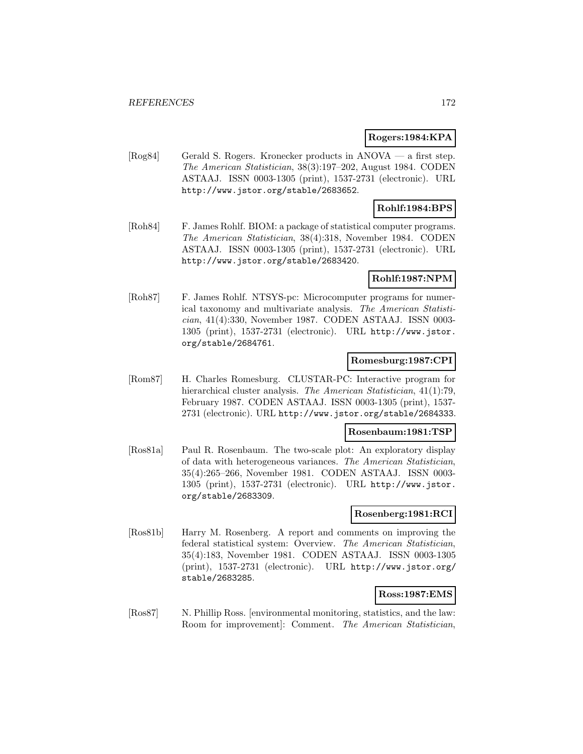**Rogers:1984:KPA**

[Rog84] Gerald S. Rogers. Kronecker products in ANOVA — a first step. *The American Statistician*, 38(3):197–202, August 1984. CODEN ASTAAJ. ISSN 0003-1305 (print), 1537-2731 (electronic). URL http://www.jstor.org/stable/2683652.

**Rohlf:1984:BPS**

[Roh84] F. James Rohlf. BIOM: a package of statistical computer programs. *The American Statistician*, 38(4):318, November 1984. CODEN ASTAAJ. ISSN 0003-1305 (print), 1537-2731 (electronic). URL http://www.jstor.org/stable/2683420.

**Rohlf:1987:NPM**

[Roh87] F. James Rohlf. NTSYS-pc: Microcomputer programs for numerical taxonomy and multivariate analysis. *The American Statistician*, 41(4):330, November 1987. CODEN ASTAAJ. ISSN 0003-1305 (print), 1537-2731 (electronic). URL http://www.jstor.org/stable/2684761.

**Romesburg:1987:CPI**

[Rom87] H. Charles Romesburg. CLUSTAR-PC: Interactive program for hierarchical cluster analysis. *The American Statistician*, 41(1):79, February 1987. CODEN ASTAAJ. ISSN 0003-1305 (print), 1537-2731 (electronic). URL http://www.jstor.org/stable/2684333.

**Rosenbaum:1981:TSP**

[Ros81a] Paul R. Rosenbaum. The two-scale plot: An exploratory display of data with heterogeneous variances. *The American Statistician*, 35(4):265–266, November 1981. CODEN ASTAAJ. ISSN 0003-1305 (print), 1537-2731 (electronic). URL http://www.jstor.org/stable/2683309.

**Rosenberg:1981:RCI**

[Ros81b] Harry M. Rosenberg. A report and comments on improving the federal statistical system: Overview. *The American Statistician*, 35(4):183, November 1981. CODEN ASTAAJ. ISSN 0003-1305 (print), 1537-2731 (electronic). URL http://www.jstor.org/stable/2683285.

**Ross:1987:EMS**

[Ros87] N. Phillip Ross. [environmental monitoring, statistics, and the law: Room for improvement]: Comment. *The American Statistician*,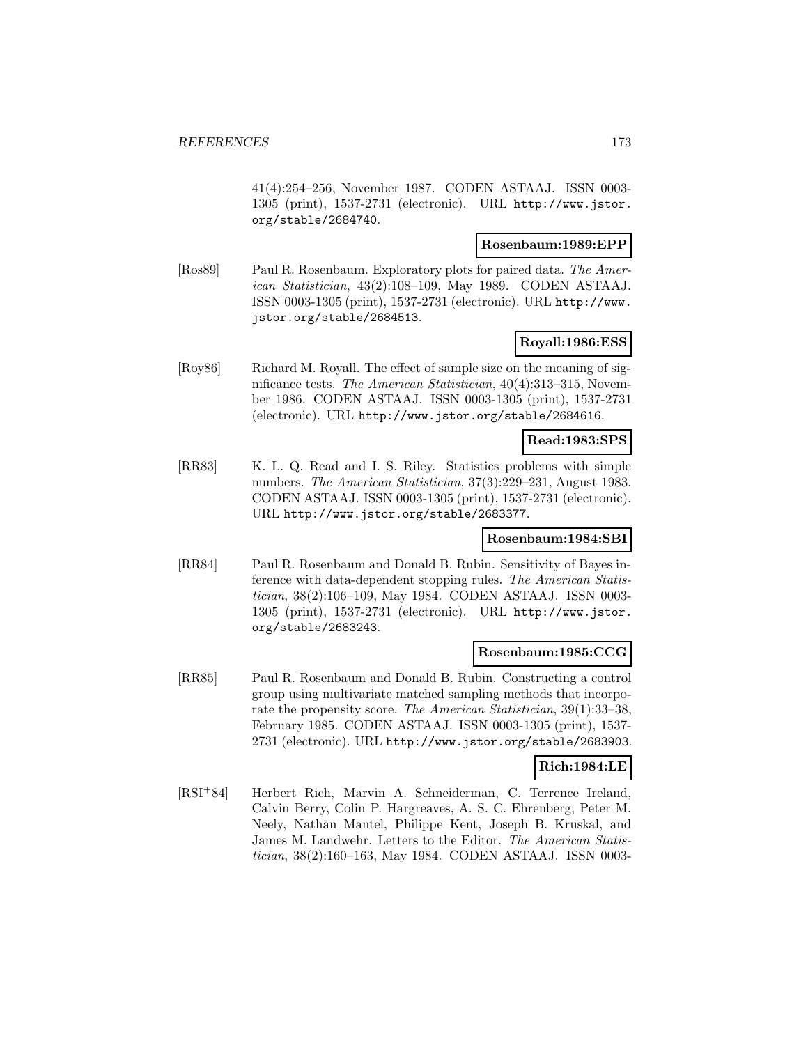41(4):254–256, November 1987. CODEN ASTAAJ. ISSN 0003-1305 (print), 1537-2731 (electronic). URL http://www.jstor.org/stable/2684740.

**Rosenbaum:1989:EPP**

[Ros89] Paul R. Rosenbaum. Exploratory plots for paired data. *The American Statistician*, 43(2):108–109, May 1989. CODEN ASTAAJ. ISSN 0003-1305 (print), 1537-2731 (electronic). URL http://www.jstor.org/stable/2684513.

**Royall:1986:ESS**

[Roy86] Richard M. Royall. The effect of sample size on the meaning of significance tests. *The American Statistician*, 40(4):313–315, November 1986. CODEN ASTAAJ. ISSN 0003-1305 (print), 1537-2731 (electronic). URL http://www.jstor.org/stable/2684616.

**Read:1983:SPS**

[RR83] K. L. Q. Read and I. S. Riley. Statistics problems with simple numbers. *The American Statistician*, 37(3):229–231, August 1983. CODEN ASTAAJ. ISSN 0003-1305 (print), 1537-2731 (electronic). URL http://www.jstor.org/stable/2683377.

**Rosenbaum:1984:SBI**

[RR84] Paul R. Rosenbaum and Donald B. Rubin. Sensitivity of Bayes inference with data-dependent stopping rules. *The American Statistician*, 38(2):106–109, May 1984. CODEN ASTAAJ. ISSN 0003-1305 (print), 1537-2731 (electronic). URL http://www.jstor.org/stable/2683243.

**Rosenbaum:1985:CCG**

[RR85] Paul R. Rosenbaum and Donald B. Rubin. Constructing a control group using multivariate matched sampling methods that incorporate the propensity score. *The American Statistician*, 39(1):33–38, February 1985. CODEN ASTAAJ. ISSN 0003-1305 (print), 1537-2731 (electronic). URL http://www.jstor.org/stable/2683903.

**Rich:1984:LE**

[RSI+84] Herbert Rich, Marvin A. Schneiderman, C. Terrence Ireland, Calvin Berry, Colin P. Hargreaves, A. S. C. Ehrenberg, Peter M. Neely, Nathan Mantel, Philippe Kent, Joseph B. Kruskal, and James M. Landwehr. Letters to the Editor. *The American Statistician*, 38(2):160–163, May 1984. CODEN ASTAAJ. ISSN 0003-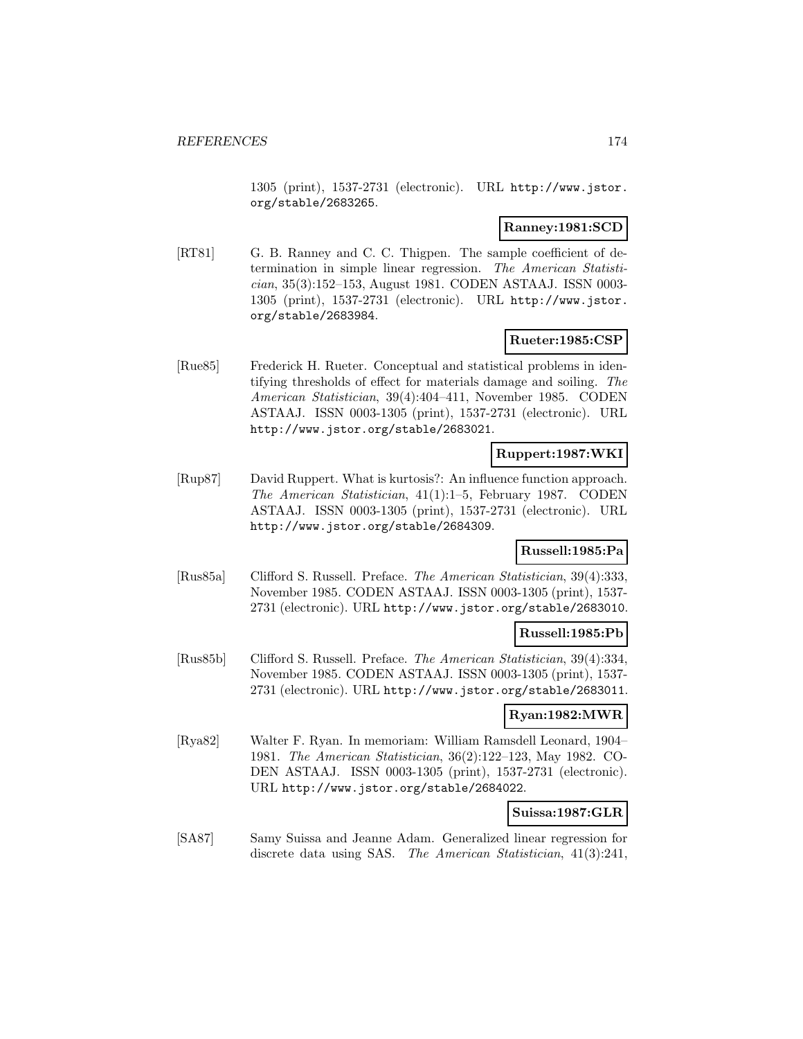1305 (print), 1537-2731 (electronic). URL http://www.jstor.org/stable/2683265.

**Ranney:1981:SCD**

[RT81] G. B. Ranney and C. C. Thigpen. The sample coefficient of determination in simple linear regression. *The American Statistician*, 35(3):152–153, August 1981. CODEN ASTAAJ. ISSN 0003-1305 (print), 1537-2731 (electronic). URL http://www.jstor.org/stable/2683984.

**Rueter:1985:CSP**

[Rue85] Frederick H. Rueter. Conceptual and statistical problems in identifying thresholds of effect for materials damage and soiling. *The American Statistician*, 39(4):404–411, November 1985. CODEN ASTAAJ. ISSN 0003-1305 (print), 1537-2731 (electronic). URL http://www.jstor.org/stable/2683021.

**Ruppert:1987:WKI**

[Rup87] David Ruppert. What is kurtosis?: An influence function approach. *The American Statistician*, 41(1):1–5, February 1987. CODEN ASTAAJ. ISSN 0003-1305 (print), 1537-2731 (electronic). URL http://www.jstor.org/stable/2684309.

**Russell:1985:Pa**

[Rus85a] Clifford S. Russell. Preface. *The American Statistician*, 39(4):333, November 1985. CODEN ASTAAJ. ISSN 0003-1305 (print), 1537-2731 (electronic). URL http://www.jstor.org/stable/2683010.

**Russell:1985:Pb**

[Rus85b] Clifford S. Russell. Preface. *The American Statistician*, 39(4):334, November 1985. CODEN ASTAAJ. ISSN 0003-1305 (print), 1537-2731 (electronic). URL http://www.jstor.org/stable/2683011.

**Ryan:1982:MWR**

[Rya82] Walter F. Ryan. In memoriam: William Ramsdell Leonard, 1904–1981. *The American Statistician*, 36(2):122–123, May 1982. CODEN ASTAAJ. ISSN 0003-1305 (print), 1537-2731 (electronic). URL http://www.jstor.org/stable/2684022.

**Suissa:1987:GLR**

[SA87] Samy Suissa and Jeanne Adam. Generalized linear regression for discrete data using SAS. *The American Statistician*, 41(3):241,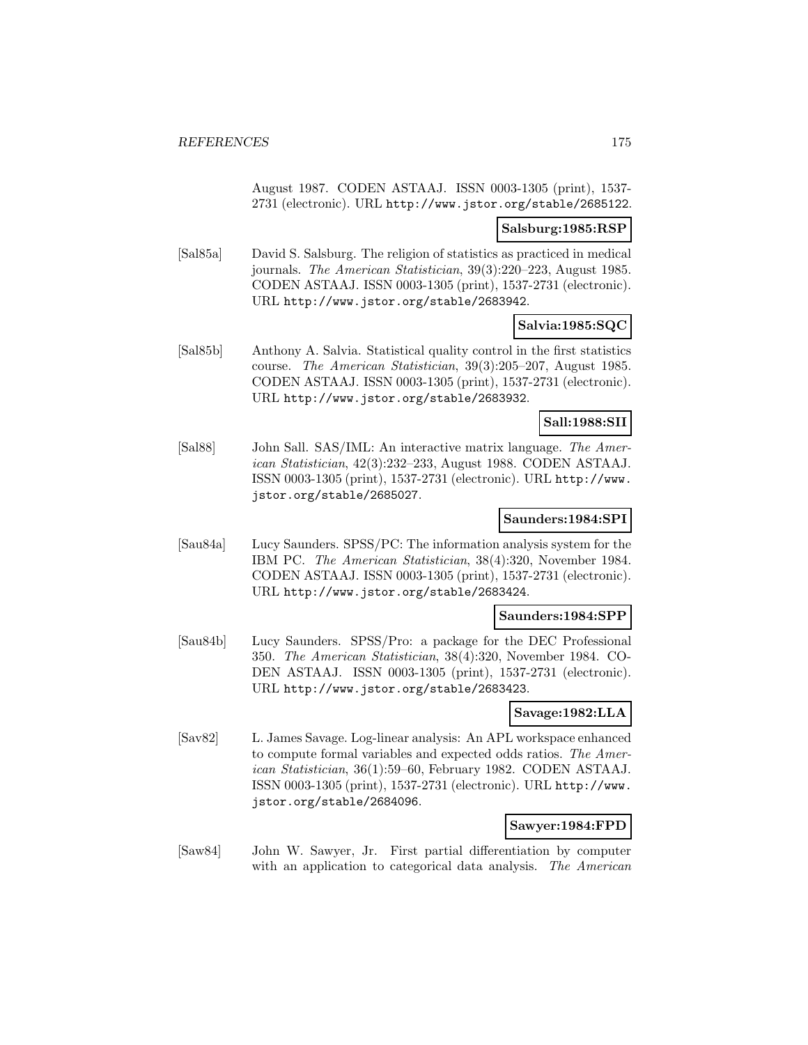August 1987. CODEN ASTAAJ. ISSN 0003-1305 (print), 1537-2731 (electronic). URL http://www.jstor.org/stable/2685122.

**Salsburg:1985:RSP**

[Sal85a] David S. Salsburg. The religion of statistics as practiced in medical journals. *The American Statistician*, 39(3):220–223, August 1985. CODEN ASTAAJ. ISSN 0003-1305 (print), 1537-2731 (electronic). URL http://www.jstor.org/stable/2683942.

**Salvia:1985:SQC**

[Sal85b] Anthony A. Salvia. Statistical quality control in the first statistics course. *The American Statistician*, 39(3):205–207, August 1985. CODEN ASTAAJ. ISSN 0003-1305 (print), 1537-2731 (electronic). URL http://www.jstor.org/stable/2683932.

**Sall:1988:SII**

[Sal88] John Sall. SAS/IML: An interactive matrix language. *The American Statistician*, 42(3):232–233, August 1988. CODEN ASTAAJ. ISSN 0003-1305 (print), 1537-2731 (electronic). URL http://www.jstor.org/stable/2685027.

**Saunders:1984:SPI**

[Sau84a] Lucy Saunders. SPSS/PC: The information analysis system for the IBM PC. *The American Statistician*, 38(4):320, November 1984. CODEN ASTAAJ. ISSN 0003-1305 (print), 1537-2731 (electronic). URL http://www.jstor.org/stable/2683424.

**Saunders:1984:SPP**

[Sau84b] Lucy Saunders. SPSS/Pro: a package for the DEC Professional 350. *The American Statistician*, 38(4):320, November 1984. CODEN ASTAAJ. ISSN 0003-1305 (print), 1537-2731 (electronic). URL http://www.jstor.org/stable/2683423.

**Savage:1982:LLA**

[Sav82] L. James Savage. Log-linear analysis: An APL workspace enhanced to compute formal variables and expected odds ratios. *The American Statistician*, 36(1):59–60, February 1982. CODEN ASTAAJ. ISSN 0003-1305 (print), 1537-2731 (electronic). URL http://www.jstor.org/stable/2684096.

**Sawyer:1984:FPD**

[Saw84] John W. Sawyer, Jr. First partial differentiation by computer with an application to categorical data analysis. *The American*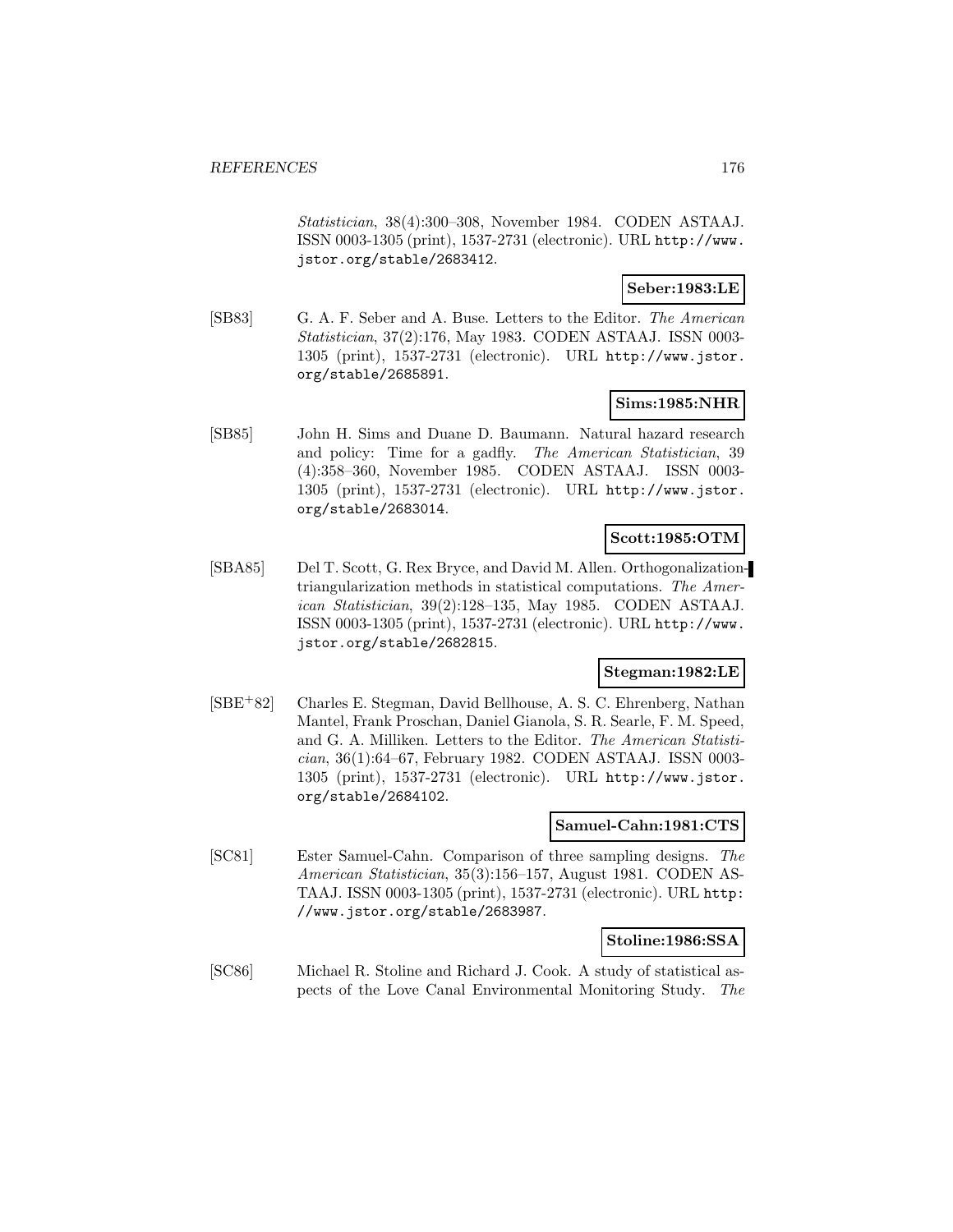*Statistician*, 38(4):300–308, November 1984. CODEN ASTAAJ. ISSN 0003-1305 (print), 1537-2731 (electronic). URL http://www.jstor.org/stable/2683412.

**Seber:1983:LE**

[SB83] G. A. F. Seber and A. Buse. Letters to the Editor. *The American Statistician*, 37(2):176, May 1983. CODEN ASTAAJ. ISSN 0003-1305 (print), 1537-2731 (electronic). URL http://www.jstor.org/stable/2685891.

**Sims:1985:NHR**

[SB85] John H. Sims and Duane D. Baumann. Natural hazard research and policy: Time for a gadfly. *The American Statistician*, 39(4):358–360, November 1985. CODEN ASTAAJ. ISSN 0003-1305 (print), 1537-2731 (electronic). URL http://www.jstor.org/stable/2683014.

**Scott:1985:OTM**

[SBA85] Del T. Scott, G. Rex Bryce, and David M. Allen. Orthogonalization-triangularization methods in statistical computations. *The American Statistician*, 39(2):128–135, May 1985. CODEN ASTAAJ. ISSN 0003-1305 (print), 1537-2731 (electronic). URL http://www.jstor.org/stable/2682815.

**Stegman:1982:LE**

[SBE+82] Charles E. Stegman, David Bellhouse, A. S. C. Ehrenberg, Nathan Mantel, Frank Proschan, Daniel Gianola, S. R. Searle, F. M. Speed, and G. A. Milliken. Letters to the Editor. *The American Statistician*, 36(1):64–67, February 1982. CODEN ASTAAJ. ISSN 0003-1305 (print), 1537-2731 (electronic). URL http://www.jstor.org/stable/2684102.

**Samuel-Cahn:1981:CTS**

[SC81] Ester Samuel-Cahn. Comparison of three sampling designs. *The American Statistician*, 35(3):156–157, August 1981. CODEN ASTAAJ. ISSN 0003-1305 (print), 1537-2731 (electronic). URL http://www.jstor.org/stable/2683987.

**Stoline:1986:SSA**

[SC86] Michael R. Stoline and Richard J. Cook. A study of statistical aspects of the Love Canal Environmental Monitoring Study. *The*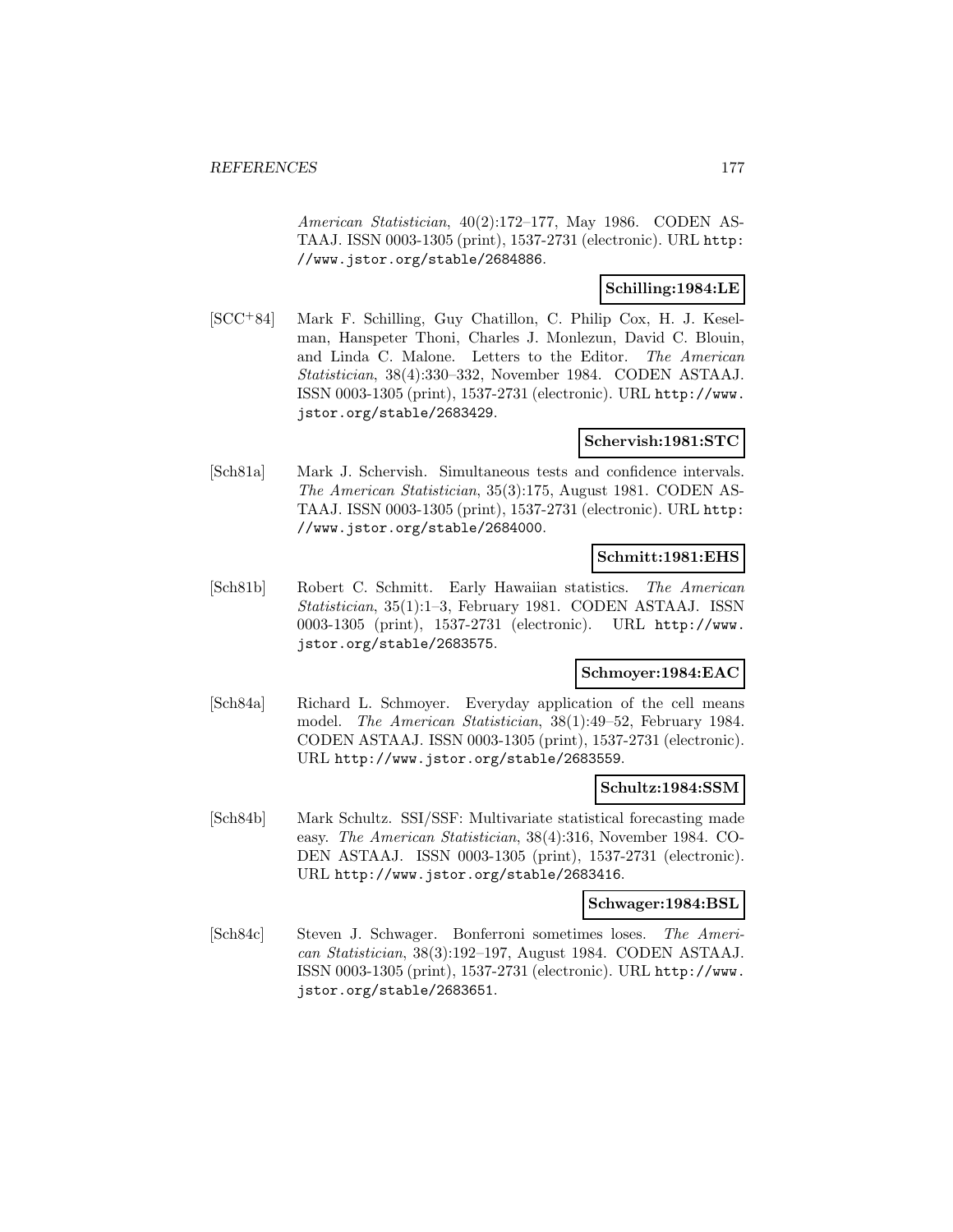*American Statistician*, 40(2):172–177, May 1986. CODEN ASTAAJ. ISSN 0003-1305 (print), 1537-2731 (electronic). URL http://www.jstor.org/stable/2684886.

**Schilling:1984:LE**

[SCC+84] Mark F. Schilling, Guy Chatillon, C. Philip Cox, H. J. Keselman, Hanspeter Thoni, Charles J. Monlezun, David C. Blouin, and Linda C. Malone. Letters to the Editor. *The American Statistician*, 38(4):330–332, November 1984. CODEN ASTAAJ. ISSN 0003-1305 (print), 1537-2731 (electronic). URL http://www.jstor.org/stable/2683429.

**Schervish:1981:STC**

[Sch81a] Mark J. Schervish. Simultaneous tests and confidence intervals. *The American Statistician*, 35(3):175, August 1981. CODEN ASTAAJ. ISSN 0003-1305 (print), 1537-2731 (electronic). URL http://www.jstor.org/stable/2684000.

**Schmitt:1981:EHS**

[Sch81b] Robert C. Schmitt. Early Hawaiian statistics. *The American Statistician*, 35(1):1–3, February 1981. CODEN ASTAAJ. ISSN 0003-1305 (print), 1537-2731 (electronic). URL http://www.jstor.org/stable/2683575.

**Schmoyer:1984:EAC**

[Sch84a] Richard L. Schmoyer. Everyday application of the cell means model. *The American Statistician*, 38(1):49–52, February 1984. CODEN ASTAAJ. ISSN 0003-1305 (print), 1537-2731 (electronic). URL http://www.jstor.org/stable/2683559.

**Schultz:1984:SSM**

[Sch84b] Mark Schultz. SSI/SSF: Multivariate statistical forecasting made easy. *The American Statistician*, 38(4):316, November 1984. CODEN ASTAAJ. ISSN 0003-1305 (print), 1537-2731 (electronic). URL http://www.jstor.org/stable/2683416.

**Schwager:1984:BSL**

[Sch84c] Steven J. Schwager. Bonferroni sometimes loses. *The American Statistician*, 38(3):192–197, August 1984. CODEN ASTAAJ. ISSN 0003-1305 (print), 1537-2731 (electronic). URL http://www.jstor.org/stable/2683651.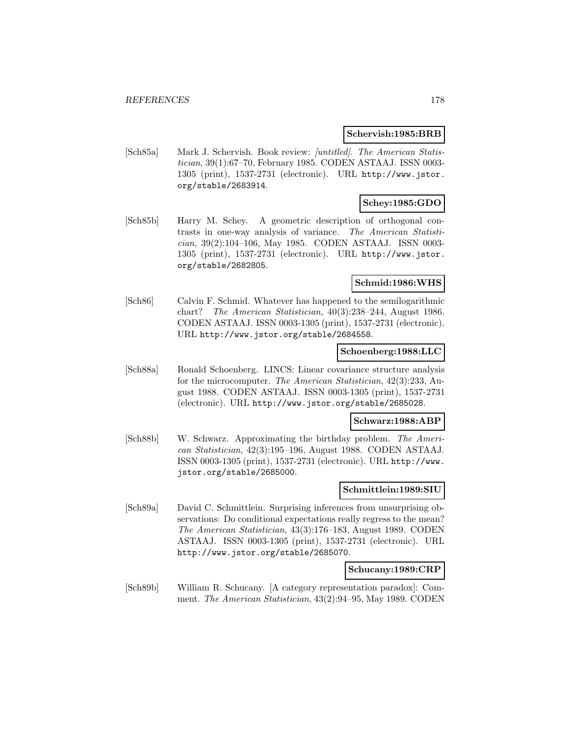**Schervish:1985:BRB**

[Sch85a] Mark J. Schervish. Book review: *[untitled]*. *The American Statistician*, 39(1):67–70, February 1985. CODEN ASTAAJ. ISSN 0003-1305 (print), 1537-2731 (electronic). URL http://www.jstor.org/stable/2683914.

**Schey:1985:GDO**

[Sch85b] Harry M. Schey. A geometric description of orthogonal contrasts in one-way analysis of variance. *The American Statistician*, 39(2):104–106, May 1985. CODEN ASTAAJ. ISSN 0003-1305 (print), 1537-2731 (electronic). URL http://www.jstor.org/stable/2682805.

**Schmid:1986:WHS**

[Sch86] Calvin F. Schmid. Whatever has happened to the semilogarithmic chart? *The American Statistician*, 40(3):238–244, August 1986. CODEN ASTAAJ. ISSN 0003-1305 (print), 1537-2731 (electronic). URL http://www.jstor.org/stable/2684558.

**Schoenberg:1988:LLC**

[Sch88a] Ronald Schoenberg. LINCS: Linear covariance structure analysis for the microcomputer. *The American Statistician*, 42(3):233, August 1988. CODEN ASTAAJ. ISSN 0003-1305 (print), 1537-2731 (electronic). URL http://www.jstor.org/stable/2685028.

**Schwarz:1988:ABP**

[Sch88b] W. Schwarz. Approximating the birthday problem. *The American Statistician*, 42(3):195–196, August 1988. CODEN ASTAAJ. ISSN 0003-1305 (print), 1537-2731 (electronic). URL http://www.jstor.org/stable/2685000.

**Schmittlein:1989:SIU**

[Sch89a] David C. Schmittlein. Surprising inferences from unsurprising observations: Do conditional expectations really regress to the mean? *The American Statistician*, 43(3):176–183, August 1989. CODEN ASTAAJ. ISSN 0003-1305 (print), 1537-2731 (electronic). URL http://www.jstor.org/stable/2685070.

**Schucany:1989:CRP**

[Sch89b] William R. Schucany. [A category representation paradox]: Comment. *The American Statistician*, 43(2):94–95, May 1989. CODEN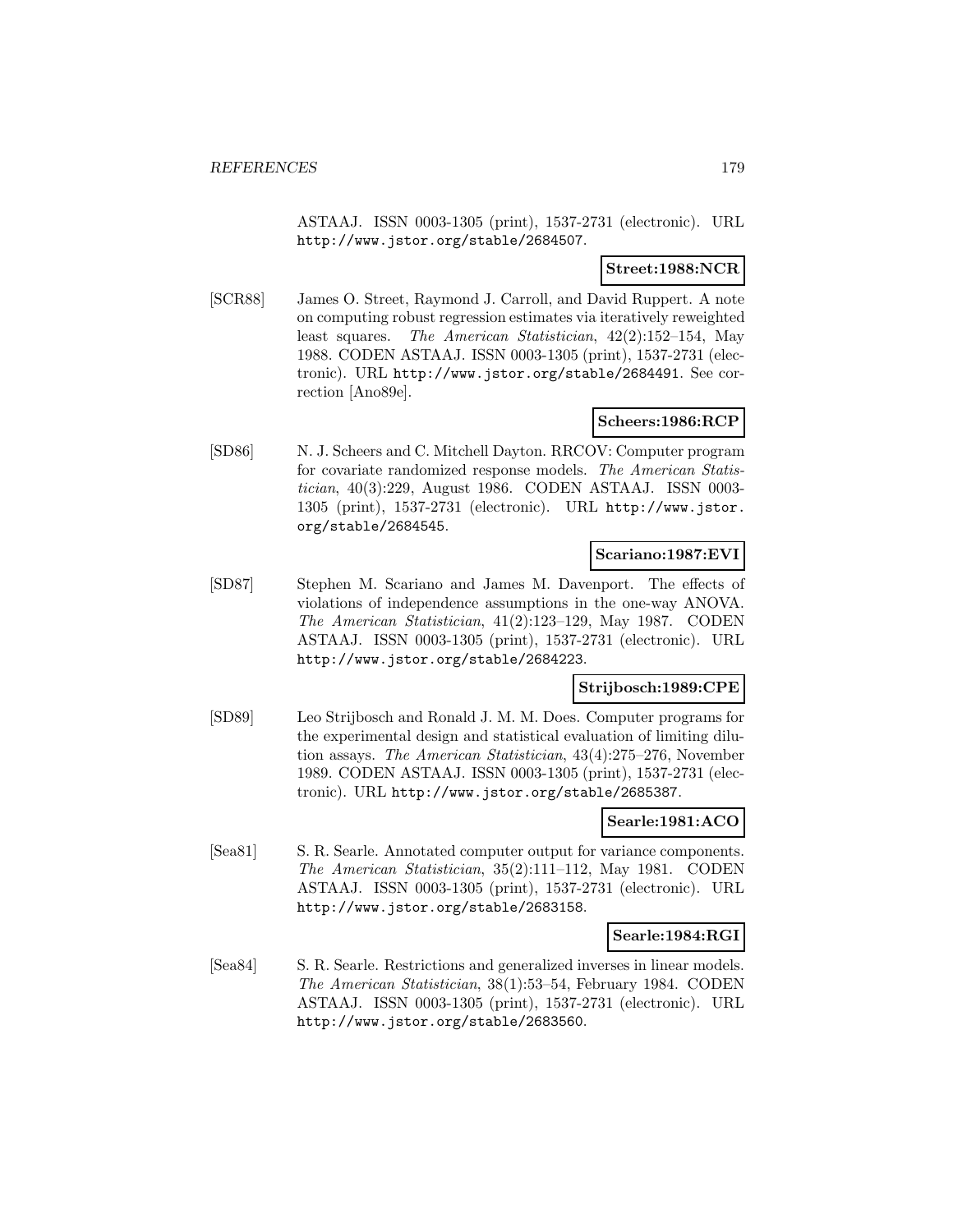ASTAAJ. ISSN 0003-1305 (print), 1537-2731 (electronic). URL http://www.jstor.org/stable/2684507.

**Street:1988:NCR**

[SCR88] James O. Street, Raymond J. Carroll, and David Ruppert. A note on computing robust regression estimates via iteratively reweighted least squares. *The American Statistician*, 42(2):152–154, May 1988. CODEN ASTAAJ. ISSN 0003-1305 (print), 1537-2731 (electronic). URL http://www.jstor.org/stable/2684491. See correction [Ano89e].

**Scheers:1986:RCP**

[SD86] N. J. Scheers and C. Mitchell Dayton. RRCOV: Computer program for covariate randomized response models. *The American Statistician*, 40(3):229, August 1986. CODEN ASTAAJ. ISSN 0003-1305 (print), 1537-2731 (electronic). URL http://www.jstor.org/stable/2684545.

**Scariano:1987:EVI**

[SD87] Stephen M. Scariano and James M. Davenport. The effects of violations of independence assumptions in the one-way ANOVA. *The American Statistician*, 41(2):123–129, May 1987. CODEN ASTAAJ. ISSN 0003-1305 (print), 1537-2731 (electronic). URL http://www.jstor.org/stable/2684223.

**Strijbosch:1989:CPE**

[SD89] Leo Strijbosch and Ronald J. M. M. Does. Computer programs for the experimental design and statistical evaluation of limiting dilution assays. *The American Statistician*, 43(4):275–276, November 1989. CODEN ASTAAJ. ISSN 0003-1305 (print), 1537-2731 (electronic). URL http://www.jstor.org/stable/2685387.

**Searle:1981:ACO**

[Sea81] S. R. Searle. Annotated computer output for variance components. *The American Statistician*, 35(2):111–112, May 1981. CODEN ASTAAJ. ISSN 0003-1305 (print), 1537-2731 (electronic). URL http://www.jstor.org/stable/2683158.

**Searle:1984:RGI**

[Sea84] S. R. Searle. Restrictions and generalized inverses in linear models. *The American Statistician*, 38(1):53–54, February 1984. CODEN ASTAAJ. ISSN 0003-1305 (print), 1537-2731 (electronic). URL http://www.jstor.org/stable/2683560.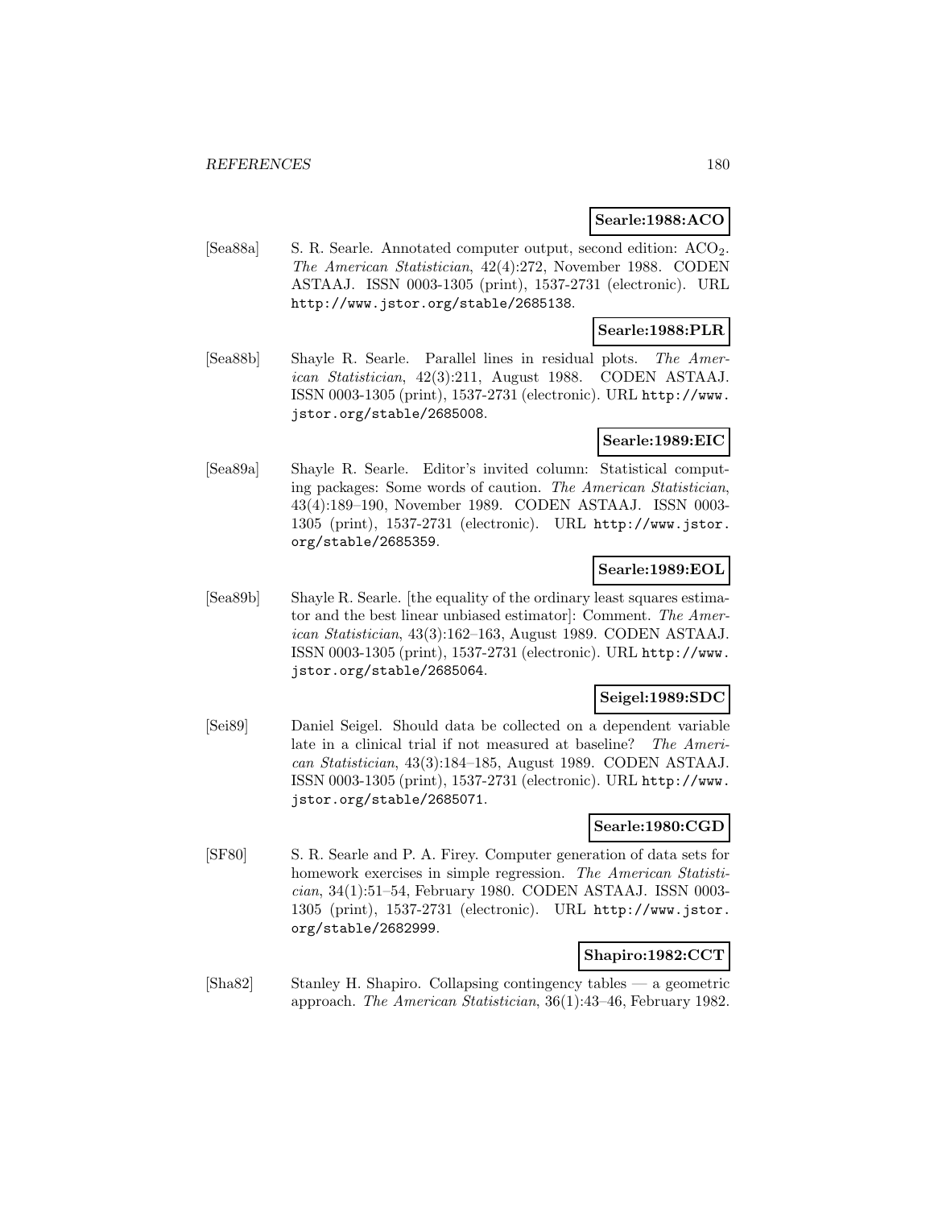**Searle:1988:ACO**

[Sea88a] S. R. Searle. Annotated computer output, second edition: $ACO_2$. *The American Statistician*, 42(4):272, November 1988. CODEN ASTAAJ. ISSN 0003-1305 (print), 1537-2731 (electronic). URL http://www.jstor.org/stable/2685138.

**Searle:1988:PLR**

[Sea88b] Shayle R. Searle. Parallel lines in residual plots. *The American Statistician*, 42(3):211, August 1988. CODEN ASTAAJ. ISSN 0003-1305 (print), 1537-2731 (electronic). URL http://www.jstor.org/stable/2685008.

**Searle:1989:EIC**

[Sea89a] Shayle R. Searle. Editor's invited column: Statistical computing packages: Some words of caution. *The American Statistician*, 43(4):189–190, November 1989. CODEN ASTAAJ. ISSN 0003-1305 (print), 1537-2731 (electronic). URL http://www.jstor.org/stable/2685359.

**Searle:1989:EOL**

[Sea89b] Shayle R. Searle. [the equality of the ordinary least squares estimator and the best linear unbiased estimator]: Comment. *The American Statistician*, 43(3):162–163, August 1989. CODEN ASTAAJ. ISSN 0003-1305 (print), 1537-2731 (electronic). URL http://www.jstor.org/stable/2685064.

**Seigel:1989:SDC**

[Sei89] Daniel Seigel. Should data be collected on a dependent variable late in a clinical trial if not measured at baseline? *The American Statistician*, 43(3):184–185, August 1989. CODEN ASTAAJ. ISSN 0003-1305 (print), 1537-2731 (electronic). URL http://www.jstor.org/stable/2685071.

**Searle:1980:CGD**

[SF80] S. R. Searle and P. A. Firey. Computer generation of data sets for homework exercises in simple regression. *The American Statistician*, 34(1):51–54, February 1980. CODEN ASTAAJ. ISSN 0003-1305 (print), 1537-2731 (electronic). URL http://www.jstor.org/stable/2682999.

**Shapiro:1982:CCT**

[Sha82] Stanley H. Shapiro. Collapsing contingency tables — a geometric approach. *The American Statistician*, 36(1):43–46, February 1982.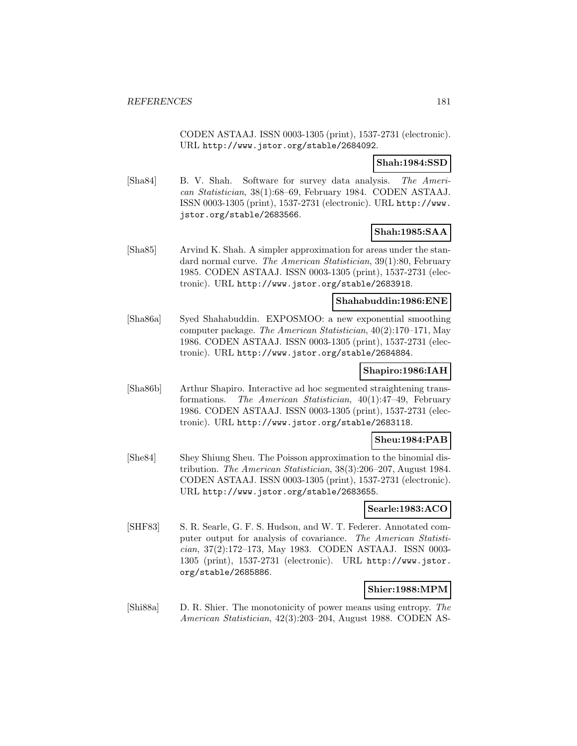CODEN ASTAAJ. ISSN 0003-1305 (print), 1537-2731 (electronic). URL http://www.jstor.org/stable/2684092.

**Shah:1984:SSD**

[Sha84] B. V. Shah. Software for survey data analysis. *The American Statistician*, 38(1):68–69, February 1984. CODEN ASTAAJ. ISSN 0003-1305 (print), 1537-2731 (electronic). URL http://www.jstor.org/stable/2683566.

**Shah:1985:SAA**

[Sha85] Arvind K. Shah. A simpler approximation for areas under the standard normal curve. *The American Statistician*, 39(1):80, February 1985. CODEN ASTAAJ. ISSN 0003-1305 (print), 1537-2731 (electronic). URL http://www.jstor.org/stable/2683918.

**Shahabuddin:1986:ENE**

[Sha86a] Syed Shahabuddin. EXPOSMOO: a new exponential smoothing computer package. *The American Statistician*, 40(2):170–171, May 1986. CODEN ASTAAJ. ISSN 0003-1305 (print), 1537-2731 (electronic). URL http://www.jstor.org/stable/2684884.

**Shapiro:1986:IAH**

[Sha86b] Arthur Shapiro. Interactive ad hoc segmented straightening transformations. *The American Statistician*, 40(1):47–49, February 1986. CODEN ASTAAJ. ISSN 0003-1305 (print), 1537-2731 (electronic). URL http://www.jstor.org/stable/2683118.

**Sheu:1984:PAB**

[She84] Shey Shiung Sheu. The Poisson approximation to the binomial distribution. *The American Statistician*, 38(3):206–207, August 1984. CODEN ASTAAJ. ISSN 0003-1305 (print), 1537-2731 (electronic). URL http://www.jstor.org/stable/2683655.

**Searle:1983:ACO**

[SHF83] S. R. Searle, G. F. S. Hudson, and W. T. Federer. Annotated computer output for analysis of covariance. *The American Statistician*, 37(2):172–173, May 1983. CODEN ASTAAJ. ISSN 0003-1305 (print), 1537-2731 (electronic). URL http://www.jstor.org/stable/2685886.

**Shier:1988:MPM**

[Shi88a] D. R. Shier. The monotonicity of power means using entropy. *The American Statistician*, 42(3):203–204, August 1988. CODEN AS-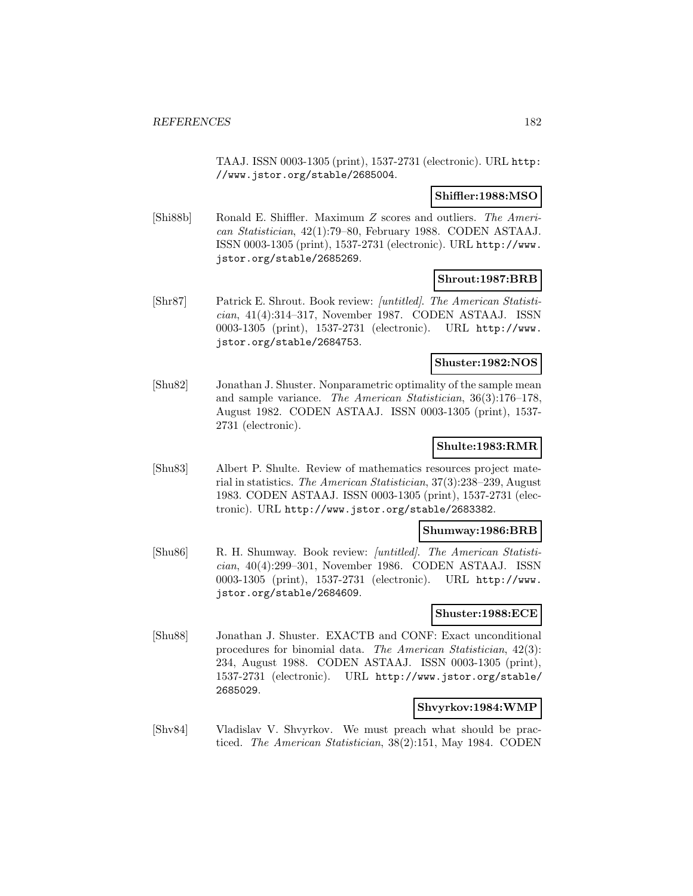TAAJ. ISSN 0003-1305 (print), 1537-2731 (electronic). URL http://www.jstor.org/stable/2685004.

**Shiffler:1988:MSO**

[Shi88b] Ronald E. Shiffler. Maximum $Z$ scores and outliers. *The American Statistician*, 42(1):79–80, February 1988. CODEN ASTAAJ. ISSN 0003-1305 (print), 1537-2731 (electronic). URL http://www.jstor.org/stable/2685269.

**Shrout:1987:BRB**

[Shr87] Patrick E. Shrout. Book review: *[untitled]*. *The American Statistician*, 41(4):314–317, November 1987. CODEN ASTAAJ. ISSN 0003-1305 (print), 1537-2731 (electronic). URL http://www.jstor.org/stable/2684753.

**Shuster:1982:NOS**

[Shu82] Jonathan J. Shuster. Nonparametric optimality of the sample mean and sample variance. *The American Statistician*, 36(3):176–178, August 1982. CODEN ASTAAJ. ISSN 0003-1305 (print), 1537-2731 (electronic).

**Shulte:1983:RMR**

[Shu83] Albert P. Shulte. Review of mathematics resources project material in statistics. *The American Statistician*, 37(3):238–239, August 1983. CODEN ASTAAJ. ISSN 0003-1305 (print), 1537-2731 (electronic). URL http://www.jstor.org/stable/2683382.

**Shumway:1986:BRB**

[Shu86] R. H. Shumway. Book review: *[untitled]*. *The American Statistician*, 40(4):299–301, November 1986. CODEN ASTAAJ. ISSN 0003-1305 (print), 1537-2731 (electronic). URL http://www.jstor.org/stable/2684609.

**Shuster:1988:ECE**

[Shu88] Jonathan J. Shuster. EXACTB and CONF: Exact unconditional procedures for binomial data. *The American Statistician*, 42(3): 234, August 1988. CODEN ASTAAJ. ISSN 0003-1305 (print), 1537-2731 (electronic). URL http://www.jstor.org/stable/2685029.

**Shvyrkov:1984:WMP**

[Shv84] Vladislav V. Shvyrkov. We must preach what should be practiced. *The American Statistician*, 38(2):151, May 1984. CODEN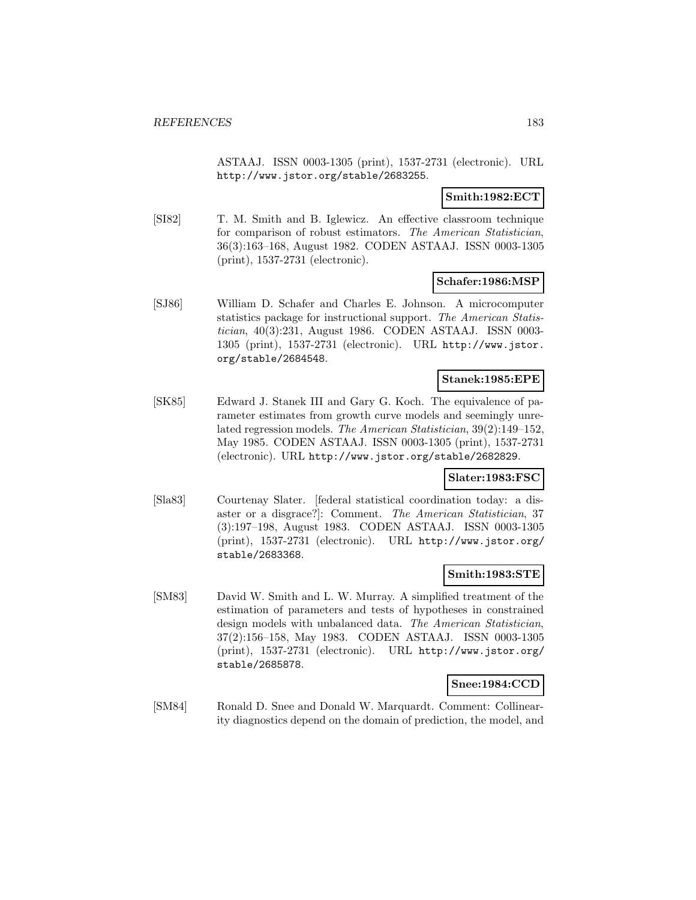ASTAAJ. ISSN 0003-1305 (print), 1537-2731 (electronic). URL http://www.jstor.org/stable/2683255.

**Smith:1982:ECT**

[SI82] T. M. Smith and B. Iglewicz. An effective classroom technique for comparison of robust estimators. *The American Statistician*, 36(3):163–168, August 1982. CODEN ASTAAJ. ISSN 0003-1305 (print), 1537-2731 (electronic).

**Schafer:1986:MSP**

[SJ86] William D. Schafer and Charles E. Johnson. A microcomputer statistics package for instructional support. *The American Statistician*, 40(3):231, August 1986. CODEN ASTAAJ. ISSN 0003-1305 (print), 1537-2731 (electronic). URL http://www.jstor.org/stable/2684548.

**Stanek:1985:EPE**

[SK85] Edward J. Stanek III and Gary G. Koch. The equivalence of parameter estimates from growth curve models and seemingly unrelated regression models. *The American Statistician*, 39(2):149–152, May 1985. CODEN ASTAAJ. ISSN 0003-1305 (print), 1537-2731 (electronic). URL http://www.jstor.org/stable/2682829.

**Slater:1983:FSC**

[Sla83] Courtenay Slater. [federal statistical coordination today: a disaster or a disgrace?]: Comment. *The American Statistician*, 37 (3):197–198, August 1983. CODEN ASTAAJ. ISSN 0003-1305 (print), 1537-2731 (electronic). URL http://www.jstor.org/stable/2683368.

**Smith:1983:STE**

[SM83] David W. Smith and L. W. Murray. A simplified treatment of the estimation of parameters and tests of hypotheses in constrained design models with unbalanced data. *The American Statistician*, 37(2):156–158, May 1983. CODEN ASTAAJ. ISSN 0003-1305 (print), 1537-2731 (electronic). URL http://www.jstor.org/stable/2685878.

**Snee:1984:CCD**

[SM84] Ronald D. Snee and Donald W. Marquardt. Comment: Collinearity diagnostics depend on the domain of prediction, the model, and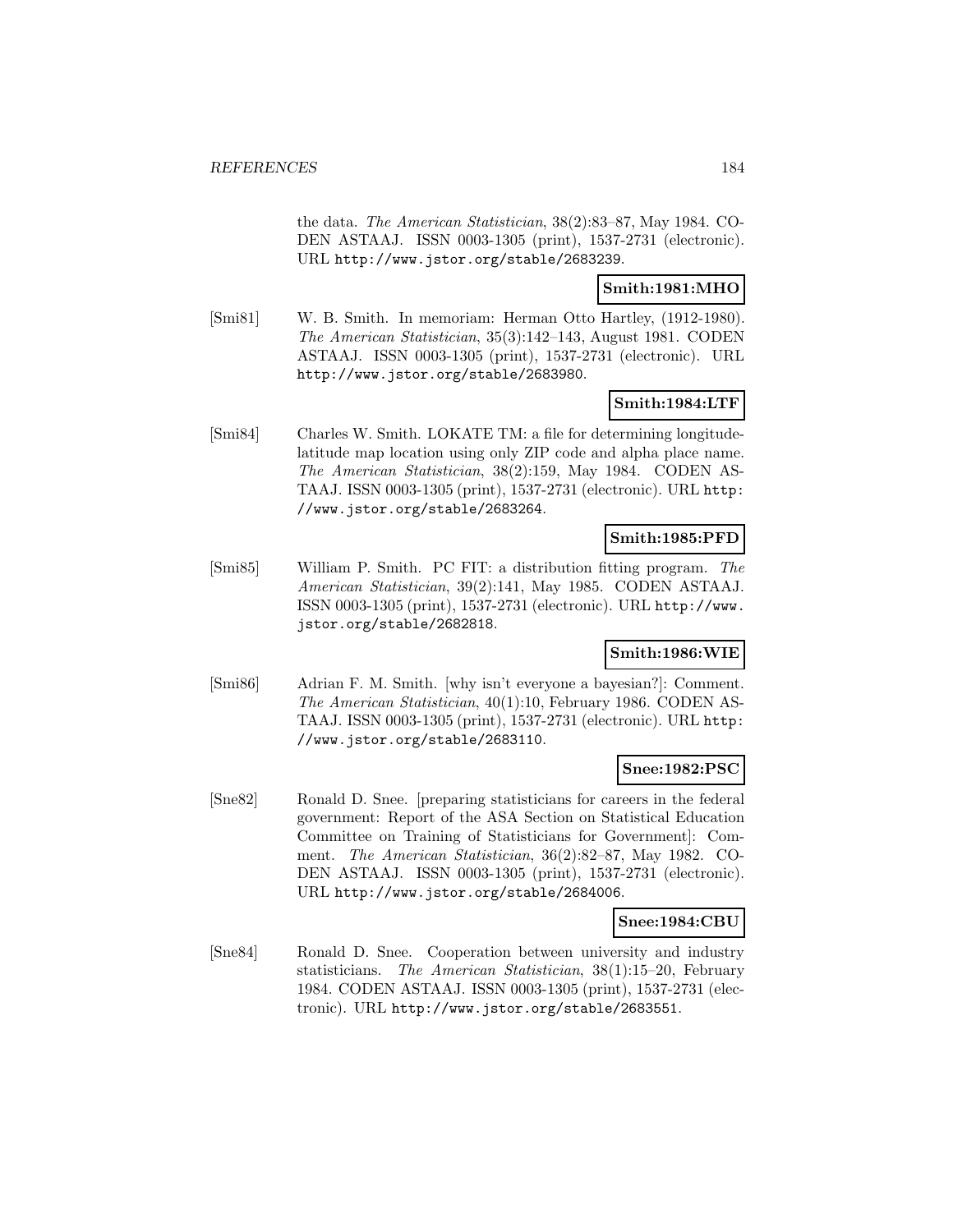the data. *The American Statistician*, 38(2):83–87, May 1984. CODEN ASTAAJ. ISSN 0003-1305 (print), 1537-2731 (electronic). URL http://www.jstor.org/stable/2683239.

**Smith:1981:MHO**

[Smi81] W. B. Smith. In memoriam: Herman Otto Hartley, (1912-1980). *The American Statistician*, 35(3):142–143, August 1981. CODEN ASTAAJ. ISSN 0003-1305 (print), 1537-2731 (electronic). URL http://www.jstor.org/stable/2683980.

**Smith:1984:LTF**

[Smi84] Charles W. Smith. LOKATE TM: a file for determining longitude-latitude map location using only ZIP code and alpha place name. *The American Statistician*, 38(2):159, May 1984. CODEN ASTAAJ. ISSN 0003-1305 (print), 1537-2731 (electronic). URL http://www.jstor.org/stable/2683264.

**Smith:1985:PFD**

[Smi85] William P. Smith. PC FIT: a distribution fitting program. *The American Statistician*, 39(2):141, May 1985. CODEN ASTAAJ. ISSN 0003-1305 (print), 1537-2731 (electronic). URL http://www.jstor.org/stable/2682818.

**Smith:1986:WIE**

[Smi86] Adrian F. M. Smith. [why isn't everyone a bayesian?]: Comment. *The American Statistician*, 40(1):10, February 1986. CODEN ASTAAJ. ISSN 0003-1305 (print), 1537-2731 (electronic). URL http://www.jstor.org/stable/2683110.

**Snee:1982:PSC**

[Sne82] Ronald D. Snee. [preparing statisticians for careers in the federal government: Report of the ASA Section on Statistical Education Committee on Training of Statisticians for Government]: Comment. *The American Statistician*, 36(2):82–87, May 1982. CODEN ASTAAJ. ISSN 0003-1305 (print), 1537-2731 (electronic). URL http://www.jstor.org/stable/2684006.

**Snee:1984:CBU**

[Sne84] Ronald D. Snee. Cooperation between university and industry statisticians. *The American Statistician*, 38(1):15–20, February 1984. CODEN ASTAAJ. ISSN 0003-1305 (print), 1537-2731 (electronic). URL http://www.jstor.org/stable/2683551.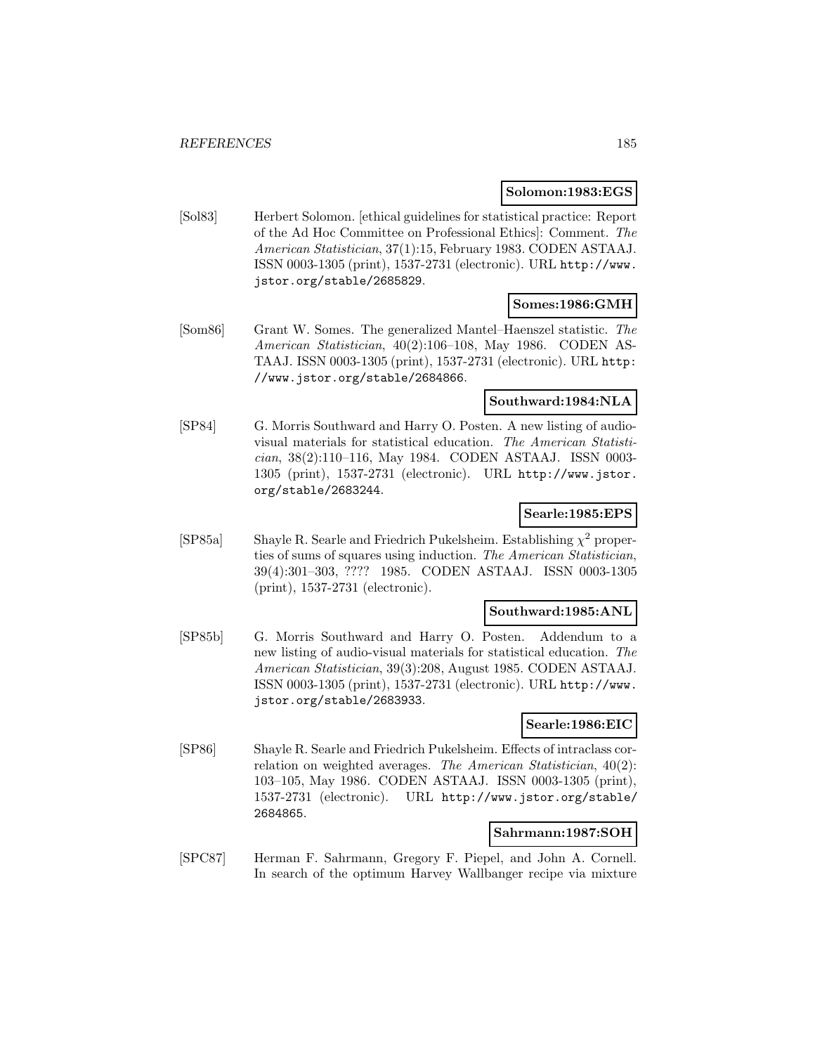**Solomon:1983:EGS**

[Sol83] Herbert Solomon. [ethical guidelines for statistical practice: Report of the Ad Hoc Committee on Professional Ethics]: Comment. *The American Statistician*, 37(1):15, February 1983. CODEN ASTAAJ. ISSN 0003-1305 (print), 1537-2731 (electronic). URL http://www.jstor.org/stable/2685829.

**Somes:1986:GMH**

[Som86] Grant W. Somes. The generalized Mantel–Haenszel statistic. *The American Statistician*, 40(2):106–108, May 1986. CODEN ASTAAJ. ISSN 0003-1305 (print), 1537-2731 (electronic). URL http://www.jstor.org/stable/2684866.

**Southward:1984:NLA**

[SP84] G. Morris Southward and Harry O. Posten. A new listing of audio-visual materials for statistical education. *The American Statistician*, 38(2):110–116, May 1984. CODEN ASTAAJ. ISSN 0003-1305 (print), 1537-2731 (electronic). URL http://www.jstor.org/stable/2683244.

**Searle:1985:EPS**

[SP85a] Shayle R. Searle and Friedrich Pukelsheim. Establishing $\chi^2$ properties of sums of squares using induction. *The American Statistician*, 39(4):301–303, ???? 1985. CODEN ASTAAJ. ISSN 0003-1305 (print), 1537-2731 (electronic).

**Southward:1985:ANL**

[SP85b] G. Morris Southward and Harry O. Posten. Addendum to a new listing of audio-visual materials for statistical education. *The American Statistician*, 39(3):208, August 1985. CODEN ASTAAJ. ISSN 0003-1305 (print), 1537-2731 (electronic). URL http://www.jstor.org/stable/2683933.

**Searle:1986:EIC**

[SP86] Shayle R. Searle and Friedrich Pukelsheim. Effects of intraclass correlation on weighted averages. *The American Statistician*, 40(2): 103–105, May 1986. CODEN ASTAAJ. ISSN 0003-1305 (print), 1537-2731 (electronic). URL http://www.jstor.org/stable/2684865.

**Sahrmann:1987:SOH**

[SPC87] Herman F. Sahrmann, Gregory F. Piepel, and John A. Cornell. In search of the optimum Harvey Wallbanger recipe via mixture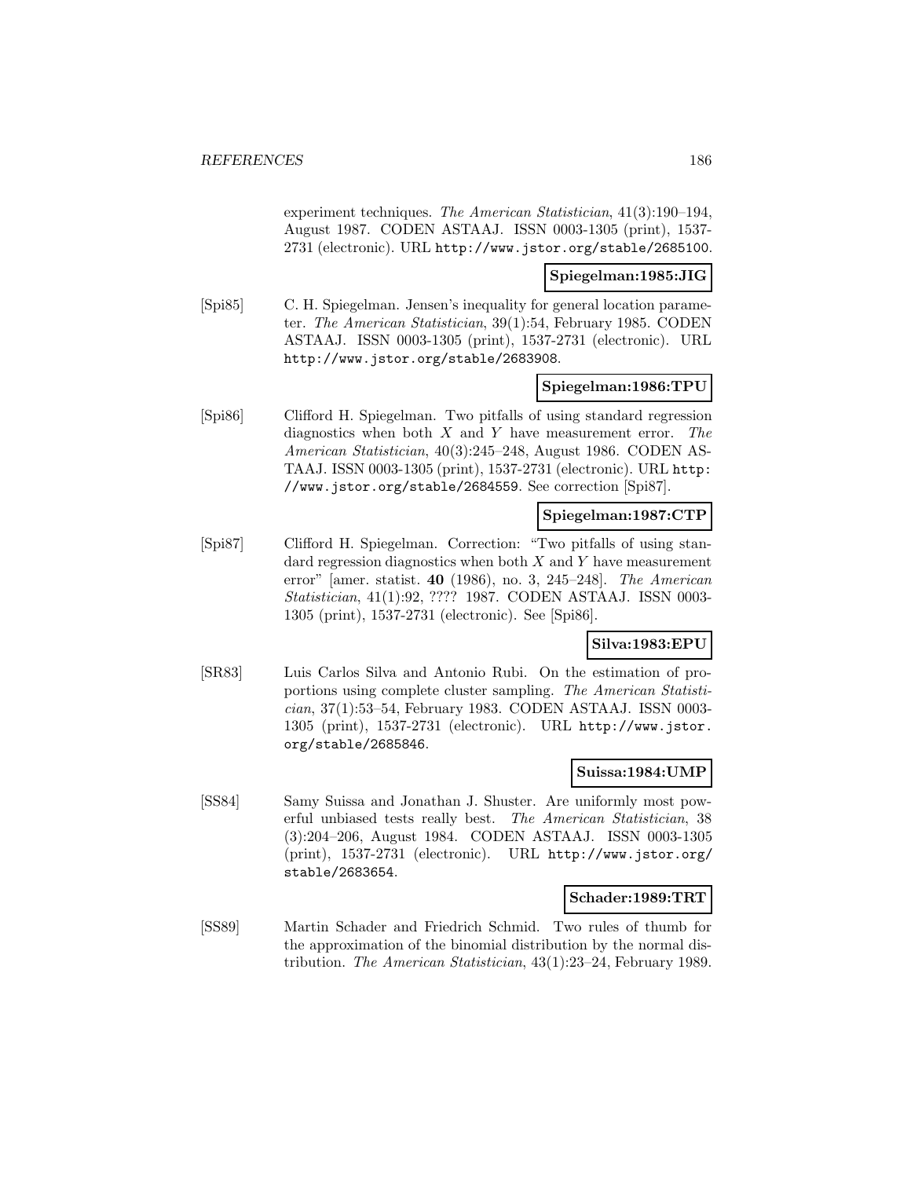experiment techniques. *The American Statistician*, 41(3):190–194, August 1987. CODEN ASTAAJ. ISSN 0003-1305 (print), 1537-2731 (electronic). URL http://www.jstor.org/stable/2685100.

**Spiegelman:1985:JIG**

[Spi85] C. H. Spiegelman. Jensen's inequality for general location parameter. *The American Statistician*, 39(1):54, February 1985. CODEN ASTAAJ. ISSN 0003-1305 (print), 1537-2731 (electronic). URL http://www.jstor.org/stable/2683908.

**Spiegelman:1986:TPU**

[Spi86] Clifford H. Spiegelman. Two pitfalls of using standard regression diagnostics when both $X$ and $Y$ have measurement error. *The American Statistician*, 40(3):245–248, August 1986. CODEN ASTAAJ. ISSN 0003-1305 (print), 1537-2731 (electronic). URL http://www.jstor.org/stable/2684559. See correction [Spi87].

**Spiegelman:1987:CTP**

[Spi87] Clifford H. Spiegelman. Correction: "Two pitfalls of using standard regression diagnostics when both $X$ and $Y$ have measurement error" [amer. statist. **40** (1986), no. 3, 245–248]. *The American Statistician*, 41(1):92, ???? 1987. CODEN ASTAAJ. ISSN 0003-1305 (print), 1537-2731 (electronic). See [Spi86].

**Silva:1983:EPU**

[SR83] Luis Carlos Silva and Antonio Rubi. On the estimation of proportions using complete cluster sampling. *The American Statistician*, 37(1):53–54, February 1983. CODEN ASTAAJ. ISSN 0003-1305 (print), 1537-2731 (electronic). URL http://www.jstor.org/stable/2685846.

**Suissa:1984:UMP**

[SS84] Samy Suissa and Jonathan J. Shuster. Are uniformly most powerful unbiased tests really best. *The American Statistician*, 38 (3):204–206, August 1984. CODEN ASTAAJ. ISSN 0003-1305 (print), 1537-2731 (electronic). URL http://www.jstor.org/stable/2683654.

**Schader:1989:TRT**

[SS89] Martin Schader and Friedrich Schmid. Two rules of thumb for the approximation of the binomial distribution by the normal distribution. *The American Statistician*, 43(1):23–24, February 1989.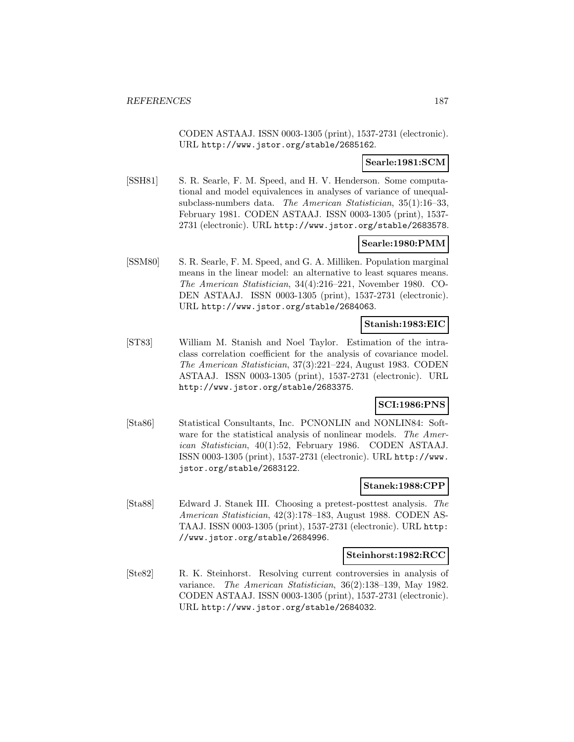CODEN ASTAAJ. ISSN 0003-1305 (print), 1537-2731 (electronic). URL http://www.jstor.org/stable/2685162.

**Searle:1981:SCM**

[SSH81] S. R. Searle, F. M. Speed, and H. V. Henderson. Some computational and model equivalences in analyses of variance of unequal-subclass-numbers data. *The American Statistician*, 35(1):16–33, February 1981. CODEN ASTAAJ. ISSN 0003-1305 (print), 1537-2731 (electronic). URL http://www.jstor.org/stable/2683578.

**Searle:1980:PMM**

[SSM80] S. R. Searle, F. M. Speed, and G. A. Milliken. Population marginal means in the linear model: an alternative to least squares means. *The American Statistician*, 34(4):216–221, November 1980. CODEN ASTAAJ. ISSN 0003-1305 (print), 1537-2731 (electronic). URL http://www.jstor.org/stable/2684063.

**Stanish:1983:EIC**

[ST83] William M. Stanish and Noel Taylor. Estimation of the intraclass correlation coefficient for the analysis of covariance model. *The American Statistician*, 37(3):221–224, August 1983. CODEN ASTAAJ. ISSN 0003-1305 (print), 1537-2731 (electronic). URL http://www.jstor.org/stable/2683375.

**SCI:1986:PNS**

[Sta86] Statistical Consultants, Inc. PCNONLIN and NONLIN84: Software for the statistical analysis of nonlinear models. *The American Statistician*, 40(1):52, February 1986. CODEN ASTAAJ. ISSN 0003-1305 (print), 1537-2731 (electronic). URL http://www.jstor.org/stable/2683122.

**Stanek:1988:CPP**

[Sta88] Edward J. Stanek III. Choosing a pretest-posttest analysis. *The American Statistician*, 42(3):178–183, August 1988. CODEN ASTAAJ. ISSN 0003-1305 (print), 1537-2731 (electronic). URL http://www.jstor.org/stable/2684996.

**Steinhorst:1982:RCC**

[Ste82] R. K. Steinhorst. Resolving current controversies in analysis of variance. *The American Statistician*, 36(2):138–139, May 1982. CODEN ASTAAJ. ISSN 0003-1305 (print), 1537-2731 (electronic). URL http://www.jstor.org/stable/2684032.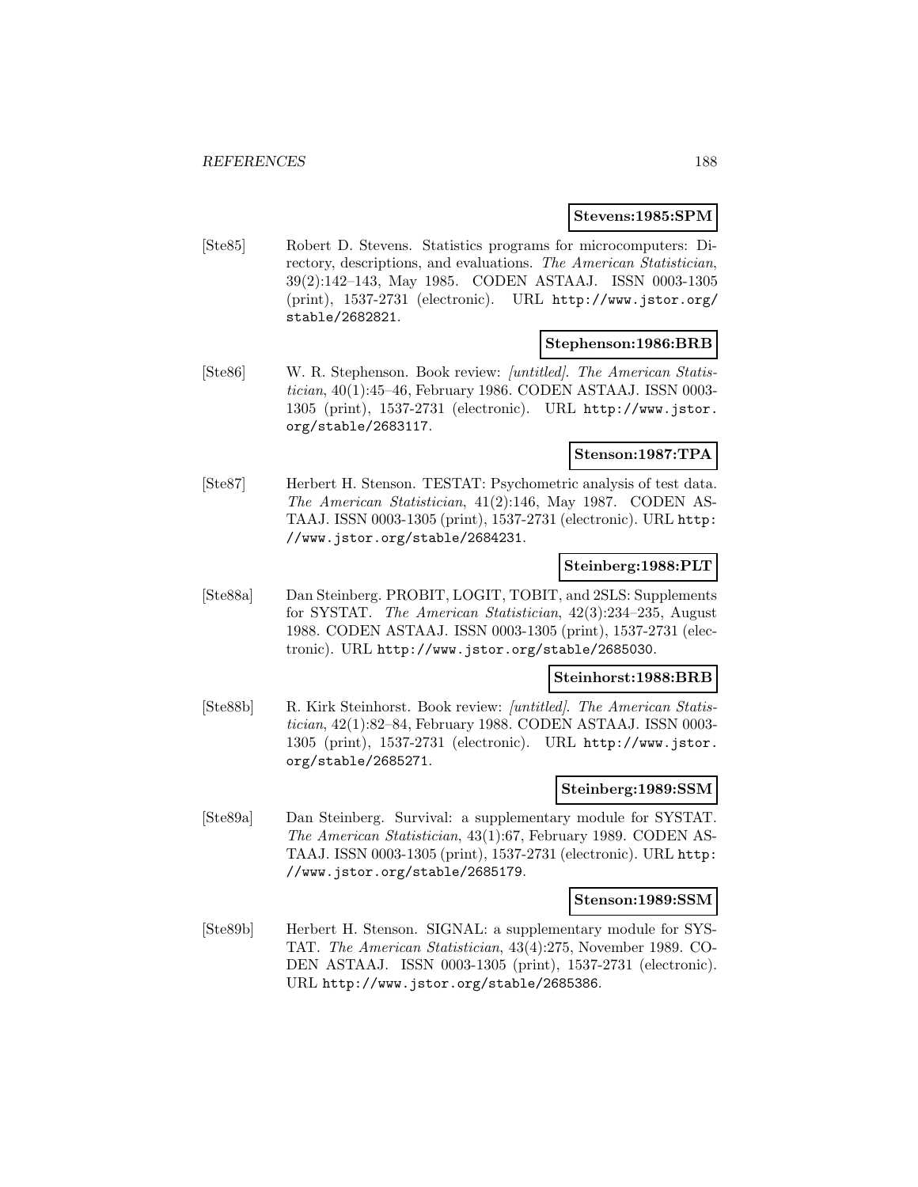**Stevens:1985:SPM**

[Ste85] Robert D. Stevens. Statistics programs for microcomputers: Directory, descriptions, and evaluations. *The American Statistician*, 39(2):142–143, May 1985. CODEN ASTAAJ. ISSN 0003-1305 (print), 1537-2731 (electronic). URL http://www.jstor.org/stable/2682821.

**Stephenson:1986:BRB**

[Ste86] W. R. Stephenson. Book review: *[untitled]*. *The American Statistician*, 40(1):45–46, February 1986. CODEN ASTAAJ. ISSN 0003-1305 (print), 1537-2731 (electronic). URL http://www.jstor.org/stable/2683117.

**Stenson:1987:TPA**

[Ste87] Herbert H. Stenson. TESTAT: Psychometric analysis of test data. *The American Statistician*, 41(2):146, May 1987. CODEN ASTAAJ. ISSN 0003-1305 (print), 1537-2731 (electronic). URL http://www.jstor.org/stable/2684231.

**Steinberg:1988:PLT**

[Ste88a] Dan Steinberg. PROBIT, LOGIT, TOBIT, and 2SLS: Supplements for SYSTAT. *The American Statistician*, 42(3):234–235, August 1988. CODEN ASTAAJ. ISSN 0003-1305 (print), 1537-2731 (electronic). URL http://www.jstor.org/stable/2685030.

**Steinhorst:1988:BRB**

[Ste88b] R. Kirk Steinhorst. Book review: *[untitled]*. *The American Statistician*, 42(1):82–84, February 1988. CODEN ASTAAJ. ISSN 0003-1305 (print), 1537-2731 (electronic). URL http://www.jstor.org/stable/2685271.

**Steinberg:1989:SSM**

[Ste89a] Dan Steinberg. Survival: a supplementary module for SYSTAT. *The American Statistician*, 43(1):67, February 1989. CODEN ASTAAJ. ISSN 0003-1305 (print), 1537-2731 (electronic). URL http://www.jstor.org/stable/2685179.

**Stenson:1989:SSM**

[Ste89b] Herbert H. Stenson. SIGNAL: a supplementary module for SYSTAT. *The American Statistician*, 43(4):275, November 1989. CODEN ASTAAJ. ISSN 0003-1305 (print), 1537-2731 (electronic). URL http://www.jstor.org/stable/2685386.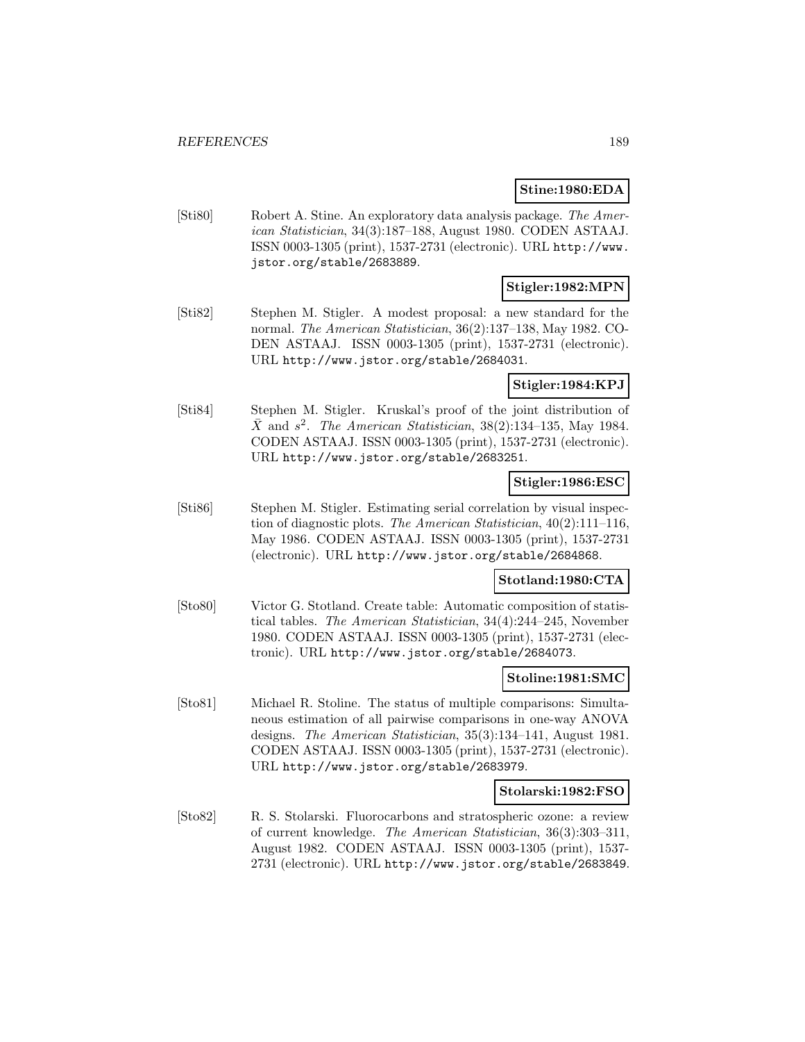**Stine:1980:EDA**

[Sti80] Robert A. Stine. An exploratory data analysis package. *The American Statistician*, 34(3):187–188, August 1980. CODEN ASTAAJ. ISSN 0003-1305 (print), 1537-2731 (electronic). URL http://www.jstor.org/stable/2683889.

**Stigler:1982:MPN**

[Sti82] Stephen M. Stigler. A modest proposal: a new standard for the normal. *The American Statistician*, 36(2):137–138, May 1982. CODEN ASTAAJ. ISSN 0003-1305 (print), 1537-2731 (electronic). URL http://www.jstor.org/stable/2684031.

**Stigler:1984:KPJ**

[Sti84] Stephen M. Stigler. Kruskal's proof of the joint distribution of $\bar{X}$ and $s^2$. *The American Statistician*, 38(2):134–135, May 1984. CODEN ASTAAJ. ISSN 0003-1305 (print), 1537-2731 (electronic). URL http://www.jstor.org/stable/2683251.

**Stigler:1986:ESC**

[Sti86] Stephen M. Stigler. Estimating serial correlation by visual inspection of diagnostic plots. *The American Statistician*, 40(2):111–116, May 1986. CODEN ASTAAJ. ISSN 0003-1305 (print), 1537-2731 (electronic). URL http://www.jstor.org/stable/2684868.

**Stotland:1980:CTA**

[Sto80] Victor G. Stotland. Create table: Automatic composition of statistical tables. *The American Statistician*, 34(4):244–245, November 1980. CODEN ASTAAJ. ISSN 0003-1305 (print), 1537-2731 (electronic). URL http://www.jstor.org/stable/2684073.

**Stoline:1981:SMC**

[Sto81] Michael R. Stoline. The status of multiple comparisons: Simultaneous estimation of all pairwise comparisons in one-way ANOVA designs. *The American Statistician*, 35(3):134–141, August 1981. CODEN ASTAAJ. ISSN 0003-1305 (print), 1537-2731 (electronic). URL http://www.jstor.org/stable/2683979.

**Stolarski:1982:FSO**

[Sto82] R. S. Stolarski. Fluorocarbons and stratospheric ozone: a review of current knowledge. *The American Statistician*, 36(3):303–311, August 1982. CODEN ASTAAJ. ISSN 0003-1305 (print), 1537-2731 (electronic). URL http://www.jstor.org/stable/2683849.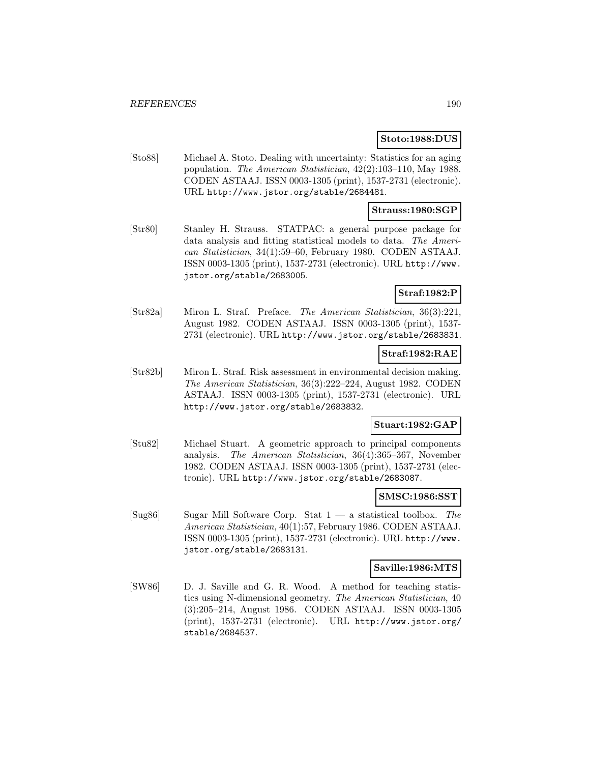**Stoto:1988:DUS**

[Sto88] Michael A. Stoto. Dealing with uncertainty: Statistics for an aging population. *The American Statistician*, 42(2):103–110, May 1988. CODEN ASTAAJ. ISSN 0003-1305 (print), 1537-2731 (electronic). URL http://www.jstor.org/stable/2684481.

**Strauss:1980:SGP**

[Str80] Stanley H. Strauss. STATPAC: a general purpose package for data analysis and fitting statistical models to data. *The American Statistician*, 34(1):59–60, February 1980. CODEN ASTAAJ. ISSN 0003-1305 (print), 1537-2731 (electronic). URL http://www.jstor.org/stable/2683005.

**Straf:1982:P**

[Str82a] Miron L. Straf. Preface. *The American Statistician*, 36(3):221, August 1982. CODEN ASTAAJ. ISSN 0003-1305 (print), 1537-2731 (electronic). URL http://www.jstor.org/stable/2683831.

**Straf:1982:RAE**

[Str82b] Miron L. Straf. Risk assessment in environmental decision making. *The American Statistician*, 36(3):222–224, August 1982. CODEN ASTAAJ. ISSN 0003-1305 (print), 1537-2731 (electronic). URL http://www.jstor.org/stable/2683832.

**Stuart:1982:GAP**

[Stu82] Michael Stuart. A geometric approach to principal components analysis. *The American Statistician*, 36(4):365–367, November 1982. CODEN ASTAAJ. ISSN 0003-1305 (print), 1537-2731 (electronic). URL http://www.jstor.org/stable/2683087.

**SMSC:1986:SST**

[Sug86] Sugar Mill Software Corp. Stat 1 — a statistical toolbox. *The American Statistician*, 40(1):57, February 1986. CODEN ASTAAJ. ISSN 0003-1305 (print), 1537-2731 (electronic). URL http://www.jstor.org/stable/2683131.

**Saville:1986:MTS**

[SW86] D. J. Saville and G. R. Wood. A method for teaching statistics using N-dimensional geometry. *The American Statistician*, 40 (3):205–214, August 1986. CODEN ASTAAJ. ISSN 0003-1305 (print), 1537-2731 (electronic). URL http://www.jstor.org/stable/2684537.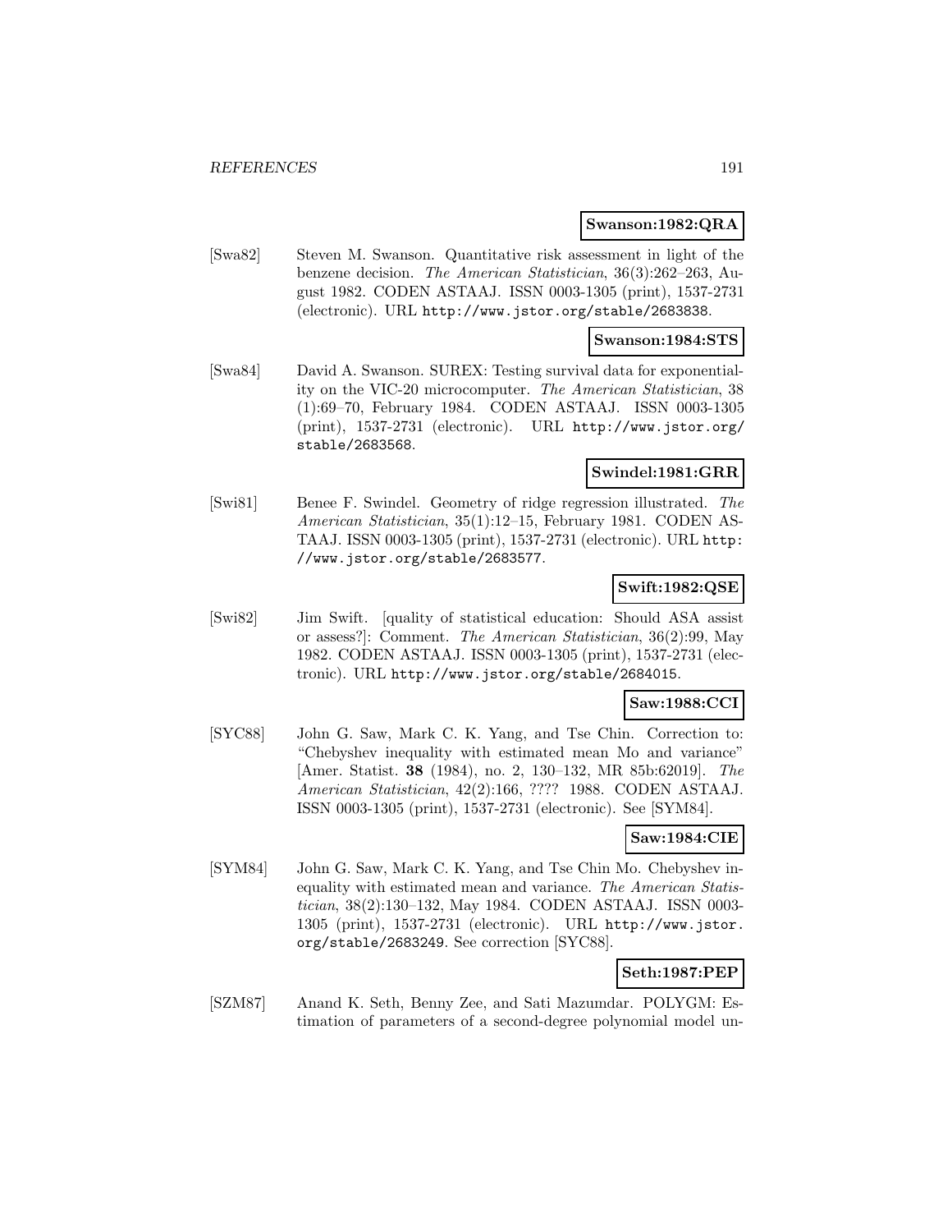**Swanson:1982:QRA**

[Swa82] Steven M. Swanson. Quantitative risk assessment in light of the benzene decision. *The American Statistician*, 36(3):262–263, August 1982. CODEN ASTAAJ. ISSN 0003-1305 (print), 1537-2731 (electronic). URL http://www.jstor.org/stable/2683838.

**Swanson:1984:STS**

[Swa84] David A. Swanson. SUREX: Testing survival data for exponentiality on the VIC-20 microcomputer. *The American Statistician*, 38 (1):69–70, February 1984. CODEN ASTAAJ. ISSN 0003-1305 (print), 1537-2731 (electronic). URL http://www.jstor.org/stable/2683568.

**Swindel:1981:GRR**

[Swi81] Benee F. Swindel. Geometry of ridge regression illustrated. *The American Statistician*, 35(1):12–15, February 1981. CODEN ASTAAJ. ISSN 0003-1305 (print), 1537-2731 (electronic). URL http://www.jstor.org/stable/2683577.

**Swift:1982:QSE**

[Swi82] Jim Swift. [quality of statistical education: Should ASA assist or assess?]: Comment. *The American Statistician*, 36(2):99, May 1982. CODEN ASTAAJ. ISSN 0003-1305 (print), 1537-2731 (electronic). URL http://www.jstor.org/stable/2684015.

**Saw:1988:CCI**

[SYC88] John G. Saw, Mark C. K. Yang, and Tse Chin. Correction to: "Chebyshev inequality with estimated mean Mo and variance" [Amer. Statist. **38** (1984), no. 2, 130–132, MR 85b:62019]. *The American Statistician*, 42(2):166, ???? 1988. CODEN ASTAAJ. ISSN 0003-1305 (print), 1537-2731 (electronic). See [SYM84].

**Saw:1984:CIE**

[SYM84] John G. Saw, Mark C. K. Yang, and Tse Chin Mo. Chebyshev inequality with estimated mean and variance. *The American Statistician*, 38(2):130–132, May 1984. CODEN ASTAAJ. ISSN 0003-1305 (print), 1537-2731 (electronic). URL http://www.jstor.org/stable/2683249. See correction [SYC88].

**Seth:1987:PEP**

[SZM87] Anand K. Seth, Benny Zee, and Sati Mazumdar. POLYGM: Estimation of parameters of a second-degree polynomial model un-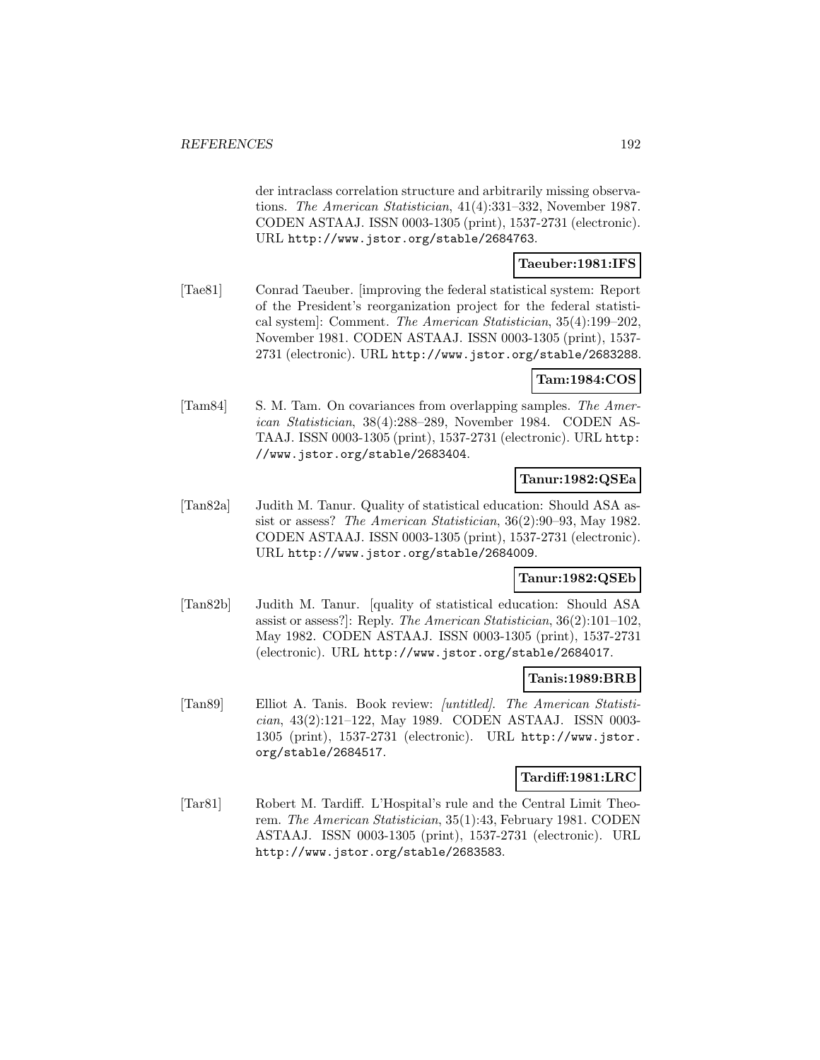der intraclass correlation structure and arbitrarily missing observations. *The American Statistician*, 41(4):331–332, November 1987. CODEN ASTAAJ. ISSN 0003-1305 (print), 1537-2731 (electronic). URL http://www.jstor.org/stable/2684763.

**Taeuber:1981:IFS**

[Tae81] Conrad Taeuber. [improving the federal statistical system: Report of the President's reorganization project for the federal statistical system]: Comment. *The American Statistician*, 35(4):199–202, November 1981. CODEN ASTAAJ. ISSN 0003-1305 (print), 1537-2731 (electronic). URL http://www.jstor.org/stable/2683288.

**Tam:1984:COS**

[Tam84] S. M. Tam. On covariances from overlapping samples. *The American Statistician*, 38(4):288–289, November 1984. CODEN ASTAAJ. ISSN 0003-1305 (print), 1537-2731 (electronic). URL http://www.jstor.org/stable/2683404.

**Tanur:1982:QSEa**

[Tan82a] Judith M. Tanur. Quality of statistical education: Should ASA assist or assess? *The American Statistician*, 36(2):90–93, May 1982. CODEN ASTAAJ. ISSN 0003-1305 (print), 1537-2731 (electronic). URL http://www.jstor.org/stable/2684009.

**Tanur:1982:QSEb**

[Tan82b] Judith M. Tanur. [quality of statistical education: Should ASA assist or assess?]: Reply. *The American Statistician*, 36(2):101–102, May 1982. CODEN ASTAAJ. ISSN 0003-1305 (print), 1537-2731 (electronic). URL http://www.jstor.org/stable/2684017.

**Tanis:1989:BRB**

[Tan89] Elliot A. Tanis. Book review: *[untitled]*. *The American Statistician*, 43(2):121–122, May 1989. CODEN ASTAAJ. ISSN 0003-1305 (print), 1537-2731 (electronic). URL http://www.jstor.org/stable/2684517.

**Tardiff:1981:LRC**

[Tar81] Robert M. Tardiff. L'Hospital's rule and the Central Limit Theorem. *The American Statistician*, 35(1):43, February 1981. CODEN ASTAAJ. ISSN 0003-1305 (print), 1537-2731 (electronic). URL http://www.jstor.org/stable/2683583.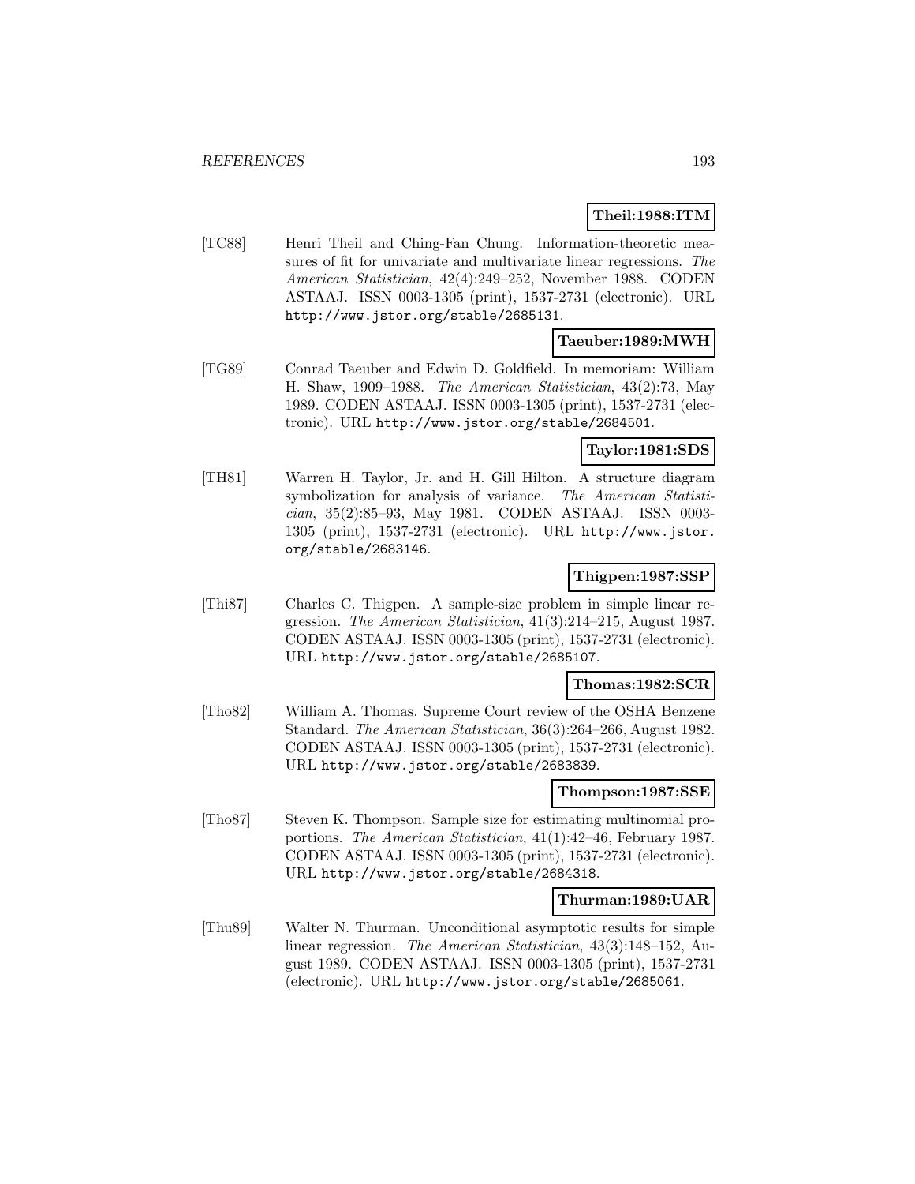**Theil:1988:ITM**

[TC88] Henri Theil and Ching-Fan Chung. Information-theoretic measures of fit for univariate and multivariate linear regressions. *The American Statistician*, 42(4):249–252, November 1988. CODEN ASTAAJ. ISSN 0003-1305 (print), 1537-2731 (electronic). URL `http://www.jstor.org/stable/2685131`.

**Taeuber:1989:MWH**

[TG89] Conrad Taeuber and Edwin D. Goldfield. In memoriam: William H. Shaw, 1909–1988. *The American Statistician*, 43(2):73, May 1989. CODEN ASTAAJ. ISSN 0003-1305 (print), 1537-2731 (electronic). URL `http://www.jstor.org/stable/2684501`.

**Taylor:1981:SDS**

[TH81] Warren H. Taylor, Jr. and H. Gill Hilton. A structure diagram symbolization for analysis of variance. *The American Statistician*, 35(2):85–93, May 1981. CODEN ASTAAJ. ISSN 0003-1305 (print), 1537-2731 (electronic). URL `http://www.jstor.org/stable/2683146`.

**Thigpen:1987:SSP**

[Thi87] Charles C. Thigpen. A sample-size problem in simple linear regression. *The American Statistician*, 41(3):214–215, August 1987. CODEN ASTAAJ. ISSN 0003-1305 (print), 1537-2731 (electronic). URL `http://www.jstor.org/stable/2685107`.

**Thomas:1982:SCR**

[Tho82] William A. Thomas. Supreme Court review of the OSHA Benzene Standard. *The American Statistician*, 36(3):264–266, August 1982. CODEN ASTAAJ. ISSN 0003-1305 (print), 1537-2731 (electronic). URL `http://www.jstor.org/stable/2683839`.

**Thompson:1987:SSE**

[Tho87] Steven K. Thompson. Sample size for estimating multinomial proportions. *The American Statistician*, 41(1):42–46, February 1987. CODEN ASTAAJ. ISSN 0003-1305 (print), 1537-2731 (electronic). URL `http://www.jstor.org/stable/2684318`.

**Thurman:1989:UAR**

[Thu89] Walter N. Thurman. Unconditional asymptotic results for simple linear regression. *The American Statistician*, 43(3):148–152, August 1989. CODEN ASTAAJ. ISSN 0003-1305 (print), 1537-2731 (electronic). URL `http://www.jstor.org/stable/2685061`.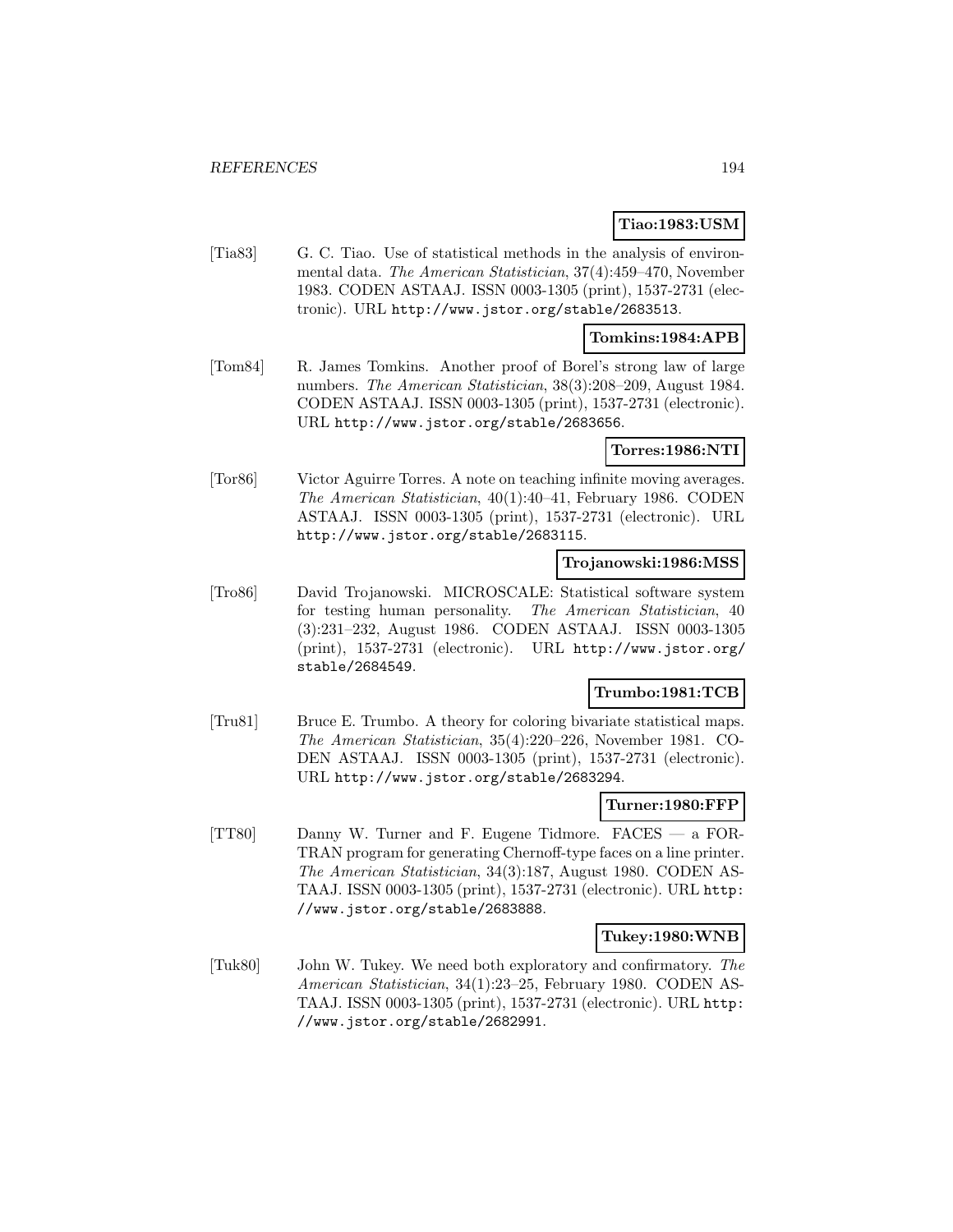**Tiao:1983:USM**

[Tia83] G. C. Tiao. Use of statistical methods in the analysis of environmental data. *The American Statistician*, 37(4):459–470, November 1983. CODEN ASTAAJ. ISSN 0003-1305 (print), 1537-2731 (electronic). URL http://www.jstor.org/stable/2683513.

**Tomkins:1984:APB**

[Tom84] R. James Tomkins. Another proof of Borel's strong law of large numbers. *The American Statistician*, 38(3):208–209, August 1984. CODEN ASTAAJ. ISSN 0003-1305 (print), 1537-2731 (electronic). URL http://www.jstor.org/stable/2683656.

**Torres:1986:NTI**

[Tor86] Victor Aguirre Torres. A note on teaching infinite moving averages. *The American Statistician*, 40(1):40–41, February 1986. CODEN ASTAAJ. ISSN 0003-1305 (print), 1537-2731 (electronic). URL http://www.jstor.org/stable/2683115.

**Trojanowski:1986:MSS**

[Tro86] David Trojanowski. MICROSCALE: Statistical software system for testing human personality. *The American Statistician*, 40 (3):231–232, August 1986. CODEN ASTAAJ. ISSN 0003-1305 (print), 1537-2731 (electronic). URL http://www.jstor.org/stable/2684549.

**Trumbo:1981:TCB**

[Tru81] Bruce E. Trumbo. A theory for coloring bivariate statistical maps. *The American Statistician*, 35(4):220–226, November 1981. CODEN ASTAAJ. ISSN 0003-1305 (print), 1537-2731 (electronic). URL http://www.jstor.org/stable/2683294.

**Turner:1980:FFP**

[TT80] Danny W. Turner and F. Eugene Tidmore. FACES — a FORTRAN program for generating Chernoff-type faces on a line printer. *The American Statistician*, 34(3):187, August 1980. CODEN ASTAAJ. ISSN 0003-1305 (print), 1537-2731 (electronic). URL http://www.jstor.org/stable/2683888.

**Tukey:1980:WNB**

[Tuk80] John W. Tukey. We need both exploratory and confirmatory. *The American Statistician*, 34(1):23–25, February 1980. CODEN ASTAAJ. ISSN 0003-1305 (print), 1537-2731 (electronic). URL http://www.jstor.org/stable/2682991.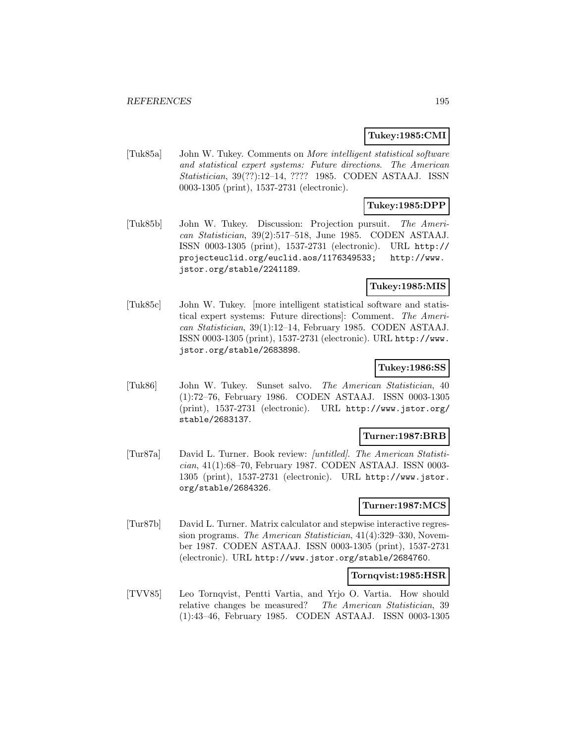**Tukey:1985:CMI**

[Tuk85a] John W. Tukey. Comments on *More intelligent statistical software and statistical expert systems: Future directions*. *The American Statistician*, 39(??):12–14, ???? 1985. CODEN ASTAAJ. ISSN 0003-1305 (print), 1537-2731 (electronic).

**Tukey:1985:DPP**

[Tuk85b] John W. Tukey. Discussion: Projection pursuit. *The American Statistician*, 39(2):517–518, June 1985. CODEN ASTAAJ. ISSN 0003-1305 (print), 1537-2731 (electronic). URL `http://projecteuclid.org/euclid.aos/1176349533; http://www.jstor.org/stable/2241189`.

**Tukey:1985:MIS**

[Tuk85c] John W. Tukey. [more intelligent statistical software and statistical expert systems: Future directions]: Comment. *The American Statistician*, 39(1):12–14, February 1985. CODEN ASTAAJ. ISSN 0003-1305 (print), 1537-2731 (electronic). URL `http://www.jstor.org/stable/2683898`.

**Tukey:1986:SS**

[Tuk86] John W. Tukey. Sunset salvo. *The American Statistician*, 40 (1):72–76, February 1986. CODEN ASTAAJ. ISSN 0003-1305 (print), 1537-2731 (electronic). URL `http://www.jstor.org/stable/2683137`.

**Turner:1987:BRB**

[Tur87a] David L. Turner. Book review: *[untitled]*. *The American Statistician*, 41(1):68–70, February 1987. CODEN ASTAAJ. ISSN 0003-1305 (print), 1537-2731 (electronic). URL `http://www.jstor.org/stable/2684326`.

**Turner:1987:MCS**

[Tur87b] David L. Turner. Matrix calculator and stepwise interactive regression programs. *The American Statistician*, 41(4):329–330, November 1987. CODEN ASTAAJ. ISSN 0003-1305 (print), 1537-2731 (electronic). URL `http://www.jstor.org/stable/2684760`.

**Tornqvist:1985:HSR**

[TVV85] Leo Tornqvist, Pentti Vartia, and Yrjo O. Vartia. How should relative changes be measured? *The American Statistician*, 39 (1):43–46, February 1985. CODEN ASTAAJ. ISSN 0003-1305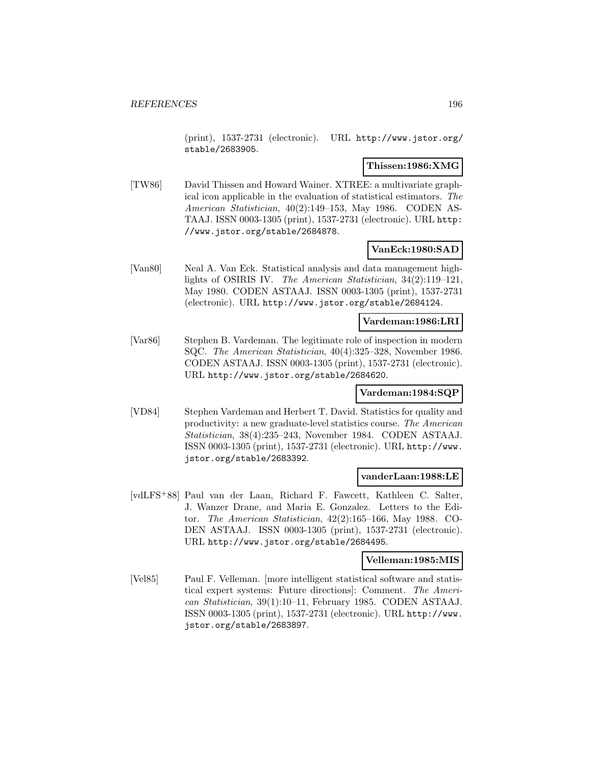(print), 1537-2731 (electronic). URL http://www.jstor.org/stable/2683905.

**Thissen:1986:XMG**

[TW86] David Thissen and Howard Wainer. XTREE: a multivariate graphical icon applicable in the evaluation of statistical estimators. *The American Statistician*, 40(2):149–153, May 1986. CODEN ASTAAJ. ISSN 0003-1305 (print), 1537-2731 (electronic). URL http://www.jstor.org/stable/2684878.

**VanEck:1980:SAD**

[Van80] Neal A. Van Eck. Statistical analysis and data management highlights of OSIRIS IV. *The American Statistician*, 34(2):119–121, May 1980. CODEN ASTAAJ. ISSN 0003-1305 (print), 1537-2731 (electronic). URL http://www.jstor.org/stable/2684124.

**Vardeman:1986:LRI**

[Var86] Stephen B. Vardeman. The legitimate role of inspection in modern SQC. *The American Statistician*, 40(4):325–328, November 1986. CODEN ASTAAJ. ISSN 0003-1305 (print), 1537-2731 (electronic). URL http://www.jstor.org/stable/2684620.

**Vardeman:1984:SQP**

[VD84] Stephen Vardeman and Herbert T. David. Statistics for quality and productivity: a new graduate-level statistics course. *The American Statistician*, 38(4):235–243, November 1984. CODEN ASTAAJ. ISSN 0003-1305 (print), 1537-2731 (electronic). URL http://www.jstor.org/stable/2683392.

**vanderLaan:1988:LE**

[vdLFS+88] Paul van der Laan, Richard F. Fawcett, Kathleen C. Salter, J. Wanzer Drane, and Maria E. Gonzalez. Letters to the Editor. *The American Statistician*, 42(2):165–166, May 1988. CODEN ASTAAJ. ISSN 0003-1305 (print), 1537-2731 (electronic). URL http://www.jstor.org/stable/2684495.

**Velleman:1985:MIS**

[Vel85] Paul F. Velleman. [more intelligent statistical software and statistical expert systems: Future directions]: Comment. *The American Statistician*, 39(1):10–11, February 1985. CODEN ASTAAJ. ISSN 0003-1305 (print), 1537-2731 (electronic). URL http://www.jstor.org/stable/2683897.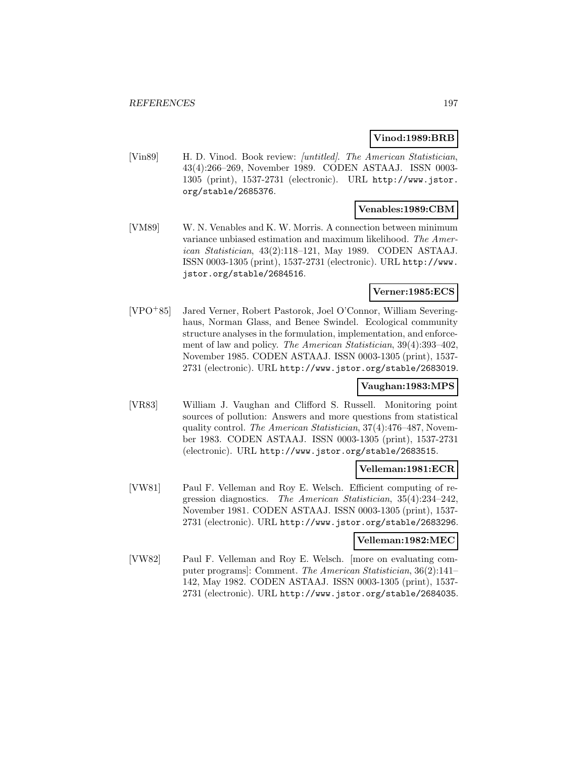**Vinod:1989:BRB**

[Vin89] H. D. Vinod. Book review: *[untitled]*. *The American Statistician*, 43(4):266–269, November 1989. CODEN ASTAAJ. ISSN 0003-1305 (print), 1537-2731 (electronic). URL http://www.jstor.org/stable/2685376.

**Venables:1989:CBM**

[VM89] W. N. Venables and K. W. Morris. A connection between minimum variance unbiased estimation and maximum likelihood. *The American Statistician*, 43(2):118–121, May 1989. CODEN ASTAAJ. ISSN 0003-1305 (print), 1537-2731 (electronic). URL http://www.jstor.org/stable/2684516.

**Verner:1985:ECS**

[VPO+85] Jared Verner, Robert Pastorok, Joel O'Connor, William Severinghaus, Norman Glass, and Benee Swindel. Ecological community structure analyses in the formulation, implementation, and enforcement of law and policy. *The American Statistician*, 39(4):393–402, November 1985. CODEN ASTAAJ. ISSN 0003-1305 (print), 1537-2731 (electronic). URL http://www.jstor.org/stable/2683019.

**Vaughan:1983:MPS**

[VR83] William J. Vaughan and Clifford S. Russell. Monitoring point sources of pollution: Answers and more questions from statistical quality control. *The American Statistician*, 37(4):476–487, November 1983. CODEN ASTAAJ. ISSN 0003-1305 (print), 1537-2731 (electronic). URL http://www.jstor.org/stable/2683515.

**Velleman:1981:ECR**

[VW81] Paul F. Velleman and Roy E. Welsch. Efficient computing of regression diagnostics. *The American Statistician*, 35(4):234–242, November 1981. CODEN ASTAAJ. ISSN 0003-1305 (print), 1537-2731 (electronic). URL http://www.jstor.org/stable/2683296.

**Velleman:1982:MEC**

[VW82] Paul F. Velleman and Roy E. Welsch. [more on evaluating computer programs]: Comment. *The American Statistician*, 36(2):141–142, May 1982. CODEN ASTAAJ. ISSN 0003-1305 (print), 1537-2731 (electronic). URL http://www.jstor.org/stable/2684035.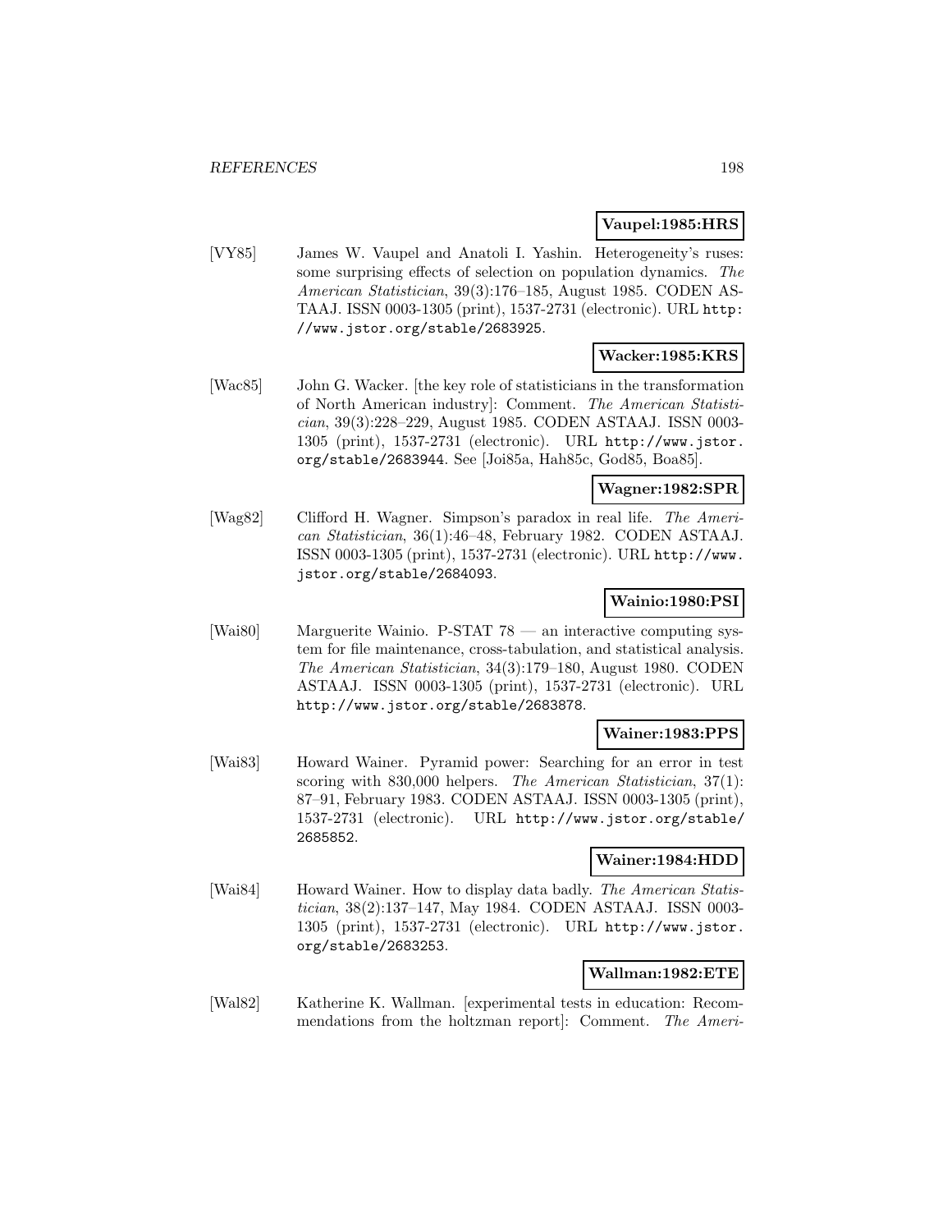**Vaupel:1985:HRS**

[VY85] James W. Vaupel and Anatoli I. Yashin. Heterogeneity's ruses: some surprising effects of selection on population dynamics. *The American Statistician*, 39(3):176–185, August 1985. CODEN ASTAAJ. ISSN 0003-1305 (print), 1537-2731 (electronic). URL `http://www.jstor.org/stable/2683925`.

**Wacker:1985:KRS**

[Wac85] John G. Wacker. [the key role of statisticians in the transformation of North American industry]: Comment. *The American Statistician*, 39(3):228–229, August 1985. CODEN ASTAAJ. ISSN 0003-1305 (print), 1537-2731 (electronic). URL `http://www.jstor.org/stable/2683944`. See [Joi85a, Hah85c, God85, Boa85].

**Wagner:1982:SPR**

[Wag82] Clifford H. Wagner. Simpson's paradox in real life. *The American Statistician*, 36(1):46–48, February 1982. CODEN ASTAAJ. ISSN 0003-1305 (print), 1537-2731 (electronic). URL `http://www.jstor.org/stable/2684093`.

**Wainio:1980:PSI**

[Wai80] Marguerite Wainio. P-STAT 78 — an interactive computing system for file maintenance, cross-tabulation, and statistical analysis. *The American Statistician*, 34(3):179–180, August 1980. CODEN ASTAAJ. ISSN 0003-1305 (print), 1537-2731 (electronic). URL `http://www.jstor.org/stable/2683878`.

**Wainer:1983:PPS**

[Wai83] Howard Wainer. Pyramid power: Searching for an error in test scoring with 830,000 helpers. *The American Statistician*, 37(1): 87–91, February 1983. CODEN ASTAAJ. ISSN 0003-1305 (print), 1537-2731 (electronic). URL `http://www.jstor.org/stable/2685852`.

**Wainer:1984:HDD**

[Wai84] Howard Wainer. How to display data badly. *The American Statistician*, 38(2):137–147, May 1984. CODEN ASTAAJ. ISSN 0003-1305 (print), 1537-2731 (electronic). URL `http://www.jstor.org/stable/2683253`.

**Wallman:1982:ETE**

[Wal82] Katherine K. Wallman. [experimental tests in education: Recommendations from the holtzman report]: Comment. *The Ameri-*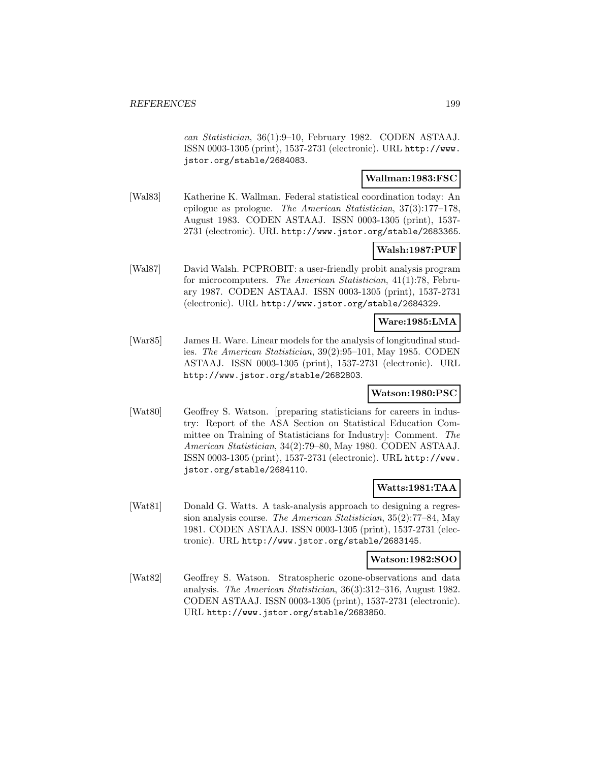*can Statistician*, 36(1):9–10, February 1982. CODEN ASTAAJ. ISSN 0003-1305 (print), 1537-2731 (electronic). URL http://www.jstor.org/stable/2684083.

**Wallman:1983:FSC**

[Wal83] Katherine K. Wallman. Federal statistical coordination today: An epilogue as prologue. *The American Statistician*, 37(3):177–178, August 1983. CODEN ASTAAJ. ISSN 0003-1305 (print), 1537-2731 (electronic). URL http://www.jstor.org/stable/2683365.

**Walsh:1987:PUF**

[Wal87] David Walsh. PCPROBIT: a user-friendly probit analysis program for microcomputers. *The American Statistician*, 41(1):78, February 1987. CODEN ASTAAJ. ISSN 0003-1305 (print), 1537-2731 (electronic). URL http://www.jstor.org/stable/2684329.

**Ware:1985:LMA**

[War85] James H. Ware. Linear models for the analysis of longitudinal studies. *The American Statistician*, 39(2):95–101, May 1985. CODEN ASTAAJ. ISSN 0003-1305 (print), 1537-2731 (electronic). URL http://www.jstor.org/stable/2682803.

**Watson:1980:PSC**

[Wat80] Geoffrey S. Watson. [preparing statisticians for careers in industry: Report of the ASA Section on Statistical Education Committee on Training of Statisticians for Industry]: Comment. *The American Statistician*, 34(2):79–80, May 1980. CODEN ASTAAJ. ISSN 0003-1305 (print), 1537-2731 (electronic). URL http://www.jstor.org/stable/2684110.

**Watts:1981:TAA**

[Wat81] Donald G. Watts. A task-analysis approach to designing a regression analysis course. *The American Statistician*, 35(2):77–84, May 1981. CODEN ASTAAJ. ISSN 0003-1305 (print), 1537-2731 (electronic). URL http://www.jstor.org/stable/2683145.

**Watson:1982:SOO**

[Wat82] Geoffrey S. Watson. Stratospheric ozone-observations and data analysis. *The American Statistician*, 36(3):312–316, August 1982. CODEN ASTAAJ. ISSN 0003-1305 (print), 1537-2731 (electronic). URL http://www.jstor.org/stable/2683850.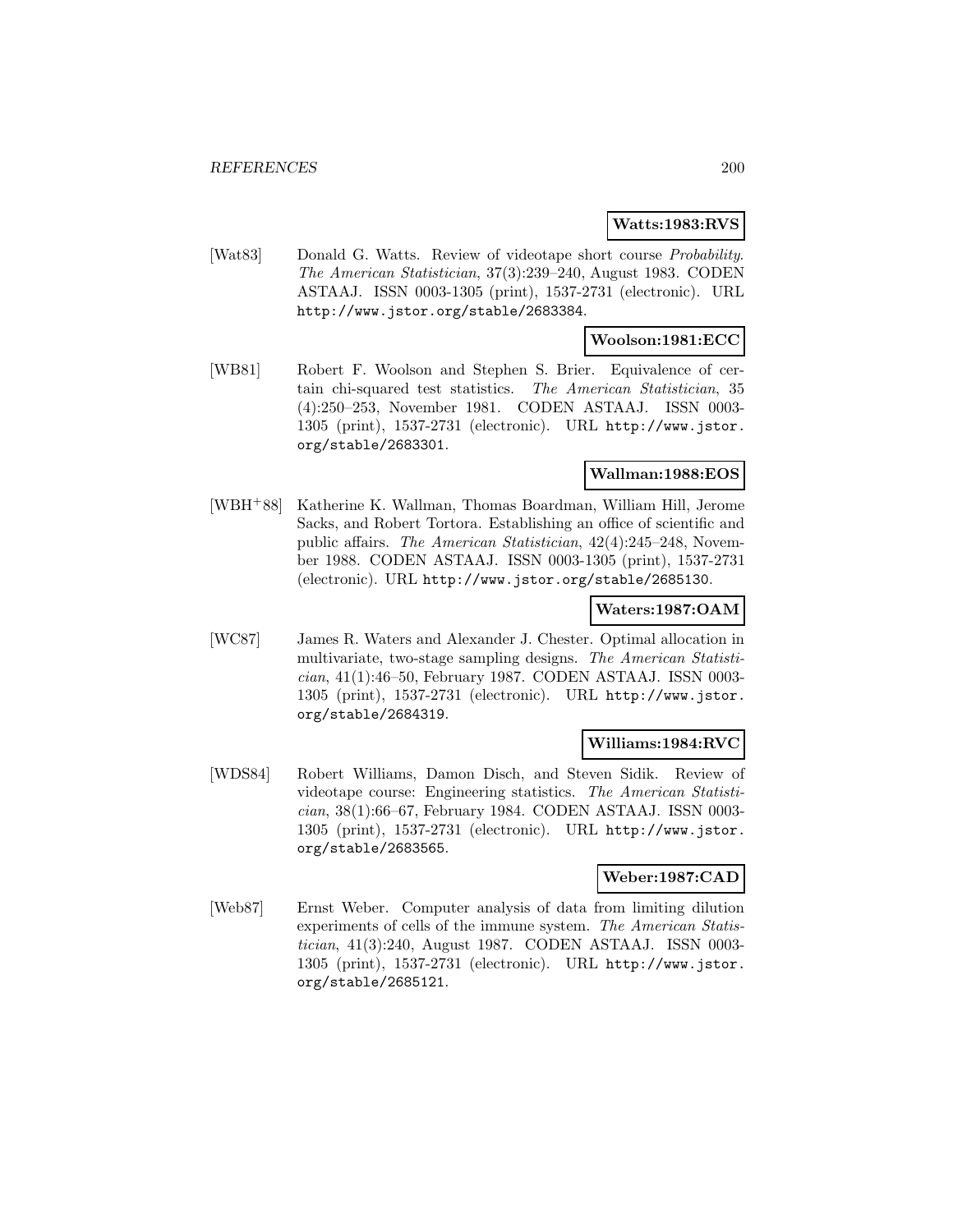**Watts:1983:RVS**

[Wat83] Donald G. Watts. Review of videotape short course *Probability*. *The American Statistician*, 37(3):239–240, August 1983. CODEN ASTAAJ. ISSN 0003-1305 (print), 1537-2731 (electronic). URL http://www.jstor.org/stable/2683384.

**Woolson:1981:ECC**

[WB81] Robert F. Woolson and Stephen S. Brier. Equivalence of certain chi-squared test statistics. *The American Statistician*, 35 (4):250–253, November 1981. CODEN ASTAAJ. ISSN 0003-1305 (print), 1537-2731 (electronic). URL http://www.jstor.org/stable/2683301.

**Wallman:1988:EOS**

[WBH+88] Katherine K. Wallman, Thomas Boardman, William Hill, Jerome Sacks, and Robert Tortora. Establishing an office of scientific and public affairs. *The American Statistician*, 42(4):245–248, November 1988. CODEN ASTAAJ. ISSN 0003-1305 (print), 1537-2731 (electronic). URL http://www.jstor.org/stable/2685130.

**Waters:1987:OAM**

[WC87] James R. Waters and Alexander J. Chester. Optimal allocation in multivariate, two-stage sampling designs. *The American Statistician*, 41(1):46–50, February 1987. CODEN ASTAAJ. ISSN 0003-1305 (print), 1537-2731 (electronic). URL http://www.jstor.org/stable/2684319.

**Williams:1984:RVC**

[WDS84] Robert Williams, Damon Disch, and Steven Sidik. Review of videotape course: Engineering statistics. *The American Statistician*, 38(1):66–67, February 1984. CODEN ASTAAJ. ISSN 0003-1305 (print), 1537-2731 (electronic). URL http://www.jstor.org/stable/2683565.

**Weber:1987:CAD**

[Web87] Ernst Weber. Computer analysis of data from limiting dilution experiments of cells of the immune system. *The American Statistician*, 41(3):240, August 1987. CODEN ASTAAJ. ISSN 0003-1305 (print), 1537-2731 (electronic). URL http://www.jstor.org/stable/2685121.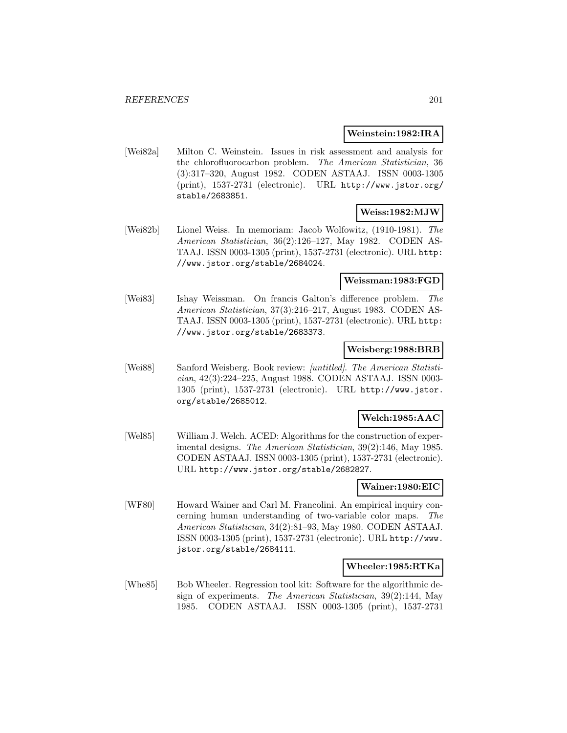**Weinstein:1982:IRA**

[Wei82a] Milton C. Weinstein. Issues in risk assessment and analysis for the chlorofluorocarbon problem. *The American Statistician*, 36 (3):317–320, August 1982. CODEN ASTAAJ. ISSN 0003-1305 (print), 1537-2731 (electronic). URL http://www.jstor.org/stable/2683851.

**Weiss:1982:MJW**

[Wei82b] Lionel Weiss. In memoriam: Jacob Wolfowitz, (1910-1981). *The American Statistician*, 36(2):126–127, May 1982. CODEN ASTAAJ. ISSN 0003-1305 (print), 1537-2731 (electronic). URL http://www.jstor.org/stable/2684024.

**Weissman:1983:FGD**

[Wei83] Ishay Weissman. On francis Galton's difference problem. *The American Statistician*, 37(3):216–217, August 1983. CODEN ASTAAJ. ISSN 0003-1305 (print), 1537-2731 (electronic). URL http://www.jstor.org/stable/2683373.

**Weisberg:1988:BRB**

[Wei88] Sanford Weisberg. Book review: *[untitled]*. *The American Statistician*, 42(3):224–225, August 1988. CODEN ASTAAJ. ISSN 0003-1305 (print), 1537-2731 (electronic). URL http://www.jstor.org/stable/2685012.

**Welch:1985:AAC**

[Wel85] William J. Welch. ACED: Algorithms for the construction of experimental designs. *The American Statistician*, 39(2):146, May 1985. CODEN ASTAAJ. ISSN 0003-1305 (print), 1537-2731 (electronic). URL http://www.jstor.org/stable/2682827.

**Wainer:1980:EIC**

[WF80] Howard Wainer and Carl M. Francolini. An empirical inquiry concerning human understanding of two-variable color maps. *The American Statistician*, 34(2):81–93, May 1980. CODEN ASTAAJ. ISSN 0003-1305 (print), 1537-2731 (electronic). URL http://www.jstor.org/stable/2684111.

**Wheeler:1985:RTKa**

[Whe85] Bob Wheeler. Regression tool kit: Software for the algorithmic design of experiments. *The American Statistician*, 39(2):144, May 1985. CODEN ASTAAJ. ISSN 0003-1305 (print), 1537-2731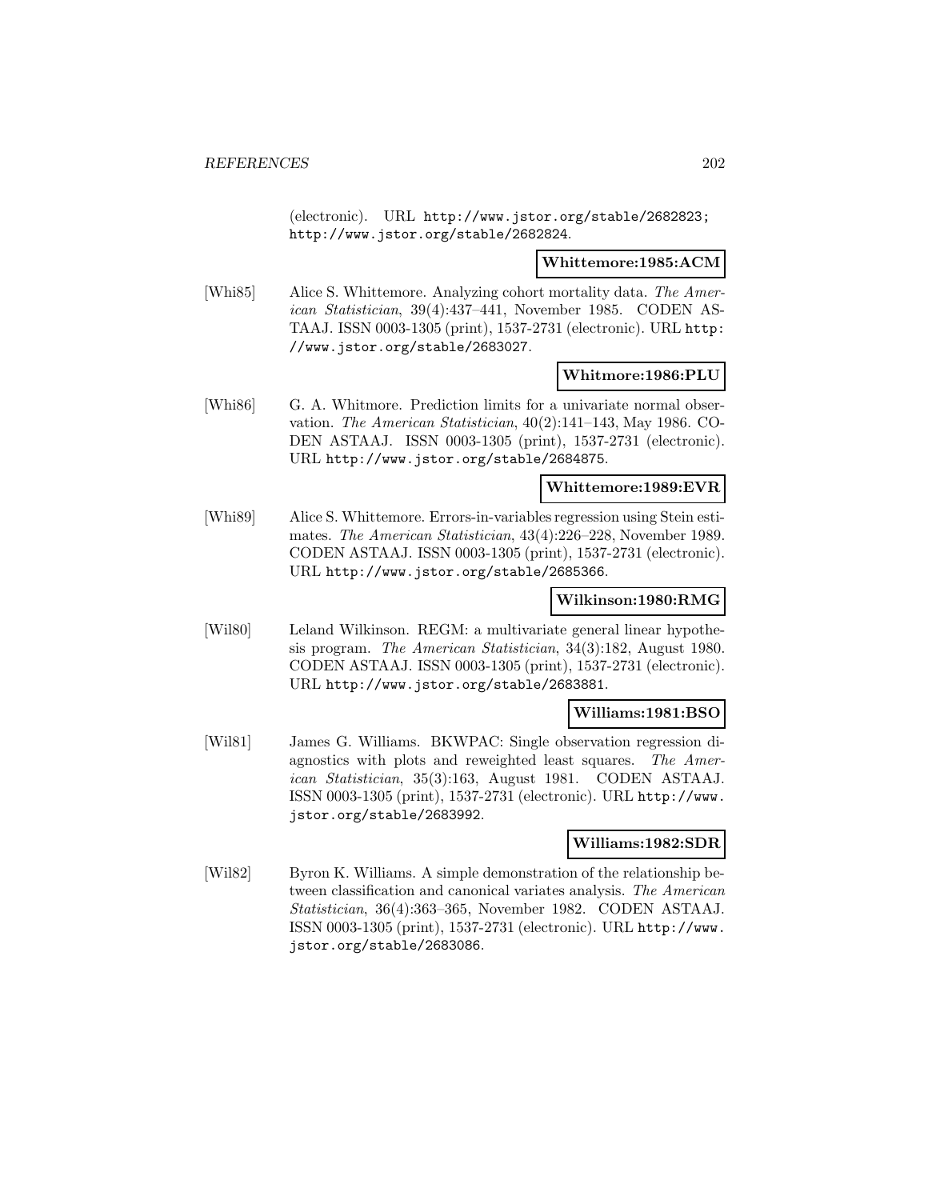(electronic). URL http://www.jstor.org/stable/2682823; http://www.jstor.org/stable/2682824.

**Whittemore:1985:ACM**

[Whi85] Alice S. Whittemore. Analyzing cohort mortality data. *The American Statistician*, 39(4):437–441, November 1985. CODEN ASTAAJ. ISSN 0003-1305 (print), 1537-2731 (electronic). URL http://www.jstor.org/stable/2683027.

**Whitmore:1986:PLU**

[Whi86] G. A. Whitmore. Prediction limits for a univariate normal observation. *The American Statistician*, 40(2):141–143, May 1986. CODEN ASTAAJ. ISSN 0003-1305 (print), 1537-2731 (electronic). URL http://www.jstor.org/stable/2684875.

**Whittemore:1989:EVR**

[Whi89] Alice S. Whittemore. Errors-in-variables regression using Stein estimates. *The American Statistician*, 43(4):226–228, November 1989. CODEN ASTAAJ. ISSN 0003-1305 (print), 1537-2731 (electronic). URL http://www.jstor.org/stable/2685366.

**Wilkinson:1980:RMG**

[Wil80] Leland Wilkinson. REGM: a multivariate general linear hypothesis program. *The American Statistician*, 34(3):182, August 1980. CODEN ASTAAJ. ISSN 0003-1305 (print), 1537-2731 (electronic). URL http://www.jstor.org/stable/2683881.

**Williams:1981:BSO**

[Wil81] James G. Williams. BKWPAC: Single observation regression diagnostics with plots and reweighted least squares. *The American Statistician*, 35(3):163, August 1981. CODEN ASTAAJ. ISSN 0003-1305 (print), 1537-2731 (electronic). URL http://www.jstor.org/stable/2683992.

**Williams:1982:SDR**

[Wil82] Byron K. Williams. A simple demonstration of the relationship between classification and canonical variates analysis. *The American Statistician*, 36(4):363–365, November 1982. CODEN ASTAAJ. ISSN 0003-1305 (print), 1537-2731 (electronic). URL http://www.jstor.org/stable/2683086.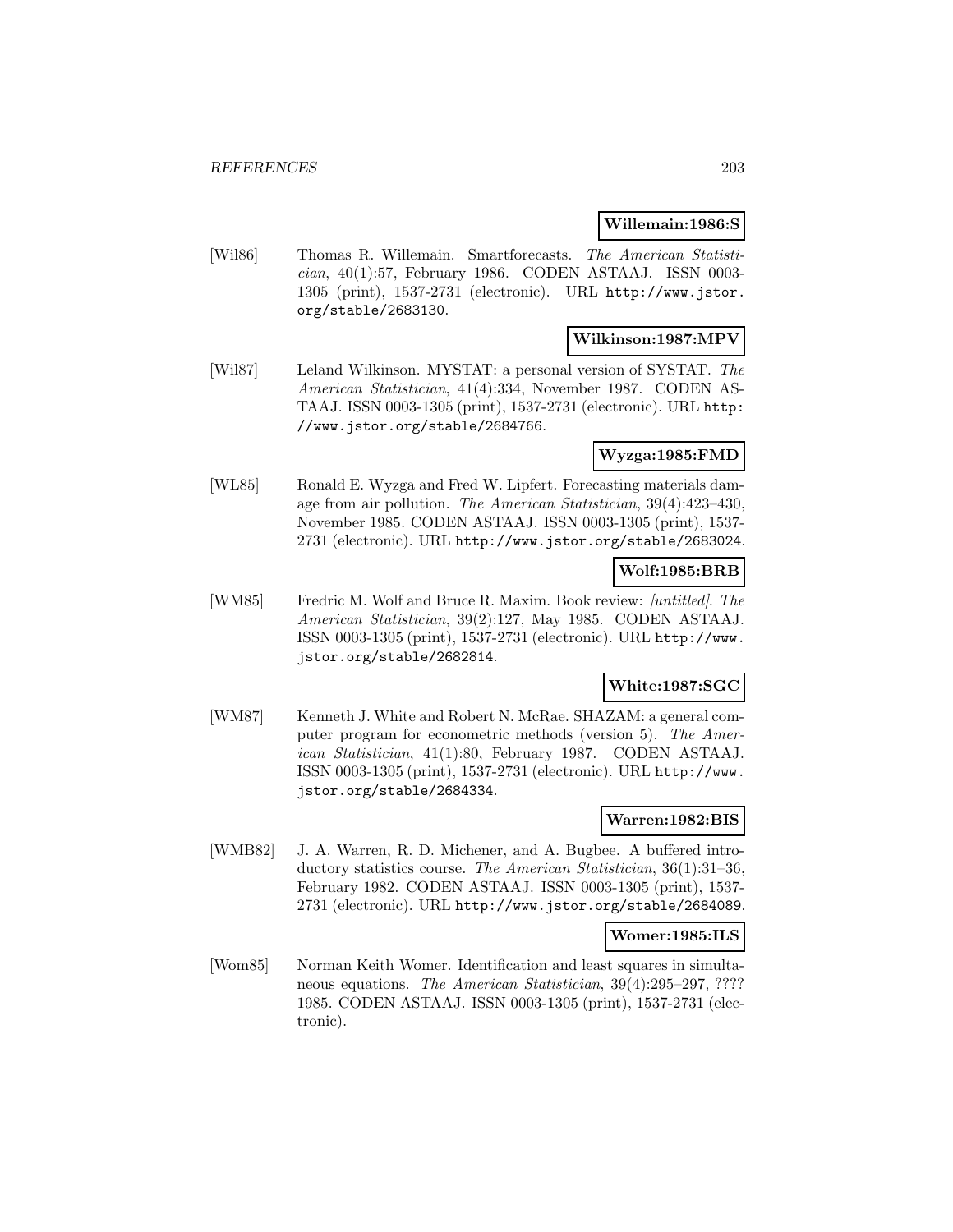**Willemain:1986:S**

[Wil86] Thomas R. Willemain. Smartforecasts. *The American Statistician*, 40(1):57, February 1986. CODEN ASTAAJ. ISSN 0003-1305 (print), 1537-2731 (electronic). URL `http://www.jstor.org/stable/2683130`.

**Wilkinson:1987:MPV**

[Wil87] Leland Wilkinson. MYSTAT: a personal version of SYSTAT. *The American Statistician*, 41(4):334, November 1987. CODEN ASTAAJ. ISSN 0003-1305 (print), 1537-2731 (electronic). URL `http://www.jstor.org/stable/2684766`.

**Wyzga:1985:FMD**

[WL85] Ronald E. Wyzga and Fred W. Lipfert. Forecasting materials damage from air pollution. *The American Statistician*, 39(4):423–430, November 1985. CODEN ASTAAJ. ISSN 0003-1305 (print), 1537-2731 (electronic). URL `http://www.jstor.org/stable/2683024`.

**Wolf:1985:BRB**

[WM85] Fredric M. Wolf and Bruce R. Maxim. Book review: *[untitled]*. *The American Statistician*, 39(2):127, May 1985. CODEN ASTAAJ. ISSN 0003-1305 (print), 1537-2731 (electronic). URL `http://www.jstor.org/stable/2682814`.

**White:1987:SGC**

[WM87] Kenneth J. White and Robert N. McRae. SHAZAM: a general computer program for econometric methods (version 5). *The American Statistician*, 41(1):80, February 1987. CODEN ASTAAJ. ISSN 0003-1305 (print), 1537-2731 (electronic). URL `http://www.jstor.org/stable/2684334`.

**Warren:1982:BIS**

[WMB82] J. A. Warren, R. D. Michener, and A. Bugbee. A buffered introductory statistics course. *The American Statistician*, 36(1):31–36, February 1982. CODEN ASTAAJ. ISSN 0003-1305 (print), 1537-2731 (electronic). URL `http://www.jstor.org/stable/2684089`.

**Womer:1985:ILS**

[Wom85] Norman Keith Womer. Identification and least squares in simultaneous equations. *The American Statistician*, 39(4):295–297, ???? 1985. CODEN ASTAAJ. ISSN 0003-1305 (print), 1537-2731 (electronic).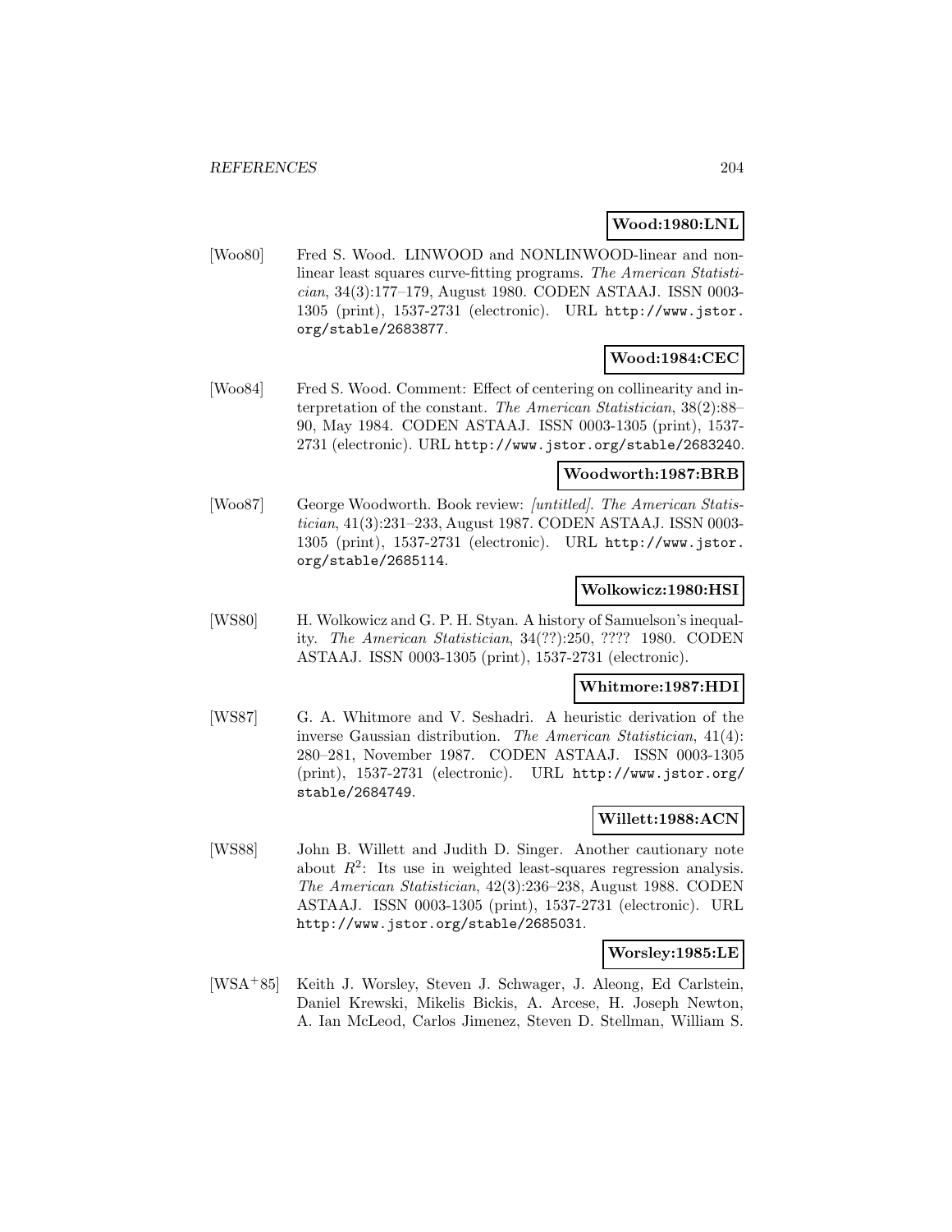**Wood:1980:LNL**

[Woo80] Fred S. Wood. LINWOOD and NONLINWOOD-linear and nonlinear least squares curve-fitting programs. *The American Statistician*, 34(3):177–179, August 1980. CODEN ASTAAJ. ISSN 0003-1305 (print), 1537-2731 (electronic). URL http://www.jstor.org/stable/2683877.

**Wood:1984:CEC**

[Woo84] Fred S. Wood. Comment: Effect of centering on collinearity and interpretation of the constant. *The American Statistician*, 38(2):88–90, May 1984. CODEN ASTAAJ. ISSN 0003-1305 (print), 1537-2731 (electronic). URL http://www.jstor.org/stable/2683240.

**Woodworth:1987:BRB**

[Woo87] George Woodworth. Book review: *[untitled]*. *The American Statistician*, 41(3):231–233, August 1987. CODEN ASTAAJ. ISSN 0003-1305 (print), 1537-2731 (electronic). URL http://www.jstor.org/stable/2685114.

**Wolkowicz:1980:HSI**

[WS80] H. Wolkowicz and G. P. H. Styan. A history of Samuelson's inequality. *The American Statistician*, 34(??):250, ???? 1980. CODEN ASTAAJ. ISSN 0003-1305 (print), 1537-2731 (electronic).

**Whitmore:1987:HDI**

[WS87] G. A. Whitmore and V. Seshadri. A heuristic derivation of the inverse Gaussian distribution. *The American Statistician*, 41(4):280–281, November 1987. CODEN ASTAAJ. ISSN 0003-1305 (print), 1537-2731 (electronic). URL http://www.jstor.org/stable/2684749.

**Willett:1988:ACN**

[WS88] John B. Willett and Judith D. Singer. Another cautionary note about $R^2$: Its use in weighted least-squares regression analysis. *The American Statistician*, 42(3):236–238, August 1988. CODEN ASTAAJ. ISSN 0003-1305 (print), 1537-2731 (electronic). URL http://www.jstor.org/stable/2685031.

**Worsley:1985:LE**

[WSA+85] Keith J. Worsley, Steven J. Schwager, J. Aleong, Ed Carlstein, Daniel Krewski, Mikelis Bickis, A. Arcese, H. Joseph Newton, A. Ian McLeod, Carlos Jimenez, Steven D. Stellman, William S.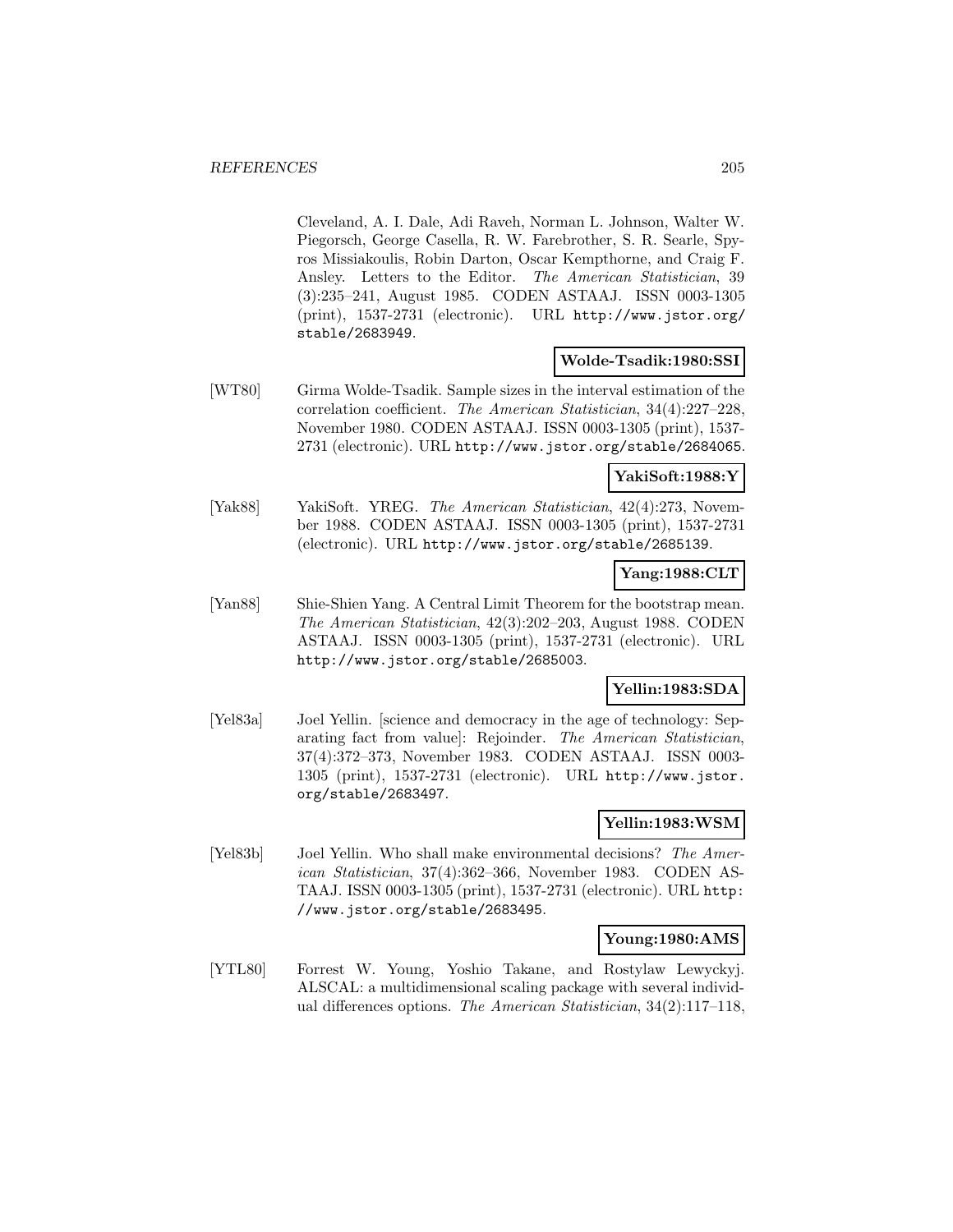Cleveland, A. I. Dale, Adi Raveh, Norman L. Johnson, Walter W. Piegorsch, George Casella, R. W. Farebrother, S. R. Searle, Spyros Missiakoulis, Robin Darton, Oscar Kempthorne, and Craig F. Ansley. Letters to the Editor. *The American Statistician*, 39 (3):235–241, August 1985. CODEN ASTAAJ. ISSN 0003-1305 (print), 1537-2731 (electronic). URL http://www.jstor.org/stable/2683949.

**Wolde-Tsadik:1980:SSI**

[WT80] Girma Wolde-Tsadik. Sample sizes in the interval estimation of the correlation coefficient. *The American Statistician*, 34(4):227–228, November 1980. CODEN ASTAAJ. ISSN 0003-1305 (print), 1537-2731 (electronic). URL http://www.jstor.org/stable/2684065.

**YakiSoft:1988:Y**

[Yak88] YakiSoft. YREG. *The American Statistician*, 42(4):273, November 1988. CODEN ASTAAJ. ISSN 0003-1305 (print), 1537-2731 (electronic). URL http://www.jstor.org/stable/2685139.

**Yang:1988:CLT**

[Yan88] Shie-Shien Yang. A Central Limit Theorem for the bootstrap mean. *The American Statistician*, 42(3):202–203, August 1988. CODEN ASTAAJ. ISSN 0003-1305 (print), 1537-2731 (electronic). URL http://www.jstor.org/stable/2685003.

**Yellin:1983:SDA**

[Yel83a] Joel Yellin. [science and democracy in the age of technology: Separating fact from value]: Rejoinder. *The American Statistician*, 37(4):372–373, November 1983. CODEN ASTAAJ. ISSN 0003-1305 (print), 1537-2731 (electronic). URL http://www.jstor.org/stable/2683497.

**Yellin:1983:WSM**

[Yel83b] Joel Yellin. Who shall make environmental decisions? *The American Statistician*, 37(4):362–366, November 1983. CODEN ASTAAJ. ISSN 0003-1305 (print), 1537-2731 (electronic). URL http://www.jstor.org/stable/2683495.

**Young:1980:AMS**

[YTL80] Forrest W. Young, Yoshio Takane, and Rostylaw Lewyckyj. ALSCAL: a multidimensional scaling package with several individual differences options. *The American Statistician*, 34(2):117–118,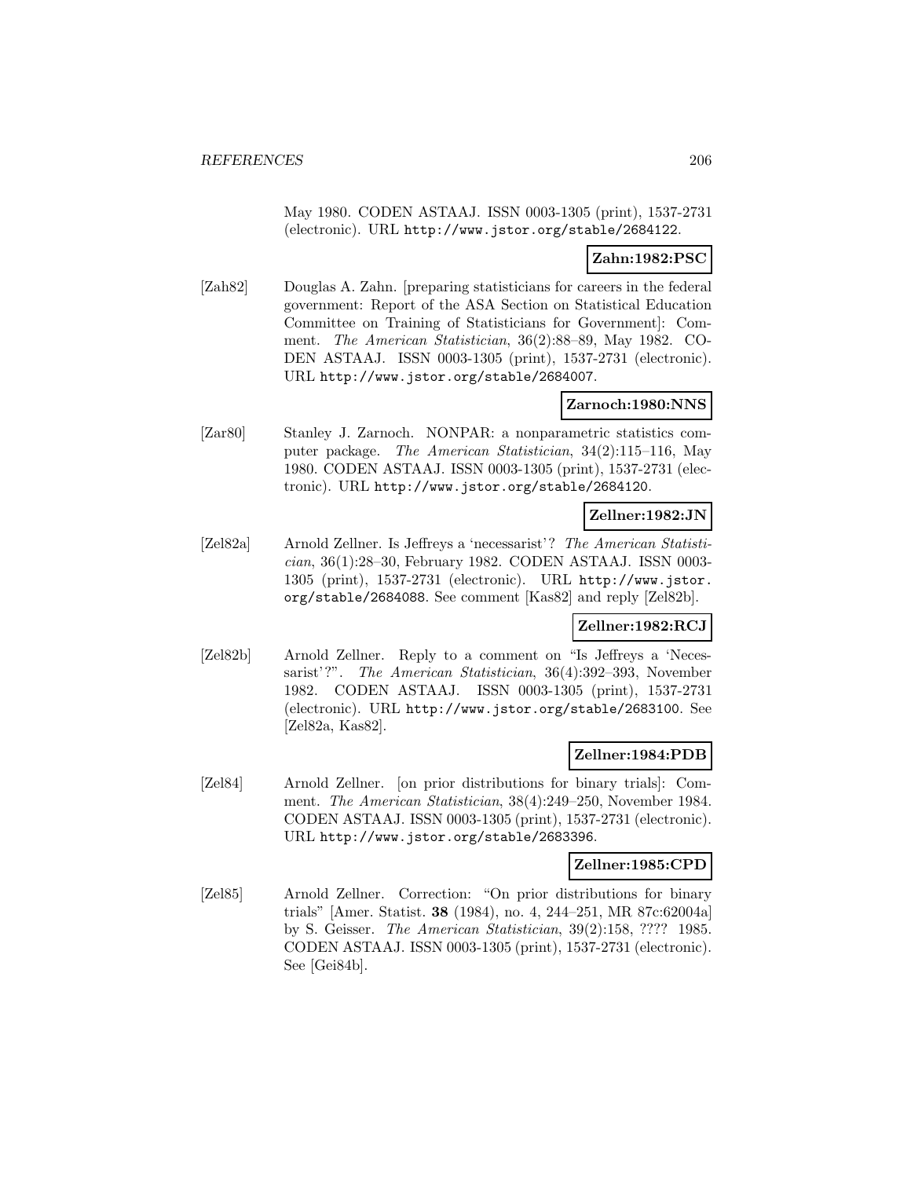May 1980. CODEN ASTAAJ. ISSN 0003-1305 (print), 1537-2731 (electronic). URL http://www.jstor.org/stable/2684122.

**Zahn:1982:PSC**

[Zah82] Douglas A. Zahn. [preparing statisticians for careers in the federal government: Report of the ASA Section on Statistical Education Committee on Training of Statisticians for Government]: Comment. *The American Statistician*, 36(2):88–89, May 1982. CODEN ASTAAJ. ISSN 0003-1305 (print), 1537-2731 (electronic). URL http://www.jstor.org/stable/2684007.

**Zarnoch:1980:NNS**

[Zar80] Stanley J. Zarnoch. NONPAR: a nonparametric statistics computer package. *The American Statistician*, 34(2):115–116, May 1980. CODEN ASTAAJ. ISSN 0003-1305 (print), 1537-2731 (electronic). URL http://www.jstor.org/stable/2684120.

**Zellner:1982:JN**

[Zel82a] Arnold Zellner. Is Jeffreys a 'necessarist'? *The American Statistician*, 36(1):28–30, February 1982. CODEN ASTAAJ. ISSN 0003-1305 (print), 1537-2731 (electronic). URL http://www.jstor.org/stable/2684088. See comment [Kas82] and reply [Zel82b].

**Zellner:1982:RCJ**

[Zel82b] Arnold Zellner. Reply to a comment on "Is Jeffreys a 'Necessarist'?". *The American Statistician*, 36(4):392–393, November 1982. CODEN ASTAAJ. ISSN 0003-1305 (print), 1537-2731 (electronic). URL http://www.jstor.org/stable/2683100. See [Zel82a, Kas82].

**Zellner:1984:PDB**

[Zel84] Arnold Zellner. [on prior distributions for binary trials]: Comment. *The American Statistician*, 38(4):249–250, November 1984. CODEN ASTAAJ. ISSN 0003-1305 (print), 1537-2731 (electronic). URL http://www.jstor.org/stable/2683396.

**Zellner:1985:CPD**

[Zel85] Arnold Zellner. Correction: "On prior distributions for binary trials" [Amer. Statist. **38** (1984), no. 4, 244–251, MR 87c:62004a] by S. Geisser. *The American Statistician*, 39(2):158, ???? 1985. CODEN ASTAAJ. ISSN 0003-1305 (print), 1537-2731 (electronic). See [Gei84b].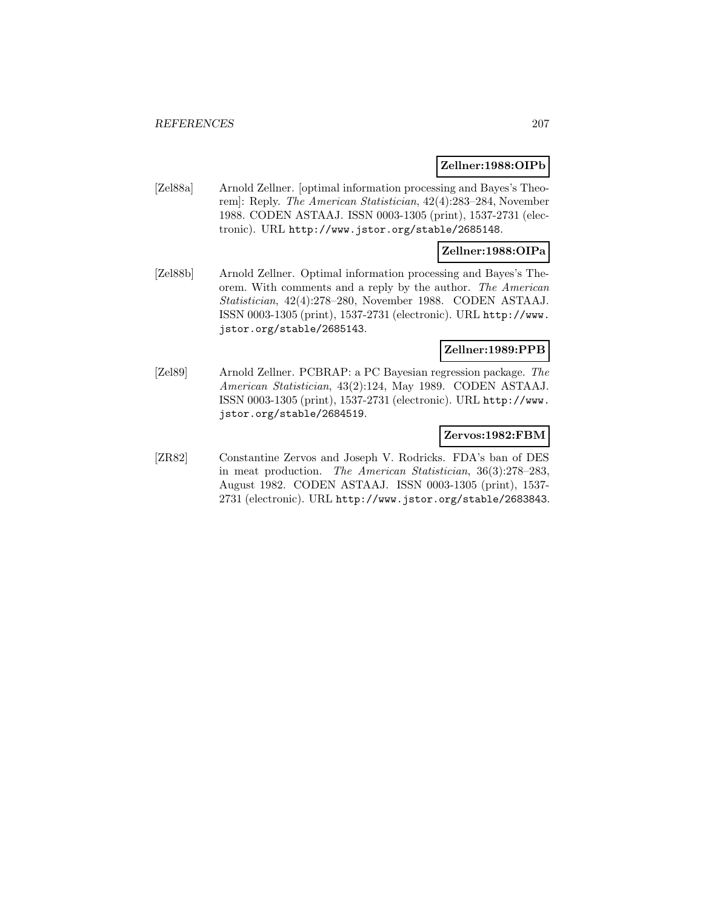**Zellner:1988:OIPb**

[Zel88a] Arnold Zellner. [optimal information processing and Bayes's Theorem]: Reply. *The American Statistician*, 42(4):283–284, November 1988. CODEN ASTAAJ. ISSN 0003-1305 (print), 1537-2731 (electronic). URL `http://www.jstor.org/stable/2685148`.

**Zellner:1988:OIPa**

[Zel88b] Arnold Zellner. Optimal information processing and Bayes's Theorem. With comments and a reply by the author. *The American Statistician*, 42(4):278–280, November 1988. CODEN ASTAAJ. ISSN 0003-1305 (print), 1537-2731 (electronic). URL `http://www.jstor.org/stable/2685143`.

**Zellner:1989:PPB**

[Zel89] Arnold Zellner. PCBRAP: a PC Bayesian regression package. *The American Statistician*, 43(2):124, May 1989. CODEN ASTAAJ. ISSN 0003-1305 (print), 1537-2731 (electronic). URL `http://www.jstor.org/stable/2684519`.

**Zervos:1982:FBM**

[ZR82] Constantine Zervos and Joseph V. Rodricks. FDA's ban of DES in meat production. *The American Statistician*, 36(3):278–283, August 1982. CODEN ASTAAJ. ISSN 0003-1305 (print), 1537-2731 (electronic). URL `http://www.jstor.org/stable/2683843`.